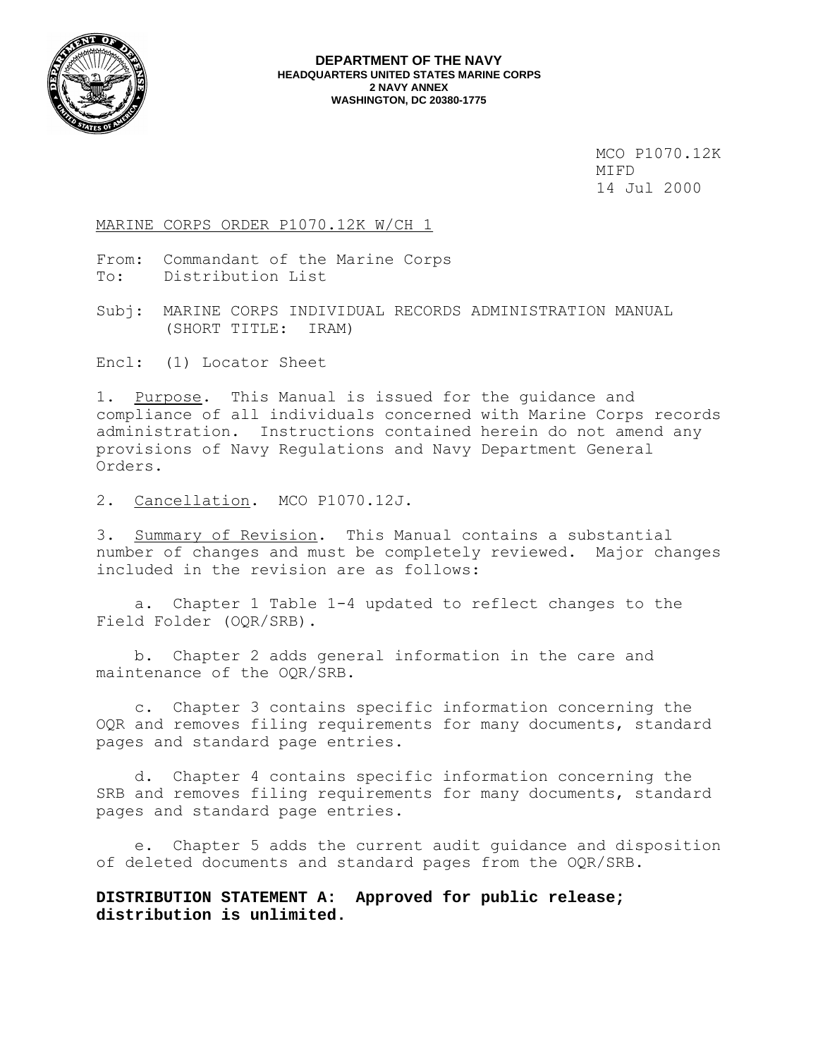**DEPARTMENT OF THE NAVY**
**HEADQUARTERS UNITED STATES MARINE CORPS**
**2 NAVY ANNEX**
**WASHINGTON, DC 20380-1775**

MCO P1070.12K
MIFD
14 Jul 2000

MARINE CORPS ORDER P1070.12K W/CH 1

From: Commandant of the Marine Corps
To: Distribution List

Subj: MARINE CORPS INDIVIDUAL RECORDS ADMINISTRATION MANUAL (SHORT TITLE: IRAM)

Encl: (1) Locator Sheet

1. Purpose. This Manual is issued for the guidance and compliance of all individuals concerned with Marine Corps records administration. Instructions contained herein do not amend any provisions of Navy Regulations and Navy Department General Orders.

2. Cancellation. MCO P1070.12J.

3. Summary of Revision. This Manual contains a substantial number of changes and must be completely reviewed. Major changes included in the revision are as follows:

a. Chapter 1 Table 1-4 updated to reflect changes to the Field Folder (OQR/SRB).

b. Chapter 2 adds general information in the care and maintenance of the OQR/SRB.

c. Chapter 3 contains specific information concerning the OQR and removes filing requirements for many documents, standard pages and standard page entries.

d. Chapter 4 contains specific information concerning the SRB and removes filing requirements for many documents, standard pages and standard page entries.

e. Chapter 5 adds the current audit guidance and disposition of deleted documents and standard pages from the OQR/SRB.

**DISTRIBUTION STATEMENT A: Approved for public release; distribution is unlimited.**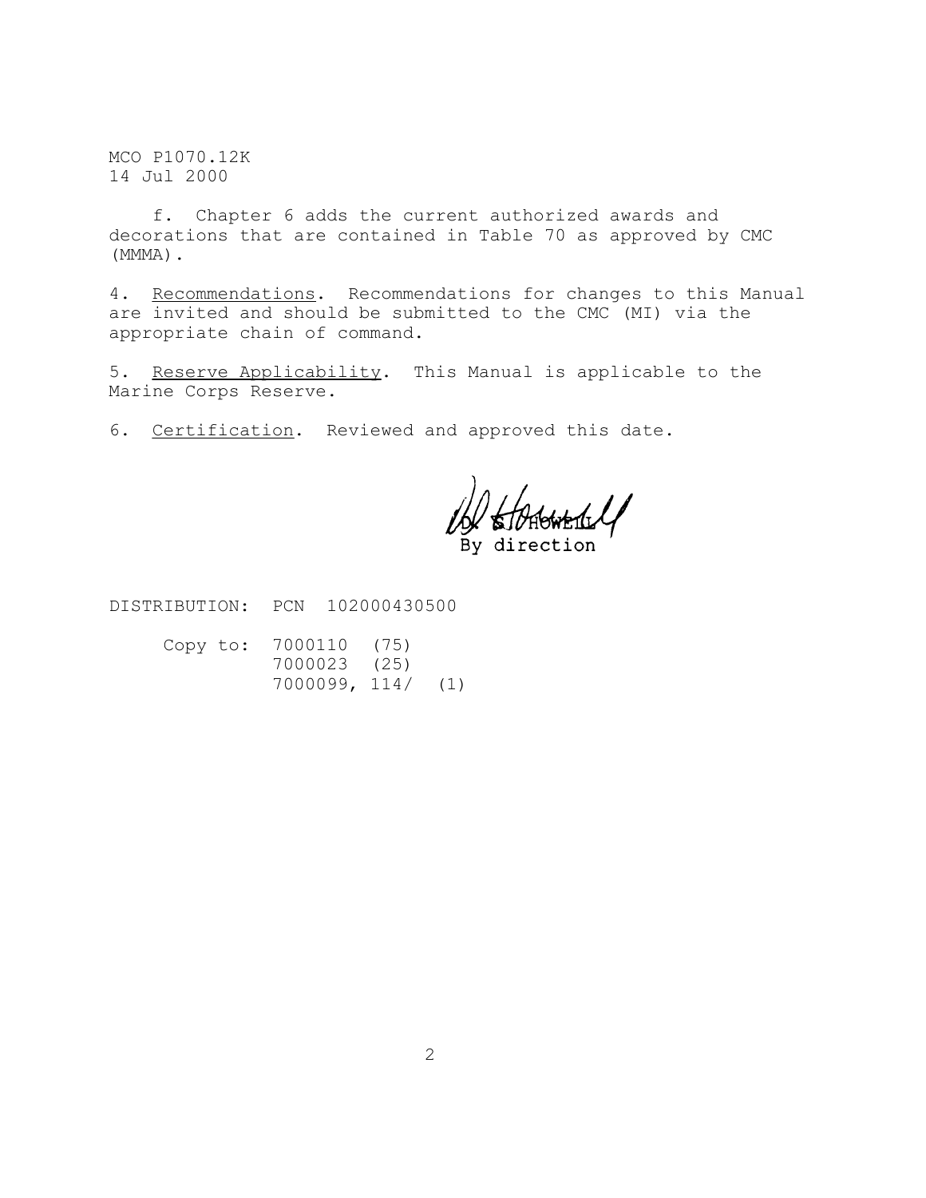MCO P1070.12K
14 Jul 2000

f. Chapter 6 adds the current authorized awards and decorations that are contained in Table 70 as approved by CMC (MMMA).

4. Recommendations. Recommendations for changes to this Manual are invited and should be submitted to the CMC (MI) via the appropriate chain of command.

5. Reserve Applicability. This Manual is applicable to the Marine Corps Reserve.

6. Certification. Reviewed and approved this date.

D. S. HOWELL
By direction

DISTRIBUTION: PCN 102000430500

Copy to: 7000110 (75)
7000023 (25)
7000099, 114/ (1)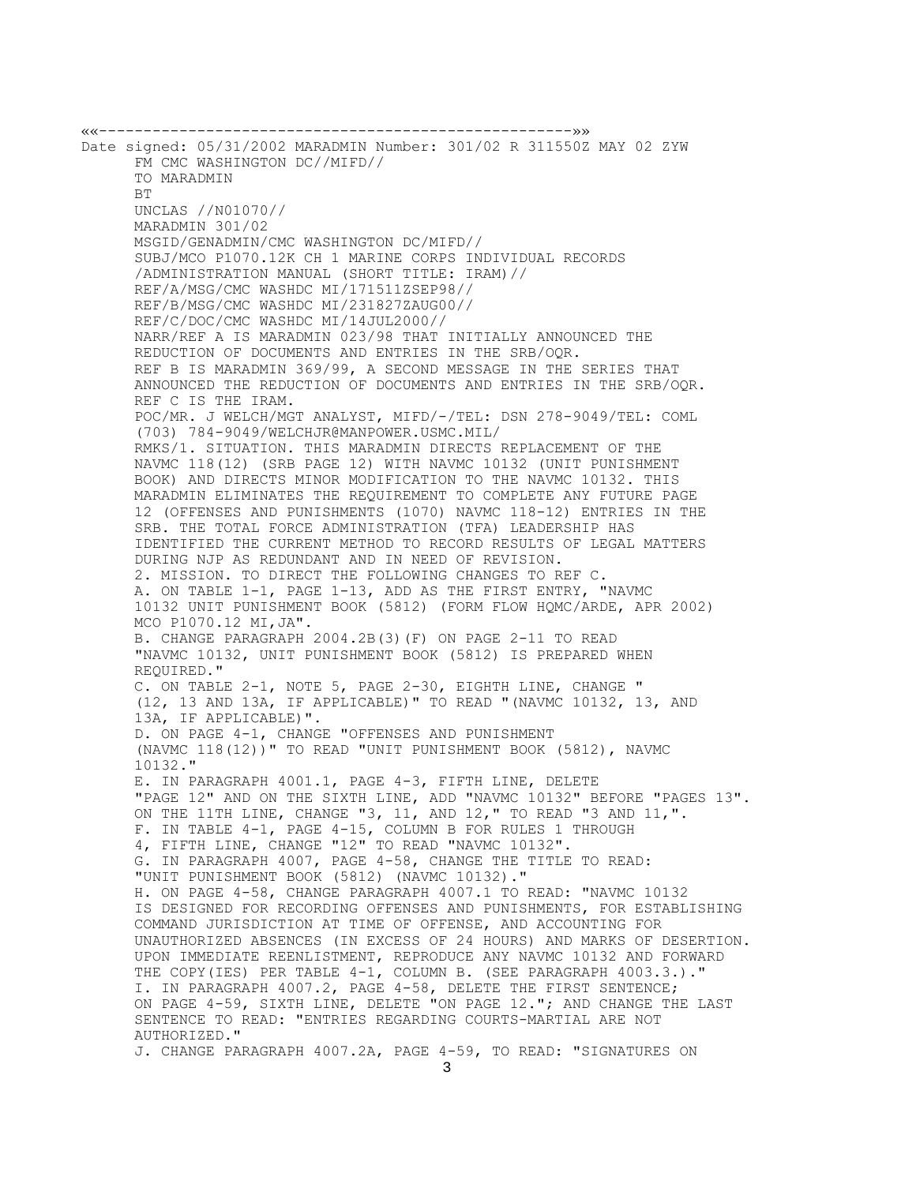««-----------------------------------------------------»»

Date signed: 05/31/2002 MARADMIN Number: 301/02 R 311550Z MAY 02 ZYW

FM CMC WASHINGTON DC//MIFD//

TO MARADMIN

BT

UNCLAS //N01070//

MARADMIN 301/02

MSGID/GENADMIN/CMC WASHINGTON DC/MIFD//

SUBJ/MCO P1070.12K CH 1 MARINE CORPS INDIVIDUAL RECORDS /ADMINISTRATION MANUAL (SHORT TITLE: IRAM)//

REF/A/MSG/CMC WASHDC MI/171511ZSEP98//

REF/B/MSG/CMC WASHDC MI/231827ZAUG00//

REF/C/DOC/CMC WASHDC MI/14JUL2000//

NARR/REF A IS MARADMIN 023/98 THAT INITIALLY ANNOUNCED THE REDUCTION OF DOCUMENTS AND ENTRIES IN THE SRB/OQR. REF B IS MARADMIN 369/99, A SECOND MESSAGE IN THE SERIES THAT ANNOUNCED THE REDUCTION OF DOCUMENTS AND ENTRIES IN THE SRB/OQR. REF C IS THE IRAM.

POC/MR. J WELCH/MGT ANALYST, MIFD/-/TEL: DSN 278-9049/TEL: COML (703) 784-9049/WELCHJR@MANPOWER.USMC.MIL/

RMKS/1. SITUATION. THIS MARADMIN DIRECTS REPLACEMENT OF THE NAVMC 118(12) (SRB PAGE 12) WITH NAVMC 10132 (UNIT PUNISHMENT BOOK) AND DIRECTS MINOR MODIFICATION TO THE NAVMC 10132. THIS MARADMIN ELIMINATES THE REQUIREMENT TO COMPLETE ANY FUTURE PAGE 12 (OFFENSES AND PUNISHMENTS (1070) NAVMC 118-12) ENTRIES IN THE SRB. THE TOTAL FORCE ADMINISTRATION (TFA) LEADERSHIP HAS IDENTIFIED THE CURRENT METHOD TO RECORD RESULTS OF LEGAL MATTERS DURING NJP AS REDUNDANT AND IN NEED OF REVISION.

2. MISSION. TO DIRECT THE FOLLOWING CHANGES TO REF C.

A. ON TABLE 1-1, PAGE 1-13, ADD AS THE FIRST ENTRY, "NAVMC 10132 UNIT PUNISHMENT BOOK (5812) (FORM FLOW HQMC/ARDE, APR 2002) MCO P1070.12 MI,JA".

B. CHANGE PARAGRAPH 2004.2B(3)(F) ON PAGE 2-11 TO READ "NAVMC 10132, UNIT PUNISHMENT BOOK (5812) IS PREPARED WHEN REQUIRED."

C. ON TABLE 2-1, NOTE 5, PAGE 2-30, EIGHTH LINE, CHANGE " (12, 13 AND 13A, IF APPLICABLE)" TO READ "(NAVMC 10132, 13, AND 13A, IF APPLICABLE)".

D. ON PAGE 4-1, CHANGE "OFFENSES AND PUNISHMENT (NAVMC 118(12))" TO READ "UNIT PUNISHMENT BOOK (5812), NAVMC 10132."

E. IN PARAGRAPH 4001.1, PAGE 4-3, FIFTH LINE, DELETE "PAGE 12" AND ON THE SIXTH LINE, ADD "NAVMC 10132" BEFORE "PAGES 13". ON THE 11TH LINE, CHANGE "3, 11, AND 12," TO READ "3 AND 11,".

F. IN TABLE 4-1, PAGE 4-15, COLUMN B FOR RULES 1 THROUGH 4, FIFTH LINE, CHANGE "12" TO READ "NAVMC 10132".

G. IN PARAGRAPH 4007, PAGE 4-58, CHANGE THE TITLE TO READ: "UNIT PUNISHMENT BOOK (5812) (NAVMC 10132)."

H. ON PAGE 4-58, CHANGE PARAGRAPH 4007.1 TO READ: "NAVMC 10132 IS DESIGNED FOR RECORDING OFFENSES AND PUNISHMENTS, FOR ESTABLISHING COMMAND JURISDICTION AT TIME OF OFFENSE, AND ACCOUNTING FOR UNAUTHORIZED ABSENCES (IN EXCESS OF 24 HOURS) AND MARKS OF DESERTION. UPON IMMEDIATE REENLISTMENT, REPRODUCE ANY NAVMC 10132 AND FORWARD THE COPY(IES) PER TABLE 4-1, COLUMN B. (SEE PARAGRAPH 4003.3.)."

I. IN PARAGRAPH 4007.2, PAGE 4-58, DELETE THE FIRST SENTENCE; ON PAGE 4-59, SIXTH LINE, DELETE "ON PAGE 12."; AND CHANGE THE LAST SENTENCE TO READ: "ENTRIES REGARDING COURTS-MARTIAL ARE NOT AUTHORIZED."

J. CHANGE PARAGRAPH 4007.2A, PAGE 4-59, TO READ: "SIGNATURES ON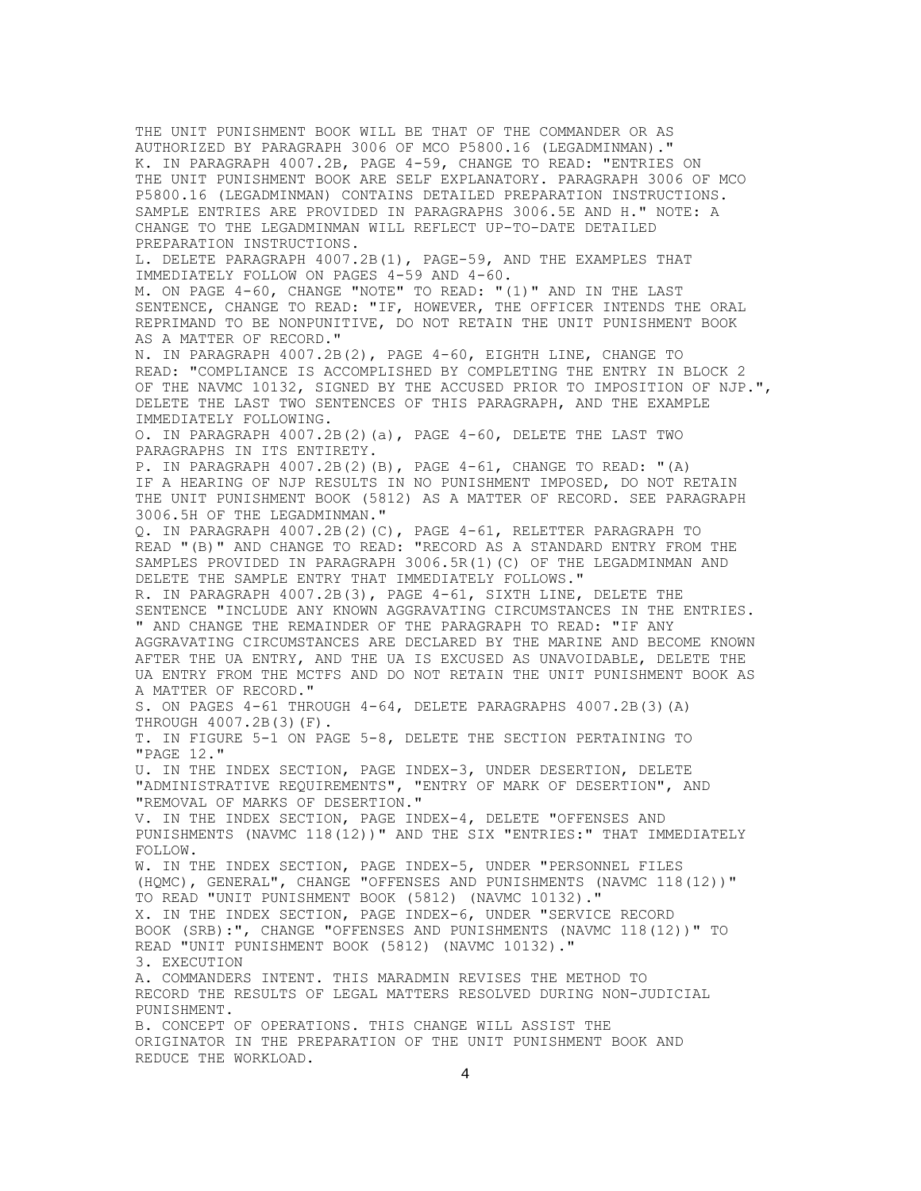THE UNIT PUNISHMENT BOOK WILL BE THAT OF THE COMMANDER OR AS AUTHORIZED BY PARAGRAPH 3006 OF MCO P5800.16 (LEGADMINMAN)."

K. IN PARAGRAPH 4007.2B, PAGE 4-59, CHANGE TO READ: "ENTRIES ON THE UNIT PUNISHMENT BOOK ARE SELF EXPLANATORY. PARAGRAPH 3006 OF MCO P5800.16 (LEGADMINMAN) CONTAINS DETAILED PREPARATION INSTRUCTIONS. SAMPLE ENTRIES ARE PROVIDED IN PARAGRAPHS 3006.5E AND H." NOTE: A CHANGE TO THE LEGADMINMAN WILL REFLECT UP-TO-DATE DETAILED PREPARATION INSTRUCTIONS.

L. DELETE PARAGRAPH 4007.2B(1), PAGE-59, AND THE EXAMPLES THAT IMMEDIATELY FOLLOW ON PAGES 4-59 AND 4-60.

M. ON PAGE 4-60, CHANGE "NOTE" TO READ: "(1)" AND IN THE LAST SENTENCE, CHANGE TO READ: "IF, HOWEVER, THE OFFICER INTENDS THE ORAL REPRIMAND TO BE NONPUNITIVE, DO NOT RETAIN THE UNIT PUNISHMENT BOOK AS A MATTER OF RECORD."

N. IN PARAGRAPH 4007.2B(2), PAGE 4-60, EIGHTH LINE, CHANGE TO READ: "COMPLIANCE IS ACCOMPLISHED BY COMPLETING THE ENTRY IN BLOCK 2 OF THE NAVMC 10132, SIGNED BY THE ACCUSED PRIOR TO IMPOSITION OF NJP.", DELETE THE LAST TWO SENTENCES OF THIS PARAGRAPH, AND THE EXAMPLE IMMEDIATELY FOLLOWING.

O. IN PARAGRAPH 4007.2B(2)(a), PAGE 4-60, DELETE THE LAST TWO PARAGRAPHS IN ITS ENTIRETY.

P. IN PARAGRAPH 4007.2B(2)(B), PAGE 4-61, CHANGE TO READ: "(A) IF A HEARING OF NJP RESULTS IN NO PUNISHMENT IMPOSED, DO NOT RETAIN THE UNIT PUNISHMENT BOOK (5812) AS A MATTER OF RECORD. SEE PARAGRAPH 3006.5H OF THE LEGADMINMAN."

Q. IN PARAGRAPH 4007.2B(2)(C), PAGE 4-61, RELETTER PARAGRAPH TO READ "(B)" AND CHANGE TO READ: "RECORD AS A STANDARD ENTRY FROM THE SAMPLES PROVIDED IN PARAGRAPH 3006.5R(1)(C) OF THE LEGADMINMAN AND DELETE THE SAMPLE ENTRY THAT IMMEDIATELY FOLLOWS."

R. IN PARAGRAPH 4007.2B(3), PAGE 4-61, SIXTH LINE, DELETE THE SENTENCE "INCLUDE ANY KNOWN AGGRAVATING CIRCUMSTANCES IN THE ENTRIES. " AND CHANGE THE REMAINDER OF THE PARAGRAPH TO READ: "IF ANY AGGRAVATING CIRCUMSTANCES ARE DECLARED BY THE MARINE AND BECOME KNOWN AFTER THE UA ENTRY, AND THE UA IS EXCUSED AS UNAVOIDABLE, DELETE THE UA ENTRY FROM THE MCTFS AND DO NOT RETAIN THE UNIT PUNISHMENT BOOK AS A MATTER OF RECORD."

S. ON PAGES 4-61 THROUGH 4-64, DELETE PARAGRAPHS 4007.2B(3)(A) THROUGH 4007.2B(3)(F).

T. IN FIGURE 5-1 ON PAGE 5-8, DELETE THE SECTION PERTAINING TO "PAGE 12."

U. IN THE INDEX SECTION, PAGE INDEX-3, UNDER DESERTION, DELETE "ADMINISTRATIVE REQUIREMENTS", "ENTRY OF MARK OF DESERTION", AND "REMOVAL OF MARKS OF DESERTION."

V. IN THE INDEX SECTION, PAGE INDEX-4, DELETE "OFFENSES AND PUNISHMENTS (NAVMC 118(12))" AND THE SIX "ENTRIES:" THAT IMMEDIATELY FOLLOW.

W. IN THE INDEX SECTION, PAGE INDEX-5, UNDER "PERSONNEL FILES (HQMC), GENERAL", CHANGE "OFFENSES AND PUNISHMENTS (NAVMC 118(12))" TO READ "UNIT PUNISHMENT BOOK (5812) (NAVMC 10132)."

X. IN THE INDEX SECTION, PAGE INDEX-6, UNDER "SERVICE RECORD BOOK (SRB):", CHANGE "OFFENSES AND PUNISHMENTS (NAVMC 118(12))" TO READ "UNIT PUNISHMENT BOOK (5812) (NAVMC 10132)."

3. EXECUTION

A. COMMANDERS INTENT. THIS MARADMIN REVISES THE METHOD TO RECORD THE RESULTS OF LEGAL MATTERS RESOLVED DURING NON-JUDICIAL PUNISHMENT.

B. CONCEPT OF OPERATIONS. THIS CHANGE WILL ASSIST THE ORIGINATOR IN THE PREPARATION OF THE UNIT PUNISHMENT BOOK AND REDUCE THE WORKLOAD.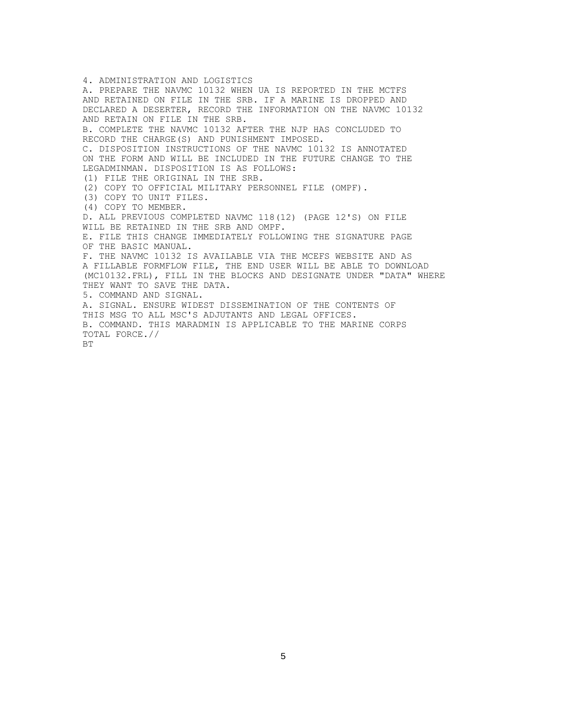4. ADMINISTRATION AND LOGISTICS
A. PREPARE THE NAVMC 10132 WHEN UA IS REPORTED IN THE MCTFS AND RETAINED ON FILE IN THE SRB. IF A MARINE IS DROPPED AND DECLARED A DESERTER, RECORD THE INFORMATION ON THE NAVMC 10132 AND RETAIN ON FILE IN THE SRB.
B. COMPLETE THE NAVMC 10132 AFTER THE NJP HAS CONCLUDED TO RECORD THE CHARGE(S) AND PUNISHMENT IMPOSED.
C. DISPOSITION INSTRUCTIONS OF THE NAVMC 10132 IS ANNOTATED ON THE FORM AND WILL BE INCLUDED IN THE FUTURE CHANGE TO THE LEGADMINMAN. DISPOSITION IS AS FOLLOWS:
(1) FILE THE ORIGINAL IN THE SRB.
(2) COPY TO OFFICIAL MILITARY PERSONNEL FILE (OMPF).
(3) COPY TO UNIT FILES.
(4) COPY TO MEMBER.
D. ALL PREVIOUS COMPLETED NAVMC 118(12) (PAGE 12'S) ON FILE WILL BE RETAINED IN THE SRB AND OMPF.
E. FILE THIS CHANGE IMMEDIATELY FOLLOWING THE SIGNATURE PAGE OF THE BASIC MANUAL.
F. THE NAVMC 10132 IS AVAILABLE VIA THE MCEFS WEBSITE AND AS A FILLABLE FORMFLOW FILE, THE END USER WILL BE ABLE TO DOWNLOAD (MC10132.FRL), FILL IN THE BLOCKS AND DESIGNATE UNDER "DATA" WHERE THEY WANT TO SAVE THE DATA.
5. COMMAND AND SIGNAL.
A. SIGNAL. ENSURE WIDEST DISSEMINATION OF THE CONTENTS OF THIS MSG TO ALL MSC'S ADJUTANTS AND LEGAL OFFICES.
B. COMMAND. THIS MARADMIN IS APPLICABLE TO THE MARINE CORPS TOTAL FORCE.//
BT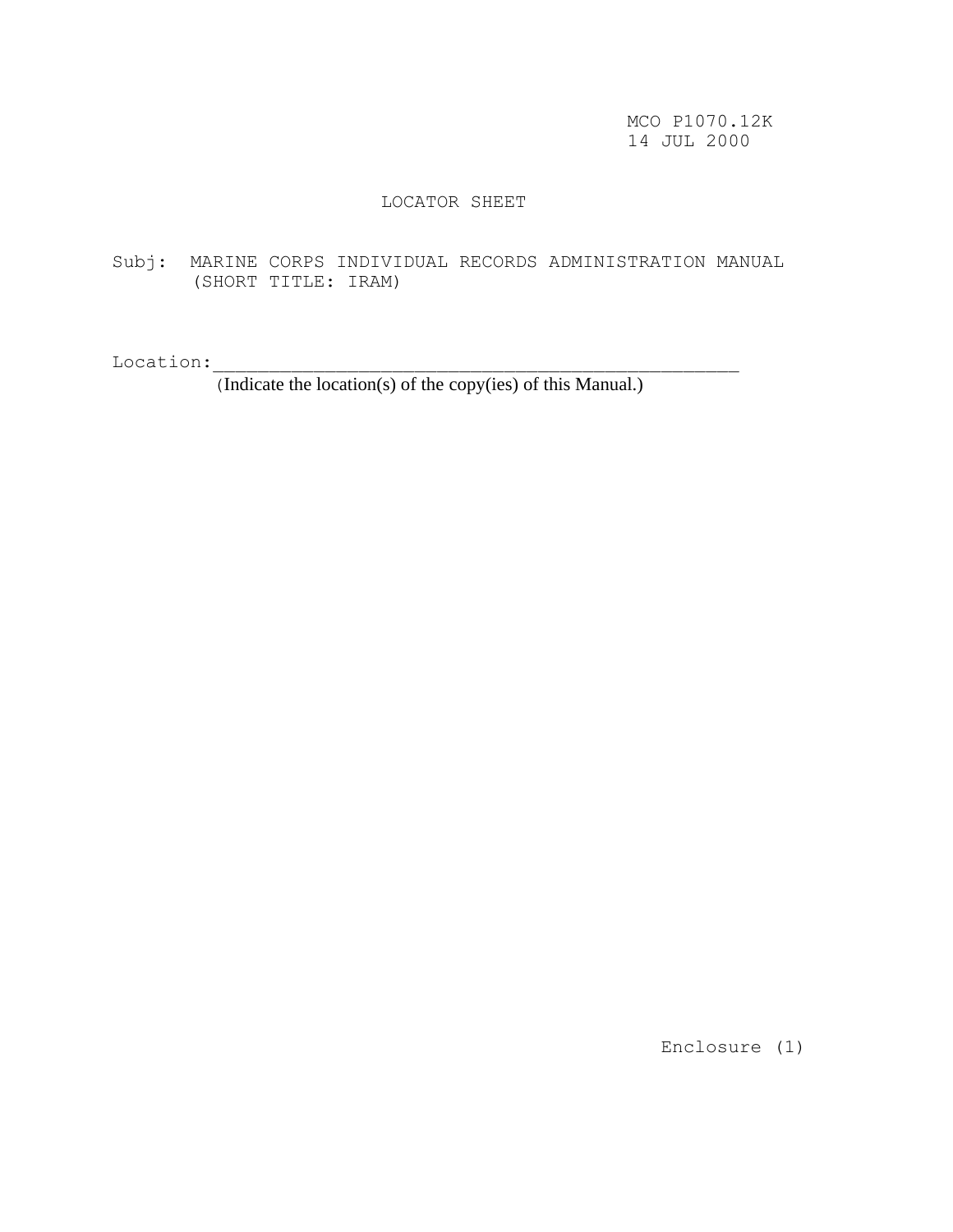MCO P1070.12K
14 JUL 2000

# LOCATOR SHEET

Subj: MARINE CORPS INDIVIDUAL RECORDS ADMINISTRATION MANUAL (SHORT TITLE: IRAM)

Location:_____________________________________________________
(Indicate the location(s) of the copy(ies) of this Manual.)

Enclosure (1)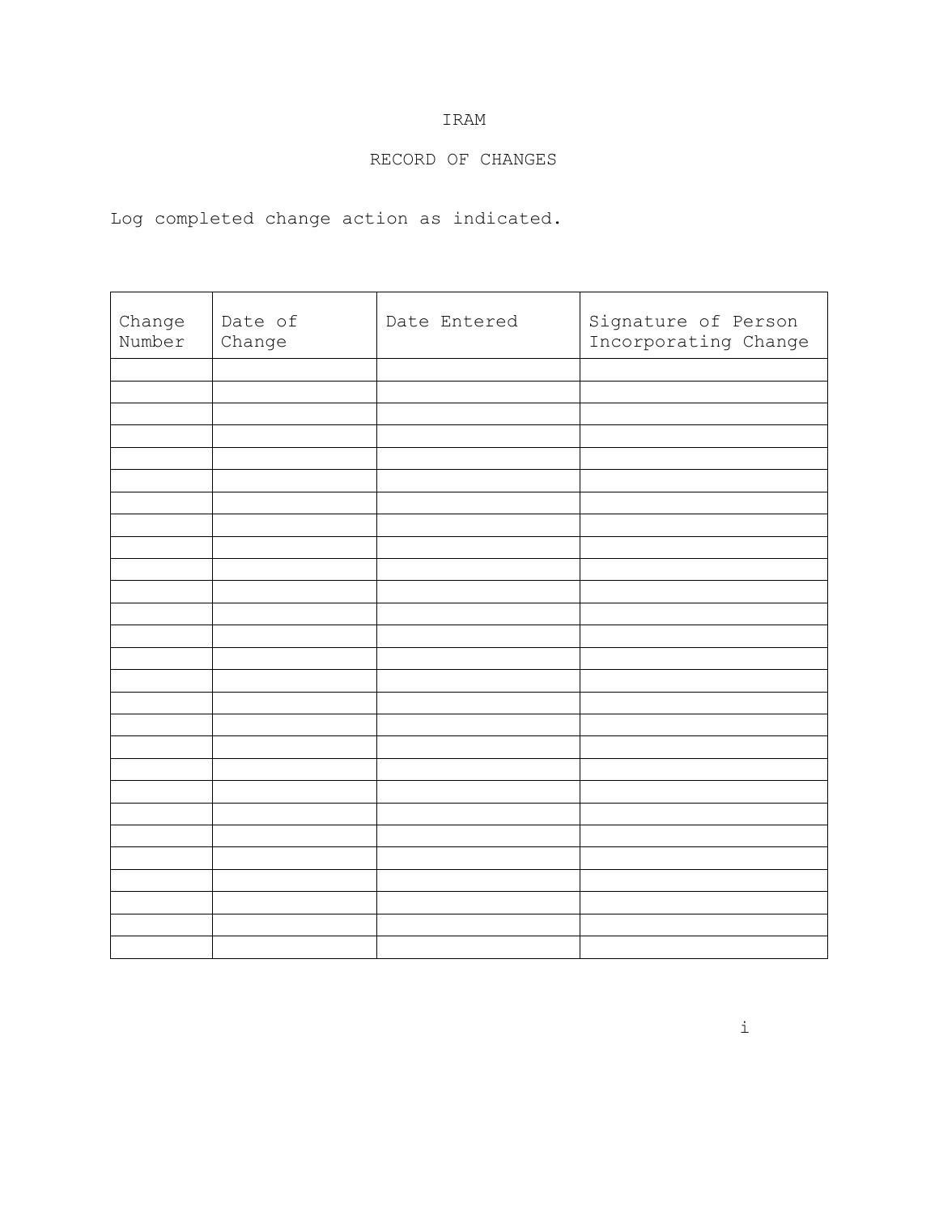# IRAM

## RECORD OF CHANGES

Log completed change action as indicated.

| Change Number | Date of Change | Date Entered | Signature of Person Incorporating Change |
|---|---|---|---|
| | | | |
| | | | |
| | | | |
| | | | |
| | | | |
| | | | |
| | | | |
| | | | |
| | | | |
| | | | |
| | | | |
| | | | |
| | | | |
| | | | |
| | | | |
| | | | |
| | | | |
| | | | |
| | | | |
| | | | |
| | | | |
| | | | |
| | | | |
| | | | |
| | | | |
| | | | |
| | | | |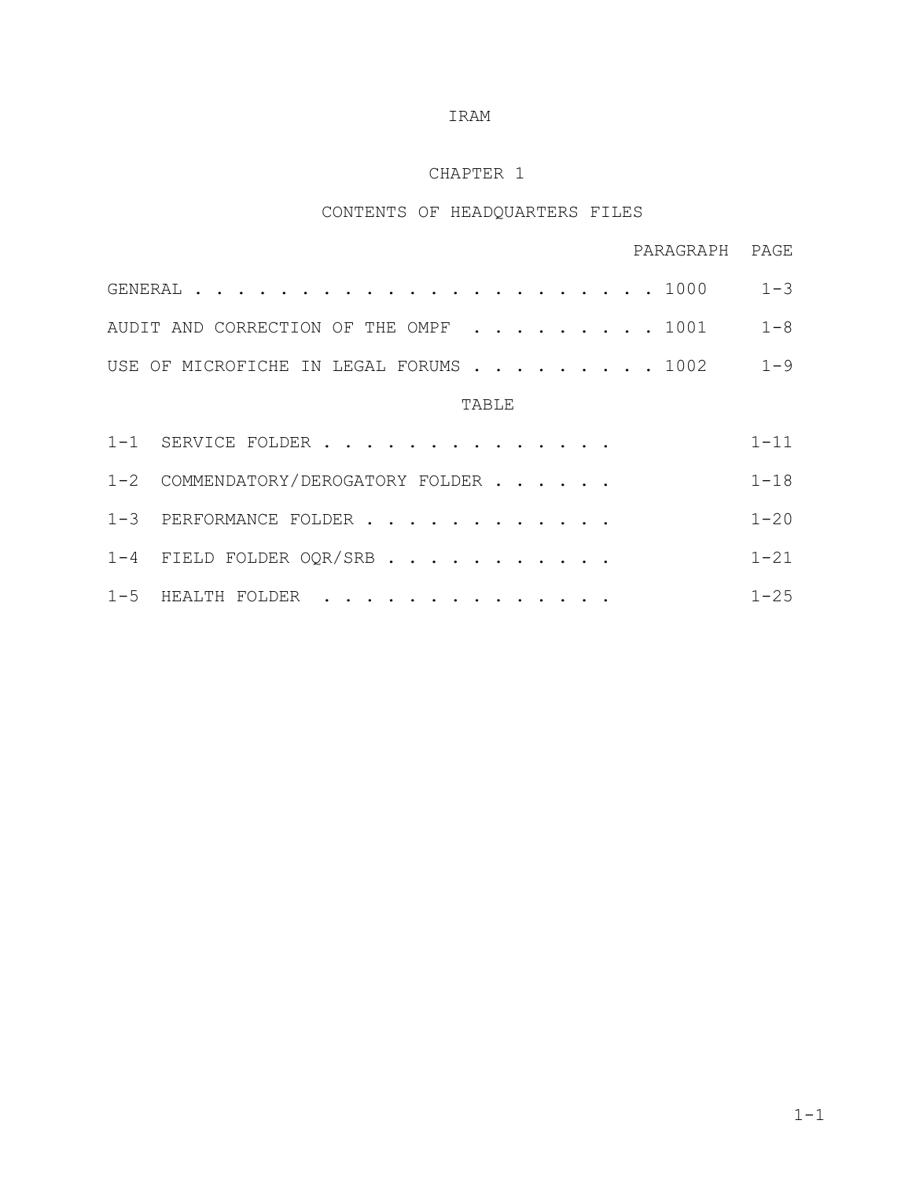IRAM

# CHAPTER 1

## CONTENTS OF HEADQUARTERS FILES

| | PARAGRAPH | PAGE |
|---|---|---|
| GENERAL | 1000 | 1-3 |
| AUDIT AND CORRECTION OF THE OMPF | 1001 | 1-8 |
| USE OF MICROFICHE IN LEGAL FORUMS | 1002 | 1-9 |

TABLE

| | | PAGE |
|---|---|---|
| 1-1 | SERVICE FOLDER | 1-11 |
| 1-2 | COMMENDATORY/DEROGATORY FOLDER | 1-18 |
| 1-3 | PERFORMANCE FOLDER | 1-20 |
| 1-4 | FIELD FOLDER OQR/SRB | 1-21 |
| 1-5 | HEALTH FOLDER | 1-25 |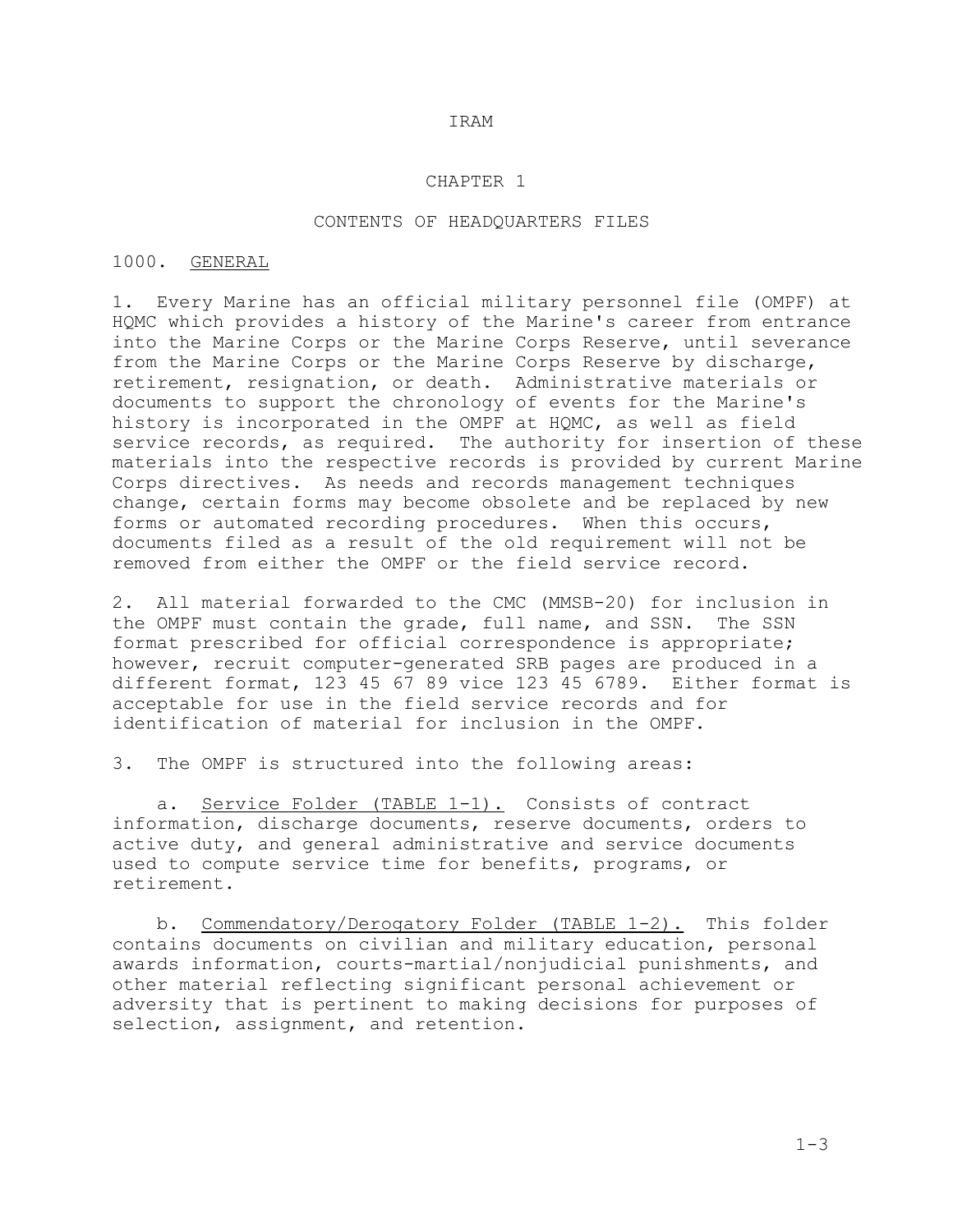# CHAPTER 1

## CONTENTS OF HEADQUARTERS FILES

### 1000. <u>GENERAL</u>

1. Every Marine has an official military personnel file (OMPF) at HQMC which provides a history of the Marine's career from entrance into the Marine Corps or the Marine Corps Reserve, until severance from the Marine Corps or the Marine Corps Reserve by discharge, retirement, resignation, or death. Administrative materials or documents to support the chronology of events for the Marine's history is incorporated in the OMPF at HQMC, as well as field service records, as required. The authority for insertion of these materials into the respective records is provided by current Marine Corps directives. As needs and records management techniques change, certain forms may become obsolete and be replaced by new forms or automated recording procedures. When this occurs, documents filed as a result of the old requirement will not be removed from either the OMPF or the field service record.

2. All material forwarded to the CMC (MMSB-20) for inclusion in the OMPF must contain the grade, full name, and SSN. The SSN format prescribed for official correspondence is appropriate; however, recruit computer-generated SRB pages are produced in a different format, 123 45 67 89 vice 123 45 6789. Either format is acceptable for use in the field service records and for identification of material for inclusion in the OMPF.

3. The OMPF is structured into the following areas:

   a. <u>Service Folder (TABLE 1-1).</u> Consists of contract information, discharge documents, reserve documents, orders to active duty, and general administrative and service documents used to compute service time for benefits, programs, or retirement.

   b. <u>Commendatory/Derogatory Folder (TABLE 1-2).</u> This folder contains documents on civilian and military education, personal awards information, courts-martial/nonjudicial punishments, and other material reflecting significant personal achievement or adversity that is pertinent to making decisions for purposes of selection, assignment, and retention.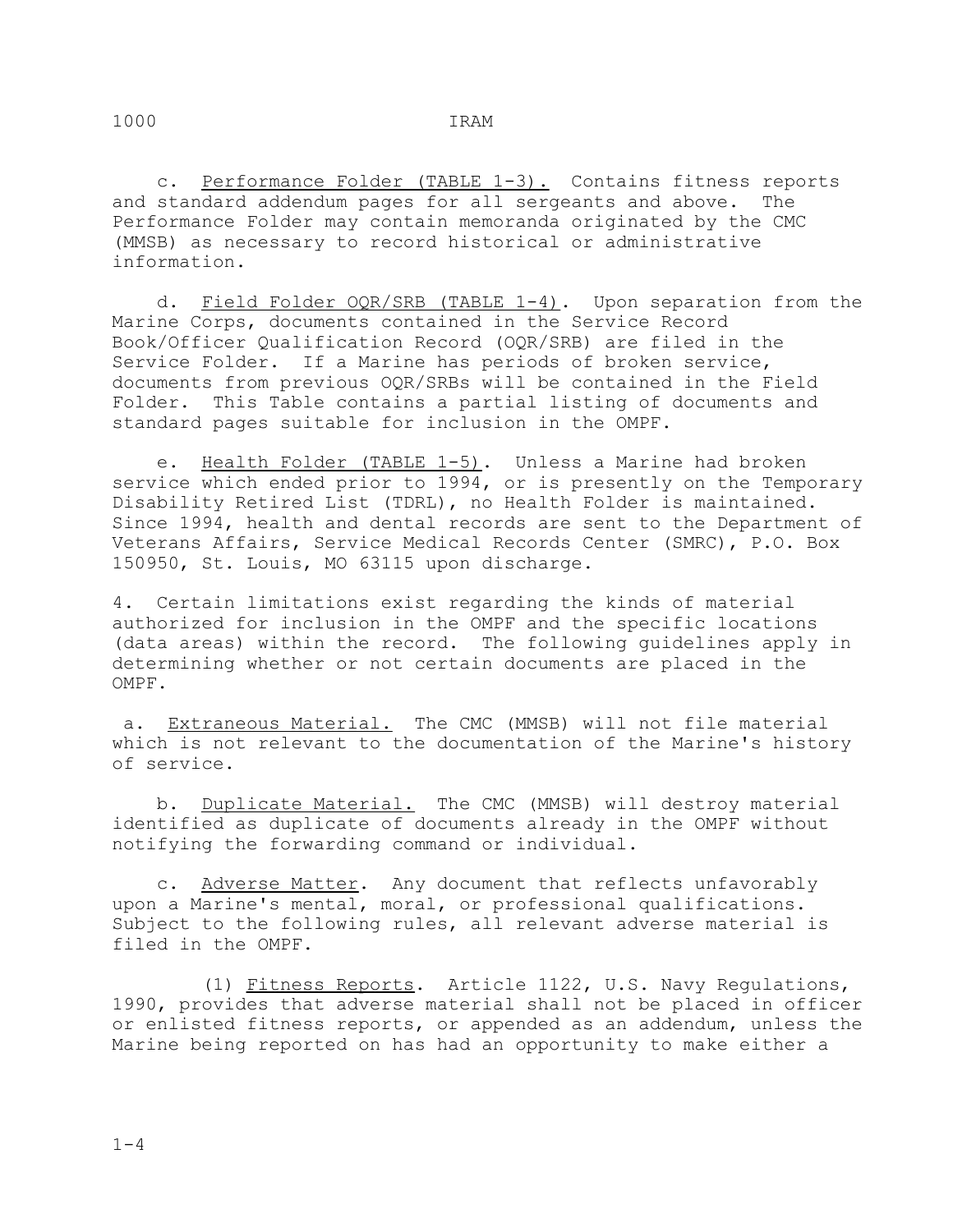c. Performance Folder (TABLE 1-3). Contains fitness reports and standard addendum pages for all sergeants and above. The Performance Folder may contain memoranda originated by the CMC (MMSB) as necessary to record historical or administrative information.

d. Field Folder OQR/SRB (TABLE 1-4). Upon separation from the Marine Corps, documents contained in the Service Record Book/Officer Qualification Record (OQR/SRB) are filed in the Service Folder. If a Marine has periods of broken service, documents from previous OQR/SRBs will be contained in the Field Folder. This Table contains a partial listing of documents and standard pages suitable for inclusion in the OMPF.

e. Health Folder (TABLE 1-5). Unless a Marine had broken service which ended prior to 1994, or is presently on the Temporary Disability Retired List (TDRL), no Health Folder is maintained. Since 1994, health and dental records are sent to the Department of Veterans Affairs, Service Medical Records Center (SMRC), P.O. Box 150950, St. Louis, MO 63115 upon discharge.

4. Certain limitations exist regarding the kinds of material authorized for inclusion in the OMPF and the specific locations (data areas) within the record. The following guidelines apply in determining whether or not certain documents are placed in the OMPF.

a. Extraneous Material. The CMC (MMSB) will not file material which is not relevant to the documentation of the Marine's history of service.

b. Duplicate Material. The CMC (MMSB) will destroy material identified as duplicate of documents already in the OMPF without notifying the forwarding command or individual.

c. Adverse Matter. Any document that reflects unfavorably upon a Marine's mental, moral, or professional qualifications. Subject to the following rules, all relevant adverse material is filed in the OMPF.

(1) Fitness Reports. Article 1122, U.S. Navy Regulations, 1990, provides that adverse material shall not be placed in officer or enlisted fitness reports, or appended as an addendum, unless the Marine being reported on has had an opportunity to make either a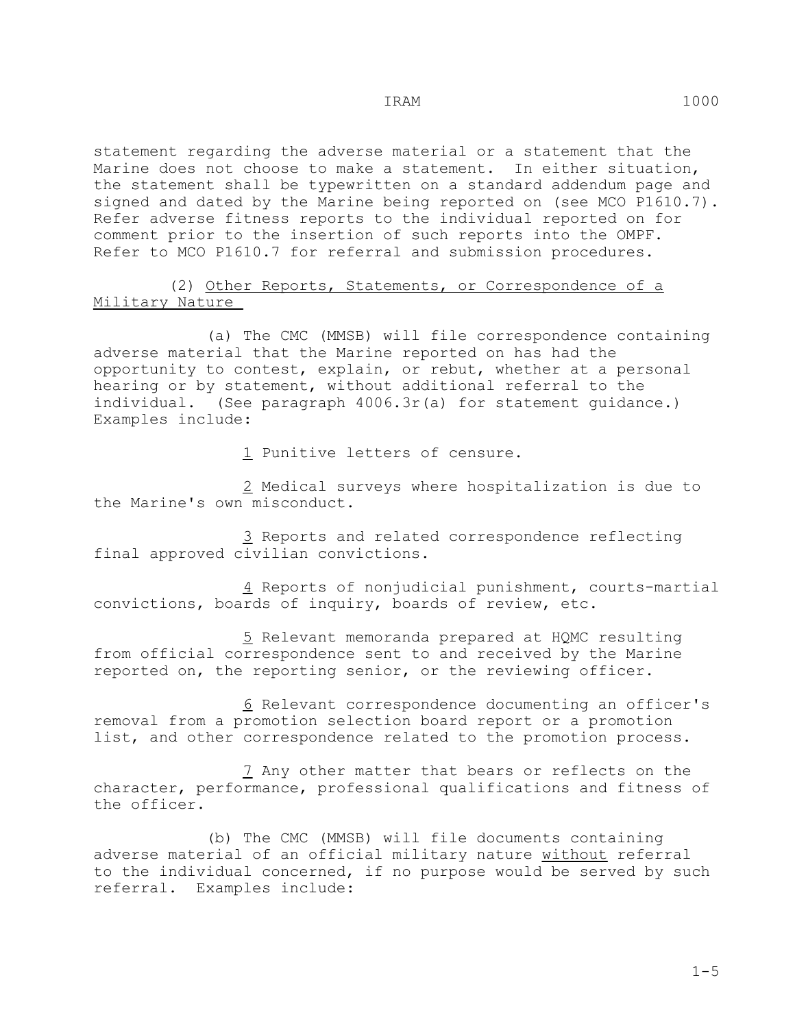statement regarding the adverse material or a statement that the Marine does not choose to make a statement. In either situation, the statement shall be typewritten on a standard addendum page and signed and dated by the Marine being reported on (see MCO P1610.7). Refer adverse fitness reports to the individual reported on for comment prior to the insertion of such reports into the OMPF. Refer to MCO P1610.7 for referral and submission procedures.

(2) <u>Other Reports, Statements, or Correspondence of a Military Nature</u>

(a) The CMC (MMSB) will file correspondence containing adverse material that the Marine reported on has had the opportunity to contest, explain, or rebut, whether at a personal hearing or by statement, without additional referral to the individual. (See paragraph 4006.3r(a) for statement guidance.) Examples include:

<u>1</u> Punitive letters of censure.

<u>2</u> Medical surveys where hospitalization is due to the Marine's own misconduct.

<u>3</u> Reports and related correspondence reflecting final approved civilian convictions.

<u>4</u> Reports of nonjudicial punishment, courts-martial convictions, boards of inquiry, boards of review, etc.

<u>5</u> Relevant memoranda prepared at HQMC resulting from official correspondence sent to and received by the Marine reported on, the reporting senior, or the reviewing officer.

<u>6</u> Relevant correspondence documenting an officer's removal from a promotion selection board report or a promotion list, and other correspondence related to the promotion process.

<u>7</u> Any other matter that bears or reflects on the character, performance, professional qualifications and fitness of the officer.

(b) The CMC (MMSB) will file documents containing adverse material of an official military nature <u>without</u> referral to the individual concerned, if no purpose would be served by such referral. Examples include: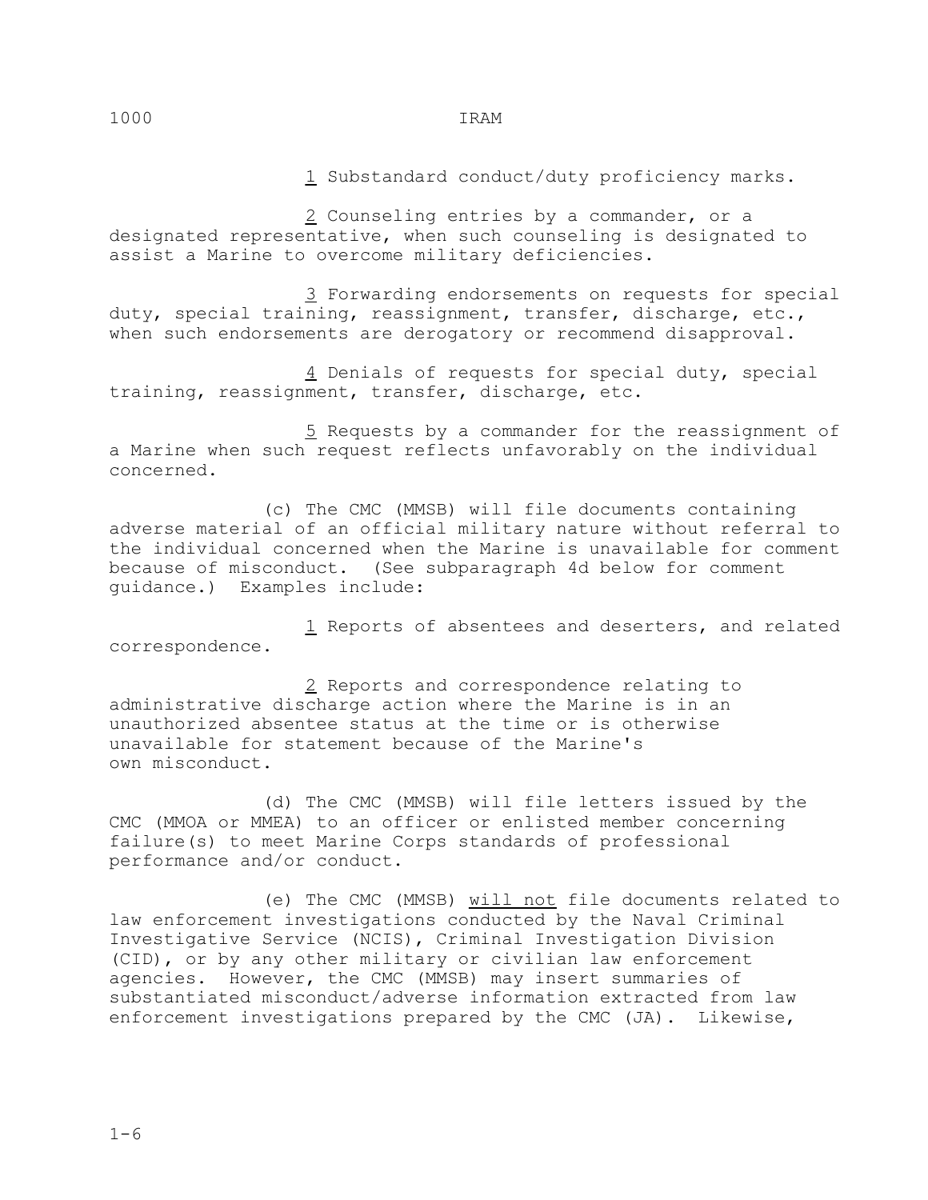1 Substandard conduct/duty proficiency marks.

2 Counseling entries by a commander, or a designated representative, when such counseling is designated to assist a Marine to overcome military deficiencies.

3 Forwarding endorsements on requests for special duty, special training, reassignment, transfer, discharge, etc., when such endorsements are derogatory or recommend disapproval.

4 Denials of requests for special duty, special training, reassignment, transfer, discharge, etc.

5 Requests by a commander for the reassignment of a Marine when such request reflects unfavorably on the individual concerned.

(c) The CMC (MMSB) will file documents containing adverse material of an official military nature without referral to the individual concerned when the Marine is unavailable for comment because of misconduct. (See subparagraph 4d below for comment guidance.) Examples include:

1 Reports of absentees and deserters, and related correspondence.

2 Reports and correspondence relating to administrative discharge action where the Marine is in an unauthorized absentee status at the time or is otherwise unavailable for statement because of the Marine's own misconduct.

(d) The CMC (MMSB) will file letters issued by the CMC (MMOA or MMEA) to an officer or enlisted member concerning failure(s) to meet Marine Corps standards of professional performance and/or conduct.

(e) The CMC (MMSB) will not file documents related to law enforcement investigations conducted by the Naval Criminal Investigative Service (NCIS), Criminal Investigation Division (CID), or by any other military or civilian law enforcement agencies. However, the CMC (MMSB) may insert summaries of substantiated misconduct/adverse information extracted from law enforcement investigations prepared by the CMC (JA). Likewise,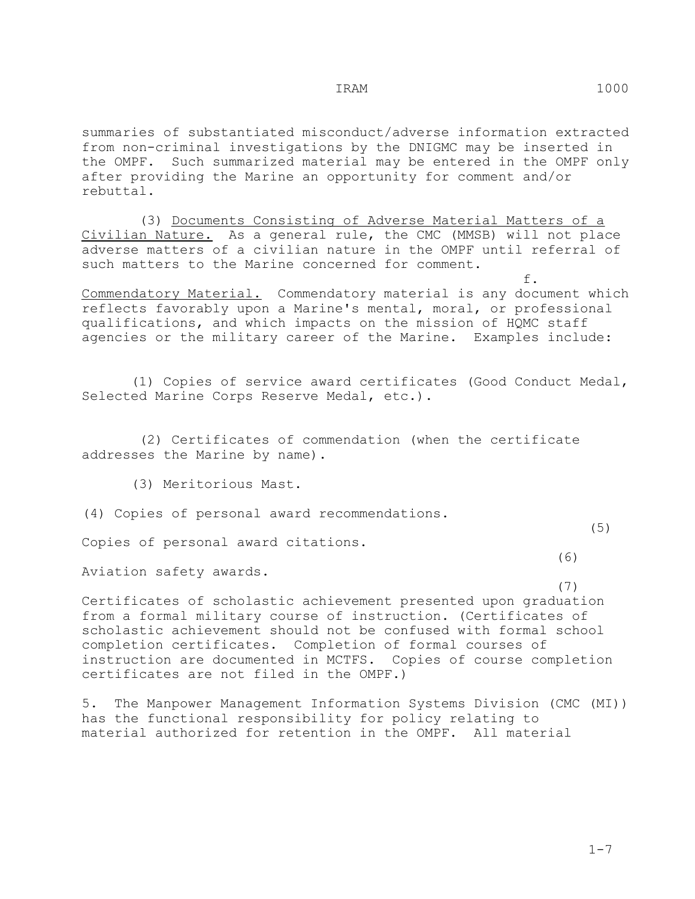summaries of substantiated misconduct/adverse information extracted from non-criminal investigations by the DNIGMC may be inserted in the OMPF. Such summarized material may be entered in the OMPF only after providing the Marine an opportunity for comment and/or rebuttal.

(3) <u>Documents Consisting of Adverse Material Matters of a Civilian Nature.</u> As a general rule, the CMC (MMSB) will not place adverse matters of a civilian nature in the OMPF until referral of such matters to the Marine concerned for comment.

f. <u>Commendatory Material.</u> Commendatory material is any document which reflects favorably upon a Marine's mental, moral, or professional qualifications, and which impacts on the mission of HQMC staff agencies or the military career of the Marine. Examples include:

(1) Copies of service award certificates (Good Conduct Medal, Selected Marine Corps Reserve Medal, etc.).

(2) Certificates of commendation (when the certificate addresses the Marine by name).

(3) Meritorious Mast.

(4) Copies of personal award recommendations.

(5) Copies of personal award citations.

(6) Aviation safety awards.

(7) Certificates of scholastic achievement presented upon graduation from a formal military course of instruction. (Certificates of scholastic achievement should not be confused with formal school completion certificates. Completion of formal courses of instruction are documented in MCTFS. Copies of course completion certificates are not filed in the OMPF.)

5. The Manpower Management Information Systems Division (CMC (MI)) has the functional responsibility for policy relating to material authorized for retention in the OMPF. All material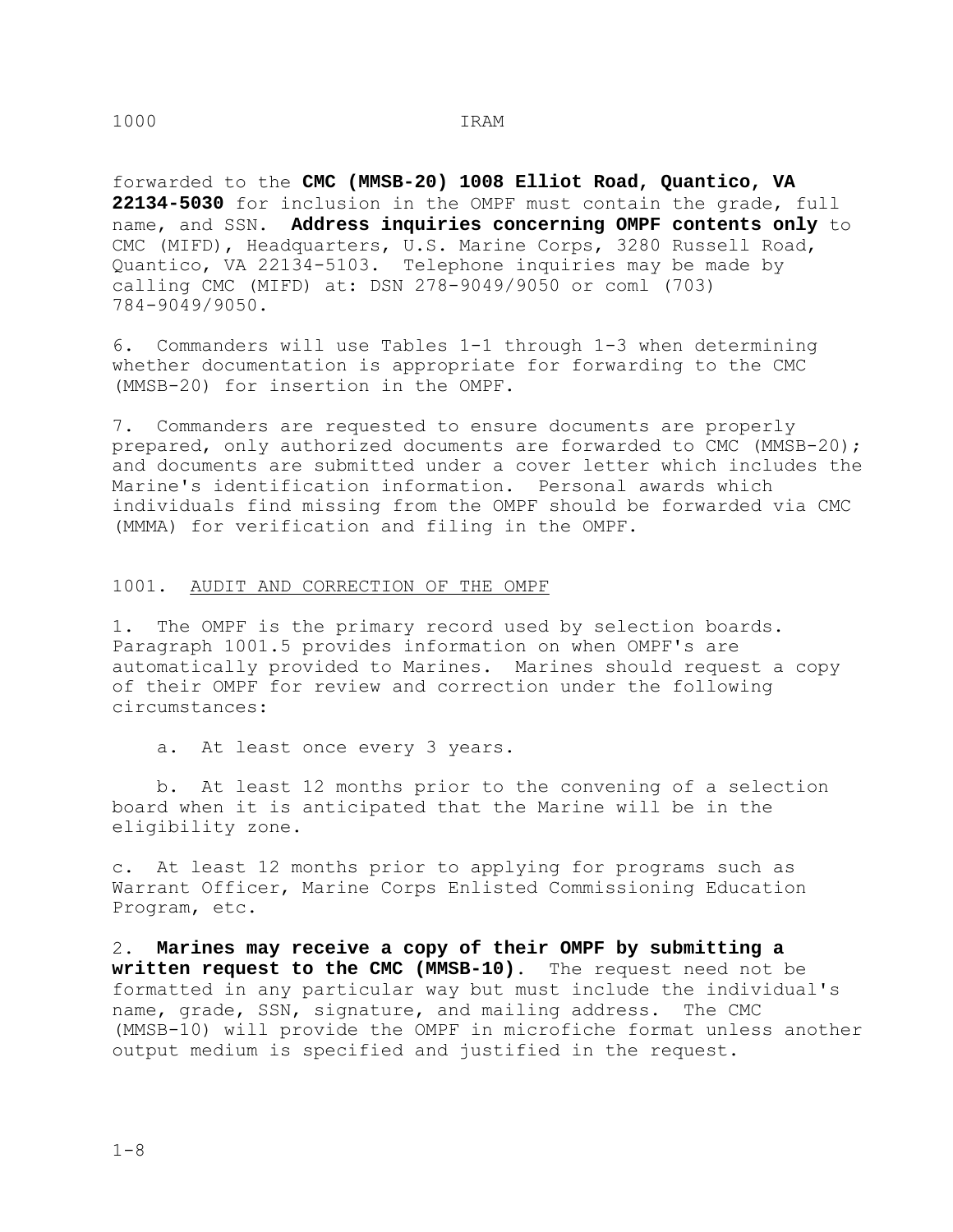forwarded to the **CMC (MMSB-20) 1008 Elliot Road, Quantico, VA 22134-5030** for inclusion in the OMPF must contain the grade, full name, and SSN. **Address inquiries concerning OMPF contents only** to CMC (MIFD), Headquarters, U.S. Marine Corps, 3280 Russell Road, Quantico, VA 22134-5103. Telephone inquiries may be made by calling CMC (MIFD) at: DSN 278-9049/9050 or coml (703) 784-9049/9050.

6. Commanders will use Tables 1-1 through 1-3 when determining whether documentation is appropriate for forwarding to the CMC (MMSB-20) for insertion in the OMPF.

7. Commanders are requested to ensure documents are properly prepared, only authorized documents are forwarded to CMC (MMSB-20); and documents are submitted under a cover letter which includes the Marine's identification information. Personal awards which individuals find missing from the OMPF should be forwarded via CMC (MMMA) for verification and filing in the OMPF.

1001. <u>AUDIT AND CORRECTION OF THE OMPF</u>

1. The OMPF is the primary record used by selection boards. Paragraph 1001.5 provides information on when OMPF's are automatically provided to Marines. Marines should request a copy of their OMPF for review and correction under the following circumstances:

a. At least once every 3 years.

b. At least 12 months prior to the convening of a selection board when it is anticipated that the Marine will be in the eligibility zone.

c. At least 12 months prior to applying for programs such as Warrant Officer, Marine Corps Enlisted Commissioning Education Program, etc.

2. **Marines may receive a copy of their OMPF by submitting a written request to the CMC (MMSB-10).** The request need not be formatted in any particular way but must include the individual's name, grade, SSN, signature, and mailing address. The CMC (MMSB-10) will provide the OMPF in microfiche format unless another output medium is specified and justified in the request.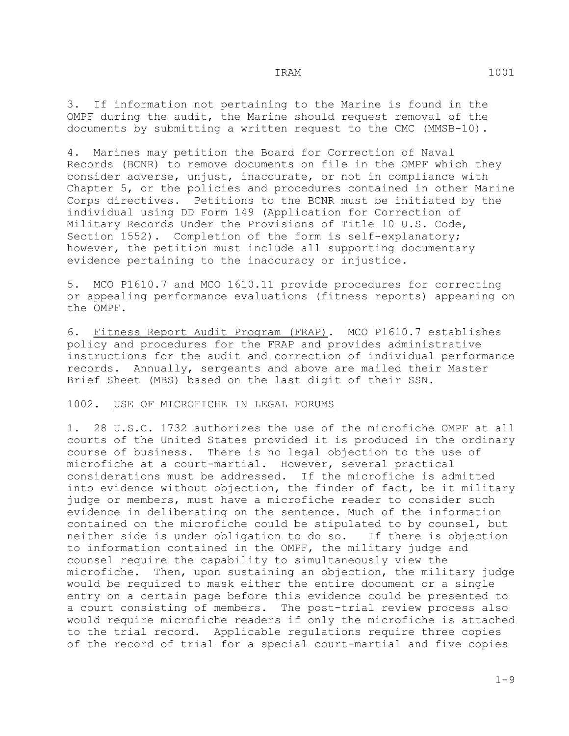3. If information not pertaining to the Marine is found in the OMPF during the audit, the Marine should request removal of the documents by submitting a written request to the CMC (MMSB-10).

4. Marines may petition the Board for Correction of Naval Records (BCNR) to remove documents on file in the OMPF which they consider adverse, unjust, inaccurate, or not in compliance with Chapter 5, or the policies and procedures contained in other Marine Corps directives. Petitions to the BCNR must be initiated by the individual using DD Form 149 (Application for Correction of Military Records Under the Provisions of Title 10 U.S. Code, Section 1552). Completion of the form is self-explanatory; however, the petition must include all supporting documentary evidence pertaining to the inaccuracy or injustice.

5. MCO P1610.7 and MCO 1610.11 provide procedures for correcting or appealing performance evaluations (fitness reports) appearing on the OMPF.

6. Fitness Report Audit Program (FRAP). MCO P1610.7 establishes policy and procedures for the FRAP and provides administrative instructions for the audit and correction of individual performance records. Annually, sergeants and above are mailed their Master Brief Sheet (MBS) based on the last digit of their SSN.

1002. USE OF MICROFICHE IN LEGAL FORUMS

1. 28 U.S.C. 1732 authorizes the use of the microfiche OMPF at all courts of the United States provided it is produced in the ordinary course of business. There is no legal objection to the use of microfiche at a court-martial. However, several practical considerations must be addressed. If the microfiche is admitted into evidence without objection, the finder of fact, be it military judge or members, must have a microfiche reader to consider such evidence in deliberating on the sentence. Much of the information contained on the microfiche could be stipulated to by counsel, but neither side is under obligation to do so. If there is objection to information contained in the OMPF, the military judge and counsel require the capability to simultaneously view the microfiche. Then, upon sustaining an objection, the military judge would be required to mask either the entire document or a single entry on a certain page before this evidence could be presented to a court consisting of members. The post-trial review process also would require microfiche readers if only the microfiche is attached to the trial record. Applicable regulations require three copies of the record of trial for a special court-martial and five copies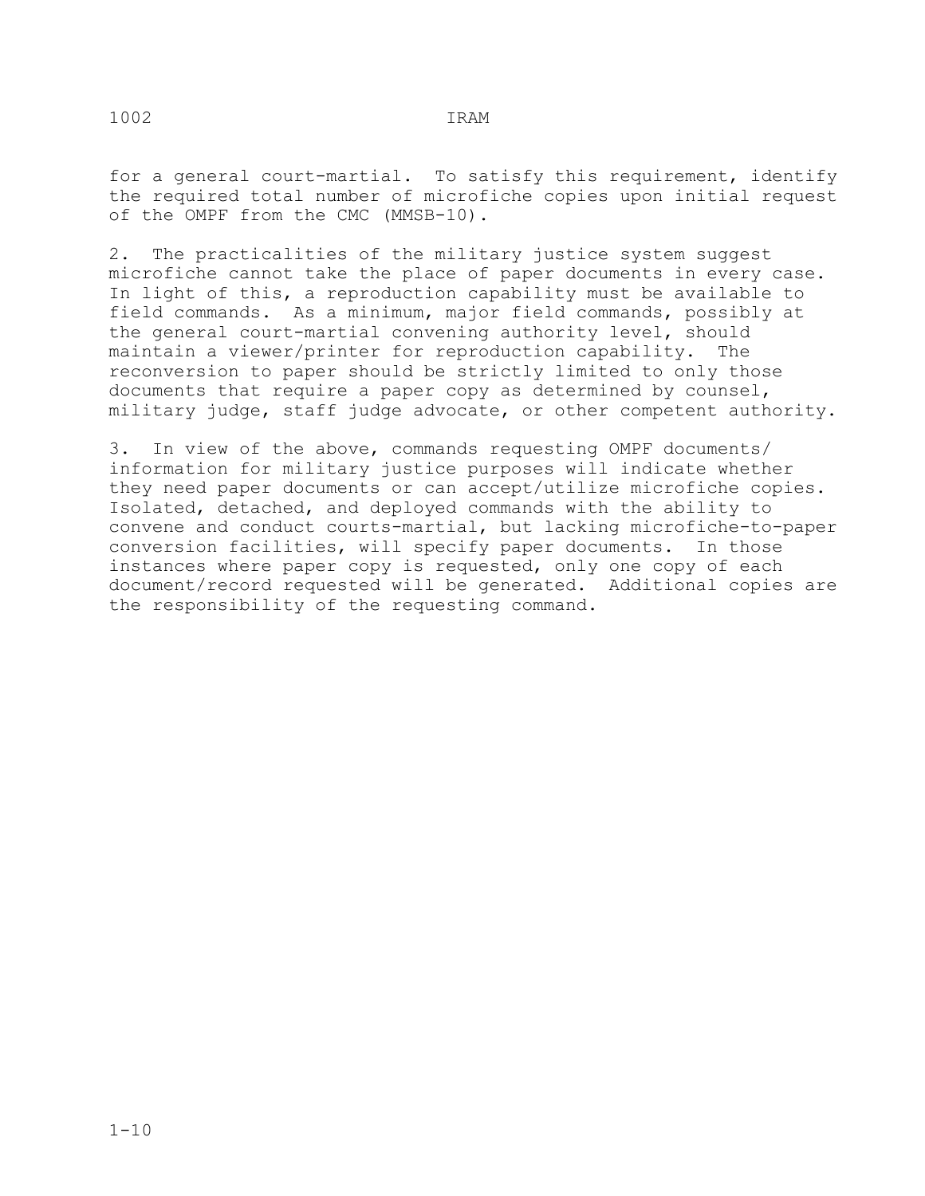for a general court-martial. To satisfy this requirement, identify the required total number of microfiche copies upon initial request of the OMPF from the CMC (MMSB-10).

2. The practicalities of the military justice system suggest microfiche cannot take the place of paper documents in every case. In light of this, a reproduction capability must be available to field commands. As a minimum, major field commands, possibly at the general court-martial convening authority level, should maintain a viewer/printer for reproduction capability. The reconversion to paper should be strictly limited to only those documents that require a paper copy as determined by counsel, military judge, staff judge advocate, or other competent authority.

3. In view of the above, commands requesting OMPF documents/ information for military justice purposes will indicate whether they need paper documents or can accept/utilize microfiche copies. Isolated, detached, and deployed commands with the ability to convene and conduct courts-martial, but lacking microfiche-to-paper conversion facilities, will specify paper documents. In those instances where paper copy is requested, only one copy of each document/record requested will be generated. Additional copies are the responsibility of the requesting command.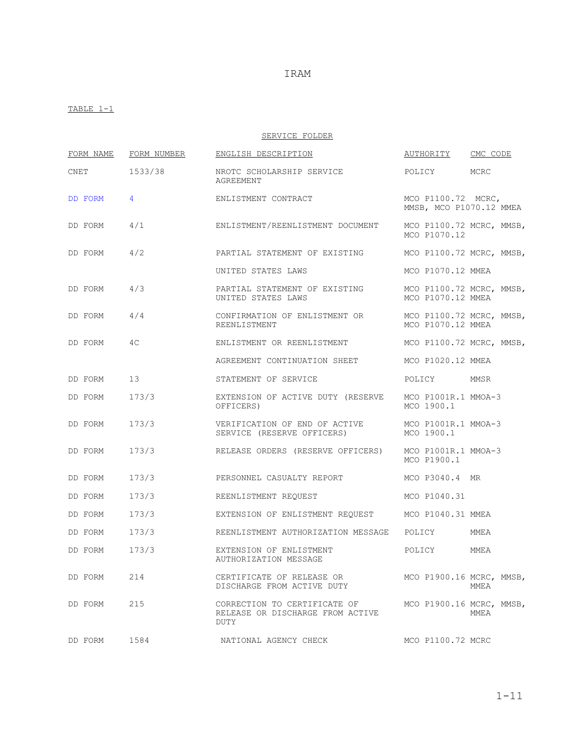IRAM

TABLE 1-1

SERVICE FOLDER

| FORM NAME | FORM NUMBER | ENGLISH DESCRIPTION | AUTHORITY | CMC CODE |
|---|---|---|---|---|
| CNET | 1533/38 | NROTC SCHOLARSHIP SERVICE AGREEMENT | POLICY | MCRC |
| DD FORM | 4 | ENLISTMENT CONTRACT | MCO P1100.72 MCRC, MMSB, MCO P1070.12 MMEA | |
| DD FORM | 4/1 | ENLISTMENT/REENLISTMENT DOCUMENT | MCO P1100.72 MCRC, MMSB, MCO P1070.12 | |
| DD FORM | 4/2 | PARTIAL STATEMENT OF EXISTING UNITED STATES LAWS | MCO P1100.72 MCRC, MMSB, MCO P1070.12 MMEA | |
| DD FORM | 4/3 | PARTIAL STATEMENT OF EXISTING UNITED STATES LAWS | MCO P1100.72 MCRC, MMSB, MCO P1070.12 MMEA | |
| DD FORM | 4/4 | CONFIRMATION OF ENLISTMENT OR REENLISTMENT | MCO P1100.72 MCRC, MMSB, MCO P1070.12 MMEA | |
| DD FORM | 4C | ENLISTMENT OR REENLISTMENT AGREEMENT CONTINUATION SHEET | MCO P1100.72 MCRC, MMSB, MCO P1020.12 MMEA | |
| DD FORM | 13 | STATEMENT OF SERVICE | POLICY | MMSR |
| DD FORM | 173/3 | EXTENSION OF ACTIVE DUTY (RESERVE OFFICERS) | MCO P1001R.1 MCO 1900.1 | MMOA-3 |
| DD FORM | 173/3 | VERIFICATION OF END OF ACTIVE SERVICE (RESERVE OFFICERS) | MCO P1001R.1 MCO 1900.1 | MMOA-3 |
| DD FORM | 173/3 | RELEASE ORDERS (RESERVE OFFICERS) | MCO P1001R.1 MCO P1900.1 | MMOA-3 |
| DD FORM | 173/3 | PERSONNEL CASUALTY REPORT | MCO P3040.4 | MR |
| DD FORM | 173/3 | REENLISTMENT REQUEST | MCO P1040.31 | |
| DD FORM | 173/3 | EXTENSION OF ENLISTMENT REQUEST | MCO P1040.31 | MMEA |
| DD FORM | 173/3 | REENLISTMENT AUTHORIZATION MESSAGE | POLICY | MMEA |
| DD FORM | 173/3 | EXTENSION OF ENLISTMENT AUTHORIZATION MESSAGE | POLICY | MMEA |
| DD FORM | 214 | CERTIFICATE OF RELEASE OR DISCHARGE FROM ACTIVE DUTY | MCO P1900.16 | MCRC, MMSB, MMEA |
| DD FORM | 215 | CORRECTION TO CERTIFICATE OF RELEASE OR DISCHARGE FROM ACTIVE DUTY | MCO P1900.16 | MCRC, MMSB, MMEA |
| DD FORM | 1584 | NATIONAL AGENCY CHECK | MCO P1100.72 | MCRC |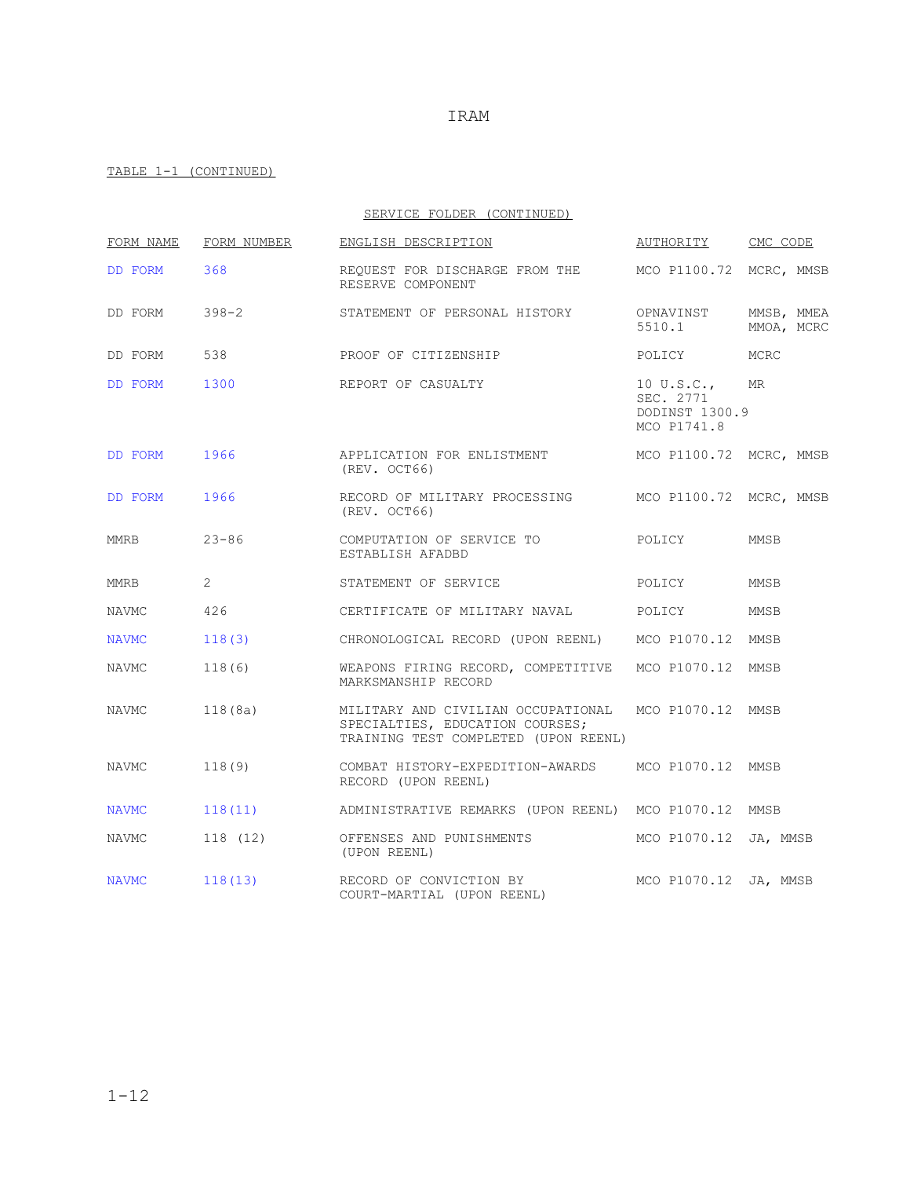IRAM

TABLE 1-1 (CONTINUED)

SERVICE FOLDER (CONTINUED)

| FORM NAME | FORM NUMBER | ENGLISH DESCRIPTION | AUTHORITY | CMC CODE |
|---|---|---|---|---|
| DD FORM | 368 | REQUEST FOR DISCHARGE FROM THE RESERVE COMPONENT | MCO P1100.72 | MCRC, MMSB |
| DD FORM | 398-2 | STATEMENT OF PERSONAL HISTORY | OPNAVINST 5510.1 | MMSB, MMEA MMOA, MCRC |
| DD FORM | 538 | PROOF OF CITIZENSHIP | POLICY | MCRC |
| DD FORM | 1300 | REPORT OF CASUALTY | 10 U.S.C., SEC. 2771 DODINST 1300.9 MCO P1741.8 | MR |
| DD FORM | 1966 | APPLICATION FOR ENLISTMENT (REV. OCT66) | MCO P1100.72 | MCRC, MMSB |
| DD FORM | 1966 | RECORD OF MILITARY PROCESSING (REV. OCT66) | MCO P1100.72 | MCRC, MMSB |
| MMRB | 23-86 | COMPUTATION OF SERVICE TO ESTABLISH AFADBD | POLICY | MMSB |
| MMRB | 2 | STATEMENT OF SERVICE | POLICY | MMSB |
| NAVMC | 426 | CERTIFICATE OF MILITARY NAVAL | POLICY | MMSB |
| NAVMC | 118(3) | CHRONOLOGICAL RECORD (UPON REENL) | MCO P1070.12 | MMSB |
| NAVMC | 118(6) | WEAPONS FIRING RECORD, COMPETITIVE MARKSMANSHIP RECORD | MCO P1070.12 | MMSB |
| NAVMC | 118(8a) | MILITARY AND CIVILIAN OCCUPATIONAL SPECIALTIES, EDUCATION COURSES; TRAINING TEST COMPLETED (UPON REENL) | MCO P1070.12 | MMSB |
| NAVMC | 118(9) | COMBAT HISTORY-EXPEDITION-AWARDS RECORD (UPON REENL) | MCO P1070.12 | MMSB |
| NAVMC | 118(11) | ADMINISTRATIVE REMARKS (UPON REENL) | MCO P1070.12 | MMSB |
| NAVMC | 118 (12) | OFFENSES AND PUNISHMENTS (UPON REENL) | MCO P1070.12 | JA, MMSB |
| NAVMC | 118(13) | RECORD OF CONVICTION BY COURT-MARTIAL (UPON REENL) | MCO P1070.12 | JA, MMSB |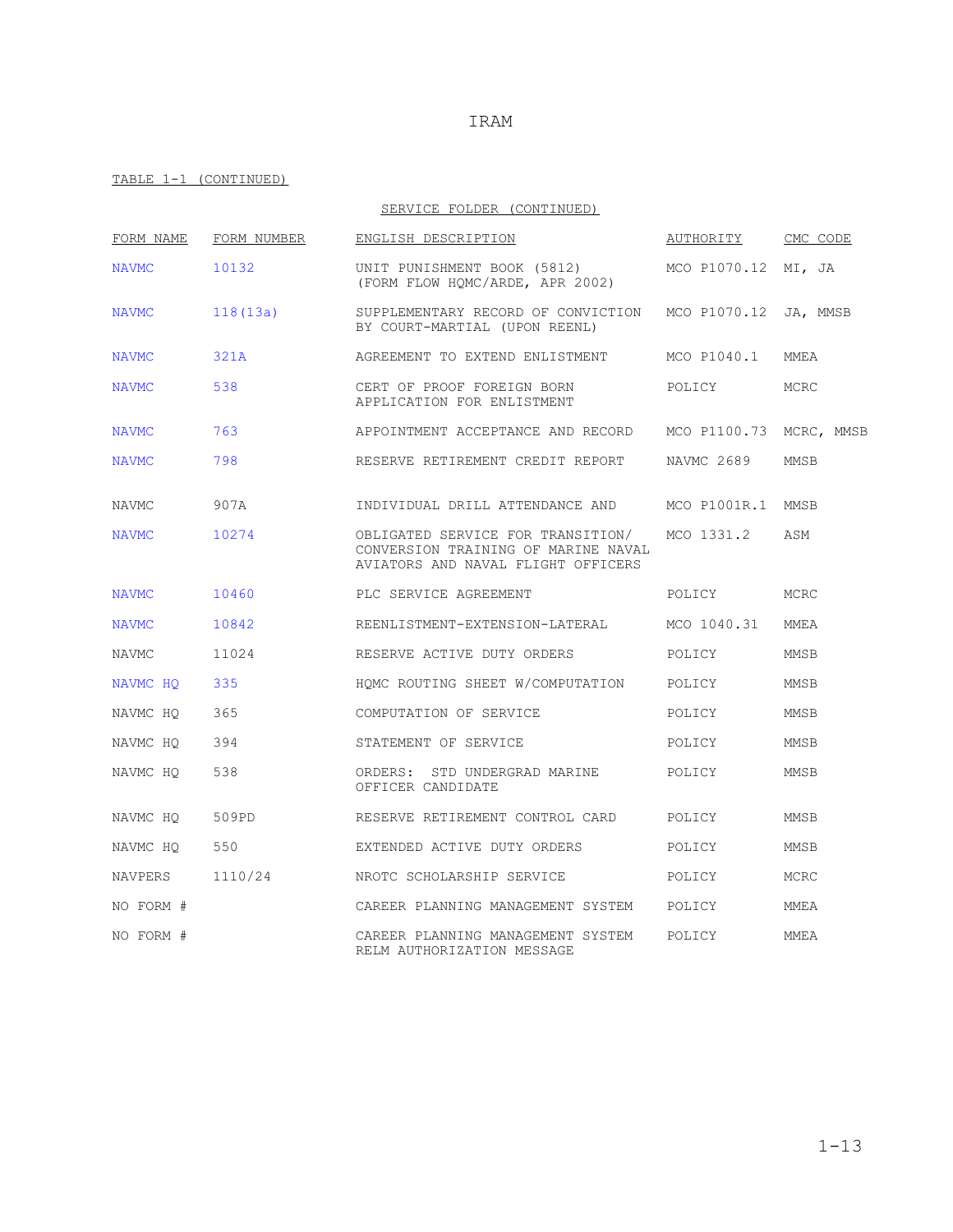IRAM

TABLE 1-1 (CONTINUED)

SERVICE FOLDER (CONTINUED)

| FORM NAME | FORM NUMBER | ENGLISH DESCRIPTION | AUTHORITY | CMC CODE |
|---|---|---|---|---|
| NAVMC | 10132 | UNIT PUNISHMENT BOOK (5812) (FORM FLOW HQMC/ARDE, APR 2002) | MCO P1070.12 | MI, JA |
| NAVMC | 118(13a) | SUPPLEMENTARY RECORD OF CONVICTION BY COURT-MARTIAL (UPON REENL) | MCO P1070.12 | JA, MMSB |
| NAVMC | 321A | AGREEMENT TO EXTEND ENLISTMENT | MCO P1040.1 | MMEA |
| NAVMC | 538 | CERT OF PROOF FOREIGN BORN APPLICATION FOR ENLISTMENT | POLICY | MCRC |
| NAVMC | 763 | APPOINTMENT ACCEPTANCE AND RECORD | MCO P1100.73 | MCRC, MMSB |
| NAVMC | 798 | RESERVE RETIREMENT CREDIT REPORT | NAVMC 2689 | MMSB |
| NAVMC | 907A | INDIVIDUAL DRILL ATTENDANCE AND | MCO P1001R.1 | MMSB |
| NAVMC | 10274 | OBLIGATED SERVICE FOR TRANSITION/ CONVERSION TRAINING OF MARINE NAVAL AVIATORS AND NAVAL FLIGHT OFFICERS | MCO 1331.2 | ASM |
| NAVMC | 10460 | PLC SERVICE AGREEMENT | POLICY | MCRC |
| NAVMC | 10842 | REENLISTMENT-EXTENSION-LATERAL | MCO 1040.31 | MMEA |
| NAVMC | 11024 | RESERVE ACTIVE DUTY ORDERS | POLICY | MMSB |
| NAVMC HQ | 335 | HQMC ROUTING SHEET W/COMPUTATION | POLICY | MMSB |
| NAVMC HQ | 365 | COMPUTATION OF SERVICE | POLICY | MMSB |
| NAVMC HQ | 394 | STATEMENT OF SERVICE | POLICY | MMSB |
| NAVMC HQ | 538 | ORDERS: STD UNDERGRAD MARINE OFFICER CANDIDATE | POLICY | MMSB |
| NAVMC HQ | 509PD | RESERVE RETIREMENT CONTROL CARD | POLICY | MMSB |
| NAVMC HQ | 550 | EXTENDED ACTIVE DUTY ORDERS | POLICY | MMSB |
| NAVPERS | 1110/24 | NROTC SCHOLARSHIP SERVICE | POLICY | MCRC |
| NO FORM # | | CAREER PLANNING MANAGEMENT SYSTEM | POLICY | MMEA |
| NO FORM # | | CAREER PLANNING MANAGEMENT SYSTEM RELM AUTHORIZATION MESSAGE | POLICY | MMEA |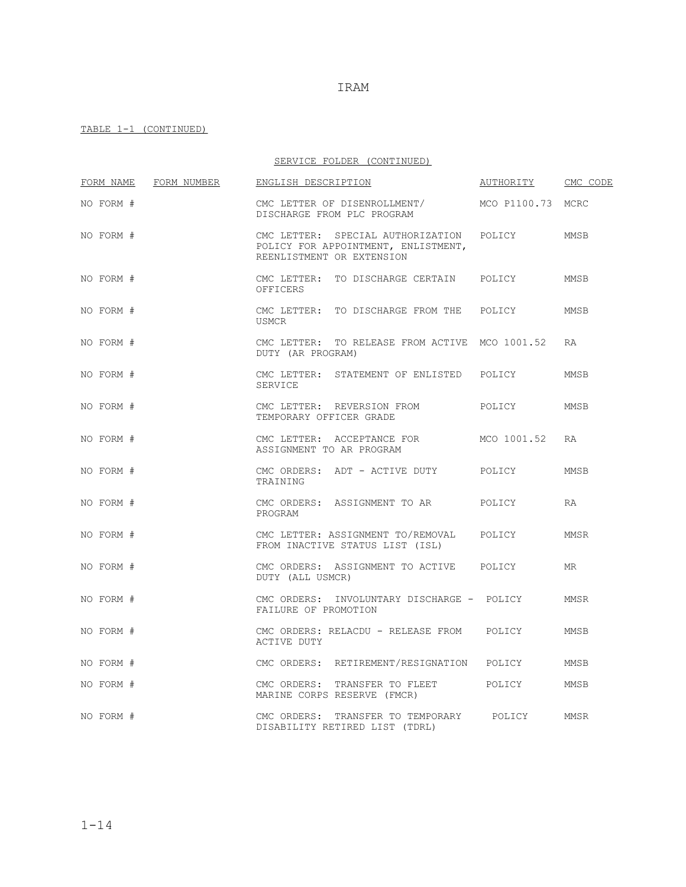TABLE 1-1 (CONTINUED)

SERVICE FOLDER (CONTINUED)

| FORM NAME | FORM NUMBER | ENGLISH DESCRIPTION | AUTHORITY | CMC CODE |
|---|---|---|---|---|
| NO FORM # | | CMC LETTER OF DISENROLLMENT/ DISCHARGE FROM PLC PROGRAM | MCO P1100.73 | MCRC |
| NO FORM # | | CMC LETTER: SPECIAL AUTHORIZATION POLICY FOR APPOINTMENT, ENLISTMENT, REENLISTMENT OR EXTENSION | POLICY | MMSB |
| NO FORM # | | CMC LETTER: TO DISCHARGE CERTAIN OFFICERS | POLICY | MMSB |
| NO FORM # | | CMC LETTER: TO DISCHARGE FROM THE USMCR | POLICY | MMSB |
| NO FORM # | | CMC LETTER: TO RELEASE FROM ACTIVE DUTY (AR PROGRAM) | MCO 1001.52 | RA |
| NO FORM # | | CMC LETTER: STATEMENT OF ENLISTED SERVICE | POLICY | MMSB |
| NO FORM # | | CMC LETTER: REVERSION FROM TEMPORARY OFFICER GRADE | POLICY | MMSB |
| NO FORM # | | CMC LETTER: ACCEPTANCE FOR ASSIGNMENT TO AR PROGRAM | MCO 1001.52 | RA |
| NO FORM # | | CMC ORDERS: ADT - ACTIVE DUTY TRAINING | POLICY | MMSB |
| NO FORM # | | CMC ORDERS: ASSIGNMENT TO AR PROGRAM | POLICY | RA |
| NO FORM # | | CMC LETTER: ASSIGNMENT TO/REMOVAL FROM INACTIVE STATUS LIST (ISL) | POLICY | MMSR |
| NO FORM # | | CMC ORDERS: ASSIGNMENT TO ACTIVE DUTY (ALL USMCR) | POLICY | MR |
| NO FORM # | | CMC ORDERS: INVOLUNTARY DISCHARGE - FAILURE OF PROMOTION | POLICY | MMSR |
| NO FORM # | | CMC ORDERS: RELACDU - RELEASE FROM ACTIVE DUTY | POLICY | MMSB |
| NO FORM # | | CMC ORDERS: RETIREMENT/RESIGNATION | POLICY | MMSB |
| NO FORM # | | CMC ORDERS: TRANSFER TO FLEET MARINE CORPS RESERVE (FMCR) | POLICY | MMSB |
| NO FORM # | | CMC ORDERS: TRANSFER TO TEMPORARY DISABILITY RETIRED LIST (TDRL) | POLICY | MMSR |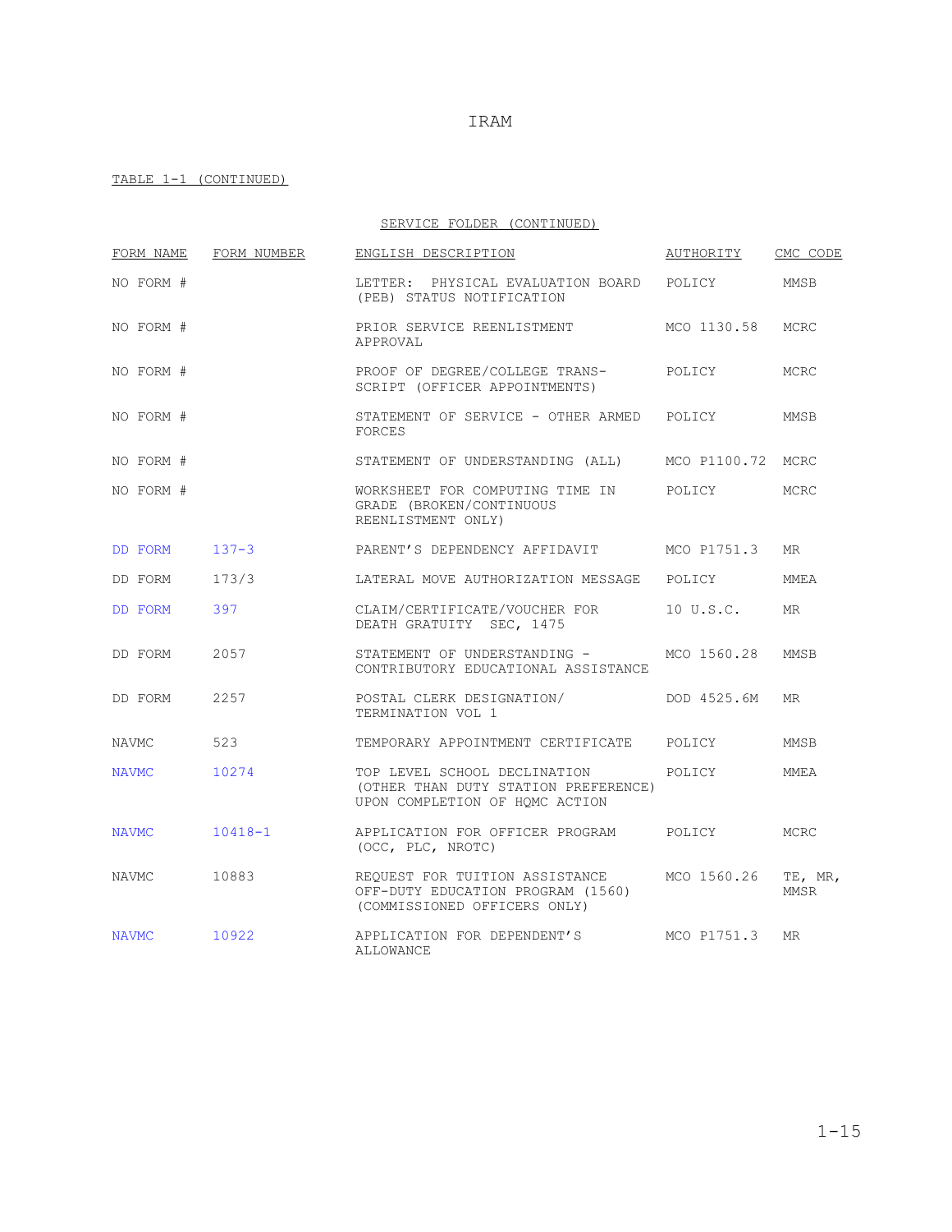TABLE 1-1 (CONTINUED)

SERVICE FOLDER (CONTINUED)

| FORM NAME | FORM NUMBER | ENGLISH DESCRIPTION | AUTHORITY | CMC CODE |
|---|---|---|---|---|
| NO FORM # | | LETTER: PHYSICAL EVALUATION BOARD (PEB) STATUS NOTIFICATION | POLICY | MMSB |
| NO FORM # | | PRIOR SERVICE REENLISTMENT APPROVAL | MCO 1130.58 | MCRC |
| NO FORM # | | PROOF OF DEGREE/COLLEGE TRANS-SCRIPT (OFFICER APPOINTMENTS) | POLICY | MCRC |
| NO FORM # | | STATEMENT OF SERVICE - OTHER ARMED FORCES | POLICY | MMSB |
| NO FORM # | | STATEMENT OF UNDERSTANDING (ALL) | MCO P1100.72 | MCRC |
| NO FORM # | | WORKSHEET FOR COMPUTING TIME IN GRADE (BROKEN/CONTINUOUS REENLISTMENT ONLY) | POLICY | MCRC |
| DD FORM | 137-3 | PARENT'S DEPENDENCY AFFIDAVIT | MCO P1751.3 | MR |
| DD FORM | 173/3 | LATERAL MOVE AUTHORIZATION MESSAGE | POLICY | MMEA |
| DD FORM | 397 | CLAIM/CERTIFICATE/VOUCHER FOR DEATH GRATUITY SEC, 1475 | 10 U.S.C. | MR |
| DD FORM | 2057 | STATEMENT OF UNDERSTANDING - CONTRIBUTORY EDUCATIONAL ASSISTANCE | MCO 1560.28 | MMSB |
| DD FORM | 2257 | POSTAL CLERK DESIGNATION/ TERMINATION VOL 1 | DOD 4525.6M | MR |
| NAVMC | 523 | TEMPORARY APPOINTMENT CERTIFICATE | POLICY | MMSB |
| NAVMC | 10274 | TOP LEVEL SCHOOL DECLINATION (OTHER THAN DUTY STATION PREFERENCE) UPON COMPLETION OF HQMC ACTION | POLICY | MMEA |
| NAVMC | 10418-1 | APPLICATION FOR OFFICER PROGRAM (OCC, PLC, NROTC) | POLICY | MCRC |
| NAVMC | 10883 | REQUEST FOR TUITION ASSISTANCE OFF-DUTY EDUCATION PROGRAM (1560) (COMMISSIONED OFFICERS ONLY) | MCO 1560.26 | TE, MR, MMSR |
| NAVMC | 10922 | APPLICATION FOR DEPENDENT'S ALLOWANCE | MCO P1751.3 | MR |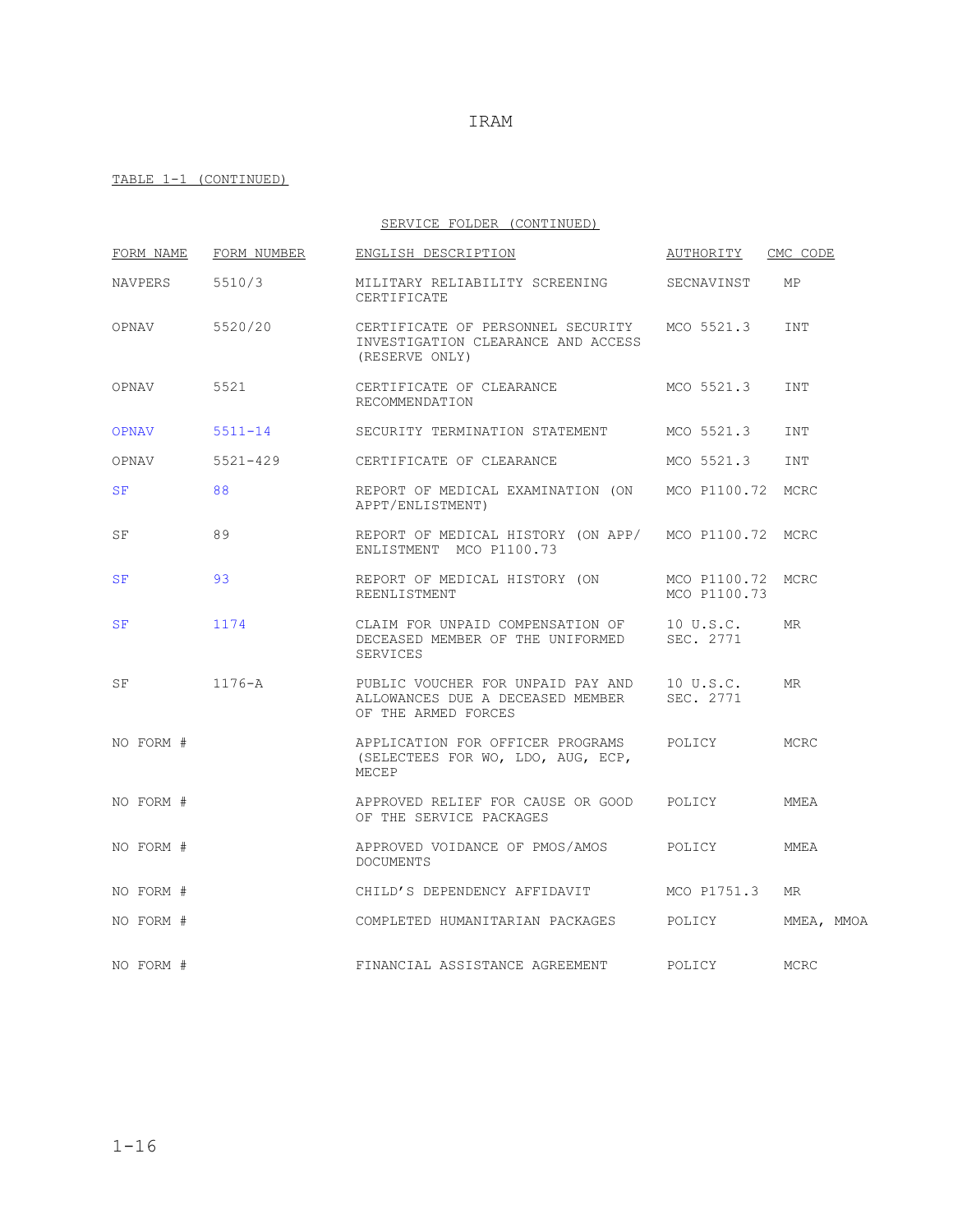TABLE 1-1 (CONTINUED)

SERVICE FOLDER (CONTINUED)

| FORM NAME | FORM NUMBER | ENGLISH DESCRIPTION | AUTHORITY | CMC CODE |
|---|---|---|---|---|
| NAVPERS | 5510/3 | MILITARY RELIABILITY SCREENING CERTIFICATE | SECNAVINST | MP |
| OPNAV | 5520/20 | CERTIFICATE OF PERSONNEL SECURITY INVESTIGATION CLEARANCE AND ACCESS (RESERVE ONLY) | MCO 5521.3 | INT |
| OPNAV | 5521 | CERTIFICATE OF CLEARANCE RECOMMENDATION | MCO 5521.3 | INT |
| OPNAV | 5511-14 | SECURITY TERMINATION STATEMENT | MCO 5521.3 | INT |
| OPNAV | 5521-429 | CERTIFICATE OF CLEARANCE | MCO 5521.3 | INT |
| SF | 88 | REPORT OF MEDICAL EXAMINATION (ON APPT/ENLISTMENT) | MCO P1100.72 | MCRC |
| SF | 89 | REPORT OF MEDICAL HISTORY (ON APP/ ENLISTMENT MCO P1100.73 | MCO P1100.72 | MCRC |
| SF | 93 | REPORT OF MEDICAL HISTORY (ON REENLISTMENT | MCO P1100.72 MCO P1100.73 | MCRC |
| SF | 1174 | CLAIM FOR UNPAID COMPENSATION OF DECEASED MEMBER OF THE UNIFORMED SERVICES | 10 U.S.C. SEC. 2771 | MR |
| SF | 1176-A | PUBLIC VOUCHER FOR UNPAID PAY AND ALLOWANCES DUE A DECEASED MEMBER OF THE ARMED FORCES | 10 U.S.C. SEC. 2771 | MR |
| NO FORM # | | APPLICATION FOR OFFICER PROGRAMS (SELECTEES FOR WO, LDO, AUG, ECP, MECEP | POLICY | MCRC |
| NO FORM # | | APPROVED RELIEF FOR CAUSE OR GOOD OF THE SERVICE PACKAGES | POLICY | MMEA |
| NO FORM # | | APPROVED VOIDANCE OF PMOS/AMOS DOCUMENTS | POLICY | MMEA |
| NO FORM # | | CHILD'S DEPENDENCY AFFIDAVIT | MCO P1751.3 | MR |
| NO FORM # | | COMPLETED HUMANITARIAN PACKAGES | POLICY | MMEA, MMOA |
| NO FORM # | | FINANCIAL ASSISTANCE AGREEMENT | POLICY | MCRC |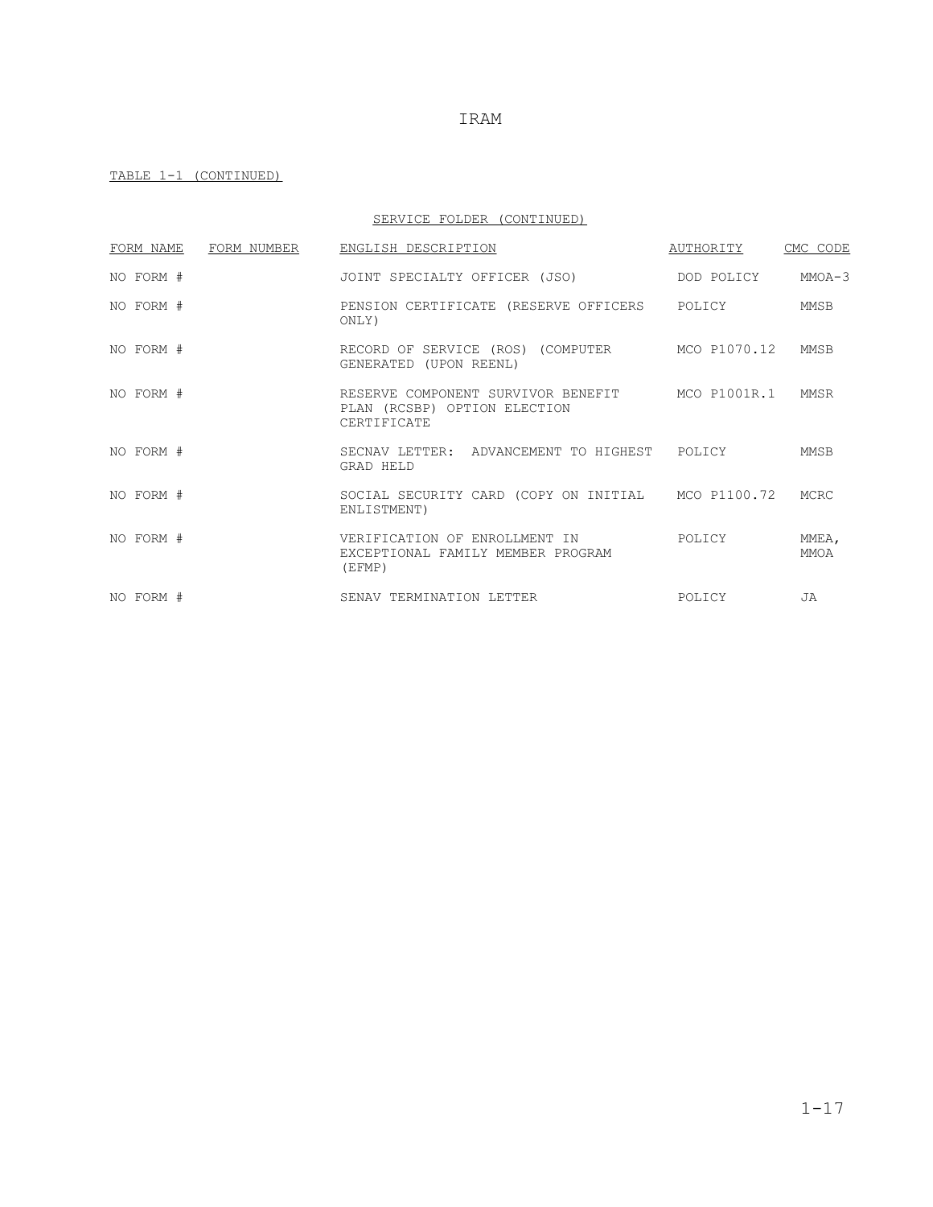TABLE 1-1 (CONTINUED)

SERVICE FOLDER (CONTINUED)

| FORM NAME | FORM NUMBER | ENGLISH DESCRIPTION | AUTHORITY | CMC CODE |
|---|---|---|---|---|
| NO FORM # | | JOINT SPECIALTY OFFICER (JSO) | DOD POLICY | MMOA-3 |
| NO FORM # | | PENSION CERTIFICATE (RESERVE OFFICERS ONLY) | POLICY | MMSB |
| NO FORM # | | RECORD OF SERVICE (ROS) (COMPUTER GENERATED (UPON REENL) | MCO P1070.12 | MMSB |
| NO FORM # | | RESERVE COMPONENT SURVIVOR BENEFIT PLAN (RCSBP) OPTION ELECTION CERTIFICATE | MCO P1001R.1 | MMSR |
| NO FORM # | | SECNAV LETTER: ADVANCEMENT TO HIGHEST GRAD HELD | POLICY | MMSB |
| NO FORM # | | SOCIAL SECURITY CARD (COPY ON INITIAL ENLISTMENT) | MCO P1100.72 | MCRC |
| NO FORM # | | VERIFICATION OF ENROLLMENT IN EXCEPTIONAL FAMILY MEMBER PROGRAM (EFMP) | POLICY | MMEA, MMOA |
| NO FORM # | | SENAV TERMINATION LETTER | POLICY | JA |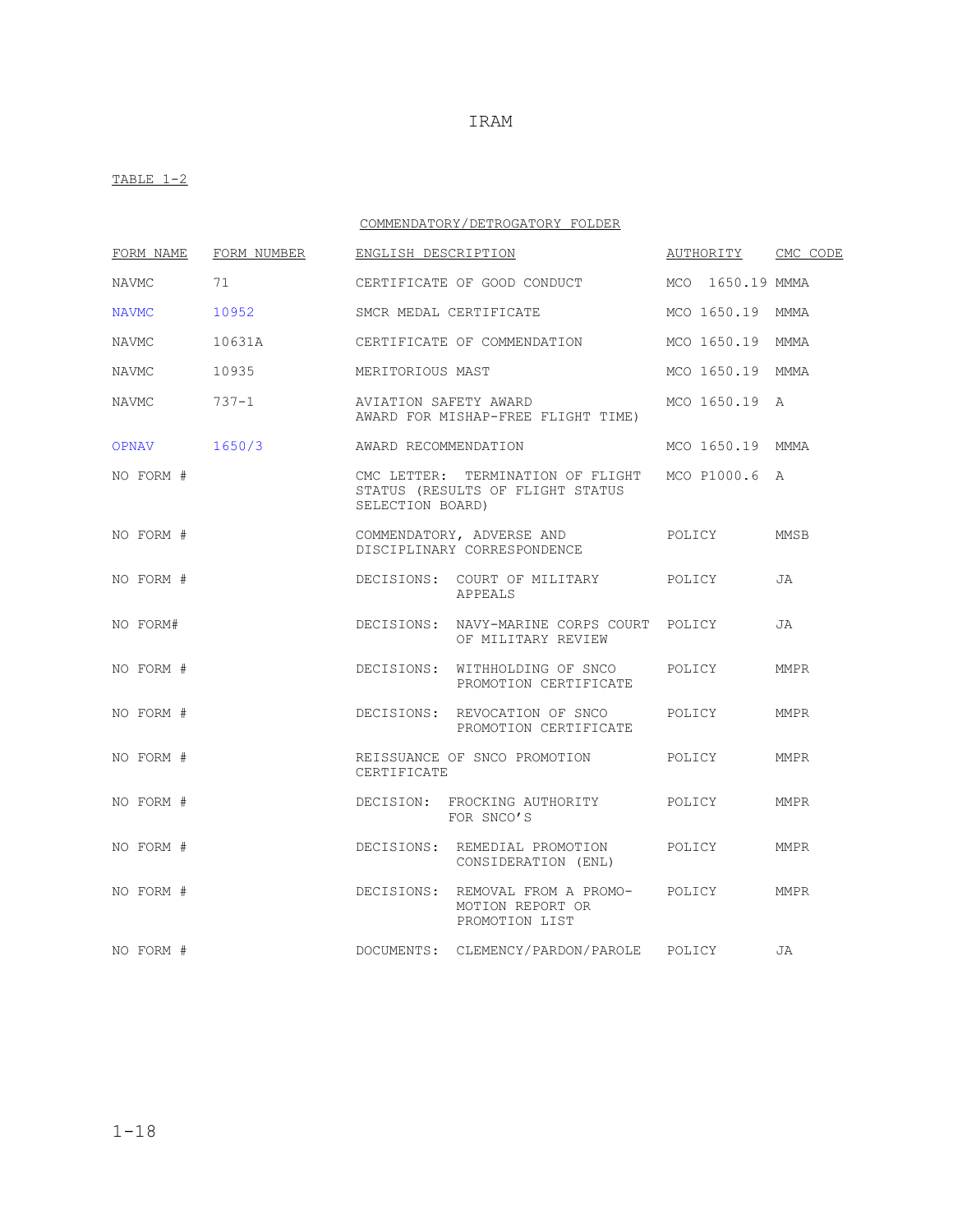IRAM

TABLE 1-2

COMMENDATORY/DETROGATORY FOLDER

| FORM NAME | FORM NUMBER | ENGLISH DESCRIPTION | AUTHORITY | CMC CODE |
|---|---|---|---|---|
| NAVMC | 71 | CERTIFICATE OF GOOD CONDUCT | MCO 1650.19 | MMMA |
| NAVMC | 10952 | SMCR MEDAL CERTIFICATE | MCO 1650.19 | MMMA |
| NAVMC | 10631A | CERTIFICATE OF COMMENDATION | MCO 1650.19 | MMMA |
| NAVMC | 10935 | MERITORIOUS MAST | MCO 1650.19 | MMMA |
| NAVMC | 737-1 | AVIATION SAFETY AWARD AWARD FOR MISHAP-FREE FLIGHT TIME) | MCO 1650.19 | A |
| OPNAV | 1650/3 | AWARD RECOMMENDATION | MCO 1650.19 | MMMA |
| NO FORM # | | CMC LETTER: TERMINATION OF FLIGHT STATUS (RESULTS OF FLIGHT STATUS SELECTION BOARD) | MCO P1000.6 | A |
| NO FORM # | | COMMENDATORY, ADVERSE AND DISCIPLINARY CORRESPONDENCE | POLICY | MMSB |
| NO FORM # | | DECISIONS: COURT OF MILITARY APPEALS | POLICY | JA |
| NO FORM# | | DECISIONS: NAVY-MARINE CORPS COURT OF MILITARY REVIEW | POLICY | JA |
| NO FORM # | | DECISIONS: WITHHOLDING OF SNCO PROMOTION CERTIFICATE | POLICY | MMPR |
| NO FORM # | | DECISIONS: REVOCATION OF SNCO PROMOTION CERTIFICATE | POLICY | MMPR |
| NO FORM # | | REISSUANCE OF SNCO PROMOTION CERTIFICATE | POLICY | MMPR |
| NO FORM # | | DECISION: FROCKING AUTHORITY FOR SNCO'S | POLICY | MMPR |
| NO FORM # | | DECISIONS: REMEDIAL PROMOTION CONSIDERATION (ENL) | POLICY | MMPR |
| NO FORM # | | DECISIONS: REMOVAL FROM A PROMO-MOTION REPORT OR PROMOTION LIST | POLICY | MMPR |
| NO FORM # | | DOCUMENTS: CLEMENCY/PARDON/PAROLE | POLICY | JA |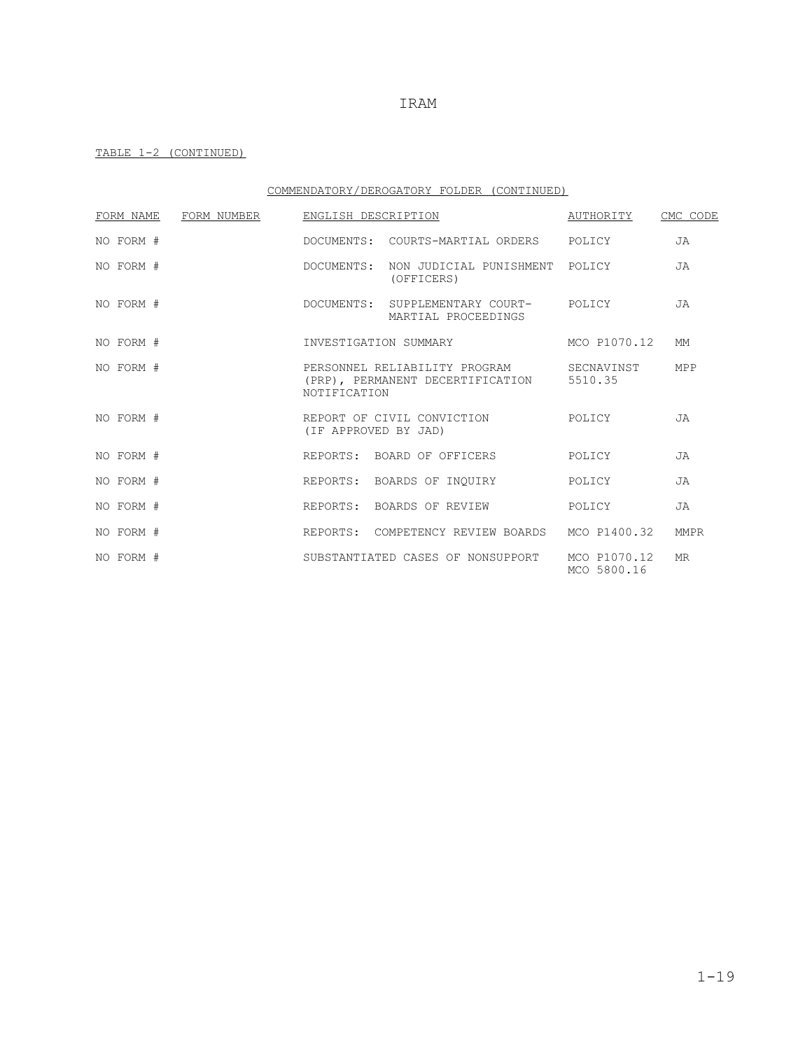TABLE 1-2 (CONTINUED)

COMMENDATORY/DEROGATORY FOLDER (CONTINUED)

| FORM NAME | FORM NUMBER | ENGLISH DESCRIPTION | AUTHORITY | CMC CODE |
|---|---|---|---|---|
| NO FORM # | | DOCUMENTS: COURTS-MARTIAL ORDERS | POLICY | JA |
| NO FORM # | | DOCUMENTS: NON JUDICIAL PUNISHMENT (OFFICERS) | POLICY | JA |
| NO FORM # | | DOCUMENTS: SUPPLEMENTARY COURT-MARTIAL PROCEEDINGS | POLICY | JA |
| NO FORM # | | INVESTIGATION SUMMARY | MCO P1070.12 | MM |
| NO FORM # | | PERSONNEL RELIABILITY PROGRAM (PRP), PERMANENT DECERTIFICATION NOTIFICATION | SECNAVINST 5510.35 | MPP |
| NO FORM # | | REPORT OF CIVIL CONVICTION (IF APPROVED BY JAD) | POLICY | JA |
| NO FORM # | | REPORTS: BOARD OF OFFICERS | POLICY | JA |
| NO FORM # | | REPORTS: BOARDS OF INQUIRY | POLICY | JA |
| NO FORM # | | REPORTS: BOARDS OF REVIEW | POLICY | JA |
| NO FORM # | | REPORTS: COMPETENCY REVIEW BOARDS | MCO P1400.32 | MMPR |
| NO FORM # | | SUBSTANTIATED CASES OF NONSUPPORT | MCO P1070.12 MCO 5800.16 | MR |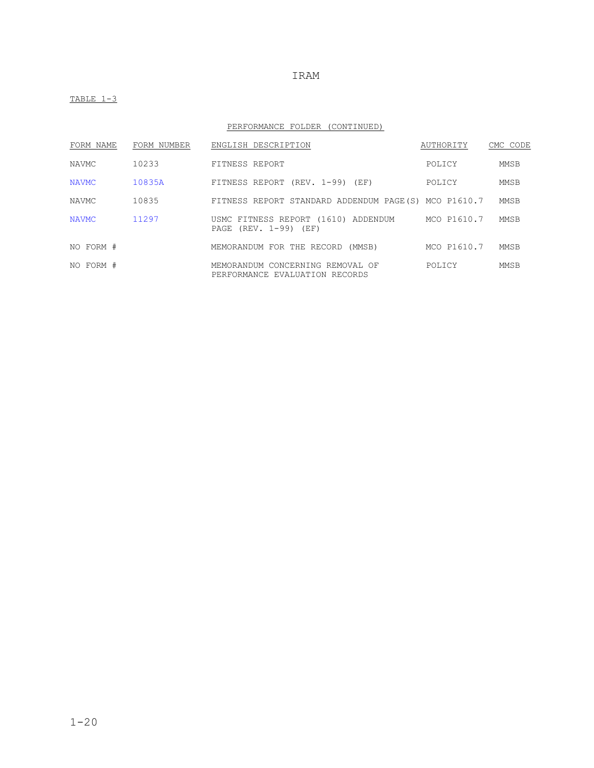IRAM

TABLE 1-3

PERFORMANCE FOLDER (CONTINUED)

| FORM NAME | FORM NUMBER | ENGLISH DESCRIPTION | AUTHORITY | CMC CODE |
|---|---|---|---|---|
| NAVMC | 10233 | FITNESS REPORT | POLICY | MMSB |
| NAVMC | 10835A | FITNESS REPORT (REV. 1-99) (EF) | POLICY | MMSB |
| NAVMC | 10835 | FITNESS REPORT STANDARD ADDENDUM PAGE(S) | MCO P1610.7 | MMSB |
| NAVMC | 11297 | USMC FITNESS REPORT (1610) ADDENDUM PAGE (REV. 1-99) (EF) | MCO P1610.7 | MMSB |
| NO FORM # | | MEMORANDUM FOR THE RECORD (MMSB) | MCO P1610.7 | MMSB |
| NO FORM # | | MEMORANDUM CONCERNING REMOVAL OF PERFORMANCE EVALUATION RECORDS | POLICY | MMSB |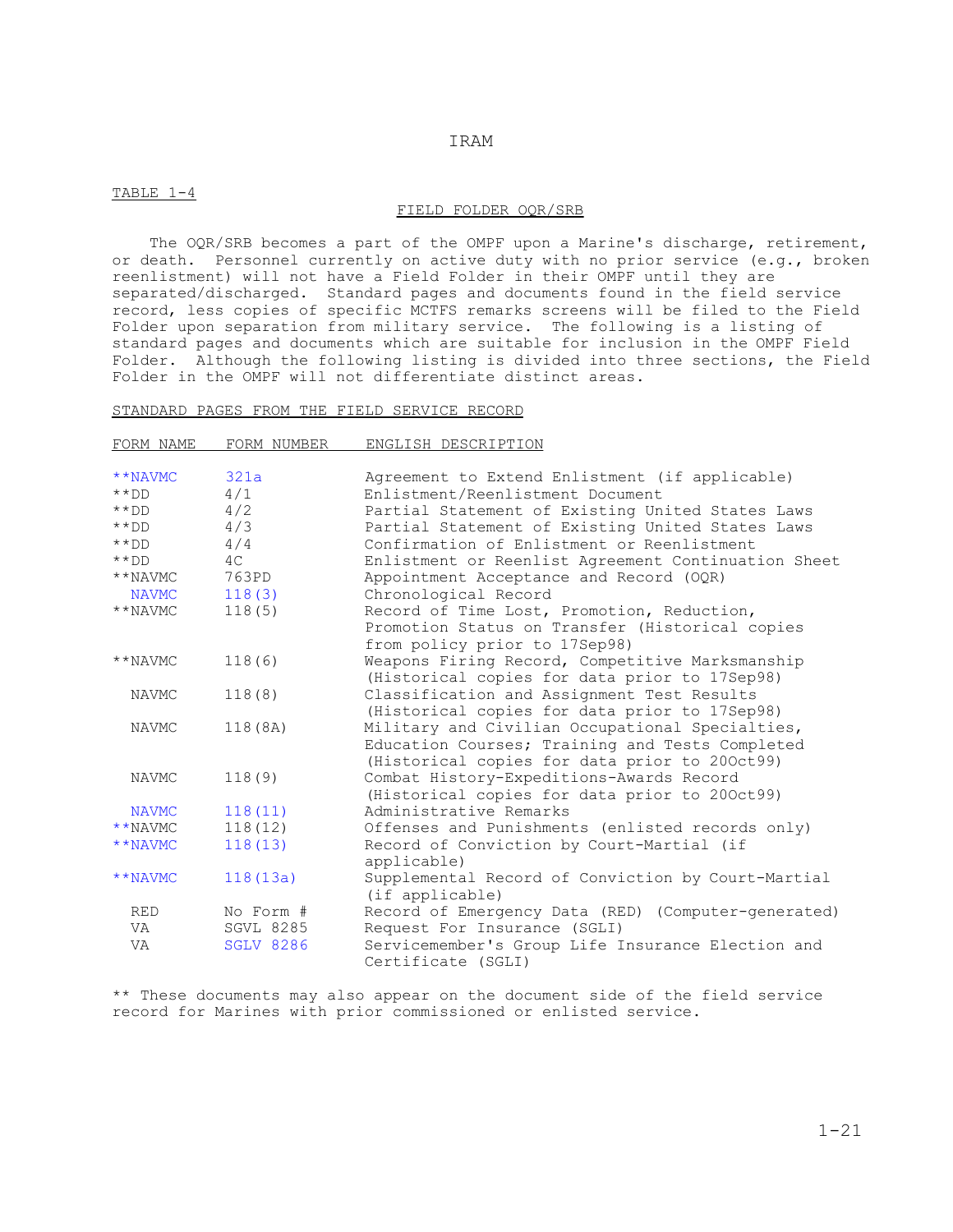TABLE 1-4

FIELD FOLDER OQR/SRB

The OQR/SRB becomes a part of the OMPF upon a Marine's discharge, retirement, or death. Personnel currently on active duty with no prior service (e.g., broken reenlistment) will not have a Field Folder in their OMPF until they are separated/discharged. Standard pages and documents found in the field service record, less copies of specific MCTFS remarks screens will be filed to the Field Folder upon separation from military service. The following is a listing of standard pages and documents which are suitable for inclusion in the OMPF Field Folder. Although the following listing is divided into three sections, the Field Folder in the OMPF will not differentiate distinct areas.

STANDARD PAGES FROM THE FIELD SERVICE RECORD

| FORM NAME | FORM NUMBER | ENGLISH DESCRIPTION |
|---|---|---|
| **NAVMC | 321a | Agreement to Extend Enlistment (if applicable) |
| **DD | 4/1 | Enlistment/Reenlistment Document |
| **DD | 4/2 | Partial Statement of Existing United States Laws |
| **DD | 4/3 | Partial Statement of Existing United States Laws |
| **DD | 4/4 | Confirmation of Enlistment or Reenlistment |
| **DD | 4C | Enlistment or Reenlist Agreement Continuation Sheet |
| **NAVMC | 763PD | Appointment Acceptance and Record (OQR) |
| NAVMC | 118(3) | Chronological Record |
| **NAVMC | 118(5) | Record of Time Lost, Promotion, Reduction, Promotion Status on Transfer (Historical copies from policy prior to 17Sep98) |
| **NAVMC | 118(6) | Weapons Firing Record, Competitive Marksmanship (Historical copies for data prior to 17Sep98) |
| NAVMC | 118(8) | Classification and Assignment Test Results (Historical copies for data prior to 17Sep98) |
| NAVMC | 118(8A) | Military and Civilian Occupational Specialties, Education Courses; Training and Tests Completed (Historical copies for data prior to 20Oct99) |
| NAVMC | 118(9) | Combat History-Expeditions-Awards Record (Historical copies for data prior to 20Oct99) |
| NAVMC | 118(11) | Administrative Remarks |
| **NAVMC | 118(12) | Offenses and Punishments (enlisted records only) |
| **NAVMC | 118(13) | Record of Conviction by Court-Martial (if applicable) |
| **NAVMC | 118(13a) | Supplemental Record of Conviction by Court-Martial (if applicable) |
| RED | No Form # | Record of Emergency Data (RED) (Computer-generated) |
| VA | SGVL 8285 | Request For Insurance (SGLI) |
| VA | SGLV 8286 | Servicemember's Group Life Insurance Election and Certificate (SGLI) |

** These documents may also appear on the document side of the field service record for Marines with prior commissioned or enlisted service.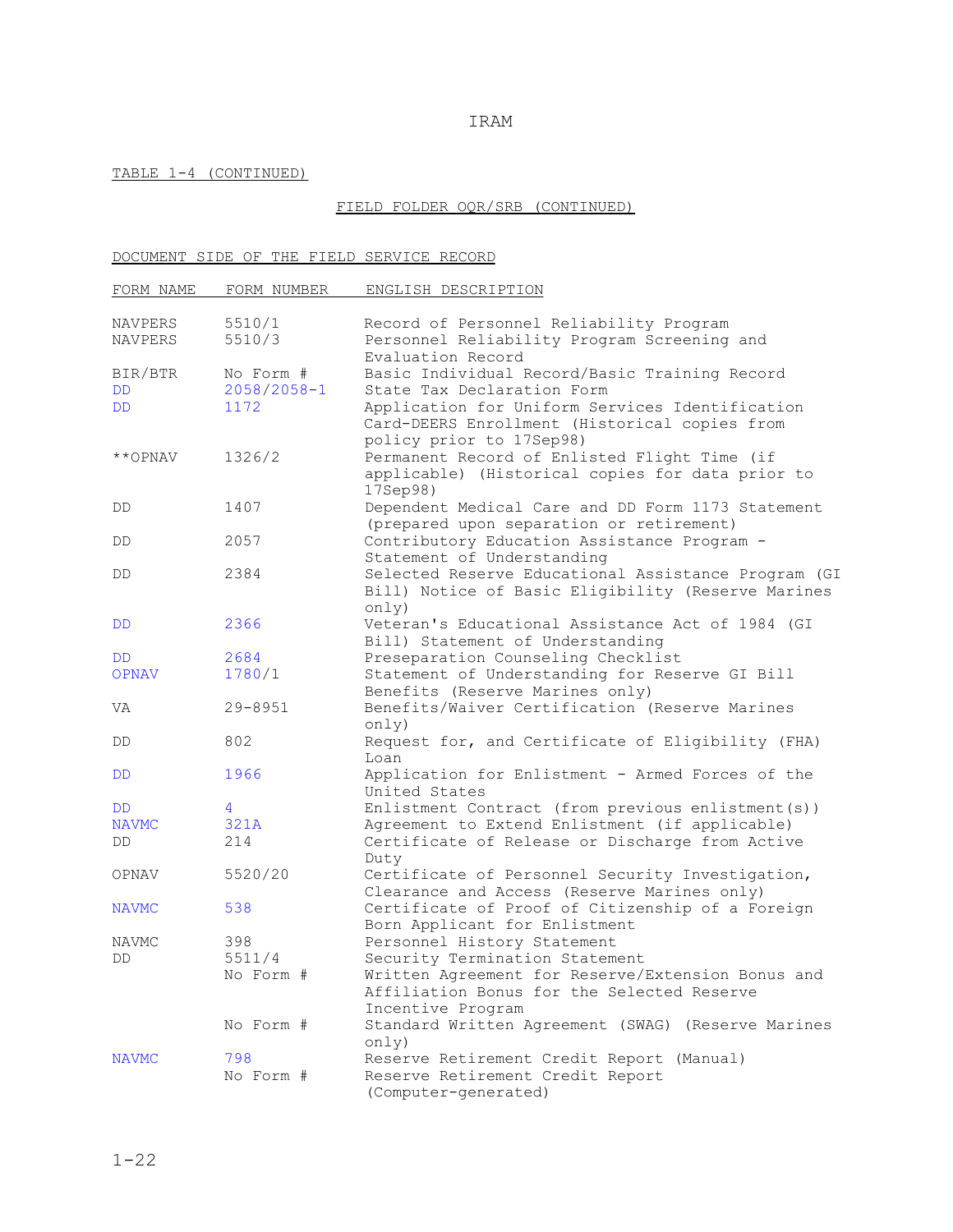TABLE 1-4 (CONTINUED)

FIELD FOLDER OQR/SRB (CONTINUED)

DOCUMENT SIDE OF THE FIELD SERVICE RECORD

| FORM NAME | FORM NUMBER | ENGLISH DESCRIPTION |
|---|---|---|
| NAVPERS | 5510/1 | Record of Personnel Reliability Program |
| NAVPERS | 5510/3 | Personnel Reliability Program Screening and Evaluation Record |
| BIR/BTR | No Form # | Basic Individual Record/Basic Training Record |
| DD | 2058/2058-1 | State Tax Declaration Form |
| DD | 1172 | Application for Uniform Services Identification Card-DEERS Enrollment (Historical copies from policy prior to 17Sep98) |
| **OPNAV | 1326/2 | Permanent Record of Enlisted Flight Time (if applicable) (Historical copies for data prior to 17Sep98) |
| DD | 1407 | Dependent Medical Care and DD Form 1173 Statement (prepared upon separation or retirement) |
| DD | 2057 | Contributory Education Assistance Program - Statement of Understanding |
| DD | 2384 | Selected Reserve Educational Assistance Program (GI Bill) Notice of Basic Eligibility (Reserve Marines only) |
| DD | 2366 | Veteran's Educational Assistance Act of 1984 (GI Bill) Statement of Understanding |
| DD | 2684 | Preseparation Counseling Checklist |
| OPNAV | 1780/1 | Statement of Understanding for Reserve GI Bill Benefits (Reserve Marines only) |
| VA | 29-8951 | Benefits/Waiver Certification (Reserve Marines only) |
| DD | 802 | Request for, and Certificate of Eligibility (FHA) Loan |
| DD | 1966 | Application for Enlistment - Armed Forces of the United States |
| DD | 4 | Enlistment Contract (from previous enlistment(s)) |
| NAVMC | 321A | Agreement to Extend Enlistment (if applicable) |
| DD | 214 | Certificate of Release or Discharge from Active Duty |
| OPNAV | 5520/20 | Certificate of Personnel Security Investigation, Clearance and Access (Reserve Marines only) |
| NAVMC | 538 | Certificate of Proof of Citizenship of a Foreign Born Applicant for Enlistment |
| NAVMC | 398 | Personnel History Statement |
| DD | 5511/4 | Security Termination Statement |
| | No Form # | Written Agreement for Reserve/Extension Bonus and Affiliation Bonus for the Selected Reserve Incentive Program |
| | No Form # | Standard Written Agreement (SWAG) (Reserve Marines only) |
| NAVMC | 798 | Reserve Retirement Credit Report (Manual) |
| | No Form # | Reserve Retirement Credit Report (Computer-generated) |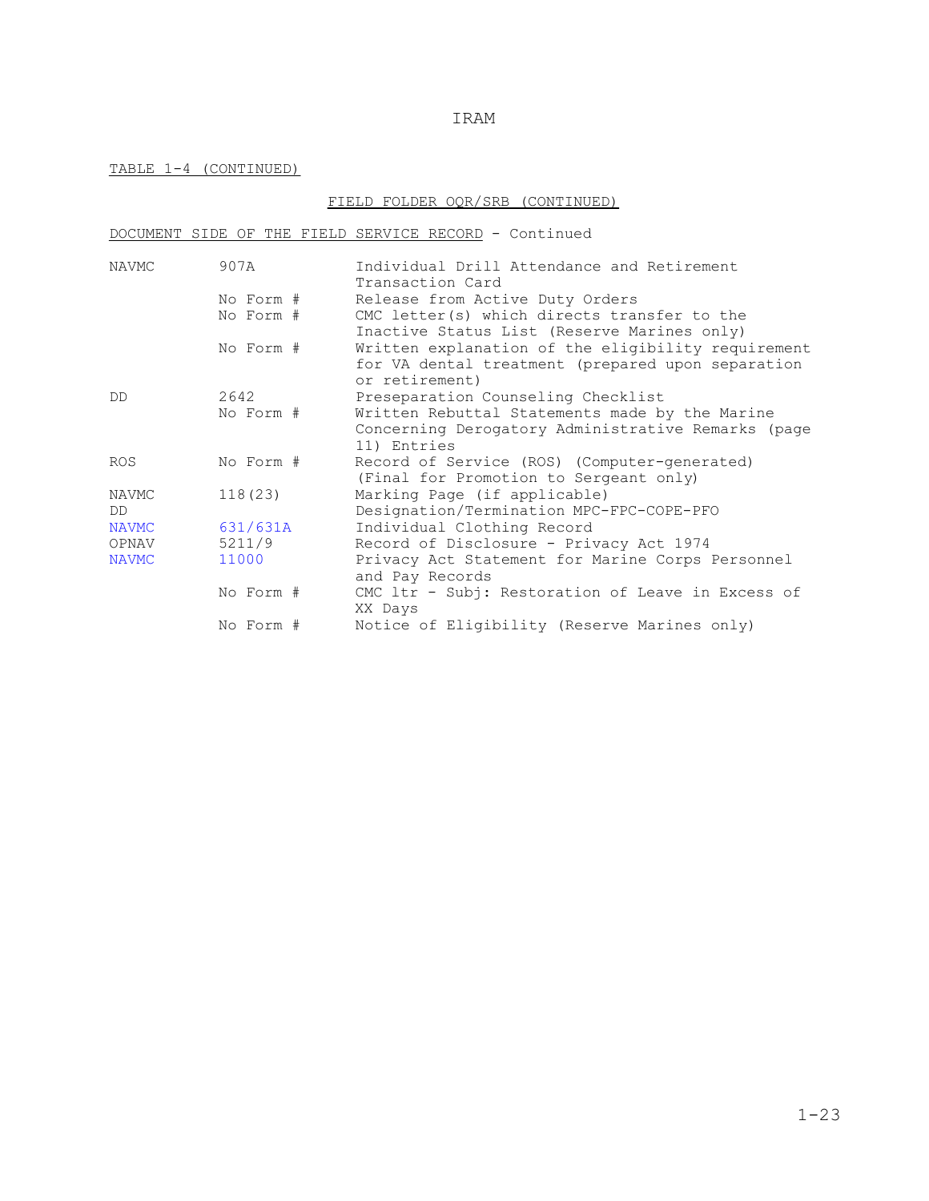IRAM

TABLE 1-4 (CONTINUED)

FIELD FOLDER OQR/SRB (CONTINUED)

DOCUMENT SIDE OF THE FIELD SERVICE RECORD - Continued

| | | |
|---|---|---|
| NAVMC | 907A | Individual Drill Attendance and Retirement Transaction Card |
| | No Form # | Release from Active Duty Orders |
| | No Form # | CMC letter(s) which directs transfer to the Inactive Status List (Reserve Marines only) |
| | No Form # | Written explanation of the eligibility requirement for VA dental treatment (prepared upon separation or retirement) |
| DD | 2642 | Preseparation Counseling Checklist |
| | No Form # | Written Rebuttal Statements made by the Marine Concerning Derogatory Administrative Remarks (page 11) Entries |
| ROS | No Form # | Record of Service (ROS) (Computer-generated) (Final for Promotion to Sergeant only) |
| NAVMC | 118(23) | Marking Page (if applicable) |
| DD | | Designation/Termination MPC-FPC-COPE-PFO |
| NAVMC | 631/631A | Individual Clothing Record |
| OPNAV | 5211/9 | Record of Disclosure - Privacy Act 1974 |
| NAVMC | 11000 | Privacy Act Statement for Marine Corps Personnel and Pay Records |
| | No Form # | CMC ltr - Subj: Restoration of Leave in Excess of XX Days |
| | No Form # | Notice of Eligibility (Reserve Marines only) |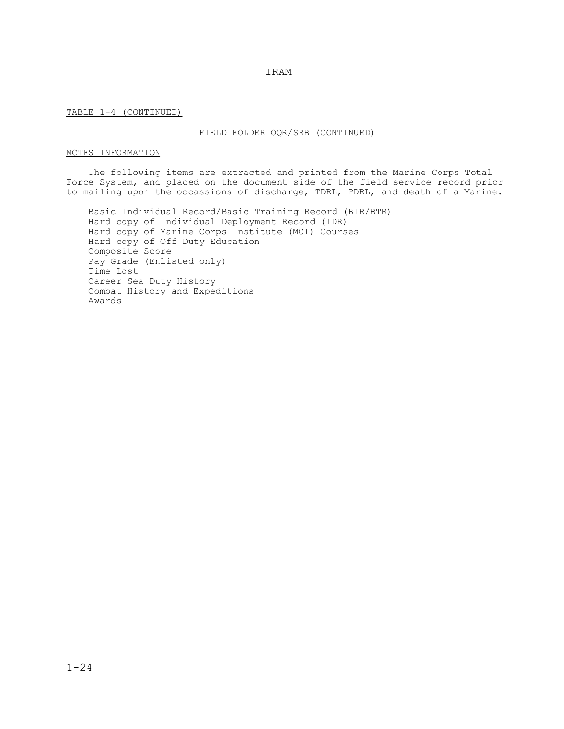TABLE 1-4 (CONTINUED)

FIELD FOLDER OQR/SRB (CONTINUED)

MCTFS INFORMATION

The following items are extracted and printed from the Marine Corps Total Force System, and placed on the document side of the field service record prior to mailing upon the occassions of discharge, TDRL, PDRL, and death of a Marine.

Basic Individual Record/Basic Training Record (BIR/BTR)
Hard copy of Individual Deployment Record (IDR)
Hard copy of Marine Corps Institute (MCI) Courses
Hard copy of Off Duty Education
Composite Score
Pay Grade (Enlisted only)
Time Lost
Career Sea Duty History
Combat History and Expeditions
Awards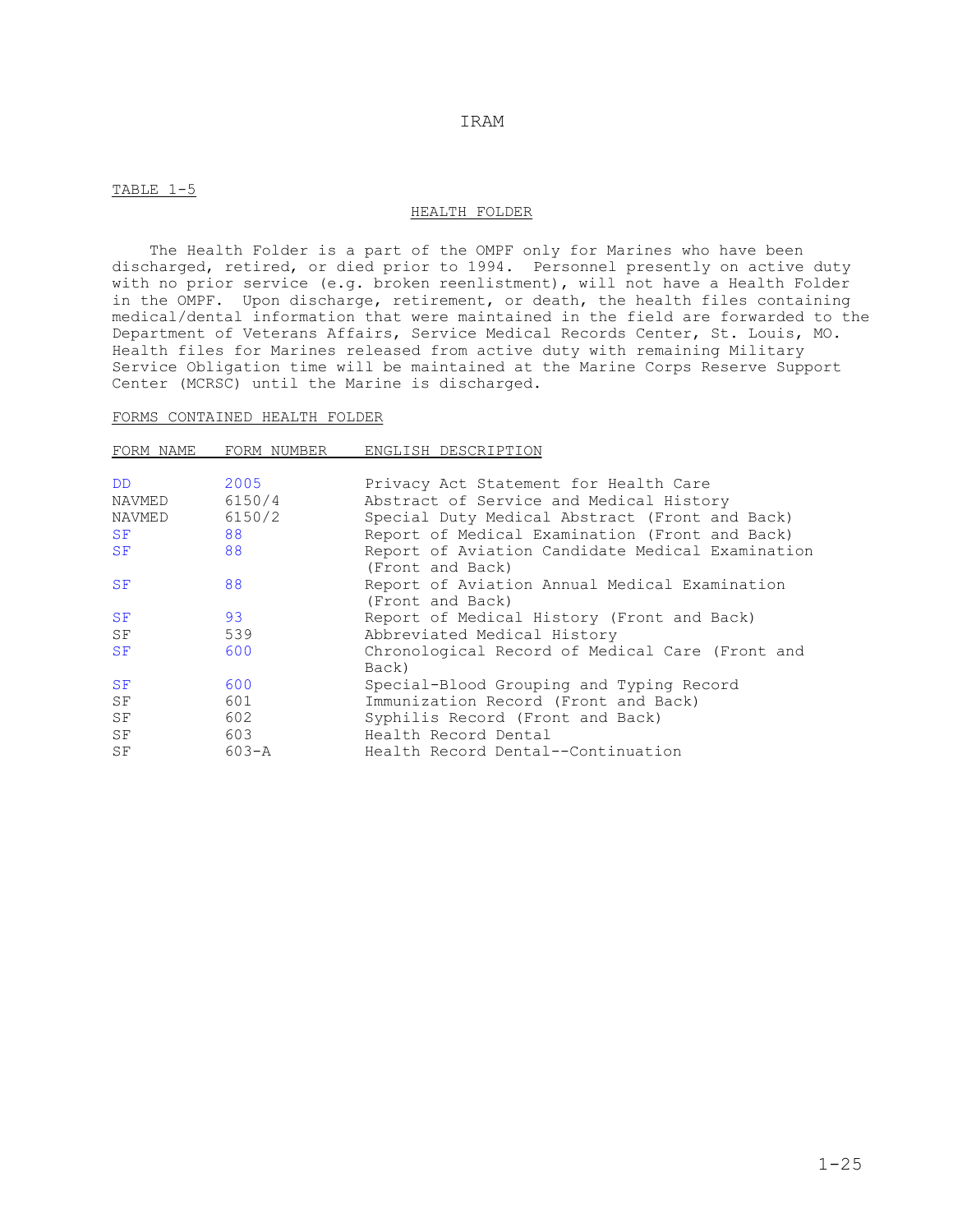TABLE 1-5

## HEALTH FOLDER

The Health Folder is a part of the OMPF only for Marines who have been discharged, retired, or died prior to 1994. Personnel presently on active duty with no prior service (e.g. broken reenlistment), will not have a Health Folder in the OMPF. Upon discharge, retirement, or death, the health files containing medical/dental information that were maintained in the field are forwarded to the Department of Veterans Affairs, Service Medical Records Center, St. Louis, MO. Health files for Marines released from active duty with remaining Military Service Obligation time will be maintained at the Marine Corps Reserve Support Center (MCRSC) until the Marine is discharged.

FORMS CONTAINED HEALTH FOLDER

| FORM NAME | FORM NUMBER | ENGLISH DESCRIPTION |
|---|---|---|
| DD | 2005 | Privacy Act Statement for Health Care |
| NAVMED | 6150/4 | Abstract of Service and Medical History |
| NAVMED | 6150/2 | Special Duty Medical Abstract (Front and Back) |
| SF | 88 | Report of Medical Examination (Front and Back) |
| SF | 88 | Report of Aviation Candidate Medical Examination (Front and Back) |
| SF | 88 | Report of Aviation Annual Medical Examination (Front and Back) |
| SF | 93 | Report of Medical History (Front and Back) |
| SF | 539 | Abbreviated Medical History |
| SF | 600 | Chronological Record of Medical Care (Front and Back) |
| SF | 600 | Special-Blood Grouping and Typing Record |
| SF | 601 | Immunization Record (Front and Back) |
| SF | 602 | Syphilis Record (Front and Back) |
| SF | 603 | Health Record Dental |
| SF | 603-A | Health Record Dental--Continuation |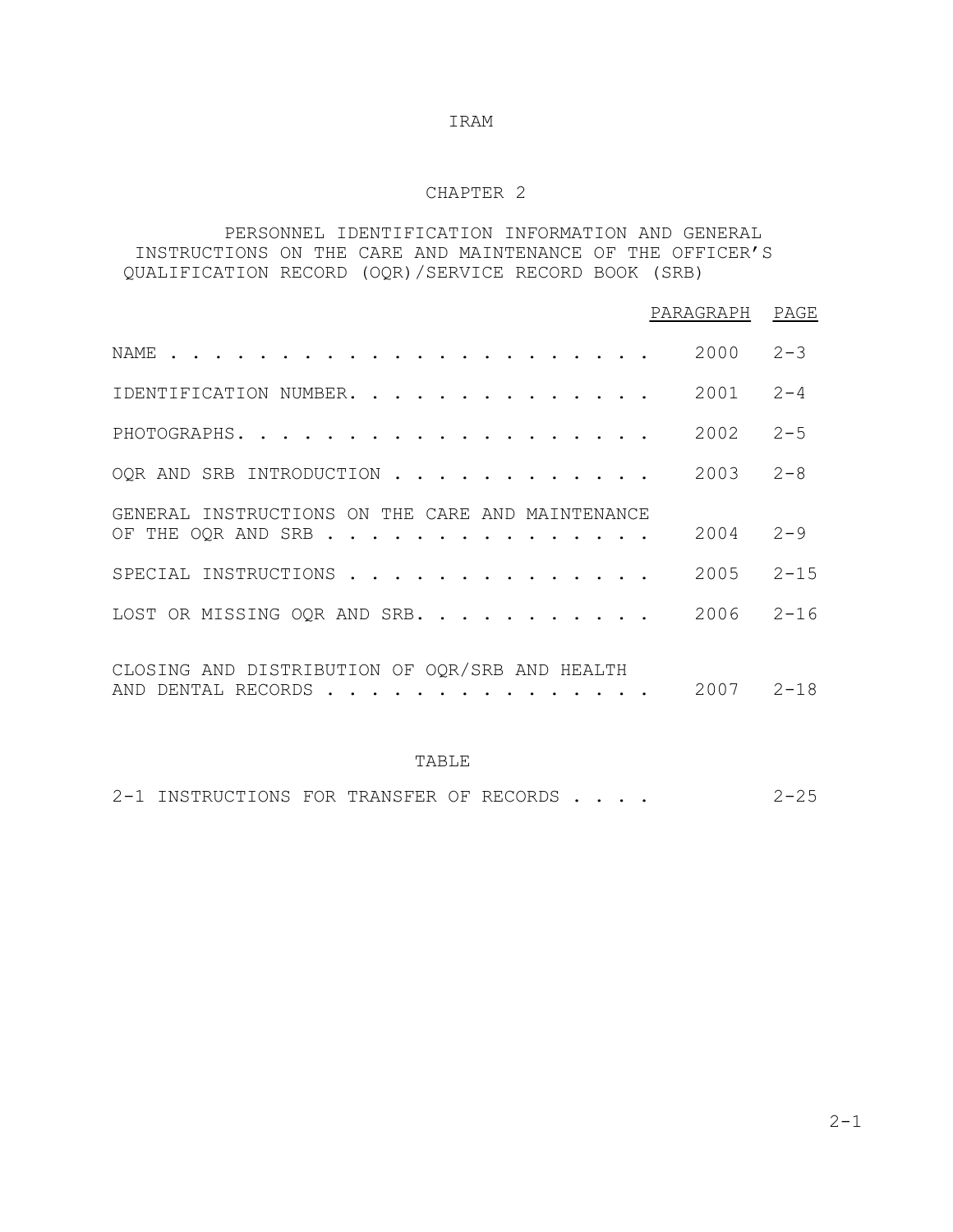# CHAPTER 2

## PERSONNEL IDENTIFICATION INFORMATION AND GENERAL INSTRUCTIONS ON THE CARE AND MAINTENANCE OF THE OFFICER'S QUALIFICATION RECORD (OQR)/SERVICE RECORD BOOK (SRB)

| | PARAGRAPH | PAGE |
|---|---|---|
| NAME | 2000 | 2-3 |
| IDENTIFICATION NUMBER | 2001 | 2-4 |
| PHOTOGRAPHS | 2002 | 2-5 |
| OQR AND SRB INTRODUCTION | 2003 | 2-8 |
| GENERAL INSTRUCTIONS ON THE CARE AND MAINTENANCE OF THE OQR AND SRB | 2004 | 2-9 |
| SPECIAL INSTRUCTIONS | 2005 | 2-15 |
| LOST OR MISSING OQR AND SRB | 2006 | 2-16 |
| CLOSING AND DISTRIBUTION OF OQR/SRB AND HEALTH AND DENTAL RECORDS | 2007 | 2-18 |

### TABLE

| | PAGE |
|---|---|
| 2-1 INSTRUCTIONS FOR TRANSFER OF RECORDS | 2-25 |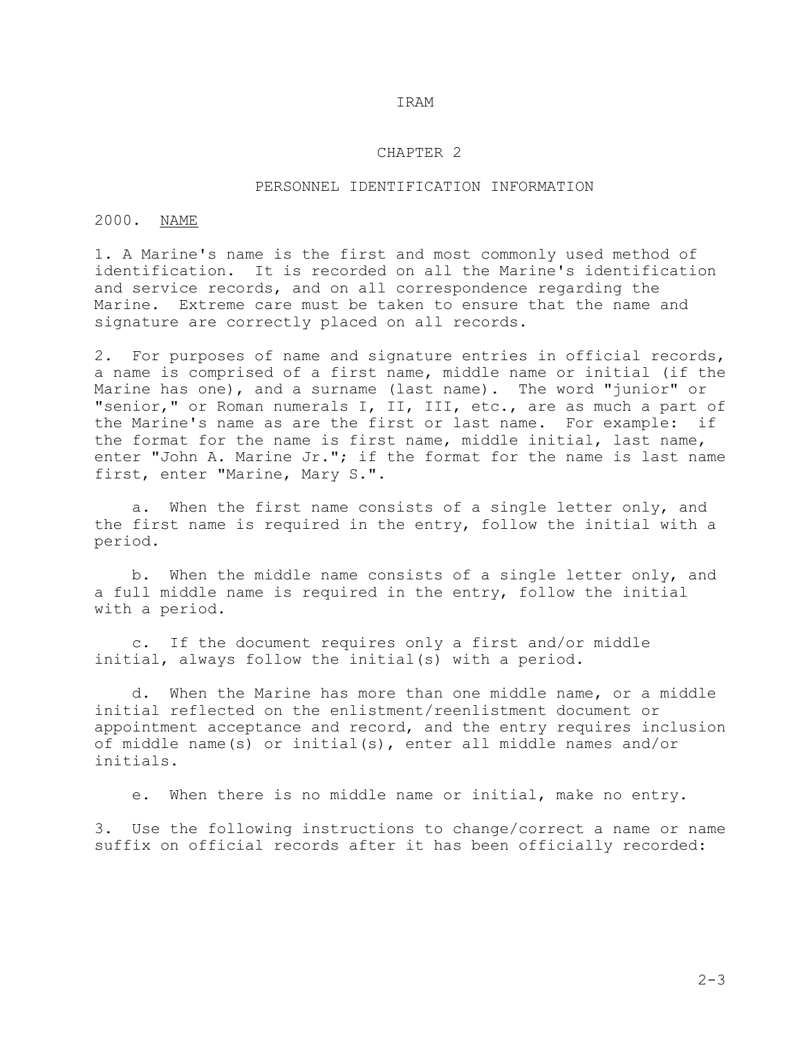# CHAPTER 2

## PERSONNEL IDENTIFICATION INFORMATION

### 2000. NAME

1. A Marine's name is the first and most commonly used method of identification. It is recorded on all the Marine's identification and service records, and on all correspondence regarding the Marine. Extreme care must be taken to ensure that the name and signature are correctly placed on all records.

2. For purposes of name and signature entries in official records, a name is comprised of a first name, middle name or initial (if the Marine has one), and a surname (last name). The word "junior" or "senior," or Roman numerals I, II, III, etc., are as much a part of the Marine's name as are the first or last name. For example: if the format for the name is first name, middle initial, last name, enter "John A. Marine Jr."; if the format for the name is last name first, enter "Marine, Mary S.".

   a. When the first name consists of a single letter only, and the first name is required in the entry, follow the initial with a period.

   b. When the middle name consists of a single letter only, and a full middle name is required in the entry, follow the initial with a period.

   c. If the document requires only a first and/or middle initial, always follow the initial(s) with a period.

   d. When the Marine has more than one middle name, or a middle initial reflected on the enlistment/reenlistment document or appointment acceptance and record, and the entry requires inclusion of middle name(s) or initial(s), enter all middle names and/or initials.

   e. When there is no middle name or initial, make no entry.

3. Use the following instructions to change/correct a name or name suffix on official records after it has been officially recorded: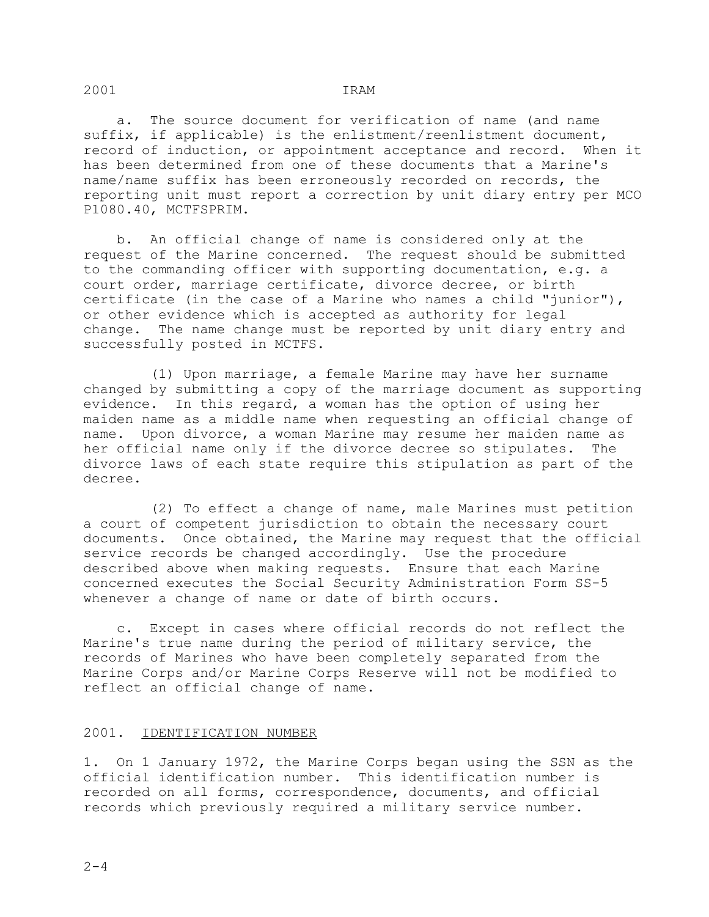a. The source document for verification of name (and name suffix, if applicable) is the enlistment/reenlistment document, record of induction, or appointment acceptance and record. When it has been determined from one of these documents that a Marine's name/name suffix has been erroneously recorded on records, the reporting unit must report a correction by unit diary entry per MCO P1080.40, MCTFSPRIM.

b. An official change of name is considered only at the request of the Marine concerned. The request should be submitted to the commanding officer with supporting documentation, e.g. a court order, marriage certificate, divorce decree, or birth certificate (in the case of a Marine who names a child "junior"), or other evidence which is accepted as authority for legal change. The name change must be reported by unit diary entry and successfully posted in MCTFS.

(1) Upon marriage, a female Marine may have her surname changed by submitting a copy of the marriage document as supporting evidence. In this regard, a woman has the option of using her maiden name as a middle name when requesting an official change of name. Upon divorce, a woman Marine may resume her maiden name as her official name only if the divorce decree so stipulates. The divorce laws of each state require this stipulation as part of the decree.

(2) To effect a change of name, male Marines must petition a court of competent jurisdiction to obtain the necessary court documents. Once obtained, the Marine may request that the official service records be changed accordingly. Use the procedure described above when making requests. Ensure that each Marine concerned executes the Social Security Administration Form SS-5 whenever a change of name or date of birth occurs.

c. Except in cases where official records do not reflect the Marine's true name during the period of military service, the records of Marines who have been completely separated from the Marine Corps and/or Marine Corps Reserve will not be modified to reflect an official change of name.

## 2001. IDENTIFICATION NUMBER

1. On 1 January 1972, the Marine Corps began using the SSN as the official identification number. This identification number is recorded on all forms, correspondence, documents, and official records which previously required a military service number.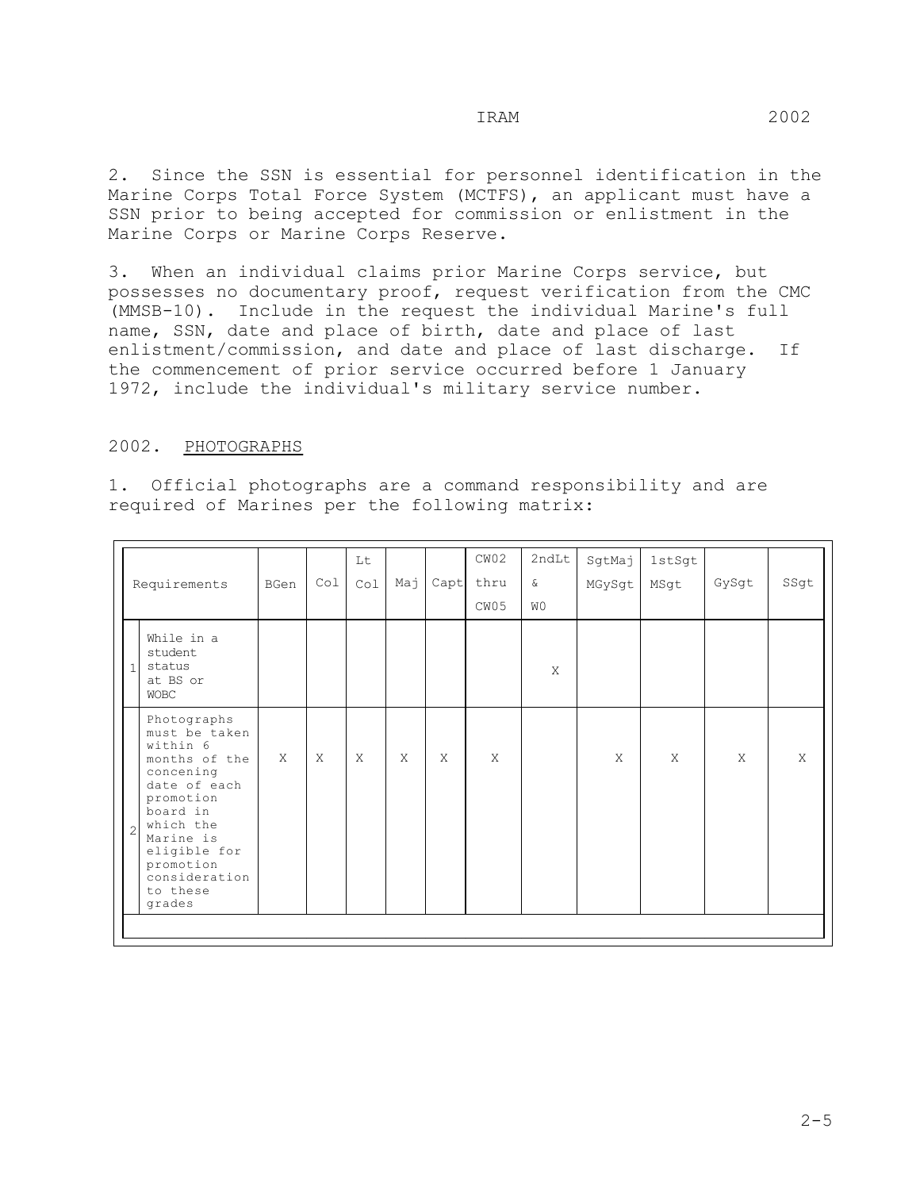2. Since the SSN is essential for personnel identification in the Marine Corps Total Force System (MCTFS), an applicant must have a SSN prior to being accepted for commission or enlistment in the Marine Corps or Marine Corps Reserve.

3. When an individual claims prior Marine Corps service, but possesses no documentary proof, request verification from the CMC (MMSB-10). Include in the request the individual Marine's full name, SSN, date and place of birth, date and place of last enlistment/commission, and date and place of last discharge. If the commencement of prior service occurred before 1 January 1972, include the individual's military service number.

## 2002. PHOTOGRAPHS

1. Official photographs are a command responsibility and are required of Marines per the following matrix:

| | Requirements | BGen | Col | Lt Col | Maj | Capt | CW02 thru CW05 | 2ndLt & WO | SgtMaj MGySgt | 1stSgt MSgt | GySgt | SSgt |
|---|---|---|---|---|---|---|---|---|---|---|---|---|
| 1 | While in a student status at BS or WOBC | | | | | | | X | | | | |
| 2 | Photographs must be taken within 6 months of the concening date of each promotion board in which the Marine is eligible for promotion consideration to these grades | X | X | X | X | X | X | | X | X | X | X |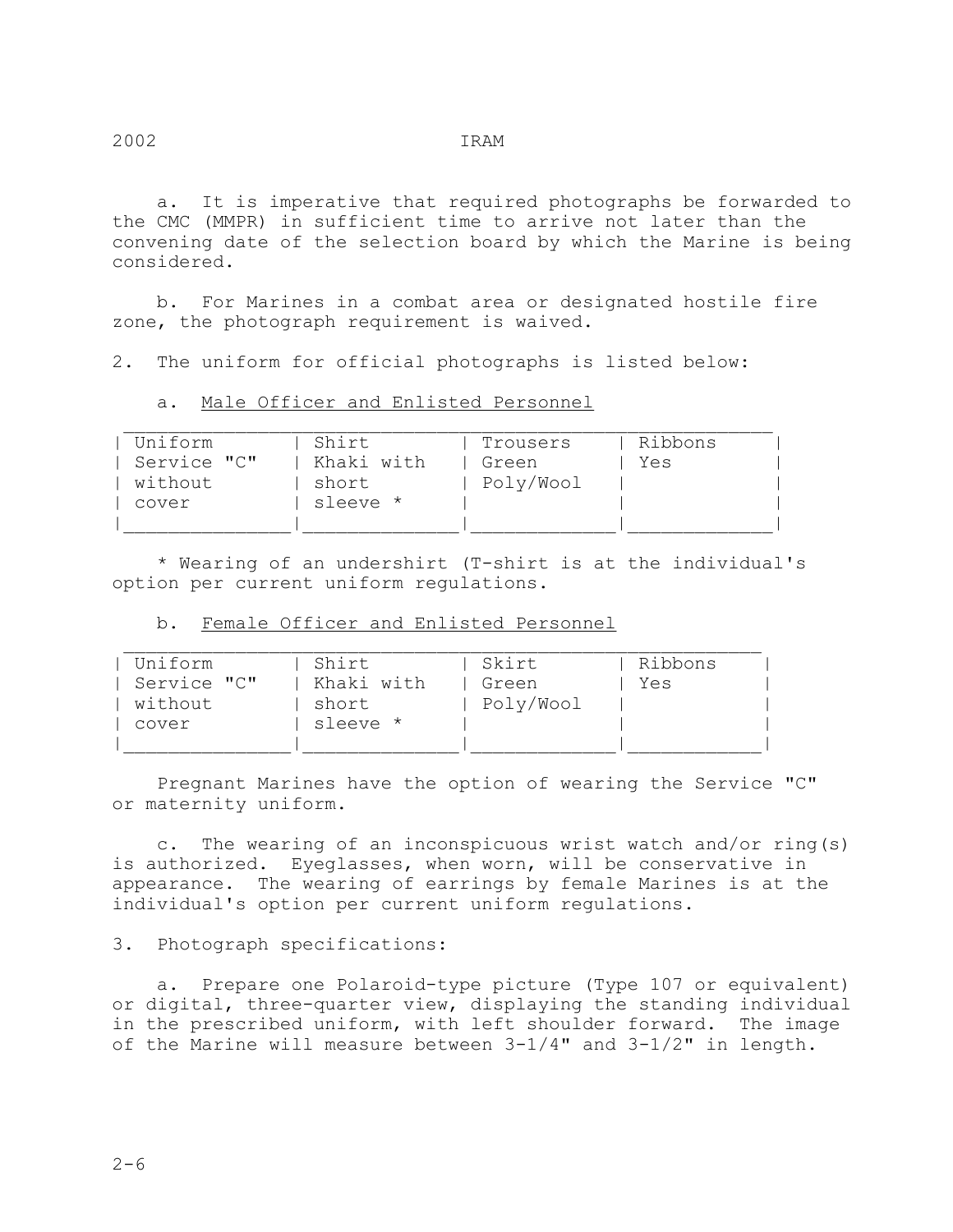a. It is imperative that required photographs be forwarded to the CMC (MMPR) in sufficient time to arrive not later than the convening date of the selection board by which the Marine is being considered.

b. For Marines in a combat area or designated hostile fire zone, the photograph requirement is waived.

2. The uniform for official photographs is listed below:

a. <u>Male Officer and Enlisted Personnel</u>

| Uniform | Shirt | Trousers | Ribbons |
|---|---|---|---|
| Service "C" without cover | Khaki with short sleeve * | Green Poly/Wool | Yes |

* Wearing of an undershirt (T-shirt is at the individual's option per current uniform regulations.

b. <u>Female Officer and Enlisted Personnel</u>

| Uniform | Shirt | Skirt | Ribbons |
|---|---|---|---|
| Service "C" without cover | Khaki with short sleeve * | Green Poly/Wool | Yes |

Pregnant Marines have the option of wearing the Service "C" or maternity uniform.

c. The wearing of an inconspicuous wrist watch and/or ring(s) is authorized. Eyeglasses, when worn, will be conservative in appearance. The wearing of earrings by female Marines is at the individual's option per current uniform regulations.

3. Photograph specifications:

a. Prepare one Polaroid-type picture (Type 107 or equivalent) or digital, three-quarter view, displaying the standing individual in the prescribed uniform, with left shoulder forward. The image of the Marine will measure between 3-1/4" and 3-1/2" in length.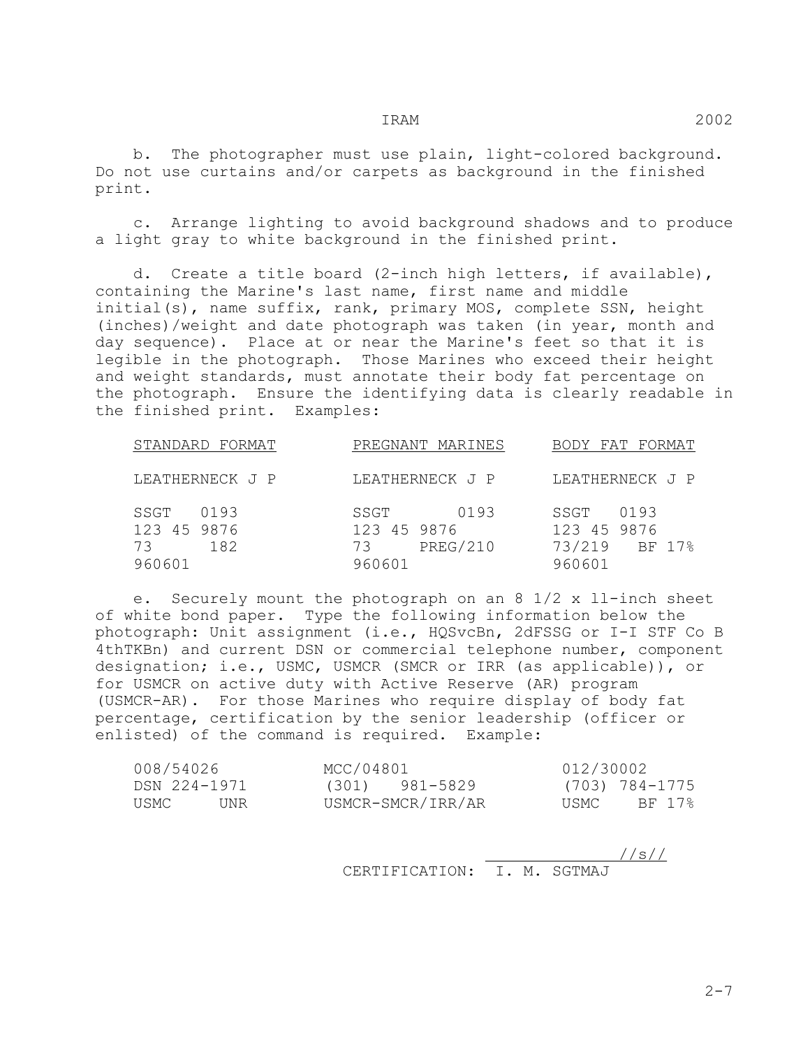b. The photographer must use plain, light-colored background. Do not use curtains and/or carpets as background in the finished print.

c. Arrange lighting to avoid background shadows and to produce a light gray to white background in the finished print.

d. Create a title board (2-inch high letters, if available), containing the Marine's last name, first name and middle initial(s), name suffix, rank, primary MOS, complete SSN, height (inches)/weight and date photograph was taken (in year, month and day sequence). Place at or near the Marine's feet so that it is legible in the photograph. Those Marines who exceed their height and weight standards, must annotate their body fat percentage on the photograph. Ensure the identifying data is clearly readable in the finished print. Examples:

```
STANDARD FORMAT          PREGNANT MARINES         BODY FAT FORMAT

LEATHERNECK J P          LEATHERNECK J P          LEATHERNECK J P

SSGT  0193               SSGT       0193          SSGT  0193
123 45 9876              123 45 9876              123 45 9876
73     182               73   PREG/210            73/219   BF 17%
960601                   960601                   960601
```

e. Securely mount the photograph on an 8 1/2 x ll-inch sheet of white bond paper. Type the following information below the photograph: Unit assignment (i.e., HQSvcBn, 2dFSSG or I-I STF Co B 4thTKBn) and current DSN or commercial telephone number, component designation; i.e., USMC, USMCR (SMCR or IRR (as applicable)), or for USMCR on active duty with Active Reserve (AR) program (USMCR-AR). For those Marines who require display of body fat percentage, certification by the senior leadership (officer or enlisted) of the command is required. Example:

```
008/54026            MCC/04801                012/30002
DSN 224-1971         (301)  981-5829          (703) 784-1775
USMC     UNR         USMCR-SMCR/IRR/AR        USMC    BF 17%

                                                      //s//
                              CERTIFICATION: I. M. SGTMAJ
```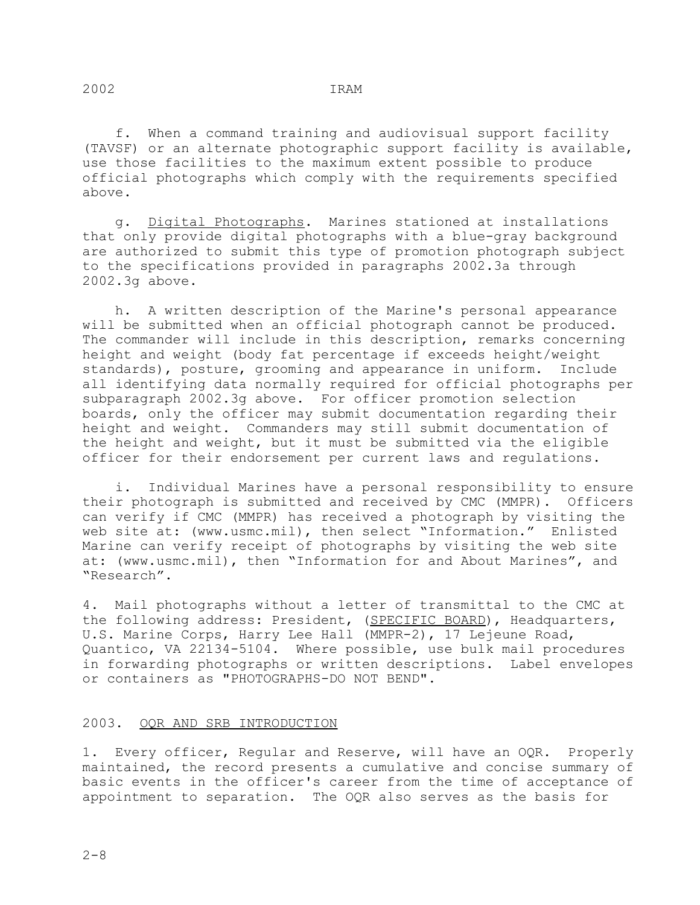f. When a command training and audiovisual support facility (TAVSF) or an alternate photographic support facility is available, use those facilities to the maximum extent possible to produce official photographs which comply with the requirements specified above.

g. Digital Photographs. Marines stationed at installations that only provide digital photographs with a blue-gray background are authorized to submit this type of promotion photograph subject to the specifications provided in paragraphs 2002.3a through 2002.3g above.

h. A written description of the Marine's personal appearance will be submitted when an official photograph cannot be produced. The commander will include in this description, remarks concerning height and weight (body fat percentage if exceeds height/weight standards), posture, grooming and appearance in uniform. Include all identifying data normally required for official photographs per subparagraph 2002.3g above. For officer promotion selection boards, only the officer may submit documentation regarding their height and weight. Commanders may still submit documentation of the height and weight, but it must be submitted via the eligible officer for their endorsement per current laws and regulations.

i. Individual Marines have a personal responsibility to ensure their photograph is submitted and received by CMC (MMPR). Officers can verify if CMC (MMPR) has received a photograph by visiting the web site at: (www.usmc.mil), then select "Information." Enlisted Marine can verify receipt of photographs by visiting the web site at: (www.usmc.mil), then "Information for and About Marines", and "Research".

4. Mail photographs without a letter of transmittal to the CMC at the following address: President, (SPECIFIC BOARD), Headquarters, U.S. Marine Corps, Harry Lee Hall (MMPR-2), 17 Lejeune Road, Quantico, VA 22134-5104. Where possible, use bulk mail procedures in forwarding photographs or written descriptions. Label envelopes or containers as "PHOTOGRAPHS-DO NOT BEND".

## 2003. OQR AND SRB INTRODUCTION

1. Every officer, Regular and Reserve, will have an OQR. Properly maintained, the record presents a cumulative and concise summary of basic events in the officer's career from the time of acceptance of appointment to separation. The OQR also serves as the basis for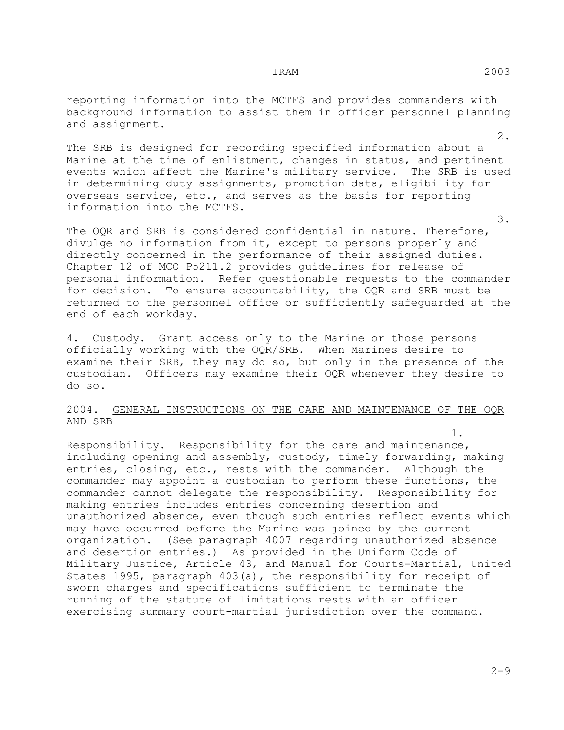reporting information into the MCTFS and provides commanders with background information to assist them in officer personnel planning and assignment.

2. The SRB is designed for recording specified information about a Marine at the time of enlistment, changes in status, and pertinent events which affect the Marine's military service. The SRB is used in determining duty assignments, promotion data, eligibility for overseas service, etc., and serves as the basis for reporting information into the MCTFS.

3. The OQR and SRB is considered confidential in nature. Therefore, divulge no information from it, except to persons properly and directly concerned in the performance of their assigned duties. Chapter 12 of MCO P5211.2 provides guidelines for release of personal information. Refer questionable requests to the commander for decision. To ensure accountability, the OQR and SRB must be returned to the personnel office or sufficiently safeguarded at the end of each workday.

4. Custody. Grant access only to the Marine or those persons officially working with the OQR/SRB. When Marines desire to examine their SRB, they may do so, but only in the presence of the custodian. Officers may examine their OQR whenever they desire to do so.

## 2004. GENERAL INSTRUCTIONS ON THE CARE AND MAINTENANCE OF THE OQR AND SRB

1. Responsibility. Responsibility for the care and maintenance, including opening and assembly, custody, timely forwarding, making entries, closing, etc., rests with the commander. Although the commander may appoint a custodian to perform these functions, the commander cannot delegate the responsibility. Responsibility for making entries includes entries concerning desertion and unauthorized absence, even though such entries reflect events which may have occurred before the Marine was joined by the current organization. (See paragraph 4007 regarding unauthorized absence and desertion entries.) As provided in the Uniform Code of Military Justice, Article 43, and Manual for Courts-Martial, United States 1995, paragraph 403(a), the responsibility for receipt of sworn charges and specifications sufficient to terminate the running of the statute of limitations rests with an officer exercising summary court-martial jurisdiction over the command.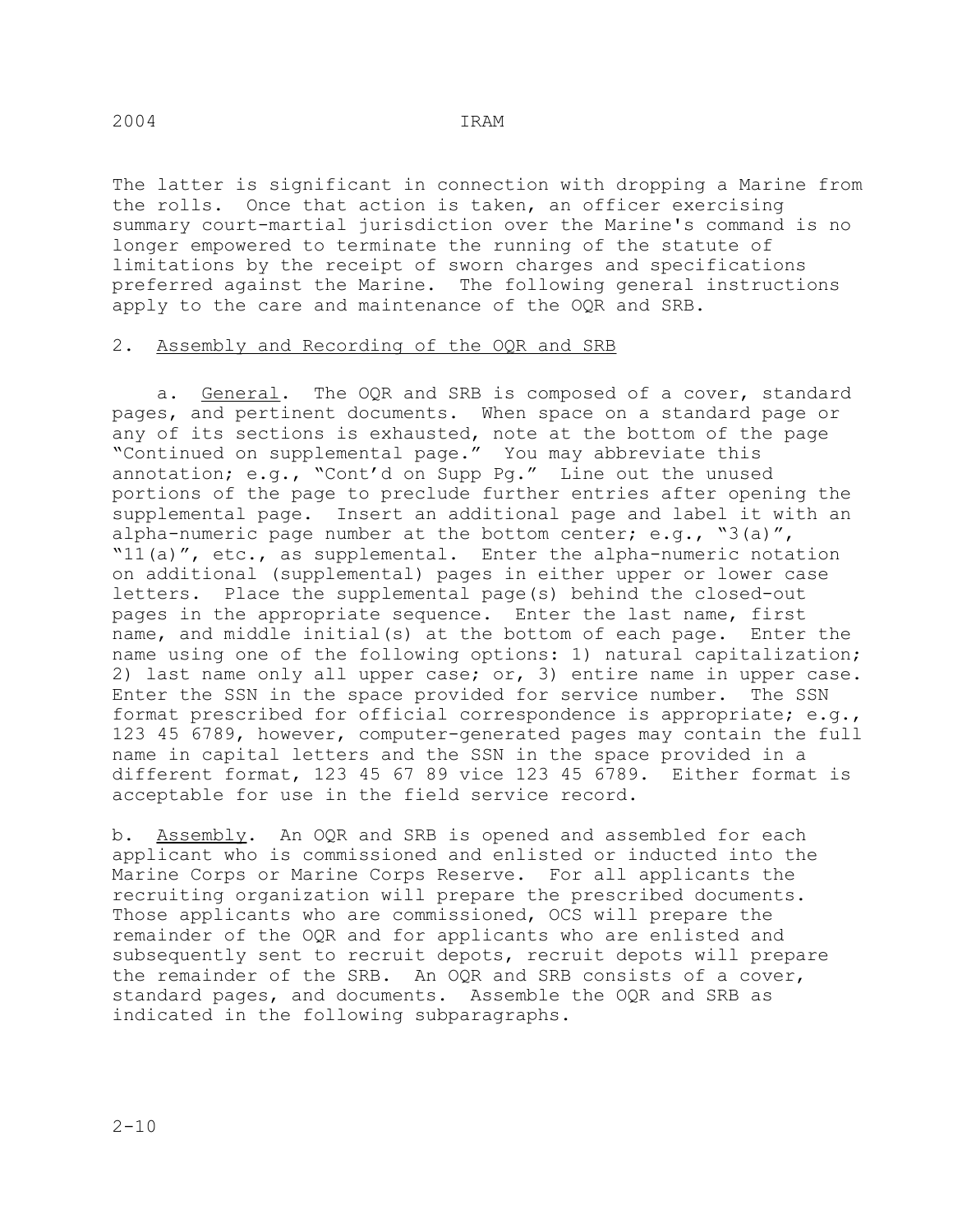The latter is significant in connection with dropping a Marine from the rolls. Once that action is taken, an officer exercising summary court-martial jurisdiction over the Marine's command is no longer empowered to terminate the running of the statute of limitations by the receipt of sworn charges and specifications preferred against the Marine. The following general instructions apply to the care and maintenance of the OQR and SRB.

2. Assembly and Recording of the OQR and SRB

a. General. The OQR and SRB is composed of a cover, standard pages, and pertinent documents. When space on a standard page or any of its sections is exhausted, note at the bottom of the page "Continued on supplemental page." You may abbreviate this annotation; e.g., "Cont'd on Supp Pg." Line out the unused portions of the page to preclude further entries after opening the supplemental page. Insert an additional page and label it with an alpha-numeric page number at the bottom center; e.g., "3(a)", "11(a)", etc., as supplemental. Enter the alpha-numeric notation on additional (supplemental) pages in either upper or lower case letters. Place the supplemental page(s) behind the closed-out pages in the appropriate sequence. Enter the last name, first name, and middle initial(s) at the bottom of each page. Enter the name using one of the following options: 1) natural capitalization; 2) last name only all upper case; or, 3) entire name in upper case. Enter the SSN in the space provided for service number. The SSN format prescribed for official correspondence is appropriate; e.g., 123 45 6789, however, computer-generated pages may contain the full name in capital letters and the SSN in the space provided in a different format, 123 45 67 89 vice 123 45 6789. Either format is acceptable for use in the field service record.

b. Assembly. An OQR and SRB is opened and assembled for each applicant who is commissioned and enlisted or inducted into the Marine Corps or Marine Corps Reserve. For all applicants the recruiting organization will prepare the prescribed documents. Those applicants who are commissioned, OCS will prepare the remainder of the OQR and for applicants who are enlisted and subsequently sent to recruit depots, recruit depots will prepare the remainder of the SRB. An OQR and SRB consists of a cover, standard pages, and documents. Assemble the OQR and SRB as indicated in the following subparagraphs.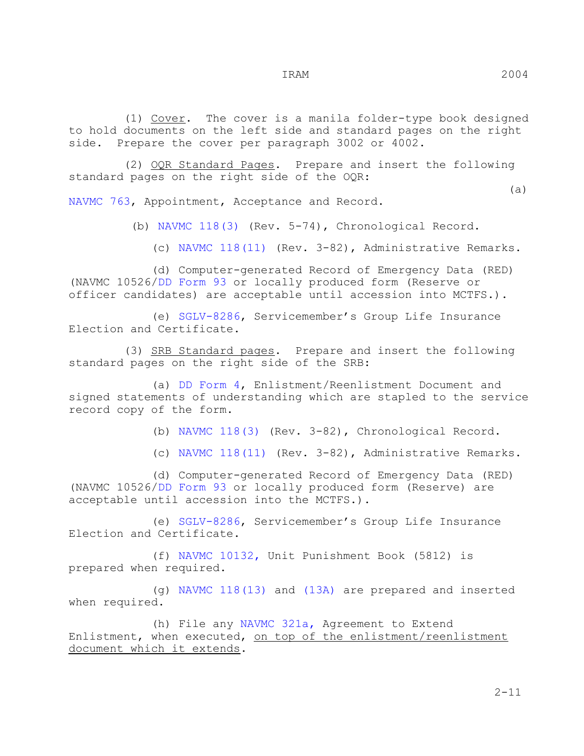(1) Cover. The cover is a manila folder-type book designed to hold documents on the left side and standard pages on the right side. Prepare the cover per paragraph 3002 or 4002.

(2) OQR Standard Pages. Prepare and insert the following standard pages on the right side of the OQR:

(a) NAVMC 763, Appointment, Acceptance and Record.

(b) NAVMC 118(3) (Rev. 5-74), Chronological Record.

(c) NAVMC 118(11) (Rev. 3-82), Administrative Remarks.

(d) Computer-generated Record of Emergency Data (RED) (NAVMC 10526/DD Form 93 or locally produced form (Reserve or officer candidates) are acceptable until accession into MCTFS.).

(e) SGLV-8286, Servicemember's Group Life Insurance Election and Certificate.

(3) SRB Standard pages. Prepare and insert the following standard pages on the right side of the SRB:

(a) DD Form 4, Enlistment/Reenlistment Document and signed statements of understanding which are stapled to the service record copy of the form.

(b) NAVMC 118(3) (Rev. 3-82), Chronological Record.

(c) NAVMC 118(11) (Rev. 3-82), Administrative Remarks.

(d) Computer-generated Record of Emergency Data (RED) (NAVMC 10526/DD Form 93 or locally produced form (Reserve) are acceptable until accession into the MCTFS.).

(e) SGLV-8286, Servicemember's Group Life Insurance Election and Certificate.

(f) NAVMC 10132, Unit Punishment Book (5812) is prepared when required.

(g) NAVMC 118(13) and (13A) are prepared and inserted when required.

(h) File any NAVMC 321a, Agreement to Extend Enlistment, when executed, <u>on top of the enlistment/reenlistment document which it extends</u>.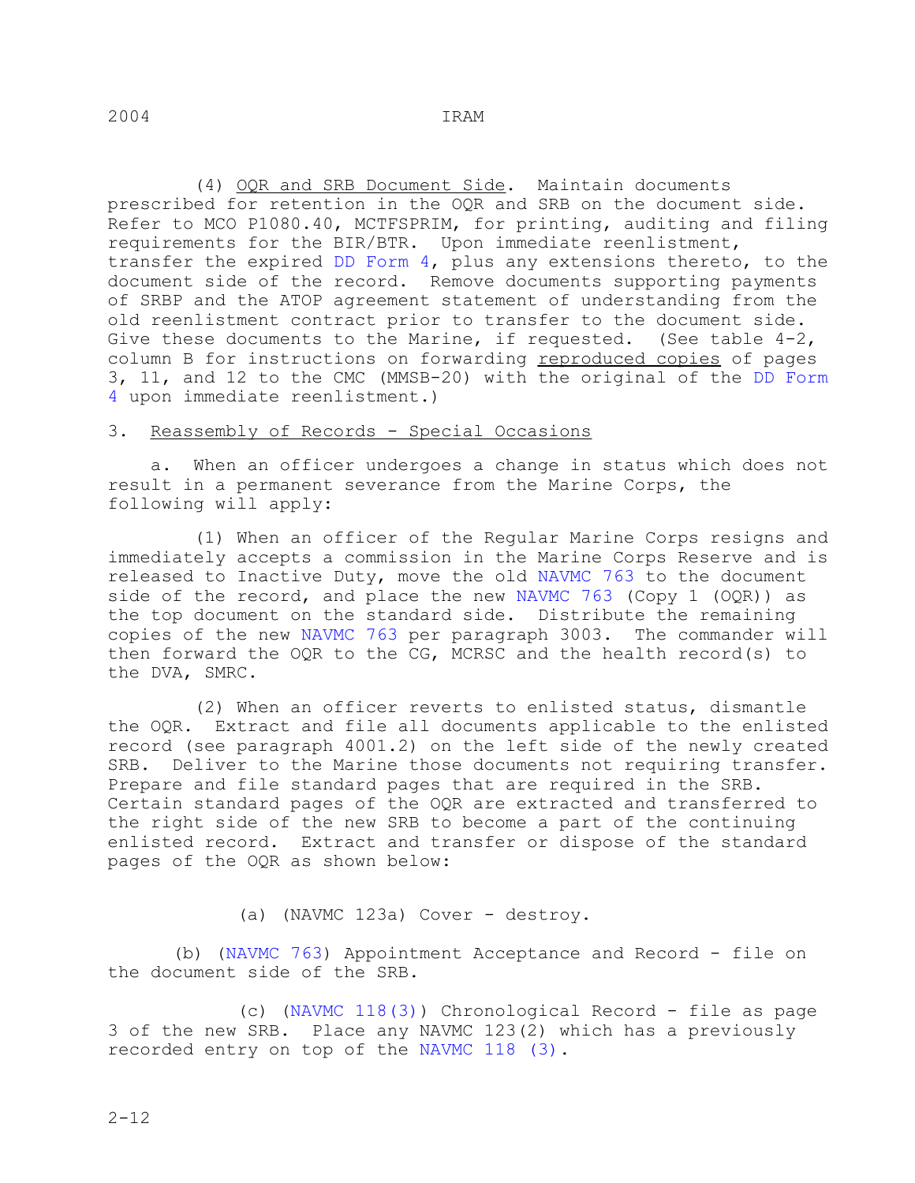(4) OQR and SRB Document Side. Maintain documents prescribed for retention in the OQR and SRB on the document side. Refer to MCO P1080.40, MCTFSPRIM, for printing, auditing and filing requirements for the BIR/BTR. Upon immediate reenlistment, transfer the expired DD Form 4, plus any extensions thereto, to the document side of the record. Remove documents supporting payments of SRBP and the ATOP agreement statement of understanding from the old reenlistment contract prior to transfer to the document side. Give these documents to the Marine, if requested. (See table 4-2, column B for instructions on forwarding reproduced copies of pages 3, 11, and 12 to the CMC (MMSB-20) with the original of the DD Form 4 upon immediate reenlistment.)

3. Reassembly of Records - Special Occasions

a. When an officer undergoes a change in status which does not result in a permanent severance from the Marine Corps, the following will apply:

(1) When an officer of the Regular Marine Corps resigns and immediately accepts a commission in the Marine Corps Reserve and is released to Inactive Duty, move the old NAVMC 763 to the document side of the record, and place the new NAVMC 763 (Copy 1 (OQR)) as the top document on the standard side. Distribute the remaining copies of the new NAVMC 763 per paragraph 3003. The commander will then forward the OQR to the CG, MCRSC and the health record(s) to the DVA, SMRC.

(2) When an officer reverts to enlisted status, dismantle the OQR. Extract and file all documents applicable to the enlisted record (see paragraph 4001.2) on the left side of the newly created SRB. Deliver to the Marine those documents not requiring transfer. Prepare and file standard pages that are required in the SRB. Certain standard pages of the OQR are extracted and transferred to the right side of the new SRB to become a part of the continuing enlisted record. Extract and transfer or dispose of the standard pages of the OQR as shown below:

(a) (NAVMC 123a) Cover - destroy.

(b) (NAVMC 763) Appointment Acceptance and Record - file on the document side of the SRB.

(c) (NAVMC 118(3)) Chronological Record - file as page 3 of the new SRB. Place any NAVMC 123(2) which has a previously recorded entry on top of the NAVMC 118 (3).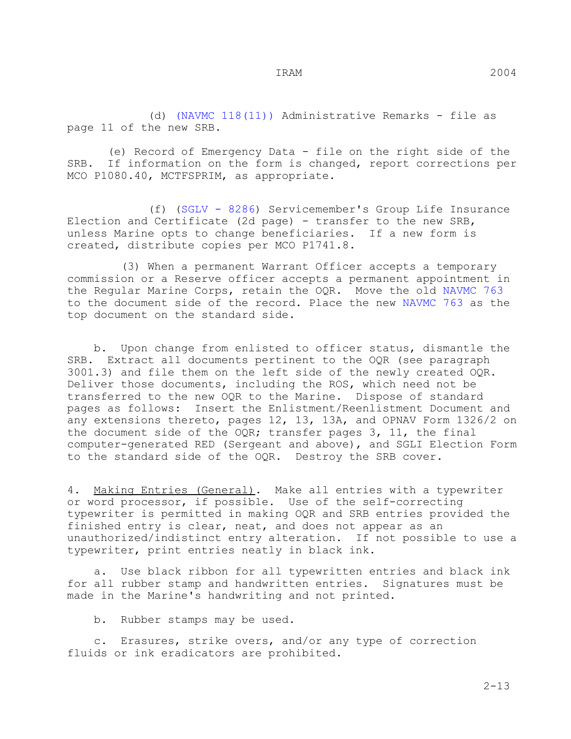(d) (NAVMC 118(11)) Administrative Remarks - file as page 11 of the new SRB.

(e) Record of Emergency Data - file on the right side of the SRB. If information on the form is changed, report corrections per MCO P1080.40, MCTFSPRIM, as appropriate.

(f) (SGLV - 8286) Servicemember's Group Life Insurance Election and Certificate (2d page) - transfer to the new SRB, unless Marine opts to change beneficiaries. If a new form is created, distribute copies per MCO P1741.8.

(3) When a permanent Warrant Officer accepts a temporary commission or a Reserve officer accepts a permanent appointment in the Regular Marine Corps, retain the OQR. Move the old NAVMC 763 to the document side of the record. Place the new NAVMC 763 as the top document on the standard side.

b. Upon change from enlisted to officer status, dismantle the SRB. Extract all documents pertinent to the OQR (see paragraph 3001.3) and file them on the left side of the newly created OQR. Deliver those documents, including the ROS, which need not be transferred to the new OQR to the Marine. Dispose of standard pages as follows: Insert the Enlistment/Reenlistment Document and any extensions thereto, pages 12, 13, 13A, and OPNAV Form 1326/2 on the document side of the OQR; transfer pages 3, 11, the final computer-generated RED (Sergeant and above), and SGLI Election Form to the standard side of the OQR. Destroy the SRB cover.

4. Making Entries (General). Make all entries with a typewriter or word processor, if possible. Use of the self-correcting typewriter is permitted in making OQR and SRB entries provided the finished entry is clear, neat, and does not appear as an unauthorized/indistinct entry alteration. If not possible to use a typewriter, print entries neatly in black ink.

a. Use black ribbon for all typewritten entries and black ink for all rubber stamp and handwritten entries. Signatures must be made in the Marine's handwriting and not printed.

b. Rubber stamps may be used.

c. Erasures, strike overs, and/or any type of correction fluids or ink eradicators are prohibited.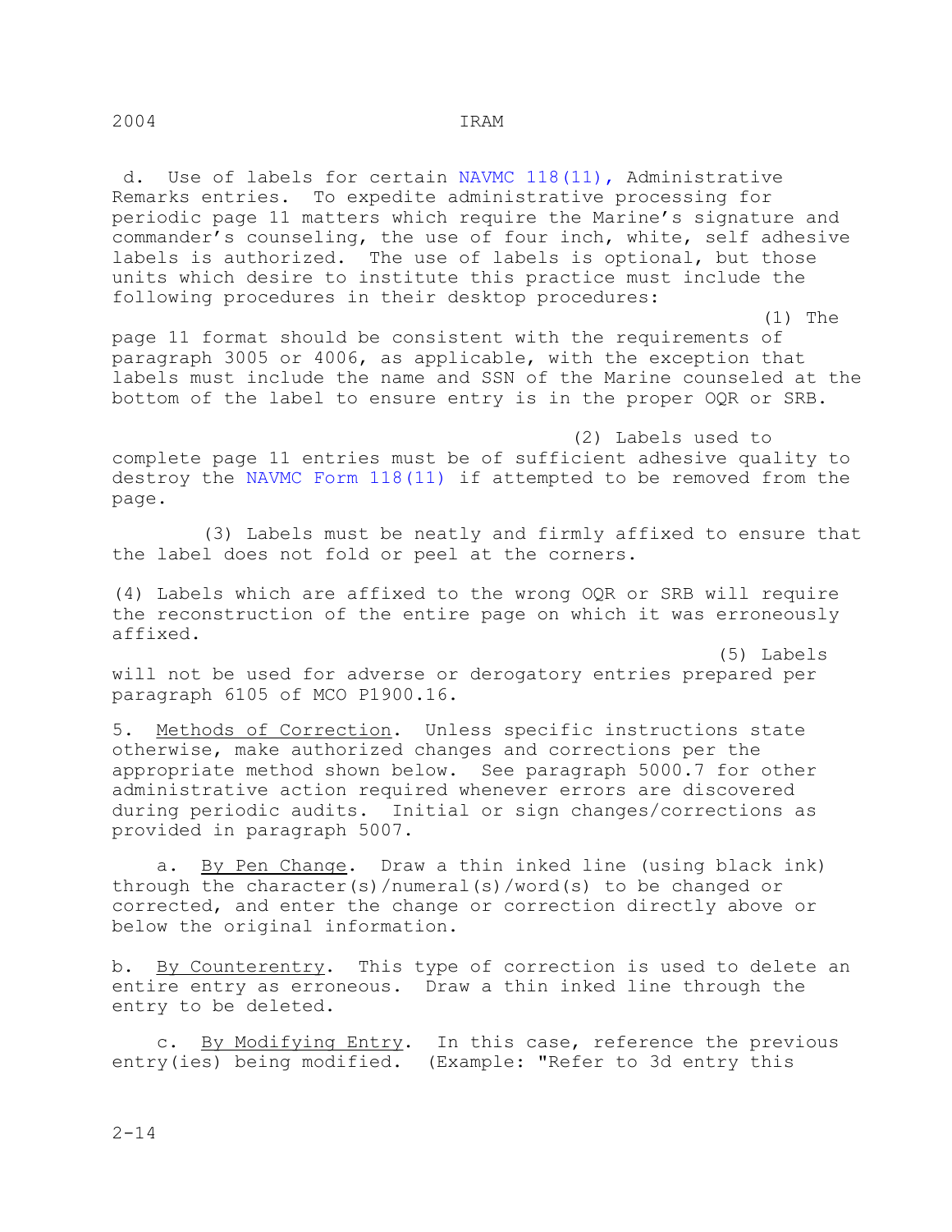d. Use of labels for certain NAVMC 118(11), Administrative Remarks entries. To expedite administrative processing for periodic page 11 matters which require the Marine's signature and commander's counseling, the use of four inch, white, self adhesive labels is authorized. The use of labels is optional, but those units which desire to institute this practice must include the following procedures in their desktop procedures:

(1) The page 11 format should be consistent with the requirements of paragraph 3005 or 4006, as applicable, with the exception that labels must include the name and SSN of the Marine counseled at the bottom of the label to ensure entry is in the proper OQR or SRB.

(2) Labels used to complete page 11 entries must be of sufficient adhesive quality to destroy the NAVMC Form 118(11) if attempted to be removed from the page.

(3) Labels must be neatly and firmly affixed to ensure that the label does not fold or peel at the corners.

(4) Labels which are affixed to the wrong OQR or SRB will require the reconstruction of the entire page on which it was erroneously affixed.

(5) Labels will not be used for adverse or derogatory entries prepared per paragraph 6105 of MCO P1900.16.

5. Methods of Correction. Unless specific instructions state otherwise, make authorized changes and corrections per the appropriate method shown below. See paragraph 5000.7 for other administrative action required whenever errors are discovered during periodic audits. Initial or sign changes/corrections as provided in paragraph 5007.

a. By Pen Change. Draw a thin inked line (using black ink) through the character(s)/numeral(s)/word(s) to be changed or corrected, and enter the change or correction directly above or below the original information.

b. By Counterentry. This type of correction is used to delete an entire entry as erroneous. Draw a thin inked line through the entry to be deleted.

c. By Modifying Entry. In this case, reference the previous entry(ies) being modified. (Example: "Refer to 3d entry this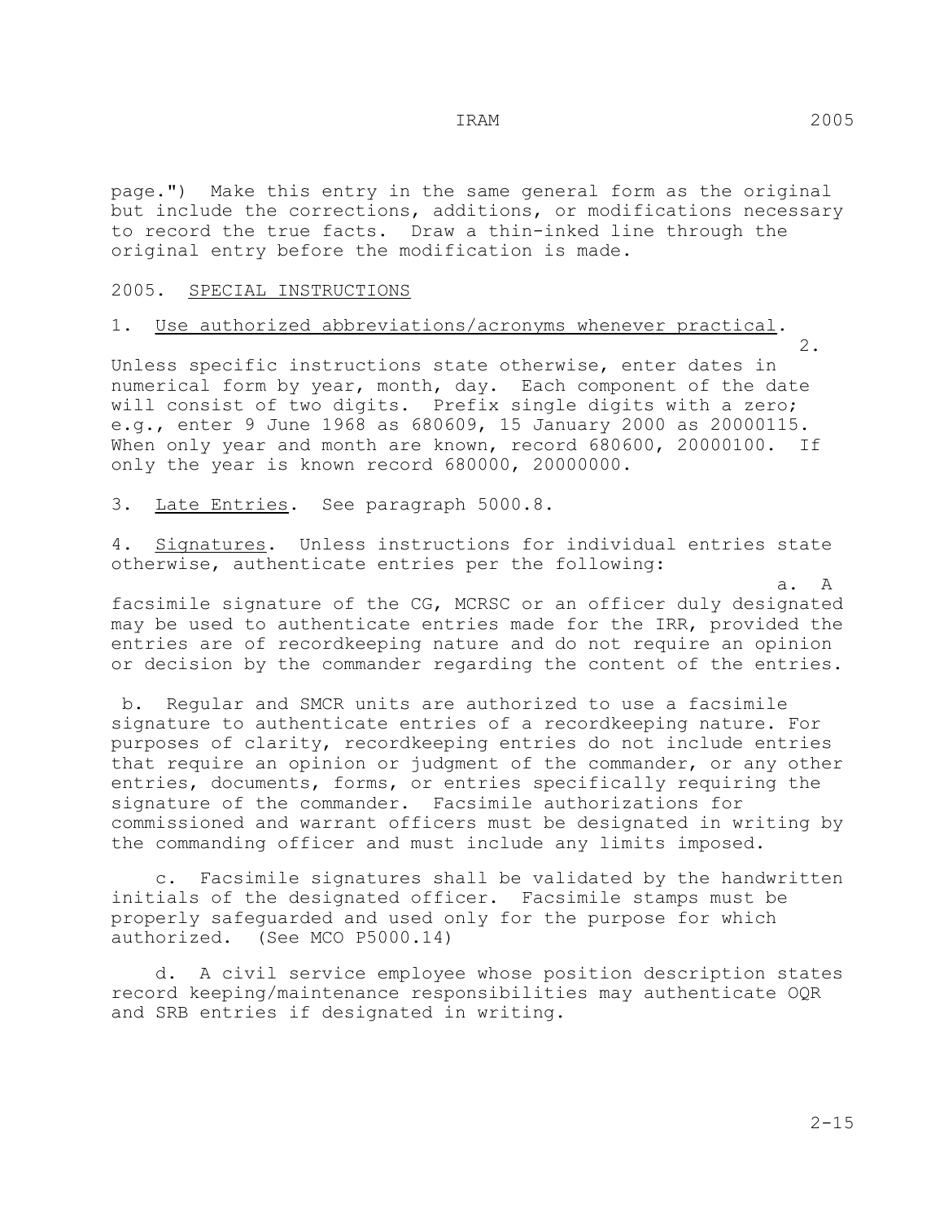page.") Make this entry in the same general form as the original but include the corrections, additions, or modifications necessary to record the true facts. Draw a thin-inked line through the original entry before the modification is made.

2005. SPECIAL INSTRUCTIONS

1. Use authorized abbreviations/acronyms whenever practical.

2. Unless specific instructions state otherwise, enter dates in numerical form by year, month, day. Each component of the date will consist of two digits. Prefix single digits with a zero; e.g., enter 9 June 1968 as 680609, 15 January 2000 as 20000115. When only year and month are known, record 680600, 20000100. If only the year is known record 680000, 20000000.

3. Late Entries. See paragraph 5000.8.

4. Signatures. Unless instructions for individual entries state otherwise, authenticate entries per the following:

a. A facsimile signature of the CG, MCRSC or an officer duly designated may be used to authenticate entries made for the IRR, provided the entries are of recordkeeping nature and do not require an opinion or decision by the commander regarding the content of the entries.

b. Regular and SMCR units are authorized to use a facsimile signature to authenticate entries of a recordkeeping nature. For purposes of clarity, recordkeeping entries do not include entries that require an opinion or judgment of the commander, or any other entries, documents, forms, or entries specifically requiring the signature of the commander. Facsimile authorizations for commissioned and warrant officers must be designated in writing by the commanding officer and must include any limits imposed.

c. Facsimile signatures shall be validated by the handwritten initials of the designated officer. Facsimile stamps must be properly safeguarded and used only for the purpose for which authorized. (See MCO P5000.14)

d. A civil service employee whose position description states record keeping/maintenance responsibilities may authenticate OQR and SRB entries if designated in writing.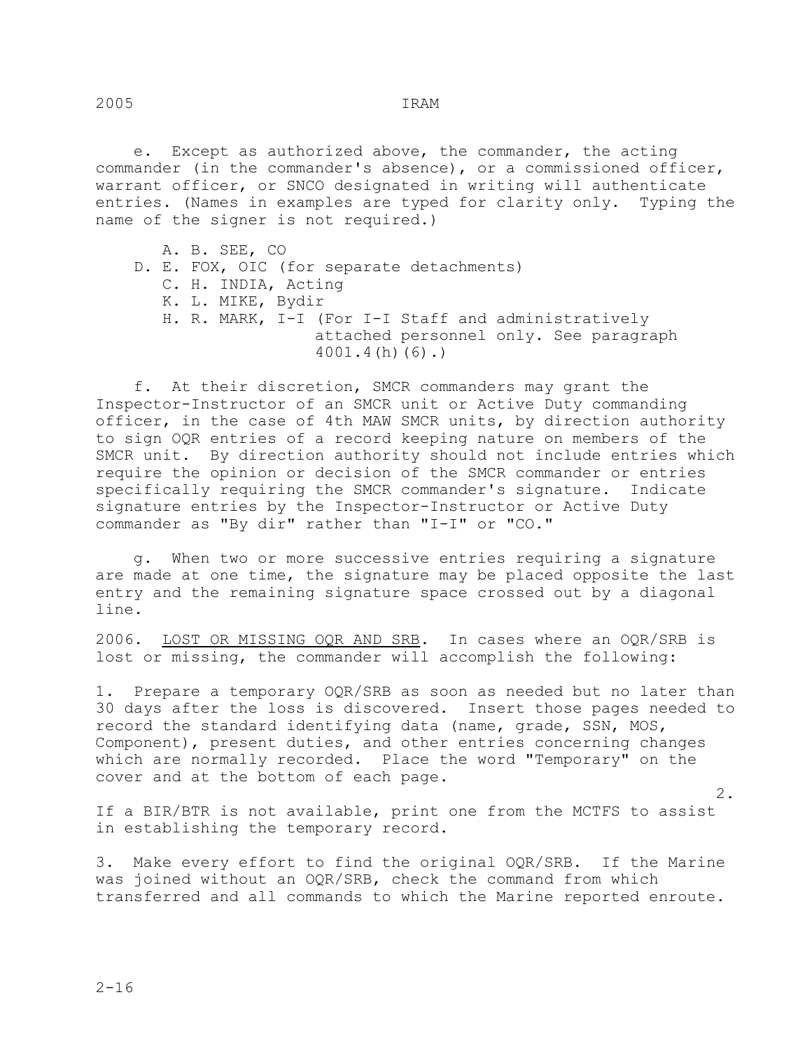e. Except as authorized above, the commander, the acting commander (in the commander's absence), or a commissioned officer, warrant officer, or SNCO designated in writing will authenticate entries. (Names in examples are typed for clarity only. Typing the name of the signer is not required.)

A. B. SEE, CO
D. E. FOX, OIC (for separate detachments)
C. H. INDIA, Acting
K. L. MIKE, Bydir
H. R. MARK, I-I (For I-I Staff and administratively attached personnel only. See paragraph 4001.4(h)(6).)

f. At their discretion, SMCR commanders may grant the Inspector-Instructor of an SMCR unit or Active Duty commanding officer, in the case of 4th MAW SMCR units, by direction authority to sign OQR entries of a record keeping nature on members of the SMCR unit. By direction authority should not include entries which require the opinion or decision of the SMCR commander or entries specifically requiring the SMCR commander's signature. Indicate signature entries by the Inspector-Instructor or Active Duty commander as "By dir" rather than "I-I" or "CO."

g. When two or more successive entries requiring a signature are made at one time, the signature may be placed opposite the last entry and the remaining signature space crossed out by a diagonal line.

2006. LOST OR MISSING OQR AND SRB. In cases where an OQR/SRB is lost or missing, the commander will accomplish the following:

1. Prepare a temporary OQR/SRB as soon as needed but no later than 30 days after the loss is discovered. Insert those pages needed to record the standard identifying data (name, grade, SSN, MOS, Component), present duties, and other entries concerning changes which are normally recorded. Place the word "Temporary" on the cover and at the bottom of each page.

2. If a BIR/BTR is not available, print one from the MCTFS to assist in establishing the temporary record.

3. Make every effort to find the original OQR/SRB. If the Marine was joined without an OQR/SRB, check the command from which transferred and all commands to which the Marine reported enroute.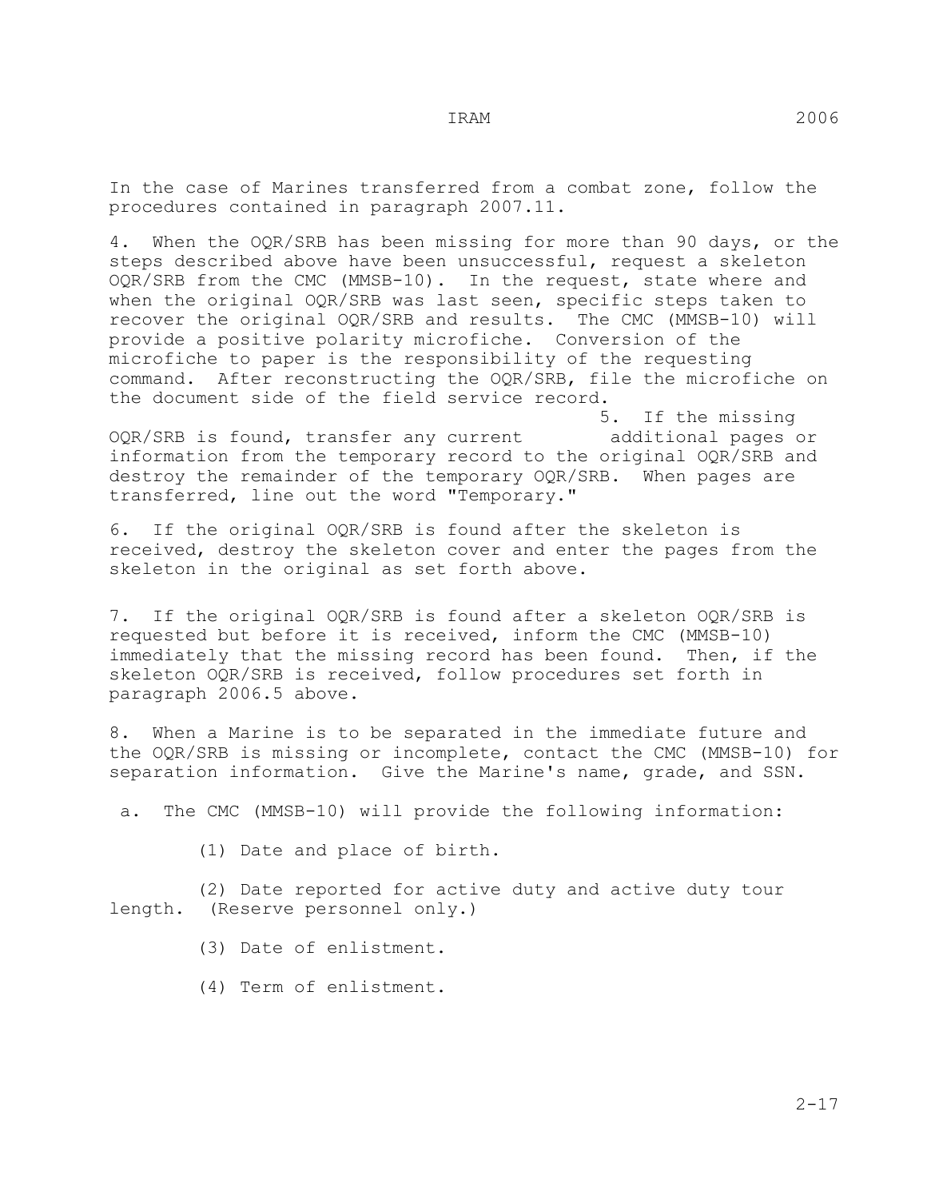In the case of Marines transferred from a combat zone, follow the procedures contained in paragraph 2007.11.

4. When the OQR/SRB has been missing for more than 90 days, or the steps described above have been unsuccessful, request a skeleton OQR/SRB from the CMC (MMSB-10). In the request, state where and when the original OQR/SRB was last seen, specific steps taken to recover the original OQR/SRB and results. The CMC (MMSB-10) will provide a positive polarity microfiche. Conversion of the microfiche to paper is the responsibility of the requesting command. After reconstructing the OQR/SRB, file the microfiche on the document side of the field service record.

5. If the missing OQR/SRB is found, transfer any current additional pages or information from the temporary record to the original OQR/SRB and destroy the remainder of the temporary OQR/SRB. When pages are transferred, line out the word "Temporary."

6. If the original OQR/SRB is found after the skeleton is received, destroy the skeleton cover and enter the pages from the skeleton in the original as set forth above.

7. If the original OQR/SRB is found after a skeleton OQR/SRB is requested but before it is received, inform the CMC (MMSB-10) immediately that the missing record has been found. Then, if the skeleton OQR/SRB is received, follow procedures set forth in paragraph 2006.5 above.

8. When a Marine is to be separated in the immediate future and the OQR/SRB is missing or incomplete, contact the CMC (MMSB-10) for separation information. Give the Marine's name, grade, and SSN.

a. The CMC (MMSB-10) will provide the following information:

(1) Date and place of birth.

(2) Date reported for active duty and active duty tour length. (Reserve personnel only.)

(3) Date of enlistment.

(4) Term of enlistment.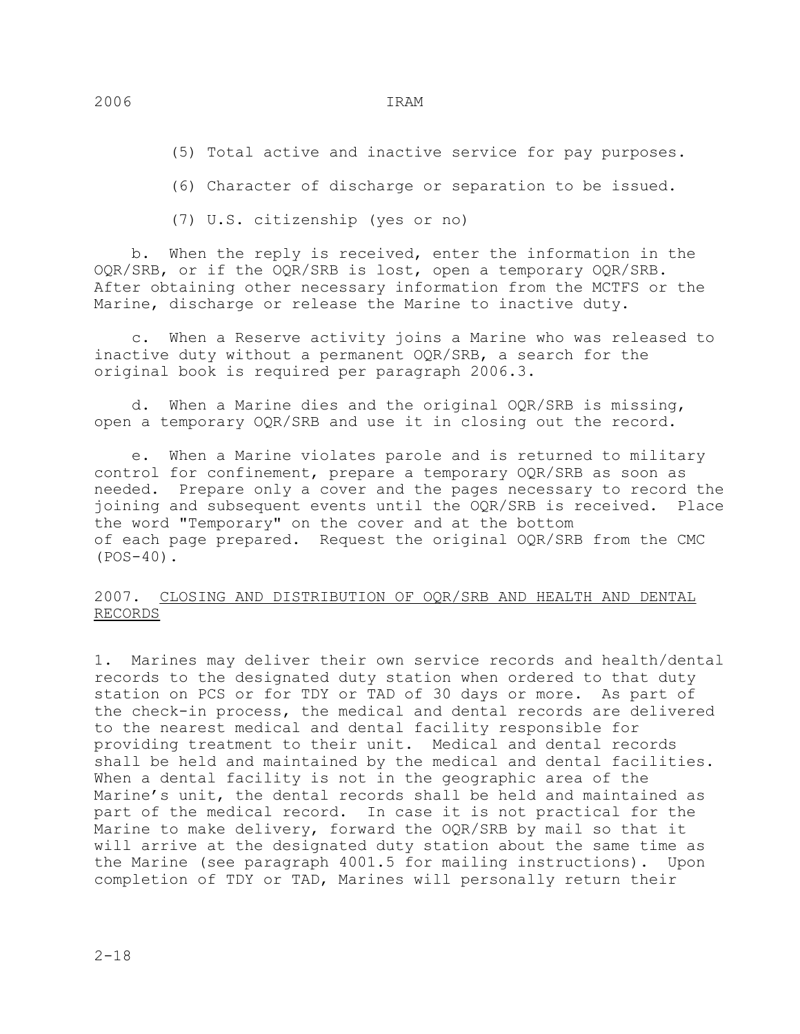(5) Total active and inactive service for pay purposes.

(6) Character of discharge or separation to be issued.

(7) U.S. citizenship (yes or no)

b. When the reply is received, enter the information in the OQR/SRB, or if the OQR/SRB is lost, open a temporary OQR/SRB. After obtaining other necessary information from the MCTFS or the Marine, discharge or release the Marine to inactive duty.

c. When a Reserve activity joins a Marine who was released to inactive duty without a permanent OQR/SRB, a search for the original book is required per paragraph 2006.3.

d. When a Marine dies and the original OQR/SRB is missing, open a temporary OQR/SRB and use it in closing out the record.

e. When a Marine violates parole and is returned to military control for confinement, prepare a temporary OQR/SRB as soon as needed. Prepare only a cover and the pages necessary to record the joining and subsequent events until the OQR/SRB is received. Place the word "Temporary" on the cover and at the bottom of each page prepared. Request the original OQR/SRB from the CMC (POS-40).

## 2007. CLOSING AND DISTRIBUTION OF OQR/SRB AND HEALTH AND DENTAL RECORDS

1. Marines may deliver their own service records and health/dental records to the designated duty station when ordered to that duty station on PCS or for TDY or TAD of 30 days or more. As part of the check-in process, the medical and dental records are delivered to the nearest medical and dental facility responsible for providing treatment to their unit. Medical and dental records shall be held and maintained by the medical and dental facilities. When a dental facility is not in the geographic area of the Marine's unit, the dental records shall be held and maintained as part of the medical record. In case it is not practical for the Marine to make delivery, forward the OQR/SRB by mail so that it will arrive at the designated duty station about the same time as the Marine (see paragraph 4001.5 for mailing instructions). Upon completion of TDY or TAD, Marines will personally return their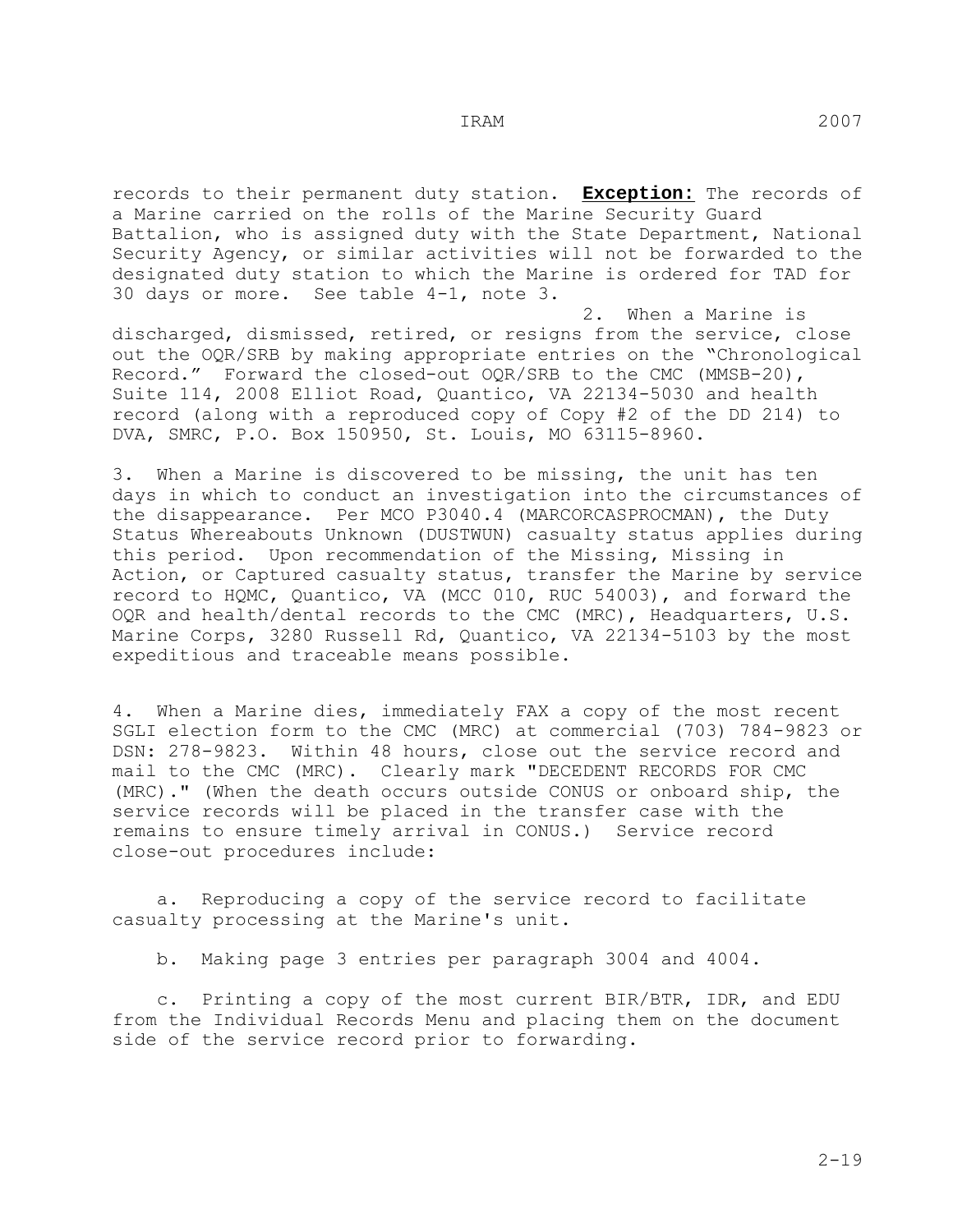records to their permanent duty station. **Exception:** The records of a Marine carried on the rolls of the Marine Security Guard Battalion, who is assigned duty with the State Department, National Security Agency, or similar activities will not be forwarded to the designated duty station to which the Marine is ordered for TAD for 30 days or more. See table 4-1, note 3.

2. When a Marine is discharged, dismissed, retired, or resigns from the service, close out the OQR/SRB by making appropriate entries on the "Chronological Record." Forward the closed-out OQR/SRB to the CMC (MMSB-20), Suite 114, 2008 Elliot Road, Quantico, VA 22134-5030 and health record (along with a reproduced copy of Copy #2 of the DD 214) to DVA, SMRC, P.O. Box 150950, St. Louis, MO 63115-8960.

3. When a Marine is discovered to be missing, the unit has ten days in which to conduct an investigation into the circumstances of the disappearance. Per MCO P3040.4 (MARCORCASPROCMAN), the Duty Status Whereabouts Unknown (DUSTWUN) casualty status applies during this period. Upon recommendation of the Missing, Missing in Action, or Captured casualty status, transfer the Marine by service record to HQMC, Quantico, VA (MCC 010, RUC 54003), and forward the OQR and health/dental records to the CMC (MRC), Headquarters, U.S. Marine Corps, 3280 Russell Rd, Quantico, VA 22134-5103 by the most expeditious and traceable means possible.

4. When a Marine dies, immediately FAX a copy of the most recent SGLI election form to the CMC (MRC) at commercial (703) 784-9823 or DSN: 278-9823. Within 48 hours, close out the service record and mail to the CMC (MRC). Clearly mark "DECEDENT RECORDS FOR CMC (MRC)." (When the death occurs outside CONUS or onboard ship, the service records will be placed in the transfer case with the remains to ensure timely arrival in CONUS.) Service record close-out procedures include:

a. Reproducing a copy of the service record to facilitate casualty processing at the Marine's unit.

b. Making page 3 entries per paragraph 3004 and 4004.

c. Printing a copy of the most current BIR/BTR, IDR, and EDU from the Individual Records Menu and placing them on the document side of the service record prior to forwarding.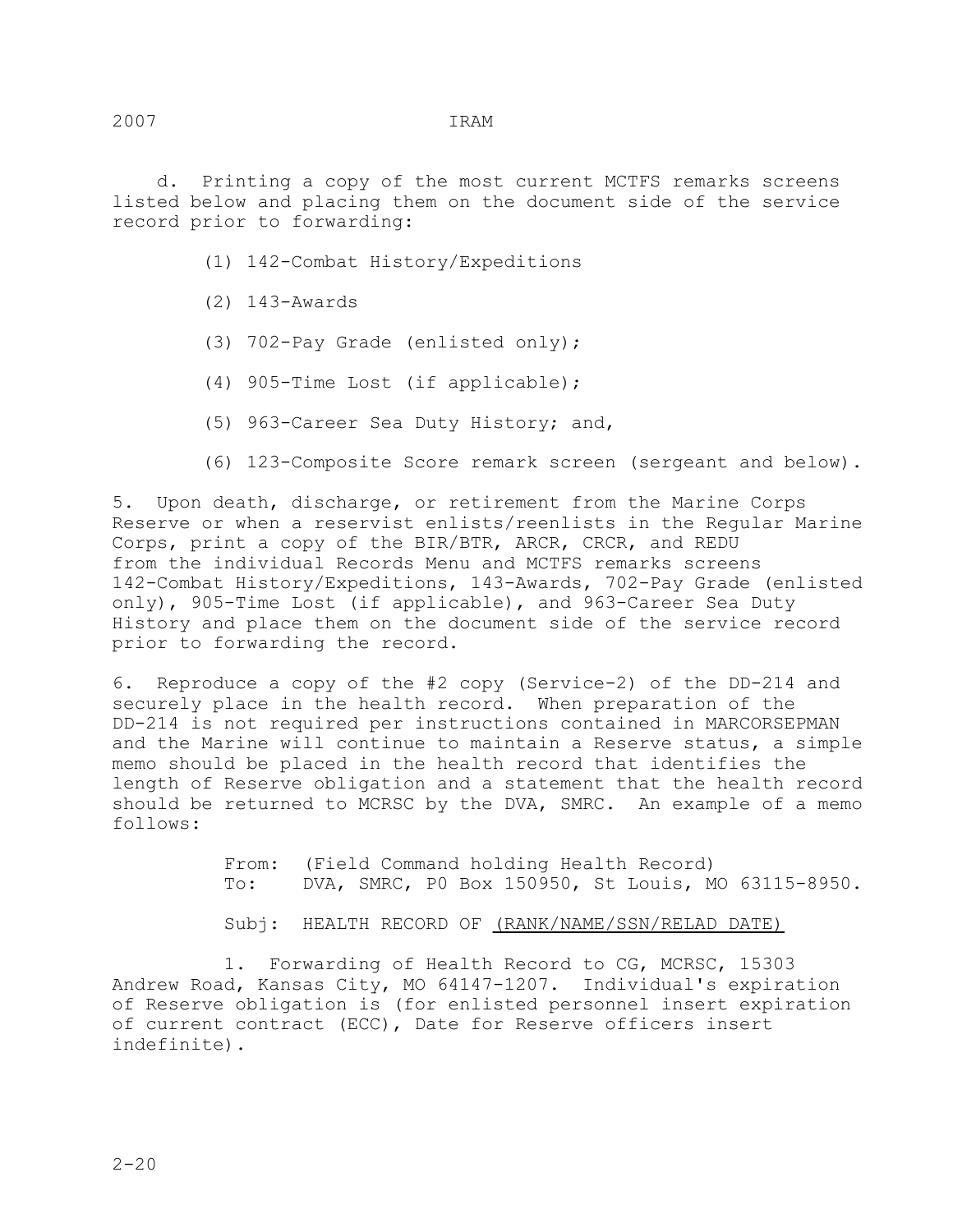d. Printing a copy of the most current MCTFS remarks screens listed below and placing them on the document side of the service record prior to forwarding:

(1) 142-Combat History/Expeditions

(2) 143-Awards

(3) 702-Pay Grade (enlisted only);

(4) 905-Time Lost (if applicable);

(5) 963-Career Sea Duty History; and,

(6) 123-Composite Score remark screen (sergeant and below).

5. Upon death, discharge, or retirement from the Marine Corps Reserve or when a reservist enlists/reenlists in the Regular Marine Corps, print a copy of the BIR/BTR, ARCR, CRCR, and REDU from the individual Records Menu and MCTFS remarks screens 142-Combat History/Expeditions, 143-Awards, 702-Pay Grade (enlisted only), 905-Time Lost (if applicable), and 963-Career Sea Duty History and place them on the document side of the service record prior to forwarding the record.

6. Reproduce a copy of the #2 copy (Service-2) of the DD-214 and securely place in the health record. When preparation of the DD-214 is not required per instructions contained in MARCORSEPMAN and the Marine will continue to maintain a Reserve status, a simple memo should be placed in the health record that identifies the length of Reserve obligation and a statement that the health record should be returned to MCRSC by the DVA, SMRC. An example of a memo follows:

From: (Field Command holding Health Record)
To: DVA, SMRC, P0 Box 150950, St Louis, MO 63115-8950.

Subj: HEALTH RECORD OF (RANK/NAME/SSN/RELAD DATE)

1. Forwarding of Health Record to CG, MCRSC, 15303 Andrew Road, Kansas City, MO 64147-1207. Individual's expiration of Reserve obligation is (for enlisted personnel insert expiration of current contract (ECC), Date for Reserve officers insert indefinite).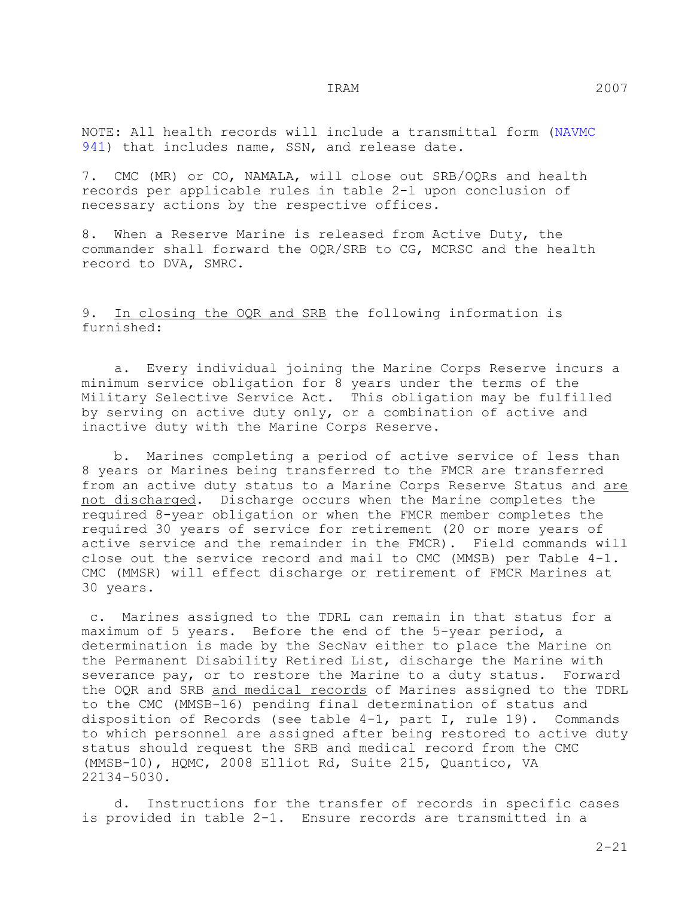NOTE: All health records will include a transmittal form (NAVMC 941) that includes name, SSN, and release date.

7. CMC (MR) or CO, NAMALA, will close out SRB/OQRs and health records per applicable rules in table 2-1 upon conclusion of necessary actions by the respective offices.

8. When a Reserve Marine is released from Active Duty, the commander shall forward the OQR/SRB to CG, MCRSC and the health record to DVA, SMRC.

9. <u>In closing the OQR and SRB</u> the following information is furnished:

a. Every individual joining the Marine Corps Reserve incurs a minimum service obligation for 8 years under the terms of the Military Selective Service Act. This obligation may be fulfilled by serving on active duty only, or a combination of active and inactive duty with the Marine Corps Reserve.

b. Marines completing a period of active service of less than 8 years or Marines being transferred to the FMCR are transferred from an active duty status to a Marine Corps Reserve Status and <u>are not discharged</u>. Discharge occurs when the Marine completes the required 8-year obligation or when the FMCR member completes the required 30 years of service for retirement (20 or more years of active service and the remainder in the FMCR). Field commands will close out the service record and mail to CMC (MMSB) per Table 4-1. CMC (MMSR) will effect discharge or retirement of FMCR Marines at 30 years.

c. Marines assigned to the TDRL can remain in that status for a maximum of 5 years. Before the end of the 5-year period, a determination is made by the SecNav either to place the Marine on the Permanent Disability Retired List, discharge the Marine with severance pay, or to restore the Marine to a duty status. Forward the OQR and SRB <u>and medical records</u> of Marines assigned to the TDRL to the CMC (MMSB-16) pending final determination of status and disposition of Records (see table 4-1, part I, rule 19). Commands to which personnel are assigned after being restored to active duty status should request the SRB and medical record from the CMC (MMSB-10), HQMC, 2008 Elliot Rd, Suite 215, Quantico, VA 22134-5030.

d. Instructions for the transfer of records in specific cases is provided in table 2-1. Ensure records are transmitted in a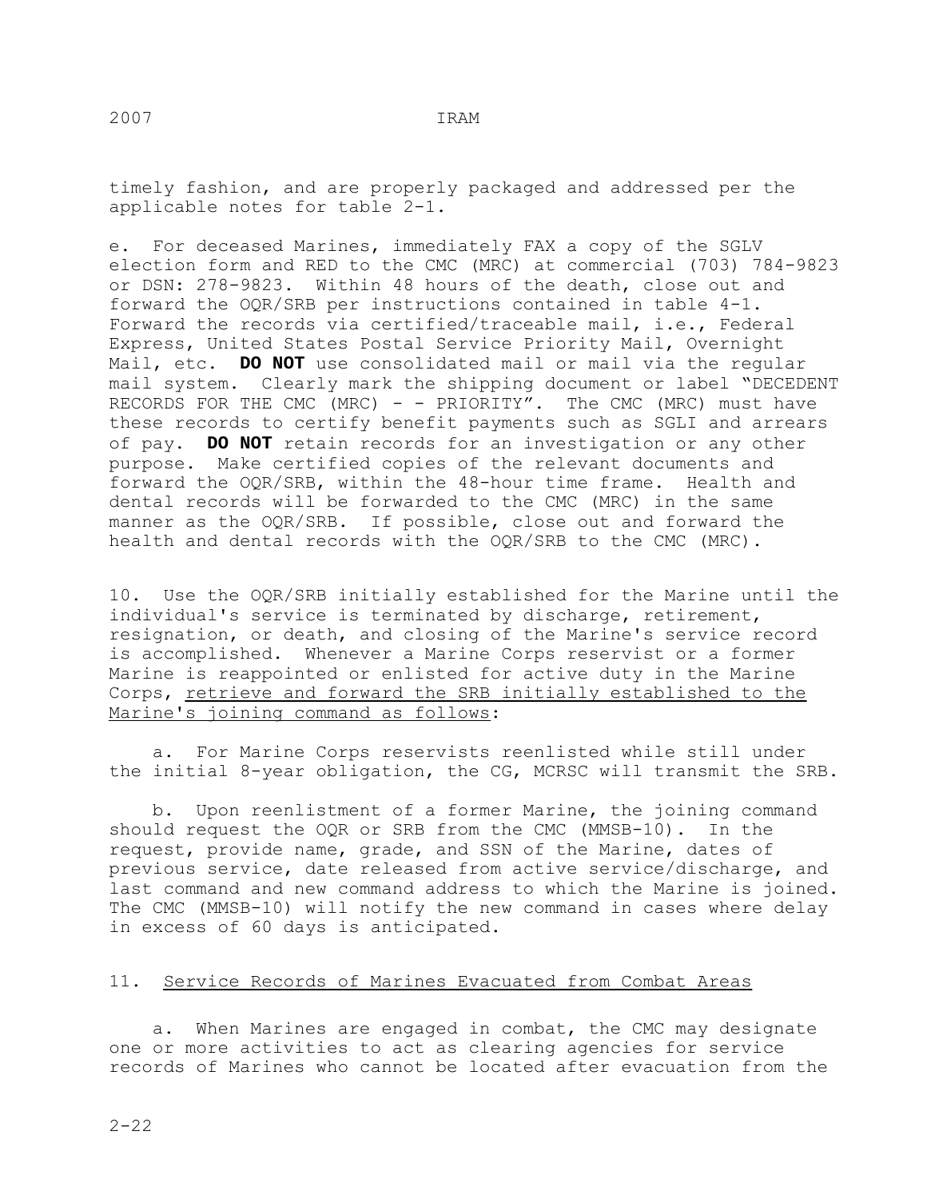timely fashion, and are properly packaged and addressed per the applicable notes for table 2-1.

e. For deceased Marines, immediately FAX a copy of the SGLV election form and RED to the CMC (MRC) at commercial (703) 784-9823 or DSN: 278-9823. Within 48 hours of the death, close out and forward the OQR/SRB per instructions contained in table 4-1. Forward the records via certified/traceable mail, i.e., Federal Express, United States Postal Service Priority Mail, Overnight Mail, etc. **DO NOT** use consolidated mail or mail via the regular mail system. Clearly mark the shipping document or label "DECEDENT RECORDS FOR THE CMC (MRC) - - PRIORITY". The CMC (MRC) must have these records to certify benefit payments such as SGLI and arrears of pay. **DO NOT** retain records for an investigation or any other purpose. Make certified copies of the relevant documents and forward the OQR/SRB, within the 48-hour time frame. Health and dental records will be forwarded to the CMC (MRC) in the same manner as the OQR/SRB. If possible, close out and forward the health and dental records with the OQR/SRB to the CMC (MRC).

10. Use the OQR/SRB initially established for the Marine until the individual's service is terminated by discharge, retirement, resignation, or death, and closing of the Marine's service record is accomplished. Whenever a Marine Corps reservist or a former Marine is reappointed or enlisted for active duty in the Marine Corps, <u>retrieve and forward the SRB initially established to the Marine's joining command as follows</u>:

a. For Marine Corps reservists reenlisted while still under the initial 8-year obligation, the CG, MCRSC will transmit the SRB.

b. Upon reenlistment of a former Marine, the joining command should request the OQR or SRB from the CMC (MMSB-10). In the request, provide name, grade, and SSN of the Marine, dates of previous service, date released from active service/discharge, and last command and new command address to which the Marine is joined. The CMC (MMSB-10) will notify the new command in cases where delay in excess of 60 days is anticipated.

11. <u>Service Records of Marines Evacuated from Combat Areas</u>

a. When Marines are engaged in combat, the CMC may designate one or more activities to act as clearing agencies for service records of Marines who cannot be located after evacuation from the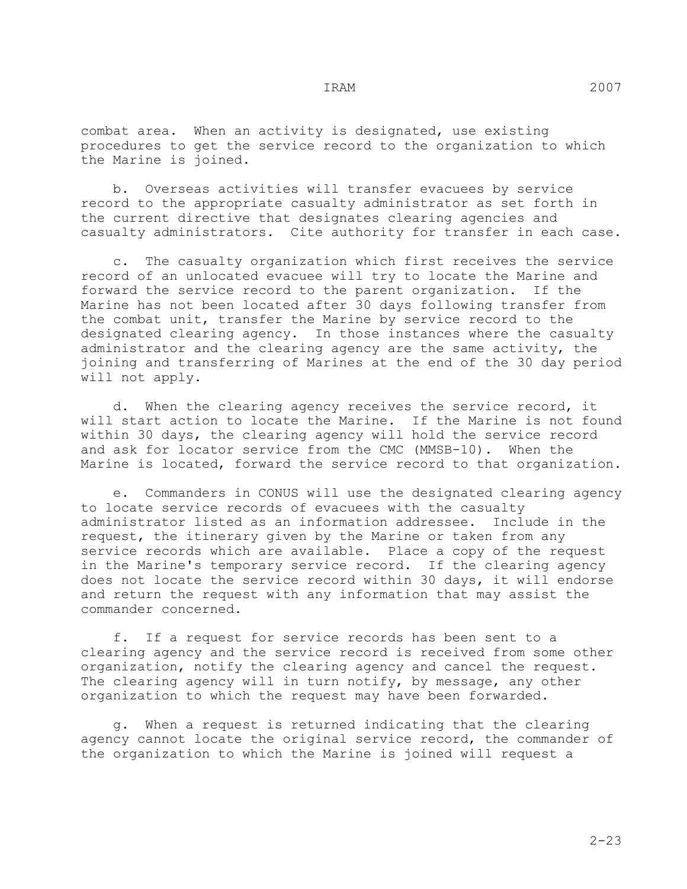combat area. When an activity is designated, use existing procedures to get the service record to the organization to which the Marine is joined.

b. Overseas activities will transfer evacuees by service record to the appropriate casualty administrator as set forth in the current directive that designates clearing agencies and casualty administrators. Cite authority for transfer in each case.

c. The casualty organization which first receives the service record of an unlocated evacuee will try to locate the Marine and forward the service record to the parent organization. If the Marine has not been located after 30 days following transfer from the combat unit, transfer the Marine by service record to the designated clearing agency. In those instances where the casualty administrator and the clearing agency are the same activity, the joining and transferring of Marines at the end of the 30 day period will not apply.

d. When the clearing agency receives the service record, it will start action to locate the Marine. If the Marine is not found within 30 days, the clearing agency will hold the service record and ask for locator service from the CMC (MMSB-10). When the Marine is located, forward the service record to that organization.

e. Commanders in CONUS will use the designated clearing agency to locate service records of evacuees with the casualty administrator listed as an information addressee. Include in the request, the itinerary given by the Marine or taken from any service records which are available. Place a copy of the request in the Marine's temporary service record. If the clearing agency does not locate the service record within 30 days, it will endorse and return the request with any information that may assist the commander concerned.

f. If a request for service records has been sent to a clearing agency and the service record is received from some other organization, notify the clearing agency and cancel the request. The clearing agency will in turn notify, by message, any other organization to which the request may have been forwarded.

g. When a request is returned indicating that the clearing agency cannot locate the original service record, the commander of the organization to which the Marine is joined will request a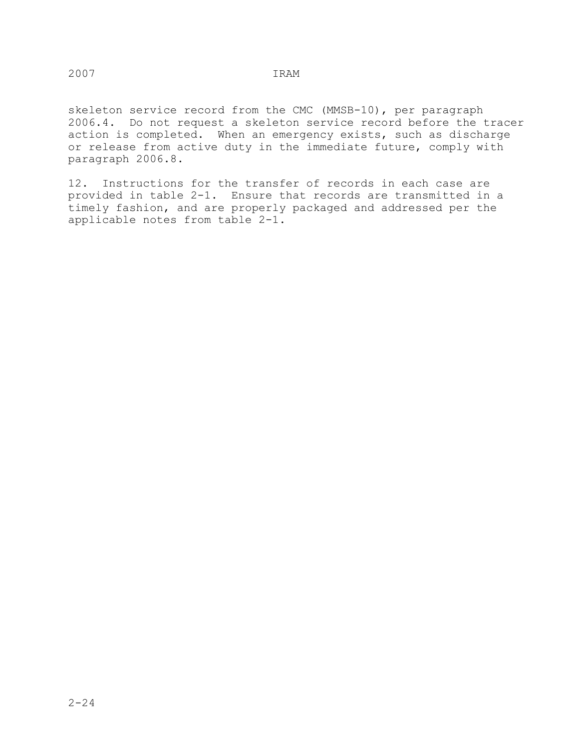skeleton service record from the CMC (MMSB-10), per paragraph 2006.4. Do not request a skeleton service record before the tracer action is completed. When an emergency exists, such as discharge or release from active duty in the immediate future, comply with paragraph 2006.8.

12. Instructions for the transfer of records in each case are provided in table 2-1. Ensure that records are transmitted in a timely fashion, and are properly packaged and addressed per the applicable notes from table 2-1.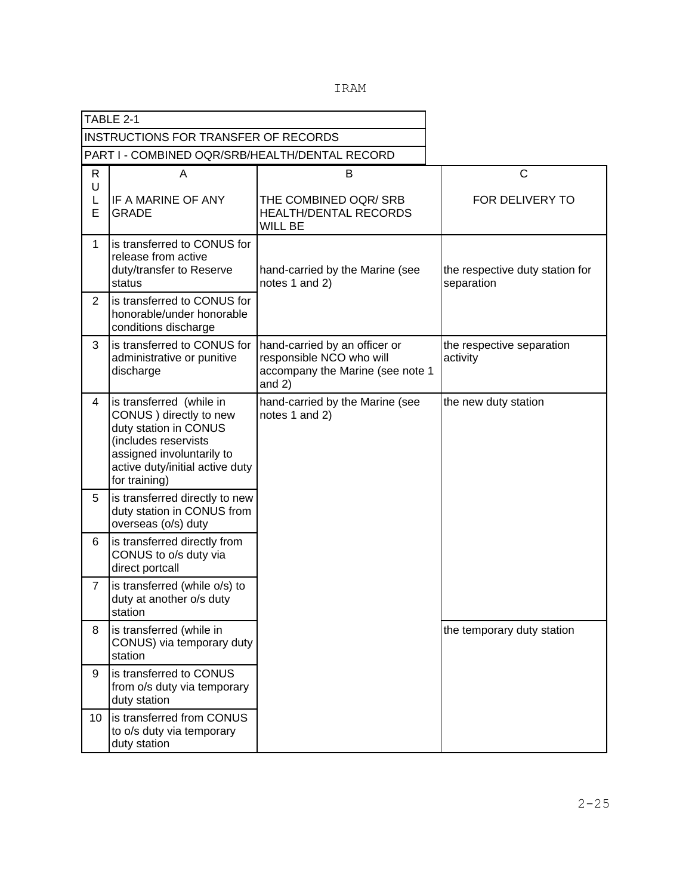TABLE 2-1

INSTRUCTIONS FOR TRANSFER OF RECORDS

PART I - COMBINED OQR/SRB/HEALTH/DENTAL RECORD

| RULE | A<br>IF A MARINE OF ANY GRADE | B<br>THE COMBINED OQR/ SRB HEALTH/DENTAL RECORDS WILL BE | C<br>FOR DELIVERY TO |
|---|---|---|---|
| 1 | is transferred to CONUS for release from active duty/transfer to Reserve status | hand-carried by the Marine (see notes 1 and 2) | the respective duty station for separation |
| 2 | is transferred to CONUS for honorable/under honorable conditions discharge | | |
| 3 | is transferred to CONUS for administrative or punitive discharge | hand-carried by an officer or responsible NCO who will accompany the Marine (see note 1 and 2) | the respective separation activity |
| 4 | is transferred (while in CONUS ) directly to new duty station in CONUS (includes reservists assigned involuntarily to active duty/initial active duty for training) | hand-carried by the Marine (see notes 1 and 2) | the new duty station |
| 5 | is transferred directly to new duty station in CONUS from overseas (o/s) duty | | |
| 6 | is transferred directly from CONUS to o/s duty via direct portcall | | |
| 7 | is transferred (while o/s) to duty at another o/s duty station | | |
| 8 | is transferred (while in CONUS) via temporary duty station | | the temporary duty station |
| 9 | is transferred to CONUS from o/s duty via temporary duty station | | |
| 10 | is transferred from CONUS to o/s duty via temporary duty station | | |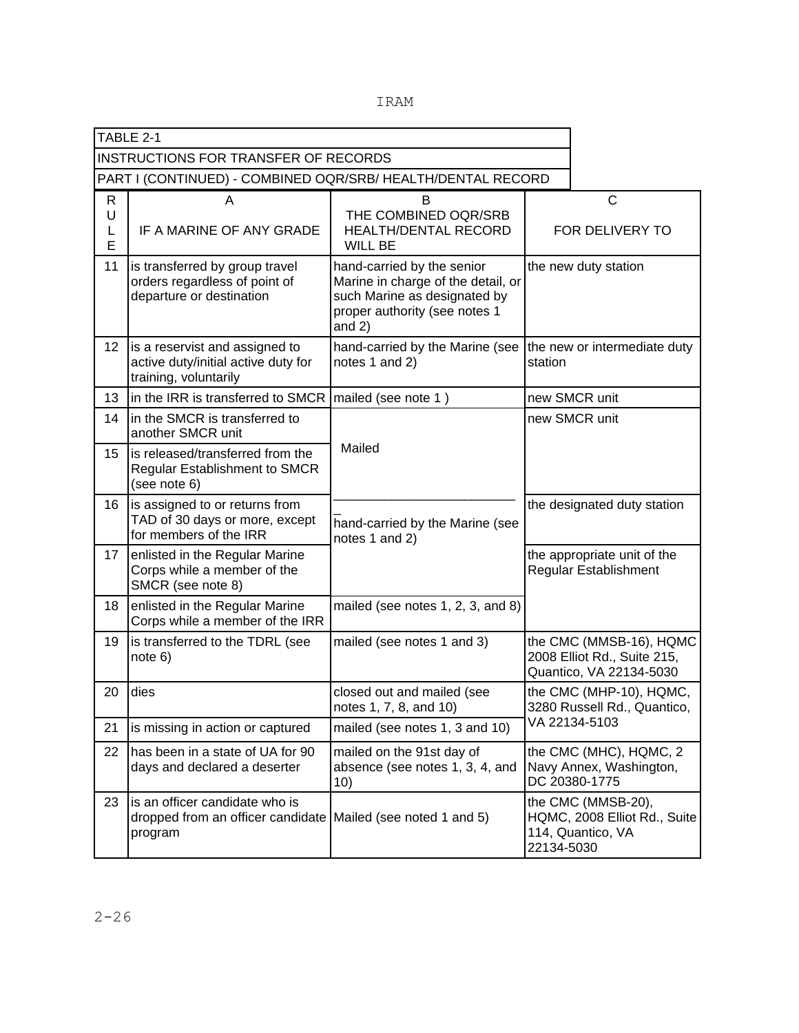TABLE 2-1

INSTRUCTIONS FOR TRANSFER OF RECORDS

PART I (CONTINUED) - COMBINED OQR/SRB/ HEALTH/DENTAL RECORD

| RULE | A<br>IF A MARINE OF ANY GRADE | B<br>THE COMBINED OQR/SRB HEALTH/DENTAL RECORD WILL BE | C<br>FOR DELIVERY TO |
|---|---|---|---|
| 11 | is transferred by group travel orders regardless of point of departure or destination | hand-carried by the senior Marine in charge of the detail, or such Marine as designated by proper authority (see notes 1 and 2) | the new duty station |
| 12 | is a reservist and assigned to active duty/initial active duty for training, voluntarily | hand-carried by the Marine (see notes 1 and 2) | the new or intermediate duty station |
| 13 | in the IRR is transferred to SMCR | mailed (see note 1 ) | new SMCR unit |
| 14 | in the SMCR is transferred to another SMCR unit | Mailed | new SMCR unit |
| 15 | is released/transferred from the Regular Establishment to SMCR (see note 6) | | |
| 16 | is assigned to or returns from TAD of 30 days or more, except for members of the IRR | hand-carried by the Marine (see notes 1 and 2) | the designated duty station |
| 17 | enlisted in the Regular Marine Corps while a member of the SMCR (see note 8) | | the appropriate unit of the Regular Establishment |
| 18 | enlisted in the Regular Marine Corps while a member of the IRR | mailed (see notes 1, 2, 3, and 8) | |
| 19 | is transferred to the TDRL (see note 6) | mailed (see notes 1 and 3) | the CMC (MMSB-16), HQMC 2008 Elliot Rd., Suite 215, Quantico, VA 22134-5030 |
| 20 | dies | closed out and mailed (see notes 1, 7, 8, and 10) | the CMC (MHP-10), HQMC, 3280 Russell Rd., Quantico, VA 22134-5103 |
| 21 | is missing in action or captured | mailed (see notes 1, 3 and 10) | |
| 22 | has been in a state of UA for 90 days and declared a deserter | mailed on the 91st day of absence (see notes 1, 3, 4, and 10) | the CMC (MHC), HQMC, 2 Navy Annex, Washington, DC 20380-1775 |
| 23 | is an officer candidate who is dropped from an officer candidate program | Mailed (see noted 1 and 5) | the CMC (MMSB-20), HQMC, 2008 Elliot Rd., Suite 114, Quantico, VA 22134-5030 |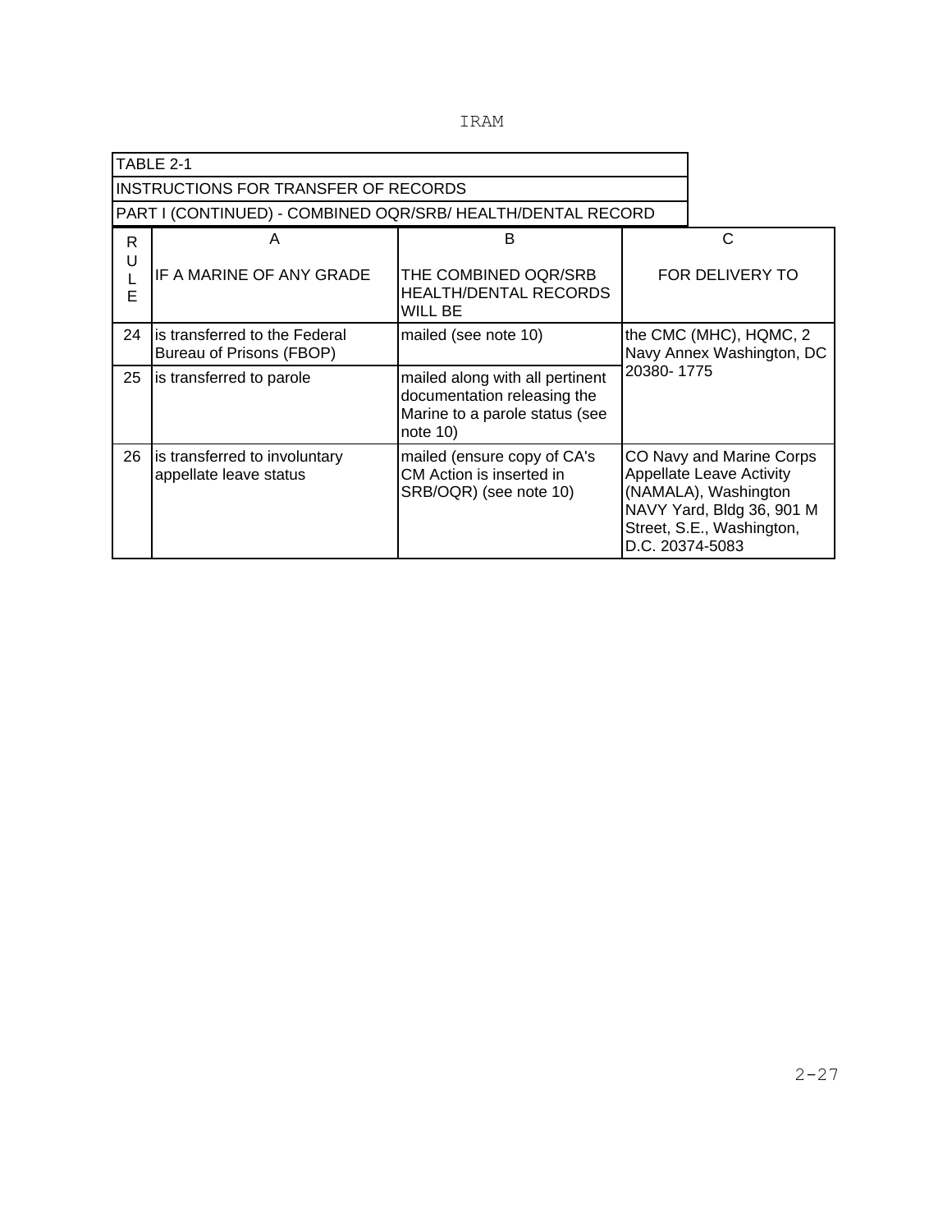| TABLE 2-1 | | | |
|---|---|---|---|
| INSTRUCTIONS FOR TRANSFER OF RECORDS | | | |
| PART I (CONTINUED) - COMBINED OQR/SRB/ HEALTH/DENTAL RECORD | | | |
| RULE | A | B | C |
| | IF A MARINE OF ANY GRADE | THE COMBINED OQR/SRB HEALTH/DENTAL RECORDS WILL BE | FOR DELIVERY TO |
| 24 | is transferred to the Federal Bureau of Prisons (FBOP) | mailed (see note 10) | the CMC (MHC), HQMC, 2 Navy Annex Washington, DC 20380- 1775 |
| 25 | is transferred to parole | mailed along with all pertinent documentation releasing the Marine to a parole status (see note 10) | |
| 26 | is transferred to involuntary appellate leave status | mailed (ensure copy of CA's CM Action is inserted in SRB/OQR) (see note 10) | CO Navy and Marine Corps Appellate Leave Activity (NAMALA), Washington NAVY Yard, Bldg 36, 901 M Street, S.E., Washington, D.C. 20374-5083 |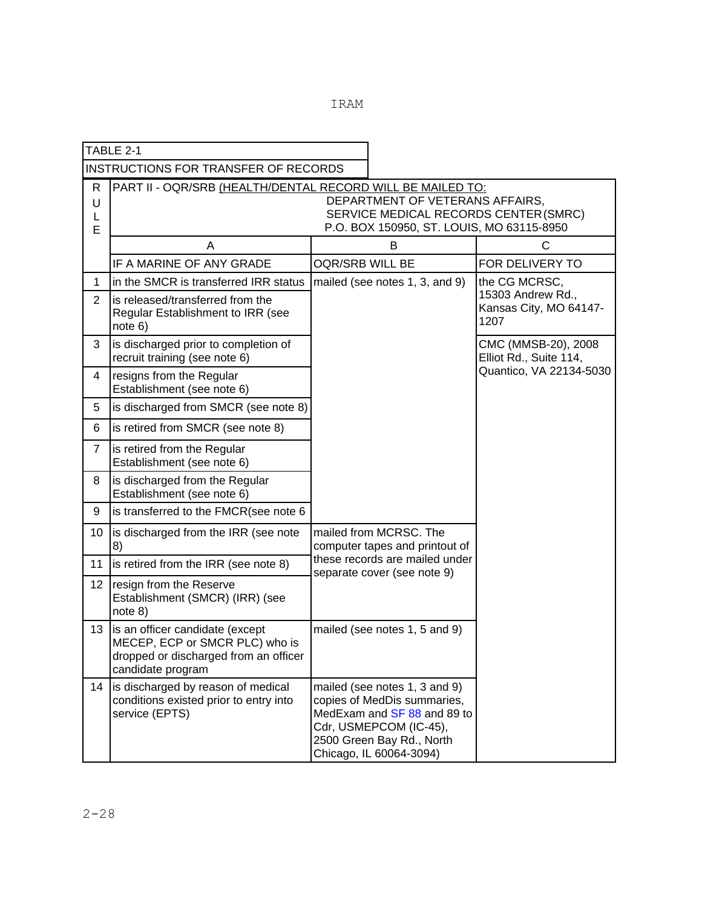| TABLE 2-1 | | | |
|---|---|---|---|
| INSTRUCTIONS FOR TRANSFER OF RECORDS | | | |
| RULE | PART II - OQR/SRB (HEALTH/DENTAL RECORD WILL BE MAILED TO: DEPARTMENT OF VETERANS AFFAIRS, SERVICE MEDICAL RECORDS CENTER (SMRC) P.O. BOX 150950, ST. LOUIS, MO 63115-8950 | | |
| | A | B | C |
| | IF A MARINE OF ANY GRADE | OQR/SRB WILL BE | FOR DELIVERY TO |
| 1 | in the SMCR is transferred IRR status | mailed (see notes 1, 3, and 9) | the CG MCRSC, 15303 Andrew Rd., Kansas City, MO 64147-1207 |
| 2 | is released/transferred from the Regular Establishment to IRR (see note 6) | | |
| 3 | is discharged prior to completion of recruit training (see note 6) | | CMC (MMSB-20), 2008 Elliot Rd., Suite 114, Quantico, VA 22134-5030 |
| 4 | resigns from the Regular Establishment (see note 6) | | |
| 5 | is discharged from SMCR (see note 8) | | |
| 6 | is retired from SMCR (see note 8) | | |
| 7 | is retired from the Regular Establishment (see note 6) | | |
| 8 | is discharged from the Regular Establishment (see note 6) | | |
| 9 | is transferred to the FMCR(see note 6 | | |
| 10 | is discharged from the IRR (see note 8) | mailed from MCRSC. The computer tapes and printout of these records are mailed under separate cover (see note 9) | |
| 11 | is retired from the IRR (see note 8) | | |
| 12 | resign from the Reserve Establishment (SMCR) (IRR) (see note 8) | | |
| 13 | is an officer candidate (except MECEP, ECP or SMCR PLC) who is dropped or discharged from an officer candidate program | mailed (see notes 1, 5 and 9) | |
| 14 | is discharged by reason of medical conditions existed prior to entry into service (EPTS) | mailed (see notes 1, 3 and 9) copies of MedDis summaries, MedExam and SF 88 and 89 to Cdr, USMEPCOM (IC-45), 2500 Green Bay Rd., North Chicago, IL 60064-3094) | |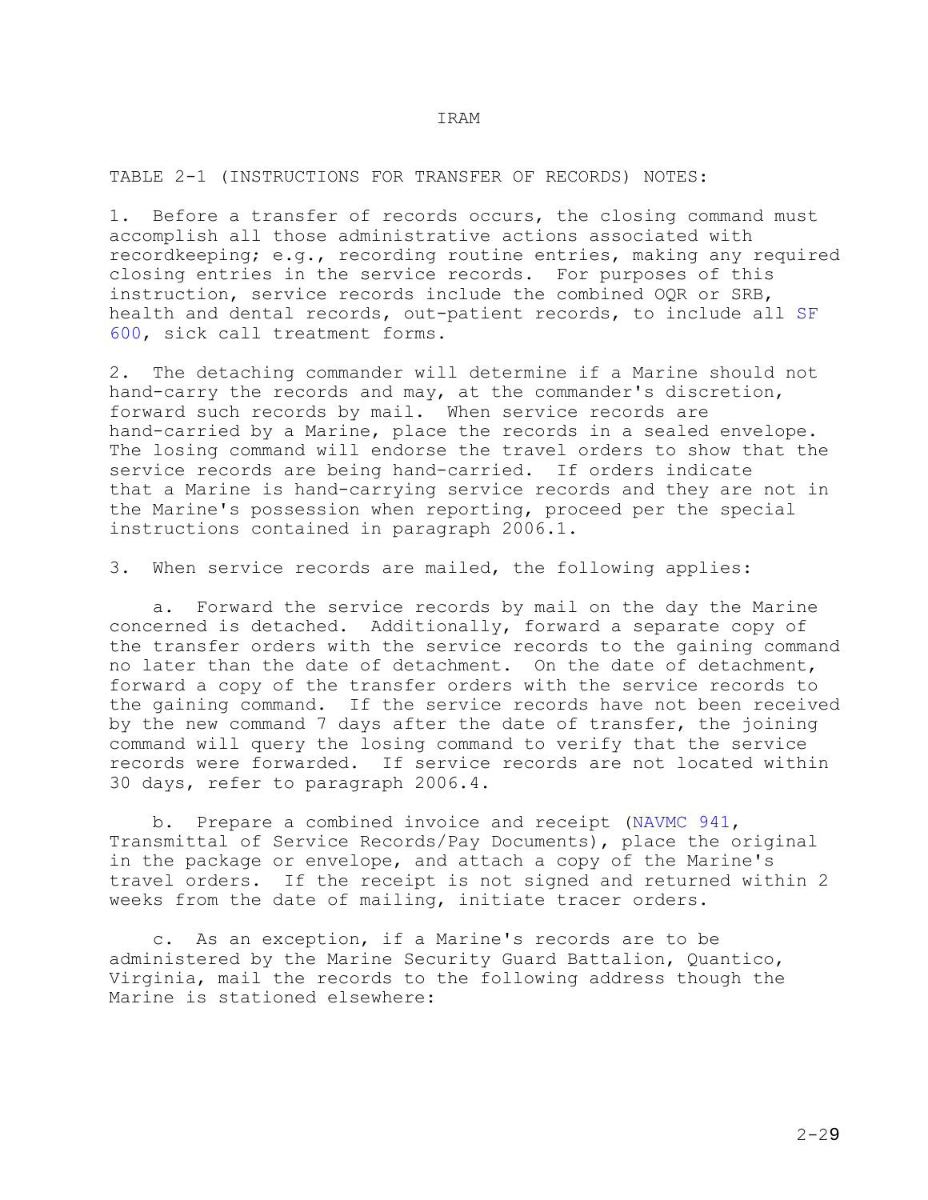TABLE 2-1 (INSTRUCTIONS FOR TRANSFER OF RECORDS) NOTES:

1. Before a transfer of records occurs, the closing command must accomplish all those administrative actions associated with recordkeeping; e.g., recording routine entries, making any required closing entries in the service records. For purposes of this instruction, service records include the combined OQR or SRB, health and dental records, out-patient records, to include all SF 600, sick call treatment forms.

2. The detaching commander will determine if a Marine should not hand-carry the records and may, at the commander's discretion, forward such records by mail. When service records are hand-carried by a Marine, place the records in a sealed envelope. The losing command will endorse the travel orders to show that the service records are being hand-carried. If orders indicate that a Marine is hand-carrying service records and they are not in the Marine's possession when reporting, proceed per the special instructions contained in paragraph 2006.1.

3. When service records are mailed, the following applies:

a. Forward the service records by mail on the day the Marine concerned is detached. Additionally, forward a separate copy of the transfer orders with the service records to the gaining command no later than the date of detachment. On the date of detachment, forward a copy of the transfer orders with the service records to the gaining command. If the service records have not been received by the new command 7 days after the date of transfer, the joining command will query the losing command to verify that the service records were forwarded. If service records are not located within 30 days, refer to paragraph 2006.4.

b. Prepare a combined invoice and receipt (NAVMC 941, Transmittal of Service Records/Pay Documents), place the original in the package or envelope, and attach a copy of the Marine's travel orders. If the receipt is not signed and returned within 2 weeks from the date of mailing, initiate tracer orders.

c. As an exception, if a Marine's records are to be administered by the Marine Security Guard Battalion, Quantico, Virginia, mail the records to the following address though the Marine is stationed elsewhere: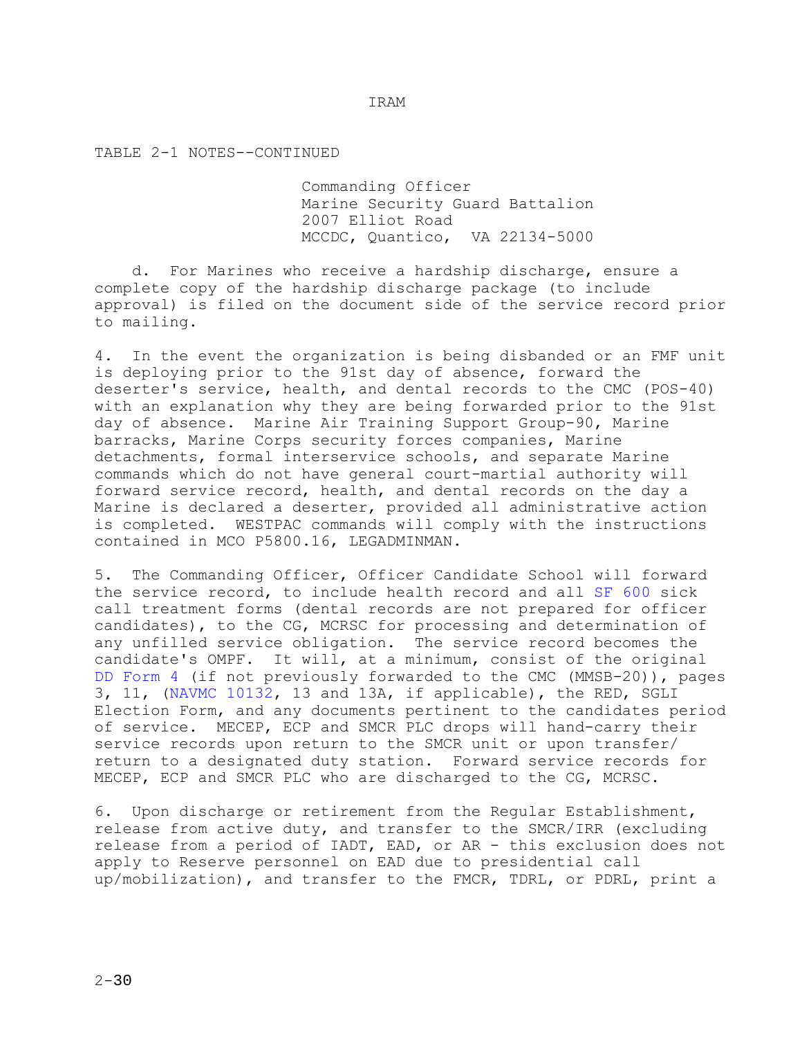TABLE 2-1 NOTES--CONTINUED

Commanding Officer
Marine Security Guard Battalion
2007 Elliot Road
MCCDC, Quantico, VA 22134-5000

d. For Marines who receive a hardship discharge, ensure a complete copy of the hardship discharge package (to include approval) is filed on the document side of the service record prior to mailing.

4. In the event the organization is being disbanded or an FMF unit is deploying prior to the 91st day of absence, forward the deserter's service, health, and dental records to the CMC (POS-40) with an explanation why they are being forwarded prior to the 91st day of absence. Marine Air Training Support Group-90, Marine barracks, Marine Corps security forces companies, Marine detachments, formal interservice schools, and separate Marine commands which do not have general court-martial authority will forward service record, health, and dental records on the day a Marine is declared a deserter, provided all administrative action is completed. WESTPAC commands will comply with the instructions contained in MCO P5800.16, LEGADMINMAN.

5. The Commanding Officer, Officer Candidate School will forward the service record, to include health record and all SF 600 sick call treatment forms (dental records are not prepared for officer candidates), to the CG, MCRSC for processing and determination of any unfilled service obligation. The service record becomes the candidate's OMPF. It will, at a minimum, consist of the original DD Form 4 (if not previously forwarded to the CMC (MMSB-20)), pages 3, 11, (NAVMC 10132, 13 and 13A, if applicable), the RED, SGLI Election Form, and any documents pertinent to the candidates period of service. MECEP, ECP and SMCR PLC drops will hand-carry their service records upon return to the SMCR unit or upon transfer/return to a designated duty station. Forward service records for MECEP, ECP and SMCR PLC who are discharged to the CG, MCRSC.

6. Upon discharge or retirement from the Regular Establishment, release from active duty, and transfer to the SMCR/IRR (excluding release from a period of IADT, EAD, or AR - this exclusion does not apply to Reserve personnel on EAD due to presidential call up/mobilization), and transfer to the FMCR, TDRL, or PDRL, print a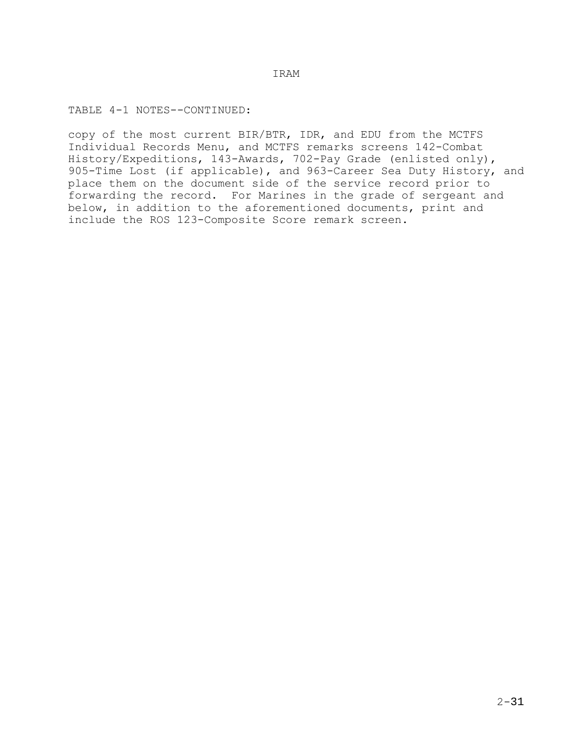TABLE 4-1 NOTES--CONTINUED:

copy of the most current BIR/BTR, IDR, and EDU from the MCTFS Individual Records Menu, and MCTFS remarks screens 142-Combat History/Expeditions, 143-Awards, 702-Pay Grade (enlisted only), 905-Time Lost (if applicable), and 963-Career Sea Duty History, and place them on the document side of the service record prior to forwarding the record. For Marines in the grade of sergeant and below, in addition to the aforementioned documents, print and include the ROS 123-Composite Score remark screen.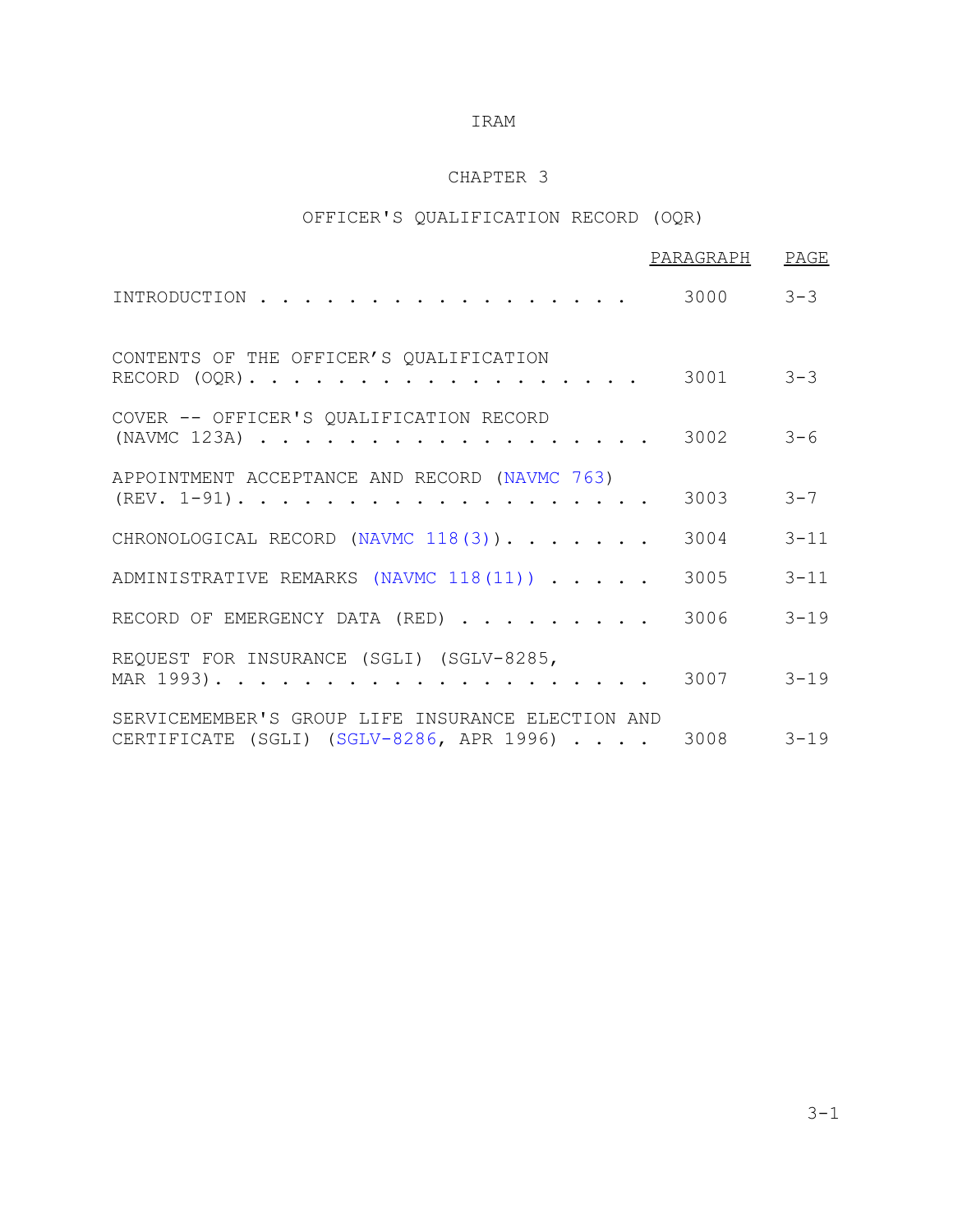IRAM

# CHAPTER 3

## OFFICER'S QUALIFICATION RECORD (OQR)

| | PARAGRAPH | PAGE |
|---|---|---|
| INTRODUCTION | 3000 | 3-3 |
| CONTENTS OF THE OFFICER'S QUALIFICATION RECORD (OQR) | 3001 | 3-3 |
| COVER -- OFFICER'S QUALIFICATION RECORD (NAVMC 123A) | 3002 | 3-6 |
| APPOINTMENT ACCEPTANCE AND RECORD (NAVMC 763) (REV. 1-91) | 3003 | 3-7 |
| CHRONOLOGICAL RECORD (NAVMC 118(3)) | 3004 | 3-11 |
| ADMINISTRATIVE REMARKS (NAVMC 118(11)) | 3005 | 3-11 |
| RECORD OF EMERGENCY DATA (RED) | 3006 | 3-19 |
| REQUEST FOR INSURANCE (SGLI) (SGLV-8285, MAR 1993) | 3007 | 3-19 |
| SERVICEMEMBER'S GROUP LIFE INSURANCE ELECTION AND CERTIFICATE (SGLI) (SGLV-8286, APR 1996) | 3008 | 3-19 |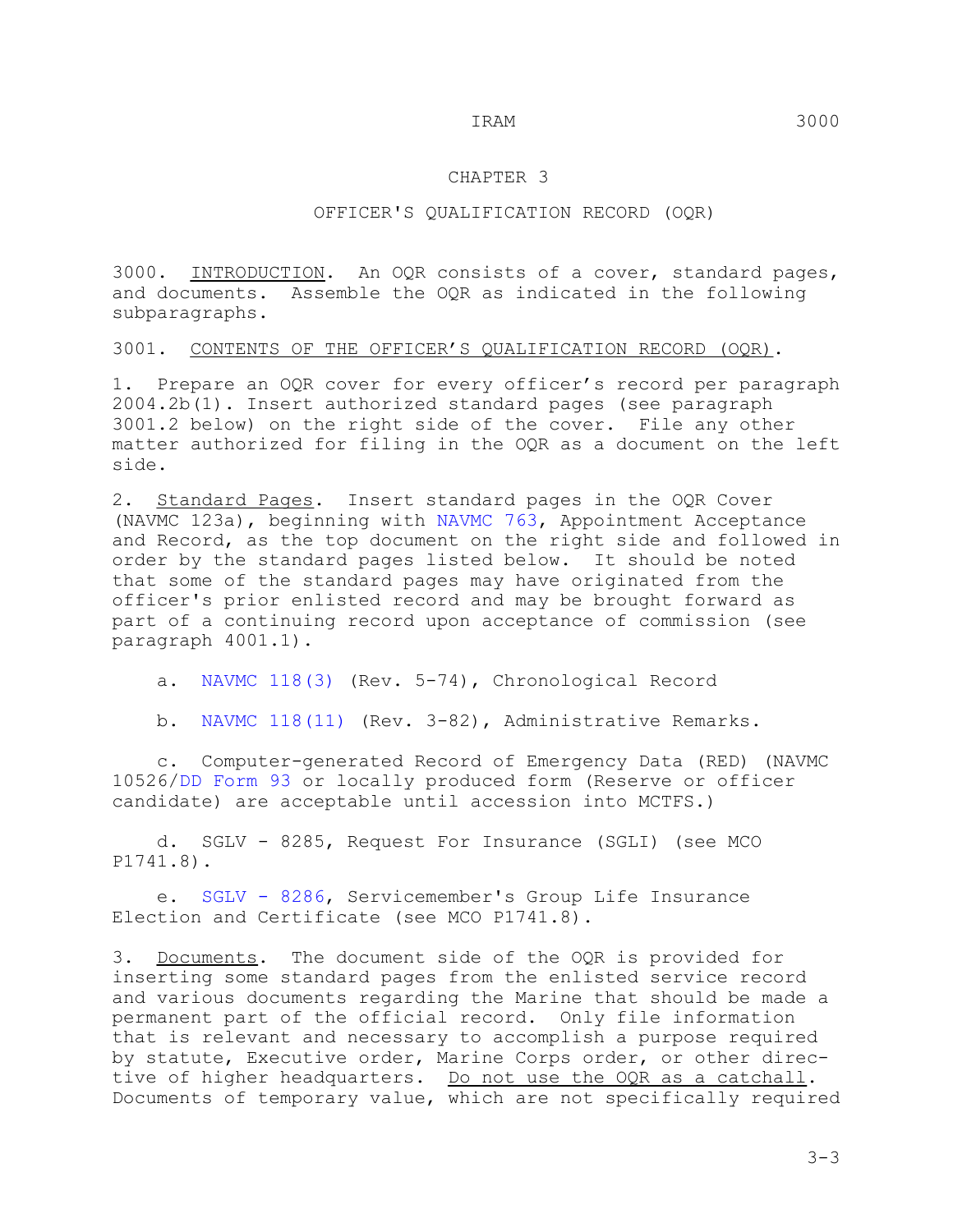## CHAPTER 3

## OFFICER'S QUALIFICATION RECORD (OQR)

3000. INTRODUCTION. An OQR consists of a cover, standard pages, and documents. Assemble the OQR as indicated in the following subparagraphs.

3001. CONTENTS OF THE OFFICER'S QUALIFICATION RECORD (OQR).

1. Prepare an OQR cover for every officer's record per paragraph 2004.2b(1). Insert authorized standard pages (see paragraph 3001.2 below) on the right side of the cover. File any other matter authorized for filing in the OQR as a document on the left side.

2. Standard Pages. Insert standard pages in the OQR Cover (NAVMC 123a), beginning with NAVMC 763, Appointment Acceptance and Record, as the top document on the right side and followed in order by the standard pages listed below. It should be noted that some of the standard pages may have originated from the officer's prior enlisted record and may be brought forward as part of a continuing record upon acceptance of commission (see paragraph 4001.1).

   a. NAVMC 118(3) (Rev. 5-74), Chronological Record

   b. NAVMC 118(11) (Rev. 3-82), Administrative Remarks.

   c. Computer-generated Record of Emergency Data (RED) (NAVMC 10526/DD Form 93 or locally produced form (Reserve or officer candidate) are acceptable until accession into MCTFS.)

   d. SGLV - 8285, Request For Insurance (SGLI) (see MCO P1741.8).

   e. SGLV - 8286, Servicemember's Group Life Insurance Election and Certificate (see MCO P1741.8).

3. Documents. The document side of the OQR is provided for inserting some standard pages from the enlisted service record and various documents regarding the Marine that should be made a permanent part of the official record. Only file information that is relevant and necessary to accomplish a purpose required by statute, Executive order, Marine Corps order, or other directive of higher headquarters. Do not use the OQR as a catchall. Documents of temporary value, which are not specifically required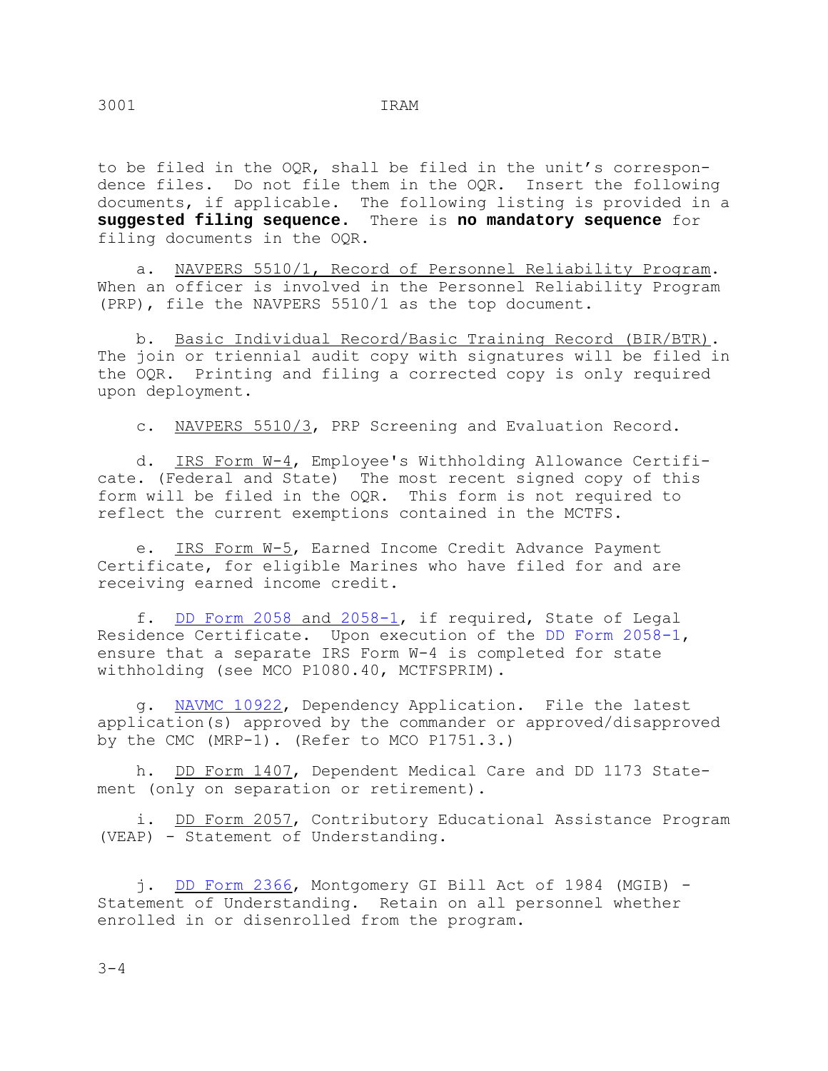to be filed in the OQR, shall be filed in the unit's correspondence files. Do not file them in the OQR. Insert the following documents, if applicable. The following listing is provided in a **suggested filing sequence.** There is **no mandatory sequence** for filing documents in the OQR.

a. NAVPERS 5510/1, Record of Personnel Reliability Program. When an officer is involved in the Personnel Reliability Program (PRP), file the NAVPERS 5510/1 as the top document.

b. Basic Individual Record/Basic Training Record (BIR/BTR). The join or triennial audit copy with signatures will be filed in the OQR. Printing and filing a corrected copy is only required upon deployment.

c. NAVPERS 5510/3, PRP Screening and Evaluation Record.

d. IRS Form W-4, Employee's Withholding Allowance Certificate. (Federal and State) The most recent signed copy of this form will be filed in the OQR. This form is not required to reflect the current exemptions contained in the MCTFS.

e. IRS Form W-5, Earned Income Credit Advance Payment Certificate, for eligible Marines who have filed for and are receiving earned income credit.

f. DD Form 2058 and 2058-1, if required, State of Legal Residence Certificate. Upon execution of the DD Form 2058-1, ensure that a separate IRS Form W-4 is completed for state withholding (see MCO P1080.40, MCTFSPRIM).

g. NAVMC 10922, Dependency Application. File the latest application(s) approved by the commander or approved/disapproved by the CMC (MRP-1). (Refer to MCO P1751.3.)

h. DD Form 1407, Dependent Medical Care and DD 1173 Statement (only on separation or retirement).

i. DD Form 2057, Contributory Educational Assistance Program (VEAP) - Statement of Understanding.

j. DD Form 2366, Montgomery GI Bill Act of 1984 (MGIB) - Statement of Understanding. Retain on all personnel whether enrolled in or disenrolled from the program.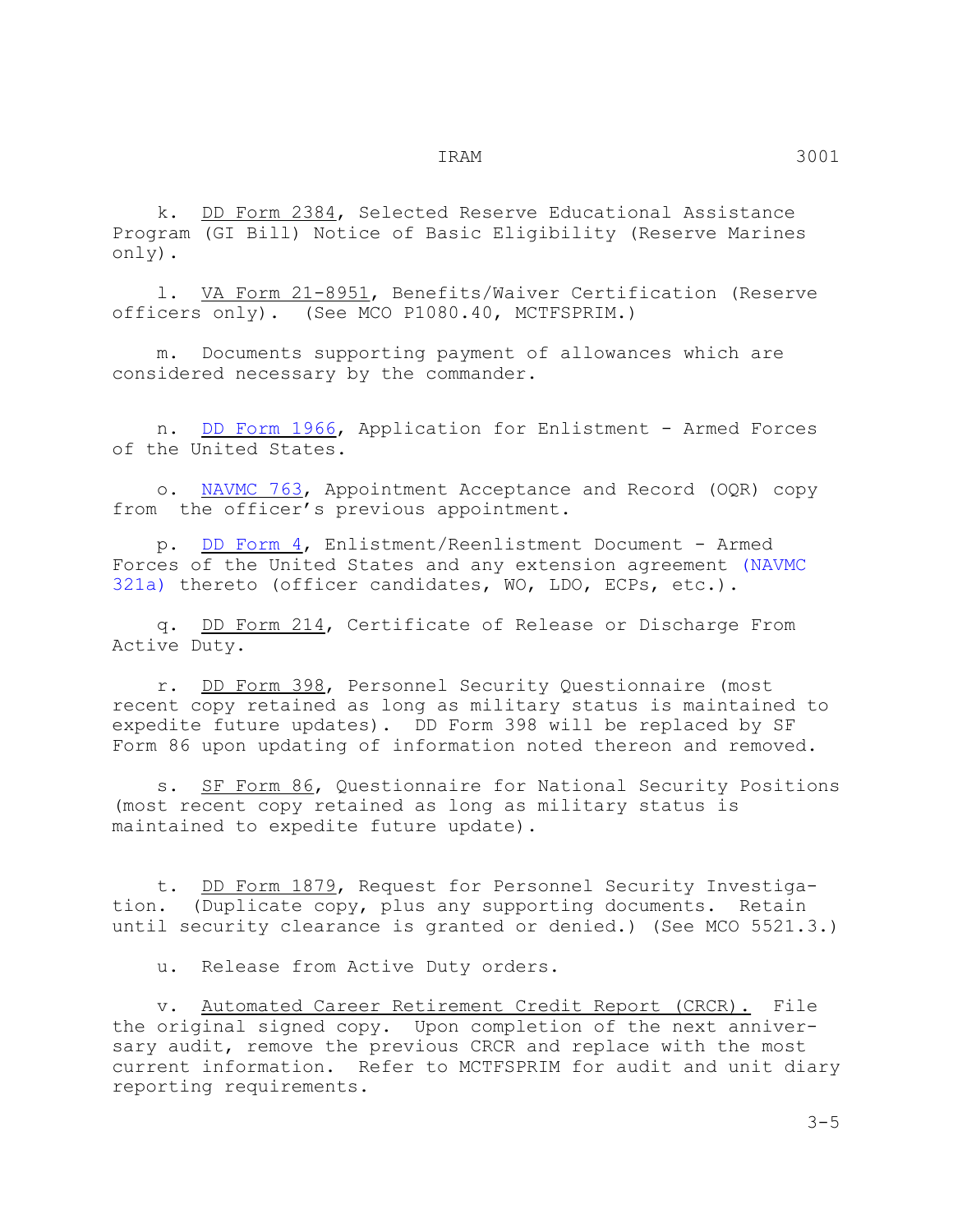k. DD Form 2384, Selected Reserve Educational Assistance Program (GI Bill) Notice of Basic Eligibility (Reserve Marines only).

l. VA Form 21-8951, Benefits/Waiver Certification (Reserve officers only). (See MCO P1080.40, MCTFSPRIM.)

m. Documents supporting payment of allowances which are considered necessary by the commander.

n. DD Form 1966, Application for Enlistment - Armed Forces of the United States.

o. NAVMC 763, Appointment Acceptance and Record (OQR) copy from the officer's previous appointment.

p. DD Form 4, Enlistment/Reenlistment Document - Armed Forces of the United States and any extension agreement (NAVMC 321a) thereto (officer candidates, WO, LDO, ECPs, etc.).

q. DD Form 214, Certificate of Release or Discharge From Active Duty.

r. DD Form 398, Personnel Security Questionnaire (most recent copy retained as long as military status is maintained to expedite future updates). DD Form 398 will be replaced by SF Form 86 upon updating of information noted thereon and removed.

s. SF Form 86, Questionnaire for National Security Positions (most recent copy retained as long as military status is maintained to expedite future update).

t. DD Form 1879, Request for Personnel Security Investigation. (Duplicate copy, plus any supporting documents. Retain until security clearance is granted or denied.) (See MCO 5521.3.)

u. Release from Active Duty orders.

v. Automated Career Retirement Credit Report (CRCR). File the original signed copy. Upon completion of the next anniversary audit, remove the previous CRCR and replace with the most current information. Refer to MCTFSPRIM for audit and unit diary reporting requirements.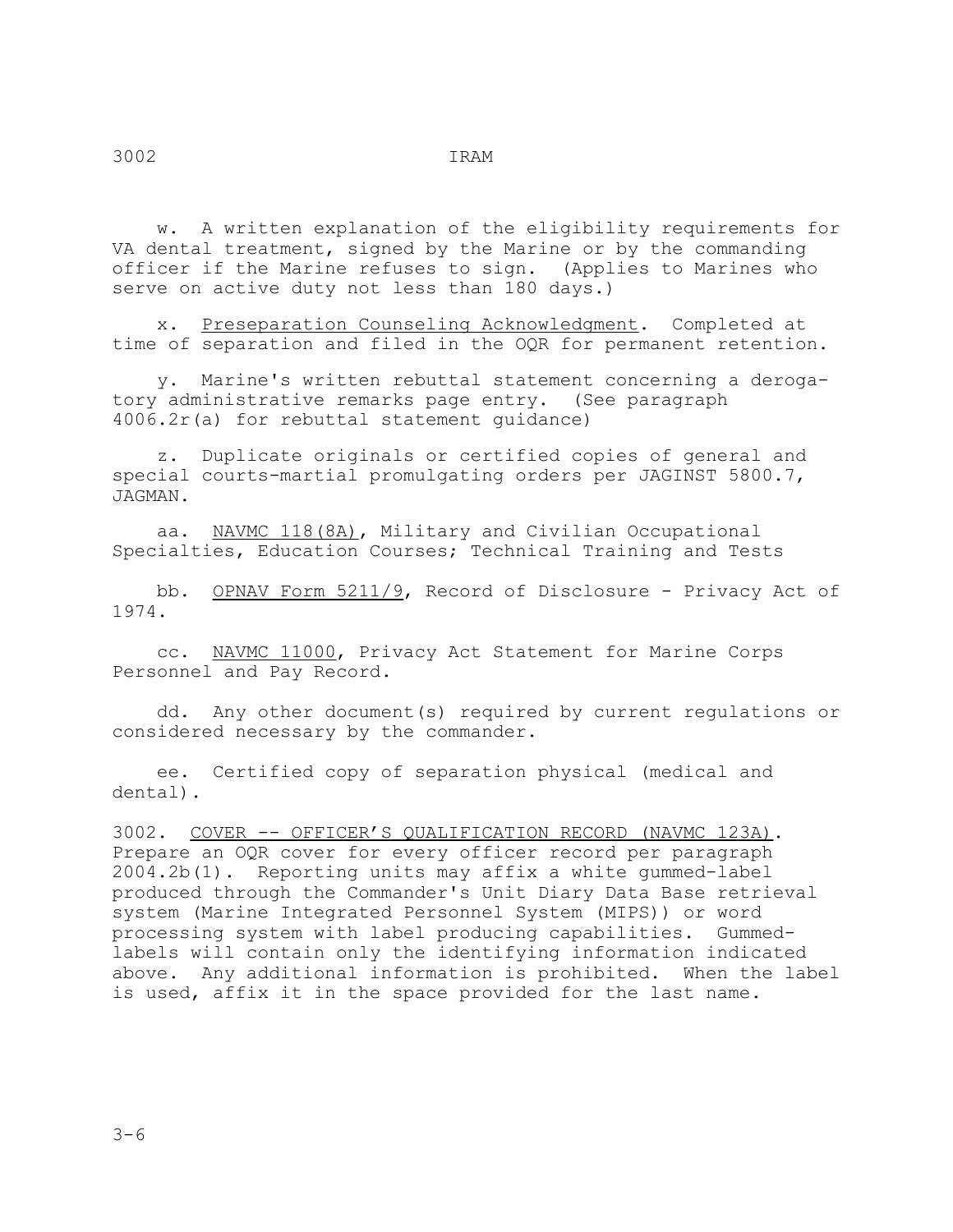w. A written explanation of the eligibility requirements for VA dental treatment, signed by the Marine or by the commanding officer if the Marine refuses to sign. (Applies to Marines who serve on active duty not less than 180 days.)

x. Preseparation Counseling Acknowledgment. Completed at time of separation and filed in the OQR for permanent retention.

y. Marine's written rebuttal statement concerning a derogatory administrative remarks page entry. (See paragraph 4006.2r(a) for rebuttal statement guidance)

z. Duplicate originals or certified copies of general and special courts-martial promulgating orders per JAGINST 5800.7, JAGMAN.

aa. NAVMC 118(8A), Military and Civilian Occupational Specialties, Education Courses; Technical Training and Tests

bb. OPNAV Form 5211/9, Record of Disclosure - Privacy Act of 1974.

cc. NAVMC 11000, Privacy Act Statement for Marine Corps Personnel and Pay Record.

dd. Any other document(s) required by current regulations or considered necessary by the commander.

ee. Certified copy of separation physical (medical and dental).

3002. COVER -- OFFICER'S QUALIFICATION RECORD (NAVMC 123A). Prepare an OQR cover for every officer record per paragraph 2004.2b(1). Reporting units may affix a white gummed-label produced through the Commander's Unit Diary Data Base retrieval system (Marine Integrated Personnel System (MIPS)) or word processing system with label producing capabilities. Gummed-labels will contain only the identifying information indicated above. Any additional information is prohibited. When the label is used, affix it in the space provided for the last name.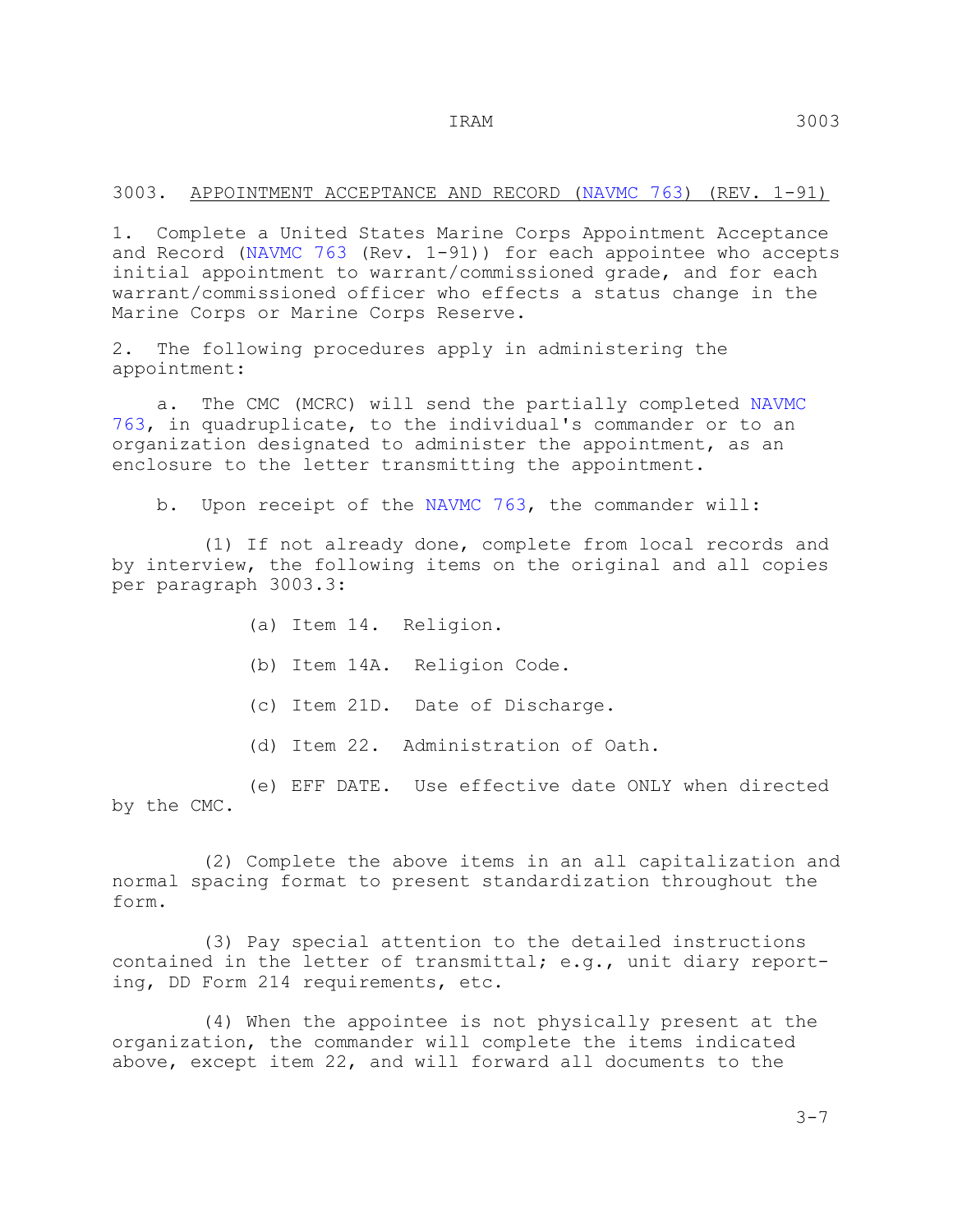## 3003. APPOINTMENT ACCEPTANCE AND RECORD (NAVMC 763) (REV. 1-91)

1. Complete a United States Marine Corps Appointment Acceptance and Record (NAVMC 763 (Rev. 1-91)) for each appointee who accepts initial appointment to warrant/commissioned grade, and for each warrant/commissioned officer who effects a status change in the Marine Corps or Marine Corps Reserve.

2. The following procedures apply in administering the appointment:

   a. The CMC (MCRC) will send the partially completed NAVMC 763, in quadruplicate, to the individual's commander or to an organization designated to administer the appointment, as an enclosure to the letter transmitting the appointment.

   b. Upon receipt of the NAVMC 763, the commander will:

      (1) If not already done, complete from local records and by interview, the following items on the original and all copies per paragraph 3003.3:

         (a) Item 14. Religion.

         (b) Item 14A. Religion Code.

         (c) Item 21D. Date of Discharge.

         (d) Item 22. Administration of Oath.

         (e) EFF DATE. Use effective date ONLY when directed by the CMC.

      (2) Complete the above items in an all capitalization and normal spacing format to present standardization throughout the form.

      (3) Pay special attention to the detailed instructions contained in the letter of transmittal; e.g., unit diary reporting, DD Form 214 requirements, etc.

      (4) When the appointee is not physically present at the organization, the commander will complete the items indicated above, except item 22, and will forward all documents to the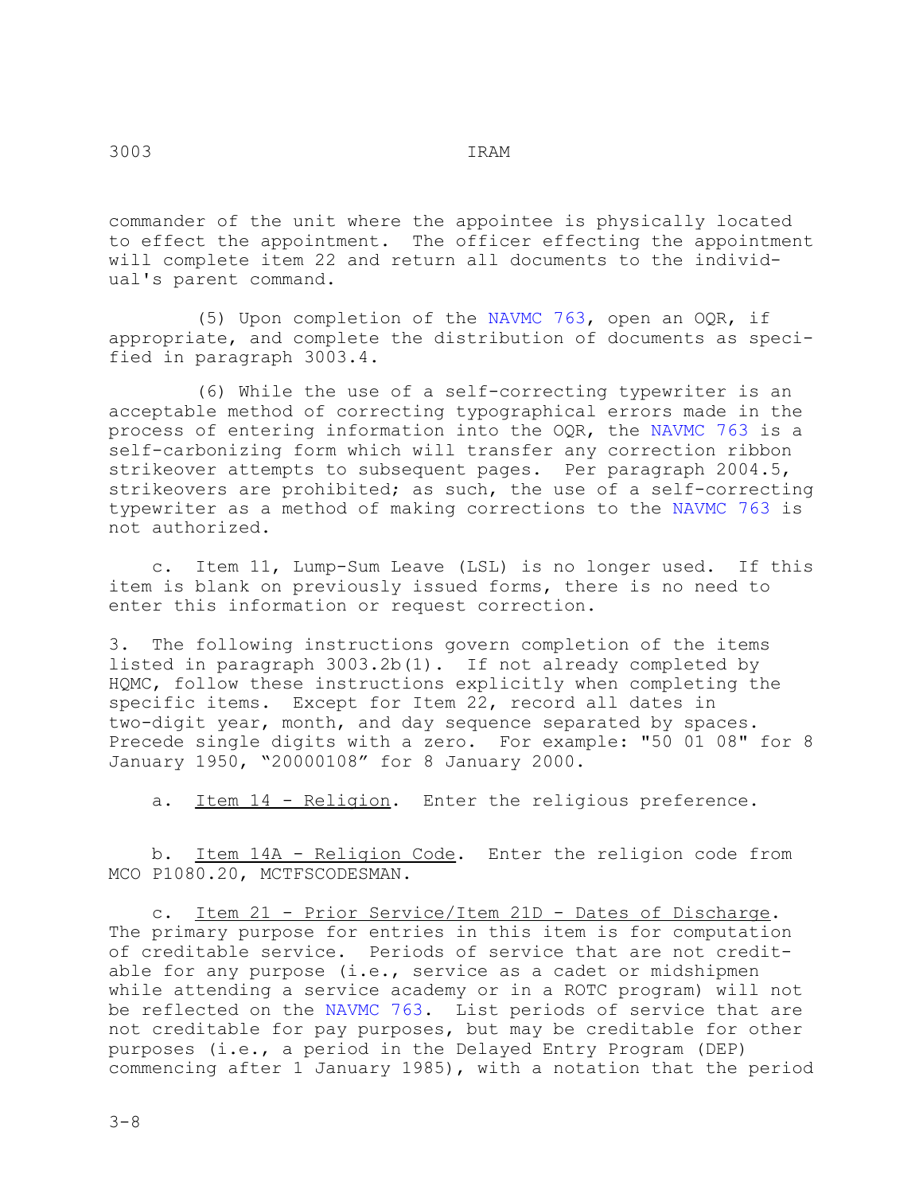commander of the unit where the appointee is physically located to effect the appointment. The officer effecting the appointment will complete item 22 and return all documents to the individual's parent command.

(5) Upon completion of the NAVMC 763, open an OQR, if appropriate, and complete the distribution of documents as specified in paragraph 3003.4.

(6) While the use of a self-correcting typewriter is an acceptable method of correcting typographical errors made in the process of entering information into the OQR, the NAVMC 763 is a self-carbonizing form which will transfer any correction ribbon strikeover attempts to subsequent pages. Per paragraph 2004.5, strikeovers are prohibited; as such, the use of a self-correcting typewriter as a method of making corrections to the NAVMC 763 is not authorized.

c. Item 11, Lump-Sum Leave (LSL) is no longer used. If this item is blank on previously issued forms, there is no need to enter this information or request correction.

3. The following instructions govern completion of the items listed in paragraph 3003.2b(1). If not already completed by HQMC, follow these instructions explicitly when completing the specific items. Except for Item 22, record all dates in two-digit year, month, and day sequence separated by spaces. Precede single digits with a zero. For example: "50 01 08" for 8 January 1950, "20000108" for 8 January 2000.

a. Item 14 - Religion. Enter the religious preference.

b. Item 14A - Religion Code. Enter the religion code from MCO P1080.20, MCTFSCODESMAN.

c. Item 21 - Prior Service/Item 21D - Dates of Discharge. The primary purpose for entries in this item is for computation of creditable service. Periods of service that are not creditable for any purpose (i.e., service as a cadet or midshipmen while attending a service academy or in a ROTC program) will not be reflected on the NAVMC 763. List periods of service that are not creditable for pay purposes, but may be creditable for other purposes (i.e., a period in the Delayed Entry Program (DEP) commencing after 1 January 1985), with a notation that the period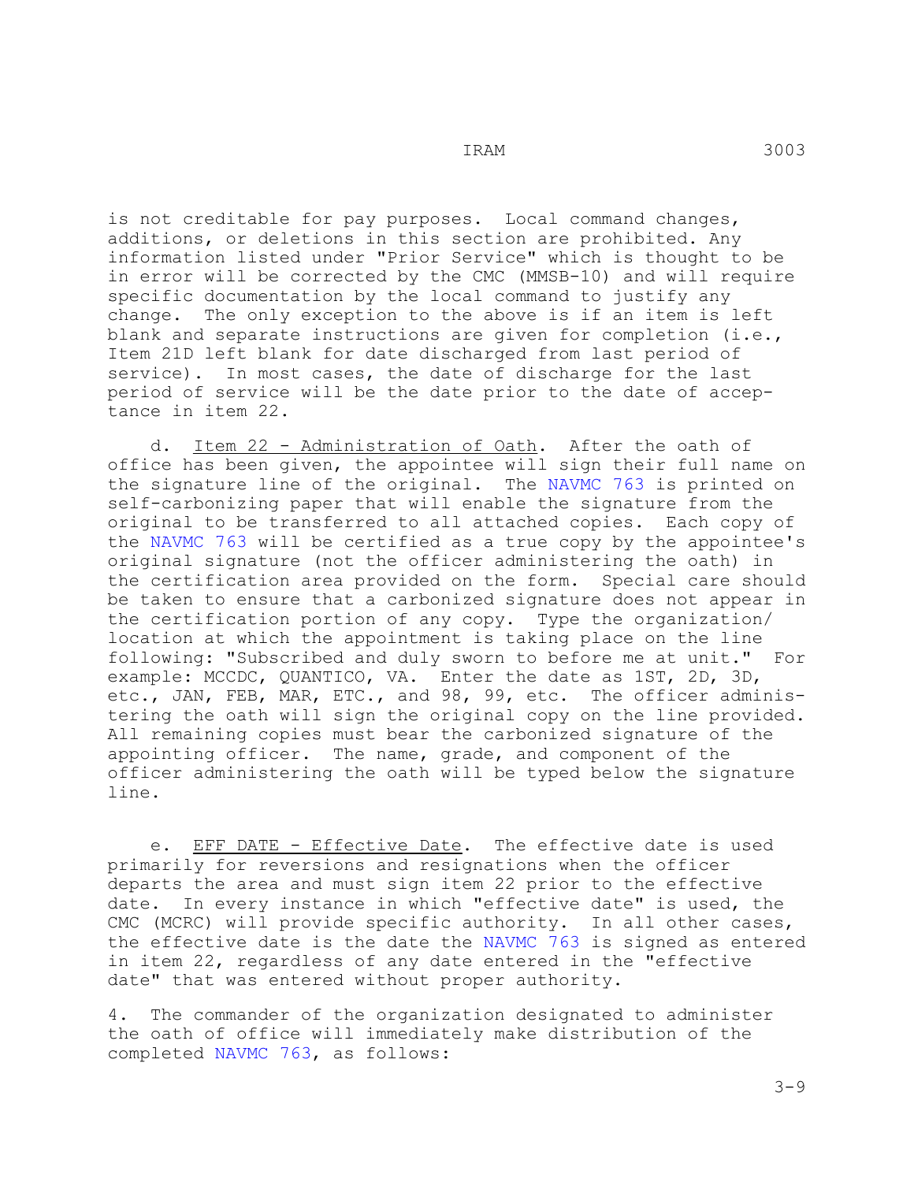is not creditable for pay purposes. Local command changes, additions, or deletions in this section are prohibited. Any information listed under "Prior Service" which is thought to be in error will be corrected by the CMC (MMSB-10) and will require specific documentation by the local command to justify any change. The only exception to the above is if an item is left blank and separate instructions are given for completion (i.e., Item 21D left blank for date discharged from last period of service). In most cases, the date of discharge for the last period of service will be the date prior to the date of acceptance in item 22.

d. Item 22 - Administration of Oath. After the oath of office has been given, the appointee will sign their full name on the signature line of the original. The NAVMC 763 is printed on self-carbonizing paper that will enable the signature from the original to be transferred to all attached copies. Each copy of the NAVMC 763 will be certified as a true copy by the appointee's original signature (not the officer administering the oath) in the certification area provided on the form. Special care should be taken to ensure that a carbonized signature does not appear in the certification portion of any copy. Type the organization/location at which the appointment is taking place on the line following: "Subscribed and duly sworn to before me at unit." For example: MCCDC, QUANTICO, VA. Enter the date as 1ST, 2D, 3D, etc., JAN, FEB, MAR, ETC., and 98, 99, etc. The officer administering the oath will sign the original copy on the line provided. All remaining copies must bear the carbonized signature of the appointing officer. The name, grade, and component of the officer administering the oath will be typed below the signature line.

e. EFF DATE - Effective Date. The effective date is used primarily for reversions and resignations when the officer departs the area and must sign item 22 prior to the effective date. In every instance in which "effective date" is used, the CMC (MCRC) will provide specific authority. In all other cases, the effective date is the date the NAVMC 763 is signed as entered in item 22, regardless of any date entered in the "effective date" that was entered without proper authority.

4. The commander of the organization designated to administer the oath of office will immediately make distribution of the completed NAVMC 763, as follows: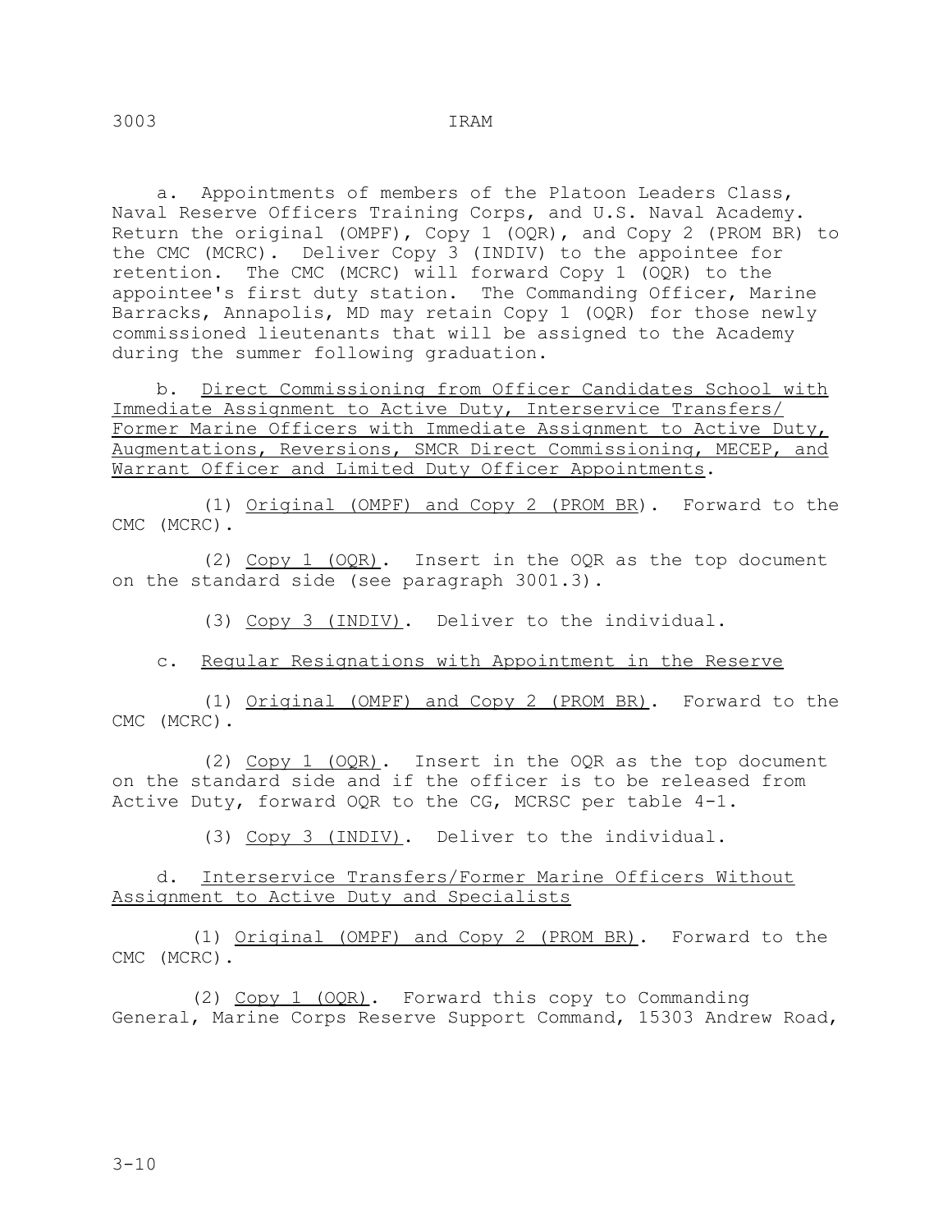a. Appointments of members of the Platoon Leaders Class, Naval Reserve Officers Training Corps, and U.S. Naval Academy. Return the original (OMPF), Copy 1 (OQR), and Copy 2 (PROM BR) to the CMC (MCRC). Deliver Copy 3 (INDIV) to the appointee for retention. The CMC (MCRC) will forward Copy 1 (OQR) to the appointee's first duty station. The Commanding Officer, Marine Barracks, Annapolis, MD may retain Copy 1 (OQR) for those newly commissioned lieutenants that will be assigned to the Academy during the summer following graduation.

b. Direct Commissioning from Officer Candidates School with Immediate Assignment to Active Duty, Interservice Transfers/ Former Marine Officers with Immediate Assignment to Active Duty, Augmentations, Reversions, SMCR Direct Commissioning, MECEP, and Warrant Officer and Limited Duty Officer Appointments.

(1) Original (OMPF) and Copy 2 (PROM BR). Forward to the CMC (MCRC).

(2) Copy 1 (OQR). Insert in the OQR as the top document on the standard side (see paragraph 3001.3).

(3) Copy 3 (INDIV). Deliver to the individual.

c. Regular Resignations with Appointment in the Reserve

(1) Original (OMPF) and Copy 2 (PROM BR). Forward to the CMC (MCRC).

(2) Copy 1 (OQR). Insert in the OQR as the top document on the standard side and if the officer is to be released from Active Duty, forward OQR to the CG, MCRSC per table 4-1.

(3) Copy 3 (INDIV). Deliver to the individual.

d. Interservice Transfers/Former Marine Officers Without Assignment to Active Duty and Specialists

(1) Original (OMPF) and Copy 2 (PROM BR). Forward to the CMC (MCRC).

(2) Copy 1 (OQR). Forward this copy to Commanding General, Marine Corps Reserve Support Command, 15303 Andrew Road,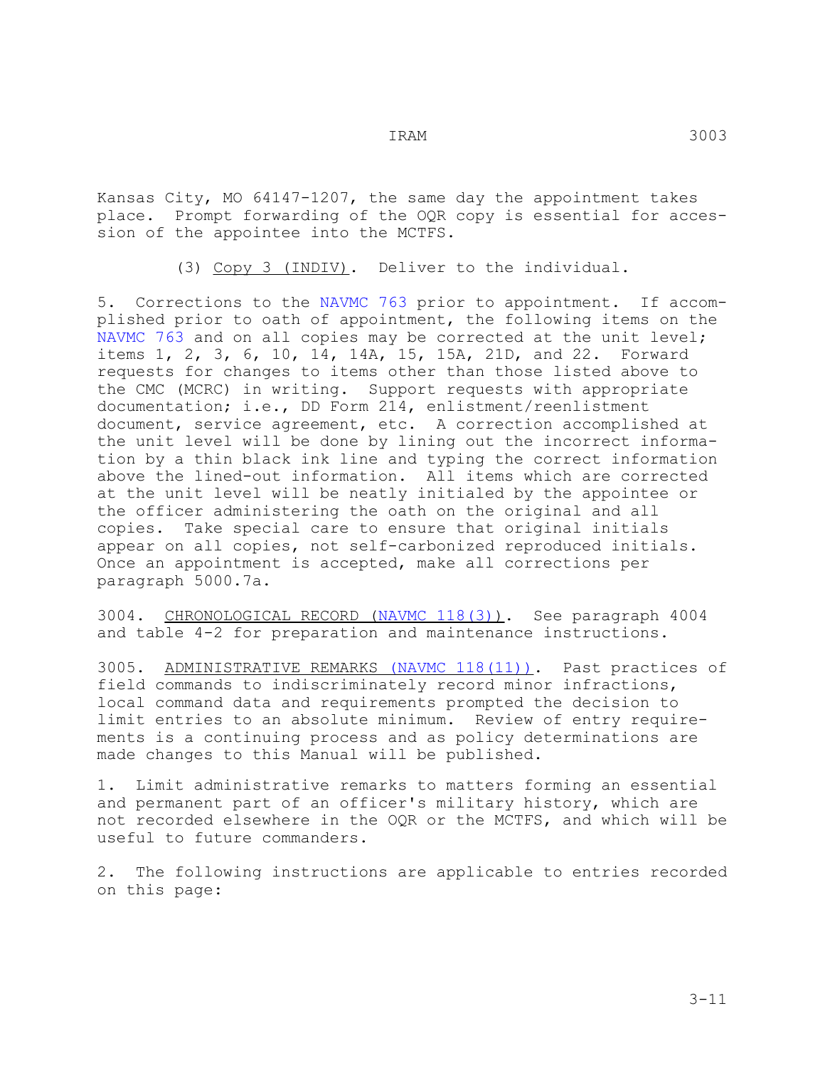Kansas City, MO 64147-1207, the same day the appointment takes place. Prompt forwarding of the OQR copy is essential for accession of the appointee into the MCTFS.

(3) Copy 3 (INDIV). Deliver to the individual.

5. Corrections to the NAVMC 763 prior to appointment. If accomplished prior to oath of appointment, the following items on the NAVMC 763 and on all copies may be corrected at the unit level; items 1, 2, 3, 6, 10, 14, 14A, 15, 15A, 21D, and 22. Forward requests for changes to items other than those listed above to the CMC (MCRC) in writing. Support requests with appropriate documentation; i.e., DD Form 214, enlistment/reenlistment document, service agreement, etc. A correction accomplished at the unit level will be done by lining out the incorrect information by a thin black ink line and typing the correct information above the lined-out information. All items which are corrected at the unit level will be neatly initialed by the appointee or the officer administering the oath on the original and all copies. Take special care to ensure that original initials appear on all copies, not self-carbonized reproduced initials. Once an appointment is accepted, make all corrections per paragraph 5000.7a.

3004. CHRONOLOGICAL RECORD (NAVMC 118(3)). See paragraph 4004 and table 4-2 for preparation and maintenance instructions.

3005. ADMINISTRATIVE REMARKS (NAVMC 118(11)). Past practices of field commands to indiscriminately record minor infractions, local command data and requirements prompted the decision to limit entries to an absolute minimum. Review of entry requirements is a continuing process and as policy determinations are made changes to this Manual will be published.

1. Limit administrative remarks to matters forming an essential and permanent part of an officer's military history, which are not recorded elsewhere in the OQR or the MCTFS, and which will be useful to future commanders.

2. The following instructions are applicable to entries recorded on this page: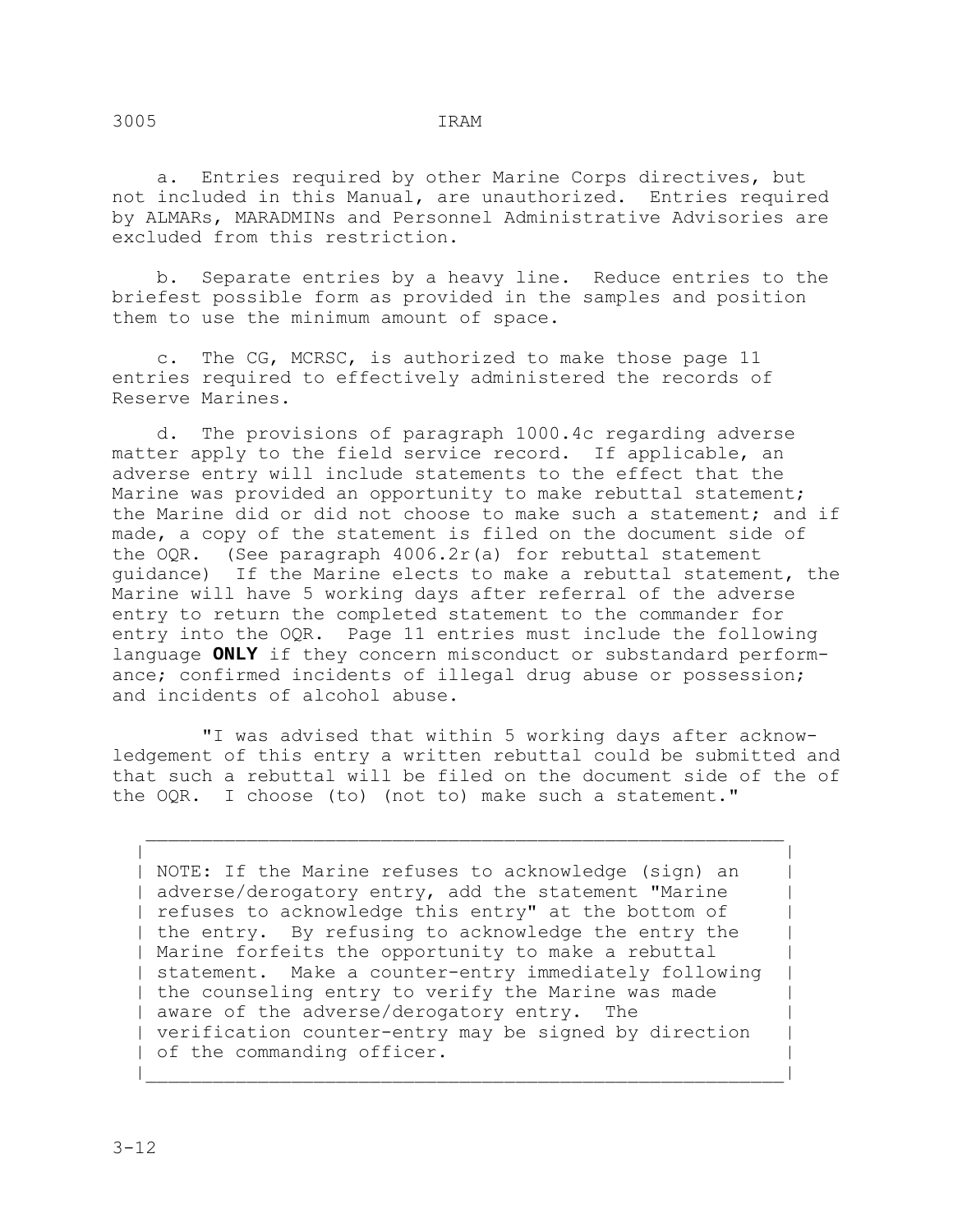a. Entries required by other Marine Corps directives, but not included in this Manual, are unauthorized. Entries required by ALMARs, MARADMINs and Personnel Administrative Advisories are excluded from this restriction.

b. Separate entries by a heavy line. Reduce entries to the briefest possible form as provided in the samples and position them to use the minimum amount of space.

c. The CG, MCRSC, is authorized to make those page 11 entries required to effectively administered the records of Reserve Marines.

d. The provisions of paragraph 1000.4c regarding adverse matter apply to the field service record. If applicable, an adverse entry will include statements to the effect that the Marine was provided an opportunity to make rebuttal statement; the Marine did or did not choose to make such a statement; and if made, a copy of the statement is filed on the document side of the OQR. (See paragraph 4006.2r(a) for rebuttal statement guidance) If the Marine elects to make a rebuttal statement, the Marine will have 5 working days after referral of the adverse entry to return the completed statement to the commander for entry into the OQR. Page 11 entries must include the following language **ONLY** if they concern misconduct or substandard performance; confirmed incidents of illegal drug abuse or possession; and incidents of alcohol abuse.

"I was advised that within 5 working days after acknowledgement of this entry a written rebuttal could be submitted and that such a rebuttal will be filed on the document side of the of the OQR. I choose (to) (not to) make such a statement."

> NOTE: If the Marine refuses to acknowledge (sign) an adverse/derogatory entry, add the statement "Marine refuses to acknowledge this entry" at the bottom of the entry. By refusing to acknowledge the entry the Marine forfeits the opportunity to make a rebuttal statement. Make a counter-entry immediately following the counseling entry to verify the Marine was made aware of the adverse/derogatory entry. The verification counter-entry may be signed by direction of the commanding officer.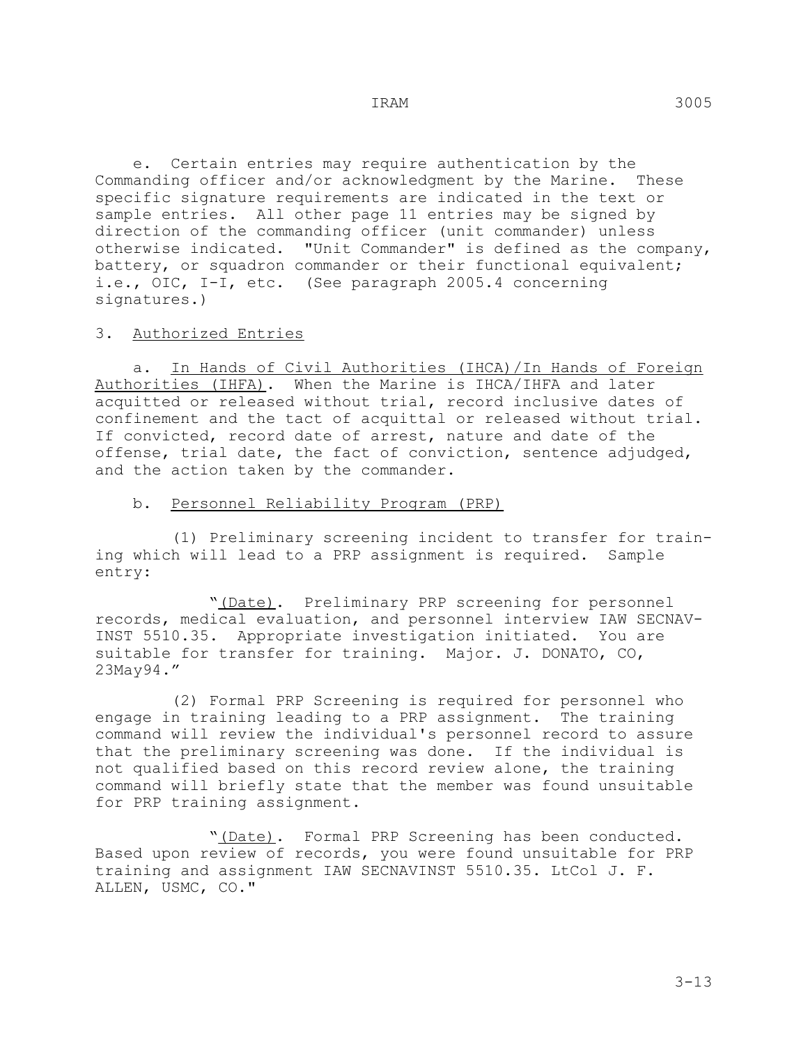e. Certain entries may require authentication by the Commanding officer and/or acknowledgment by the Marine. These specific signature requirements are indicated in the text or sample entries. All other page 11 entries may be signed by direction of the commanding officer (unit commander) unless otherwise indicated. "Unit Commander" is defined as the company, battery, or squadron commander or their functional equivalent; i.e., OIC, I-I, etc. (See paragraph 2005.4 concerning signatures.)

3. Authorized Entries

a. In Hands of Civil Authorities (IHCA)/In Hands of Foreign Authorities (IHFA). When the Marine is IHCA/IHFA and later acquitted or released without trial, record inclusive dates of confinement and the tact of acquittal or released without trial. If convicted, record date of arrest, nature and date of the offense, trial date, the fact of conviction, sentence adjudged, and the action taken by the commander.

b. Personnel Reliability Program (PRP)

(1) Preliminary screening incident to transfer for training which will lead to a PRP assignment is required. Sample entry:

"(Date). Preliminary PRP screening for personnel records, medical evaluation, and personnel interview IAW SECNAV-INST 5510.35. Appropriate investigation initiated. You are suitable for transfer for training. Major. J. DONATO, CO, 23May94."

(2) Formal PRP Screening is required for personnel who engage in training leading to a PRP assignment. The training command will review the individual's personnel record to assure that the preliminary screening was done. If the individual is not qualified based on this record review alone, the training command will briefly state that the member was found unsuitable for PRP training assignment.

"(Date). Formal PRP Screening has been conducted. Based upon review of records, you were found unsuitable for PRP training and assignment IAW SECNAVINST 5510.35. LtCol J. F. ALLEN, USMC, CO."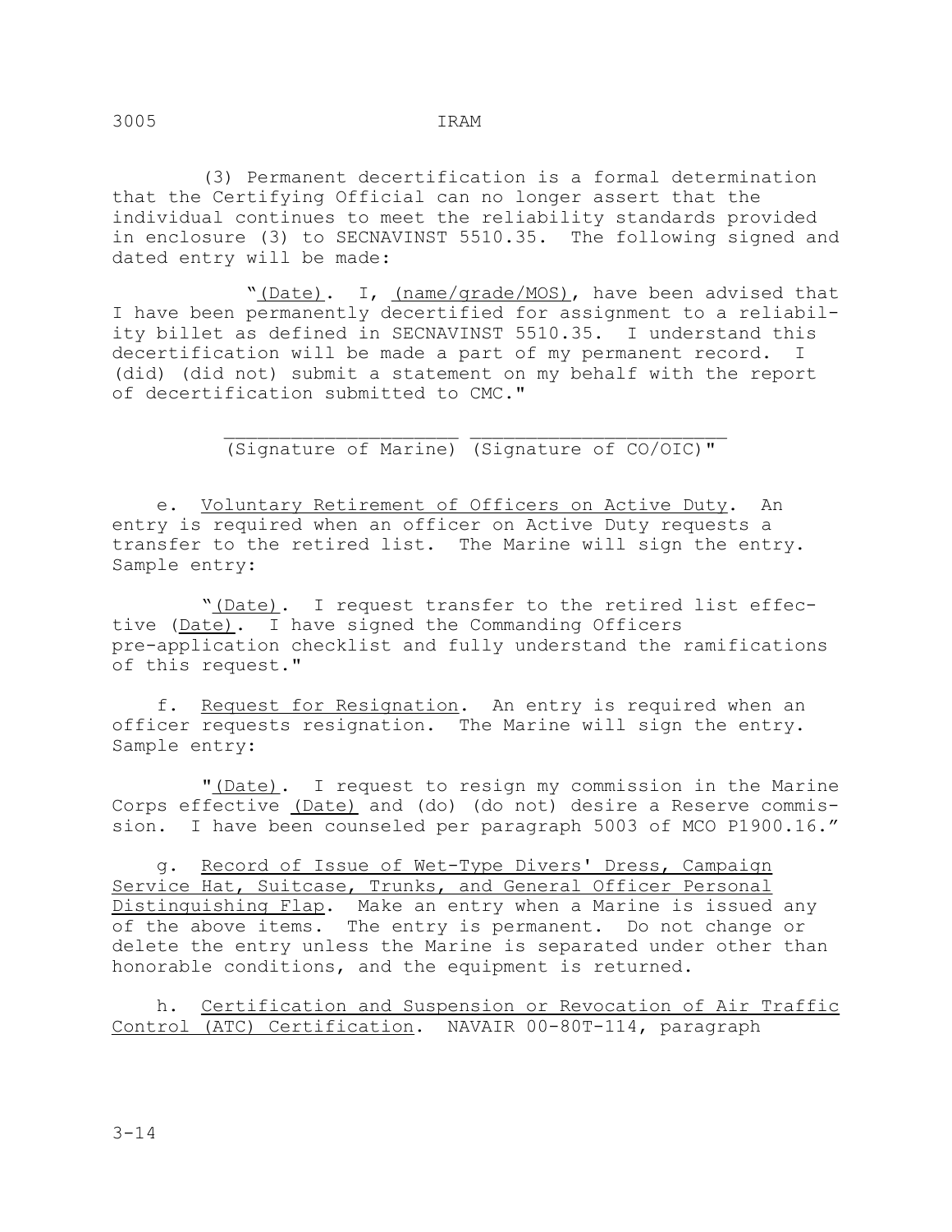(3) Permanent decertification is a formal determination that the Certifying Official can no longer assert that the individual continues to meet the reliability standards provided in enclosure (3) to SECNAVINST 5510.35. The following signed and dated entry will be made:

"(Date). I, (name/grade/MOS), have been advised that I have been permanently decertified for assignment to a reliability billet as defined in SECNAVINST 5510.35. I understand this decertification will be made a part of my permanent record. I (did) (did not) submit a statement on my behalf with the report of decertification submitted to CMC."

\_\_\_\_\_\_\_\_\_\_\_\_\_\_\_\_\_\_\_\_\_\_ \_\_\_\_\_\_\_\_\_\_\_\_\_\_\_\_\_\_\_\_\_\_\_\_
(Signature of Marine) (Signature of CO/OIC)"

e. Voluntary Retirement of Officers on Active Duty. An entry is required when an officer on Active Duty requests a transfer to the retired list. The Marine will sign the entry. Sample entry:

"(Date). I request transfer to the retired list effective (Date). I have signed the Commanding Officers pre-application checklist and fully understand the ramifications of this request."

f. Request for Resignation. An entry is required when an officer requests resignation. The Marine will sign the entry. Sample entry:

"(Date). I request to resign my commission in the Marine Corps effective (Date) and (do) (do not) desire a Reserve commission. I have been counseled per paragraph 5003 of MCO P1900.16."

g. Record of Issue of Wet-Type Divers' Dress, Campaign Service Hat, Suitcase, Trunks, and General Officer Personal Distinguishing Flap. Make an entry when a Marine is issued any of the above items. The entry is permanent. Do not change or delete the entry unless the Marine is separated under other than honorable conditions, and the equipment is returned.

h. Certification and Suspension or Revocation of Air Traffic Control (ATC) Certification. NAVAIR 00-80T-114, paragraph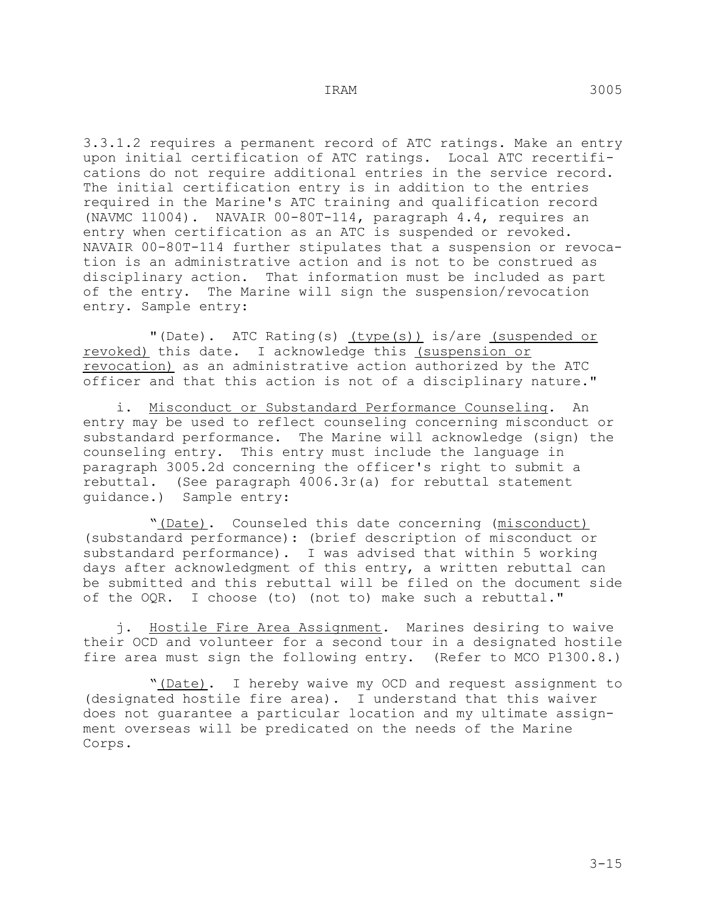3.3.1.2 requires a permanent record of ATC ratings. Make an entry upon initial certification of ATC ratings. Local ATC recertifications do not require additional entries in the service record. The initial certification entry is in addition to the entries required in the Marine's ATC training and qualification record (NAVMC 11004). NAVAIR 00-80T-114, paragraph 4.4, requires an entry when certification as an ATC is suspended or revoked. NAVAIR 00-80T-114 further stipulates that a suspension or revocation is an administrative action and is not to be construed as disciplinary action. That information must be included as part of the entry. The Marine will sign the suspension/revocation entry. Sample entry:

"(Date). ATC Rating(s) <u>(type(s))</u> is/are <u>(suspended or revoked)</u> this date. I acknowledge this <u>(suspension or revocation)</u> as an administrative action authorized by the ATC officer and that this action is not of a disciplinary nature."

i. <u>Misconduct or Substandard Performance Counseling</u>. An entry may be used to reflect counseling concerning misconduct or substandard performance. The Marine will acknowledge (sign) the counseling entry. This entry must include the language in paragraph 3005.2d concerning the officer's right to submit a rebuttal. (See paragraph 4006.3r(a) for rebuttal statement guidance.) Sample entry:

"<u>(Date)</u>. Counseled this date concerning (<u>misconduct)</u> (substandard performance): (brief description of misconduct or substandard performance). I was advised that within 5 working days after acknowledgment of this entry, a written rebuttal can be submitted and this rebuttal will be filed on the document side of the OQR. I choose (to) (not to) make such a rebuttal."

j. <u>Hostile Fire Area Assignment</u>. Marines desiring to waive their OCD and volunteer for a second tour in a designated hostile fire area must sign the following entry. (Refer to MCO P1300.8.)

"<u>(Date)</u>. I hereby waive my OCD and request assignment to (designated hostile fire area). I understand that this waiver does not guarantee a particular location and my ultimate assignment overseas will be predicated on the needs of the Marine Corps.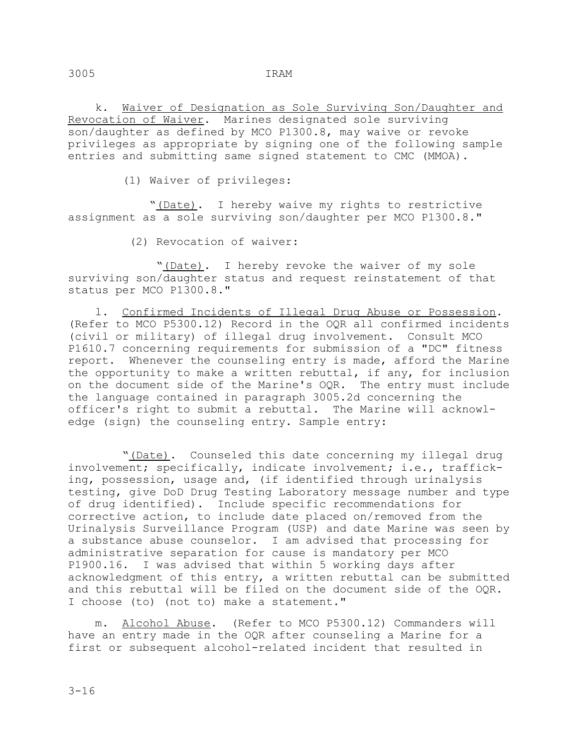k. Waiver of Designation as Sole Surviving Son/Daughter and Revocation of Waiver. Marines designated sole surviving son/daughter as defined by MCO P1300.8, may waive or revoke privileges as appropriate by signing one of the following sample entries and submitting same signed statement to CMC (MMOA).

(1) Waiver of privileges:

"(Date). I hereby waive my rights to restrictive assignment as a sole surviving son/daughter per MCO P1300.8."

(2) Revocation of waiver:

"(Date). I hereby revoke the waiver of my sole surviving son/daughter status and request reinstatement of that status per MCO P1300.8."

l. Confirmed Incidents of Illegal Drug Abuse or Possession. (Refer to MCO P5300.12) Record in the OQR all confirmed incidents (civil or military) of illegal drug involvement. Consult MCO P1610.7 concerning requirements for submission of a "DC" fitness report. Whenever the counseling entry is made, afford the Marine the opportunity to make a written rebuttal, if any, for inclusion on the document side of the Marine's OQR. The entry must include the language contained in paragraph 3005.2d concerning the officer's right to submit a rebuttal. The Marine will acknowledge (sign) the counseling entry. Sample entry:

"(Date). Counseled this date concerning my illegal drug involvement; specifically, indicate involvement; i.e., trafficking, possession, usage and, (if identified through urinalysis testing, give DoD Drug Testing Laboratory message number and type of drug identified). Include specific recommendations for corrective action, to include date placed on/removed from the Urinalysis Surveillance Program (USP) and date Marine was seen by a substance abuse counselor. I am advised that processing for administrative separation for cause is mandatory per MCO P1900.16. I was advised that within 5 working days after acknowledgment of this entry, a written rebuttal can be submitted and this rebuttal will be filed on the document side of the OQR. I choose (to) (not to) make a statement."

m. Alcohol Abuse. (Refer to MCO P5300.12) Commanders will have an entry made in the OQR after counseling a Marine for a first or subsequent alcohol-related incident that resulted in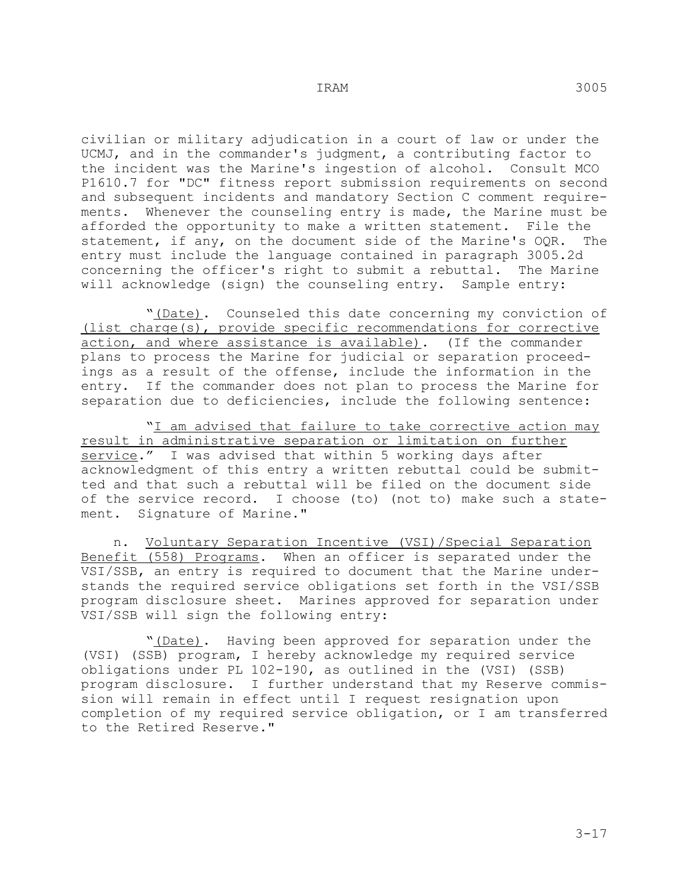civilian or military adjudication in a court of law or under the UCMJ, and in the commander's judgment, a contributing factor to the incident was the Marine's ingestion of alcohol. Consult MCO P1610.7 for "DC" fitness report submission requirements on second and subsequent incidents and mandatory Section C comment requirements. Whenever the counseling entry is made, the Marine must be afforded the opportunity to make a written statement. File the statement, if any, on the document side of the Marine's OQR. The entry must include the language contained in paragraph 3005.2d concerning the officer's right to submit a rebuttal. The Marine will acknowledge (sign) the counseling entry. Sample entry:

"<u>(Date)</u>. Counseled this date concerning my conviction of <u>(list charge(s), provide specific recommendations for corrective action, and where assistance is available)</u>. (If the commander plans to process the Marine for judicial or separation proceedings as a result of the offense, include the information in the entry. If the commander does not plan to process the Marine for separation due to deficiencies, include the following sentence:

"<u>I am advised that failure to take corrective action may result in administrative separation or limitation on further service</u>." I was advised that within 5 working days after acknowledgment of this entry a written rebuttal could be submitted and that such a rebuttal will be filed on the document side of the service record. I choose (to) (not to) make such a statement. Signature of Marine."

n. <u>Voluntary Separation Incentive (VSI)/Special Separation Benefit (558) Programs</u>. When an officer is separated under the VSI/SSB, an entry is required to document that the Marine understands the required service obligations set forth in the VSI/SSB program disclosure sheet. Marines approved for separation under VSI/SSB will sign the following entry:

"<u>(Date)</u>. Having been approved for separation under the (VSI) (SSB) program, I hereby acknowledge my required service obligations under PL 102-190, as outlined in the (VSI) (SSB) program disclosure. I further understand that my Reserve commission will remain in effect until I request resignation upon completion of my required service obligation, or I am transferred to the Retired Reserve."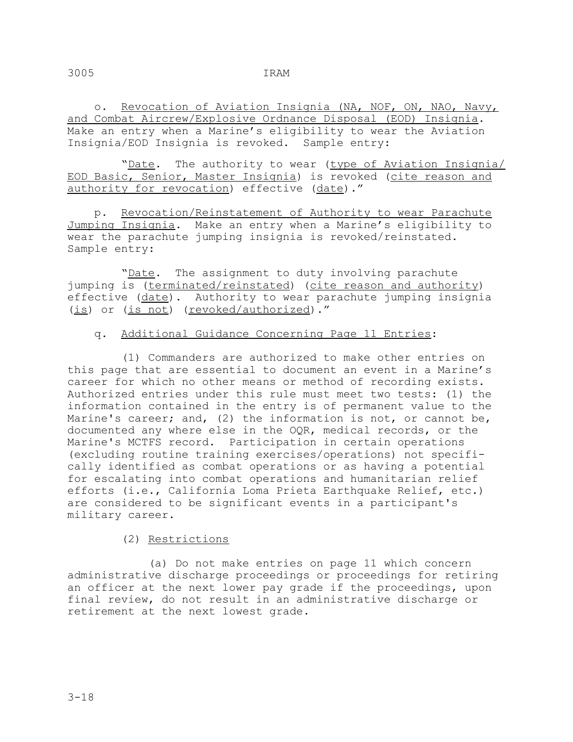o. Revocation of Aviation Insignia (NA, NOF, ON, NAO, Navy, and Combat Aircrew/Explosive Ordnance Disposal (EOD) Insignia. Make an entry when a Marine's eligibility to wear the Aviation Insignia/EOD Insignia is revoked. Sample entry:

"Date. The authority to wear (type of Aviation Insignia/ EOD Basic, Senior, Master Insignia) is revoked (cite reason and authority for revocation) effective (date)."

p. Revocation/Reinstatement of Authority to wear Parachute Jumping Insignia. Make an entry when a Marine's eligibility to wear the parachute jumping insignia is revoked/reinstated. Sample entry:

"Date. The assignment to duty involving parachute jumping is (terminated/reinstated) (cite reason and authority) effective (date). Authority to wear parachute jumping insignia (is) or (is not) (revoked/authorized)."

q. Additional Guidance Concerning Page 11 Entries:

(1) Commanders are authorized to make other entries on this page that are essential to document an event in a Marine's career for which no other means or method of recording exists. Authorized entries under this rule must meet two tests: (1) the information contained in the entry is of permanent value to the Marine's career; and, (2) the information is not, or cannot be, documented any where else in the OQR, medical records, or the Marine's MCTFS record. Participation in certain operations (excluding routine training exercises/operations) not specifically identified as combat operations or as having a potential for escalating into combat operations and humanitarian relief efforts (i.e., California Loma Prieta Earthquake Relief, etc.) are considered to be significant events in a participant's military career.

(2) Restrictions

(a) Do not make entries on page 11 which concern administrative discharge proceedings or proceedings for retiring an officer at the next lower pay grade if the proceedings, upon final review, do not result in an administrative discharge or retirement at the next lowest grade.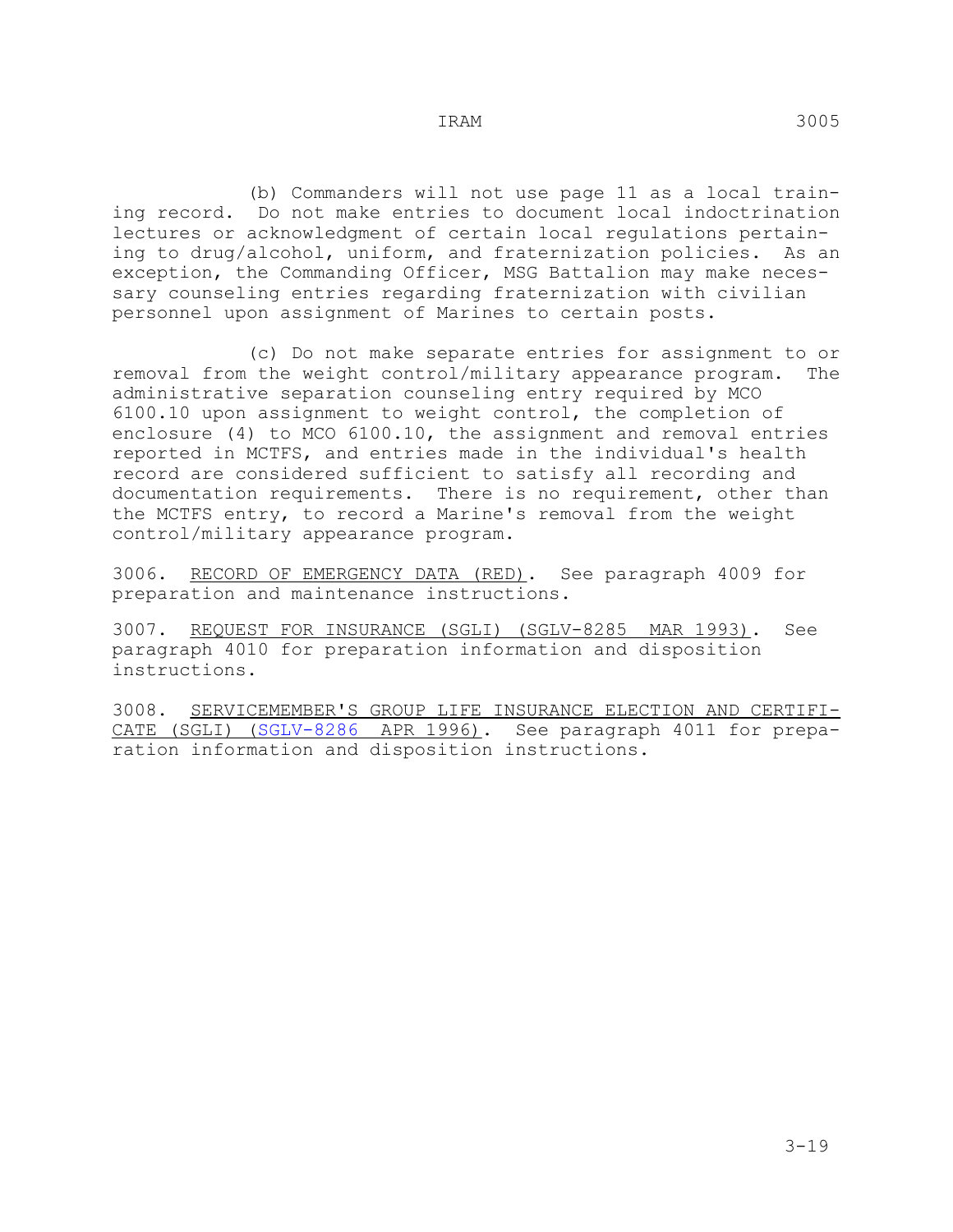(b) Commanders will not use page 11 as a local training record. Do not make entries to document local indoctrination lectures or acknowledgment of certain local regulations pertaining to drug/alcohol, uniform, and fraternization policies. As an exception, the Commanding Officer, MSG Battalion may make necessary counseling entries regarding fraternization with civilian personnel upon assignment of Marines to certain posts.

(c) Do not make separate entries for assignment to or removal from the weight control/military appearance program. The administrative separation counseling entry required by MCO 6100.10 upon assignment to weight control, the completion of enclosure (4) to MCO 6100.10, the assignment and removal entries reported in MCTFS, and entries made in the individual's health record are considered sufficient to satisfy all recording and documentation requirements. There is no requirement, other than the MCTFS entry, to record a Marine's removal from the weight control/military appearance program.

3006. <u>RECORD OF EMERGENCY DATA (RED)</u>. See paragraph 4009 for preparation and maintenance instructions.

3007. <u>REQUEST FOR INSURANCE (SGLI) (SGLV-8285 MAR 1993)</u>. See paragraph 4010 for preparation information and disposition instructions.

3008. <u>SERVICEMEMBER'S GROUP LIFE INSURANCE ELECTION AND CERTIFICATE (SGLI) (SGLV-8286 APR 1996)</u>. See paragraph 4011 for preparation information and disposition instructions.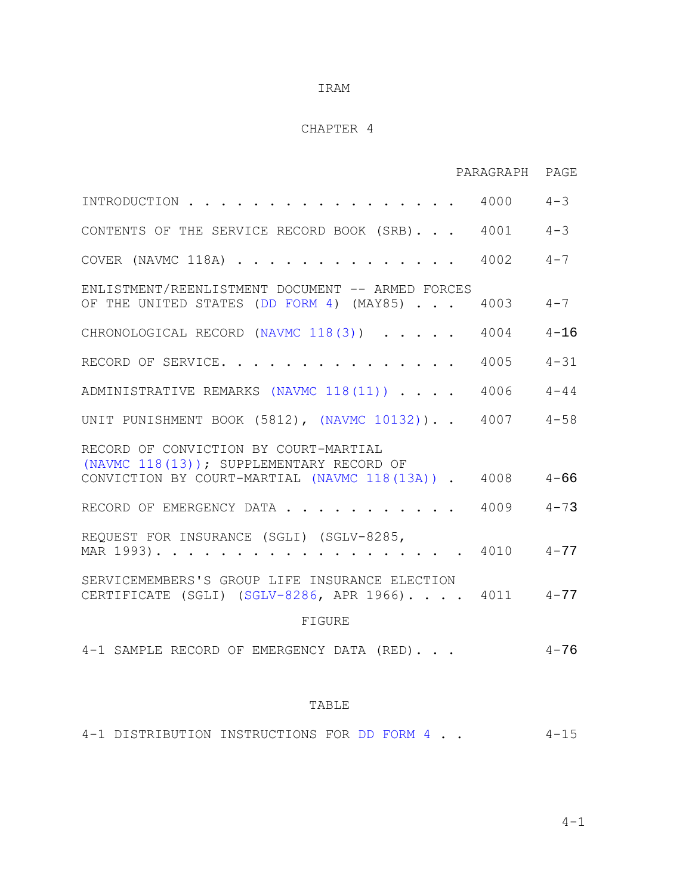IRAM

# CHAPTER 4

| | PARAGRAPH | PAGE |
|---|---|---|
| INTRODUCTION . . . . . . . . . . . . . . . . . . | 4000 | 4-3 |
| CONTENTS OF THE SERVICE RECORD BOOK (SRB). . . | 4001 | 4-3 |
| COVER (NAVMC 118A) . . . . . . . . . . . . . . | 4002 | 4-7 |
| ENLISTMENT/REENLISTMENT DOCUMENT -- ARMED FORCES OF THE UNITED STATES (DD FORM 4) (MAY85) . . . | 4003 | 4-7 |
| CHRONOLOGICAL RECORD (NAVMC 118(3)) . . . . . | 4004 | 4-16 |
| RECORD OF SERVICE. . . . . . . . . . . . . . . | 4005 | 4-31 |
| ADMINISTRATIVE REMARKS (NAVMC 118(11)) . . . . | 4006 | 4-44 |
| UNIT PUNISHMENT BOOK (5812), (NAVMC 10132)). . | 4007 | 4-58 |
| RECORD OF CONVICTION BY COURT-MARTIAL (NAVMC 118(13)); SUPPLEMENTARY RECORD OF CONVICTION BY COURT-MARTIAL (NAVMC 118(13A)) . | 4008 | 4-66 |
| RECORD OF EMERGENCY DATA . . . . . . . . . . . | 4009 | 4-73 |
| REQUEST FOR INSURANCE (SGLI) (SGLV-8285, MAR 1993). . . . . . . . . . . . . . . . . . . | 4010 | 4-77 |
| SERVICEMEMBERS'S GROUP LIFE INSURANCE ELECTION CERTIFICATE (SGLI) (SGLV-8286, APR 1966). . . . | 4011 | 4-77 |

FIGURE

| | | |
|---|---|---|
| 4-1 SAMPLE RECORD OF EMERGENCY DATA (RED). . . | | 4-76 |

TABLE

| | | |
|---|---|---|
| 4-1 DISTRIBUTION INSTRUCTIONS FOR DD FORM 4 . . | | 4-15 |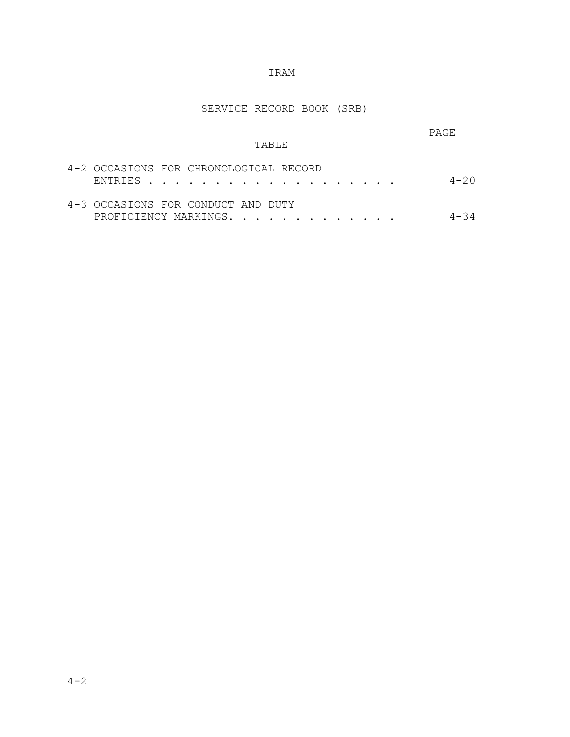IRAM

SERVICE RECORD BOOK (SRB)

| TABLE | PAGE |
|---|---|
| 4-2 OCCASIONS FOR CHRONOLOGICAL RECORD ENTRIES . . . . . . . . . . . . . . . . . . . | 4-20 |
| 4-3 OCCASIONS FOR CONDUCT AND DUTY PROFICIENCY MARKINGS. . . . . . . . . . . . . | 4-34 |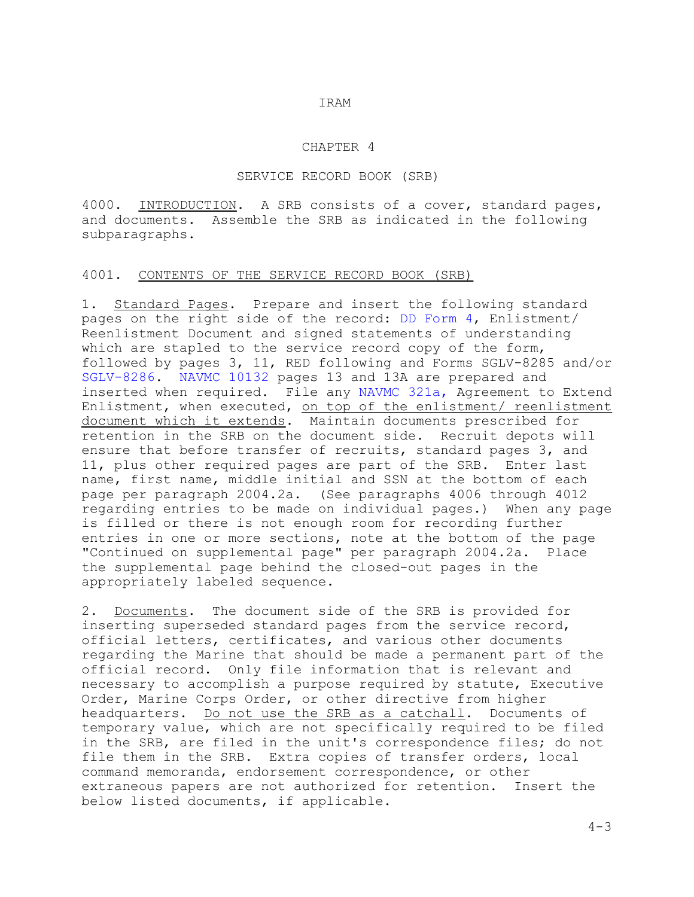# CHAPTER 4

## SERVICE RECORD BOOK (SRB)

4000. INTRODUCTION. A SRB consists of a cover, standard pages, and documents. Assemble the SRB as indicated in the following subparagraphs.

### 4001. CONTENTS OF THE SERVICE RECORD BOOK (SRB)

1. Standard Pages. Prepare and insert the following standard pages on the right side of the record: DD Form 4, Enlistment/ Reenlistment Document and signed statements of understanding which are stapled to the service record copy of the form, followed by pages 3, 11, RED following and Forms SGLV-8285 and/or SGLV-8286. NAVMC 10132 pages 13 and 13A are prepared and inserted when required. File any NAVMC 321a, Agreement to Extend Enlistment, when executed, on top of the enlistment/ reenlistment document which it extends. Maintain documents prescribed for retention in the SRB on the document side. Recruit depots will ensure that before transfer of recruits, standard pages 3, and 11, plus other required pages are part of the SRB. Enter last name, first name, middle initial and SSN at the bottom of each page per paragraph 2004.2a. (See paragraphs 4006 through 4012 regarding entries to be made on individual pages.) When any page is filled or there is not enough room for recording further entries in one or more sections, note at the bottom of the page "Continued on supplemental page" per paragraph 2004.2a. Place the supplemental page behind the closed-out pages in the appropriately labeled sequence.

2. Documents. The document side of the SRB is provided for inserting superseded standard pages from the service record, official letters, certificates, and various other documents regarding the Marine that should be made a permanent part of the official record. Only file information that is relevant and necessary to accomplish a purpose required by statute, Executive Order, Marine Corps Order, or other directive from higher headquarters. Do not use the SRB as a catchall. Documents of temporary value, which are not specifically required to be filed in the SRB, are filed in the unit's correspondence files; do not file them in the SRB. Extra copies of transfer orders, local command memoranda, endorsement correspondence, or other extraneous papers are not authorized for retention. Insert the below listed documents, if applicable.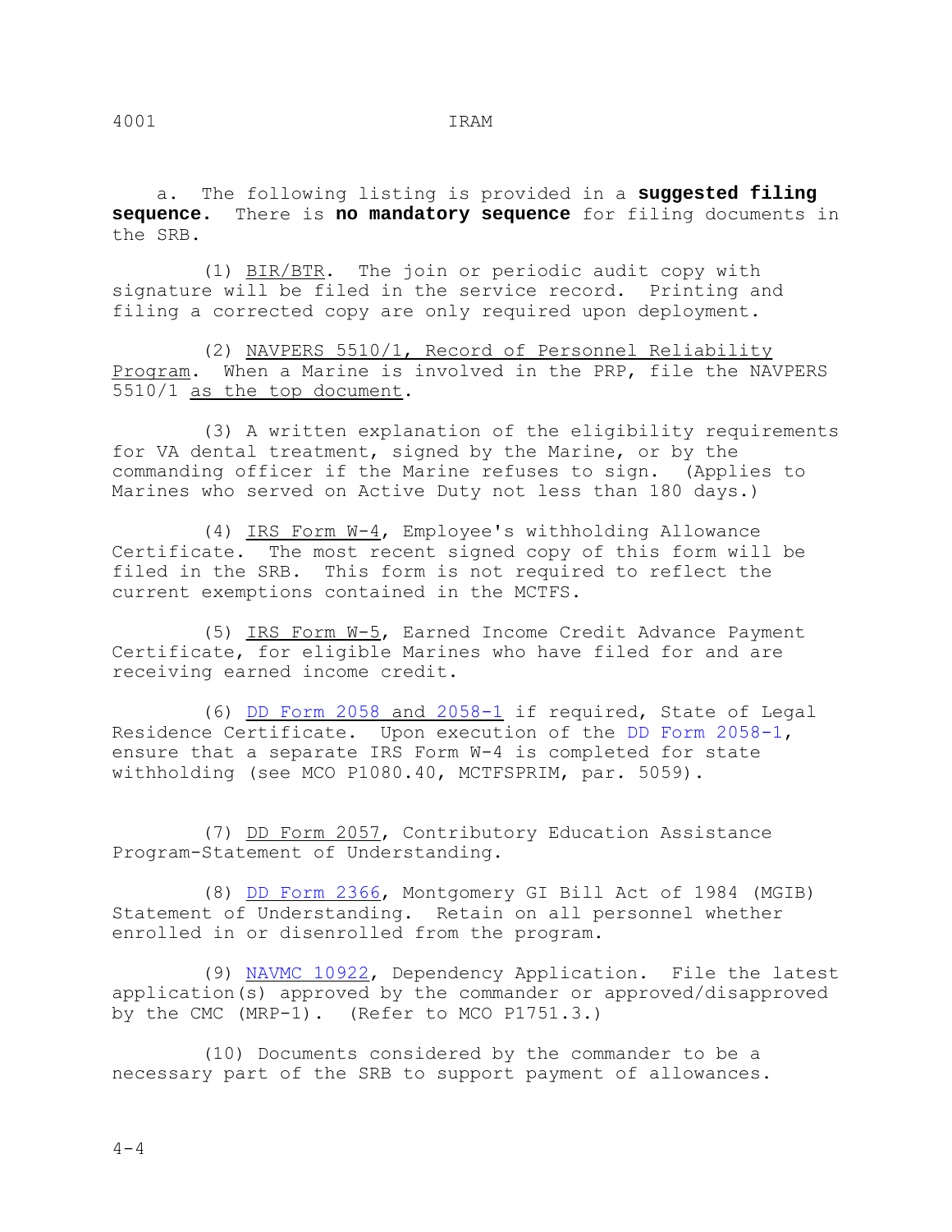a. The following listing is provided in a **suggested filing sequence.** There is **no mandatory sequence** for filing documents in the SRB.

(1) BIR/BTR. The join or periodic audit copy with signature will be filed in the service record. Printing and filing a corrected copy are only required upon deployment.

(2) NAVPERS 5510/1, Record of Personnel Reliability Program. When a Marine is involved in the PRP, file the NAVPERS 5510/1 as the top document.

(3) A written explanation of the eligibility requirements for VA dental treatment, signed by the Marine, or by the commanding officer if the Marine refuses to sign. (Applies to Marines who served on Active Duty not less than 180 days.)

(4) IRS Form W-4, Employee's withholding Allowance Certificate. The most recent signed copy of this form will be filed in the SRB. This form is not required to reflect the current exemptions contained in the MCTFS.

(5) IRS Form W-5, Earned Income Credit Advance Payment Certificate, for eligible Marines who have filed for and are receiving earned income credit.

(6) DD Form 2058 and 2058-1 if required, State of Legal Residence Certificate. Upon execution of the DD Form 2058-1, ensure that a separate IRS Form W-4 is completed for state withholding (see MCO P1080.40, MCTFSPRIM, par. 5059).

(7) DD Form 2057, Contributory Education Assistance Program-Statement of Understanding.

(8) DD Form 2366, Montgomery GI Bill Act of 1984 (MGIB) Statement of Understanding. Retain on all personnel whether enrolled in or disenrolled from the program.

(9) NAVMC 10922, Dependency Application. File the latest application(s) approved by the commander or approved/disapproved by the CMC (MRP-1). (Refer to MCO P1751.3.)

(10) Documents considered by the commander to be a necessary part of the SRB to support payment of allowances.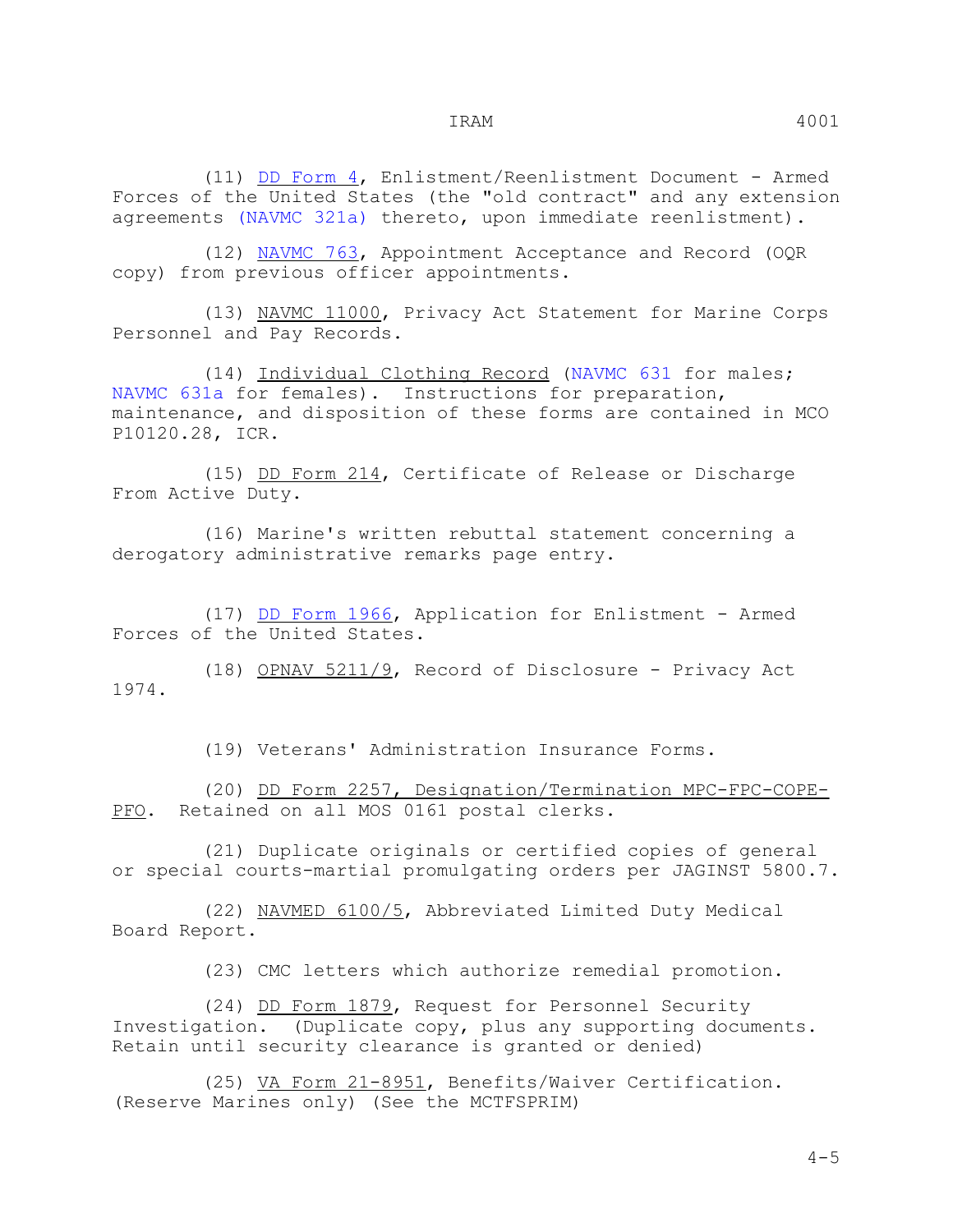(11) DD Form 4, Enlistment/Reenlistment Document - Armed Forces of the United States (the "old contract" and any extension agreements (NAVMC 321a) thereto, upon immediate reenlistment).

(12) NAVMC 763, Appointment Acceptance and Record (OQR copy) from previous officer appointments.

(13) NAVMC 11000, Privacy Act Statement for Marine Corps Personnel and Pay Records.

(14) Individual Clothing Record (NAVMC 631 for males; NAVMC 631a for females). Instructions for preparation, maintenance, and disposition of these forms are contained in MCO P10120.28, ICR.

(15) DD Form 214, Certificate of Release or Discharge From Active Duty.

(16) Marine's written rebuttal statement concerning a derogatory administrative remarks page entry.

(17) DD Form 1966, Application for Enlistment - Armed Forces of the United States.

(18) OPNAV 5211/9, Record of Disclosure - Privacy Act 1974.

(19) Veterans' Administration Insurance Forms.

(20) DD Form 2257, Designation/Termination MPC-FPC-COPE-PFO. Retained on all MOS 0161 postal clerks.

(21) Duplicate originals or certified copies of general or special courts-martial promulgating orders per JAGINST 5800.7.

(22) NAVMED 6100/5, Abbreviated Limited Duty Medical Board Report.

(23) CMC letters which authorize remedial promotion.

(24) DD Form 1879, Request for Personnel Security Investigation. (Duplicate copy, plus any supporting documents. Retain until security clearance is granted or denied)

(25) VA Form 21-8951, Benefits/Waiver Certification. (Reserve Marines only) (See the MCTFSPRIM)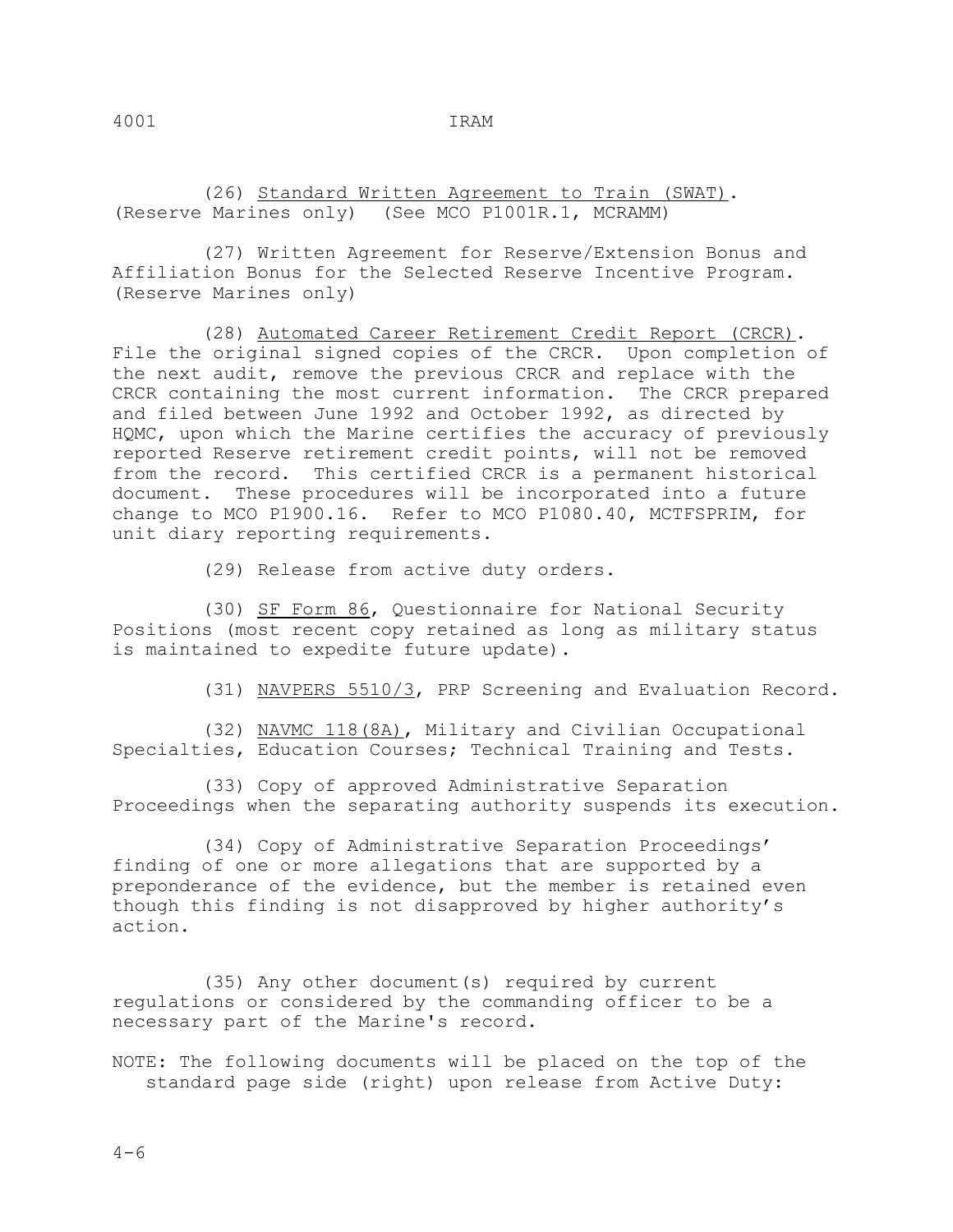(26) Standard Written Agreement to Train (SWAT). (Reserve Marines only) (See MCO P1001R.1, MCRAMM)

(27) Written Agreement for Reserve/Extension Bonus and Affiliation Bonus for the Selected Reserve Incentive Program. (Reserve Marines only)

(28) Automated Career Retirement Credit Report (CRCR). File the original signed copies of the CRCR. Upon completion of the next audit, remove the previous CRCR and replace with the CRCR containing the most current information. The CRCR prepared and filed between June 1992 and October 1992, as directed by HQMC, upon which the Marine certifies the accuracy of previously reported Reserve retirement credit points, will not be removed from the record. This certified CRCR is a permanent historical document. These procedures will be incorporated into a future change to MCO P1900.16. Refer to MCO P1080.40, MCTFSPRIM, for unit diary reporting requirements.

(29) Release from active duty orders.

(30) SF Form 86, Questionnaire for National Security Positions (most recent copy retained as long as military status is maintained to expedite future update).

(31) NAVPERS 5510/3, PRP Screening and Evaluation Record.

(32) NAVMC 118(8A), Military and Civilian Occupational Specialties, Education Courses; Technical Training and Tests.

(33) Copy of approved Administrative Separation Proceedings when the separating authority suspends its execution.

(34) Copy of Administrative Separation Proceedings' finding of one or more allegations that are supported by a preponderance of the evidence, but the member is retained even though this finding is not disapproved by higher authority's action.

(35) Any other document(s) required by current regulations or considered by the commanding officer to be a necessary part of the Marine's record.

NOTE: The following documents will be placed on the top of the standard page side (right) upon release from Active Duty: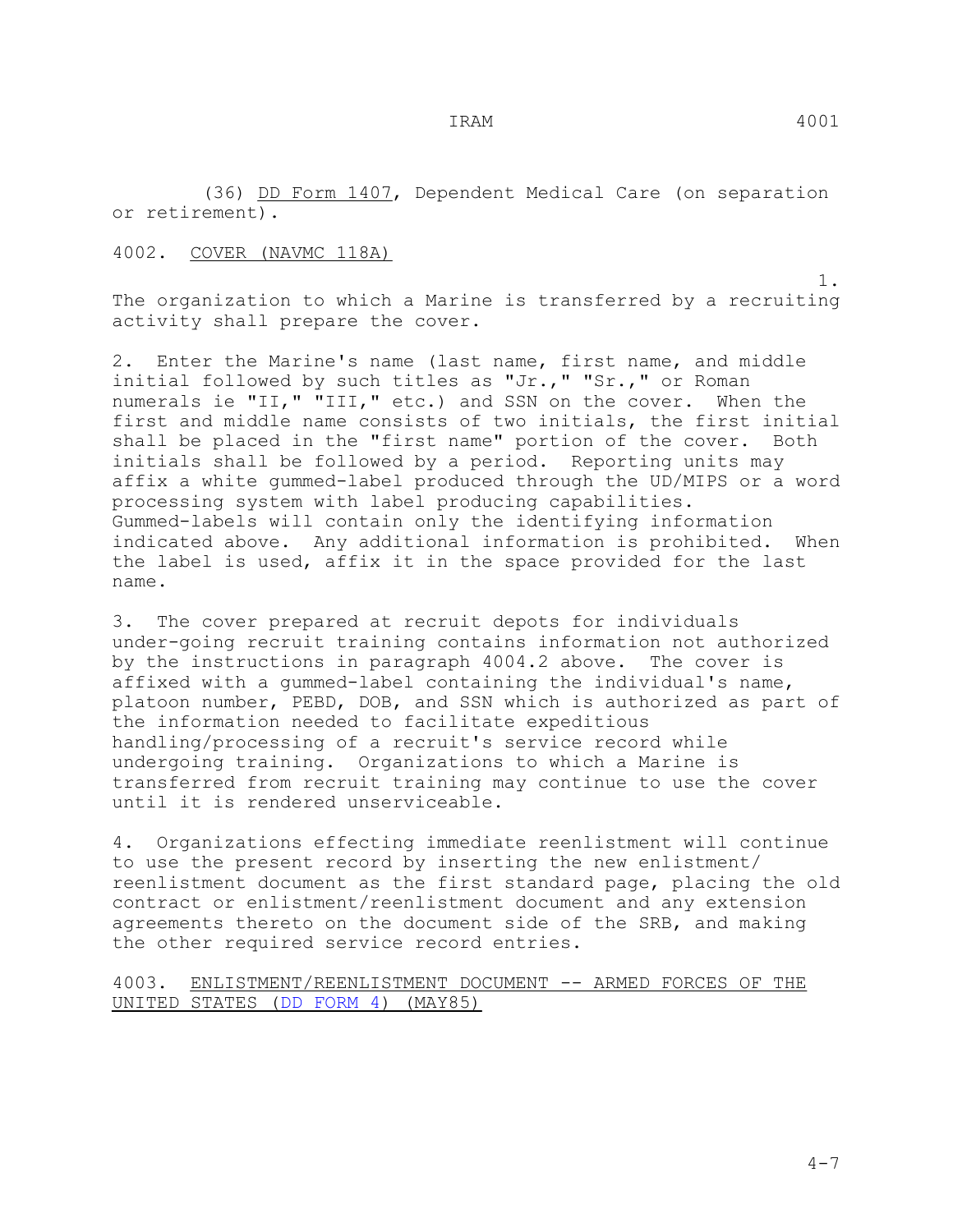(36) DD Form 1407, Dependent Medical Care (on separation or retirement).

4002. COVER (NAVMC 118A)

1. The organization to which a Marine is transferred by a recruiting activity shall prepare the cover.

2. Enter the Marine's name (last name, first name, and middle initial followed by such titles as "Jr.," "Sr.," or Roman numerals ie "II," "III," etc.) and SSN on the cover. When the first and middle name consists of two initials, the first initial shall be placed in the "first name" portion of the cover. Both initials shall be followed by a period. Reporting units may affix a white gummed-label produced through the UD/MIPS or a word processing system with label producing capabilities. Gummed-labels will contain only the identifying information indicated above. Any additional information is prohibited. When the label is used, affix it in the space provided for the last name.

3. The cover prepared at recruit depots for individuals under-going recruit training contains information not authorized by the instructions in paragraph 4004.2 above. The cover is affixed with a gummed-label containing the individual's name, platoon number, PEBD, DOB, and SSN which is authorized as part of the information needed to facilitate expeditious handling/processing of a recruit's service record while undergoing training. Organizations to which a Marine is transferred from recruit training may continue to use the cover until it is rendered unserviceable.

4. Organizations effecting immediate reenlistment will continue to use the present record by inserting the new enlistment/reenlistment document as the first standard page, placing the old contract or enlistment/reenlistment document and any extension agreements thereto on the document side of the SRB, and making the other required service record entries.

4003. ENLISTMENT/REENLISTMENT DOCUMENT -- ARMED FORCES OF THE UNITED STATES (DD FORM 4) (MAY85)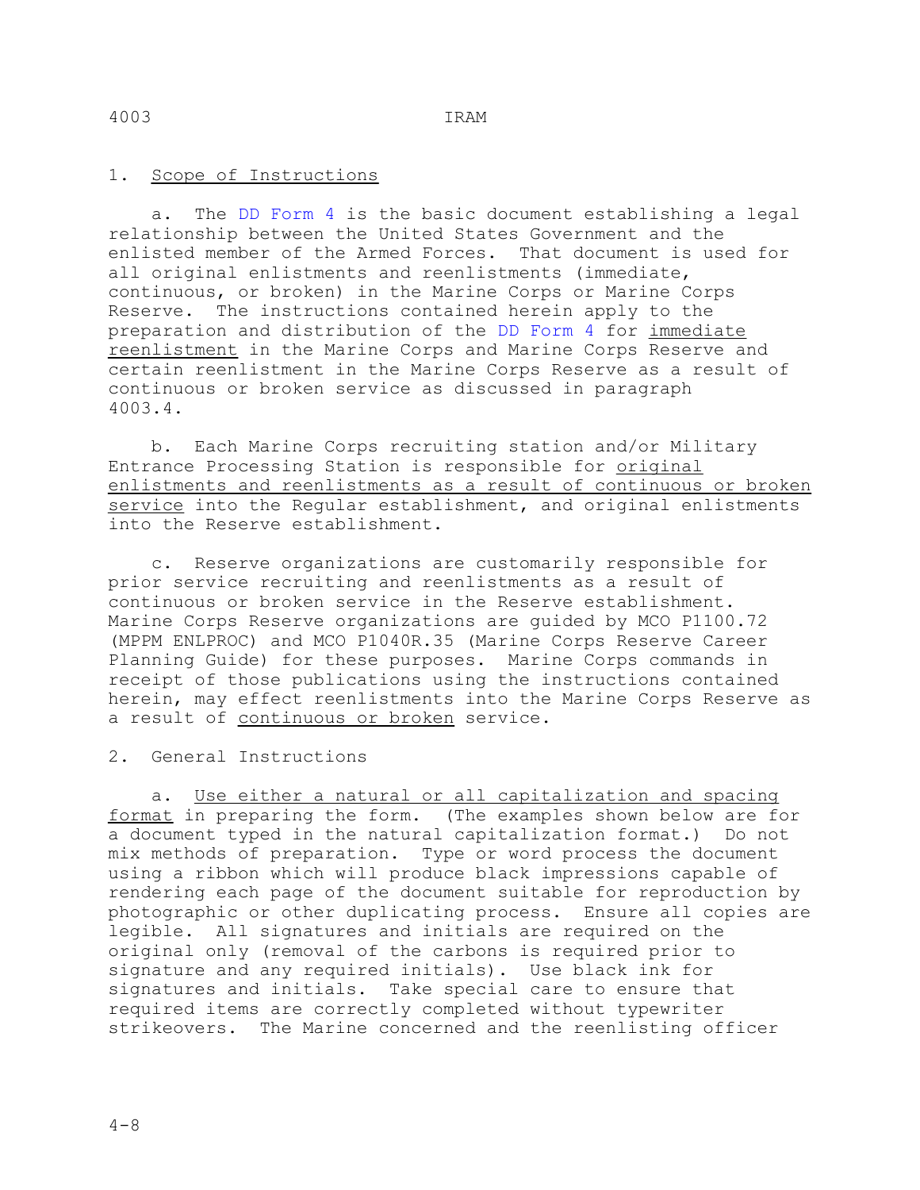1. <u>Scope of Instructions</u>

a. The DD Form 4 is the basic document establishing a legal relationship between the United States Government and the enlisted member of the Armed Forces. That document is used for all original enlistments and reenlistments (immediate, continuous, or broken) in the Marine Corps or Marine Corps Reserve. The instructions contained herein apply to the preparation and distribution of the DD Form 4 for <u>immediate reenlistment</u> in the Marine Corps and Marine Corps Reserve and certain reenlistment in the Marine Corps Reserve as a result of continuous or broken service as discussed in paragraph 4003.4.

b. Each Marine Corps recruiting station and/or Military Entrance Processing Station is responsible for <u>original enlistments and reenlistments as a result of continuous or broken service</u> into the Regular establishment, and original enlistments into the Reserve establishment.

c. Reserve organizations are customarily responsible for prior service recruiting and reenlistments as a result of continuous or broken service in the Reserve establishment. Marine Corps Reserve organizations are guided by MCO P1100.72 (MPPM ENLPROC) and MCO P1040R.35 (Marine Corps Reserve Career Planning Guide) for these purposes. Marine Corps commands in receipt of those publications using the instructions contained herein, may effect reenlistments into the Marine Corps Reserve as a result of <u>continuous or broken</u> service.

2. General Instructions

a. <u>Use either a natural or all capitalization and spacing format</u> in preparing the form. (The examples shown below are for a document typed in the natural capitalization format.) Do not mix methods of preparation. Type or word process the document using a ribbon which will produce black impressions capable of rendering each page of the document suitable for reproduction by photographic or other duplicating process. Ensure all copies are legible. All signatures and initials are required on the original only (removal of the carbons is required prior to signature and any required initials). Use black ink for signatures and initials. Take special care to ensure that required items are correctly completed without typewriter strikeovers. The Marine concerned and the reenlisting officer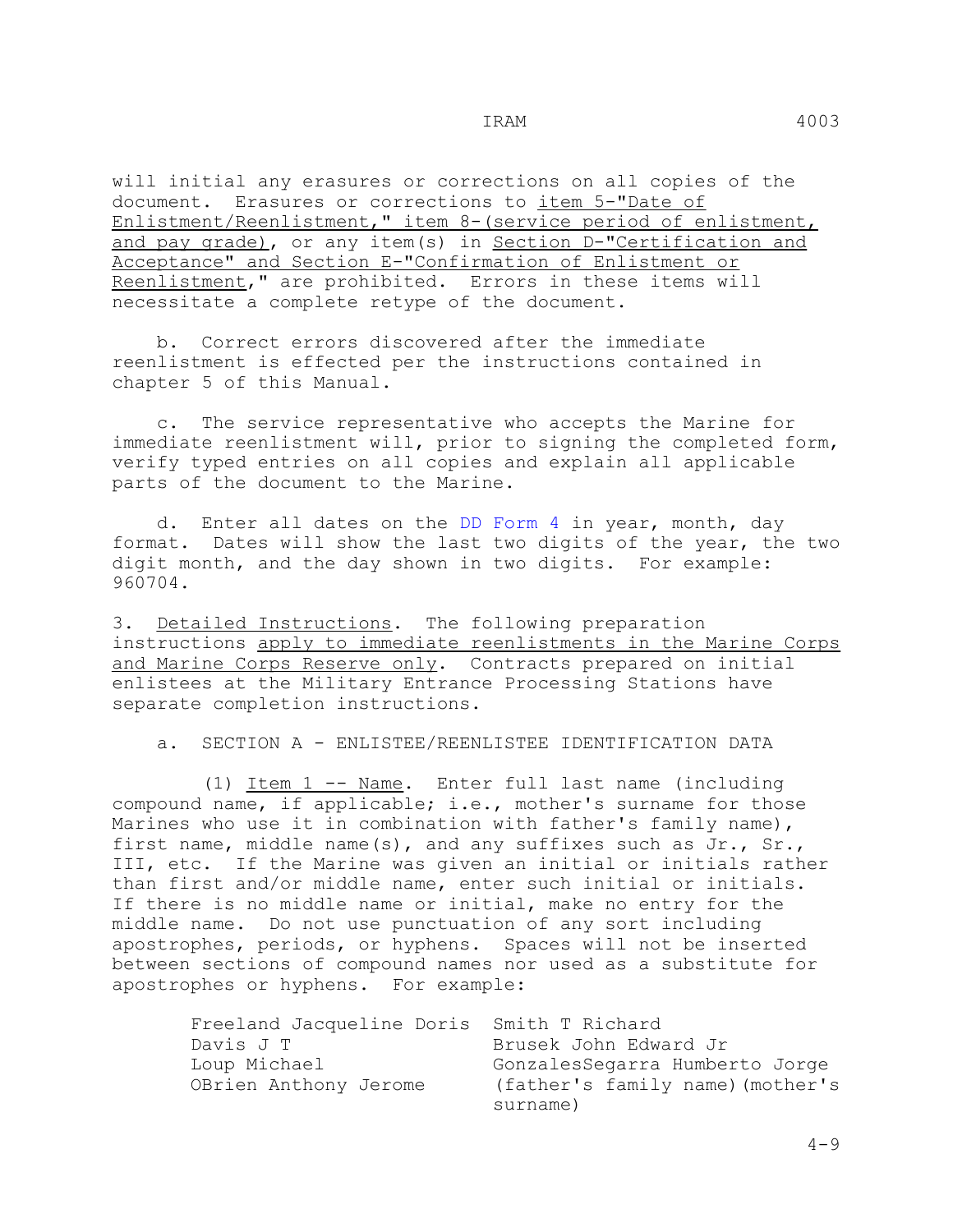will initial any erasures or corrections on all copies of the document. Erasures or corrections to item 5-"Date of Enlistment/Reenlistment," item 8-(service period of enlistment, and pay grade), or any item(s) in Section D-"Certification and Acceptance" and Section E-"Confirmation of Enlistment or Reenlistment," are prohibited. Errors in these items will necessitate a complete retype of the document.

b. Correct errors discovered after the immediate reenlistment is effected per the instructions contained in chapter 5 of this Manual.

c. The service representative who accepts the Marine for immediate reenlistment will, prior to signing the completed form, verify typed entries on all copies and explain all applicable parts of the document to the Marine.

d. Enter all dates on the DD Form 4 in year, month, day format. Dates will show the last two digits of the year, the two digit month, and the day shown in two digits. For example: 960704.

3. Detailed Instructions. The following preparation instructions apply to immediate reenlistments in the Marine Corps and Marine Corps Reserve only. Contracts prepared on initial enlistees at the Military Entrance Processing Stations have separate completion instructions.

a. SECTION A - ENLISTEE/REENLISTEE IDENTIFICATION DATA

(1) Item 1 -- Name. Enter full last name (including compound name, if applicable; i.e., mother's surname for those Marines who use it in combination with father's family name), first name, middle name(s), and any suffixes such as Jr., Sr., III, etc. If the Marine was given an initial or initials rather than first and/or middle name, enter such initial or initials. If there is no middle name or initial, make no entry for the middle name. Do not use punctuation of any sort including apostrophes, periods, or hyphens. Spaces will not be inserted between sections of compound names nor used as a substitute for apostrophes or hyphens. For example:

```
Freeland Jacqueline Doris   Smith T Richard
Davis J T                   Brusek John Edward Jr
Loup Michael                GonzalesSegarra Humberto Jorge
OBrien Anthony Jerome       (father's family name)(mother's
                            surname)
```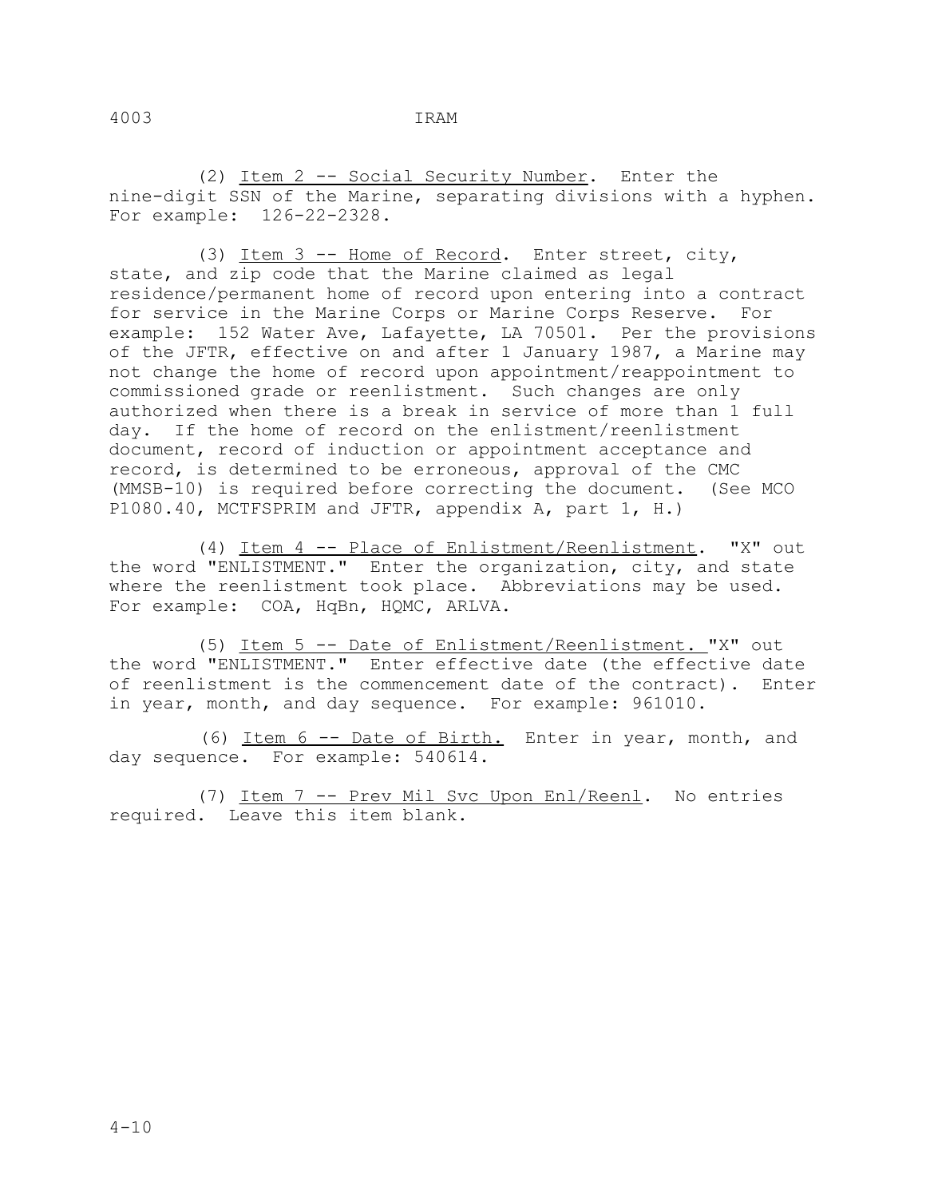(2) Item 2 -- Social Security Number. Enter the nine-digit SSN of the Marine, separating divisions with a hyphen. For example: 126-22-2328.

(3) Item 3 -- Home of Record. Enter street, city, state, and zip code that the Marine claimed as legal residence/permanent home of record upon entering into a contract for service in the Marine Corps or Marine Corps Reserve. For example: 152 Water Ave, Lafayette, LA 70501. Per the provisions of the JFTR, effective on and after 1 January 1987, a Marine may not change the home of record upon appointment/reappointment to commissioned grade or reenlistment. Such changes are only authorized when there is a break in service of more than 1 full day. If the home of record on the enlistment/reenlistment document, record of induction or appointment acceptance and record, is determined to be erroneous, approval of the CMC (MMSB-10) is required before correcting the document. (See MCO P1080.40, MCTFSPRIM and JFTR, appendix A, part 1, H.)

(4) Item 4 -- Place of Enlistment/Reenlistment. "X" out the word "ENLISTMENT." Enter the organization, city, and state where the reenlistment took place. Abbreviations may be used. For example: COA, HqBn, HQMC, ARLVA.

(5) Item 5 -- Date of Enlistment/Reenlistment. "X" out the word "ENLISTMENT." Enter effective date (the effective date of reenlistment is the commencement date of the contract). Enter in year, month, and day sequence. For example: 961010.

(6) Item 6 -- Date of Birth. Enter in year, month, and day sequence. For example: 540614.

(7) Item 7 -- Prev Mil Svc Upon Enl/Reenl. No entries required. Leave this item blank.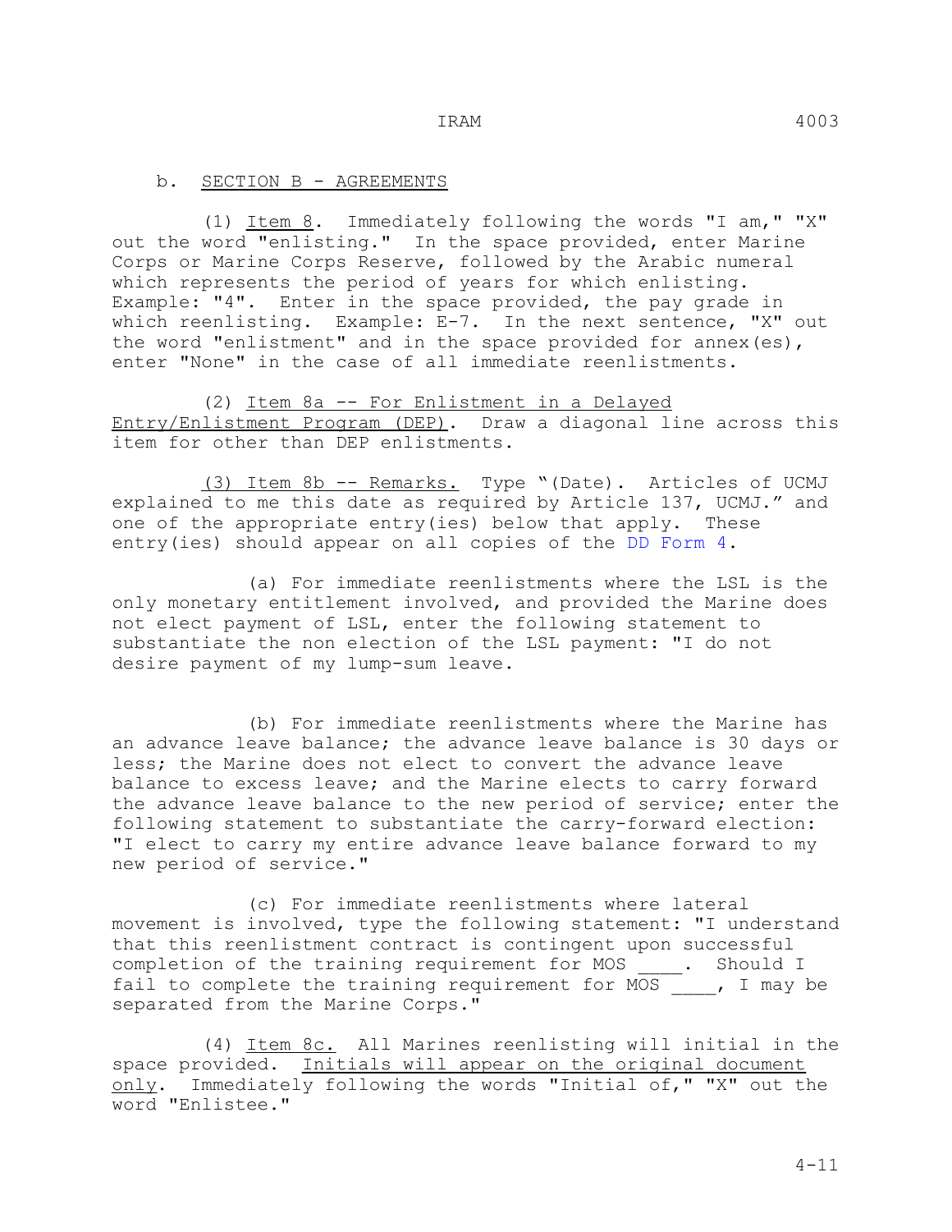b. SECTION B - AGREEMENTS

(1) Item 8. Immediately following the words "I am," "X" out the word "enlisting." In the space provided, enter Marine Corps or Marine Corps Reserve, followed by the Arabic numeral which represents the period of years for which enlisting. Example: "4". Enter in the space provided, the pay grade in which reenlisting. Example: E-7. In the next sentence, "X" out the word "enlistment" and in the space provided for annex(es), enter "None" in the case of all immediate reenlistments.

(2) Item 8a -- For Enlistment in a Delayed Entry/Enlistment Program (DEP). Draw a diagonal line across this item for other than DEP enlistments.

(3) Item 8b -- Remarks. Type "(Date). Articles of UCMJ explained to me this date as required by Article 137, UCMJ." and one of the appropriate entry(ies) below that apply. These entry(ies) should appear on all copies of the DD Form 4.

(a) For immediate reenlistments where the LSL is the only monetary entitlement involved, and provided the Marine does not elect payment of LSL, enter the following statement to substantiate the non election of the LSL payment: "I do not desire payment of my lump-sum leave.

(b) For immediate reenlistments where the Marine has an advance leave balance; the advance leave balance is 30 days or less; the Marine does not elect to convert the advance leave balance to excess leave; and the Marine elects to carry forward the advance leave balance to the new period of service; enter the following statement to substantiate the carry-forward election: "I elect to carry my entire advance leave balance forward to my new period of service."

(c) For immediate reenlistments where lateral movement is involved, type the following statement: "I understand that this reenlistment contract is contingent upon successful completion of the training requirement for MOS ____. Should I fail to complete the training requirement for MOS ____, I may be separated from the Marine Corps."

(4) Item 8c. All Marines reenlisting will initial in the space provided. Initials will appear on the original document only. Immediately following the words "Initial of," "X" out the word "Enlistee."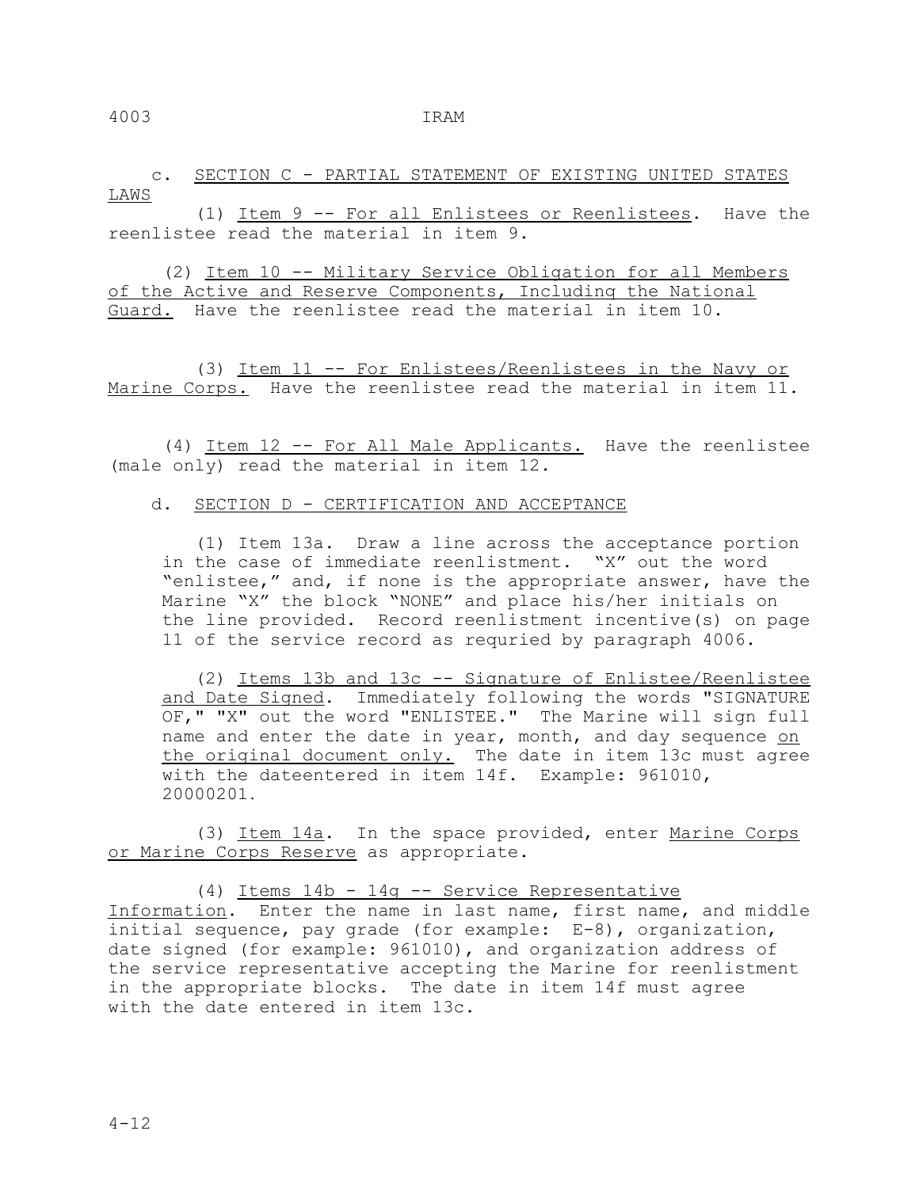c. SECTION C - PARTIAL STATEMENT OF EXISTING UNITED STATES LAWS

(1) Item 9 -- For all Enlistees or Reenlistees. Have the reenlistee read the material in item 9.

(2) Item 10 -- Military Service Obligation for all Members of the Active and Reserve Components, Including the National Guard. Have the reenlistee read the material in item 10.

(3) Item 11 -- For Enlistees/Reenlistees in the Navy or Marine Corps. Have the reenlistee read the material in item 11.

(4) Item 12 -- For All Male Applicants. Have the reenlistee (male only) read the material in item 12.

d. SECTION D - CERTIFICATION AND ACCEPTANCE

(1) Item 13a. Draw a line across the acceptance portion in the case of immediate reenlistment. "X" out the word "enlistee," and, if none is the appropriate answer, have the Marine "X" the block "NONE" and place his/her initials on the line provided. Record reenlistment incentive(s) on page 11 of the service record as requried by paragraph 4006.

(2) Items 13b and 13c -- Signature of Enlistee/Reenlistee and Date Signed. Immediately following the words "SIGNATURE OF," "X" out the word "ENLISTEE." The Marine will sign full name and enter the date in year, month, and day sequence on the original document only. The date in item 13c must agree with the dateentered in item 14f. Example: 961010, 20000201.

(3) Item 14a. In the space provided, enter Marine Corps or Marine Corps Reserve as appropriate.

(4) Items 14b - 14g -- Service Representative Information. Enter the name in last name, first name, and middle initial sequence, pay grade (for example: E-8), organization, date signed (for example: 961010), and organization address of the service representative accepting the Marine for reenlistment in the appropriate blocks. The date in item 14f must agree with the date entered in item 13c.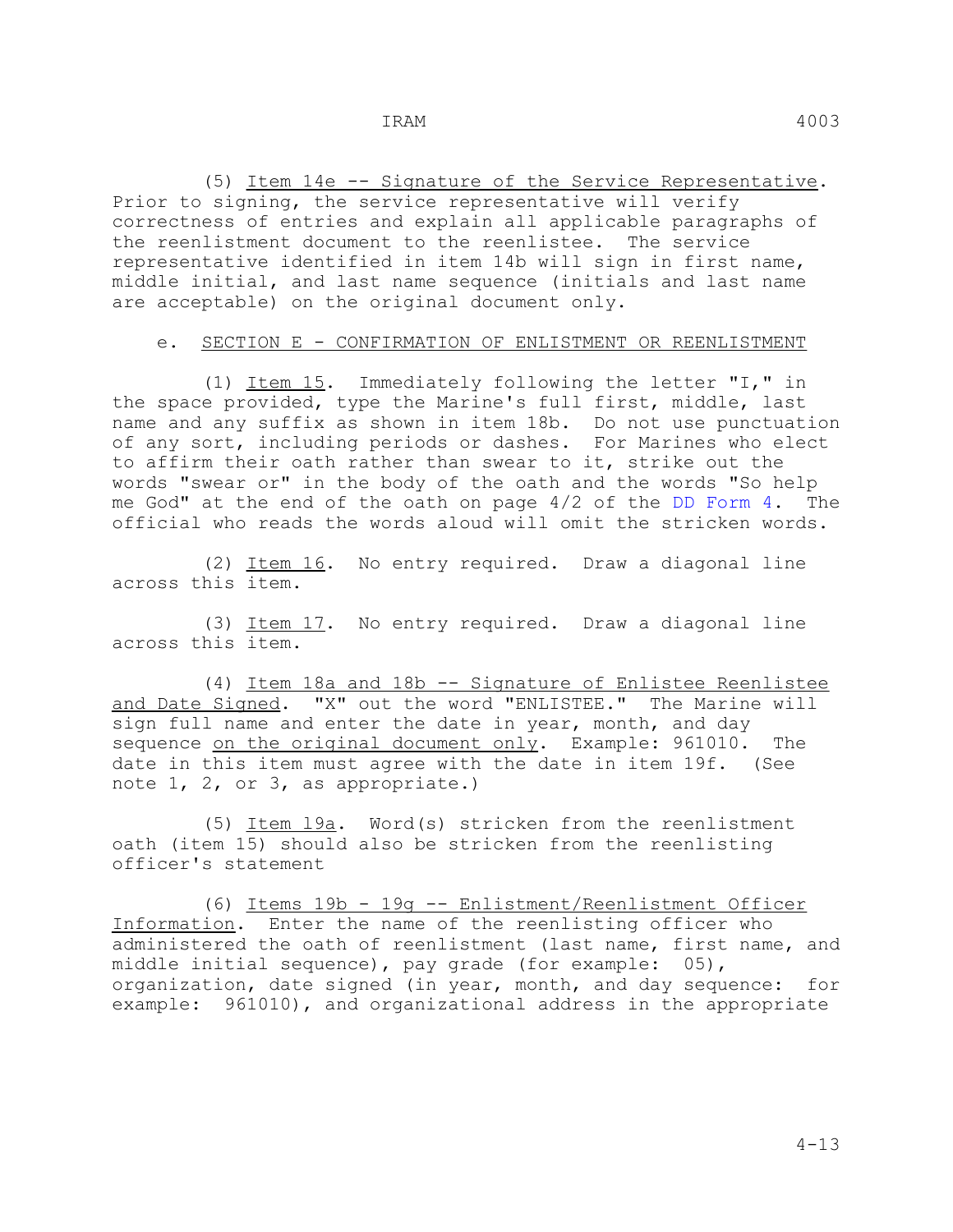(5) Item 14e -- Signature of the Service Representative. Prior to signing, the service representative will verify correctness of entries and explain all applicable paragraphs of the reenlistment document to the reenlistee. The service representative identified in item 14b will sign in first name, middle initial, and last name sequence (initials and last name are acceptable) on the original document only.

e. SECTION E - CONFIRMATION OF ENLISTMENT OR REENLISTMENT

(1) Item 15. Immediately following the letter "I," in the space provided, type the Marine's full first, middle, last name and any suffix as shown in item 18b. Do not use punctuation of any sort, including periods or dashes. For Marines who elect to affirm their oath rather than swear to it, strike out the words "swear or" in the body of the oath and the words "So help me God" at the end of the oath on page 4/2 of the DD Form 4. The official who reads the words aloud will omit the stricken words.

(2) Item 16. No entry required. Draw a diagonal line across this item.

(3) Item 17. No entry required. Draw a diagonal line across this item.

(4) Item 18a and 18b -- Signature of Enlistee Reenlistee and Date Signed. "X" out the word "ENLISTEE." The Marine will sign full name and enter the date in year, month, and day sequence on the original document only. Example: 961010. The date in this item must agree with the date in item 19f. (See note 1, 2, or 3, as appropriate.)

(5) Item 19a. Word(s) stricken from the reenlistment oath (item 15) should also be stricken from the reenlisting officer's statement

(6) Items 19b - 19g -- Enlistment/Reenlistment Officer Information. Enter the name of the reenlisting officer who administered the oath of reenlistment (last name, first name, and middle initial sequence), pay grade (for example: 05), organization, date signed (in year, month, and day sequence: for example: 961010), and organizational address in the appropriate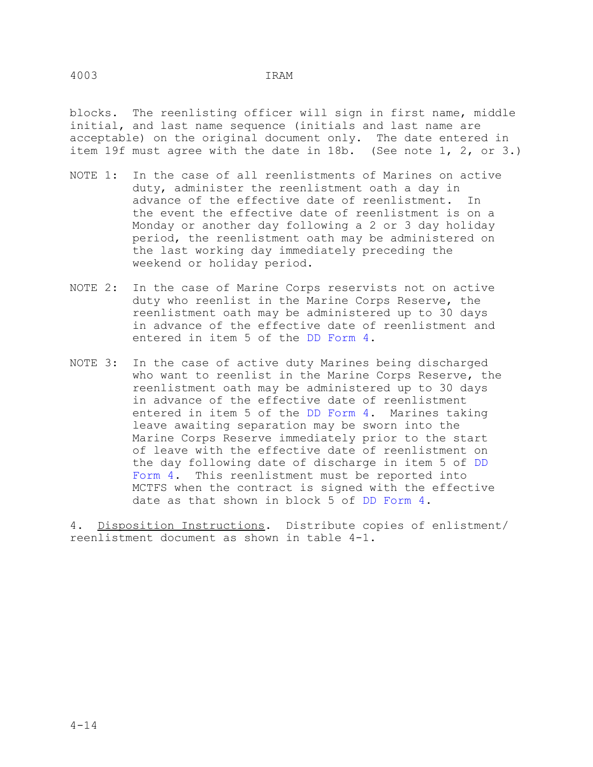blocks. The reenlisting officer will sign in first name, middle initial, and last name sequence (initials and last name are acceptable) on the original document only. The date entered in item 19f must agree with the date in 18b. (See note 1, 2, or 3.)

NOTE 1: In the case of all reenlistments of Marines on active duty, administer the reenlistment oath a day in advance of the effective date of reenlistment. In the event the effective date of reenlistment is on a Monday or another day following a 2 or 3 day holiday period, the reenlistment oath may be administered on the last working day immediately preceding the weekend or holiday period.

NOTE 2: In the case of Marine Corps reservists not on active duty who reenlist in the Marine Corps Reserve, the reenlistment oath may be administered up to 30 days in advance of the effective date of reenlistment and entered in item 5 of the DD Form 4.

NOTE 3: In the case of active duty Marines being discharged who want to reenlist in the Marine Corps Reserve, the reenlistment oath may be administered up to 30 days in advance of the effective date of reenlistment entered in item 5 of the DD Form 4. Marines taking leave awaiting separation may be sworn into the Marine Corps Reserve immediately prior to the start of leave with the effective date of reenlistment on the day following date of discharge in item 5 of DD Form 4. This reenlistment must be reported into MCTFS when the contract is signed with the effective date as that shown in block 5 of DD Form 4.

4. Disposition Instructions. Distribute copies of enlistment/ reenlistment document as shown in table 4-1.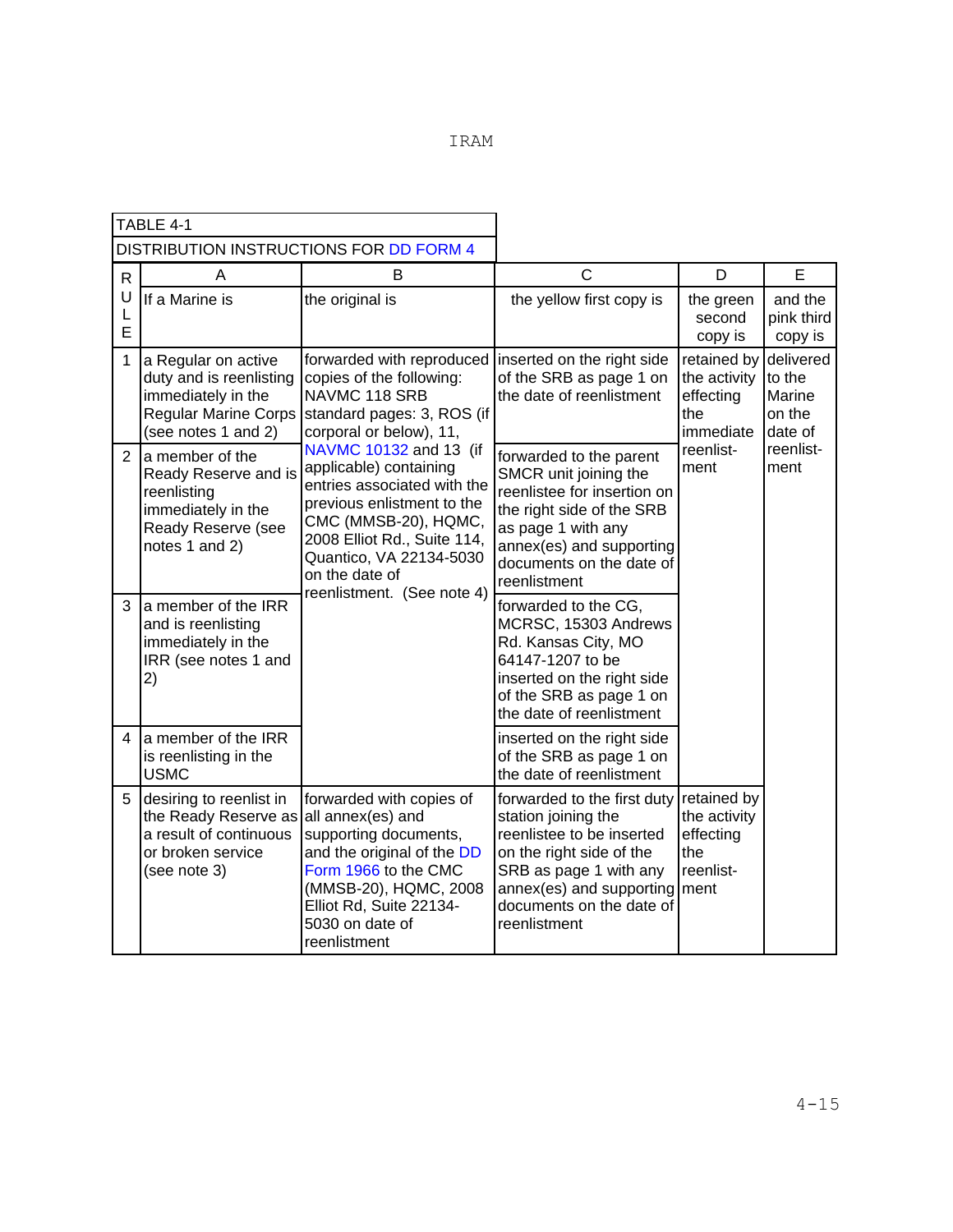TABLE 4-1

DISTRIBUTION INSTRUCTIONS FOR DD FORM 4

| RULE | A | B | C | D | E |
|---|---|---|---|---|---|
| | If a Marine is | the original is | the yellow first copy is | the green second copy is | and the pink third copy is |
| 1 | a Regular on active duty and is reenlisting immediately in the Regular Marine Corps (see notes 1 and 2) | forwarded with reproduced copies of the following: NAVMC 118 SRB standard pages: 3, ROS (if corporal or below), 11, NAVMC 10132 and 13 (if applicable) containing entries associated with the previous enlistment to the CMC (MMSB-20), HQMC, 2008 Elliot Rd., Suite 114, Quantico, VA 22134-5030 on the date of reenlistment. (See note 4) | inserted on the right side of the SRB as page 1 on the date of reenlistment | retained by the activity effecting the immediate reenlist-ment | delivered to the Marine on the date of reenlist-ment |
| 2 | a member of the Ready Reserve and is reenlisting immediately in the Ready Reserve (see notes 1 and 2) | | forwarded to the parent SMCR unit joining the reenlistee for insertion on the right side of the SRB as page 1 with any annex(es) and supporting documents on the date of reenlistment | | |
| 3 | a member of the IRR and is reenlisting immediately in the IRR (see notes 1 and 2) | | forwarded to the CG, MCRSC, 15303 Andrews Rd. Kansas City, MO 64147-1207 to be inserted on the right side of the SRB as page 1 on the date of reenlistment | | |
| 4 | a member of the IRR is reenlisting in the USMC | | inserted on the right side of the SRB as page 1 on the date of reenlistment | | |
| 5 | desiring to reenlist in the Ready Reserve as a result of continuous or broken service (see note 3) | forwarded with copies of all annex(es) and supporting documents, and the original of the DD Form 1966 to the CMC (MMSB-20), HQMC, 2008 Elliot Rd, Suite 22134-5030 on date of reenlistment | forwarded to the first duty station joining the reenlistee to be inserted on the right side of the SRB as page 1 with any annex(es) and supporting documents on the date of reenlistment | retained by the activity effecting the reenlist-ment | |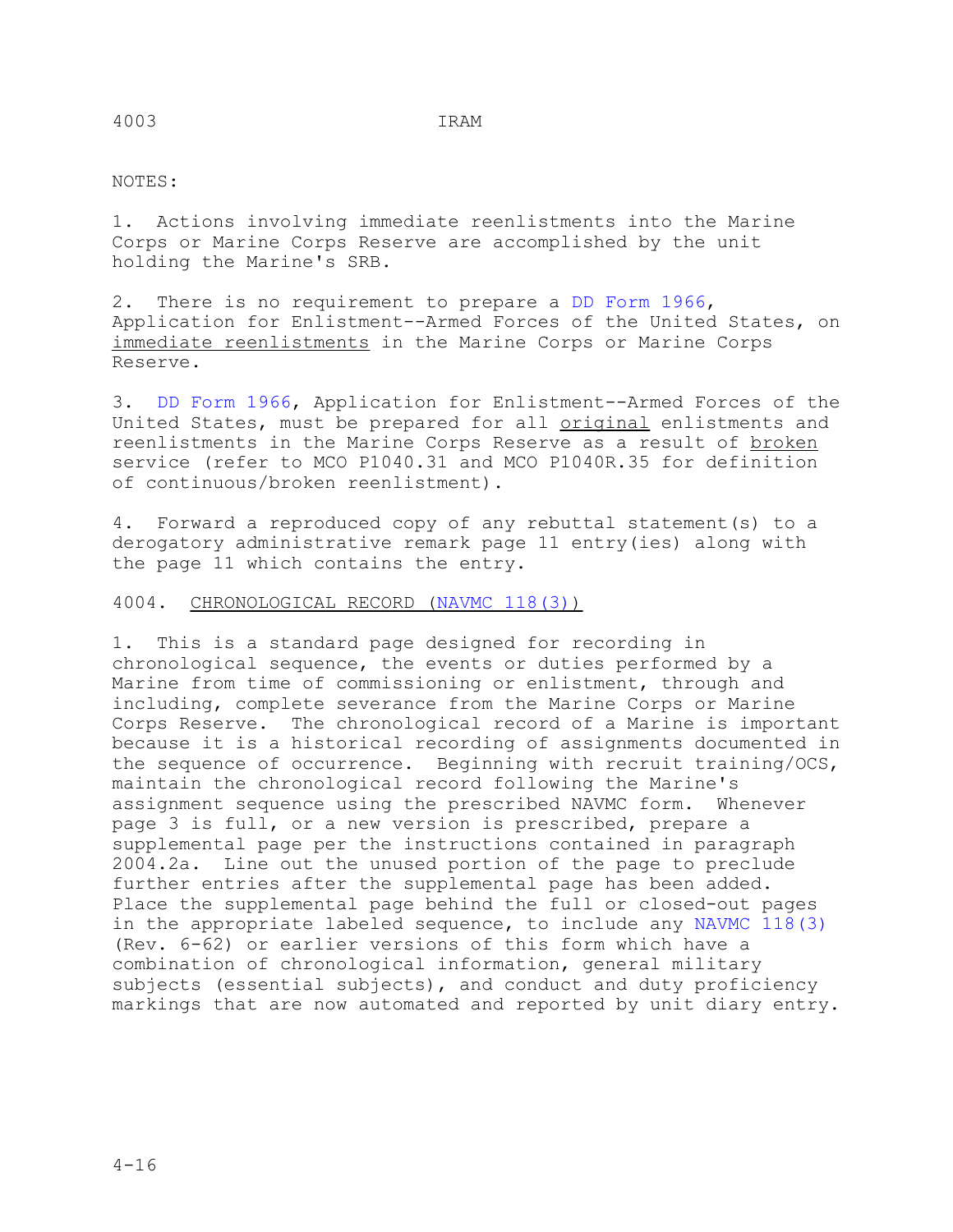NOTES:

1. Actions involving immediate reenlistments into the Marine Corps or Marine Corps Reserve are accomplished by the unit holding the Marine's SRB.

2. There is no requirement to prepare a DD Form 1966, Application for Enlistment--Armed Forces of the United States, on immediate reenlistments in the Marine Corps or Marine Corps Reserve.

3. DD Form 1966, Application for Enlistment--Armed Forces of the United States, must be prepared for all original enlistments and reenlistments in the Marine Corps Reserve as a result of broken service (refer to MCO P1040.31 and MCO P1040R.35 for definition of continuous/broken reenlistment).

4. Forward a reproduced copy of any rebuttal statement(s) to a derogatory administrative remark page 11 entry(ies) along with the page 11 which contains the entry.

## 4004. CHRONOLOGICAL RECORD (NAVMC 118(3))

1. This is a standard page designed for recording in chronological sequence, the events or duties performed by a Marine from time of commissioning or enlistment, through and including, complete severance from the Marine Corps or Marine Corps Reserve. The chronological record of a Marine is important because it is a historical recording of assignments documented in the sequence of occurrence. Beginning with recruit training/OCS, maintain the chronological record following the Marine's assignment sequence using the prescribed NAVMC form. Whenever page 3 is full, or a new version is prescribed, prepare a supplemental page per the instructions contained in paragraph 2004.2a. Line out the unused portion of the page to preclude further entries after the supplemental page has been added. Place the supplemental page behind the full or closed-out pages in the appropriate labeled sequence, to include any NAVMC 118(3) (Rev. 6-62) or earlier versions of this form which have a combination of chronological information, general military subjects (essential subjects), and conduct and duty proficiency markings that are now automated and reported by unit diary entry.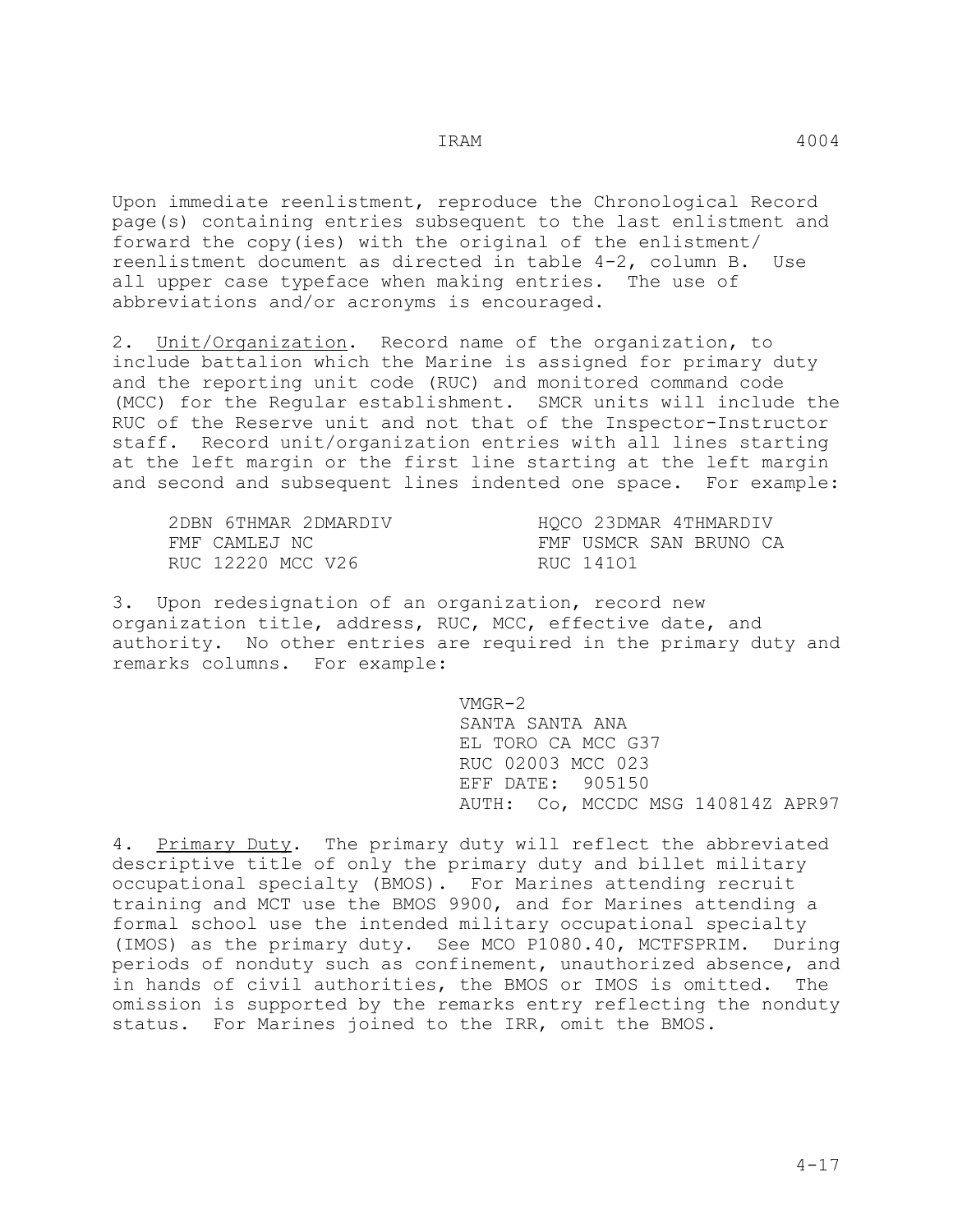Upon immediate reenlistment, reproduce the Chronological Record page(s) containing entries subsequent to the last enlistment and forward the copy(ies) with the original of the enlistment/reenlistment document as directed in table 4-2, column B. Use all upper case typeface when making entries. The use of abbreviations and/or acronyms is encouraged.

2. Unit/Organization. Record name of the organization, to include battalion which the Marine is assigned for primary duty and the reporting unit code (RUC) and monitored command code (MCC) for the Regular establishment. SMCR units will include the RUC of the Reserve unit and not that of the Inspector-Instructor staff. Record unit/organization entries with all lines starting at the left margin or the first line starting at the left margin and second and subsequent lines indented one space. For example:

```
2DBN 6THMAR 2DMARDIV          HQCO 23DMAR 4THMARDIV
FMF CAMLEJ NC                 FMF USMCR SAN BRUNO CA
RUC 12220 MCC V26             RUC 141O1
```

3. Upon redesignation of an organization, record new organization title, address, RUC, MCC, effective date, and authority. No other entries are required in the primary duty and remarks columns. For example:

```
VMGR-2
SANTA SANTA ANA
EL TORO CA MCC G37
RUC 02003 MCC 023
EFF DATE:  905150
AUTH:  Co, MCCDC MSG 140814Z APR97
```

4. Primary Duty. The primary duty will reflect the abbreviated descriptive title of only the primary duty and billet military occupational specialty (BMOS). For Marines attending recruit training and MCT use the BMOS 9900, and for Marines attending a formal school use the intended military occupational specialty (IMOS) as the primary duty. See MCO P1080.40, MCTFSPRIM. During periods of nonduty such as confinement, unauthorized absence, and in hands of civil authorities, the BMOS or IMOS is omitted. The omission is supported by the remarks entry reflecting the nonduty status. For Marines joined to the IRR, omit the BMOS.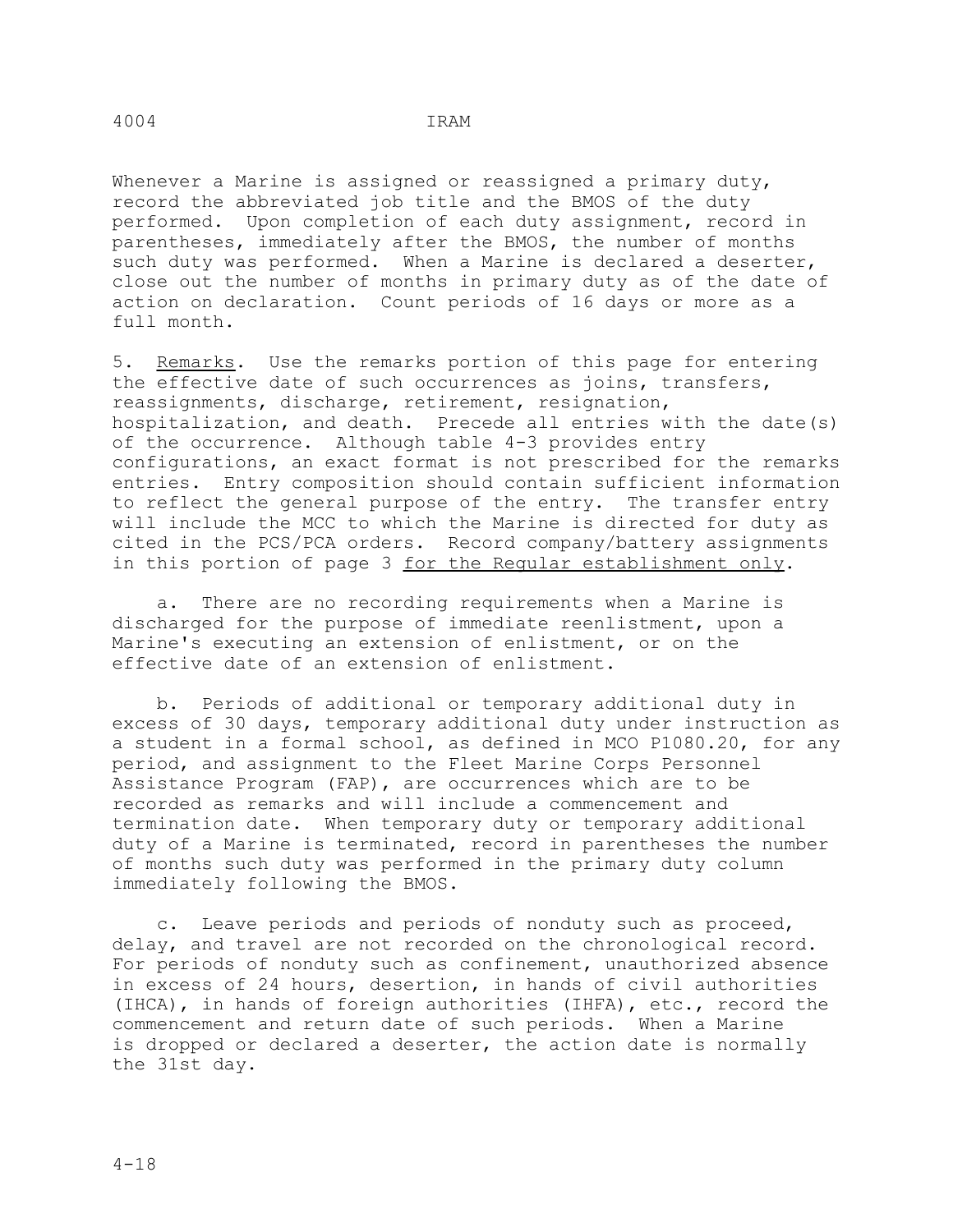Whenever a Marine is assigned or reassigned a primary duty, record the abbreviated job title and the BMOS of the duty performed. Upon completion of each duty assignment, record in parentheses, immediately after the BMOS, the number of months such duty was performed. When a Marine is declared a deserter, close out the number of months in primary duty as of the date of action on declaration. Count periods of 16 days or more as a full month.

5. <u>Remarks</u>. Use the remarks portion of this page for entering the effective date of such occurrences as joins, transfers, reassignments, discharge, retirement, resignation, hospitalization, and death. Precede all entries with the date(s) of the occurrence. Although table 4-3 provides entry configurations, an exact format is not prescribed for the remarks entries. Entry composition should contain sufficient information to reflect the general purpose of the entry. The transfer entry will include the MCC to which the Marine is directed for duty as cited in the PCS/PCA orders. Record company/battery assignments in this portion of page 3 <u>for the Regular establishment only</u>.

a. There are no recording requirements when a Marine is discharged for the purpose of immediate reenlistment, upon a Marine's executing an extension of enlistment, or on the effective date of an extension of enlistment.

b. Periods of additional or temporary additional duty in excess of 30 days, temporary additional duty under instruction as a student in a formal school, as defined in MCO P1080.20, for any period, and assignment to the Fleet Marine Corps Personnel Assistance Program (FAP), are occurrences which are to be recorded as remarks and will include a commencement and termination date. When temporary duty or temporary additional duty of a Marine is terminated, record in parentheses the number of months such duty was performed in the primary duty column immediately following the BMOS.

c. Leave periods and periods of nonduty such as proceed, delay, and travel are not recorded on the chronological record. For periods of nonduty such as confinement, unauthorized absence in excess of 24 hours, desertion, in hands of civil authorities (IHCA), in hands of foreign authorities (IHFA), etc., record the commencement and return date of such periods. When a Marine is dropped or declared a deserter, the action date is normally the 31st day.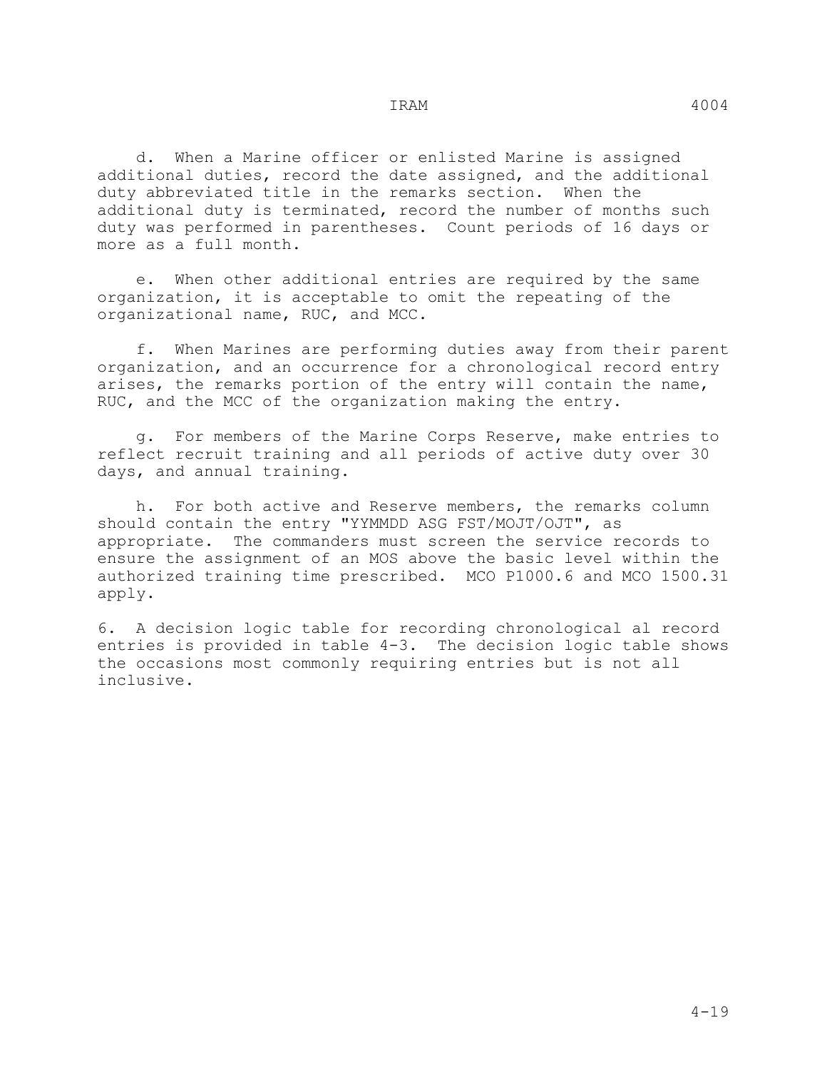d. When a Marine officer or enlisted Marine is assigned additional duties, record the date assigned, and the additional duty abbreviated title in the remarks section. When the additional duty is terminated, record the number of months such duty was performed in parentheses. Count periods of 16 days or more as a full month.

e. When other additional entries are required by the same organization, it is acceptable to omit the repeating of the organizational name, RUC, and MCC.

f. When Marines are performing duties away from their parent organization, and an occurrence for a chronological record entry arises, the remarks portion of the entry will contain the name, RUC, and the MCC of the organization making the entry.

g. For members of the Marine Corps Reserve, make entries to reflect recruit training and all periods of active duty over 30 days, and annual training.

h. For both active and Reserve members, the remarks column should contain the entry "YYMMDD ASG FST/MOJT/OJT", as appropriate. The commanders must screen the service records to ensure the assignment of an MOS above the basic level within the authorized training time prescribed. MCO P1000.6 and MCO 1500.31 apply.

6. A decision logic table for recording chronological al record entries is provided in table 4-3. The decision logic table shows the occasions most commonly requiring entries but is not all inclusive.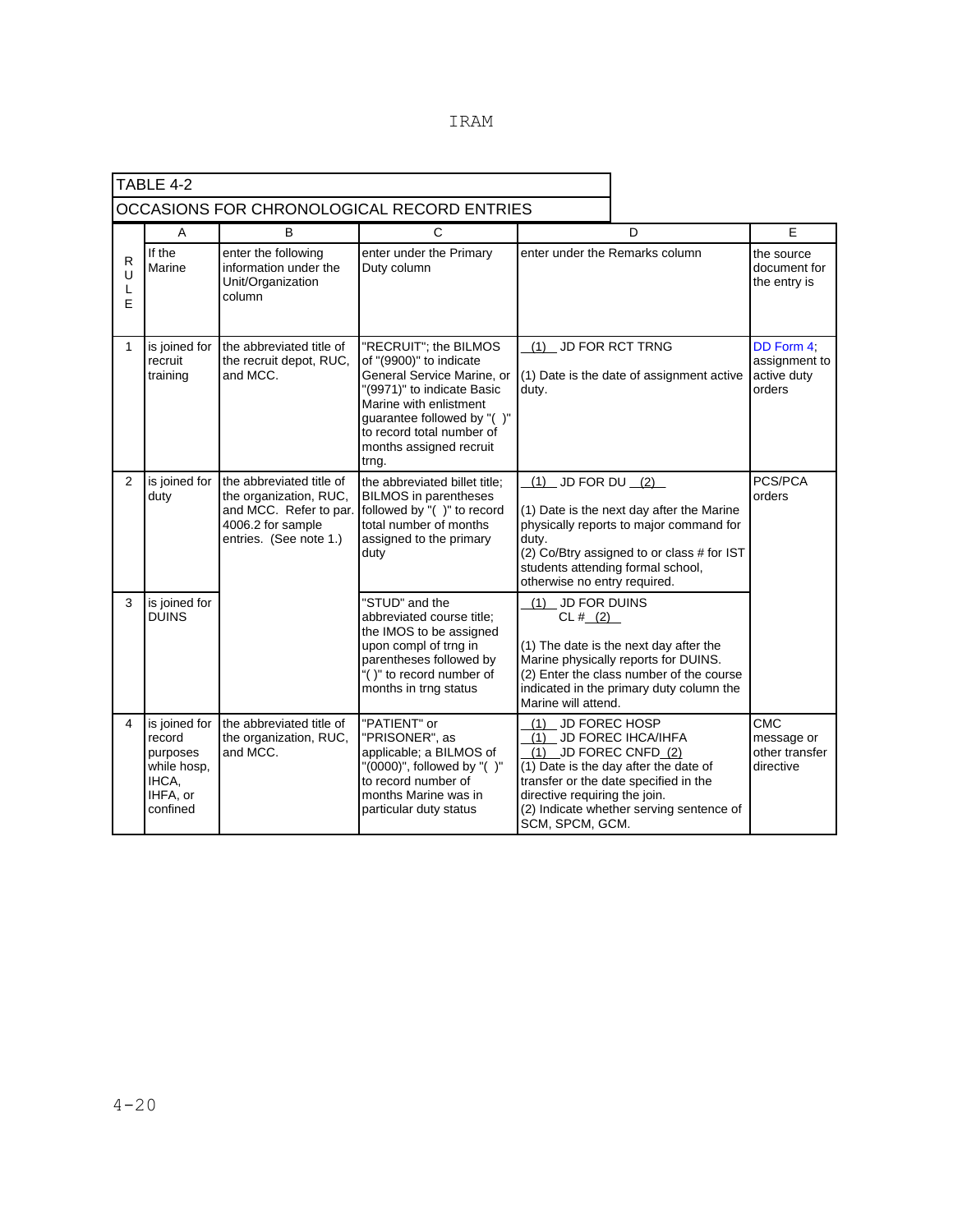| TABLE 4-2 | | | | | |
|---|---|---|---|---|---|
| OCCASIONS FOR CHRONOLOGICAL RECORD ENTRIES | | | | | |
| | A | B | C | D | E |
| RULE | If the Marine | enter the following information under the Unit/Organization column | enter under the Primary Duty column | enter under the Remarks column | the source document for the entry is |
| 1 | is joined for recruit training | the abbreviated title of the recruit depot, RUC, and MCC. | "RECRUIT"; the BILMOS of "(9900)" to indicate General Service Marine, or "(9971)" to indicate Basic Marine with enlistment guarantee followed by "( )" to record total number of months assigned recruit trng. | (1) JD FOR RCT TRNG<br><br>(1) Date is the date of assignment active duty. | DD Form 4; assignment to active duty orders |
| 2 | is joined for duty | the abbreviated title of the organization, RUC, and MCC. Refer to par. 4006.2 for sample entries. (See note 1.) | the abbreviated billet title; BILMOS in parentheses followed by "( )" to record total number of months assigned to the primary duty | (1) JD FOR DU (2)<br><br>(1) Date is the next day after the Marine physically reports to major command for duty.<br>(2) Co/Btry assigned to or class # for IST students attending formal school, otherwise no entry required. | PCS/PCA orders |
| 3 | is joined for DUINS | | "STUD" and the abbreviated course title; the IMOS to be assigned upon compl of trng in parentheses followed by "( )" to record number of months in trng status | (1) JD FOR DUINS<br>CL # (2)<br><br>(1) The date is the next day after the Marine physically reports for DUINS.<br>(2) Enter the class number of the course indicated in the primary duty column the Marine will attend. | |
| 4 | is joined for record purposes while hosp, IHCA, IHFA, or confined | the abbreviated title of the organization, RUC, and MCC. | "PATIENT" or "PRISONER", as applicable; a BILMOS of "(0000)", followed by "( )" to record number of months Marine was in particular duty status | (1) JD FOREC HOSP<br>(1) JD FOREC IHCA/IHFA<br>(1) JD FOREC CNFD (2)<br>(1) Date is the day after the date of transfer or the date specified in the directive requiring the join.<br>(2) Indicate whether serving sentence of SCM, SPCM, GCM. | CMC message or other transfer directive |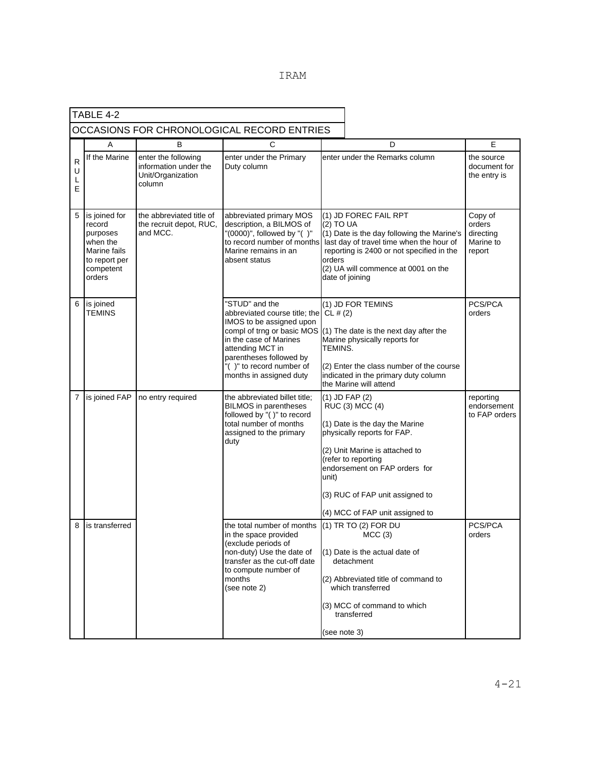TABLE 4-2

OCCASIONS FOR CHRONOLOGICAL RECORD ENTRIES

| RULE | A | B | C | D | E |
|---|---|---|---|---|---|
| | If the Marine | enter the following information under the Unit/Organization column | enter under the Primary Duty column | enter under the Remarks column | the source document for the entry is |
| 5 | is joined for record purposes when the Marine fails to report per competent orders | the abbreviated title of the recruit depot, RUC, and MCC. | abbreviated primary MOS description, a BILMOS of "(0000)", followed by "( )" to record number of months Marine remains in an absent status | (1) JD FOREC FAIL RPT (2) TO UA<br>(1) Date is the day following the Marine's last day of travel time when the hour of reporting is 2400 or not specified in the orders<br>(2) UA will commence at 0001 on the date of joining | Copy of orders directing Marine to report |
| 6 | is joined TEMINS | | "STUD" and the abbreviated course title; the IMOS to be assigned upon compl of trng or basic MOS in the case of Marines attending MCT in parentheses followed by "( )" to record number of months in assigned duty | (1) JD FOR TEMINS CL # (2)<br>(1) The date is the next day after the Marine physically reports for TEMINS.<br>(2) Enter the class number of the course indicated in the primary duty column the Marine will attend | PCS/PCA orders |
| 7 | is joined FAP | no entry required | the abbreviated billet title; BILMOS in parentheses followed by "( )" to record total number of months assigned to the primary duty | (1) JD FAP (2) RUC (3) MCC (4)<br>(1) Date is the day the Marine physically reports for FAP.<br>(2) Unit Marine is attached to (refer to reporting endorsement on FAP orders for unit)<br>(3) RUC of FAP unit assigned to<br>(4) MCC of FAP unit assigned to | reporting endorsement to FAP orders |
| 8 | is transferred | | the total number of months in the space provided (exclude periods of non-duty) Use the date of transfer as the cut-off date to compute number of months (see note 2) | (1) TR TO (2) FOR DU MCC (3)<br>(1) Date is the actual date of detachment<br>(2) Abbreviated title of command to which transferred<br>(3) MCC of command to which transferred<br>(see note 3) | PCS/PCA orders |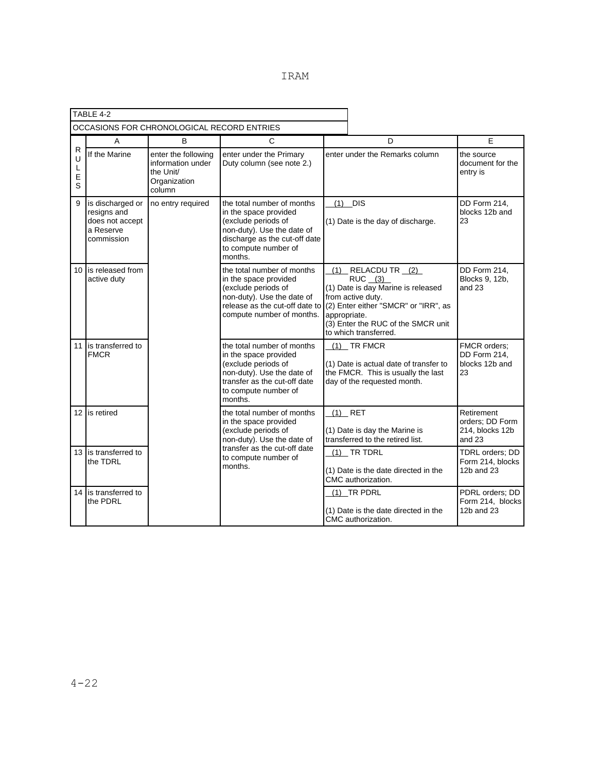TABLE 4-2

OCCASIONS FOR CHRONOLOGICAL RECORD ENTRIES

| R U L E S | A | B | C | D | E |
|---|---|---|---|---|---|
| | If the Marine | enter the following information under the Unit/ Organization column | enter under the Primary Duty column (see note 2.) | enter under the Remarks column | the source document for the entry is |
| 9 | is discharged or resigns and does not accept a Reserve commission | no entry required | the total number of months in the space provided (exclude periods of non-duty). Use the date of discharge as the cut-off date to compute number of months. | __(1)__ DIS<br><br>(1) Date is the day of discharge. | DD Form 214, blocks 12b and 23 |
| 10 | is released from active duty | | the total number of months in the space provided (exclude periods of non-duty). Use the date of release as the cut-off date to compute number of months. | __(1)__ RELACDU TR __(2)__ RUC __(3)__<br>(1) Date is day Marine is released from active duty.<br>(2) Enter either "SMCR" or "IRR", as appropriate.<br>(3) Enter the RUC of the SMCR unit to which transferred. | DD Form 214, Blocks 9, 12b, and 23 |
| 11 | is transferred to FMCR | | the total number of months in the space provided (exclude periods of non-duty). Use the date of transfer as the cut-off date to compute number of months. | __(1)__ TR FMCR<br><br>(1) Date is actual date of transfer to the FMCR. This is usually the last day of the requested month. | FMCR orders; DD Form 214, blocks 12b and 23 |
| 12 | is retired | | the total number of months in the space provided (exclude periods of non-duty). Use the date of transfer as the cut-off date to compute number of months. | __(1)__ RET<br><br>(1) Date is day the Marine is transferred to the retired list. | Retirement orders; DD Form 214, blocks 12b and 23 |
| 13 | is transferred to the TDRL | | | __(1)__ TR TDRL<br><br>(1) Date is the date directed in the CMC authorization. | TDRL orders; DD Form 214, blocks 12b and 23 |
| 14 | is transferred to the PDRL | | | __(1)__ TR PDRL<br><br>(1) Date is the date directed in the CMC authorization. | PDRL orders; DD Form 214, blocks 12b and 23 |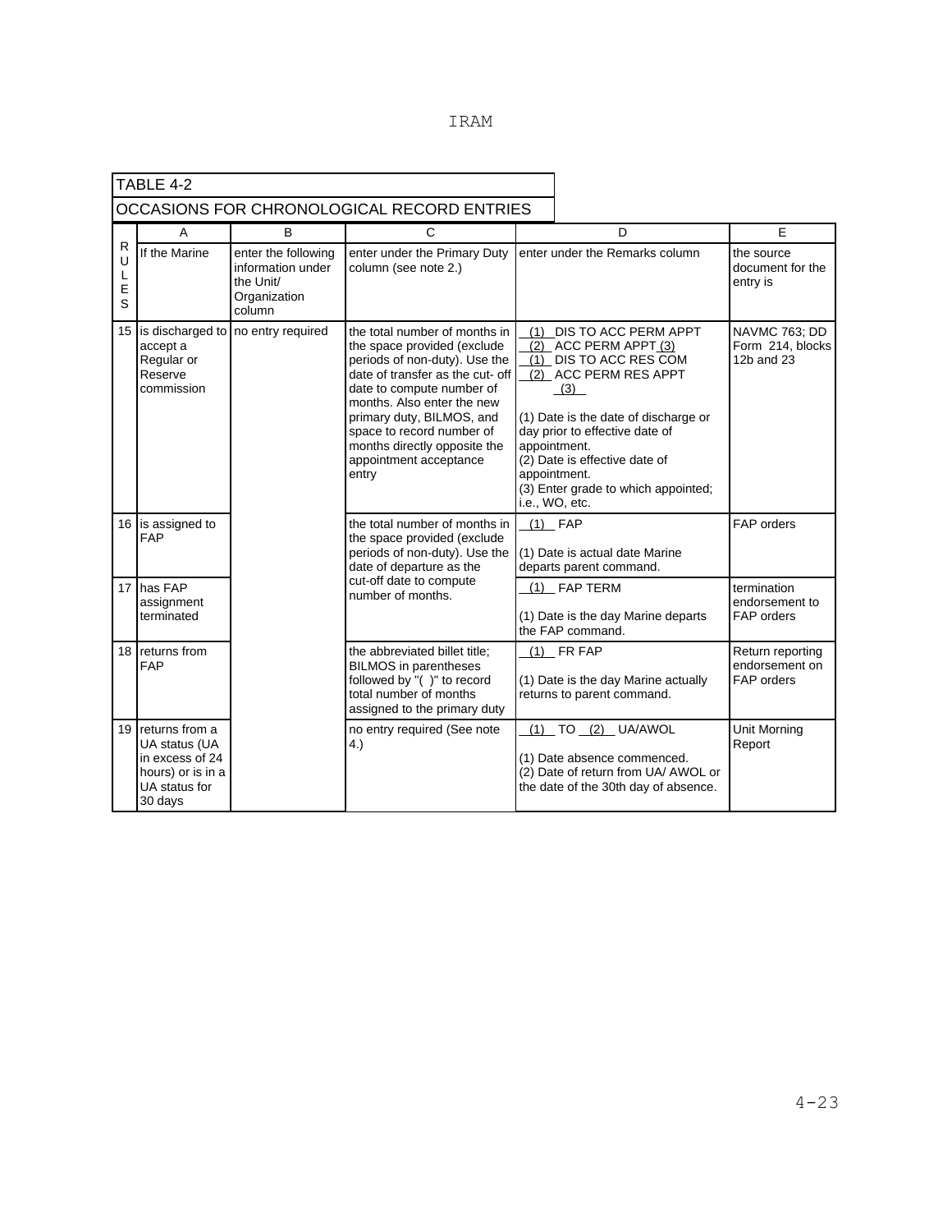TABLE 4-2

OCCASIONS FOR CHRONOLOGICAL RECORD ENTRIES

| R U L E S | A | B | C | D | E |
|---|---|---|---|---|---|
| | If the Marine | enter the following information under the Unit/ Organization column | enter under the Primary Duty column (see note 2.) | enter under the Remarks column | the source document for the entry is |
| 15 | is discharged to accept a Regular or Reserve commission | no entry required | the total number of months in the space provided (exclude periods of non-duty). Use the date of transfer as the cut- off date to compute number of months. Also enter the new primary duty, BILMOS, and space to record number of months directly opposite the appointment acceptance entry | _(1)_ DIS TO ACC PERM APPT _(2)_ ACC PERM APPT _(3)_ _(1)_ DIS TO ACC RES COM _(2)_ ACC PERM RES APPT _(3)_ (1) Date is the date of discharge or day prior to effective date of appointment. (2) Date is effective date of appointment. (3) Enter grade to which appointed; i.e., WO, etc. | NAVMC 763; DD Form 214, blocks 12b and 23 |
| 16 | is assigned to FAP | | the total number of months in the space provided (exclude periods of non-duty). Use the date of departure as the cut-off date to compute number of months. | _(1)_ FAP (1) Date is actual date Marine departs parent command. | FAP orders |
| 17 | has FAP assignment terminated | | | _(1)_ FAP TERM (1) Date is the day Marine departs the FAP command. | termination endorsement to FAP orders |
| 18 | returns from FAP | | the abbreviated billet title; BILMOS in parentheses followed by "( )" to record total number of months assigned to the primary duty | _(1)_ FR FAP (1) Date is the day Marine actually returns to parent command. | Return reporting endorsement on FAP orders |
| 19 | returns from a UA status (UA in excess of 24 hours) or is in a UA status for 30 days | | no entry required (See note 4.) | _(1)_ TO _(2)_ UA/AWOL (1) Date absence commenced. (2) Date of return from UA/ AWOL or the date of the 30th day of absence. | Unit Morning Report |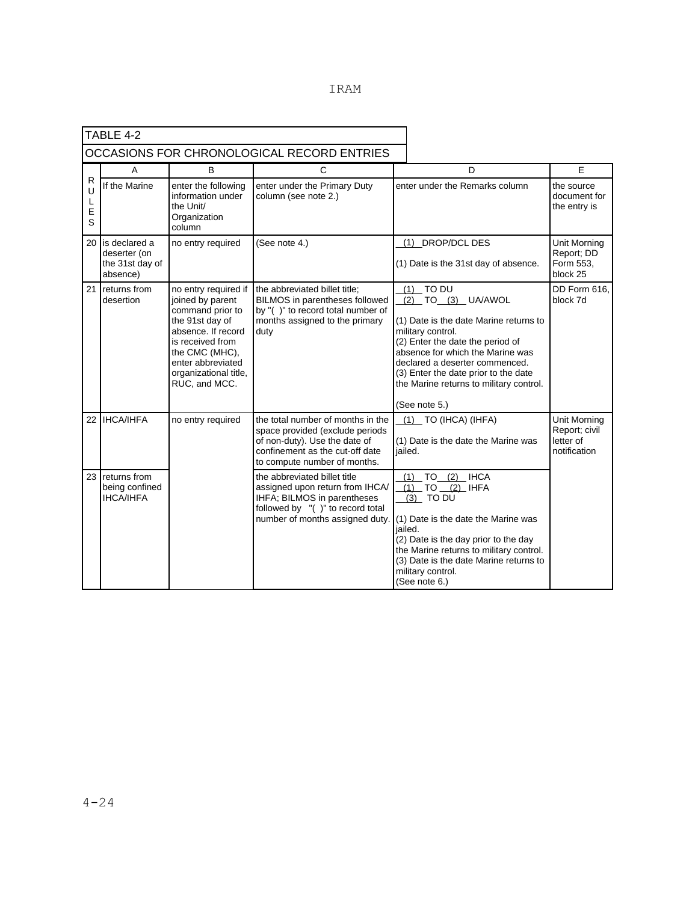TABLE 4-2

OCCASIONS FOR CHRONOLOGICAL RECORD ENTRIES

| R U L E S | A | B | C | D | E |
|---|---|---|---|---|---|
| | If the Marine | enter the following information under the Unit/ Organization column | enter under the Primary Duty column (see note 2.) | enter under the Remarks column | the source document for the entry is |
| 20 | is declared a deserter (on the 31st day of absence) | no entry required | (See note 4.) | __(1)__ DROP/DCL DES<br><br>(1) Date is the 31st day of absence. | Unit Morning Report; DD Form 553, block 25 |
| 21 | returns from desertion | no entry required if joined by parent command prior to the 91st day of absence. If record is received from the CMC (MHC), enter abbreviated organizational title, RUC, and MCC. | the abbreviated billet title; BILMOS in parentheses followed by "( )" to record total number of months assigned to the primary duty | __(1)__ TO DU<br>__(2)__ TO __(3)__ UA/AWOL<br><br>(1) Date is the date Marine returns to military control.<br>(2) Enter the date the period of absence for which the Marine was declared a deserter commenced.<br>(3) Enter the date prior to the date the Marine returns to military control.<br><br>(See note 5.) | DD Form 616, block 7d |
| 22 | IHCA/IHFA | no entry required | the total number of months in the space provided (exclude periods of non-duty). Use the date of confinement as the cut-off date to compute number of months. | __(1)__ TO (IHCA) (IHFA)<br><br>(1) Date is the date the Marine was jailed. | Unit Morning Report; civil letter of notification |
| 23 | returns from being confined IHCA/IHFA | | the abbreviated billet title assigned upon return from IHCA/ IHFA; BILMOS in parentheses followed by "( )" to record total number of months assigned duty. | __(1)__ TO __(2)__ IHCA<br>__(1)__ TO __(2)__ IHFA<br>__(3)__ TO DU<br><br>(1) Date is the date the Marine was jailed.<br>(2) Date is the day prior to the day the Marine returns to military control.<br>(3) Date is the date Marine returns to military control.<br>(See note 6.) | |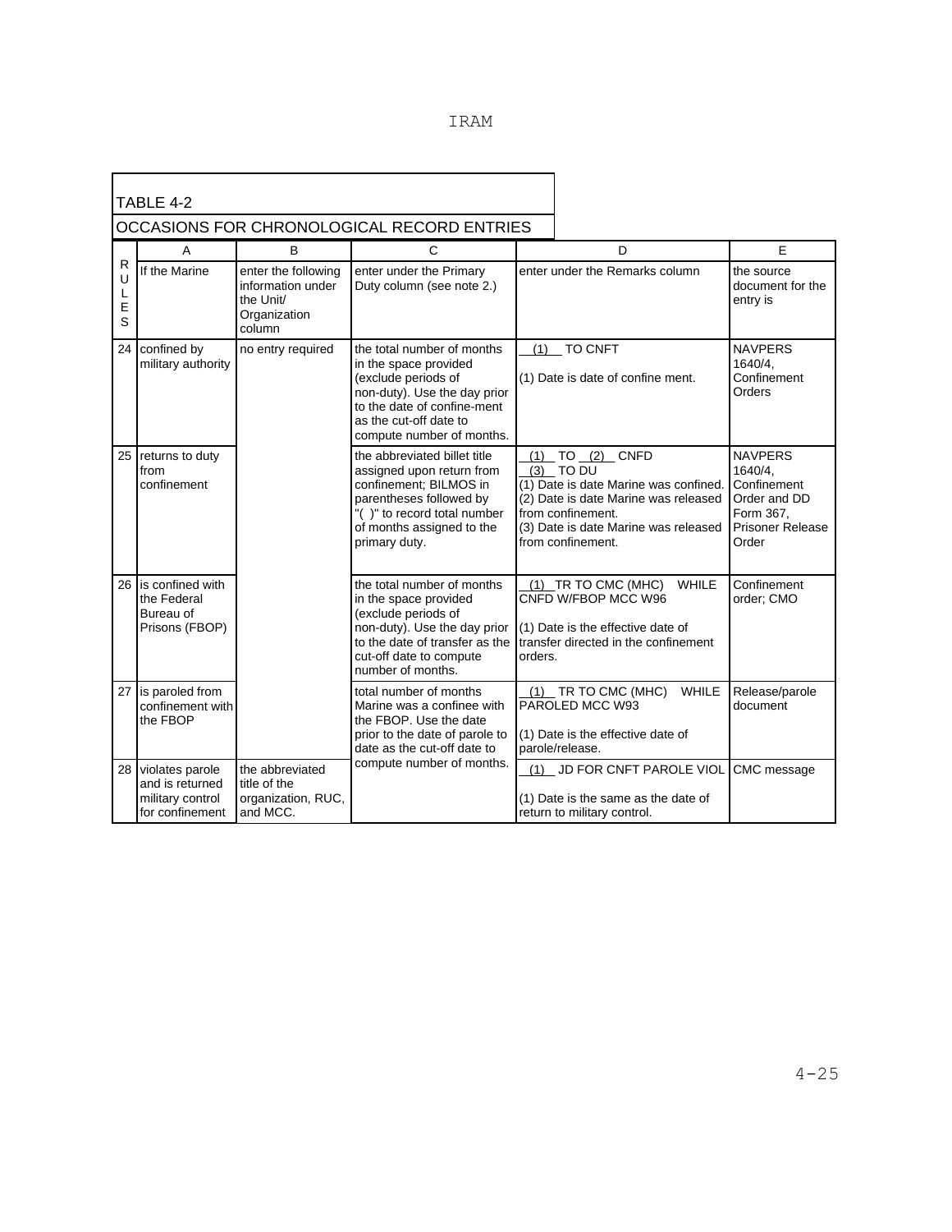TABLE 4-2

OCCASIONS FOR CHRONOLOGICAL RECORD ENTRIES

| R U L E S | A | B | C | D | E |
|---|---|---|---|---|---|
| | If the Marine | enter the following information under the Unit/ Organization column | enter under the Primary Duty column (see note 2.) | enter under the Remarks column | the source document for the entry is |
| 24 | confined by military authority | no entry required | the total number of months in the space provided (exclude periods of non-duty). Use the day prior to the date of confine-ment as the cut-off date to compute number of months. | __(1)__ TO CNFT<br><br>(1) Date is date of confine ment. | NAVPERS 1640/4, Confinement Orders |
| 25 | returns to duty from confinement | | the abbreviated billet title assigned upon return from confinement; BILMOS in parentheses followed by "( )" to record total number of months assigned to the primary duty. | __(1)__ TO __(2)__ CNFD __(3)__ TO DU<br>(1) Date is date Marine was confined.<br>(2) Date is date Marine was released from confinement.<br>(3) Date is date Marine was released from confinement. | NAVPERS 1640/4, Confinement Order and DD Form 367, Prisoner Release Order |
| 26 | is confined with the Federal Bureau of Prisons (FBOP) | | the total number of months in the space provided (exclude periods of non-duty). Use the day prior to the date of transfer as the cut-off date to compute number of months. | __(1)__ TR TO CMC (MHC) WHILE CNFD W/FBOP MCC W96<br><br>(1) Date is the effective date of transfer directed in the confinement orders. | Confinement order; CMO |
| 27 | is paroled from confinement with the FBOP | | total number of months Marine was a confinee with the FBOP. Use the date prior to the date of parole to date as the cut-off date to compute number of months. | __(1)__ TR TO CMC (MHC) WHILE PAROLED MCC W93<br><br>(1) Date is the effective date of parole/release. | Release/parole document |
| 28 | violates parole and is returned military control for confinement | the abbreviated title of the organization, RUC, and MCC. | | __(1)__ JD FOR CNFT PAROLE VIOL<br><br>(1) Date is the same as the date of return to military control. | CMC message |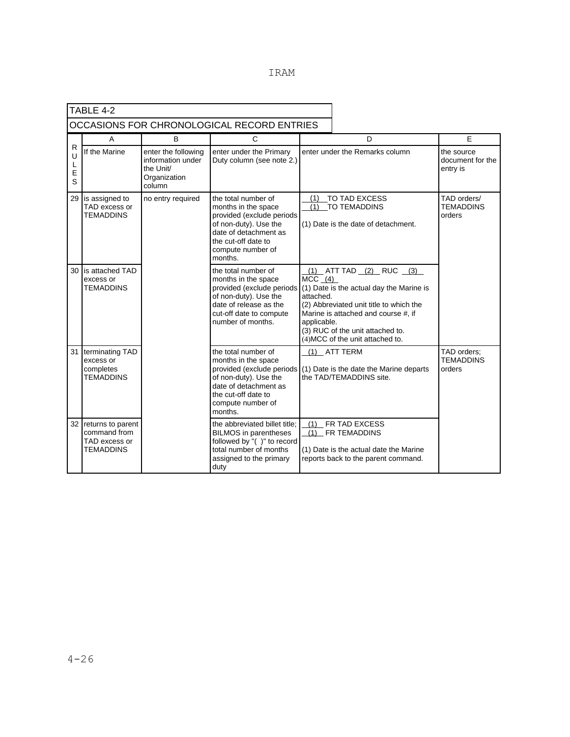TABLE 4-2

OCCASIONS FOR CHRONOLOGICAL RECORD ENTRIES

| RULES | A | B | C | D | E |
|---|---|---|---|---|---|
| | If the Marine | enter the following information under the Unit/ Organization column | enter under the Primary Duty column (see note 2.) | enter under the Remarks column | the source document for the entry is |
| 29 | is assigned to TAD excess or TEMADDINS | no entry required | the total number of months in the space provided (exclude periods of non-duty). Use the date of detachment as the cut-off date to compute number of months. | __(1)__TO TAD EXCESS<br>__(1)__TO TEMADDINS<br><br>(1) Date is the date of detachment. | TAD orders/ TEMADDINS orders |
| 30 | is attached TAD excess or TEMADDINS | | the total number of months in the space provided (exclude periods of non-duty). Use the date of release as the cut-off date to compute number of months. | __(1)__ ATT TAD __(2)__ RUC __(3)__ MCC __(4)__<br>(1) Date is the actual day the Marine is attached.<br>(2) Abbreviated unit title to which the Marine is attached and course #, if applicable.<br>(3) RUC of the unit attached to.<br>(4)MCC of the unit attached to. | |
| 31 | terminating TAD excess or completes TEMADDINS | | the total number of months in the space provided (exclude periods of non-duty). Use the date of detachment as the cut-off date to compute number of months. | __(1)__ ATT TERM<br><br>(1) Date is the date the Marine departs the TAD/TEMADDINS site. | TAD orders; TEMADDINS orders |
| 32 | returns to parent command from TAD excess or TEMADDINS | | the abbreviated billet title; BILMOS in parentheses followed by "( )" to record total number of months assigned to the primary duty | __(1)__ FR TAD EXCESS<br>__(1)__ FR TEMADDINS<br><br>(1) Date is the actual date the Marine reports back to the parent command. | |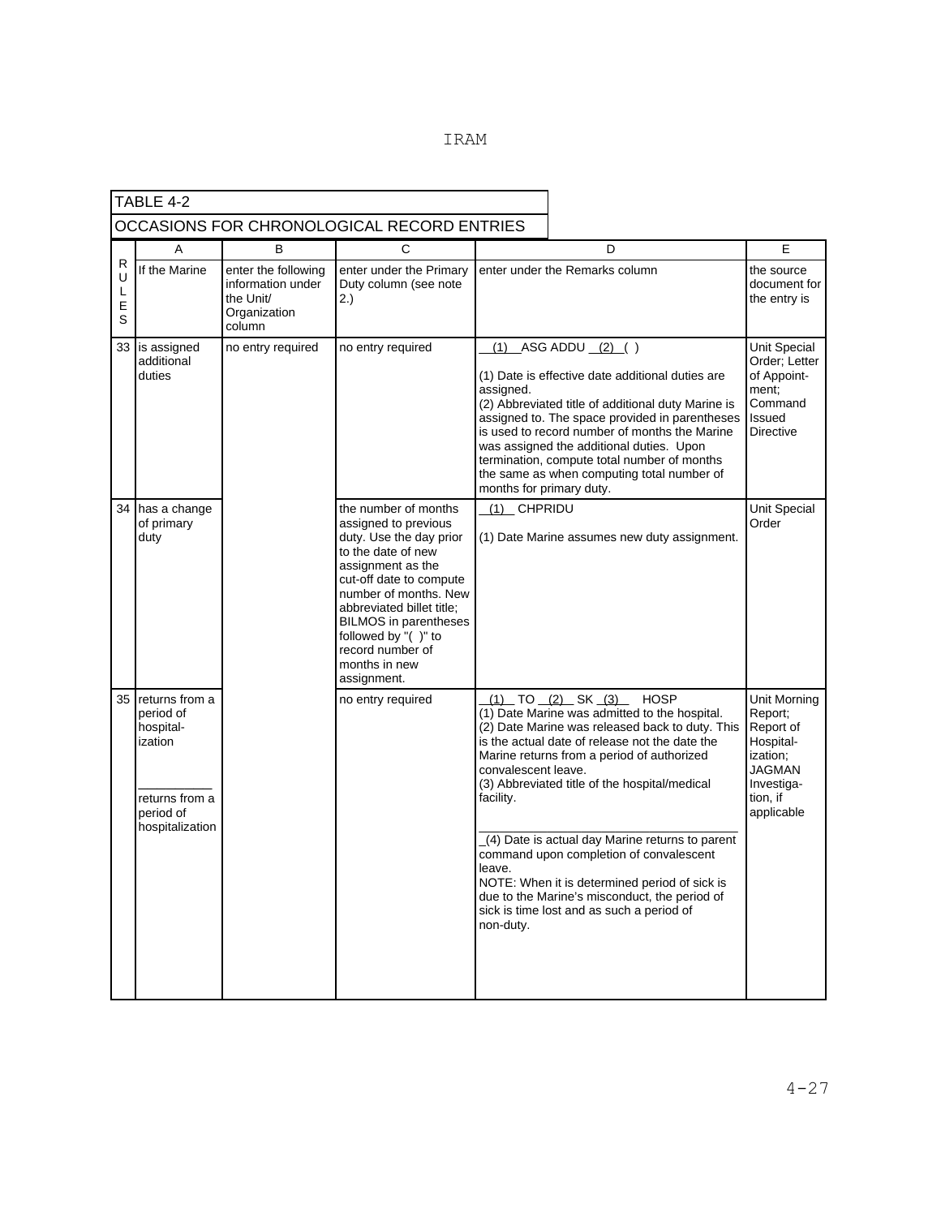| TABLE 4-2 | | | | | |
|---|---|---|---|---|---|
| OCCASIONS FOR CHRONOLOGICAL RECORD ENTRIES | | | | | |
| | A | B | C | D | E |
| RULES | If the Marine | enter the following information under the Unit/ Organization column | enter under the Primary Duty column (see note 2.) | enter under the Remarks column | the source document for the entry is |
| 33 | is assigned additional duties | no entry required | no entry required | __(1)__ASG ADDU __(2)__( )<br><br>(1) Date is effective date additional duties are assigned.<br>(2) Abbreviated title of additional duty Marine is assigned to. The space provided in parentheses is used to record number of months the Marine was assigned the additional duties. Upon termination, compute total number of months the same as when computing total number of months for primary duty. | Unit Special Order; Letter of Appointment; Command Issued Directive |
| 34 | has a change of primary duty | | the number of months assigned to previous duty. Use the day prior to the date of new assignment as the cut-off date to compute number of months. New abbreviated billet title; BILMOS in parentheses followed by "( )" to record number of months in new assignment. | __(1)__ CHPRIDU<br><br>(1) Date Marine assumes new duty assignment. | Unit Special Order |
| 35 | returns from a period of hospitalization<br>__________<br>returns from a period of hospitalization | | no entry required | __(1)__ TO __(2)__ SK __(3)__ HOSP<br>(1) Date Marine was admitted to the hospital.<br>(2) Date Marine was released back to duty. This is the actual date of release not the date the Marine returns from a period of authorized convalescent leave.<br>(3) Abbreviated title of the hospital/medical facility.<br>__________<br>_(4) Date is actual day Marine returns to parent command upon completion of convalescent leave.<br>NOTE: When it is determined period of sick is due to the Marine's misconduct, the period of sick is time lost and as such a period of non-duty. | Unit Morning Report; Report of Hospitalization; JAGMAN Investigation, if applicable |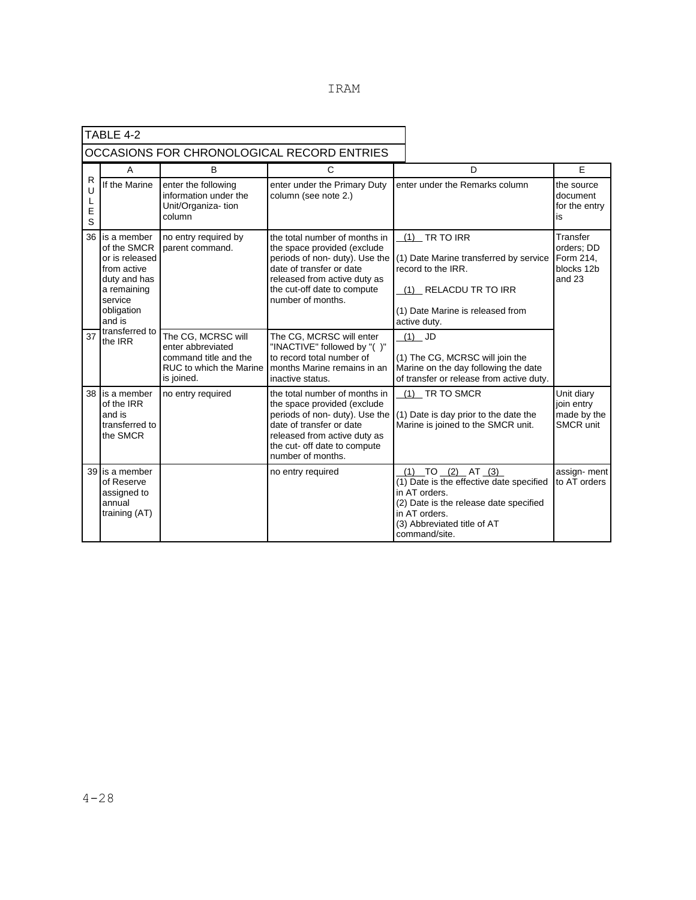| TABLE 4-2 | | | | | |
|---|---|---|---|---|---|
| OCCASIONS FOR CHRONOLOGICAL RECORD ENTRIES | | | | | |
| | A | B | C | D | E |
| RULES | If the Marine | enter the following information under the Unit/Organiza- tion column | enter under the Primary Duty column (see note 2.) | enter under the Remarks column | the source document for the entry is |
| 36 | is a member of the SMCR or is released from active duty and has a remaining service obligation and is transferred to the IRR | no entry required by parent command. | the total number of months in the space provided (exclude periods of non-duty). Use the date of transfer or date released from active duty as the cut-off date to compute number of months. | __(1)__ TR TO IRR<br><br>(1) Date Marine transferred by service record to the IRR.<br><br>__(1)__ RELACDU TR TO IRR<br><br>(1) Date Marine is released from active duty. | Transfer orders; DD Form 214, blocks 12b and 23 |
| 37 | | The CG, MCRSC will enter abbreviated command title and the RUC to which the Marine is joined. | The CG, MCRSC will enter "INACTIVE" followed by "( )" to record total number of months Marine remains in an inactive status. | __(1)__ JD<br><br>(1) The CG, MCRSC will join the Marine on the day following the date of transfer or release from active duty. | |
| 38 | is a member of the IRR and is transferred to the SMCR | no entry required | the total number of months in the space provided (exclude periods of non- duty). Use the date of transfer or date released from active duty as the cut- off date to compute number of months. | __(1)__ TR TO SMCR<br><br>(1) Date is day prior to the date the Marine is joined to the SMCR unit. | Unit diary join entry made by the SMCR unit |
| 39 | is a member of Reserve assigned to annual training (AT) | | no entry required | __(1)__ TO __(2)__ AT __(3)__<br>(1) Date is the effective date specified in AT orders.<br>(2) Date is the release date specified in AT orders.<br>(3) Abbreviated title of AT command/site. | assign- ment to AT orders |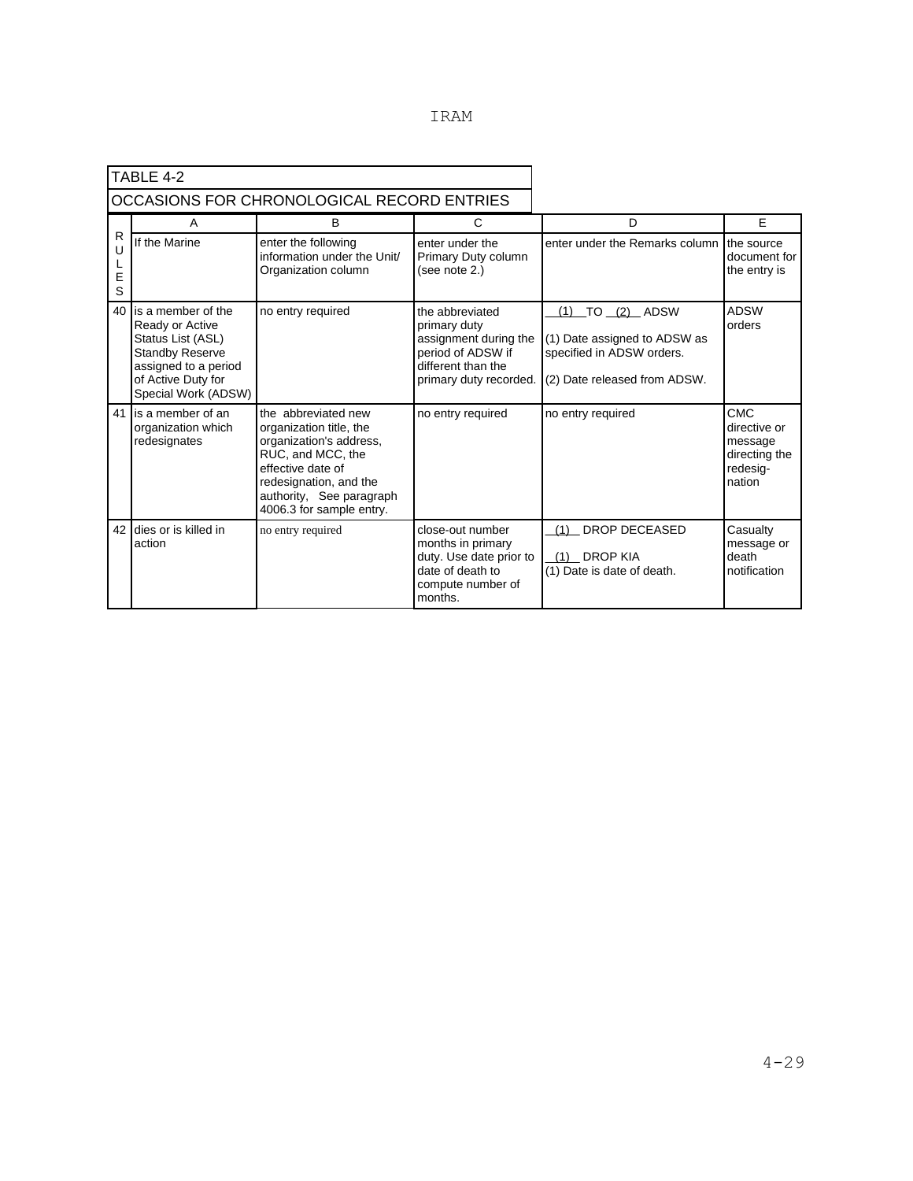TABLE 4-2

OCCASIONS FOR CHRONOLOGICAL RECORD ENTRIES

| RULES | A | B | C | D | E |
|---|---|---|---|---|---|
| | If the Marine | enter the following information under the Unit/ Organization column | enter under the Primary Duty column (see note 2.) | enter under the Remarks column | the source document for the entry is |
| 40 | is a member of the Ready or Active Status List (ASL) Standby Reserve assigned to a period of Active Duty for Special Work (ADSW) | no entry required | the abbreviated primary duty assignment during the period of ADSW if different than the primary duty recorded. | \_\_(1)\_\_TO \_\_(2)\_\_ ADSW<br><br>(1) Date assigned to ADSW as specified in ADSW orders.<br><br>(2) Date released from ADSW. | ADSW orders |
| 41 | is a member of an organization which redesignates | the abbreviated new organization title, the organization's address, RUC, and MCC, the effective date of redesignation, and the authority, See paragraph 4006.3 for sample entry. | no entry required | no entry required | CMC directive or message directing the redesig-nation |
| 42 | dies or is killed in action | no entry required | close-out number months in primary duty. Use date prior to date of death to compute number of months. | \_\_(1)\_\_ DROP DECEASED<br><br>\_\_(1)\_\_ DROP KIA<br>(1) Date is date of death. | Casualty message or death notification |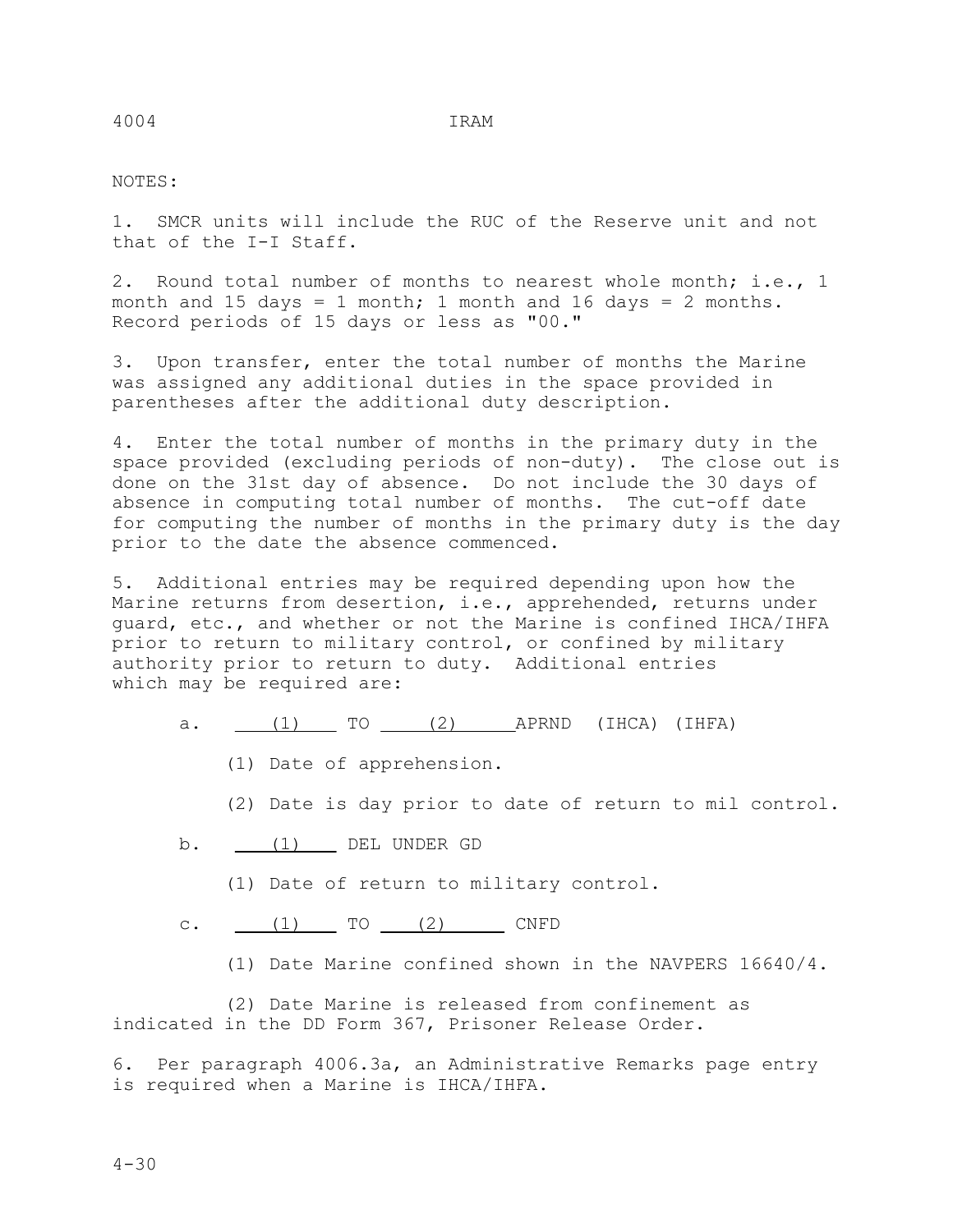NOTES:

1. SMCR units will include the RUC of the Reserve unit and not that of the I-I Staff.

2. Round total number of months to nearest whole month; i.e., 1 month and 15 days = 1 month; 1 month and 16 days = 2 months. Record periods of 15 days or less as "00."

3. Upon transfer, enter the total number of months the Marine was assigned any additional duties in the space provided in parentheses after the additional duty description.

4. Enter the total number of months in the primary duty in the space provided (excluding periods of non-duty). The close out is done on the 31st day of absence. Do not include the 30 days of absence in computing total number of months. The cut-off date for computing the number of months in the primary duty is the day prior to the date the absence commenced.

5. Additional entries may be required depending upon how the Marine returns from desertion, i.e., apprehended, returns under guard, etc., and whether or not the Marine is confined IHCA/IHFA prior to return to military control, or confined by military authority prior to return to duty. Additional entries which may be required are:

   a. ___(1)___ TO ___(2)___ APRND (IHCA) (IHFA)

      (1) Date of apprehension.

      (2) Date is day prior to date of return to mil control.

   b. ___(1)___ DEL UNDER GD

      (1) Date of return to military control.

   c. ___(1)___ TO ___(2)___ CNFD

      (1) Date Marine confined shown in the NAVPERS 16640/4.

      (2) Date Marine is released from confinement as indicated in the DD Form 367, Prisoner Release Order.

6. Per paragraph 4006.3a, an Administrative Remarks page entry is required when a Marine is IHCA/IHFA.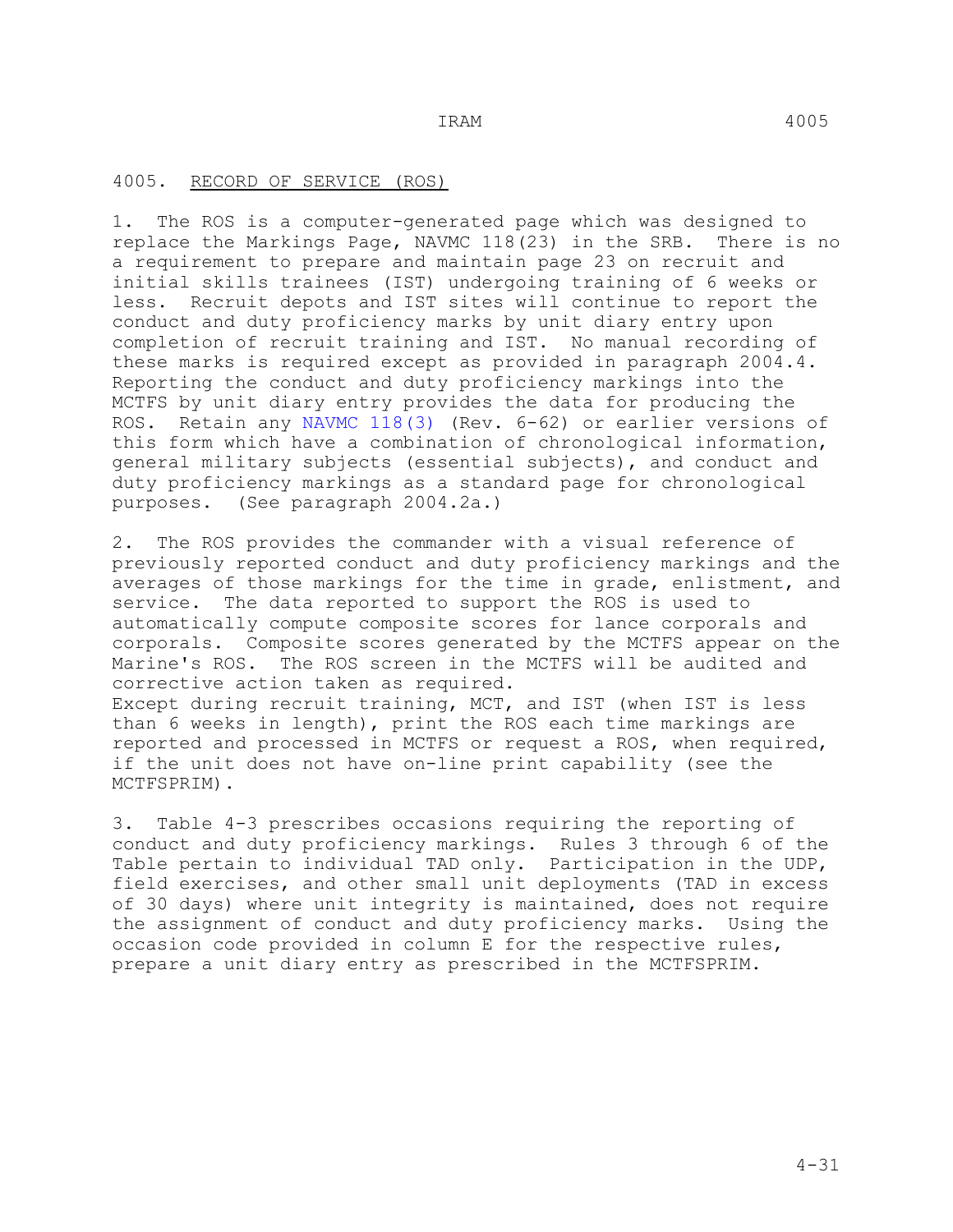## 4005. RECORD OF SERVICE (ROS)

1. The ROS is a computer-generated page which was designed to replace the Markings Page, NAVMC 118(23) in the SRB. There is no a requirement to prepare and maintain page 23 on recruit and initial skills trainees (IST) undergoing training of 6 weeks or less. Recruit depots and IST sites will continue to report the conduct and duty proficiency marks by unit diary entry upon completion of recruit training and IST. No manual recording of these marks is required except as provided in paragraph 2004.4. Reporting the conduct and duty proficiency markings into the MCTFS by unit diary entry provides the data for producing the ROS. Retain any NAVMC 118(3) (Rev. 6-62) or earlier versions of this form which have a combination of chronological information, general military subjects (essential subjects), and conduct and duty proficiency markings as a standard page for chronological purposes. (See paragraph 2004.2a.)

2. The ROS provides the commander with a visual reference of previously reported conduct and duty proficiency markings and the averages of those markings for the time in grade, enlistment, and service. The data reported to support the ROS is used to automatically compute composite scores for lance corporals and corporals. Composite scores generated by the MCTFS appear on the Marine's ROS. The ROS screen in the MCTFS will be audited and corrective action taken as required.
Except during recruit training, MCT, and IST (when IST is less than 6 weeks in length), print the ROS each time markings are reported and processed in MCTFS or request a ROS, when required, if the unit does not have on-line print capability (see the MCTFSPRIM).

3. Table 4-3 prescribes occasions requiring the reporting of conduct and duty proficiency markings. Rules 3 through 6 of the Table pertain to individual TAD only. Participation in the UDP, field exercises, and other small unit deployments (TAD in excess of 30 days) where unit integrity is maintained, does not require the assignment of conduct and duty proficiency marks. Using the occasion code provided in column E for the respective rules, prepare a unit diary entry as prescribed in the MCTFSPRIM.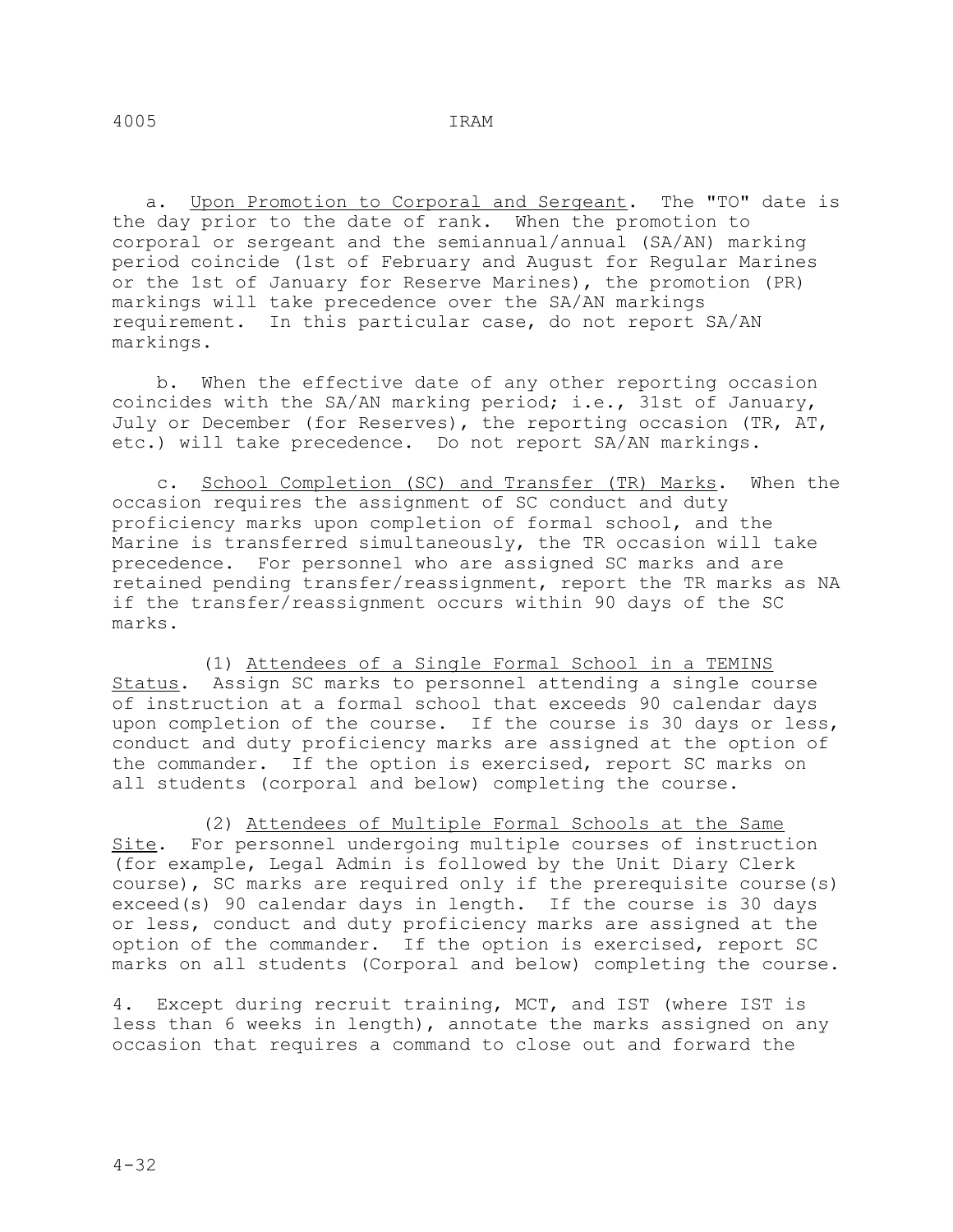a. Upon Promotion to Corporal and Sergeant. The "TO" date is the day prior to the date of rank. When the promotion to corporal or sergeant and the semiannual/annual (SA/AN) marking period coincide (1st of February and August for Regular Marines or the 1st of January for Reserve Marines), the promotion (PR) markings will take precedence over the SA/AN markings requirement. In this particular case, do not report SA/AN markings.

b. When the effective date of any other reporting occasion coincides with the SA/AN marking period; i.e., 31st of January, July or December (for Reserves), the reporting occasion (TR, AT, etc.) will take precedence. Do not report SA/AN markings.

c. School Completion (SC) and Transfer (TR) Marks. When the occasion requires the assignment of SC conduct and duty proficiency marks upon completion of formal school, and the Marine is transferred simultaneously, the TR occasion will take precedence. For personnel who are assigned SC marks and are retained pending transfer/reassignment, report the TR marks as NA if the transfer/reassignment occurs within 90 days of the SC marks.

(1) Attendees of a Single Formal School in a TEMINS Status. Assign SC marks to personnel attending a single course of instruction at a formal school that exceeds 90 calendar days upon completion of the course. If the course is 30 days or less, conduct and duty proficiency marks are assigned at the option of the commander. If the option is exercised, report SC marks on all students (corporal and below) completing the course.

(2) Attendees of Multiple Formal Schools at the Same Site. For personnel undergoing multiple courses of instruction (for example, Legal Admin is followed by the Unit Diary Clerk course), SC marks are required only if the prerequisite course(s) exceed(s) 90 calendar days in length. If the course is 30 days or less, conduct and duty proficiency marks are assigned at the option of the commander. If the option is exercised, report SC marks on all students (Corporal and below) completing the course.

4. Except during recruit training, MCT, and IST (where IST is less than 6 weeks in length), annotate the marks assigned on any occasion that requires a command to close out and forward the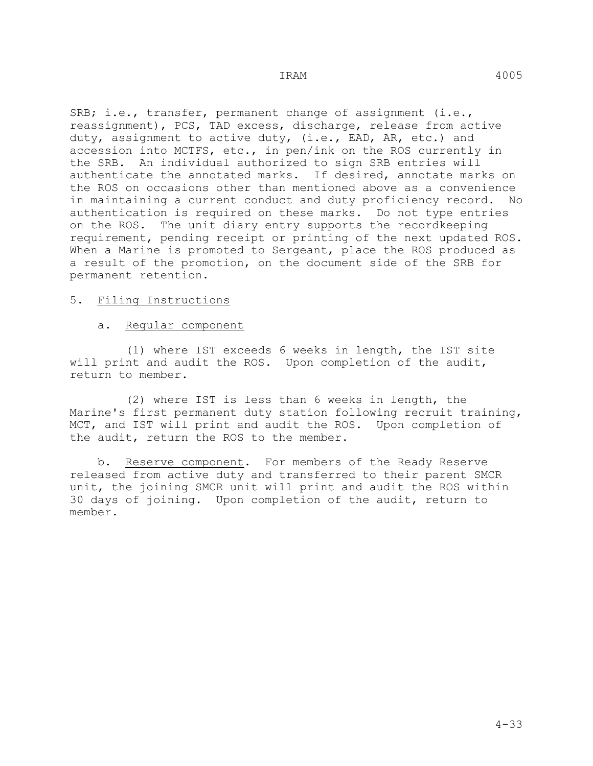SRB; i.e., transfer, permanent change of assignment (i.e., reassignment), PCS, TAD excess, discharge, release from active duty, assignment to active duty, (i.e., EAD, AR, etc.) and accession into MCTFS, etc., in pen/ink on the ROS currently in the SRB. An individual authorized to sign SRB entries will authenticate the annotated marks. If desired, annotate marks on the ROS on occasions other than mentioned above as a convenience in maintaining a current conduct and duty proficiency record. No authentication is required on these marks. Do not type entries on the ROS. The unit diary entry supports the recordkeeping requirement, pending receipt or printing of the next updated ROS. When a Marine is promoted to Sergeant, place the ROS produced as a result of the promotion, on the document side of the SRB for permanent retention.

5. Filing Instructions

a. Regular component

(1) where IST exceeds 6 weeks in length, the IST site will print and audit the ROS. Upon completion of the audit, return to member.

(2) where IST is less than 6 weeks in length, the Marine's first permanent duty station following recruit training, MCT, and IST will print and audit the ROS. Upon completion of the audit, return the ROS to the member.

b. Reserve component. For members of the Ready Reserve released from active duty and transferred to their parent SMCR unit, the joining SMCR unit will print and audit the ROS within 30 days of joining. Upon completion of the audit, return to member.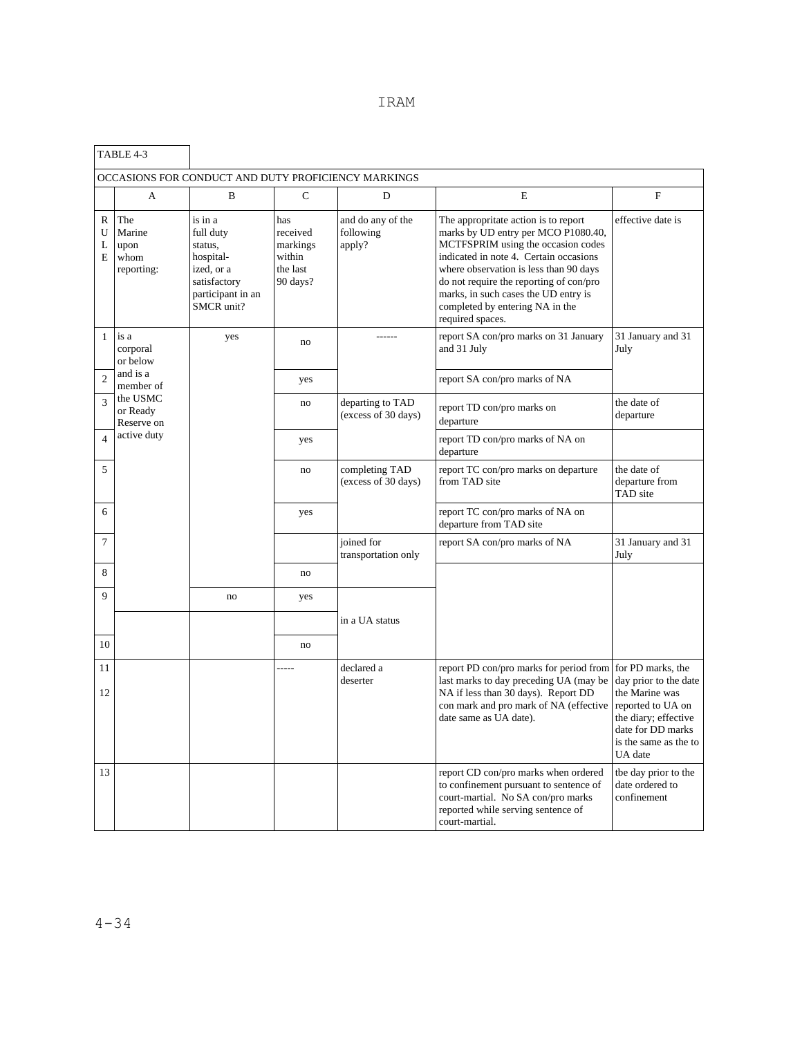| TABLE 4-3 | | | | | | |
|---|---|---|---|---|---|---|
| OCCASIONS FOR CONDUCT AND DUTY PROFICIENCY MARKINGS | | | | | | |
| | A | B | C | D | E | F |
| RULE | The Marine upon whom reporting: | is in a full duty status, hospital-ized, or a satisfactory participant in an SMCR unit? | has received markings within the last 90 days? | and do any of the following apply? | The appropritate action is to report marks by UD entry per MCO P1080.40, MCTFSPRIM using the occasion codes indicated in note 4. Certain occasions where observation is less than 90 days do not require the reporting of con/pro marks, in such cases the UD entry is completed by entering NA in the required spaces. | effective date is |
| 1 | is a corporal or below and is a member of the USMC or Ready Reserve on active duty | yes | no | ------ | report SA con/pro marks on 31 January and 31 July | 31 January and 31 July |
| 2 | | | yes | | report SA con/pro marks of NA | |
| 3 | | | no | departing to TAD (excess of 30 days) | report TD con/pro marks on departure | the date of departure |
| 4 | | | yes | | report TD con/pro marks of NA on departure | |
| 5 | | | no | completing TAD (excess of 30 days) | report TC con/pro marks on departure from TAD site | the date of departure from TAD site |
| 6 | | | yes | | report TC con/pro marks of NA on departure from TAD site | |
| 7 | | | | joined for transportation only | report SA con/pro marks of NA | 31 January and 31 July |
| 8 | | | no | | | |
| 9 | | no | yes | | | |
| | | | | in a UA status | | |
| 10 | | | no | | | |
| 11<br>12 | | | ----- | declared a deserter | report PD con/pro marks for period from last marks to day preceding UA (may be NA if less than 30 days). Report DD con mark and pro mark of NA (effective date same as UA date). | for PD marks, the day prior to the date the Marine was reported to UA on the diary; effective date for DD marks is the same as the to UA date |
| 13 | | | | | report CD con/pro marks when ordered to confinement pursuant to sentence of court-martial. No SA con/pro marks reported while serving sentence of court-martial. | tbe day prior to the date ordered to confinement |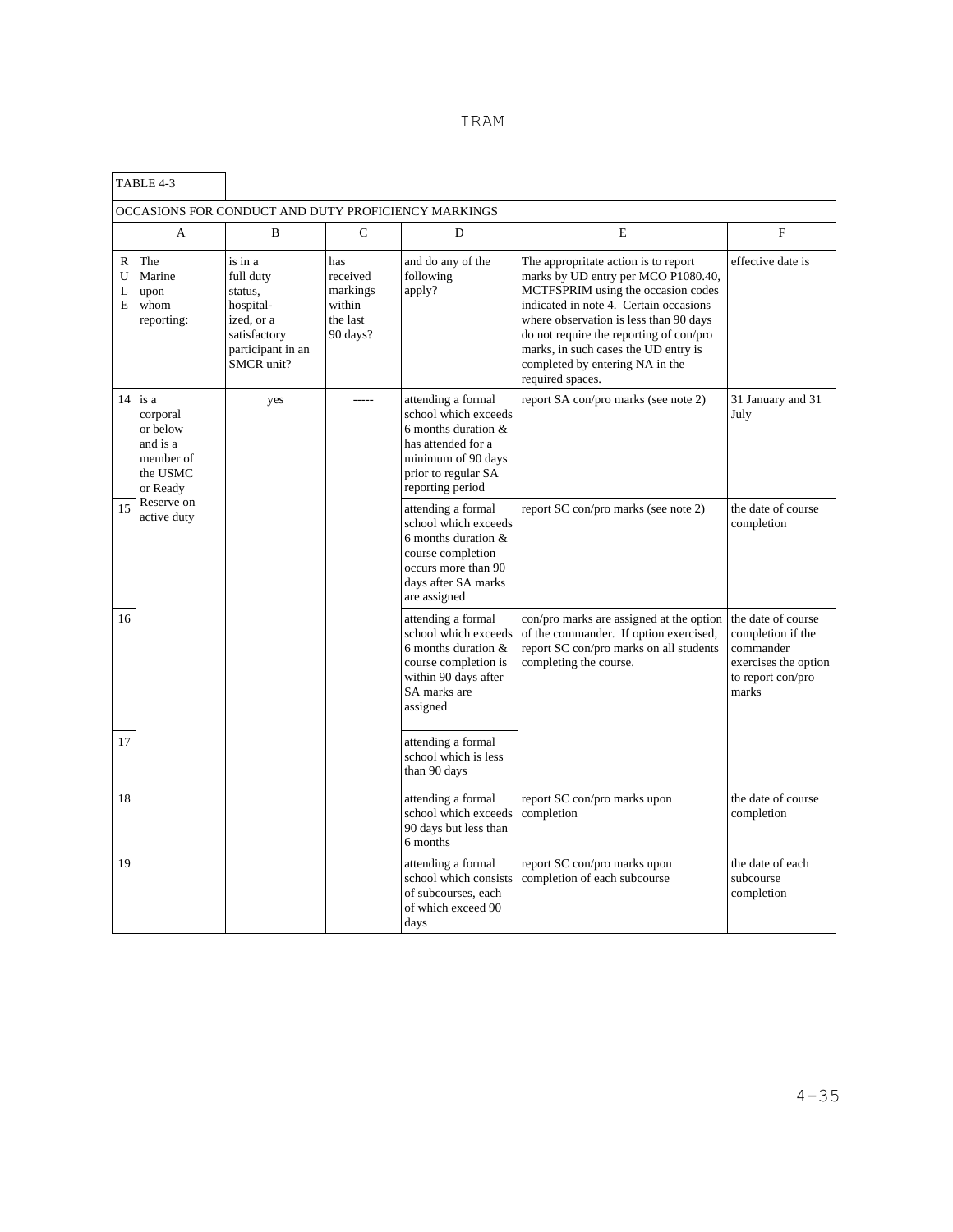TABLE 4-3

| OCCASIONS FOR CONDUCT AND DUTY PROFICIENCY MARKINGS | | | | | | |
|---|---|---|---|---|---|---|
| | A | B | C | D | E | F |
| RULE | The Marine upon whom reporting: | is in a full duty status, hospital-ized, or a satisfactory participant in an SMCR unit? | has received markings within the last 90 days? | and do any of the following apply? | The appropritate action is to report marks by UD entry per MCO P1080.40, MCTFSPRIM using the occasion codes indicated in note 4. Certain occasions where observation is less than 90 days do not require the reporting of con/pro marks, in such cases the UD entry is completed by entering NA in the required spaces. | effective date is |
| 14 | is a corporal or below and is a member of the USMC or Ready Reserve on active duty | yes | ----- | attending a formal school which exceeds 6 months duration & has attended for a minimum of 90 days prior to regular SA reporting period | report SA con/pro marks (see note 2) | 31 January and 31 July |
| 15 | | | | attending a formal school which exceeds 6 months duration & course completion occurs more than 90 days after SA marks are assigned | report SC con/pro marks (see note 2) | the date of course completion |
| 16 | | | | attending a formal school which exceeds 6 months duration & course completion is within 90 days after SA marks are assigned | con/pro marks are assigned at the option of the commander. If option exercised, report SC con/pro marks on all students completing the course. | the date of course completion if the commander exercises the option to report con/pro marks |
| 17 | | | | attending a formal school which is less than 90 days | | |
| 18 | | | | attending a formal school which exceeds 90 days but less than 6 months | report SC con/pro marks upon completion | the date of course completion |
| 19 | | | | attending a formal school which consists of subcourses, each of which exceed 90 days | report SC con/pro marks upon completion of each subcourse | the date of each subcourse completion |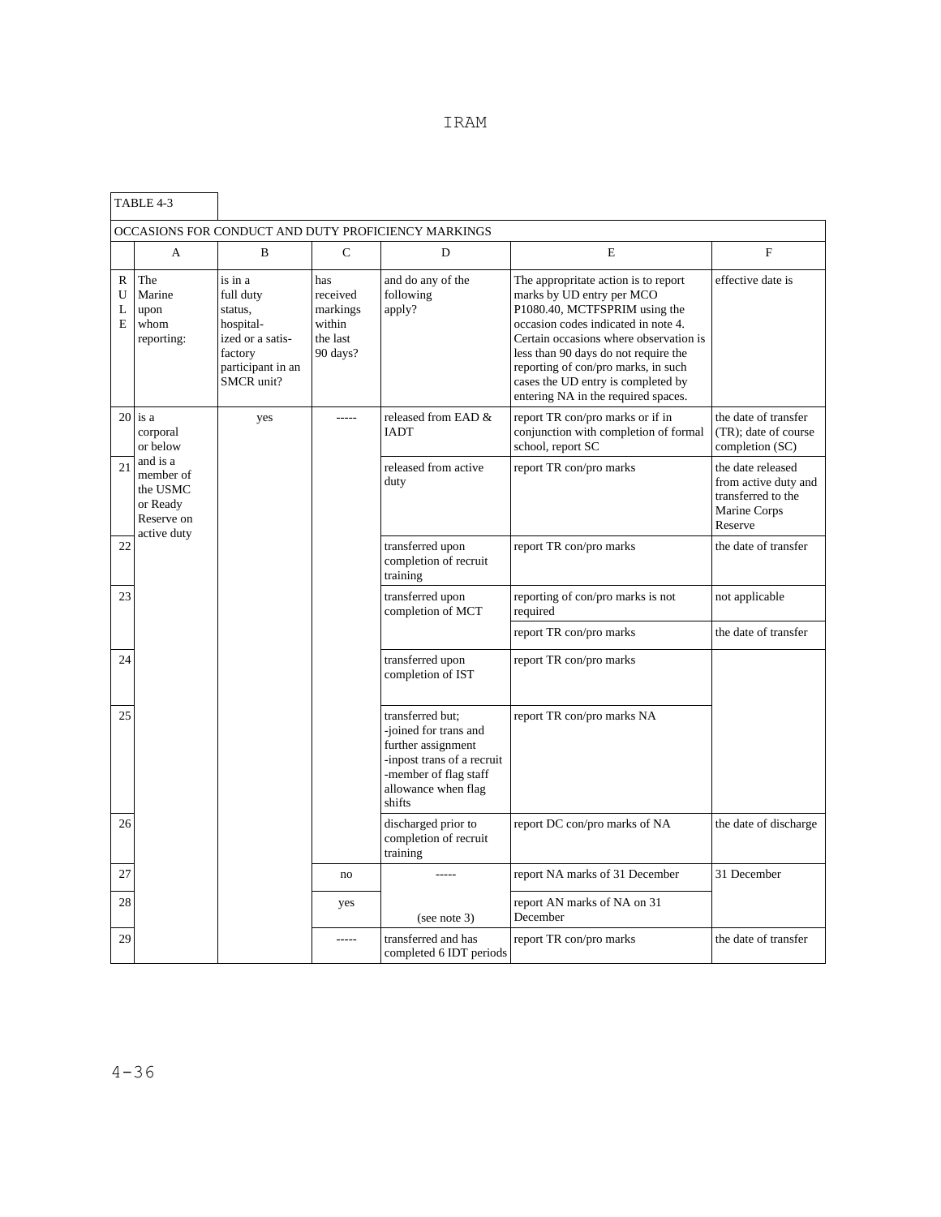| TABLE 4-3 | | | | | | |
|---|---|---|---|---|---|---|
| OCCASIONS FOR CONDUCT AND DUTY PROFICIENCY MARKINGS | | | | | | |
| | A | B | C | D | E | F |
| RULE | The Marine upon whom reporting: | is in a full duty status, hospital-ized or a satis-factory participant in an SMCR unit? | has received markings within the last 90 days? | and do any of the following apply? | The appropritate action is to report marks by UD entry per MCO P1080.40, MCTFSPRIM using the occasion codes indicated in note 4. Certain occasions where observation is less than 90 days do not require the reporting of con/pro marks, in such cases the UD entry is completed by entering NA in the required spaces. | effective date is |
| 20 | is a corporal or below and is a member of the USMC or Ready Reserve on active duty | yes | ----- | released from EAD & IADT | report TR con/pro marks or if in conjunction with completion of formal school, report SC | the date of transfer (TR); date of course completion (SC) |
| 21 | | | | released from active duty | report TR con/pro marks | the date released from active duty and transferred to the Marine Corps Reserve |
| 22 | | | | transferred upon completion of recruit training | report TR con/pro marks | the date of transfer |
| 23 | | | | transferred upon completion of MCT | reporting of con/pro marks is not required | not applicable |
| | | | | | report TR con/pro marks | the date of transfer |
| 24 | | | | transferred upon completion of IST | report TR con/pro marks | |
| 25 | | | | transferred but;<br>-joined for trans and further assignment<br>-inpost trans of a recruit<br>-member of flag staff allowance when flag shifts | report TR con/pro marks NA | |
| 26 | | | | discharged prior to completion of recruit training | report DC con/pro marks of NA | the date of discharge |
| 27 | | | no | ----- | report NA marks of 31 December | 31 December |
| 28 | | | yes | (see note 3) | report AN marks of NA on 31 December | |
| 29 | | | ----- | transferred and has completed 6 IDT periods | report TR con/pro marks | the date of transfer |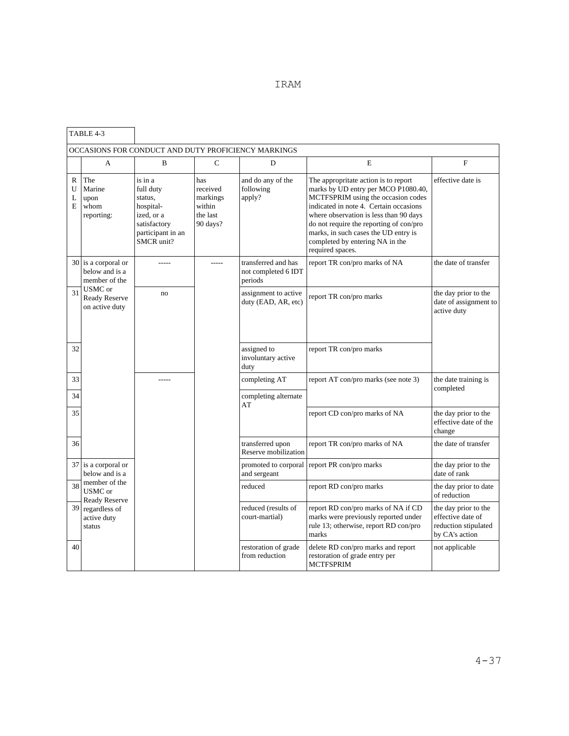| TABLE 4-3 | | | | | | |
|---|---|---|---|---|---|---|
| OCCASIONS FOR CONDUCT AND DUTY PROFICIENCY MARKINGS | | | | | | |
| | A | B | C | D | E | F |
| RULE | The Marine upon whom reporting: | is in a full duty status, hospital-ized, or a satisfactory participant in an SMCR unit? | has received markings within the last 90 days? | and do any of the following apply? | The appropritate action is to report marks by UD entry per MCO P1080.40, MCTFSPRIM using the occasion codes indicated in note 4. Certain occasions where observation is less than 90 days do not require the reporting of con/pro marks, in such cases the UD entry is completed by entering NA in the required spaces. | effective date is |
| 30 | is a corporal or below and is a member of the USMC or Ready Reserve on active duty | ----- | ----- | transferred and has not completed 6 IDT periods | report TR con/pro marks of NA | the date of transfer |
| 31 | | no | | assignment to active duty (EAD, AR, etc) | report TR con/pro marks | the day prior to the date of assignment to active duty |
| 32 | | | | assigned to involuntary active duty | report TR con/pro marks | |
| 33 | | ----- | | completing AT | report AT con/pro marks (see note 3) | the date training is completed |
| 34 | | | | completing alternate AT | | |
| 35 | | | | | report CD con/pro marks of NA | the day prior to the effective date of the change |
| 36 | | | | transferred upon Reserve mobilization | report TR con/pro marks of NA | the date of transfer |
| 37 | is a corporal or below and is a member of the USMC or Ready Reserve regardless of active duty status | | | promoted to corporal and sergeant | report PR con/pro marks | the day prior to the date of rank |
| 38 | | | | reduced | report RD con/pro marks | the day prior to date of reduction |
| 39 | | | | reduced (results of court-martial) | report RD con/pro marks of NA if CD marks were previously reported under rule 13; otherwise, report RD con/pro marks | the day prior to the effective date of reduction stipulated by CA's action |
| 40 | | | | restoration of grade from reduction | delete RD con/pro marks and report restoration of grade entry per MCTFSPRIM | not applicable |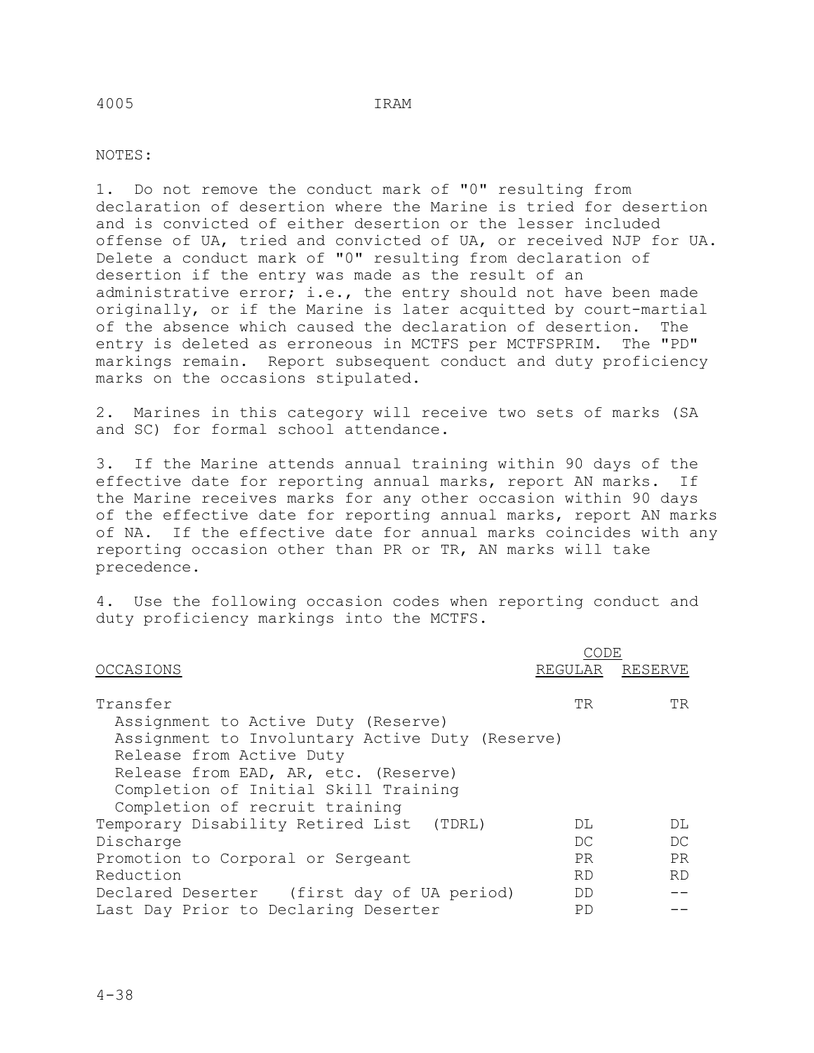NOTES:

1. Do not remove the conduct mark of "0" resulting from declaration of desertion where the Marine is tried for desertion and is convicted of either desertion or the lesser included offense of UA, tried and convicted of UA, or received NJP for UA. Delete a conduct mark of "0" resulting from declaration of desertion if the entry was made as the result of an administrative error; i.e., the entry should not have been made originally, or if the Marine is later acquitted by court-martial of the absence which caused the declaration of desertion. The entry is deleted as erroneous in MCTFS per MCTFSPRIM. The "PD" markings remain. Report subsequent conduct and duty proficiency marks on the occasions stipulated.

2. Marines in this category will receive two sets of marks (SA and SC) for formal school attendance.

3. If the Marine attends annual training within 90 days of the effective date for reporting annual marks, report AN marks. If the Marine receives marks for any other occasion within 90 days of the effective date for reporting annual marks, report AN marks of NA. If the effective date for annual marks coincides with any reporting occasion other than PR or TR, AN marks will take precedence.

4. Use the following occasion codes when reporting conduct and duty proficiency markings into the MCTFS.

| OCCASIONS | CODE | |
|---|---|---|
| | REGULAR | RESERVE |
| Transfer | TR | TR |
| Assignment to Active Duty (Reserve) | | |
| Assignment to Involuntary Active Duty (Reserve) | | |
| Release from Active Duty | | |
| Release from EAD, AR, etc. (Reserve) | | |
| Completion of Initial Skill Training | | |
| Completion of recruit training | | |
| Temporary Disability Retired List (TDRL) | DL | DL |
| Discharge | DC | DC |
| Promotion to Corporal or Sergeant | PR | PR |
| Reduction | RD | RD |
| Declared Deserter (first day of UA period) | DD | -- |
| Last Day Prior to Declaring Deserter | PD | -- |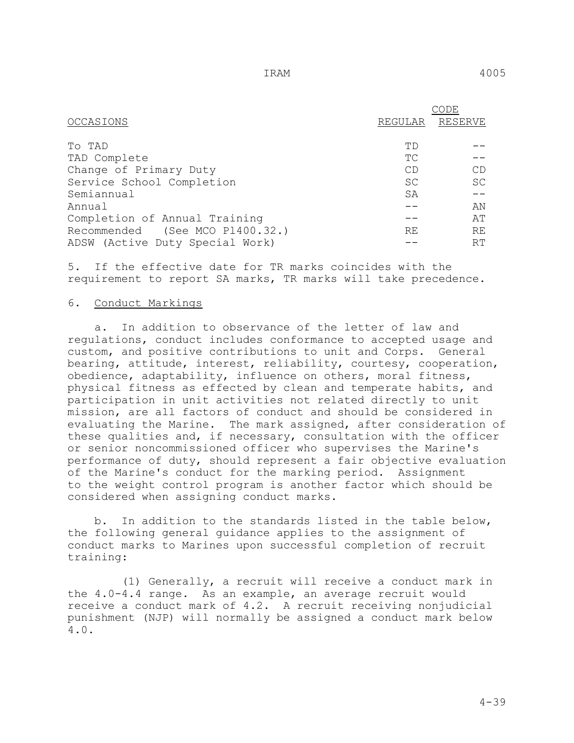| OCCASIONS | CODE REGULAR | CODE RESERVE |
|---|---|---|
| To TAD | TD | -- |
| TAD Complete | TC | -- |
| Change of Primary Duty | CD | CD |
| Service School Completion | SC | SC |
| Semiannual | SA | -- |
| Annual | -- | AN |
| Completion of Annual Training | -- | AT |
| Recommended (See MCO P1400.32.) | RE | RE |
| ADSW (Active Duty Special Work) | -- | RT |

5. If the effective date for TR marks coincides with the requirement to report SA marks, TR marks will take precedence.

6. Conduct Markings

a. In addition to observance of the letter of law and regulations, conduct includes conformance to accepted usage and custom, and positive contributions to unit and Corps. General bearing, attitude, interest, reliability, courtesy, cooperation, obedience, adaptability, influence on others, moral fitness, physical fitness as effected by clean and temperate habits, and participation in unit activities not related directly to unit mission, are all factors of conduct and should be considered in evaluating the Marine. The mark assigned, after consideration of these qualities and, if necessary, consultation with the officer or senior noncommissioned officer who supervises the Marine's performance of duty, should represent a fair objective evaluation of the Marine's conduct for the marking period. Assignment to the weight control program is another factor which should be considered when assigning conduct marks.

b. In addition to the standards listed in the table below, the following general guidance applies to the assignment of conduct marks to Marines upon successful completion of recruit training:

(1) Generally, a recruit will receive a conduct mark in the 4.0-4.4 range. As an example, an average recruit would receive a conduct mark of 4.2. A recruit receiving nonjudicial punishment (NJP) will normally be assigned a conduct mark below 4.0.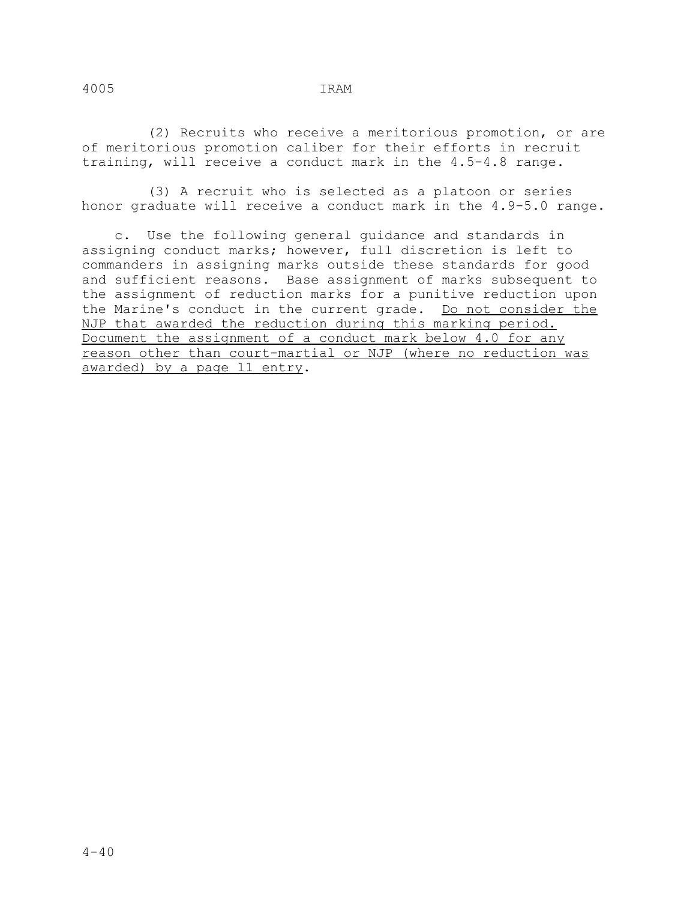(2) Recruits who receive a meritorious promotion, or are of meritorious promotion caliber for their efforts in recruit training, will receive a conduct mark in the 4.5-4.8 range.

(3) A recruit who is selected as a platoon or series honor graduate will receive a conduct mark in the 4.9-5.0 range.

c. Use the following general guidance and standards in assigning conduct marks; however, full discretion is left to commanders in assigning marks outside these standards for good and sufficient reasons. Base assignment of marks subsequent to the assignment of reduction marks for a punitive reduction upon the Marine's conduct in the current grade. <u>Do not consider the NJP that awarded the reduction during this marking period. Document the assignment of a conduct mark below 4.0 for any reason other than court-martial or NJP (where no reduction was awarded) by a page 11 entry</u>.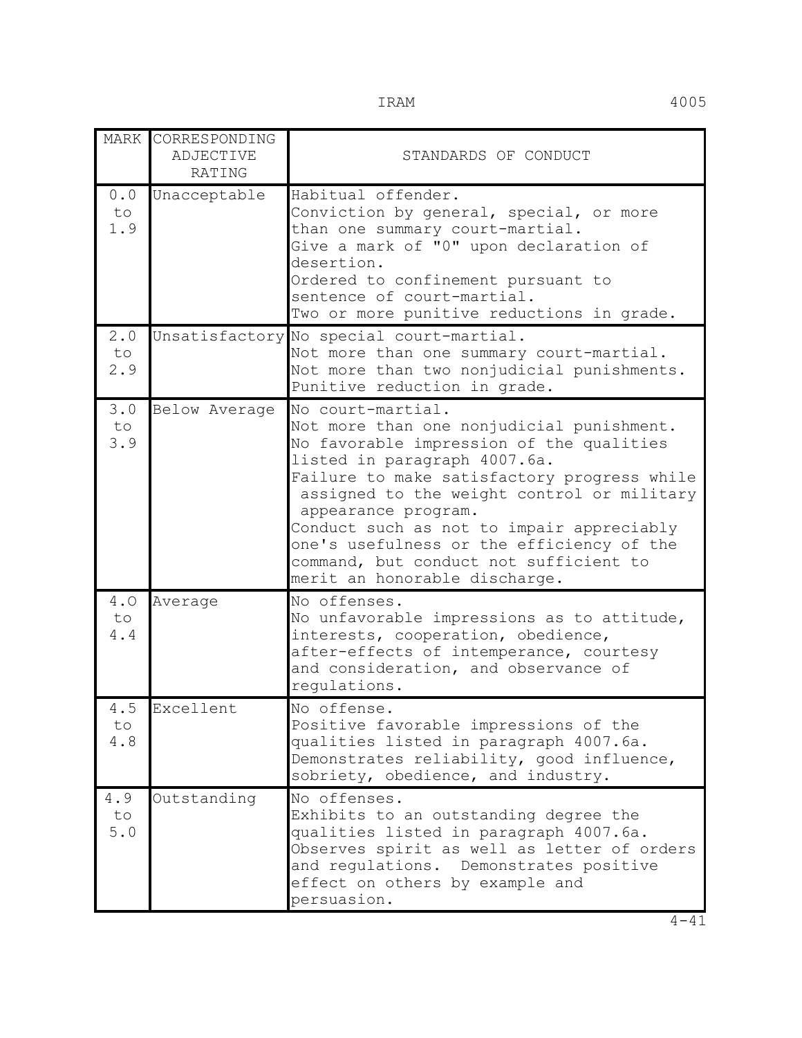| MARK | CORRESPONDING ADJECTIVE RATING | STANDARDS OF CONDUCT |
|---|---|---|
| 0.0 to 1.9 | Unacceptable | Habitual offender.<br>Conviction by general, special, or more than one summary court-martial.<br>Give a mark of "0" upon declaration of desertion.<br>Ordered to confinement pursuant to sentence of court-martial.<br>Two or more punitive reductions in grade. |
| 2.0 to 2.9 | Unsatisfactory | No special court-martial.<br>Not more than one summary court-martial.<br>Not more than two nonjudicial punishments.<br>Punitive reduction in grade. |
| 3.0 to 3.9 | Below Average | No court-martial.<br>Not more than one nonjudicial punishment.<br>No favorable impression of the qualities listed in paragraph 4007.6a.<br>Failure to make satisfactory progress while assigned to the weight control or military appearance program.<br>Conduct such as not to impair appreciably one's usefulness or the efficiency of the command, but conduct not sufficient to merit an honorable discharge. |
| 4.0 to 4.4 | Average | No offenses.<br>No unfavorable impressions as to attitude, interests, cooperation, obedience, after-effects of intemperance, courtesy and consideration, and observance of regulations. |
| 4.5 to 4.8 | Excellent | No offense.<br>Positive favorable impressions of the qualities listed in paragraph 4007.6a.<br>Demonstrates reliability, good influence, sobriety, obedience, and industry. |
| 4.9 to 5.0 | Outstanding | No offenses.<br>Exhibits to an outstanding degree the qualities listed in paragraph 4007.6a.<br>Observes spirit as well as letter of orders and regulations. Demonstrates positive effect on others by example and persuasion. |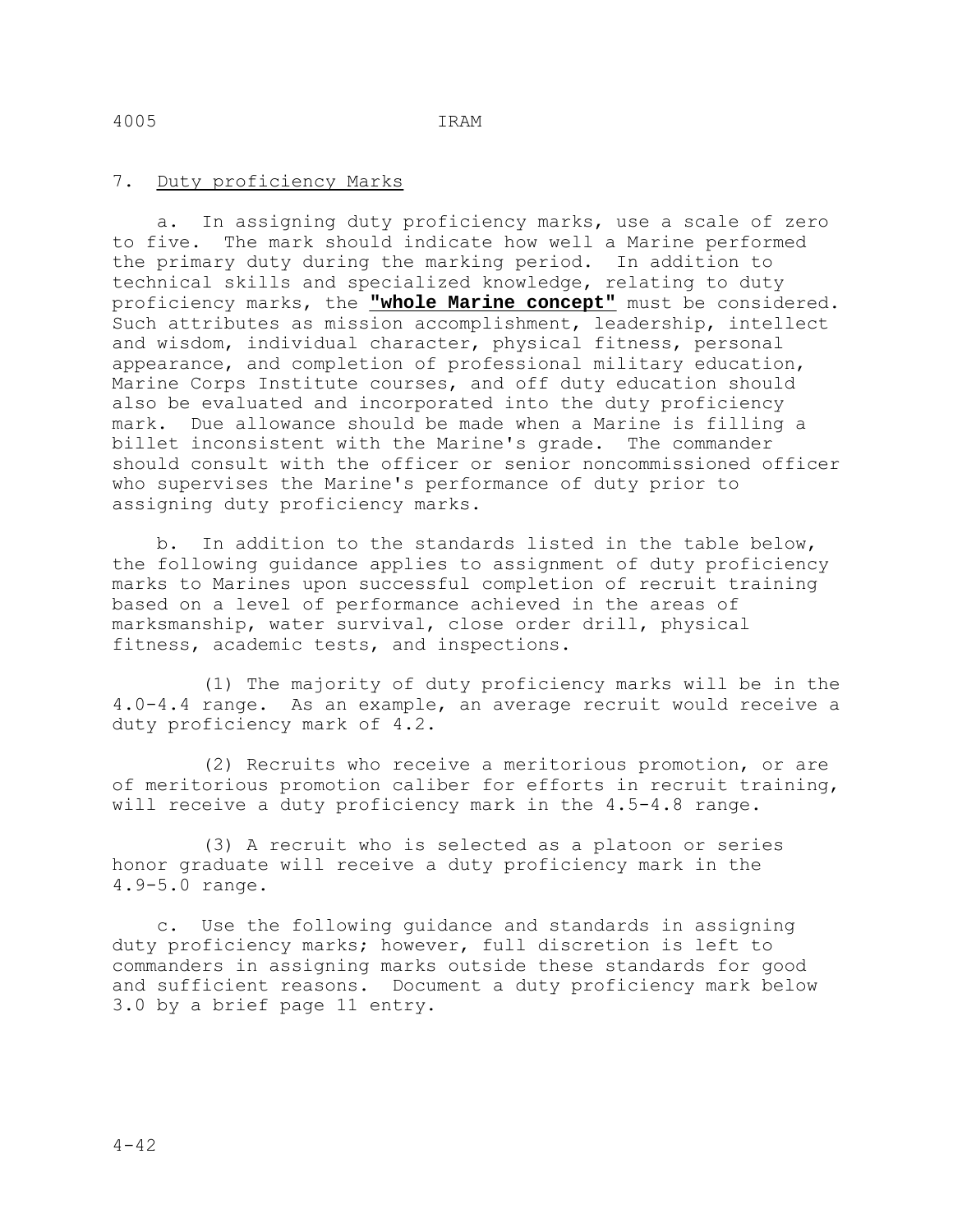7. Duty proficiency Marks

a. In assigning duty proficiency marks, use a scale of zero to five. The mark should indicate how well a Marine performed the primary duty during the marking period. In addition to technical skills and specialized knowledge, relating to duty proficiency marks, the **"whole Marine concept"** must be considered. Such attributes as mission accomplishment, leadership, intellect and wisdom, individual character, physical fitness, personal appearance, and completion of professional military education, Marine Corps Institute courses, and off duty education should also be evaluated and incorporated into the duty proficiency mark. Due allowance should be made when a Marine is filling a billet inconsistent with the Marine's grade. The commander should consult with the officer or senior noncommissioned officer who supervises the Marine's performance of duty prior to assigning duty proficiency marks.

b. In addition to the standards listed in the table below, the following guidance applies to assignment of duty proficiency marks to Marines upon successful completion of recruit training based on a level of performance achieved in the areas of marksmanship, water survival, close order drill, physical fitness, academic tests, and inspections.

(1) The majority of duty proficiency marks will be in the 4.0-4.4 range. As an example, an average recruit would receive a duty proficiency mark of 4.2.

(2) Recruits who receive a meritorious promotion, or are of meritorious promotion caliber for efforts in recruit training, will receive a duty proficiency mark in the 4.5-4.8 range.

(3) A recruit who is selected as a platoon or series honor graduate will receive a duty proficiency mark in the 4.9-5.0 range.

c. Use the following guidance and standards in assigning duty proficiency marks; however, full discretion is left to commanders in assigning marks outside these standards for good and sufficient reasons. Document a duty proficiency mark below 3.0 by a brief page 11 entry.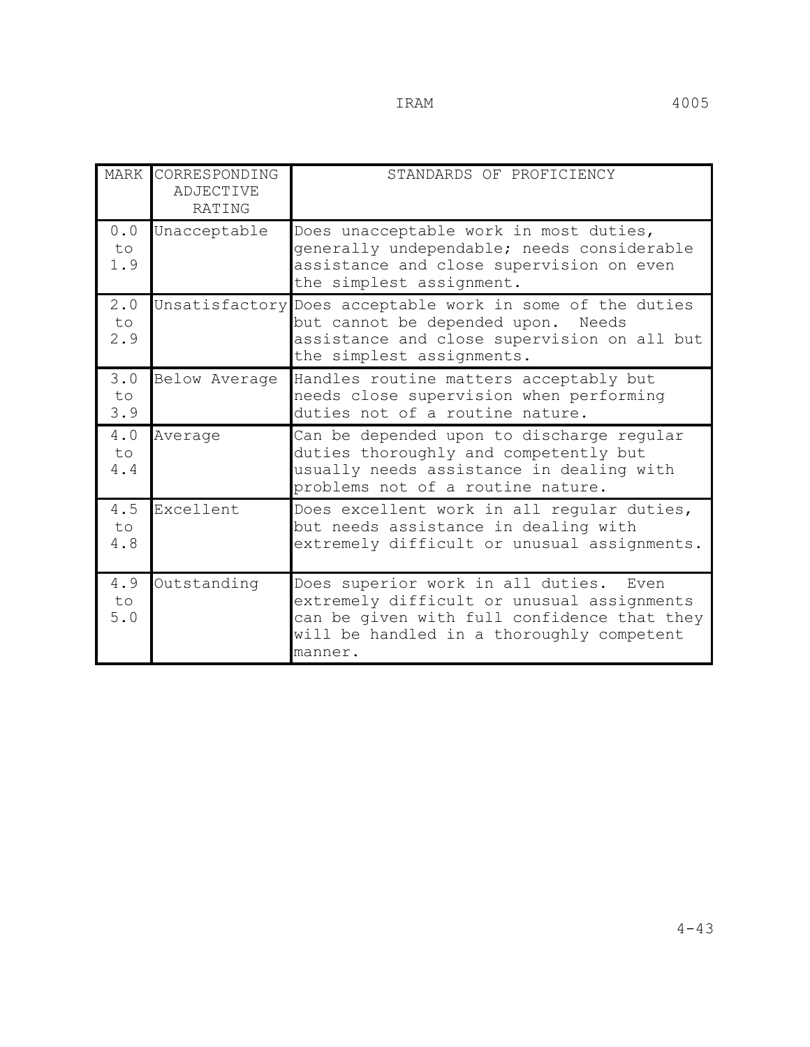| MARK | CORRESPONDING ADJECTIVE RATING | STANDARDS OF PROFICIENCY |
| --- | --- | --- |
| 0.0 to 1.9 | Unacceptable | Does unacceptable work in most duties, generally undependable; needs considerable assistance and close supervision on even the simplest assignment. |
| 2.0 to 2.9 | Unsatisfactory | Does acceptable work in some of the duties but cannot be depended upon. Needs assistance and close supervision on all but the simplest assignments. |
| 3.0 to 3.9 | Below Average | Handles routine matters acceptably but needs close supervision when performing duties not of a routine nature. |
| 4.0 to 4.4 | Average | Can be depended upon to discharge regular duties thoroughly and competently but usually needs assistance in dealing with problems not of a routine nature. |
| 4.5 to 4.8 | Excellent | Does excellent work in all regular duties, but needs assistance in dealing with extremely difficult or unusual assignments. |
| 4.9 to 5.0 | Outstanding | Does superior work in all duties. Even extremely difficult or unusual assignments can be given with full confidence that they will be handled in a thoroughly competent manner. |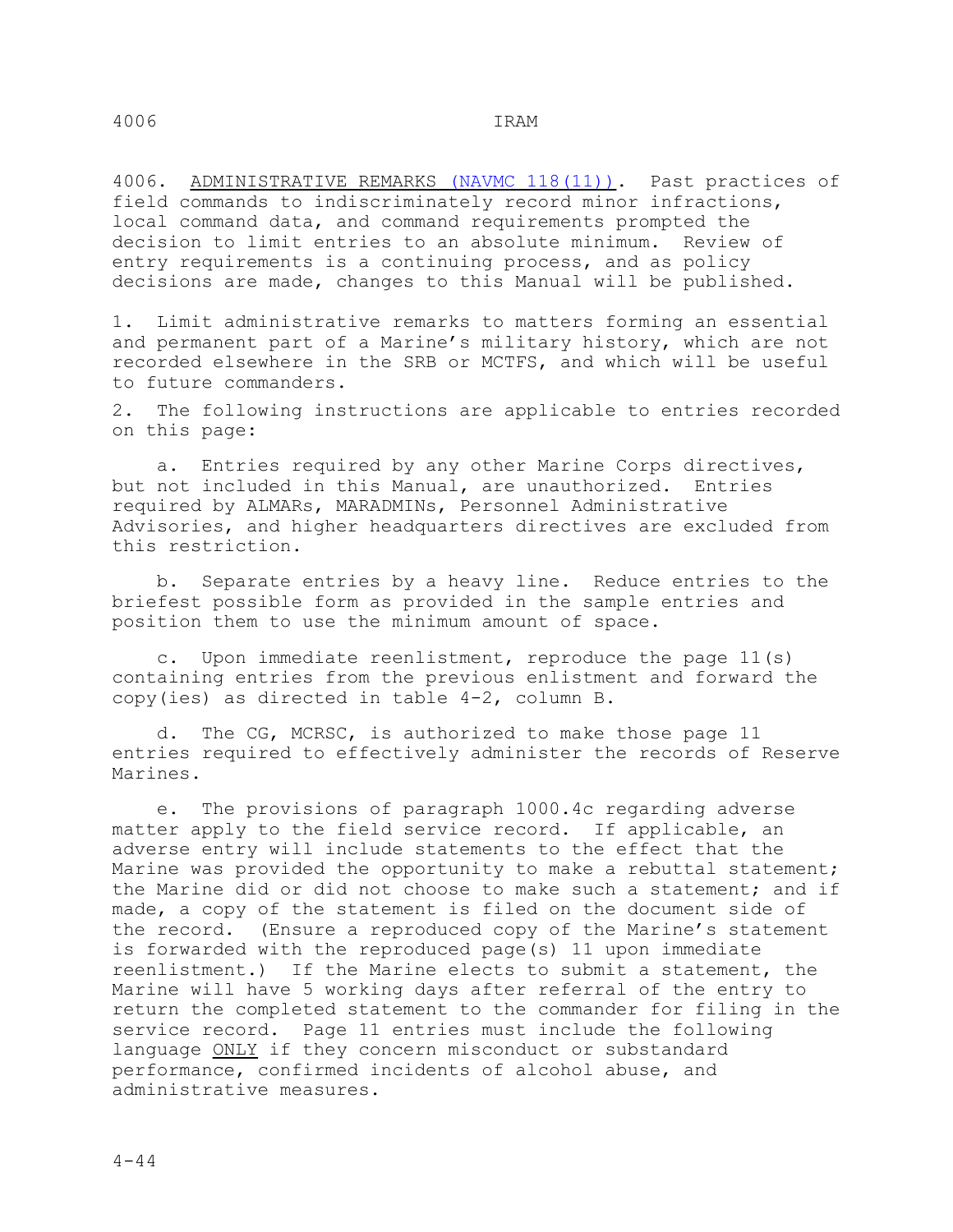4006. ADMINISTRATIVE REMARKS (NAVMC 118(11)). Past practices of field commands to indiscriminately record minor infractions, local command data, and command requirements prompted the decision to limit entries to an absolute minimum. Review of entry requirements is a continuing process, and as policy decisions are made, changes to this Manual will be published.

1. Limit administrative remarks to matters forming an essential and permanent part of a Marine's military history, which are not recorded elsewhere in the SRB or MCTFS, and which will be useful to future commanders.

2. The following instructions are applicable to entries recorded on this page:

   a. Entries required by any other Marine Corps directives, but not included in this Manual, are unauthorized. Entries required by ALMARs, MARADMINs, Personnel Administrative Advisories, and higher headquarters directives are excluded from this restriction.

   b. Separate entries by a heavy line. Reduce entries to the briefest possible form as provided in the sample entries and position them to use the minimum amount of space.

   c. Upon immediate reenlistment, reproduce the page 11(s) containing entries from the previous enlistment and forward the copy(ies) as directed in table 4-2, column B.

   d. The CG, MCRSC, is authorized to make those page 11 entries required to effectively administer the records of Reserve Marines.

   e. The provisions of paragraph 1000.4c regarding adverse matter apply to the field service record. If applicable, an adverse entry will include statements to the effect that the Marine was provided the opportunity to make a rebuttal statement; the Marine did or did not choose to make such a statement; and if made, a copy of the statement is filed on the document side of the record. (Ensure a reproduced copy of the Marine's statement is forwarded with the reproduced page(s) 11 upon immediate reenlistment.) If the Marine elects to submit a statement, the Marine will have 5 working days after referral of the entry to return the completed statement to the commander for filing in the service record. Page 11 entries must include the following language <u>ONLY</u> if they concern misconduct or substandard performance, confirmed incidents of alcohol abuse, and administrative measures.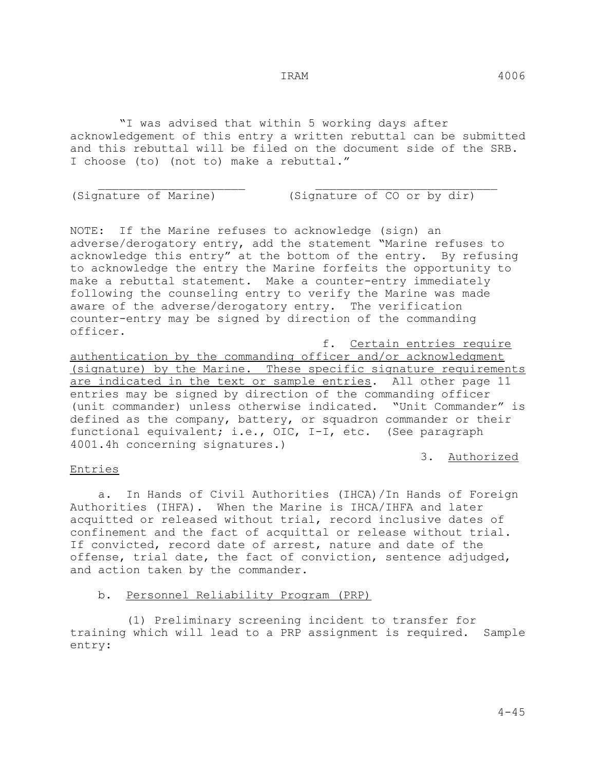"I was advised that within 5 working days after acknowledgement of this entry a written rebuttal can be submitted and this rebuttal will be filed on the document side of the SRB. I choose (to) (not to) make a rebuttal."

\_\_\_\_\_\_\_\_\_\_\_\_\_\_\_\_\_\_\_\_\_\_ \_\_\_\_\_\_\_\_\_\_\_\_\_\_\_\_\_\_\_\_\_\_\_\_\_\_\_
(Signature of Marine) (Signature of CO or by dir)

NOTE: If the Marine refuses to acknowledge (sign) an adverse/derogatory entry, add the statement "Marine refuses to acknowledge this entry" at the bottom of the entry. By refusing to acknowledge the entry the Marine forfeits the opportunity to make a rebuttal statement. Make a counter-entry immediately following the counseling entry to verify the Marine was made aware of the adverse/derogatory entry. The verification counter-entry may be signed by direction of the commanding officer.

f. <u>Certain entries require authentication by the commanding officer and/or acknowledgment (signature) by the Marine. These specific signature requirements are indicated in the text or sample entries</u>. All other page 11 entries may be signed by direction of the commanding officer (unit commander) unless otherwise indicated. "Unit Commander" is defined as the company, battery, or squadron commander or their functional equivalent; i.e., OIC, I-I, etc. (See paragraph 4001.4h concerning signatures.)

3. <u>Authorized Entries</u>

a. In Hands of Civil Authorities (IHCA)/In Hands of Foreign Authorities (IHFA). When the Marine is IHCA/IHFA and later acquitted or released without trial, record inclusive dates of confinement and the fact of acquittal or release without trial. If convicted, record date of arrest, nature and date of the offense, trial date, the fact of conviction, sentence adjudged, and action taken by the commander.

b. <u>Personnel Reliability Program (PRP)</u>

(1) Preliminary screening incident to transfer for training which will lead to a PRP assignment is required. Sample entry: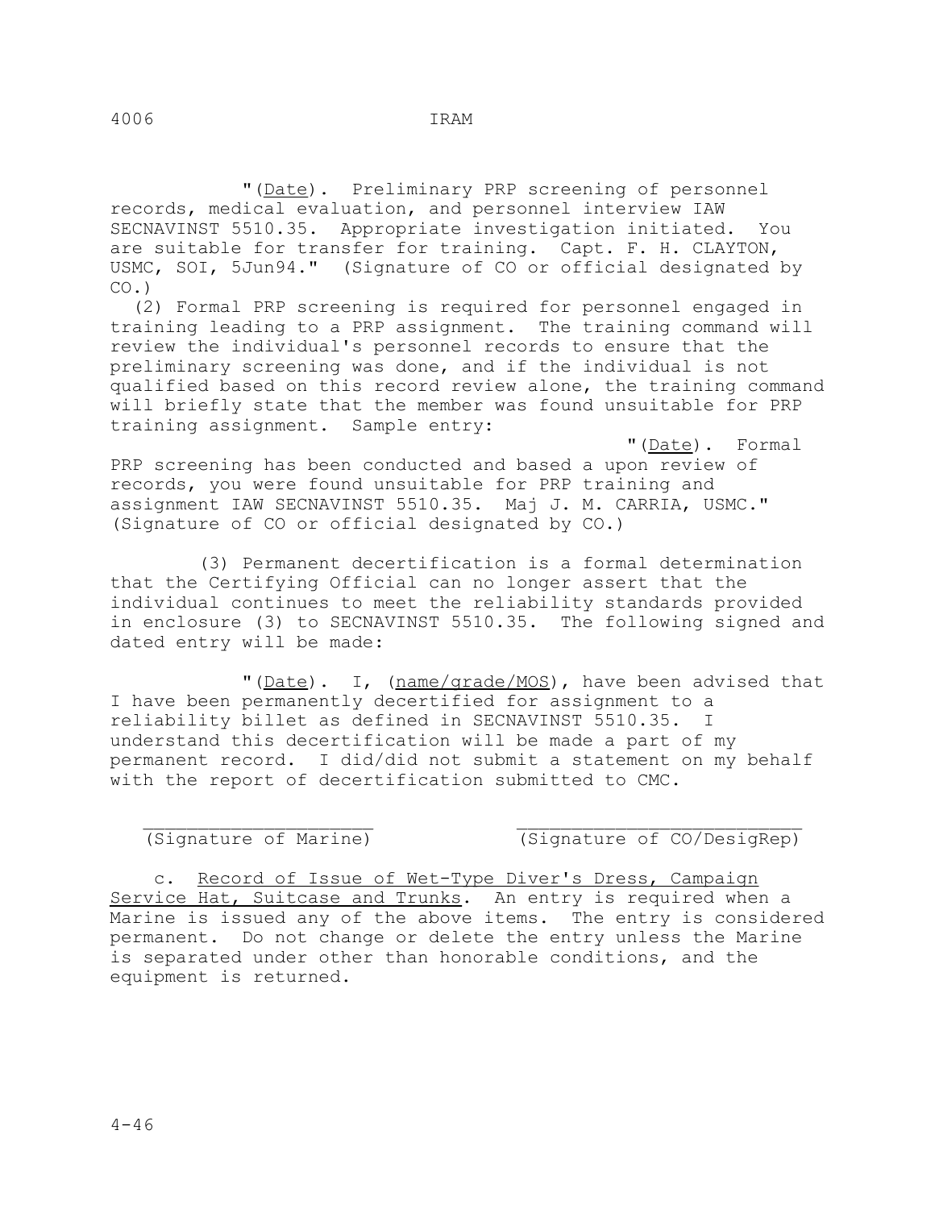"(Date). Preliminary PRP screening of personnel records, medical evaluation, and personnel interview IAW SECNAVINST 5510.35. Appropriate investigation initiated. You are suitable for transfer for training. Capt. F. H. CLAYTON, USMC, SOI, 5Jun94." (Signature of CO or official designated by CO.)

(2) Formal PRP screening is required for personnel engaged in training leading to a PRP assignment. The training command will review the individual's personnel records to ensure that the preliminary screening was done, and if the individual is not qualified based on this record review alone, the training command will briefly state that the member was found unsuitable for PRP training assignment. Sample entry:

"(Date). Formal PRP screening has been conducted and based a upon review of records, you were found unsuitable for PRP training and assignment IAW SECNAVINST 5510.35. Maj J. M. CARRIA, USMC." (Signature of CO or official designated by CO.)

(3) Permanent decertification is a formal determination that the Certifying Official can no longer assert that the individual continues to meet the reliability standards provided in enclosure (3) to SECNAVINST 5510.35. The following signed and dated entry will be made:

"(Date). I, (name/grade/MOS), have been advised that I have been permanently decertified for assignment to a reliability billet as defined in SECNAVINST 5510.35. I understand this decertification will be made a part of my permanent record. I did/did not submit a statement on my behalf with the report of decertification submitted to CMC.

| ____________________ | ________________________ |
|---|---|
| (Signature of Marine) | (Signature of CO/DesigRep) |

c. Record of Issue of Wet-Type Diver's Dress, Campaign Service Hat, Suitcase and Trunks. An entry is required when a Marine is issued any of the above items. The entry is considered permanent. Do not change or delete the entry unless the Marine is separated under other than honorable conditions, and the equipment is returned.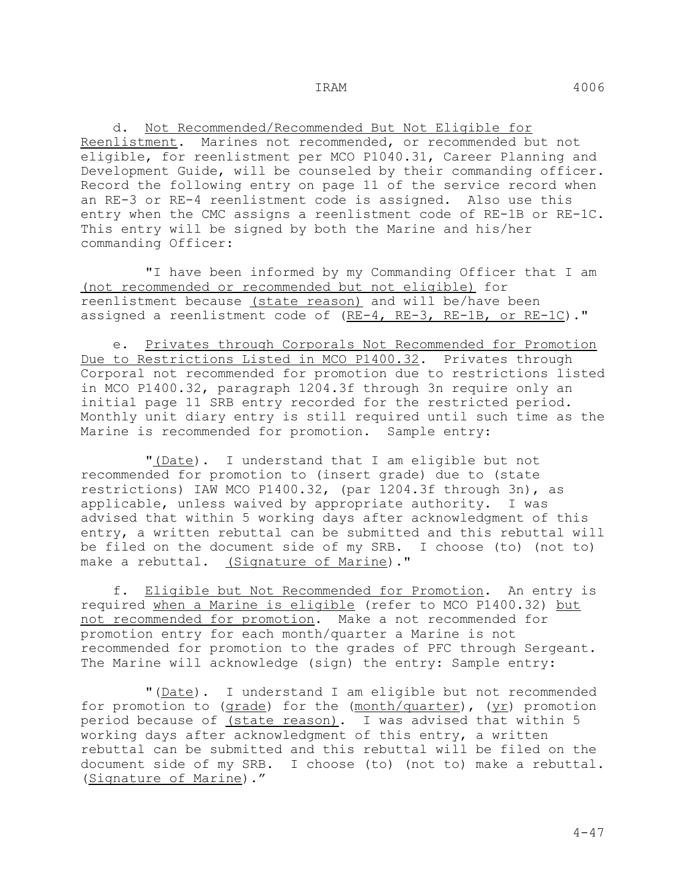d. Not Recommended/Recommended But Not Eligible for Reenlistment. Marines not recommended, or recommended but not eligible, for reenlistment per MCO P1040.31, Career Planning and Development Guide, will be counseled by their commanding officer. Record the following entry on page 11 of the service record when an RE-3 or RE-4 reenlistment code is assigned. Also use this entry when the CMC assigns a reenlistment code of RE-1B or RE-1C. This entry will be signed by both the Marine and his/her commanding Officer:

"I have been informed by my Commanding Officer that I am (not recommended or recommended but not eligible) for reenlistment because (state reason) and will be/have been assigned a reenlistment code of (RE-4, RE-3, RE-1B, or RE-1C)."

e. Privates through Corporals Not Recommended for Promotion Due to Restrictions Listed in MCO P1400.32. Privates through Corporal not recommended for promotion due to restrictions listed in MCO P1400.32, paragraph 1204.3f through 3n require only an initial page 11 SRB entry recorded for the restricted period. Monthly unit diary entry is still required until such time as the Marine is recommended for promotion. Sample entry:

"(Date). I understand that I am eligible but not recommended for promotion to (insert grade) due to (state restrictions) IAW MCO P1400.32, (par 1204.3f through 3n), as applicable, unless waived by appropriate authority. I was advised that within 5 working days after acknowledgment of this entry, a written rebuttal can be submitted and this rebuttal will be filed on the document side of my SRB. I choose (to) (not to) make a rebuttal. (Signature of Marine)."

f. Eligible but Not Recommended for Promotion. An entry is required when a Marine is eligible (refer to MCO P1400.32) but not recommended for promotion. Make a not recommended for promotion entry for each month/quarter a Marine is not recommended for promotion to the grades of PFC through Sergeant. The Marine will acknowledge (sign) the entry: Sample entry:

"(Date). I understand I am eligible but not recommended for promotion to (grade) for the (month/quarter), (yr) promotion period because of (state reason). I was advised that within 5 working days after acknowledgment of this entry, a written rebuttal can be submitted and this rebuttal will be filed on the document side of my SRB. I choose (to) (not to) make a rebuttal. (Signature of Marine)."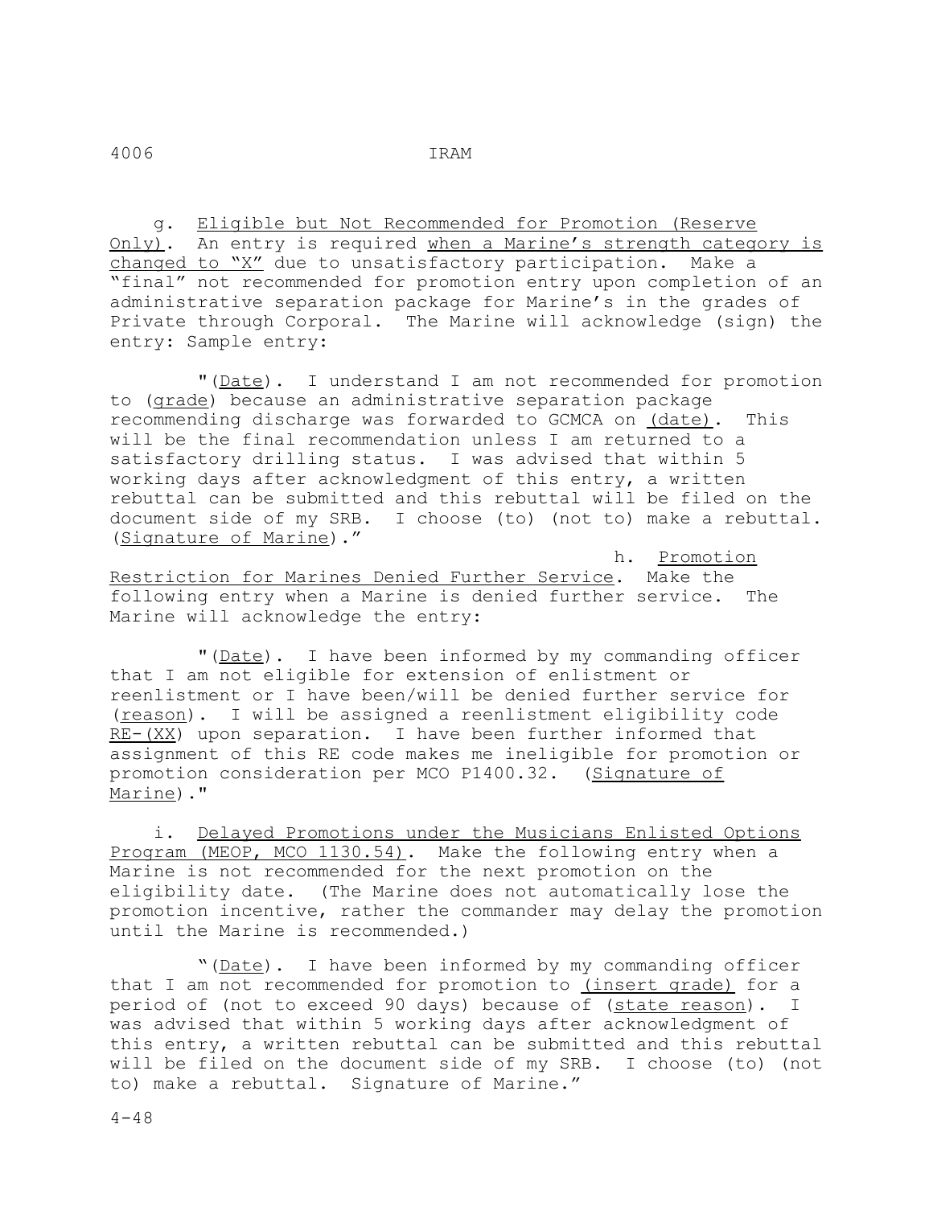g. Eligible but Not Recommended for Promotion (Reserve Only). An entry is required when a Marine's strength category is changed to "X" due to unsatisfactory participation. Make a "final" not recommended for promotion entry upon completion of an administrative separation package for Marine's in the grades of Private through Corporal. The Marine will acknowledge (sign) the entry: Sample entry:

"(Date). I understand I am not recommended for promotion to (grade) because an administrative separation package recommending discharge was forwarded to GCMCA on (date). This will be the final recommendation unless I am returned to a satisfactory drilling status. I was advised that within 5 working days after acknowledgment of this entry, a written rebuttal can be submitted and this rebuttal will be filed on the document side of my SRB. I choose (to) (not to) make a rebuttal. (Signature of Marine)."

h. Promotion Restriction for Marines Denied Further Service. Make the following entry when a Marine is denied further service. The Marine will acknowledge the entry:

"(Date). I have been informed by my commanding officer that I am not eligible for extension of enlistment or reenlistment or I have been/will be denied further service for (reason). I will be assigned a reenlistment eligibility code RE-(XX) upon separation. I have been further informed that assignment of this RE code makes me ineligible for promotion or promotion consideration per MCO P1400.32. (Signature of Marine)."

i. Delayed Promotions under the Musicians Enlisted Options Program (MEOP, MCO 1130.54). Make the following entry when a Marine is not recommended for the next promotion on the eligibility date. (The Marine does not automatically lose the promotion incentive, rather the commander may delay the promotion until the Marine is recommended.)

"(Date). I have been informed by my commanding officer that I am not recommended for promotion to (insert grade) for a period of (not to exceed 90 days) because of (state reason). I was advised that within 5 working days after acknowledgment of this entry, a written rebuttal can be submitted and this rebuttal will be filed on the document side of my SRB. I choose (to) (not to) make a rebuttal. Signature of Marine."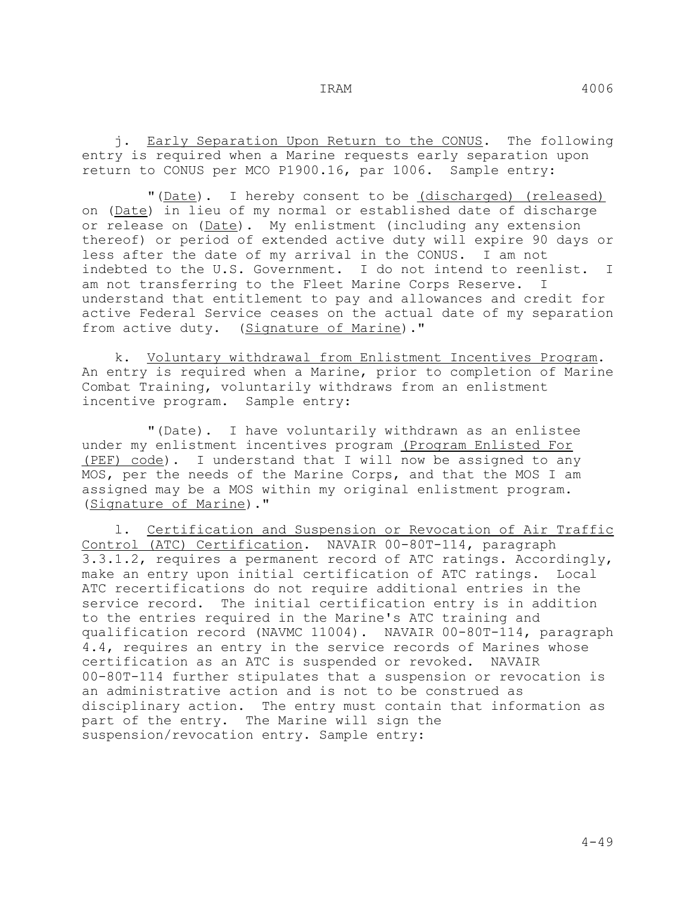j. Early Separation Upon Return to the CONUS. The following entry is required when a Marine requests early separation upon return to CONUS per MCO P1900.16, par 1006. Sample entry:

"(Date). I hereby consent to be (discharged) (released) on (Date) in lieu of my normal or established date of discharge or release on (Date). My enlistment (including any extension thereof) or period of extended active duty will expire 90 days or less after the date of my arrival in the CONUS. I am not indebted to the U.S. Government. I do not intend to reenlist. I am not transferring to the Fleet Marine Corps Reserve. I understand that entitlement to pay and allowances and credit for active Federal Service ceases on the actual date of my separation from active duty. (Signature of Marine)."

k. Voluntary withdrawal from Enlistment Incentives Program. An entry is required when a Marine, prior to completion of Marine Combat Training, voluntarily withdraws from an enlistment incentive program. Sample entry:

"(Date). I have voluntarily withdrawn as an enlistee under my enlistment incentives program (Program Enlisted For (PEF) code). I understand that I will now be assigned to any MOS, per the needs of the Marine Corps, and that the MOS I am assigned may be a MOS within my original enlistment program. (Signature of Marine)."

l. Certification and Suspension or Revocation of Air Traffic Control (ATC) Certification. NAVAIR 00-80T-114, paragraph 3.3.1.2, requires a permanent record of ATC ratings. Accordingly, make an entry upon initial certification of ATC ratings. Local ATC recertifications do not require additional entries in the service record. The initial certification entry is in addition to the entries required in the Marine's ATC training and qualification record (NAVMC 11004). NAVAIR 00-80T-114, paragraph 4.4, requires an entry in the service records of Marines whose certification as an ATC is suspended or revoked. NAVAIR 00-80T-114 further stipulates that a suspension or revocation is an administrative action and is not to be construed as disciplinary action. The entry must contain that information as part of the entry. The Marine will sign the suspension/revocation entry. Sample entry: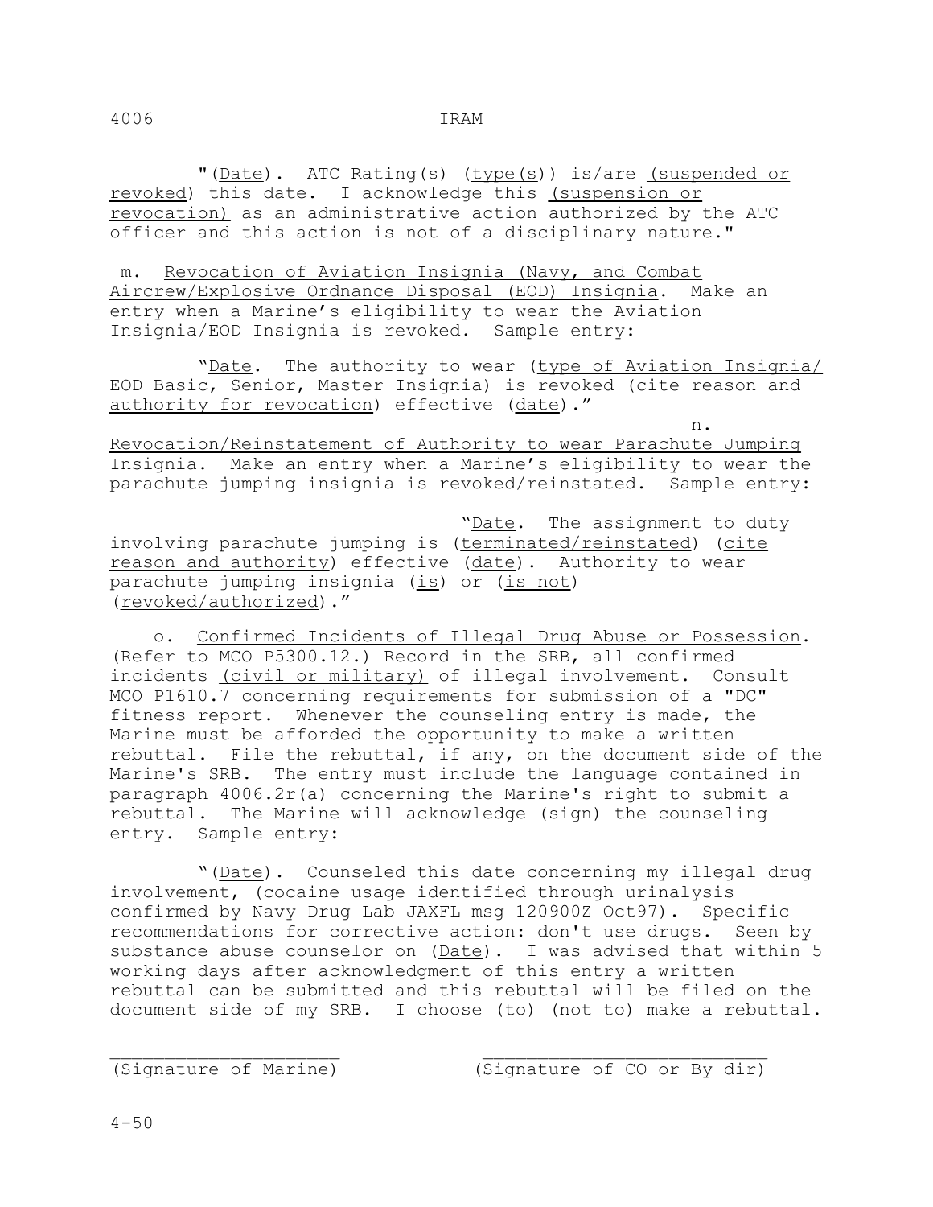"(Date). ATC Rating(s) (type(s)) is/are (suspended or revoked) this date. I acknowledge this (suspension or revocation) as an administrative action authorized by the ATC officer and this action is not of a disciplinary nature."

m. Revocation of Aviation Insignia (Navy, and Combat Aircrew/Explosive Ordnance Disposal (EOD) Insignia. Make an entry when a Marine's eligibility to wear the Aviation Insignia/EOD Insignia is revoked. Sample entry:

"Date. The authority to wear (type of Aviation Insignia/ EOD Basic, Senior, Master Insignia) is revoked (cite reason and authority for revocation) effective (date)."

n. Revocation/Reinstatement of Authority to wear Parachute Jumping Insignia. Make an entry when a Marine's eligibility to wear the parachute jumping insignia is revoked/reinstated. Sample entry:

"Date. The assignment to duty involving parachute jumping is (terminated/reinstated) (cite reason and authority) effective (date). Authority to wear parachute jumping insignia (is) or (is not) (revoked/authorized)."

o. Confirmed Incidents of Illegal Drug Abuse or Possession. (Refer to MCO P5300.12.) Record in the SRB, all confirmed incidents (civil or military) of illegal involvement. Consult MCO P1610.7 concerning requirements for submission of a "DC" fitness report. Whenever the counseling entry is made, the Marine must be afforded the opportunity to make a written rebuttal. File the rebuttal, if any, on the document side of the Marine's SRB. The entry must include the language contained in paragraph 4006.2r(a) concerning the Marine's right to submit a rebuttal. The Marine will acknowledge (sign) the counseling entry. Sample entry:

"(Date). Counseled this date concerning my illegal drug involvement, (cocaine usage identified through urinalysis confirmed by Navy Drug Lab JAXFL msg 120900Z Oct97). Specific recommendations for corrective action: don't use drugs. Seen by substance abuse counselor on (Date). I was advised that within 5 working days after acknowledgment of this entry a written rebuttal can be submitted and this rebuttal will be filed on the document side of my SRB. I choose (to) (not to) make a rebuttal.

_____________________ (Signature of Marine)     ___________________________ (Signature of CO or By dir)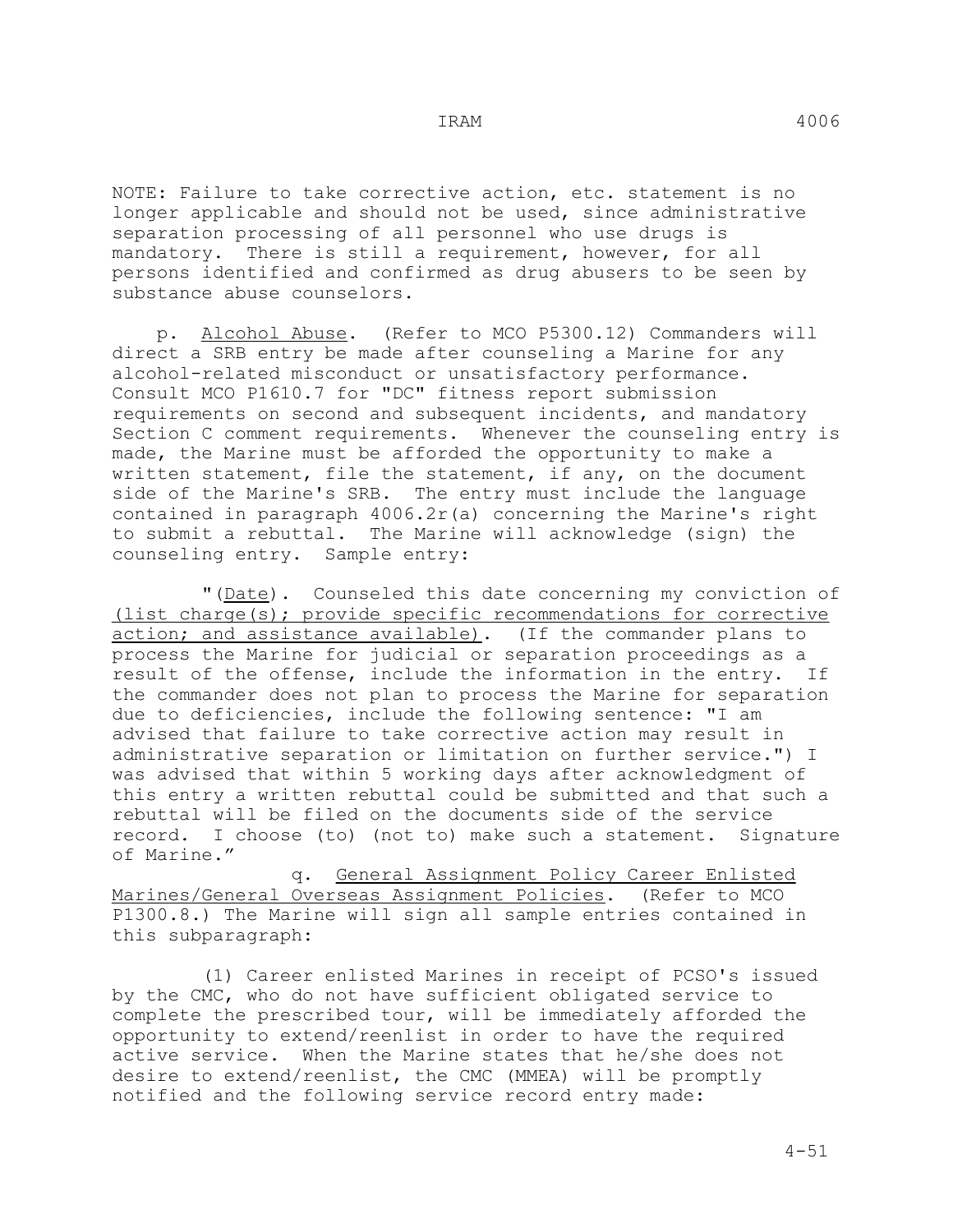NOTE: Failure to take corrective action, etc. statement is no longer applicable and should not be used, since administrative separation processing of all personnel who use drugs is mandatory. There is still a requirement, however, for all persons identified and confirmed as drug abusers to be seen by substance abuse counselors.

p. Alcohol Abuse. (Refer to MCO P5300.12) Commanders will direct a SRB entry be made after counseling a Marine for any alcohol-related misconduct or unsatisfactory performance. Consult MCO P1610.7 for "DC" fitness report submission requirements on second and subsequent incidents, and mandatory Section C comment requirements. Whenever the counseling entry is made, the Marine must be afforded the opportunity to make a written statement, file the statement, if any, on the document side of the Marine's SRB. The entry must include the language contained in paragraph 4006.2r(a) concerning the Marine's right to submit a rebuttal. The Marine will acknowledge (sign) the counseling entry. Sample entry:

"(Date). Counseled this date concerning my conviction of (list charge(s); provide specific recommendations for corrective action; and assistance available). (If the commander plans to process the Marine for judicial or separation proceedings as a result of the offense, include the information in the entry. If the commander does not plan to process the Marine for separation due to deficiencies, include the following sentence: "I am advised that failure to take corrective action may result in administrative separation or limitation on further service.") I was advised that within 5 working days after acknowledgment of this entry a written rebuttal could be submitted and that such a rebuttal will be filed on the documents side of the service record. I choose (to) (not to) make such a statement. Signature of Marine."

q. General Assignment Policy Career Enlisted Marines/General Overseas Assignment Policies. (Refer to MCO P1300.8.) The Marine will sign all sample entries contained in this subparagraph:

(1) Career enlisted Marines in receipt of PCSO's issued by the CMC, who do not have sufficient obligated service to complete the prescribed tour, will be immediately afforded the opportunity to extend/reenlist in order to have the required active service. When the Marine states that he/she does not desire to extend/reenlist, the CMC (MMEA) will be promptly notified and the following service record entry made: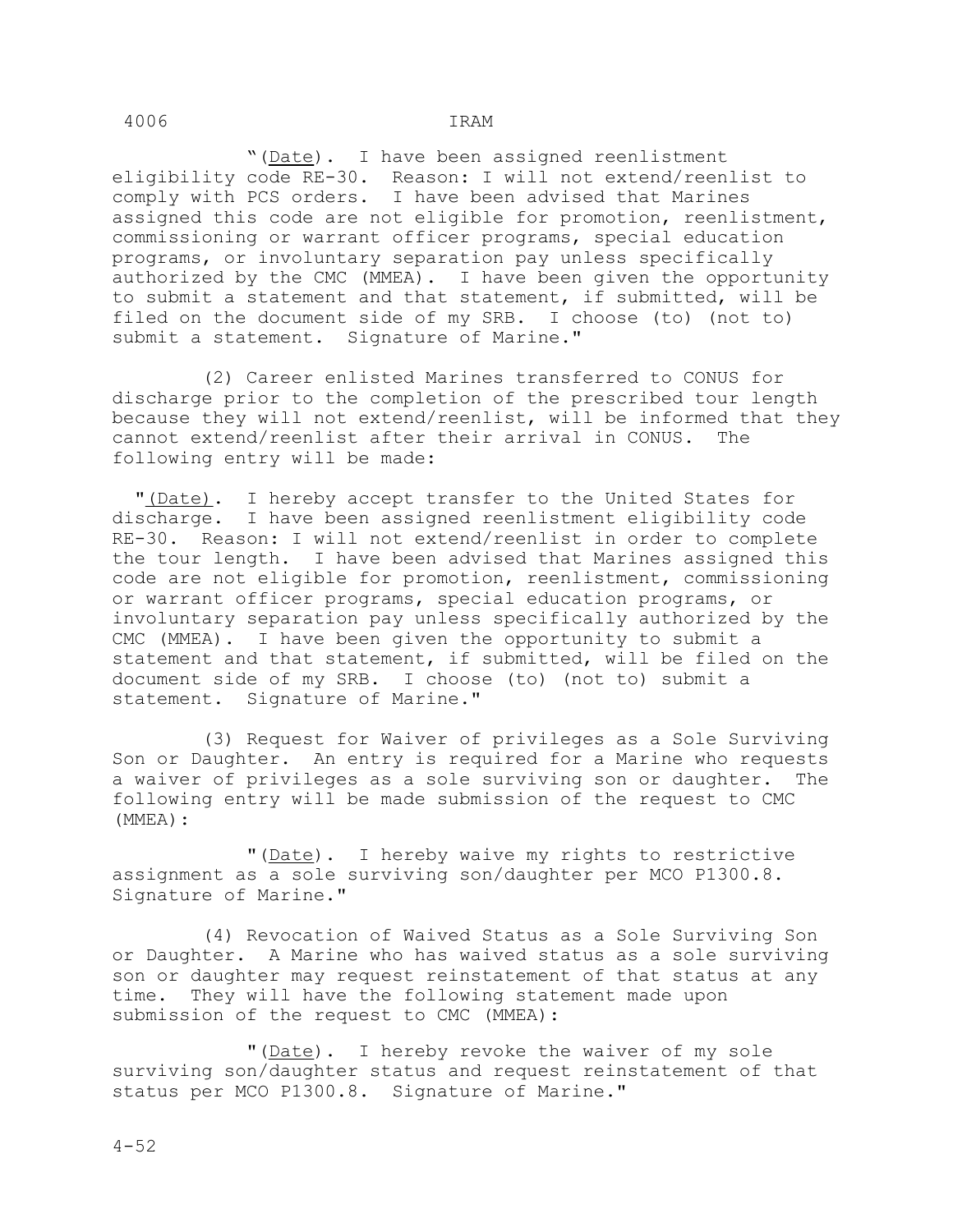"(Date). I have been assigned reenlistment eligibility code RE-30. Reason: I will not extend/reenlist to comply with PCS orders. I have been advised that Marines assigned this code are not eligible for promotion, reenlistment, commissioning or warrant officer programs, special education programs, or involuntary separation pay unless specifically authorized by the CMC (MMEA). I have been given the opportunity to submit a statement and that statement, if submitted, will be filed on the document side of my SRB. I choose (to) (not to) submit a statement. Signature of Marine."

(2) Career enlisted Marines transferred to CONUS for discharge prior to the completion of the prescribed tour length because they will not extend/reenlist, will be informed that they cannot extend/reenlist after their arrival in CONUS. The following entry will be made:

"(Date). I hereby accept transfer to the United States for discharge. I have been assigned reenlistment eligibility code RE-30. Reason: I will not extend/reenlist in order to complete the tour length. I have been advised that Marines assigned this code are not eligible for promotion, reenlistment, commissioning or warrant officer programs, special education programs, or involuntary separation pay unless specifically authorized by the CMC (MMEA). I have been given the opportunity to submit a statement and that statement, if submitted, will be filed on the document side of my SRB. I choose (to) (not to) submit a statement. Signature of Marine."

(3) Request for Waiver of privileges as a Sole Surviving Son or Daughter. An entry is required for a Marine who requests a waiver of privileges as a sole surviving son or daughter. The following entry will be made submission of the request to CMC (MMEA):

"(Date). I hereby waive my rights to restrictive assignment as a sole surviving son/daughter per MCO P1300.8. Signature of Marine."

(4) Revocation of Waived Status as a Sole Surviving Son or Daughter. A Marine who has waived status as a sole surviving son or daughter may request reinstatement of that status at any time. They will have the following statement made upon submission of the request to CMC (MMEA):

"(Date). I hereby revoke the waiver of my sole surviving son/daughter status and request reinstatement of that status per MCO P1300.8. Signature of Marine."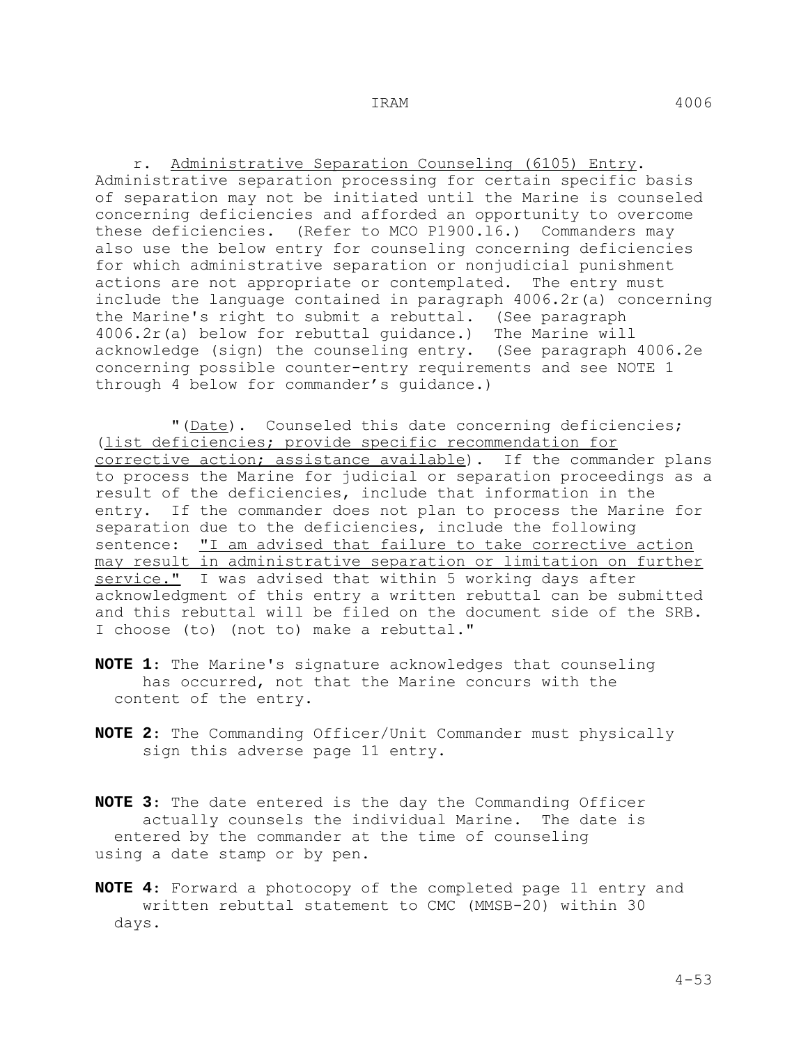r. Administrative Separation Counseling (6105) Entry. Administrative separation processing for certain specific basis of separation may not be initiated until the Marine is counseled concerning deficiencies and afforded an opportunity to overcome these deficiencies. (Refer to MCO P1900.16.) Commanders may also use the below entry for counseling concerning deficiencies for which administrative separation or nonjudicial punishment actions are not appropriate or contemplated. The entry must include the language contained in paragraph 4006.2r(a) concerning the Marine's right to submit a rebuttal. (See paragraph 4006.2r(a) below for rebuttal guidance.) The Marine will acknowledge (sign) the counseling entry. (See paragraph 4006.2e concerning possible counter-entry requirements and see NOTE 1 through 4 below for commander's guidance.)

"(Date). Counseled this date concerning deficiencies; (list deficiencies; provide specific recommendation for corrective action; assistance available). If the commander plans to process the Marine for judicial or separation proceedings as a result of the deficiencies, include that information in the entry. If the commander does not plan to process the Marine for separation due to the deficiencies, include the following sentence: "I am advised that failure to take corrective action may result in administrative separation or limitation on further service." I was advised that within 5 working days after acknowledgment of this entry a written rebuttal can be submitted and this rebuttal will be filed on the document side of the SRB. I choose (to) (not to) make a rebuttal."

**NOTE 1**: The Marine's signature acknowledges that counseling has occurred, not that the Marine concurs with the content of the entry.

**NOTE 2**: The Commanding Officer/Unit Commander must physically sign this adverse page 11 entry.

**NOTE 3**: The date entered is the day the Commanding Officer actually counsels the individual Marine. The date is entered by the commander at the time of counseling using a date stamp or by pen.

**NOTE 4**: Forward a photocopy of the completed page 11 entry and written rebuttal statement to CMC (MMSB-20) within 30 days.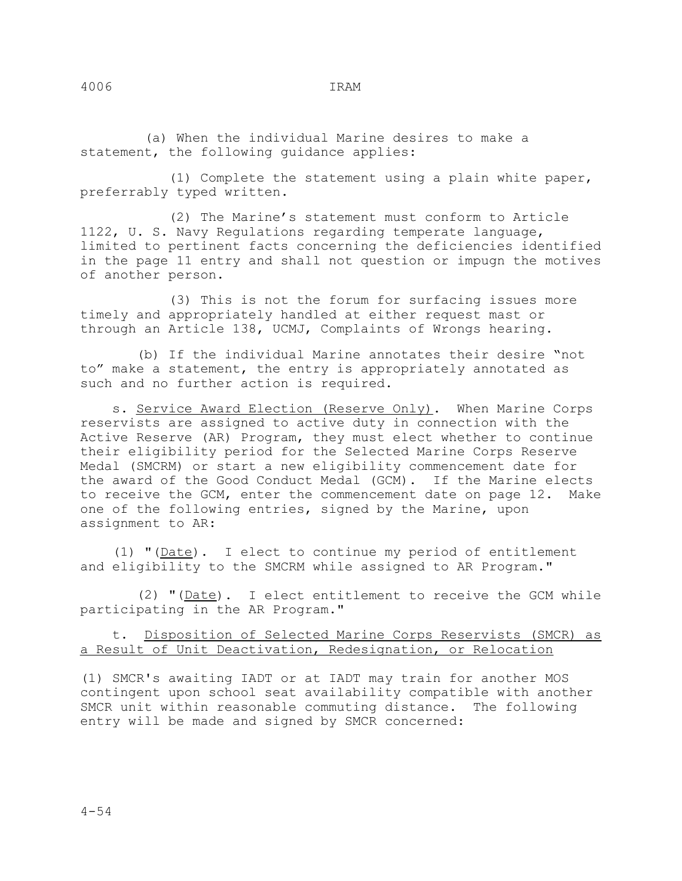(a) When the individual Marine desires to make a statement, the following guidance applies:

(1) Complete the statement using a plain white paper, preferrably typed written.

(2) The Marine's statement must conform to Article 1122, U. S. Navy Regulations regarding temperate language, limited to pertinent facts concerning the deficiencies identified in the page 11 entry and shall not question or impugn the motives of another person.

(3) This is not the forum for surfacing issues more timely and appropriately handled at either request mast or through an Article 138, UCMJ, Complaints of Wrongs hearing.

(b) If the individual Marine annotates their desire "not to" make a statement, the entry is appropriately annotated as such and no further action is required.

s. <u>Service Award Election (Reserve Only)</u>. When Marine Corps reservists are assigned to active duty in connection with the Active Reserve (AR) Program, they must elect whether to continue their eligibility period for the Selected Marine Corps Reserve Medal (SMCRM) or start a new eligibility commencement date for the award of the Good Conduct Medal (GCM). If the Marine elects to receive the GCM, enter the commencement date on page 12. Make one of the following entries, signed by the Marine, upon assignment to AR:

(1) "(<u>Date</u>). I elect to continue my period of entitlement and eligibility to the SMCRM while assigned to AR Program."

(2) "(<u>Date</u>). I elect entitlement to receive the GCM while participating in the AR Program."

t. <u>Disposition of Selected Marine Corps Reservists (SMCR) as a Result of Unit Deactivation, Redesignation, or Relocation</u>

(1) SMCR's awaiting IADT or at IADT may train for another MOS contingent upon school seat availability compatible with another SMCR unit within reasonable commuting distance. The following entry will be made and signed by SMCR concerned: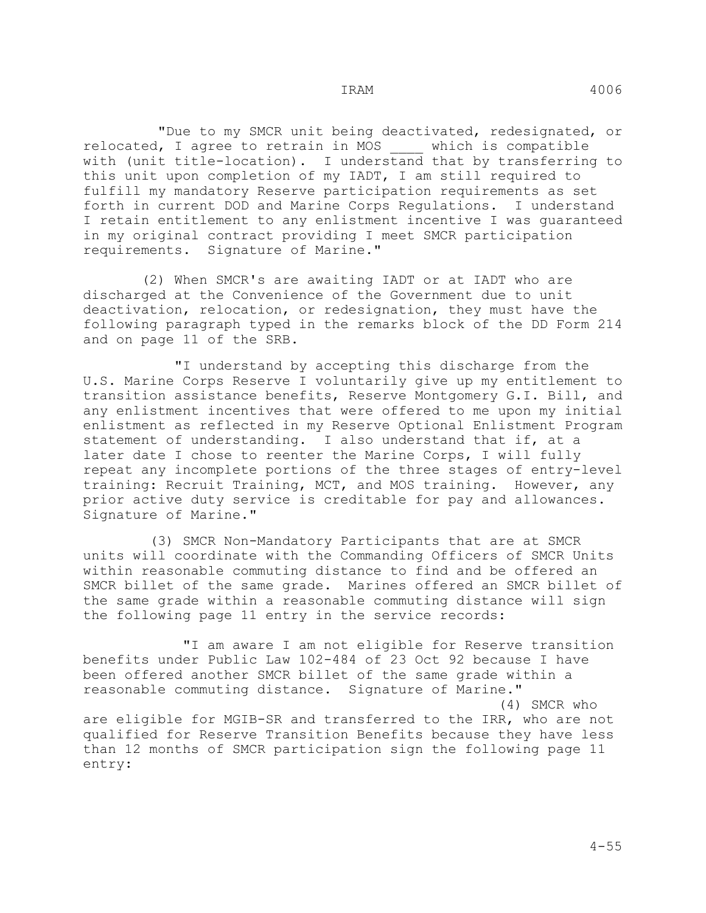"Due to my SMCR unit being deactivated, redesignated, or relocated, I agree to retrain in MOS ____ which is compatible with (unit title-location). I understand that by transferring to this unit upon completion of my IADT, I am still required to fulfill my mandatory Reserve participation requirements as set forth in current DOD and Marine Corps Regulations. I understand I retain entitlement to any enlistment incentive I was guaranteed in my original contract providing I meet SMCR participation requirements. Signature of Marine."

(2) When SMCR's are awaiting IADT or at IADT who are discharged at the Convenience of the Government due to unit deactivation, relocation, or redesignation, they must have the following paragraph typed in the remarks block of the DD Form 214 and on page 11 of the SRB.

"I understand by accepting this discharge from the U.S. Marine Corps Reserve I voluntarily give up my entitlement to transition assistance benefits, Reserve Montgomery G.I. Bill, and any enlistment incentives that were offered to me upon my initial enlistment as reflected in my Reserve Optional Enlistment Program statement of understanding. I also understand that if, at a later date I chose to reenter the Marine Corps, I will fully repeat any incomplete portions of the three stages of entry-level training: Recruit Training, MCT, and MOS training. However, any prior active duty service is creditable for pay and allowances. Signature of Marine."

(3) SMCR Non-Mandatory Participants that are at SMCR units will coordinate with the Commanding Officers of SMCR Units within reasonable commuting distance to find and be offered an SMCR billet of the same grade. Marines offered an SMCR billet of the same grade within a reasonable commuting distance will sign the following page 11 entry in the service records:

"I am aware I am not eligible for Reserve transition benefits under Public Law 102-484 of 23 Oct 92 because I have been offered another SMCR billet of the same grade within a reasonable commuting distance. Signature of Marine."

(4) SMCR who are eligible for MGIB-SR and transferred to the IRR, who are not qualified for Reserve Transition Benefits because they have less than 12 months of SMCR participation sign the following page 11 entry: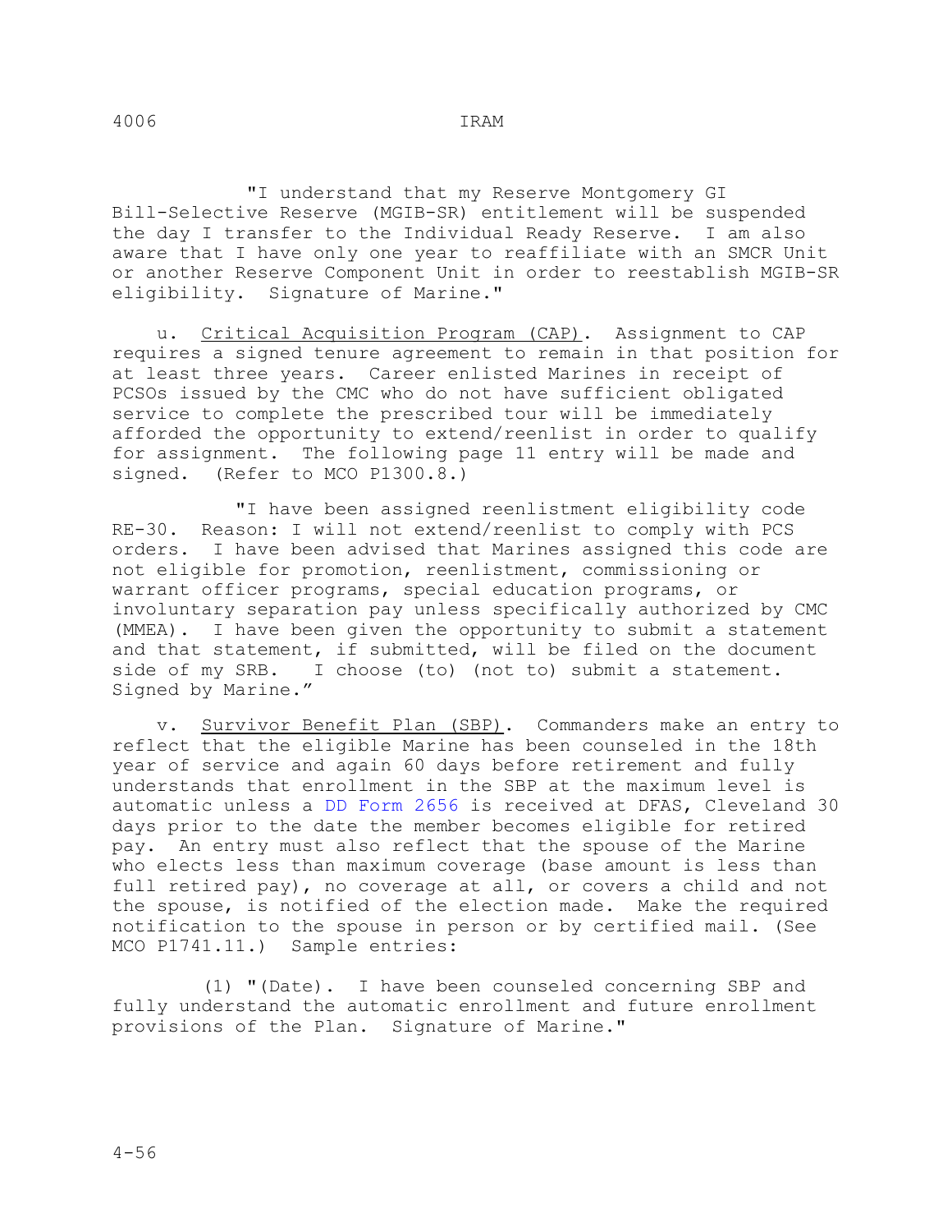"I understand that my Reserve Montgomery GI Bill-Selective Reserve (MGIB-SR) entitlement will be suspended the day I transfer to the Individual Ready Reserve. I am also aware that I have only one year to reaffiliate with an SMCR Unit or another Reserve Component Unit in order to reestablish MGIB-SR eligibility. Signature of Marine."

u. Critical Acquisition Program (CAP). Assignment to CAP requires a signed tenure agreement to remain in that position for at least three years. Career enlisted Marines in receipt of PCSOs issued by the CMC who do not have sufficient obligated service to complete the prescribed tour will be immediately afforded the opportunity to extend/reenlist in order to qualify for assignment. The following page 11 entry will be made and signed. (Refer to MCO P1300.8.)

"I have been assigned reenlistment eligibility code RE-30. Reason: I will not extend/reenlist to comply with PCS orders. I have been advised that Marines assigned this code are not eligible for promotion, reenlistment, commissioning or warrant officer programs, special education programs, or involuntary separation pay unless specifically authorized by CMC (MMEA). I have been given the opportunity to submit a statement and that statement, if submitted, will be filed on the document side of my SRB. I choose (to) (not to) submit a statement. Signed by Marine."

v. Survivor Benefit Plan (SBP). Commanders make an entry to reflect that the eligible Marine has been counseled in the 18th year of service and again 60 days before retirement and fully understands that enrollment in the SBP at the maximum level is automatic unless a DD Form 2656 is received at DFAS, Cleveland 30 days prior to the date the member becomes eligible for retired pay. An entry must also reflect that the spouse of the Marine who elects less than maximum coverage (base amount is less than full retired pay), no coverage at all, or covers a child and not the spouse, is notified of the election made. Make the required notification to the spouse in person or by certified mail. (See MCO P1741.11.) Sample entries:

(1) "(Date). I have been counseled concerning SBP and fully understand the automatic enrollment and future enrollment provisions of the Plan. Signature of Marine."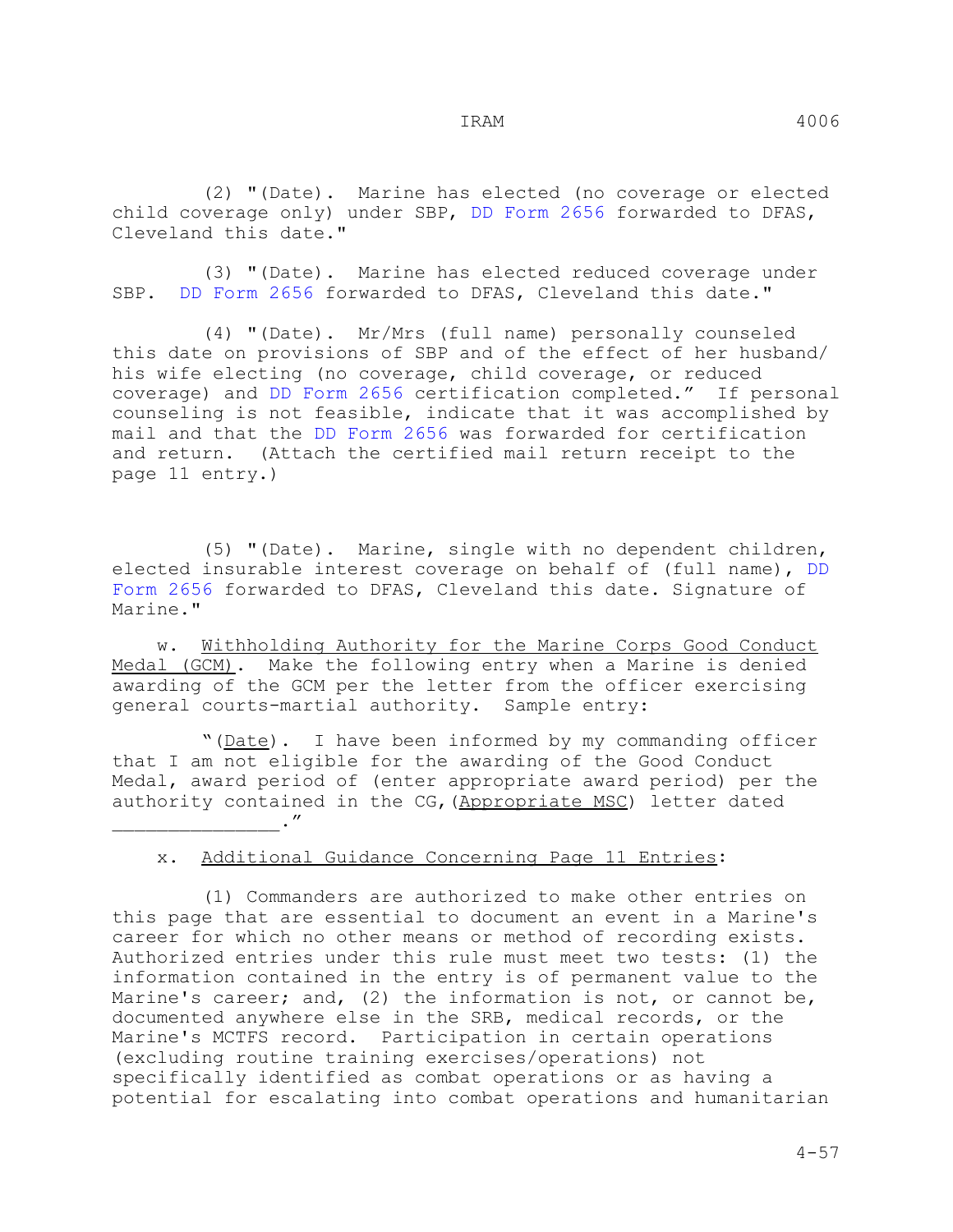(2) "(Date). Marine has elected (no coverage or elected child coverage only) under SBP, DD Form 2656 forwarded to DFAS, Cleveland this date."

(3) "(Date). Marine has elected reduced coverage under SBP. DD Form 2656 forwarded to DFAS, Cleveland this date."

(4) "(Date). Mr/Mrs (full name) personally counseled this date on provisions of SBP and of the effect of her husband/his wife electing (no coverage, child coverage, or reduced coverage) and DD Form 2656 certification completed." If personal counseling is not feasible, indicate that it was accomplished by mail and that the DD Form 2656 was forwarded for certification and return. (Attach the certified mail return receipt to the page 11 entry.)

(5) "(Date). Marine, single with no dependent children, elected insurable interest coverage on behalf of (full name), DD Form 2656 forwarded to DFAS, Cleveland this date. Signature of Marine."

w. <u>Withholding Authority for the Marine Corps Good Conduct Medal (GCM)</u>. Make the following entry when a Marine is denied awarding of the GCM per the letter from the officer exercising general courts-martial authority. Sample entry:

"(<u>Date</u>). I have been informed by my commanding officer that I am not eligible for the awarding of the Good Conduct Medal, award period of (enter appropriate award period) per the authority contained in the CG,(<u>Appropriate MSC</u>) letter dated _______________."

x. <u>Additional Guidance Concerning Page 11 Entries</u>:

(1) Commanders are authorized to make other entries on this page that are essential to document an event in a Marine's career for which no other means or method of recording exists. Authorized entries under this rule must meet two tests: (1) the information contained in the entry is of permanent value to the Marine's career; and, (2) the information is not, or cannot be, documented anywhere else in the SRB, medical records, or the Marine's MCTFS record. Participation in certain operations (excluding routine training exercises/operations) not specifically identified as combat operations or as having a potential for escalating into combat operations and humanitarian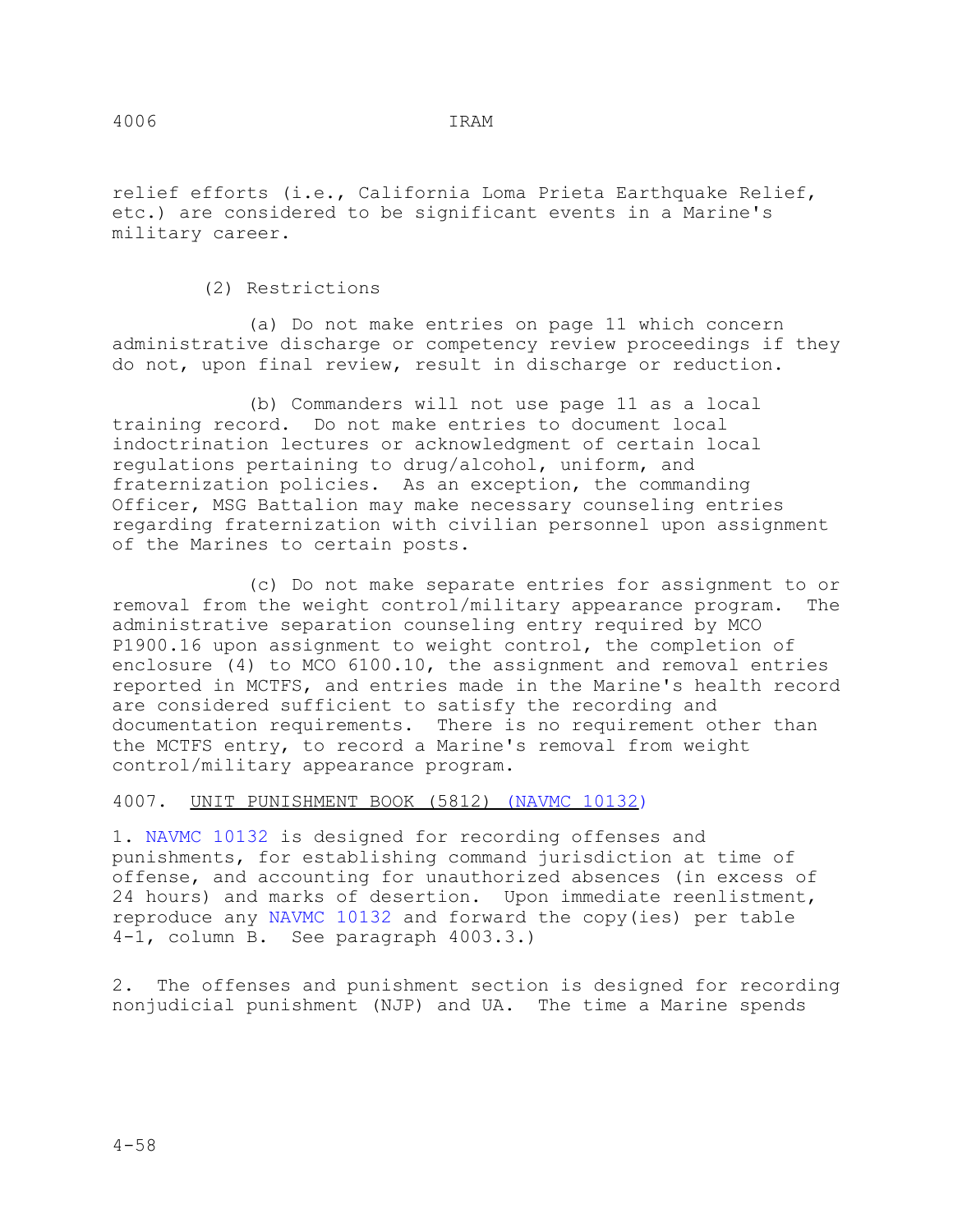relief efforts (i.e., California Loma Prieta Earthquake Relief, etc.) are considered to be significant events in a Marine's military career.

(2) Restrictions

(a) Do not make entries on page 11 which concern administrative discharge or competency review proceedings if they do not, upon final review, result in discharge or reduction.

(b) Commanders will not use page 11 as a local training record. Do not make entries to document local indoctrination lectures or acknowledgment of certain local regulations pertaining to drug/alcohol, uniform, and fraternization policies. As an exception, the commanding Officer, MSG Battalion may make necessary counseling entries regarding fraternization with civilian personnel upon assignment of the Marines to certain posts.

(c) Do not make separate entries for assignment to or removal from the weight control/military appearance program. The administrative separation counseling entry required by MCO P1900.16 upon assignment to weight control, the completion of enclosure (4) to MCO 6100.10, the assignment and removal entries reported in MCTFS, and entries made in the Marine's health record are considered sufficient to satisfy the recording and documentation requirements. There is no requirement other than the MCTFS entry, to record a Marine's removal from weight control/military appearance program.

## 4007. UNIT PUNISHMENT BOOK (5812) (NAVMC 10132)

1. NAVMC 10132 is designed for recording offenses and punishments, for establishing command jurisdiction at time of offense, and accounting for unauthorized absences (in excess of 24 hours) and marks of desertion. Upon immediate reenlistment, reproduce any NAVMC 10132 and forward the copy(ies) per table 4-1, column B. See paragraph 4003.3.)

2. The offenses and punishment section is designed for recording nonjudicial punishment (NJP) and UA. The time a Marine spends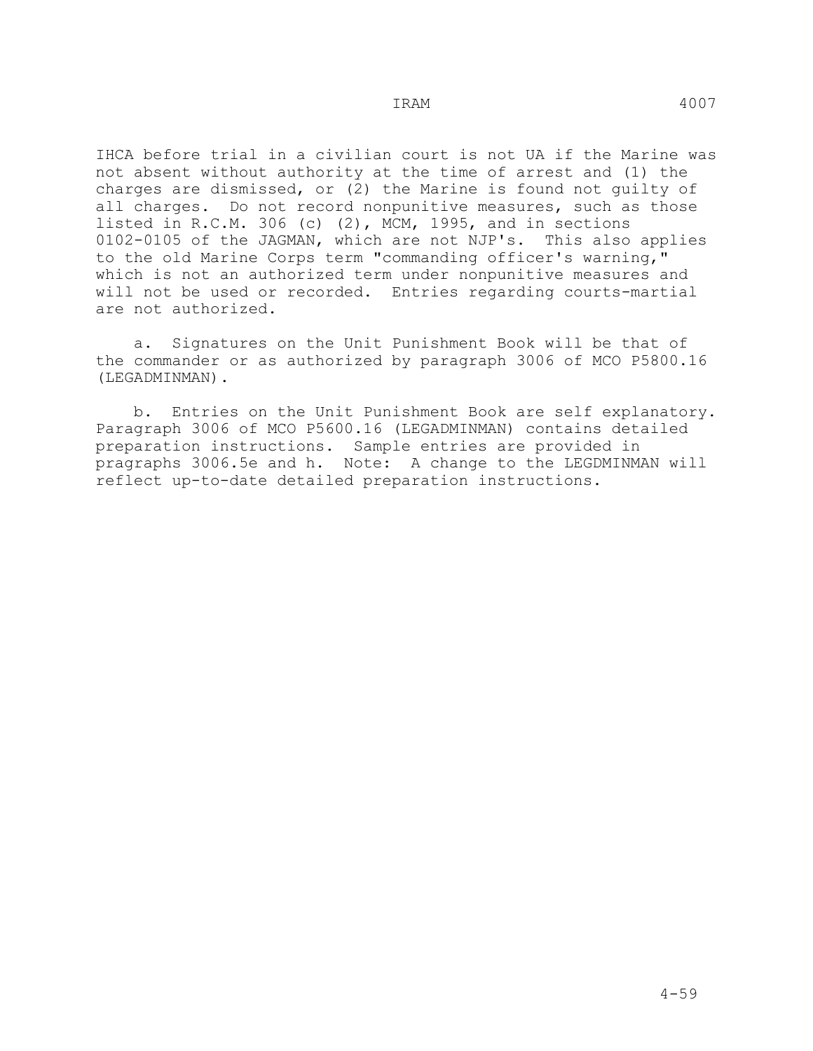IHCA before trial in a civilian court is not UA if the Marine was not absent without authority at the time of arrest and (1) the charges are dismissed, or (2) the Marine is found not guilty of all charges. Do not record nonpunitive measures, such as those listed in R.C.M. 306 (c) (2), MCM, 1995, and in sections 0102-0105 of the JAGMAN, which are not NJP's. This also applies to the old Marine Corps term "commanding officer's warning," which is not an authorized term under nonpunitive measures and will not be used or recorded. Entries regarding courts-martial are not authorized.

a. Signatures on the Unit Punishment Book will be that of the commander or as authorized by paragraph 3006 of MCO P5800.16 (LEGADMINMAN).

b. Entries on the Unit Punishment Book are self explanatory. Paragraph 3006 of MCO P5600.16 (LEGADMINMAN) contains detailed preparation instructions. Sample entries are provided in pragraphs 3006.5e and h. Note: A change to the LEGDMINMAN will reflect up-to-date detailed preparation instructions.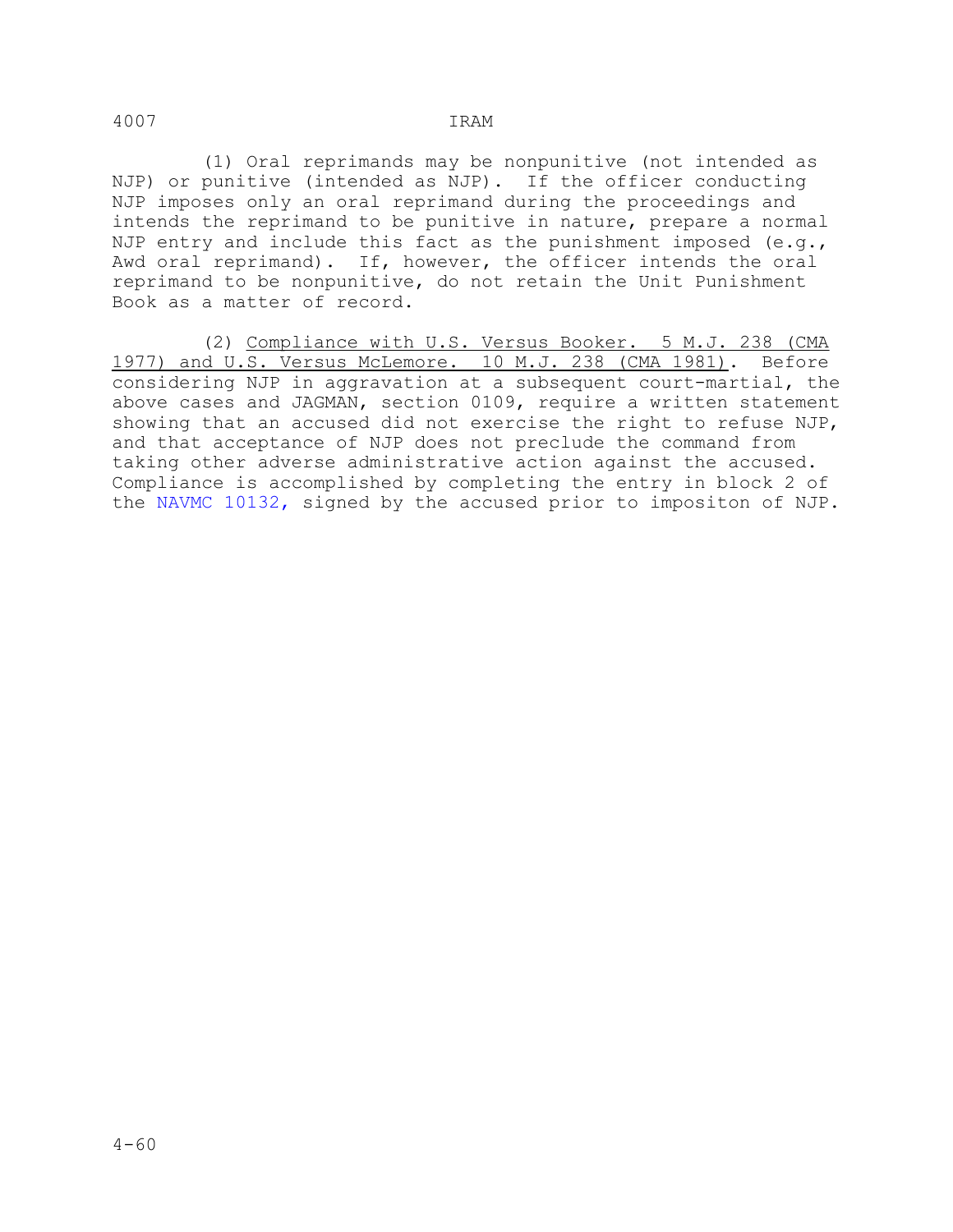(1) Oral reprimands may be nonpunitive (not intended as NJP) or punitive (intended as NJP). If the officer conducting NJP imposes only an oral reprimand during the proceedings and intends the reprimand to be punitive in nature, prepare a normal NJP entry and include this fact as the punishment imposed (e.g., Awd oral reprimand). If, however, the officer intends the oral reprimand to be nonpunitive, do not retain the Unit Punishment Book as a matter of record.

(2) Compliance with U.S. Versus Booker. 5 M.J. 238 (CMA 1977) and U.S. Versus McLemore. 10 M.J. 238 (CMA 1981). Before considering NJP in aggravation at a subsequent court-martial, the above cases and JAGMAN, section 0109, require a written statement showing that an accused did not exercise the right to refuse NJP, and that acceptance of NJP does not preclude the command from taking other adverse administrative action against the accused. Compliance is accomplished by completing the entry in block 2 of the NAVMC 10132, signed by the accused prior to impositon of NJP.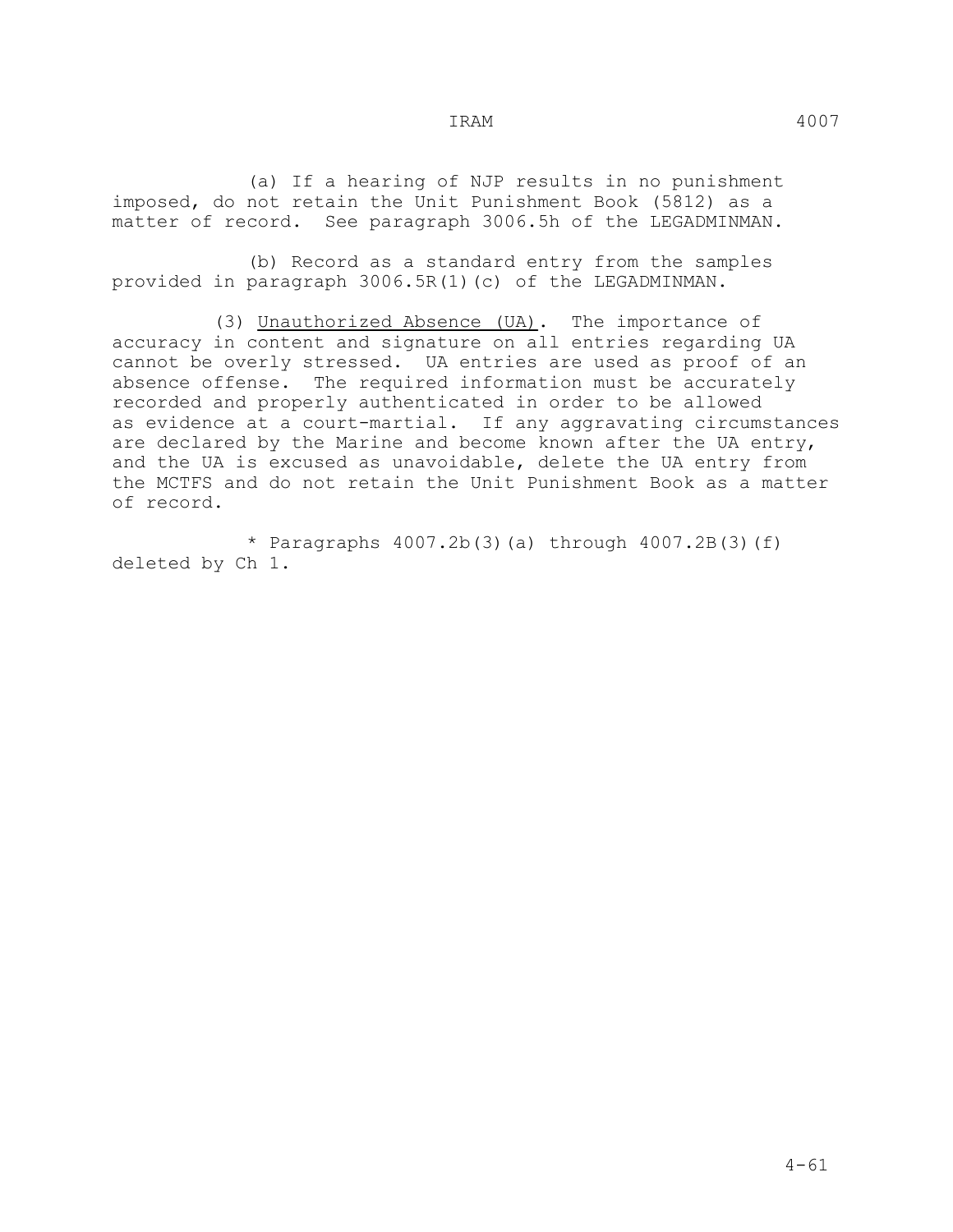(a) If a hearing of NJP results in no punishment imposed, do not retain the Unit Punishment Book (5812) as a matter of record. See paragraph 3006.5h of the LEGADMINMAN.

(b) Record as a standard entry from the samples provided in paragraph 3006.5R(1)(c) of the LEGADMINMAN.

(3) Unauthorized Absence (UA). The importance of accuracy in content and signature on all entries regarding UA cannot be overly stressed. UA entries are used as proof of an absence offense. The required information must be accurately recorded and properly authenticated in order to be allowed as evidence at a court-martial. If any aggravating circumstances are declared by the Marine and become known after the UA entry, and the UA is excused as unavoidable, delete the UA entry from the MCTFS and do not retain the Unit Punishment Book as a matter of record.

* Paragraphs 4007.2b(3)(a) through 4007.2B(3)(f) deleted by Ch 1.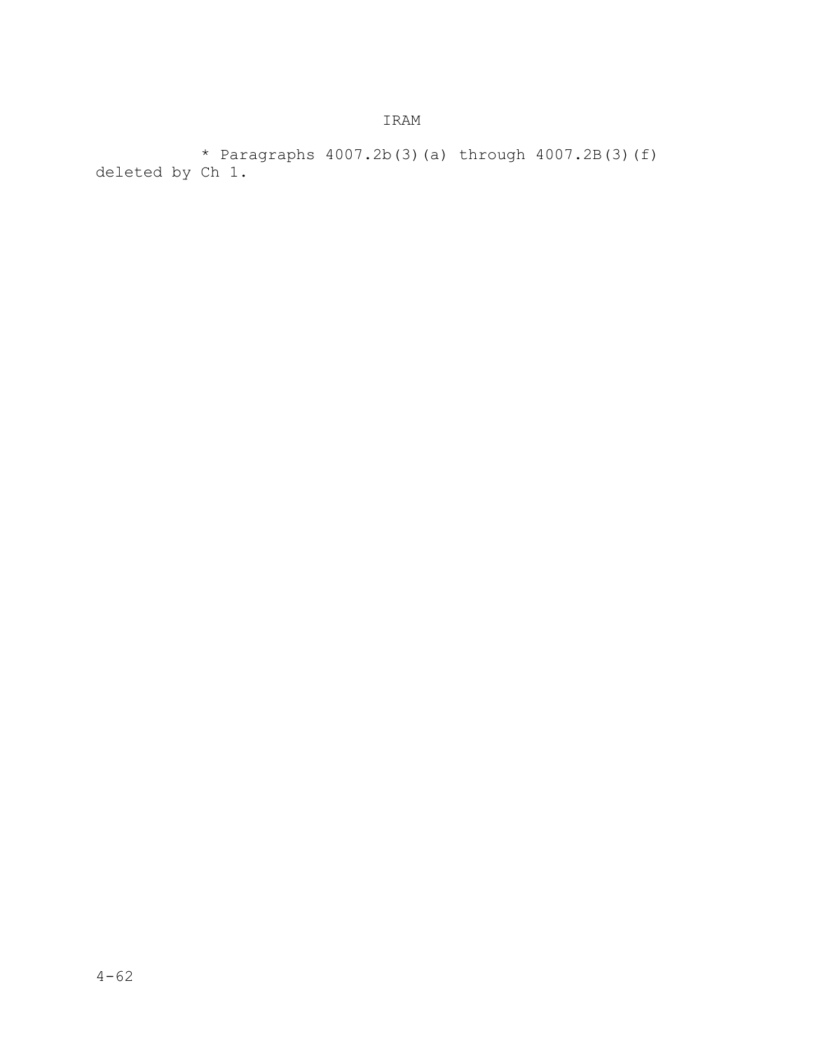* Paragraphs 4007.2b(3)(a) through 4007.2B(3)(f) deleted by Ch 1.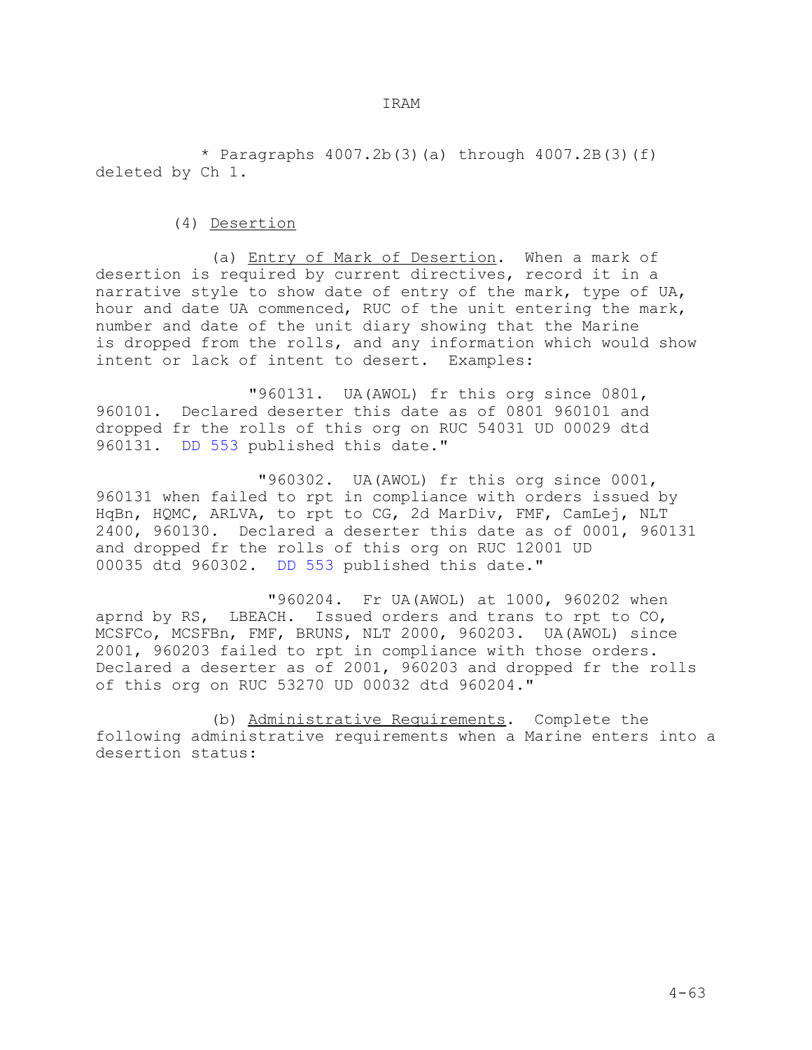* Paragraphs 4007.2b(3)(a) through 4007.2B(3)(f) deleted by Ch 1.

(4) Desertion

(a) Entry of Mark of Desertion. When a mark of desertion is required by current directives, record it in a narrative style to show date of entry of the mark, type of UA, hour and date UA commenced, RUC of the unit entering the mark, number and date of the unit diary showing that the Marine is dropped from the rolls, and any information which would show intent or lack of intent to desert. Examples:

"960131. UA(AWOL) fr this org since 0801, 960101. Declared deserter this date as of 0801 960101 and dropped fr the rolls of this org on RUC 54031 UD 00029 dtd 960131. DD 553 published this date."

"960302. UA(AWOL) fr this org since 0001, 960131 when failed to rpt in compliance with orders issued by HqBn, HQMC, ARLVA, to rpt to CG, 2d MarDiv, FMF, CamLej, NLT 2400, 960130. Declared a deserter this date as of 0001, 960131 and dropped fr the rolls of this org on RUC 12001 UD 00035 dtd 960302. DD 553 published this date."

"960204. Fr UA(AWOL) at 1000, 960202 when aprnd by RS, LBEACH. Issued orders and trans to rpt to CO, MCSFCo, MCSFBn, FMF, BRUNS, NLT 2000, 960203. UA(AWOL) since 2001, 960203 failed to rpt in compliance with those orders. Declared a deserter as of 2001, 960203 and dropped fr the rolls of this org on RUC 53270 UD 00032 dtd 960204."

(b) Administrative Requirements. Complete the following administrative requirements when a Marine enters into a desertion status: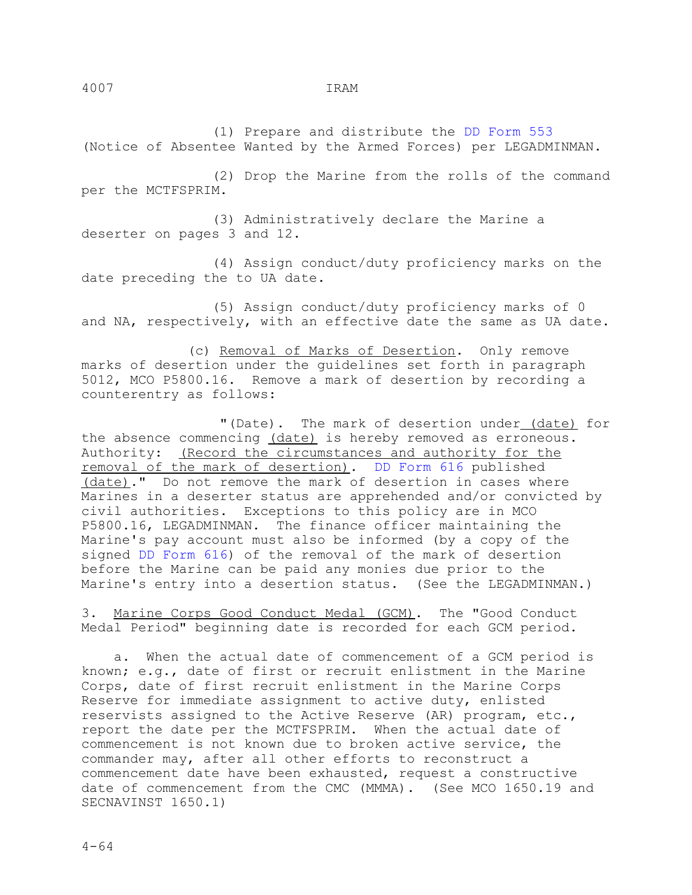(1) Prepare and distribute the DD Form 553 (Notice of Absentee Wanted by the Armed Forces) per LEGADMINMAN.

(2) Drop the Marine from the rolls of the command per the MCTFSPRIM.

(3) Administratively declare the Marine a deserter on pages 3 and 12.

(4) Assign conduct/duty proficiency marks on the date preceding the to UA date.

(5) Assign conduct/duty proficiency marks of 0 and NA, respectively, with an effective date the same as UA date.

(c) Removal of Marks of Desertion. Only remove marks of desertion under the guidelines set forth in paragraph 5012, MCO P5800.16. Remove a mark of desertion by recording a counterentry as follows:

"(Date). The mark of desertion under (date) for the absence commencing (date) is hereby removed as erroneous. Authority: (Record the circumstances and authority for the removal of the mark of desertion). DD Form 616 published (date)." Do not remove the mark of desertion in cases where Marines in a deserter status are apprehended and/or convicted by civil authorities. Exceptions to this policy are in MCO P5800.16, LEGADMINMAN. The finance officer maintaining the Marine's pay account must also be informed (by a copy of the signed DD Form 616) of the removal of the mark of desertion before the Marine can be paid any monies due prior to the Marine's entry into a desertion status. (See the LEGADMINMAN.)

3. Marine Corps Good Conduct Medal (GCM). The "Good Conduct Medal Period" beginning date is recorded for each GCM period.

a. When the actual date of commencement of a GCM period is known; e.g., date of first or recruit enlistment in the Marine Corps, date of first recruit enlistment in the Marine Corps Reserve for immediate assignment to active duty, enlisted reservists assigned to the Active Reserve (AR) program, etc., report the date per the MCTFSPRIM. When the actual date of commencement is not known due to broken active service, the commander may, after all other efforts to reconstruct a commencement date have been exhausted, request a constructive date of commencement from the CMC (MMMA). (See MCO 1650.19 and SECNAVINST 1650.1)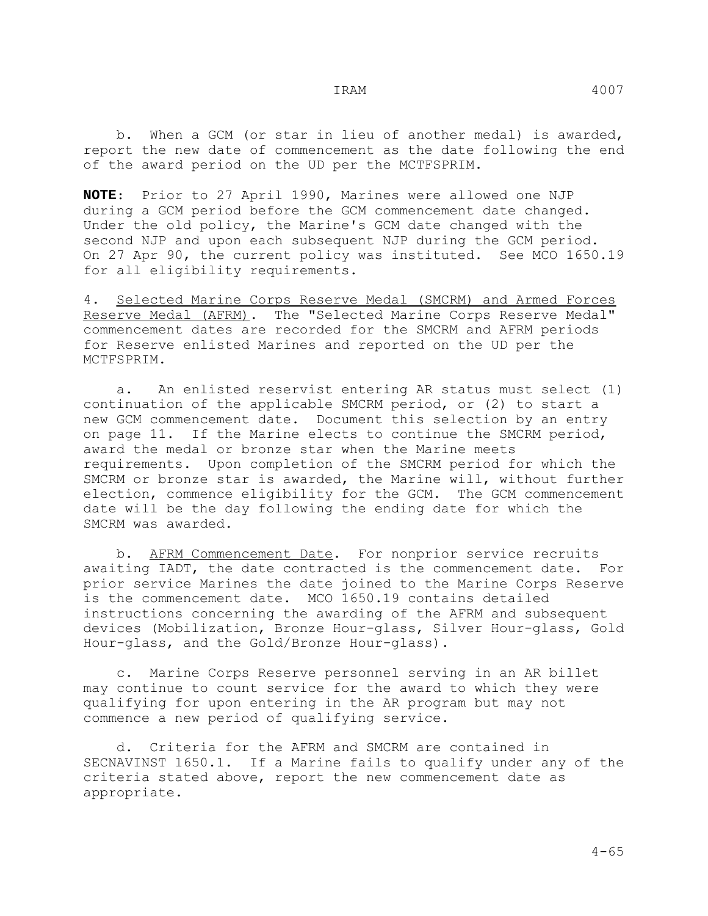b. When a GCM (or star in lieu of another medal) is awarded, report the new date of commencement as the date following the end of the award period on the UD per the MCTFSPRIM.

**NOTE**: Prior to 27 April 1990, Marines were allowed one NJP during a GCM period before the GCM commencement date changed. Under the old policy, the Marine's GCM date changed with the second NJP and upon each subsequent NJP during the GCM period. On 27 Apr 90, the current policy was instituted. See MCO 1650.19 for all eligibility requirements.

4. Selected Marine Corps Reserve Medal (SMCRM) and Armed Forces Reserve Medal (AFRM). The "Selected Marine Corps Reserve Medal" commencement dates are recorded for the SMCRM and AFRM periods for Reserve enlisted Marines and reported on the UD per the MCTFSPRIM.

a. An enlisted reservist entering AR status must select (1) continuation of the applicable SMCRM period, or (2) to start a new GCM commencement date. Document this selection by an entry on page 11. If the Marine elects to continue the SMCRM period, award the medal or bronze star when the Marine meets requirements. Upon completion of the SMCRM period for which the SMCRM or bronze star is awarded, the Marine will, without further election, commence eligibility for the GCM. The GCM commencement date will be the day following the ending date for which the SMCRM was awarded.

b. AFRM Commencement Date. For nonprior service recruits awaiting IADT, the date contracted is the commencement date. For prior service Marines the date joined to the Marine Corps Reserve is the commencement date. MCO 1650.19 contains detailed instructions concerning the awarding of the AFRM and subsequent devices (Mobilization, Bronze Hour-glass, Silver Hour-glass, Gold Hour-glass, and the Gold/Bronze Hour-glass).

c. Marine Corps Reserve personnel serving in an AR billet may continue to count service for the award to which they were qualifying for upon entering in the AR program but may not commence a new period of qualifying service.

d. Criteria for the AFRM and SMCRM are contained in SECNAVINST 1650.1. If a Marine fails to qualify under any of the criteria stated above, report the new commencement date as appropriate.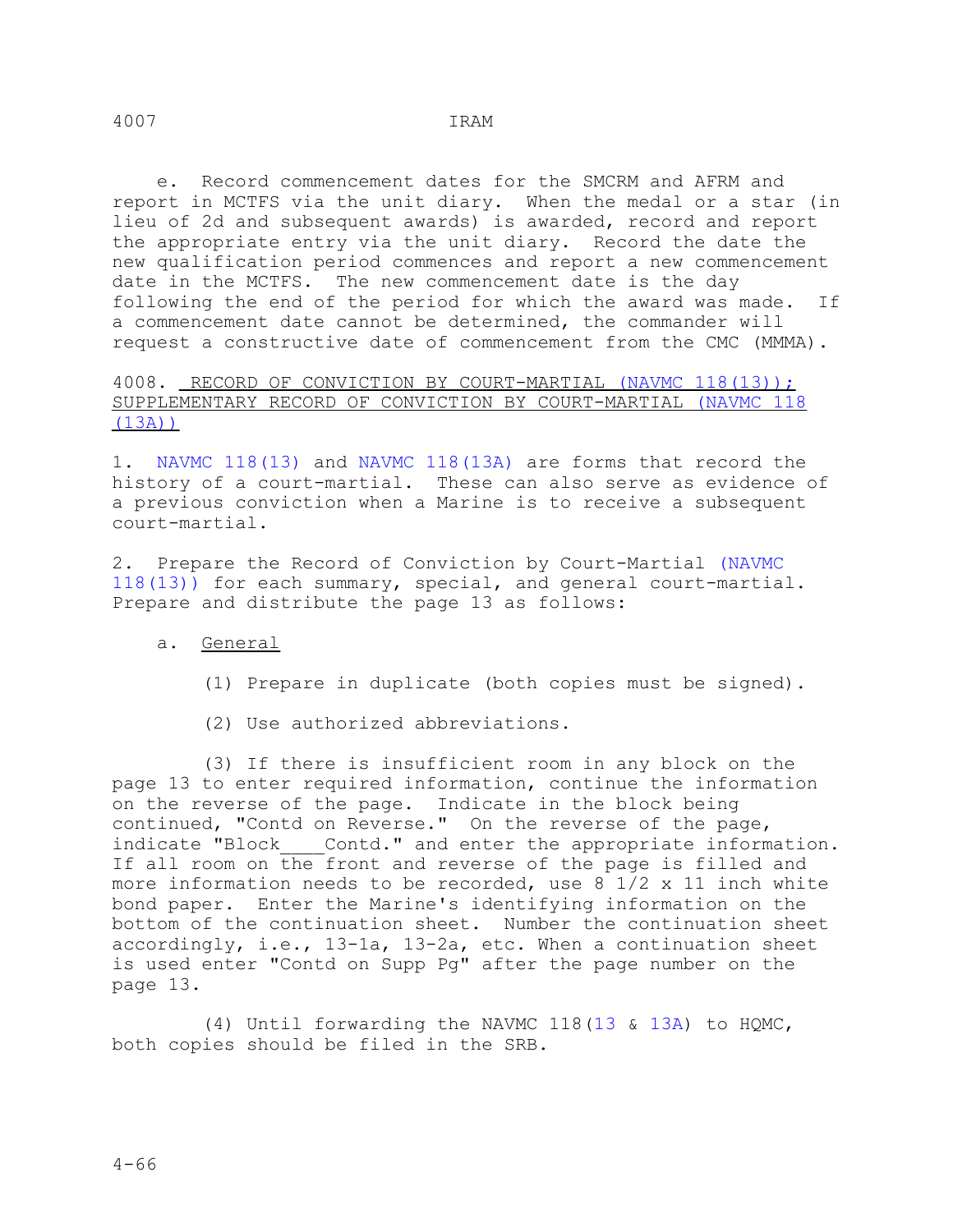e. Record commencement dates for the SMCRM and AFRM and report in MCTFS via the unit diary. When the medal or a star (in lieu of 2d and subsequent awards) is awarded, record and report the appropriate entry via the unit diary. Record the date the new qualification period commences and report a new commencement date in the MCTFS. The new commencement date is the day following the end of the period for which the award was made. If a commencement date cannot be determined, the commander will request a constructive date of commencement from the CMC (MMMA).

## 4008. RECORD OF CONVICTION BY COURT-MARTIAL (NAVMC 118(13)); SUPPLEMENTARY RECORD OF CONVICTION BY COURT-MARTIAL (NAVMC 118 (13A))

1. NAVMC 118(13) and NAVMC 118(13A) are forms that record the history of a court-martial. These can also serve as evidence of a previous conviction when a Marine is to receive a subsequent court-martial.

2. Prepare the Record of Conviction by Court-Martial (NAVMC 118(13)) for each summary, special, and general court-martial. Prepare and distribute the page 13 as follows:

a. General

(1) Prepare in duplicate (both copies must be signed).

(2) Use authorized abbreviations.

(3) If there is insufficient room in any block on the page 13 to enter required information, continue the information on the reverse of the page. Indicate in the block being continued, "Contd on Reverse." On the reverse of the page, indicate "Block____Contd." and enter the appropriate information. If all room on the front and reverse of the page is filled and more information needs to be recorded, use 8 1/2 x 11 inch white bond paper. Enter the Marine's identifying information on the bottom of the continuation sheet. Number the continuation sheet accordingly, i.e., 13-1a, 13-2a, etc. When a continuation sheet is used enter "Contd on Supp Pg" after the page number on the page 13.

(4) Until forwarding the NAVMC 118(13 & 13A) to HQMC, both copies should be filed in the SRB.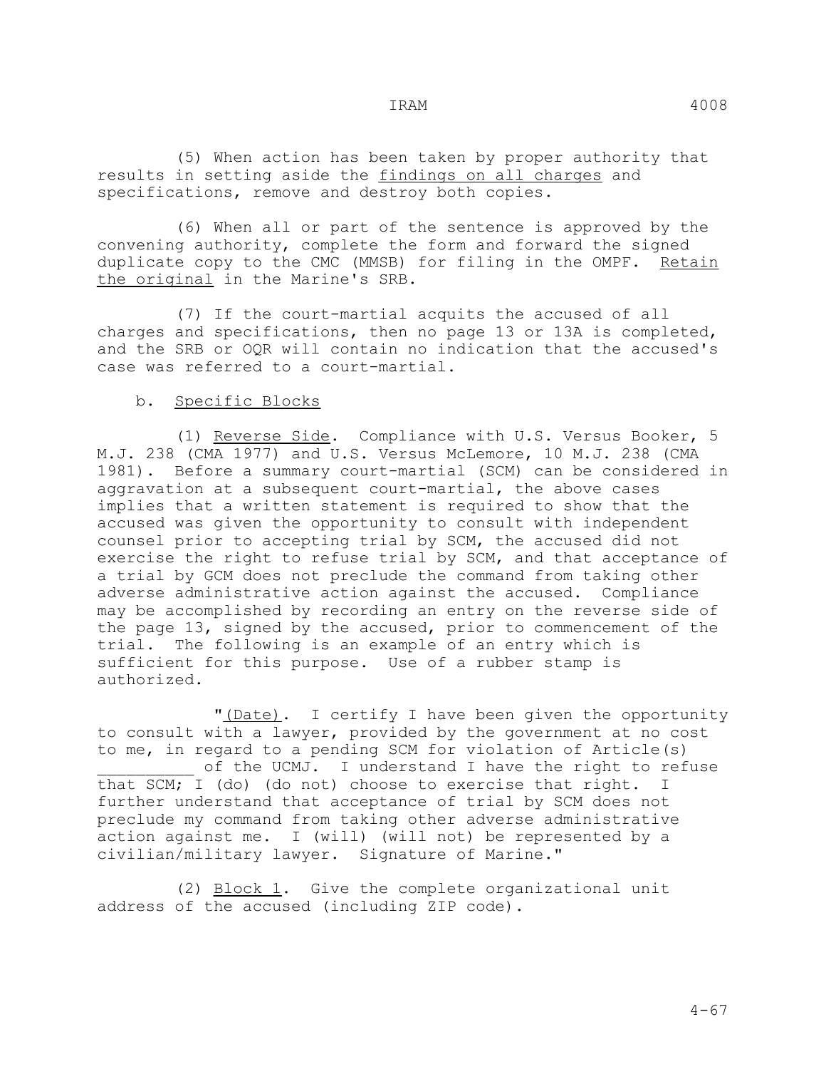(5) When action has been taken by proper authority that results in setting aside the findings on all charges and specifications, remove and destroy both copies.

(6) When all or part of the sentence is approved by the convening authority, complete the form and forward the signed duplicate copy to the CMC (MMSB) for filing in the OMPF. Retain the original in the Marine's SRB.

(7) If the court-martial acquits the accused of all charges and specifications, then no page 13 or 13A is completed, and the SRB or OQR will contain no indication that the accused's case was referred to a court-martial.

b. Specific Blocks

(1) Reverse Side. Compliance with U.S. Versus Booker, 5 M.J. 238 (CMA 1977) and U.S. Versus McLemore, 10 M.J. 238 (CMA 1981). Before a summary court-martial (SCM) can be considered in aggravation at a subsequent court-martial, the above cases implies that a written statement is required to show that the accused was given the opportunity to consult with independent counsel prior to accepting trial by SCM, the accused did not exercise the right to refuse trial by SCM, and that acceptance of a trial by GCM does not preclude the command from taking other adverse administrative action against the accused. Compliance may be accomplished by recording an entry on the reverse side of the page 13, signed by the accused, prior to commencement of the trial. The following is an example of an entry which is sufficient for this purpose. Use of a rubber stamp is authorized.

"(Date). I certify I have been given the opportunity to consult with a lawyer, provided by the government at no cost to me, in regard to a pending SCM for violation of Article(s) __________ of the UCMJ. I understand I have the right to refuse that SCM; I (do) (do not) choose to exercise that right. I further understand that acceptance of trial by SCM does not preclude my command from taking other adverse administrative action against me. I (will) (will not) be represented by a civilian/military lawyer. Signature of Marine."

(2) Block 1. Give the complete organizational unit address of the accused (including ZIP code).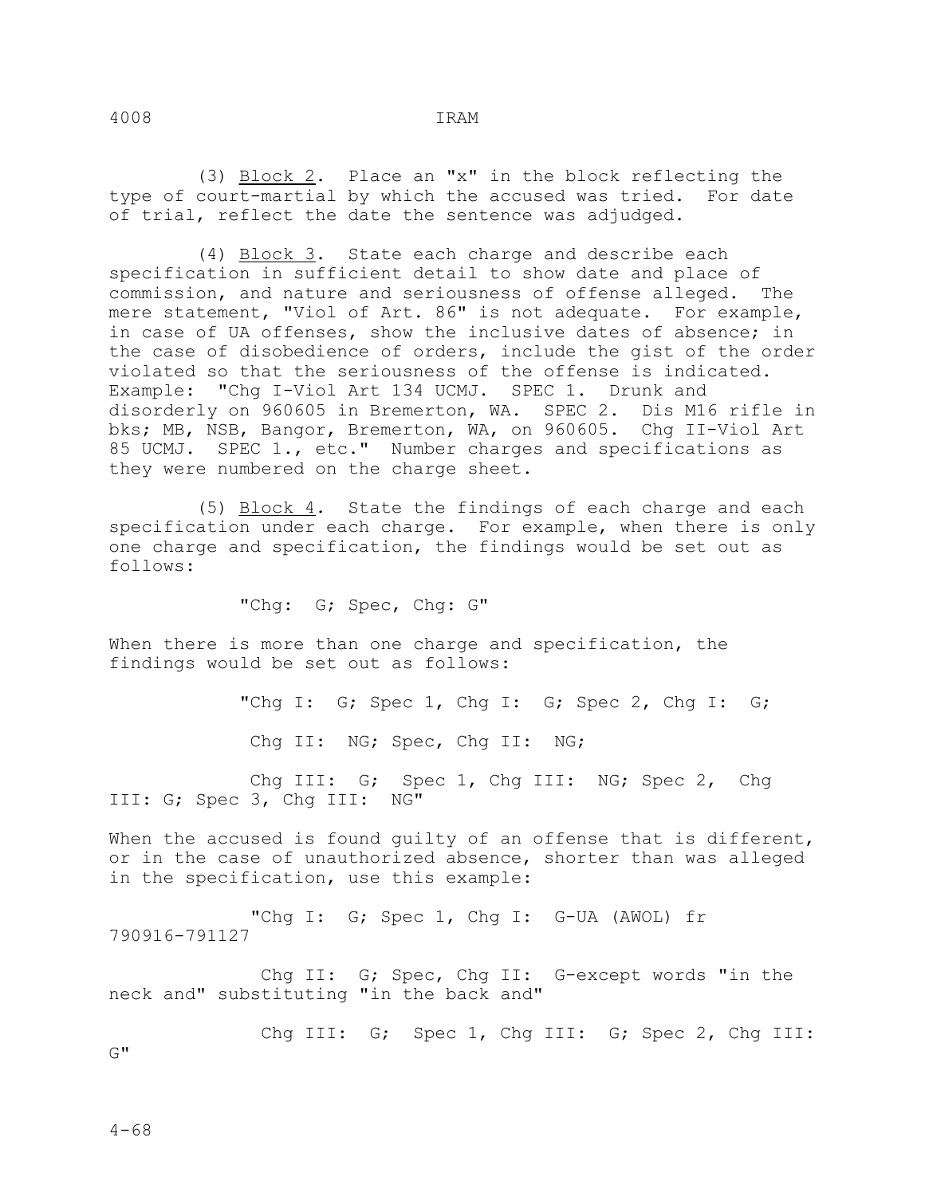(3) <u>Block 2</u>. Place an "x" in the block reflecting the type of court-martial by which the accused was tried. For date of trial, reflect the date the sentence was adjudged.

(4) <u>Block 3</u>. State each charge and describe each specification in sufficient detail to show date and place of commission, and nature and seriousness of offense alleged. The mere statement, "Viol of Art. 86" is not adequate. For example, in case of UA offenses, show the inclusive dates of absence; in the case of disobedience of orders, include the gist of the order violated so that the seriousness of the offense is indicated. Example: "Chg I-Viol Art 134 UCMJ. SPEC 1. Drunk and disorderly on 960605 in Bremerton, WA. SPEC 2. Dis M16 rifle in bks; MB, NSB, Bangor, Bremerton, WA, on 960605. Chg II-Viol Art 85 UCMJ. SPEC 1., etc." Number charges and specifications as they were numbered on the charge sheet.

(5) <u>Block 4</u>. State the findings of each charge and each specification under each charge. For example, when there is only one charge and specification, the findings would be set out as follows:

"Chg: G; Spec, Chg: G"

When there is more than one charge and specification, the findings would be set out as follows:

"Chg I: G; Spec 1, Chg I: G; Spec 2, Chg I: G;

Chg II: NG; Spec, Chg II: NG;

Chg III: G; Spec 1, Chg III: NG; Spec 2, Chg III: G; Spec 3, Chg III: NG"

When the accused is found guilty of an offense that is different, or in the case of unauthorized absence, shorter than was alleged in the specification, use this example:

"Chg I: G; Spec 1, Chg I: G-UA (AWOL) fr 790916-791127

Chg II: G; Spec, Chg II: G-except words "in the neck and" substituting "in the back and"

Chg III: G; Spec 1, Chg III: G; Spec 2, Chg III: G"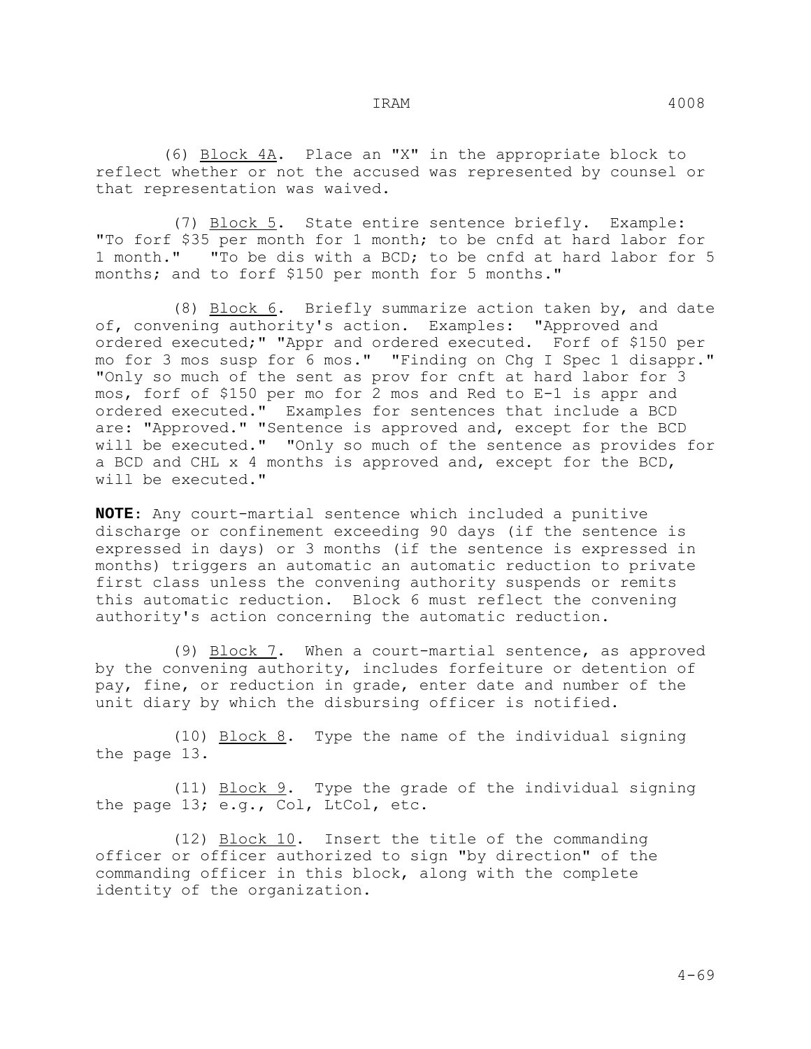(6) Block 4A. Place an "X" in the appropriate block to reflect whether or not the accused was represented by counsel or that representation was waived.

(7) Block 5. State entire sentence briefly. Example: "To forf $35 per month for 1 month; to be cnfd at hard labor for 1 month." "To be dis with a BCD; to be cnfd at hard labor for 5 months; and to forf $150 per month for 5 months."

(8) Block 6. Briefly summarize action taken by, and date of, convening authority's action. Examples: "Approved and ordered executed;" "Appr and ordered executed. Forf of $150 per mo for 3 mos susp for 6 mos." "Finding on Chg I Spec 1 disappr." "Only so much of the sent as prov for cnft at hard labor for 3 mos, forf of $150 per mo for 2 mos and Red to E-1 is appr and ordered executed." Examples for sentences that include a BCD are: "Approved." "Sentence is approved and, except for the BCD will be executed." "Only so much of the sentence as provides for a BCD and CHL x 4 months is approved and, except for the BCD, will be executed."

**NOTE**: Any court-martial sentence which included a punitive discharge or confinement exceeding 90 days (if the sentence is expressed in days) or 3 months (if the sentence is expressed in months) triggers an automatic an automatic reduction to private first class unless the convening authority suspends or remits this automatic reduction. Block 6 must reflect the convening authority's action concerning the automatic reduction.

(9) Block 7. When a court-martial sentence, as approved by the convening authority, includes forfeiture or detention of pay, fine, or reduction in grade, enter date and number of the unit diary by which the disbursing officer is notified.

(10) Block 8. Type the name of the individual signing the page 13.

(11) Block 9. Type the grade of the individual signing the page 13; e.g., Col, LtCol, etc.

(12) Block 10. Insert the title of the commanding officer or officer authorized to sign "by direction" of the commanding officer in this block, along with the complete identity of the organization.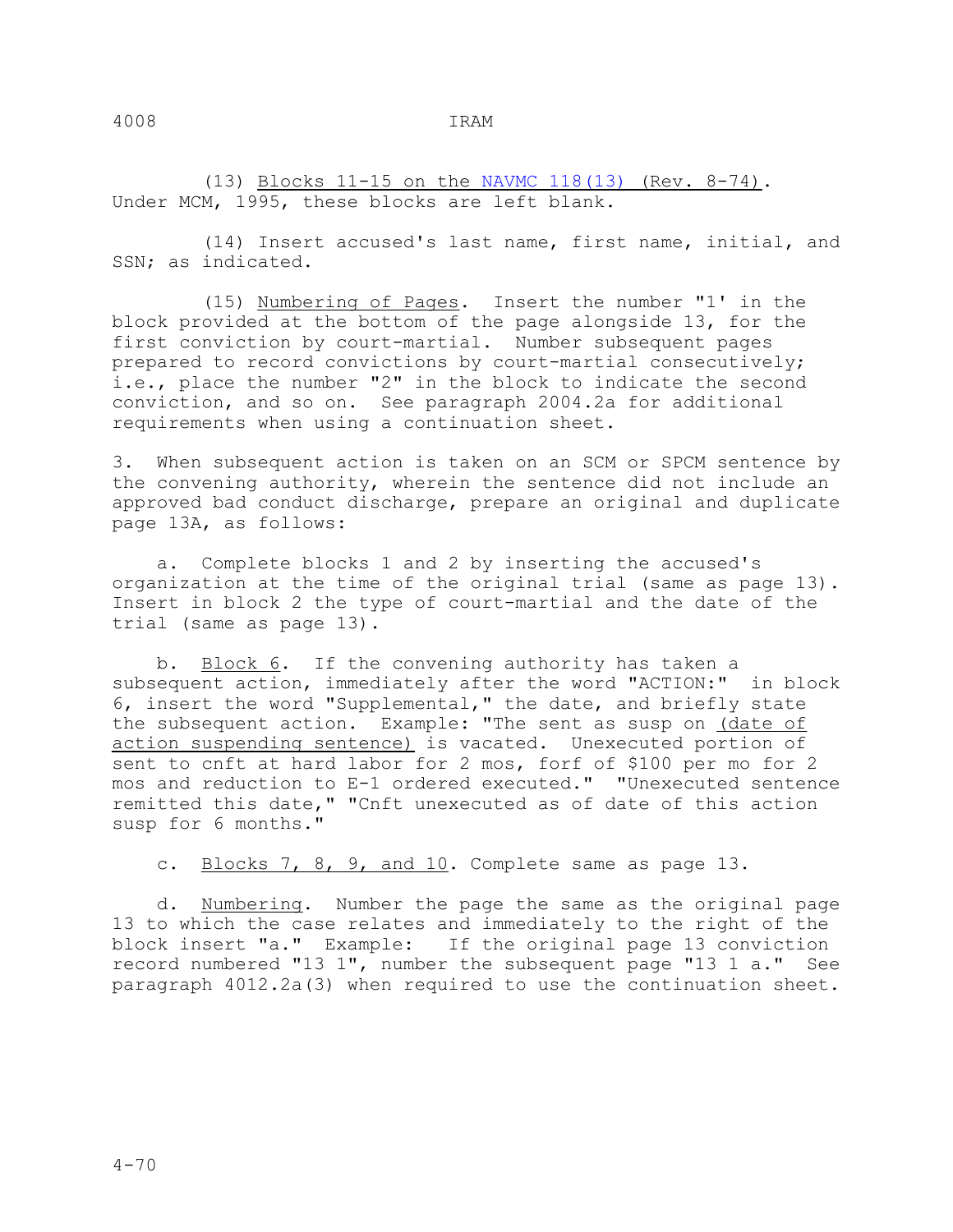(13) Blocks 11-15 on the NAVMC 118(13) (Rev. 8-74). Under MCM, 1995, these blocks are left blank.

(14) Insert accused's last name, first name, initial, and SSN; as indicated.

(15) Numbering of Pages. Insert the number "1' in the block provided at the bottom of the page alongside 13, for the first conviction by court-martial. Number subsequent pages prepared to record convictions by court-martial consecutively; i.e., place the number "2" in the block to indicate the second conviction, and so on. See paragraph 2004.2a for additional requirements when using a continuation sheet.

3. When subsequent action is taken on an SCM or SPCM sentence by the convening authority, wherein the sentence did not include an approved bad conduct discharge, prepare an original and duplicate page 13A, as follows:

a. Complete blocks 1 and 2 by inserting the accused's organization at the time of the original trial (same as page 13). Insert in block 2 the type of court-martial and the date of the trial (same as page 13).

b. Block 6. If the convening authority has taken a subsequent action, immediately after the word "ACTION:" in block 6, insert the word "Supplemental," the date, and briefly state the subsequent action. Example: "The sent as susp on (date of action suspending sentence) is vacated. Unexecuted portion of sent to cnft at hard labor for 2 mos, forf of $100 per mo for 2 mos and reduction to E-1 ordered executed." "Unexecuted sentence remitted this date," "Cnft unexecuted as of date of this action susp for 6 months."

c. Blocks 7, 8, 9, and 10. Complete same as page 13.

d. Numbering. Number the page the same as the original page 13 to which the case relates and immediately to the right of the block insert "a." Example: If the original page 13 conviction record numbered "13 1", number the subsequent page "13 1 a." See paragraph 4012.2a(3) when required to use the continuation sheet.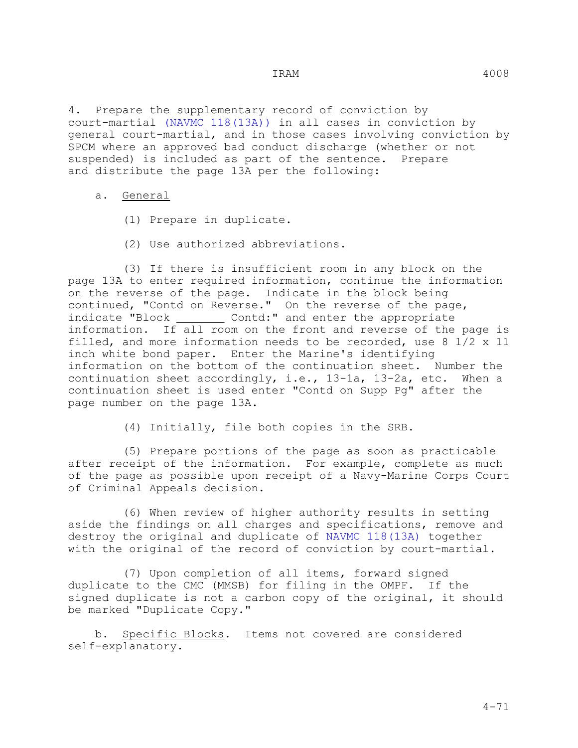4. Prepare the supplementary record of conviction by court-martial (NAVMC 118(13A)) in all cases in conviction by general court-martial, and in those cases involving conviction by SPCM where an approved bad conduct discharge (whether or not suspended) is included as part of the sentence. Prepare and distribute the page 13A per the following:

a. General

(1) Prepare in duplicate.

(2) Use authorized abbreviations.

(3) If there is insufficient room in any block on the page 13A to enter required information, continue the information on the reverse of the page. Indicate in the block being continued, "Contd on Reverse." On the reverse of the page, indicate "Block _______ Contd:" and enter the appropriate information. If all room on the front and reverse of the page is filled, and more information needs to be recorded, use 8 1/2 x 11 inch white bond paper. Enter the Marine's identifying information on the bottom of the continuation sheet. Number the continuation sheet accordingly, i.e., 13-1a, 13-2a, etc. When a continuation sheet is used enter "Contd on Supp Pg" after the page number on the page 13A.

(4) Initially, file both copies in the SRB.

(5) Prepare portions of the page as soon as practicable after receipt of the information. For example, complete as much of the page as possible upon receipt of a Navy-Marine Corps Court of Criminal Appeals decision.

(6) When review of higher authority results in setting aside the findings on all charges and specifications, remove and destroy the original and duplicate of NAVMC 118(13A) together with the original of the record of conviction by court-martial.

(7) Upon completion of all items, forward signed duplicate to the CMC (MMSB) for filing in the OMPF. If the signed duplicate is not a carbon copy of the original, it should be marked "Duplicate Copy."

b. Specific Blocks. Items not covered are considered self-explanatory.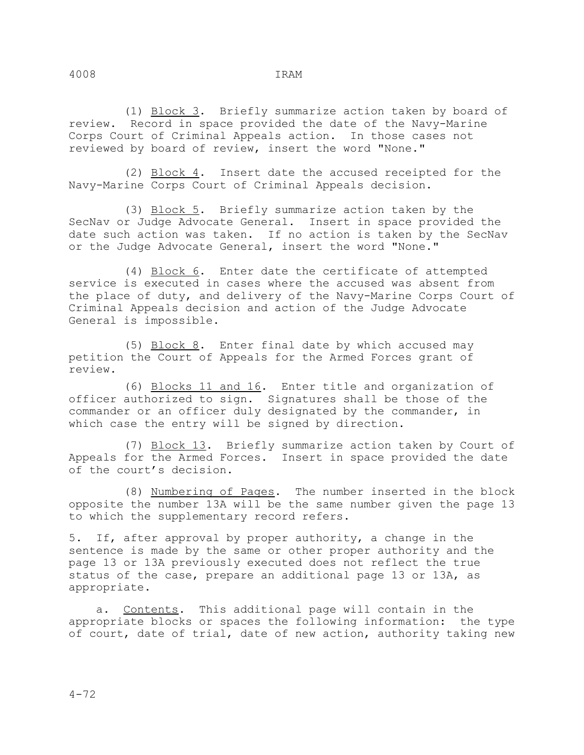(1) <u>Block 3</u>. Briefly summarize action taken by board of review. Record in space provided the date of the Navy-Marine Corps Court of Criminal Appeals action. In those cases not reviewed by board of review, insert the word "None."

(2) <u>Block 4</u>. Insert date the accused receipted for the Navy-Marine Corps Court of Criminal Appeals decision.

(3) <u>Block 5</u>. Briefly summarize action taken by the SecNav or Judge Advocate General. Insert in space provided the date such action was taken. If no action is taken by the SecNav or the Judge Advocate General, insert the word "None."

(4) <u>Block 6</u>. Enter date the certificate of attempted service is executed in cases where the accused was absent from the place of duty, and delivery of the Navy-Marine Corps Court of Criminal Appeals decision and action of the Judge Advocate General is impossible.

(5) <u>Block 8</u>. Enter final date by which accused may petition the Court of Appeals for the Armed Forces grant of review.

(6) <u>Blocks 11 and 16</u>. Enter title and organization of officer authorized to sign. Signatures shall be those of the commander or an officer duly designated by the commander, in which case the entry will be signed by direction.

(7) <u>Block 13</u>. Briefly summarize action taken by Court of Appeals for the Armed Forces. Insert in space provided the date of the court's decision.

(8) <u>Numbering of Pages</u>. The number inserted in the block opposite the number 13A will be the same number given the page 13 to which the supplementary record refers.

5. If, after approval by proper authority, a change in the sentence is made by the same or other proper authority and the page 13 or 13A previously executed does not reflect the true status of the case, prepare an additional page 13 or 13A, as appropriate.

a. <u>Contents</u>. This additional page will contain in the appropriate blocks or spaces the following information: the type of court, date of trial, date of new action, authority taking new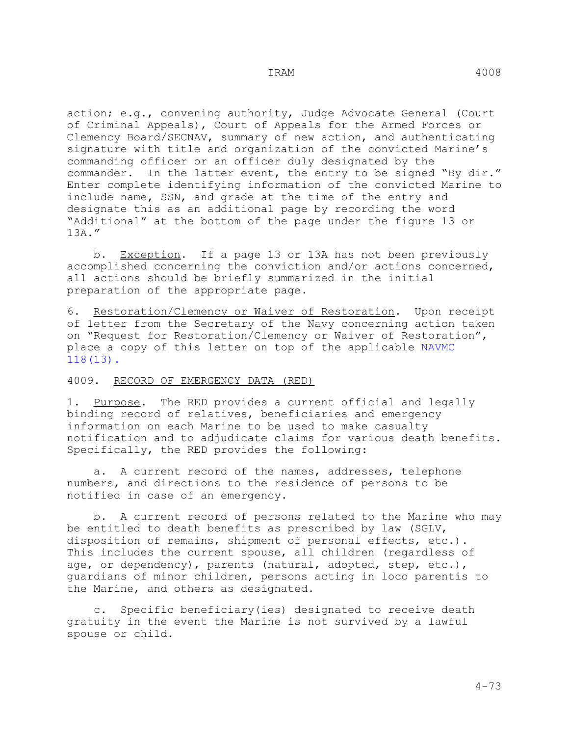action; e.g., convening authority, Judge Advocate General (Court of Criminal Appeals), Court of Appeals for the Armed Forces or Clemency Board/SECNAV, summary of new action, and authenticating signature with title and organization of the convicted Marine's commanding officer or an officer duly designated by the commander. In the latter event, the entry to be signed "By dir." Enter complete identifying information of the convicted Marine to include name, SSN, and grade at the time of the entry and designate this as an additional page by recording the word "Additional" at the bottom of the page under the figure 13 or 13A."

b. Exception. If a page 13 or 13A has not been previously accomplished concerning the conviction and/or actions concerned, all actions should be briefly summarized in the initial preparation of the appropriate page.

6. Restoration/Clemency or Waiver of Restoration. Upon receipt of letter from the Secretary of the Navy concerning action taken on "Request for Restoration/Clemency or Waiver of Restoration", place a copy of this letter on top of the applicable NAVMC 118(13).

## 4009. RECORD OF EMERGENCY DATA (RED)

1. Purpose. The RED provides a current official and legally binding record of relatives, beneficiaries and emergency information on each Marine to be used to make casualty notification and to adjudicate claims for various death benefits. Specifically, the RED provides the following:

a. A current record of the names, addresses, telephone numbers, and directions to the residence of persons to be notified in case of an emergency.

b. A current record of persons related to the Marine who may be entitled to death benefits as prescribed by law (SGLV, disposition of remains, shipment of personal effects, etc.). This includes the current spouse, all children (regardless of age, or dependency), parents (natural, adopted, step, etc.), guardians of minor children, persons acting in loco parentis to the Marine, and others as designated.

c. Specific beneficiary(ies) designated to receive death gratuity in the event the Marine is not survived by a lawful spouse or child.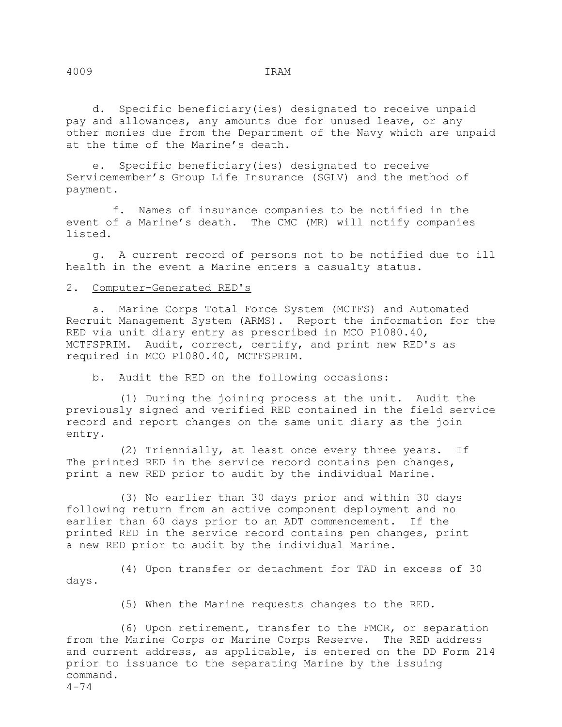d. Specific beneficiary(ies) designated to receive unpaid pay and allowances, any amounts due for unused leave, or any other monies due from the Department of the Navy which are unpaid at the time of the Marine's death.

e. Specific beneficiary(ies) designated to receive Servicemember's Group Life Insurance (SGLV) and the method of payment.

f. Names of insurance companies to be notified in the event of a Marine's death. The CMC (MR) will notify companies listed.

g. A current record of persons not to be notified due to ill health in the event a Marine enters a casualty status.

2. Computer-Generated RED's

a. Marine Corps Total Force System (MCTFS) and Automated Recruit Management System (ARMS). Report the information for the RED via unit diary entry as prescribed in MCO P1080.40, MCTFSPRIM. Audit, correct, certify, and print new RED's as required in MCO P1080.40, MCTFSPRIM.

b. Audit the RED on the following occasions:

(1) During the joining process at the unit. Audit the previously signed and verified RED contained in the field service record and report changes on the same unit diary as the join entry.

(2) Triennially, at least once every three years. If The printed RED in the service record contains pen changes, print a new RED prior to audit by the individual Marine.

(3) No earlier than 30 days prior and within 30 days following return from an active component deployment and no earlier than 60 days prior to an ADT commencement. If the printed RED in the service record contains pen changes, print a new RED prior to audit by the individual Marine.

(4) Upon transfer or detachment for TAD in excess of 30 days.

(5) When the Marine requests changes to the RED.

(6) Upon retirement, transfer to the FMCR, or separation from the Marine Corps or Marine Corps Reserve. The RED address and current address, as applicable, is entered on the DD Form 214 prior to issuance to the separating Marine by the issuing command.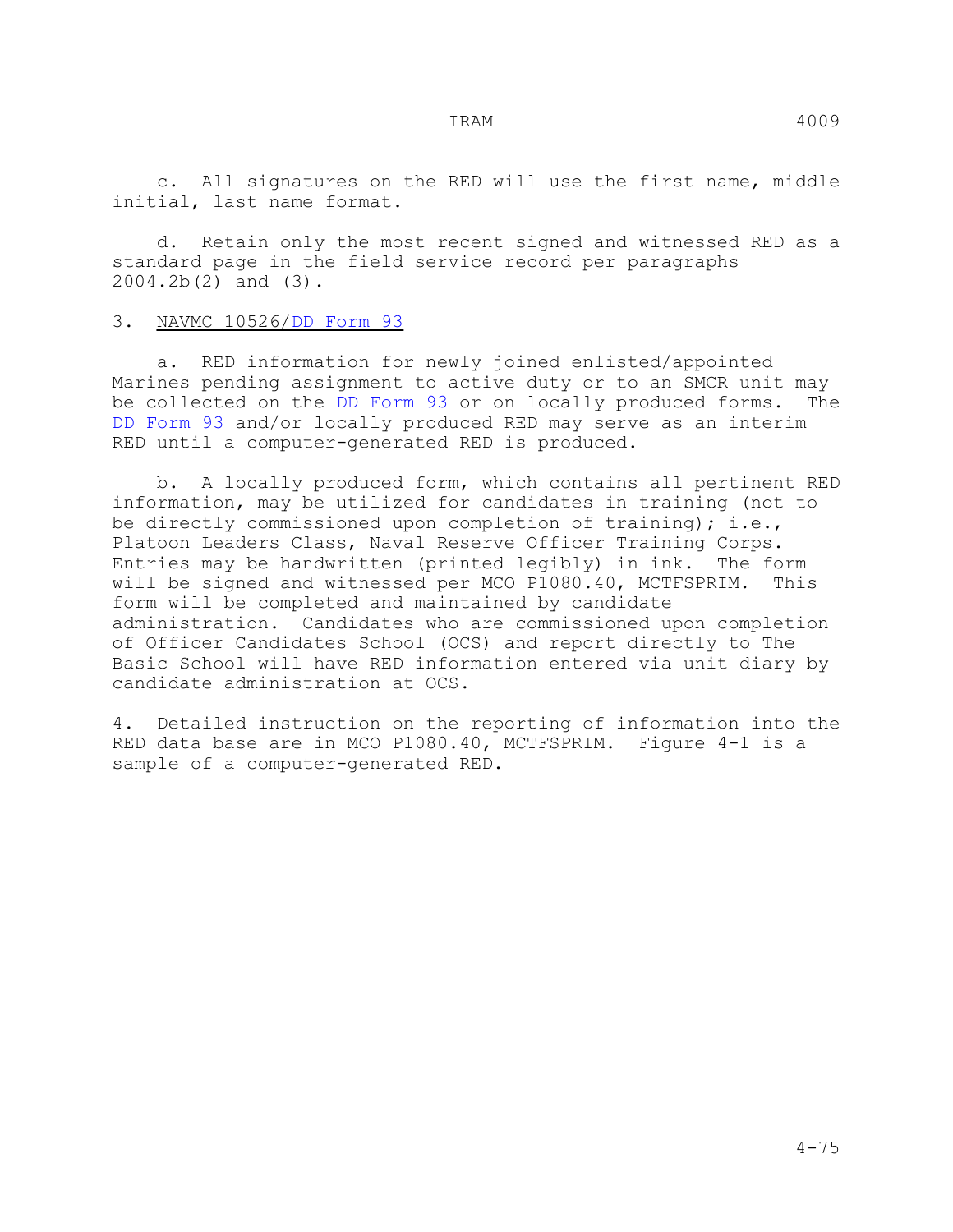c. All signatures on the RED will use the first name, middle initial, last name format.

d. Retain only the most recent signed and witnessed RED as a standard page in the field service record per paragraphs 2004.2b(2) and (3).

3. NAVMC 10526/DD Form 93

a. RED information for newly joined enlisted/appointed Marines pending assignment to active duty or to an SMCR unit may be collected on the DD Form 93 or on locally produced forms. The DD Form 93 and/or locally produced RED may serve as an interim RED until a computer-generated RED is produced.

b. A locally produced form, which contains all pertinent RED information, may be utilized for candidates in training (not to be directly commissioned upon completion of training); i.e., Platoon Leaders Class, Naval Reserve Officer Training Corps. Entries may be handwritten (printed legibly) in ink. The form will be signed and witnessed per MCO P1080.40, MCTFSPRIM. This form will be completed and maintained by candidate administration. Candidates who are commissioned upon completion of Officer Candidates School (OCS) and report directly to The Basic School will have RED information entered via unit diary by candidate administration at OCS.

4. Detailed instruction on the reporting of information into the RED data base are in MCO P1080.40, MCTFSPRIM. Figure 4-1 is a sample of a computer-generated RED.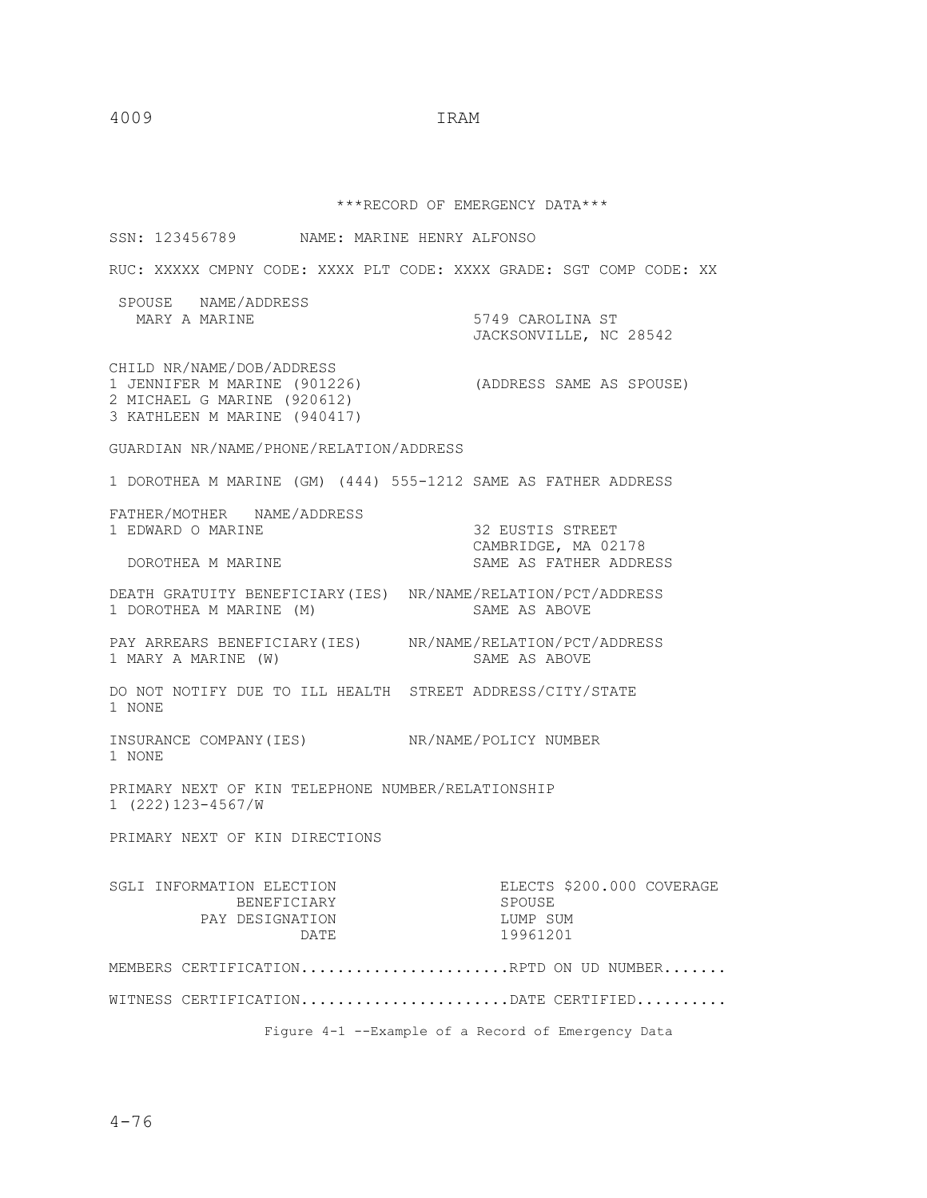```
                    ***RECORD OF EMERGENCY DATA***

SSN: 123456789       NAME: MARINE HENRY ALFONSO

RUC: XXXXX CMPNY CODE: XXXX PLT CODE: XXXX GRADE: SGT COMP CODE: XX

 SPOUSE   NAME/ADDRESS
   MARY A MARINE                         5749 CAROLINA ST
                                         JACKSONVILLE, NC 28542

CHILD NR/NAME/DOB/ADDRESS
1 JENNIFER M MARINE (901226)             (ADDRESS SAME AS SPOUSE)
2 MICHAEL G MARINE (920612)
3 KATHLEEN M MARINE (940417)

GUARDIAN NR/NAME/PHONE/RELATION/ADDRESS

1 DOROTHEA M MARINE (GM) (444) 555-1212 SAME AS FATHER ADDRESS

FATHER/MOTHER   NAME/ADDRESS
1 EDWARD O MARINE                        32 EUSTIS STREET
                                         CAMBRIDGE, MA 02178
  DOROTHEA M MARINE                      SAME AS FATHER ADDRESS

DEATH GRATUITY BENEFICIARY(IES)  NR/NAME/RELATION/PCT/ADDRESS
1 DOROTHEA M MARINE (M)                  SAME AS ABOVE

PAY ARREARS BENEFICIARY(IES)     NR/NAME/RELATION/PCT/ADDRESS
1 MARY A MARINE (W)                      SAME AS ABOVE

DO NOT NOTIFY DUE TO ILL HEALTH  STREET ADDRESS/CITY/STATE
1 NONE

INSURANCE COMPANY(IES)           NR/NAME/POLICY NUMBER
1 NONE

PRIMARY NEXT OF KIN TELEPHONE NUMBER/RELATIONSHIP
1 (222)123-4567/W

PRIMARY NEXT OF KIN DIRECTIONS


SGLI INFORMATION ELECTION                  ELECTS $200.000 COVERAGE
           BENEFICIARY                     SPOUSE
        PAY DESIGNATION                    LUMP SUM
                   DATE                    19961201

MEMBERS CERTIFICATION......................RPTD ON UD NUMBER.......

WITNESS CERTIFICATION......................DATE CERTIFIED..........
```

Figure 4-1 --Example of a Record of Emergency Data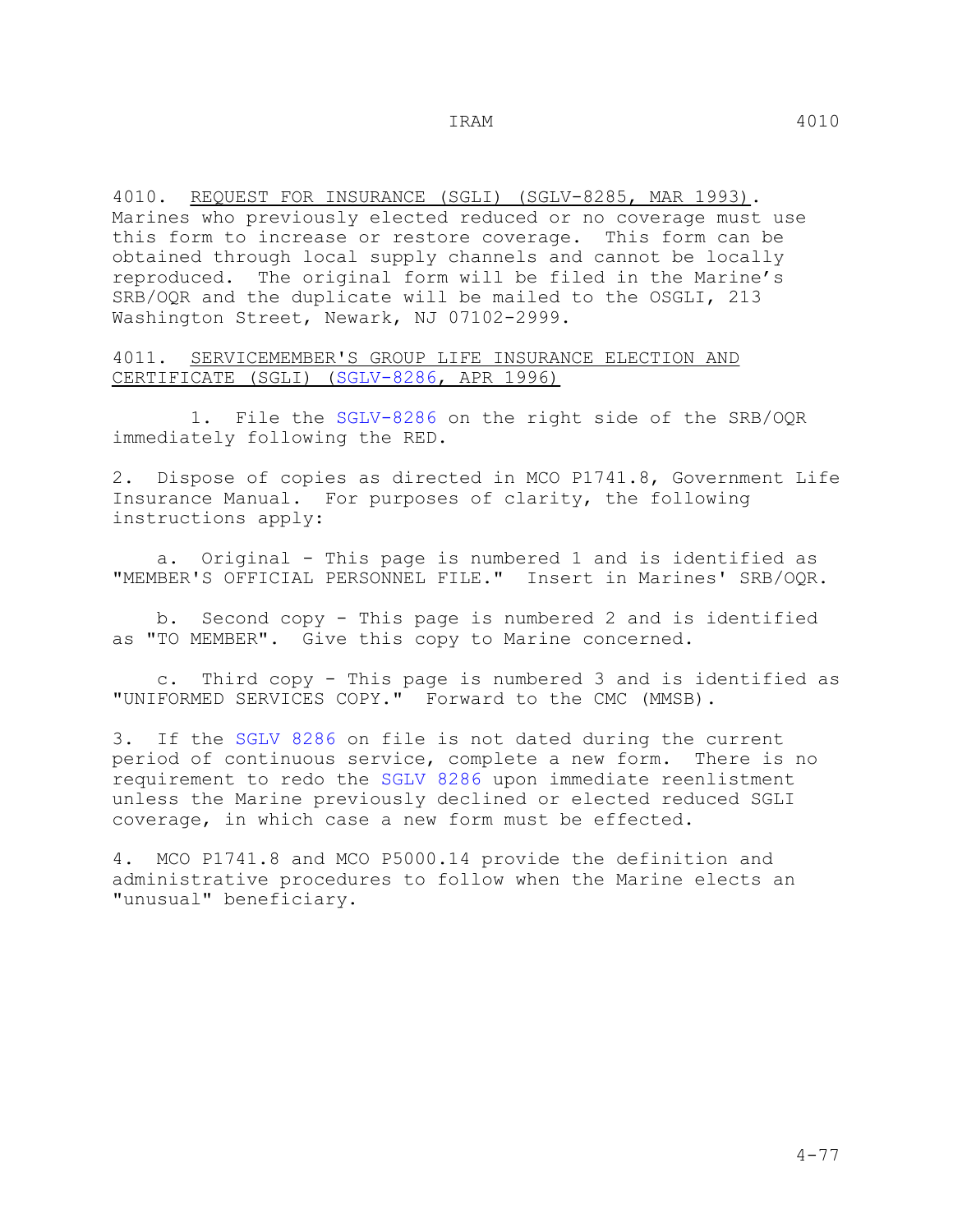4010. <u>REQUEST FOR INSURANCE (SGLI) (SGLV-8285, MAR 1993)</u>. Marines who previously elected reduced or no coverage must use this form to increase or restore coverage. This form can be obtained through local supply channels and cannot be locally reproduced. The original form will be filed in the Marine's SRB/OQR and the duplicate will be mailed to the OSGLI, 213 Washington Street, Newark, NJ 07102-2999.

4011. <u>SERVICEMEMBER'S GROUP LIFE INSURANCE ELECTION AND CERTIFICATE (SGLI) (SGLV-8286, APR 1996)</u>

1. File the SGLV-8286 on the right side of the SRB/OQR immediately following the RED.

2. Dispose of copies as directed in MCO P1741.8, Government Life Insurance Manual. For purposes of clarity, the following instructions apply:

   a. Original - This page is numbered 1 and is identified as "MEMBER'S OFFICIAL PERSONNEL FILE." Insert in Marines' SRB/OQR.

   b. Second copy - This page is numbered 2 and is identified as "TO MEMBER". Give this copy to Marine concerned.

   c. Third copy - This page is numbered 3 and is identified as "UNIFORMED SERVICES COPY." Forward to the CMC (MMSB).

3. If the SGLV 8286 on file is not dated during the current period of continuous service, complete a new form. There is no requirement to redo the SGLV 8286 upon immediate reenlistment unless the Marine previously declined or elected reduced SGLI coverage, in which case a new form must be effected.

4. MCO P1741.8 and MCO P5000.14 provide the definition and administrative procedures to follow when the Marine elects an "unusual" beneficiary.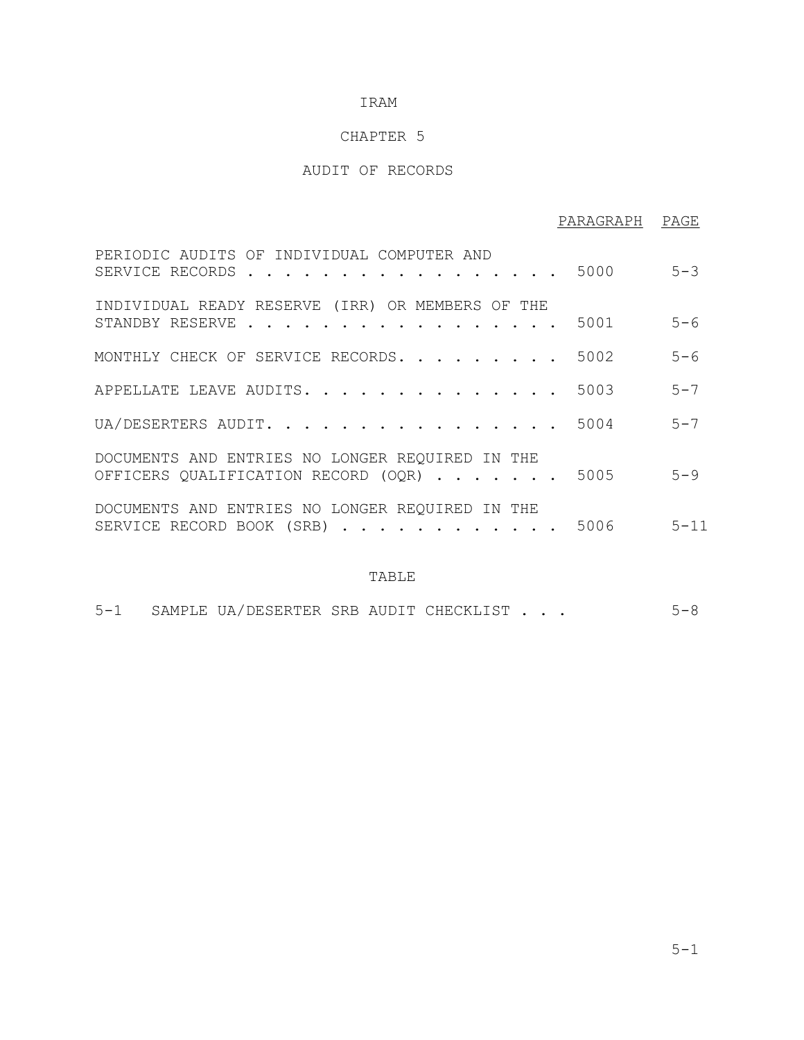# IRAM

## CHAPTER 5

## AUDIT OF RECORDS

| | PARAGRAPH | PAGE |
|---|---|---|
| PERIODIC AUDITS OF INDIVIDUAL COMPUTER AND SERVICE RECORDS | 5000 | 5-3 |
| INDIVIDUAL READY RESERVE (IRR) OR MEMBERS OF THE STANDBY RESERVE | 5001 | 5-6 |
| MONTHLY CHECK OF SERVICE RECORDS | 5002 | 5-6 |
| APPELLATE LEAVE AUDITS | 5003 | 5-7 |
| UA/DESERTERS AUDIT | 5004 | 5-7 |
| DOCUMENTS AND ENTRIES NO LONGER REQUIRED IN THE OFFICERS QUALIFICATION RECORD (OQR) | 5005 | 5-9 |
| DOCUMENTS AND ENTRIES NO LONGER REQUIRED IN THE SERVICE RECORD BOOK (SRB) | 5006 | 5-11 |

### TABLE

| | | PAGE |
|---|---|---|
| 5-1 | SAMPLE UA/DESERTER SRB AUDIT CHECKLIST | 5-8 |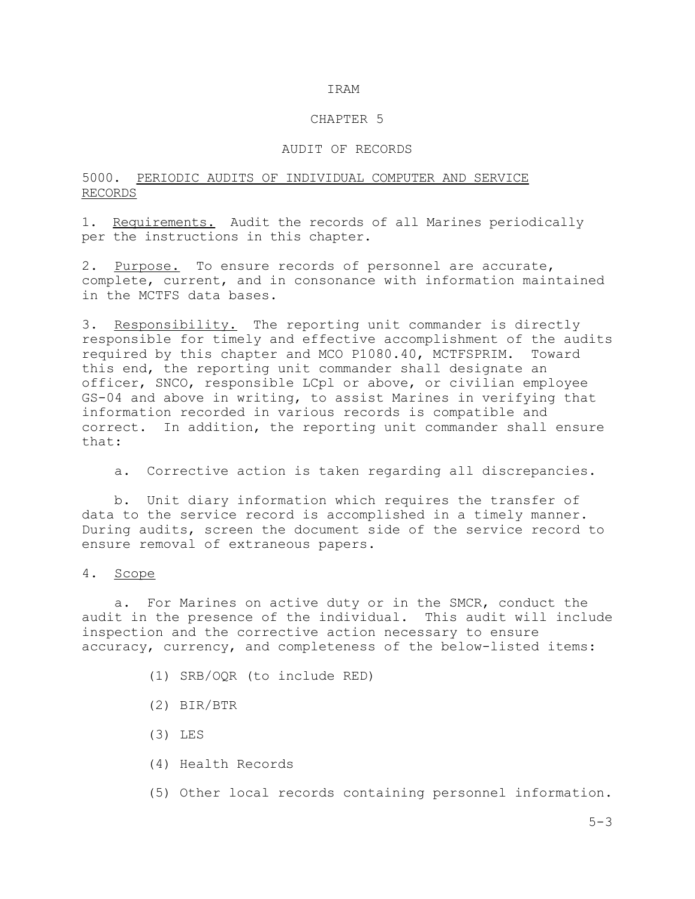IRAM

# CHAPTER 5

# AUDIT OF RECORDS

## 5000. PERIODIC AUDITS OF INDIVIDUAL COMPUTER AND SERVICE RECORDS

1. Requirements. Audit the records of all Marines periodically per the instructions in this chapter.

2. Purpose. To ensure records of personnel are accurate, complete, current, and in consonance with information maintained in the MCTFS data bases.

3. Responsibility. The reporting unit commander is directly responsible for timely and effective accomplishment of the audits required by this chapter and MCO P1080.40, MCTFSPRIM. Toward this end, the reporting unit commander shall designate an officer, SNCO, responsible LCpl or above, or civilian employee GS-04 and above in writing, to assist Marines in verifying that information recorded in various records is compatible and correct. In addition, the reporting unit commander shall ensure that:

a. Corrective action is taken regarding all discrepancies.

b. Unit diary information which requires the transfer of data to the service record is accomplished in a timely manner. During audits, screen the document side of the service record to ensure removal of extraneous papers.

4. Scope

a. For Marines on active duty or in the SMCR, conduct the audit in the presence of the individual. This audit will include inspection and the corrective action necessary to ensure accuracy, currency, and completeness of the below-listed items:

(1) SRB/OQR (to include RED)

(2) BIR/BTR

(3) LES

(4) Health Records

(5) Other local records containing personnel information.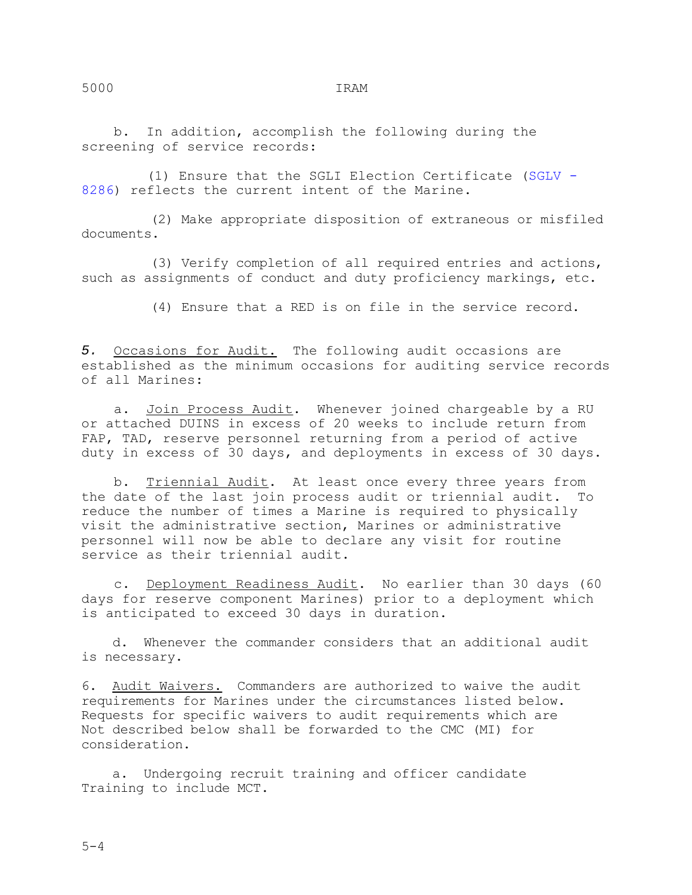b. In addition, accomplish the following during the screening of service records:

(1) Ensure that the SGLI Election Certificate (SGLV - 8286) reflects the current intent of the Marine.

(2) Make appropriate disposition of extraneous or misfiled documents.

(3) Verify completion of all required entries and actions, such as assignments of conduct and duty proficiency markings, etc.

(4) Ensure that a RED is on file in the service record.

*5.* Occasions for Audit. The following audit occasions are established as the minimum occasions for auditing service records of all Marines:

a. Join Process Audit. Whenever joined chargeable by a RU or attached DUINS in excess of 20 weeks to include return from FAP, TAD, reserve personnel returning from a period of active duty in excess of 30 days, and deployments in excess of 30 days.

b. Triennial Audit. At least once every three years from the date of the last join process audit or triennial audit. To reduce the number of times a Marine is required to physically visit the administrative section, Marines or administrative personnel will now be able to declare any visit for routine service as their triennial audit.

c. Deployment Readiness Audit. No earlier than 30 days (60 days for reserve component Marines) prior to a deployment which is anticipated to exceed 30 days in duration.

d. Whenever the commander considers that an additional audit is necessary.

6. Audit Waivers. Commanders are authorized to waive the audit requirements for Marines under the circumstances listed below. Requests for specific waivers to audit requirements which are Not described below shall be forwarded to the CMC (MI) for consideration.

a. Undergoing recruit training and officer candidate Training to include MCT.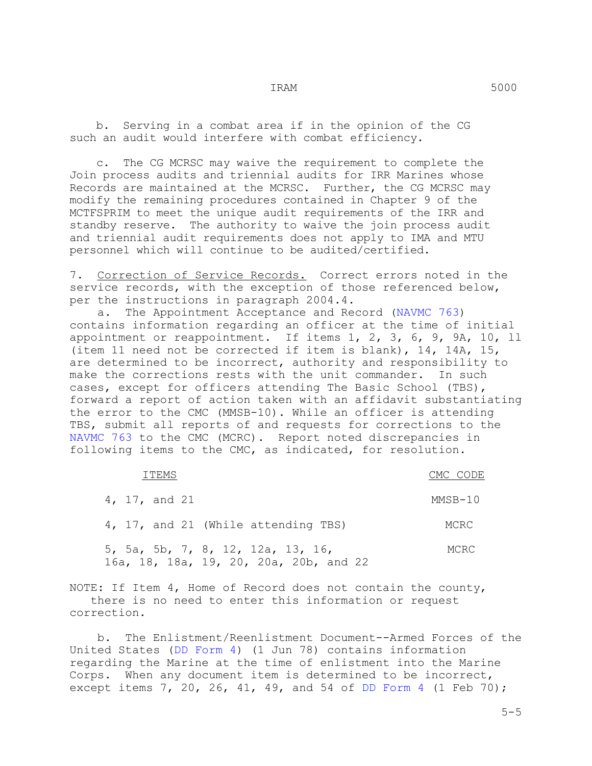b. Serving in a combat area if in the opinion of the CG such an audit would interfere with combat efficiency.

c. The CG MCRSC may waive the requirement to complete the Join process audits and triennial audits for IRR Marines whose Records are maintained at the MCRSC. Further, the CG MCRSC may modify the remaining procedures contained in Chapter 9 of the MCTFSPRIM to meet the unique audit requirements of the IRR and standby reserve. The authority to waive the join process audit and triennial audit requirements does not apply to IMA and MTU personnel which will continue to be audited/certified.

7. Correction of Service Records. Correct errors noted in the service records, with the exception of those referenced below, per the instructions in paragraph 2004.4.

a. The Appointment Acceptance and Record (NAVMC 763) contains information regarding an officer at the time of initial appointment or reappointment. If items 1, 2, 3, 6, 9, 9A, 10, 11 (item 11 need not be corrected if item is blank), 14, 14A, 15, are determined to be incorrect, authority and responsibility to make the corrections rests with the unit commander. In such cases, except for officers attending The Basic School (TBS), forward a report of action taken with an affidavit substantiating the error to the CMC (MMSB-10). While an officer is attending TBS, submit all reports of and requests for corrections to the NAVMC 763 to the CMC (MCRC). Report noted discrepancies in following items to the CMC, as indicated, for resolution.

| ITEMS | CMC CODE |
|---|---|
| 4, 17, and 21 | MMSB-10 |
| 4, 17, and 21 (While attending TBS) | MCRC |
| 5, 5a, 5b, 7, 8, 12, 12a, 13, 16, 16a, 18, 18a, 19, 20, 20a, 20b, and 22 | MCRC |

NOTE: If Item 4, Home of Record does not contain the county, there is no need to enter this information or request correction.

b. The Enlistment/Reenlistment Document--Armed Forces of the United States (DD Form 4) (1 Jun 78) contains information regarding the Marine at the time of enlistment into the Marine Corps. When any document item is determined to be incorrect, except items 7, 20, 26, 41, 49, and 54 of DD Form 4 (1 Feb 70);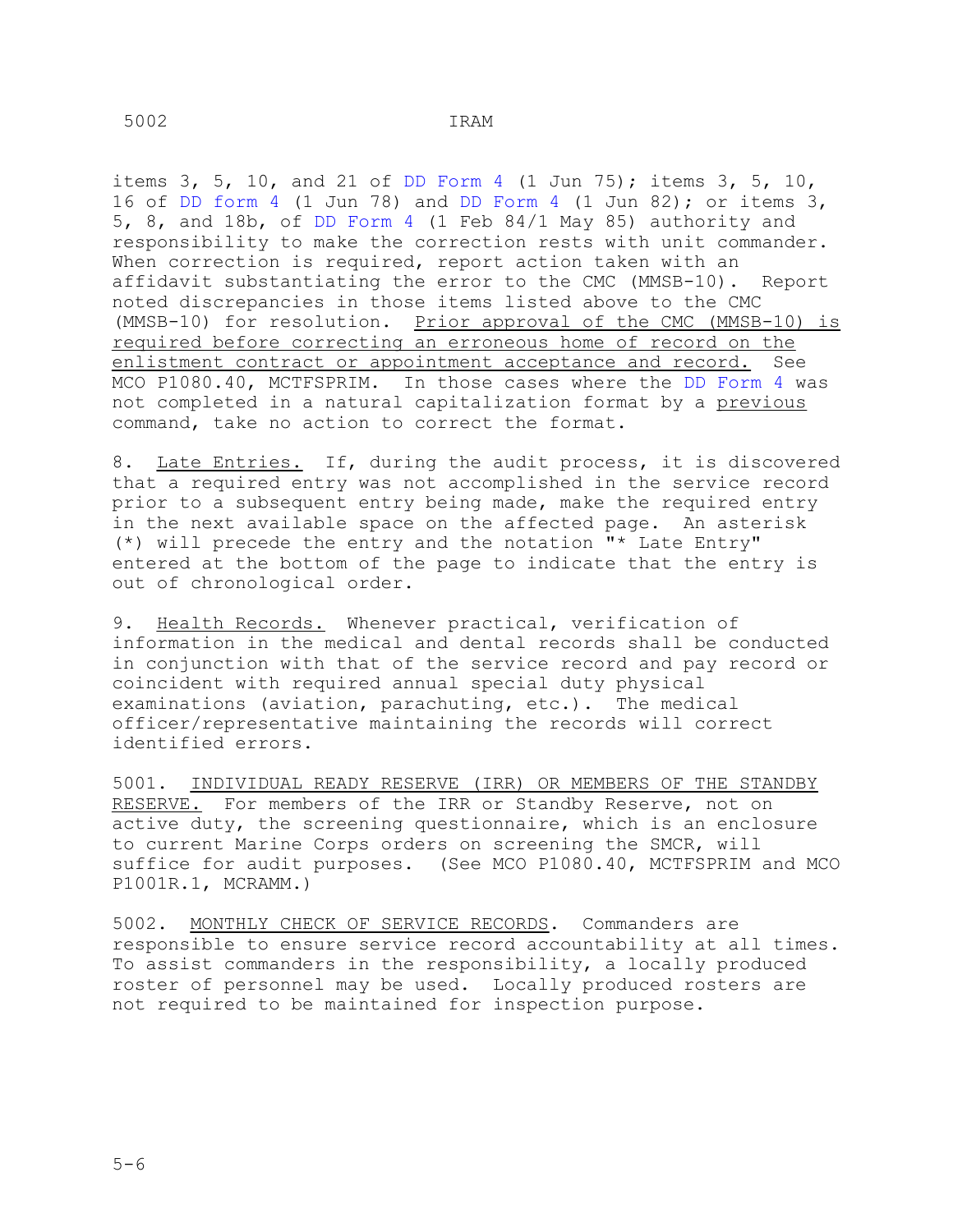items 3, 5, 10, and 21 of DD Form 4 (1 Jun 75); items 3, 5, 10, 16 of DD form 4 (1 Jun 78) and DD Form 4 (1 Jun 82); or items 3, 5, 8, and 18b, of DD Form 4 (1 Feb 84/1 May 85) authority and responsibility to make the correction rests with unit commander. When correction is required, report action taken with an affidavit substantiating the error to the CMC (MMSB-10). Report noted discrepancies in those items listed above to the CMC (MMSB-10) for resolution. Prior approval of the CMC (MMSB-10) is required before correcting an erroneous home of record on the enlistment contract or appointment acceptance and record. See MCO P1080.40, MCTFSPRIM. In those cases where the DD Form 4 was not completed in a natural capitalization format by a previous command, take no action to correct the format.

8. Late Entries. If, during the audit process, it is discovered that a required entry was not accomplished in the service record prior to a subsequent entry being made, make the required entry in the next available space on the affected page. An asterisk (*) will precede the entry and the notation "* Late Entry" entered at the bottom of the page to indicate that the entry is out of chronological order.

9. Health Records. Whenever practical, verification of information in the medical and dental records shall be conducted in conjunction with that of the service record and pay record or coincident with required annual special duty physical examinations (aviation, parachuting, etc.). The medical officer/representative maintaining the records will correct identified errors.

5001. INDIVIDUAL READY RESERVE (IRR) OR MEMBERS OF THE STANDBY RESERVE. For members of the IRR or Standby Reserve, not on active duty, the screening questionnaire, which is an enclosure to current Marine Corps orders on screening the SMCR, will suffice for audit purposes. (See MCO P1080.40, MCTFSPRIM and MCO P1001R.1, MCRAMM.)

5002. MONTHLY CHECK OF SERVICE RECORDS. Commanders are responsible to ensure service record accountability at all times. To assist commanders in the responsibility, a locally produced roster of personnel may be used. Locally produced rosters are not required to be maintained for inspection purpose.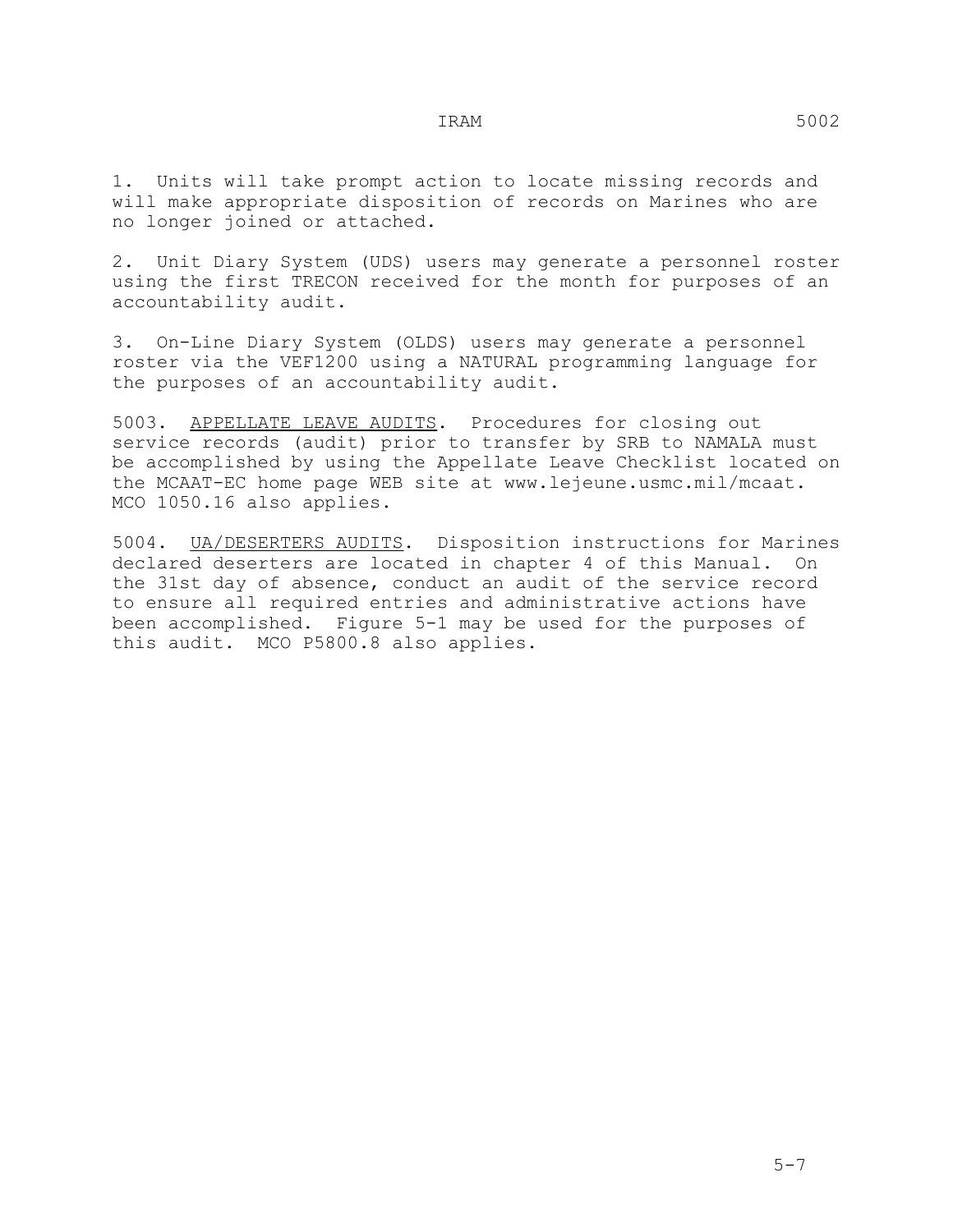1. Units will take prompt action to locate missing records and will make appropriate disposition of records on Marines who are no longer joined or attached.

2. Unit Diary System (UDS) users may generate a personnel roster using the first TRECON received for the month for purposes of an accountability audit.

3. On-Line Diary System (OLDS) users may generate a personnel roster via the VEF1200 using a NATURAL programming language for the purposes of an accountability audit.

5003. APPELLATE LEAVE AUDITS. Procedures for closing out service records (audit) prior to transfer by SRB to NAMALA must be accomplished by using the Appellate Leave Checklist located on the MCAAT-EC home page WEB site at www.lejeune.usmc.mil/mcaat. MCO 1050.16 also applies.

5004. UA/DESERTERS AUDITS. Disposition instructions for Marines declared deserters are located in chapter 4 of this Manual. On the 31st day of absence, conduct an audit of the service record to ensure all required entries and administrative actions have been accomplished. Figure 5-1 may be used for the purposes of this audit. MCO P5800.8 also applies.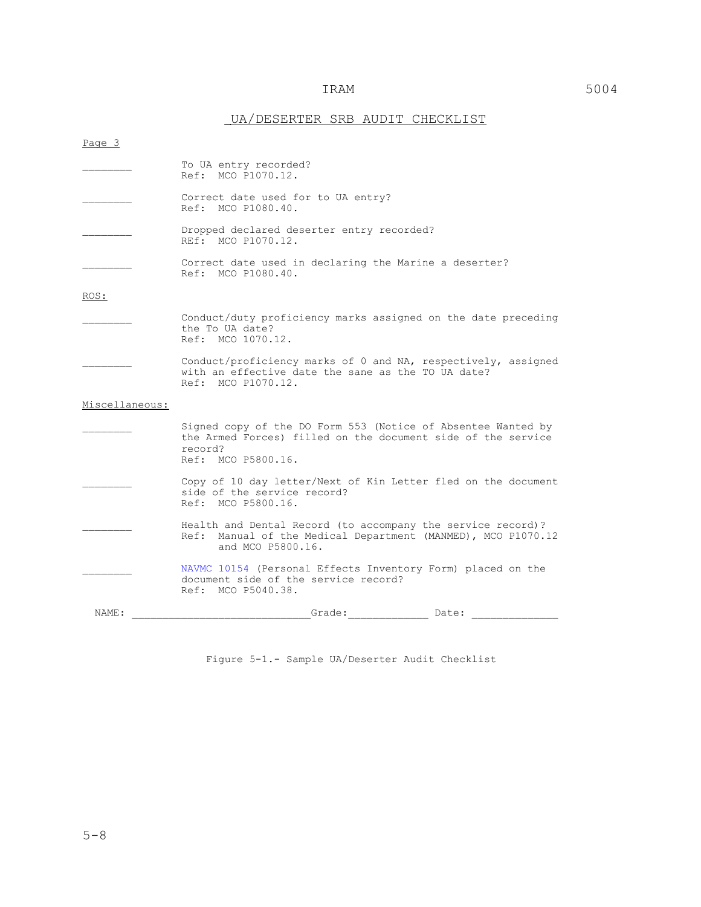## UA/DESERTER SRB AUDIT CHECKLIST

Page 3

________ To UA entry recorded?
Ref: MCO P1070.12.

________ Correct date used for to UA entry?
Ref: MCO P1080.40.

________ Dropped declared deserter entry recorded?
REf: MCO P1070.12.

________ Correct date used in declaring the Marine a deserter?
Ref: MCO P1080.40.

ROS:

________ Conduct/duty proficiency marks assigned on the date preceding the To UA date?
Ref: MCO 1070.12.

________ Conduct/proficiency marks of 0 and NA, respectively, assigned with an effective date the sane as the TO UA date?
Ref: MCO P1070.12.

Miscellaneous:

________ Signed copy of the DO Form 553 (Notice of Absentee Wanted by the Armed Forces) filled on the document side of the service record?
Ref: MCO P5800.16.

________ Copy of 10 day letter/Next of Kin Letter fled on the document side of the service record?
Ref: MCO P5800.16.

________ Health and Dental Record (to accompany the service record)?
Ref: Manual of the Medical Department (MANMED), MCO P1070.12 and MCO P5800.16.

________ NAVMC 10154 (Personal Effects Inventory Form) placed on the document side of the service record?
Ref: MCO P5040.38.

NAME: ____________________________Grade:____________ Date: _____________

Figure 5-1.- Sample UA/Deserter Audit Checklist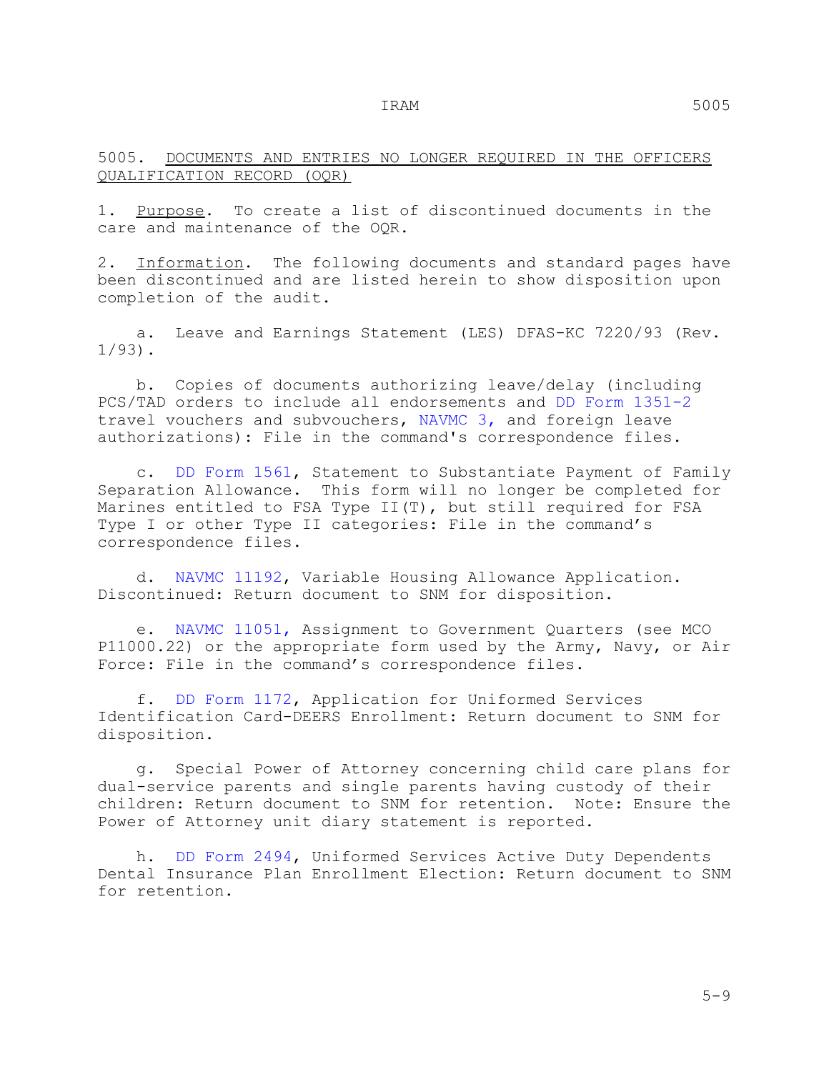## 5005. DOCUMENTS AND ENTRIES NO LONGER REQUIRED IN THE OFFICERS QUALIFICATION RECORD (OQR)

1. Purpose. To create a list of discontinued documents in the care and maintenance of the OQR.

2. Information. The following documents and standard pages have been discontinued and are listed herein to show disposition upon completion of the audit.

   a. Leave and Earnings Statement (LES) DFAS-KC 7220/93 (Rev. 1/93).

   b. Copies of documents authorizing leave/delay (including PCS/TAD orders to include all endorsements and DD Form 1351-2 travel vouchers and subvouchers, NAVMC 3, and foreign leave authorizations): File in the command's correspondence files.

   c. DD Form 1561, Statement to Substantiate Payment of Family Separation Allowance. This form will no longer be completed for Marines entitled to FSA Type II(T), but still required for FSA Type I or other Type II categories: File in the command's correspondence files.

   d. NAVMC 11192, Variable Housing Allowance Application. Discontinued: Return document to SNM for disposition.

   e. NAVMC 11051, Assignment to Government Quarters (see MCO P11000.22) or the appropriate form used by the Army, Navy, or Air Force: File in the command's correspondence files.

   f. DD Form 1172, Application for Uniformed Services Identification Card-DEERS Enrollment: Return document to SNM for disposition.

   g. Special Power of Attorney concerning child care plans for dual-service parents and single parents having custody of their children: Return document to SNM for retention. Note: Ensure the Power of Attorney unit diary statement is reported.

   h. DD Form 2494, Uniformed Services Active Duty Dependents Dental Insurance Plan Enrollment Election: Return document to SNM for retention.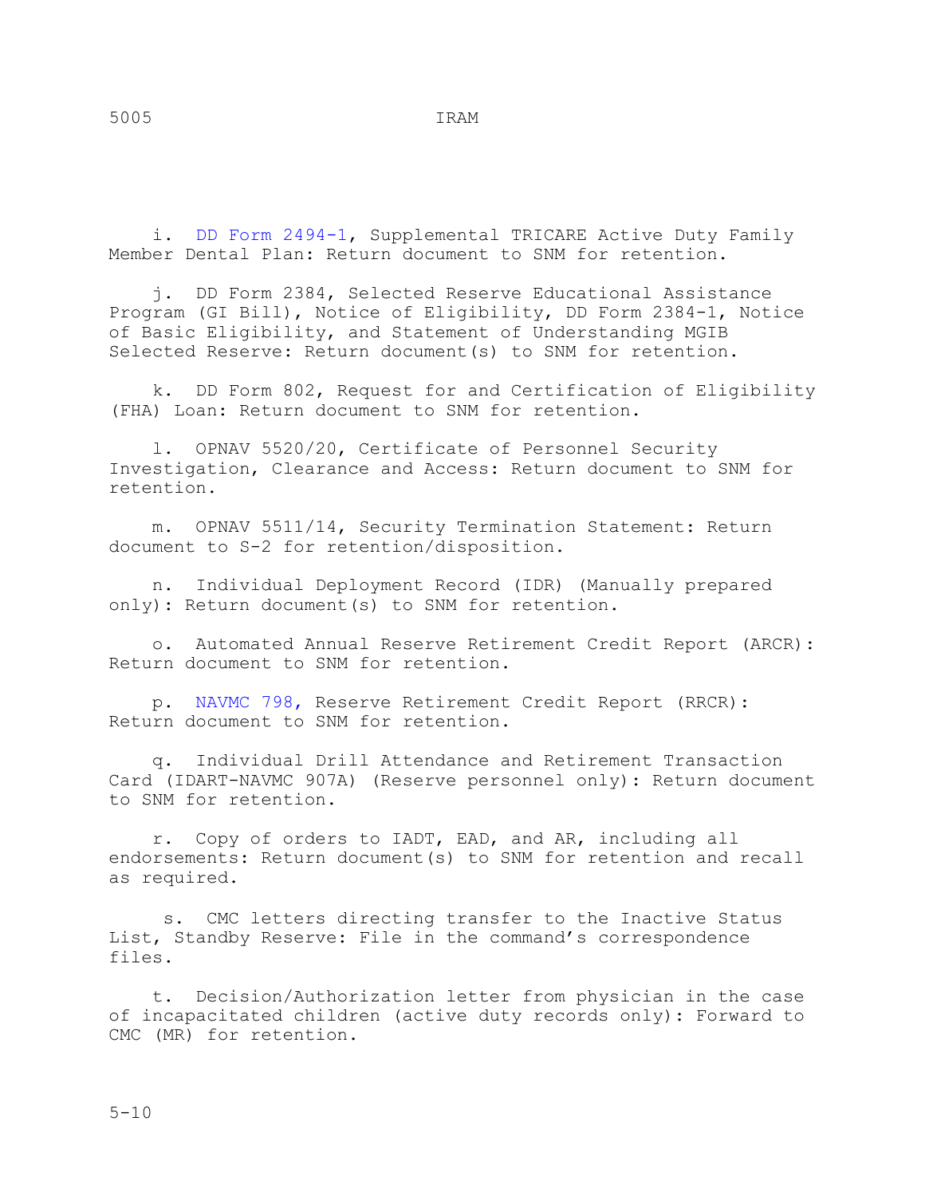i. DD Form 2494-1, Supplemental TRICARE Active Duty Family Member Dental Plan: Return document to SNM for retention.

j. DD Form 2384, Selected Reserve Educational Assistance Program (GI Bill), Notice of Eligibility, DD Form 2384-1, Notice of Basic Eligibility, and Statement of Understanding MGIB Selected Reserve: Return document(s) to SNM for retention.

k. DD Form 802, Request for and Certification of Eligibility (FHA) Loan: Return document to SNM for retention.

l. OPNAV 5520/20, Certificate of Personnel Security Investigation, Clearance and Access: Return document to SNM for retention.

m. OPNAV 5511/14, Security Termination Statement: Return document to S-2 for retention/disposition.

n. Individual Deployment Record (IDR) (Manually prepared only): Return document(s) to SNM for retention.

o. Automated Annual Reserve Retirement Credit Report (ARCR): Return document to SNM for retention.

p. NAVMC 798, Reserve Retirement Credit Report (RRCR): Return document to SNM for retention.

q. Individual Drill Attendance and Retirement Transaction Card (IDART-NAVMC 907A) (Reserve personnel only): Return document to SNM for retention.

r. Copy of orders to IADT, EAD, and AR, including all endorsements: Return document(s) to SNM for retention and recall as required.

s. CMC letters directing transfer to the Inactive Status List, Standby Reserve: File in the command's correspondence files.

t. Decision/Authorization letter from physician in the case of incapacitated children (active duty records only): Forward to CMC (MR) for retention.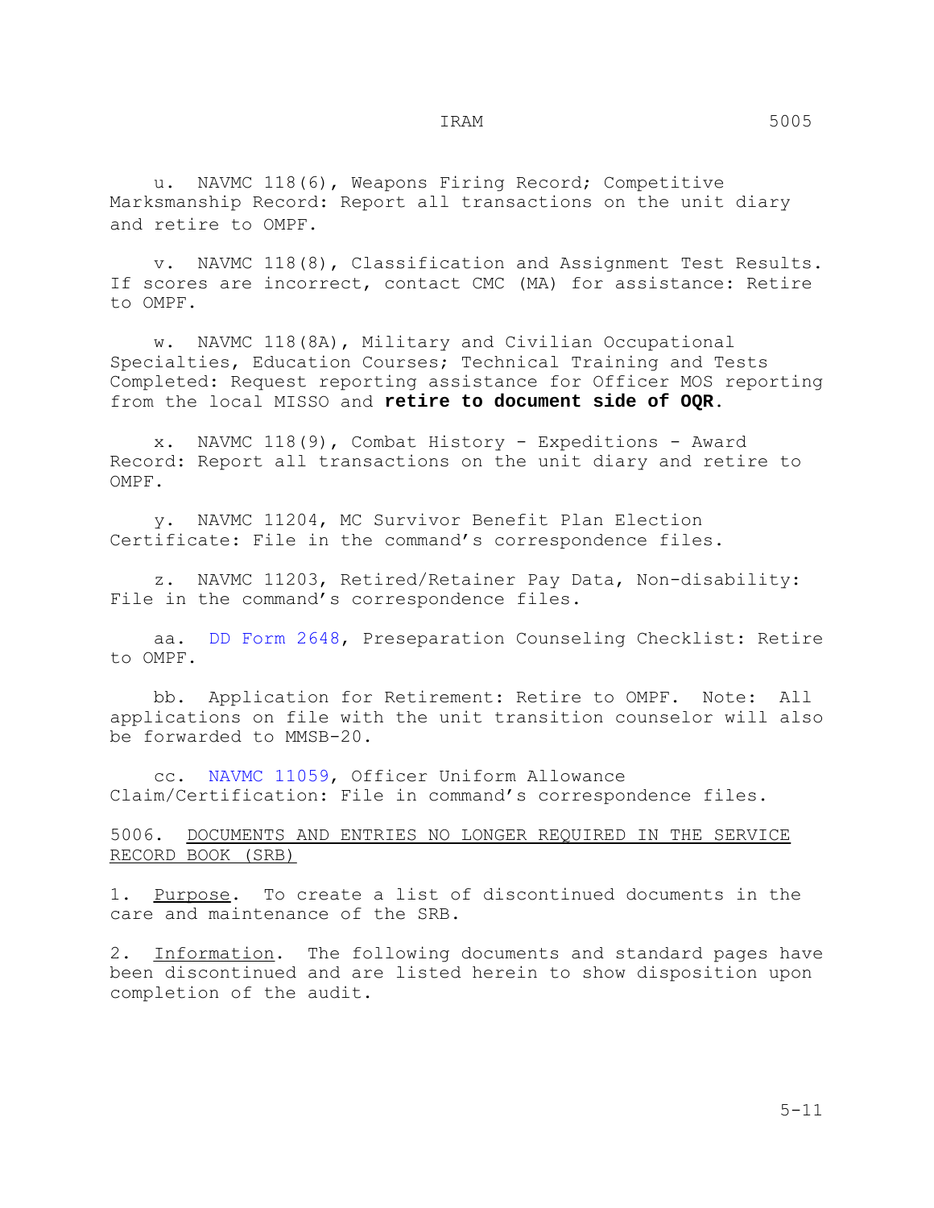u. NAVMC 118(6), Weapons Firing Record; Competitive Marksmanship Record: Report all transactions on the unit diary and retire to OMPF.

v. NAVMC 118(8), Classification and Assignment Test Results. If scores are incorrect, contact CMC (MA) for assistance: Retire to OMPF.

w. NAVMC 118(8A), Military and Civilian Occupational Specialties, Education Courses; Technical Training and Tests Completed: Request reporting assistance for Officer MOS reporting from the local MISSO and **retire to document side of OQR**.

x. NAVMC 118(9), Combat History - Expeditions - Award Record: Report all transactions on the unit diary and retire to OMPF.

y. NAVMC 11204, MC Survivor Benefit Plan Election Certificate: File in the command's correspondence files.

z. NAVMC 11203, Retired/Retainer Pay Data, Non-disability: File in the command's correspondence files.

aa. DD Form 2648, Preseparation Counseling Checklist: Retire to OMPF.

bb. Application for Retirement: Retire to OMPF. Note: All applications on file with the unit transition counselor will also be forwarded to MMSB-20.

cc. NAVMC 11059, Officer Uniform Allowance Claim/Certification: File in command's correspondence files.

## 5006. DOCUMENTS AND ENTRIES NO LONGER REQUIRED IN THE SERVICE RECORD BOOK (SRB)

1. Purpose. To create a list of discontinued documents in the care and maintenance of the SRB.

2. Information. The following documents and standard pages have been discontinued and are listed herein to show disposition upon completion of the audit.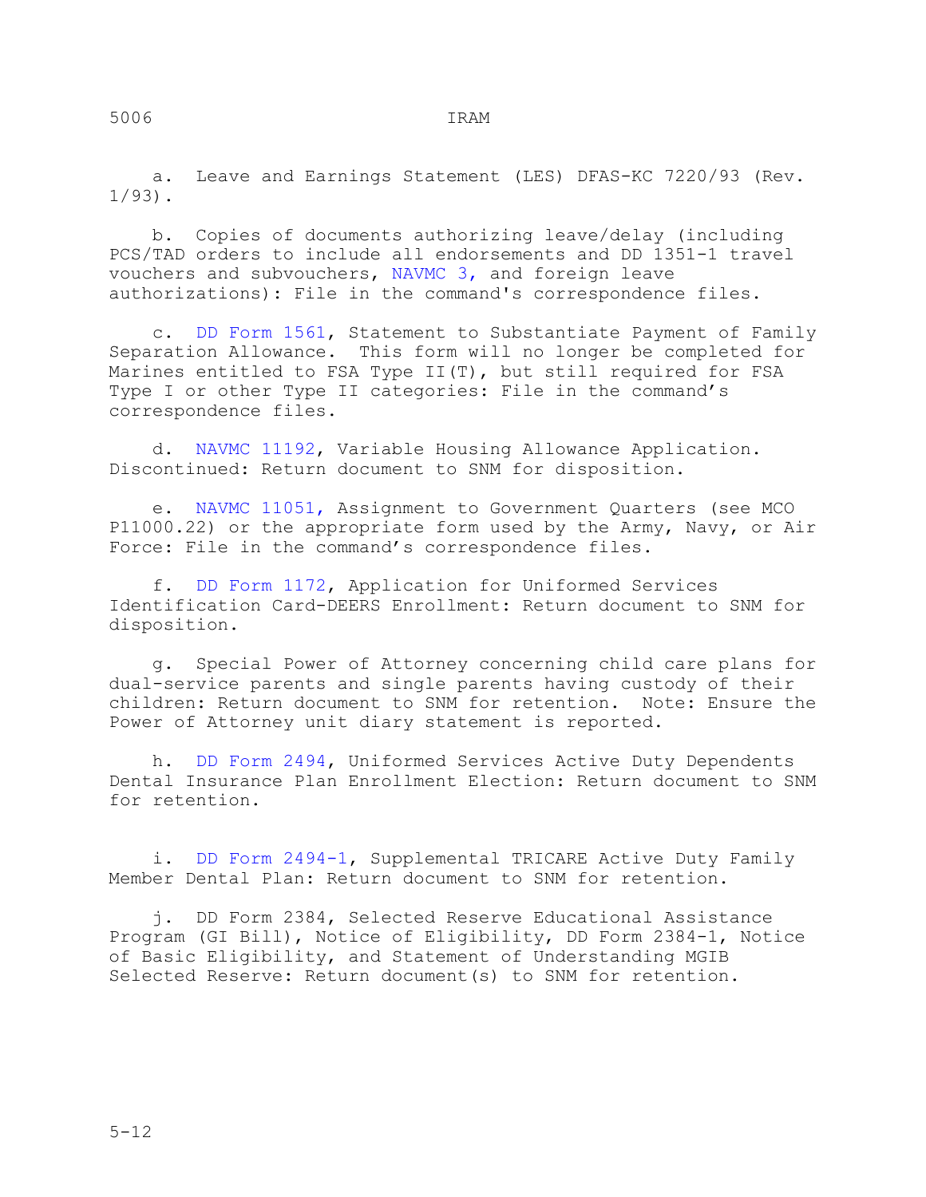a. Leave and Earnings Statement (LES) DFAS-KC 7220/93 (Rev. 1/93).

b. Copies of documents authorizing leave/delay (including PCS/TAD orders to include all endorsements and DD 1351-1 travel vouchers and subvouchers, NAVMC 3, and foreign leave authorizations): File in the command's correspondence files.

c. DD Form 1561, Statement to Substantiate Payment of Family Separation Allowance. This form will no longer be completed for Marines entitled to FSA Type II(T), but still required for FSA Type I or other Type II categories: File in the command's correspondence files.

d. NAVMC 11192, Variable Housing Allowance Application. Discontinued: Return document to SNM for disposition.

e. NAVMC 11051, Assignment to Government Quarters (see MCO P11000.22) or the appropriate form used by the Army, Navy, or Air Force: File in the command's correspondence files.

f. DD Form 1172, Application for Uniformed Services Identification Card-DEERS Enrollment: Return document to SNM for disposition.

g. Special Power of Attorney concerning child care plans for dual-service parents and single parents having custody of their children: Return document to SNM for retention. Note: Ensure the Power of Attorney unit diary statement is reported.

h. DD Form 2494, Uniformed Services Active Duty Dependents Dental Insurance Plan Enrollment Election: Return document to SNM for retention.

i. DD Form 2494-1, Supplemental TRICARE Active Duty Family Member Dental Plan: Return document to SNM for retention.

j. DD Form 2384, Selected Reserve Educational Assistance Program (GI Bill), Notice of Eligibility, DD Form 2384-1, Notice of Basic Eligibility, and Statement of Understanding MGIB Selected Reserve: Return document(s) to SNM for retention.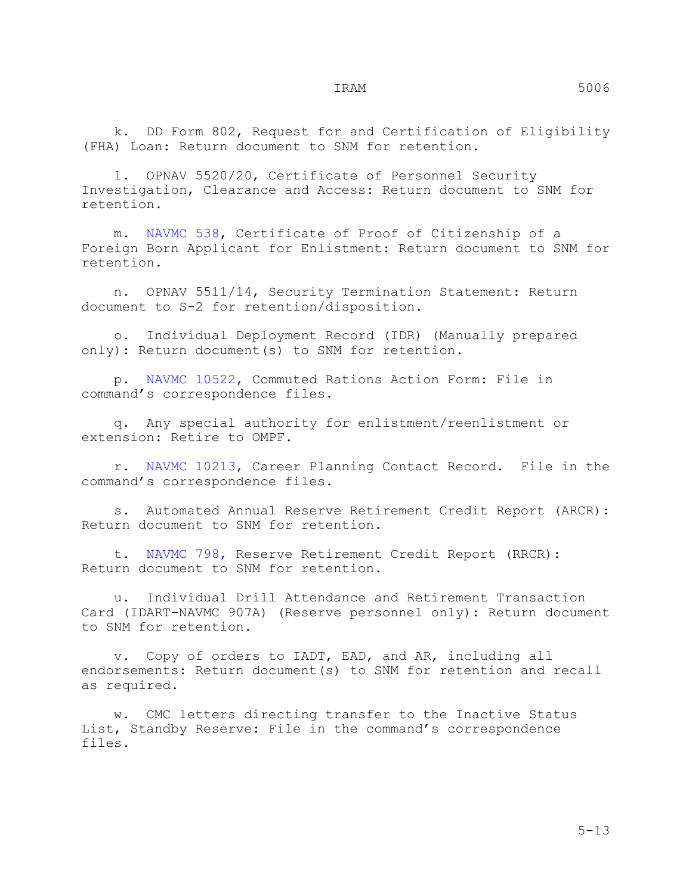k. DD Form 802, Request for and Certification of Eligibility (FHA) Loan: Return document to SNM for retention.

l. OPNAV 5520/20, Certificate of Personnel Security Investigation, Clearance and Access: Return document to SNM for retention.

m. NAVMC 538, Certificate of Proof of Citizenship of a Foreign Born Applicant for Enlistment: Return document to SNM for retention.

n. OPNAV 5511/14, Security Termination Statement: Return document to S-2 for retention/disposition.

o. Individual Deployment Record (IDR) (Manually prepared only): Return document(s) to SNM for retention.

p. NAVMC 10522, Commuted Rations Action Form: File in command's correspondence files.

q. Any special authority for enlistment/reenlistment or extension: Retire to OMPF.

r. NAVMC 10213, Career Planning Contact Record. File in the command's correspondence files.

s. Automated Annual Reserve Retirement Credit Report (ARCR): Return document to SNM for retention.

t. NAVMC 798, Reserve Retirement Credit Report (RRCR): Return document to SNM for retention.

u. Individual Drill Attendance and Retirement Transaction Card (IDART-NAVMC 907A) (Reserve personnel only): Return document to SNM for retention.

v. Copy of orders to IADT, EAD, and AR, including all endorsements: Return document(s) to SNM for retention and recall as required.

w. CMC letters directing transfer to the Inactive Status List, Standby Reserve: File in the command's correspondence files.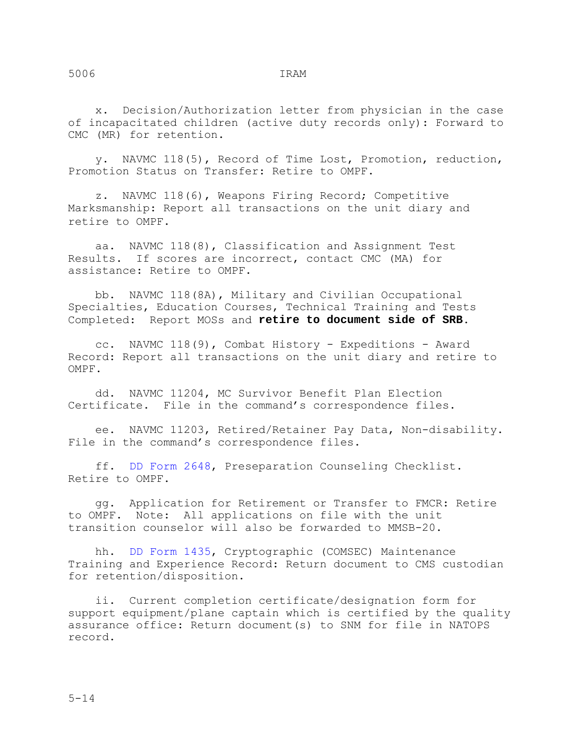x. Decision/Authorization letter from physician in the case of incapacitated children (active duty records only): Forward to CMC (MR) for retention.

y. NAVMC 118(5), Record of Time Lost, Promotion, reduction, Promotion Status on Transfer: Retire to OMPF.

z. NAVMC 118(6), Weapons Firing Record; Competitive Marksmanship: Report all transactions on the unit diary and retire to OMPF.

aa. NAVMC 118(8), Classification and Assignment Test Results. If scores are incorrect, contact CMC (MA) for assistance: Retire to OMPF.

bb. NAVMC 118(8A), Military and Civilian Occupational Specialties, Education Courses, Technical Training and Tests Completed: Report MOSs and **retire to document side of SRB**.

cc. NAVMC 118(9), Combat History - Expeditions - Award Record: Report all transactions on the unit diary and retire to OMPF.

dd. NAVMC 11204, MC Survivor Benefit Plan Election Certificate. File in the command's correspondence files.

ee. NAVMC 11203, Retired/Retainer Pay Data, Non-disability. File in the command's correspondence files.

ff. DD Form 2648, Preseparation Counseling Checklist. Retire to OMPF.

gg. Application for Retirement or Transfer to FMCR: Retire to OMPF. Note: All applications on file with the unit transition counselor will also be forwarded to MMSB-20.

hh. DD Form 1435, Cryptographic (COMSEC) Maintenance Training and Experience Record: Return document to CMS custodian for retention/disposition.

ii. Current completion certificate/designation form for support equipment/plane captain which is certified by the quality assurance office: Return document(s) to SNM for file in NATOPS record.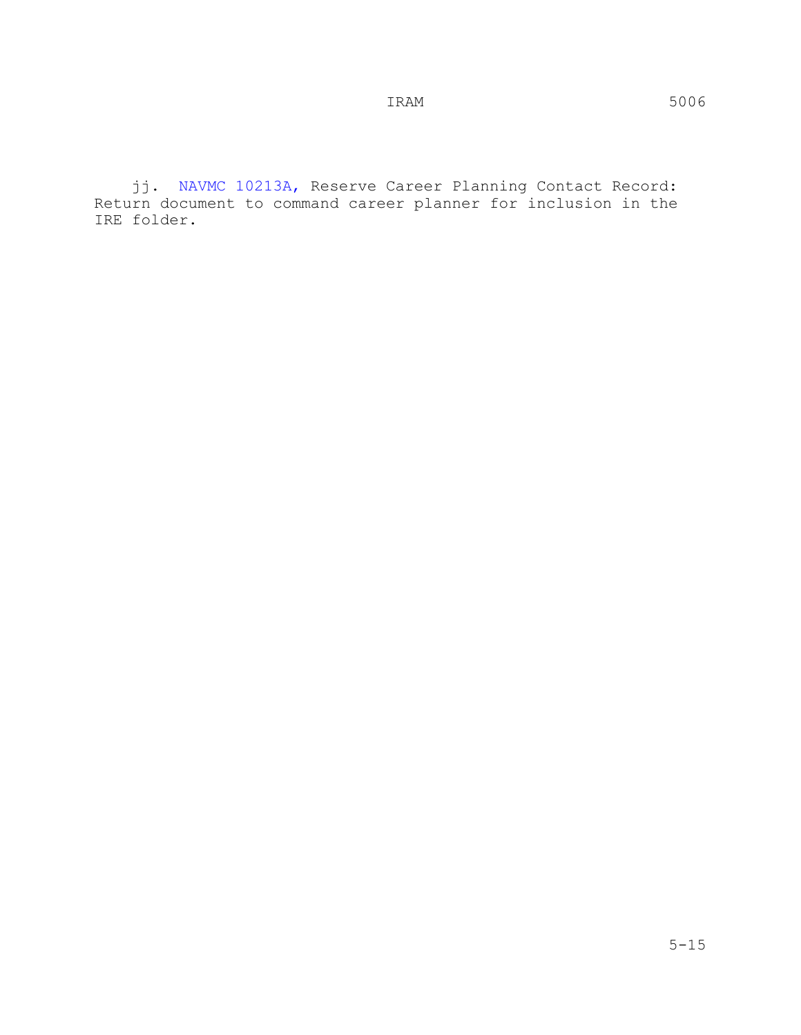jj. NAVMC 10213A, Reserve Career Planning Contact Record: Return document to command career planner for inclusion in the IRE folder.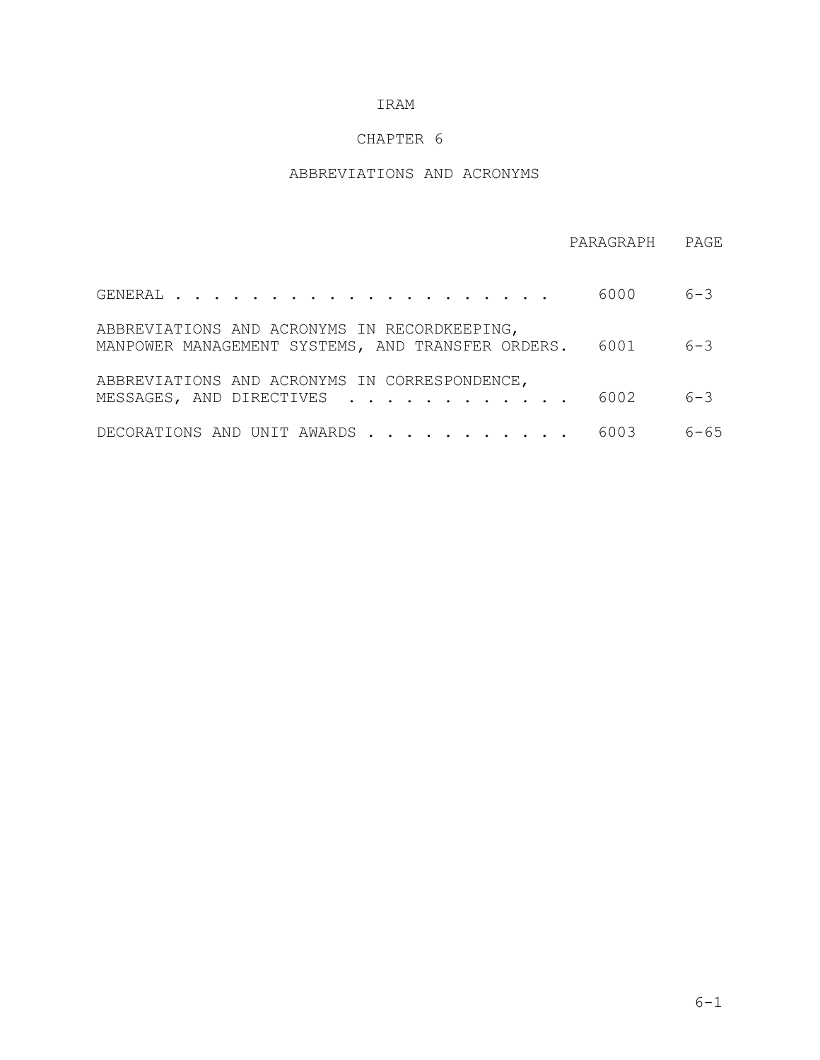IRAM

# CHAPTER 6

## ABBREVIATIONS AND ACRONYMS

| | PARAGRAPH | PAGE |
|---|---|---|
| GENERAL | 6000 | 6-3 |
| ABBREVIATIONS AND ACRONYMS IN RECORDKEEPING, MANPOWER MANAGEMENT SYSTEMS, AND TRANSFER ORDERS. | 6001 | 6-3 |
| ABBREVIATIONS AND ACRONYMS IN CORRESPONDENCE, MESSAGES, AND DIRECTIVES | 6002 | 6-3 |
| DECORATIONS AND UNIT AWARDS | 6003 | 6-65 |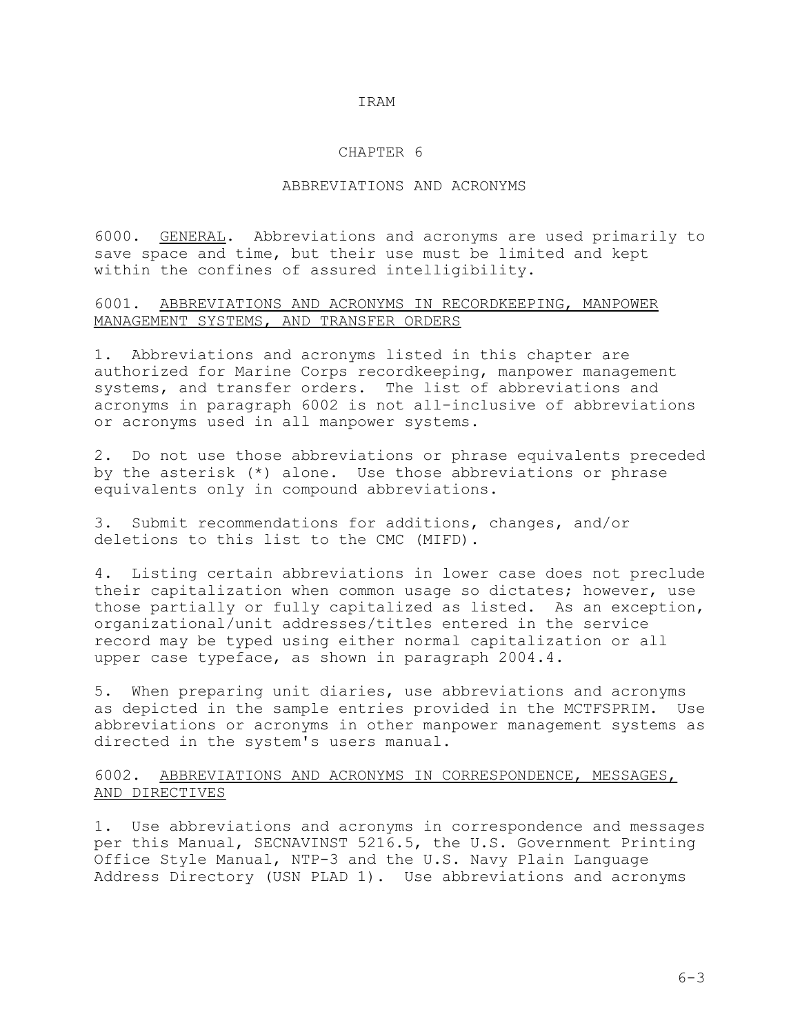# CHAPTER 6

## ABBREVIATIONS AND ACRONYMS

6000. GENERAL. Abbreviations and acronyms are used primarily to save space and time, but their use must be limited and kept within the confines of assured intelligibility.

6001. ABBREVIATIONS AND ACRONYMS IN RECORDKEEPING, MANPOWER MANAGEMENT SYSTEMS, AND TRANSFER ORDERS

1. Abbreviations and acronyms listed in this chapter are authorized for Marine Corps recordkeeping, manpower management systems, and transfer orders. The list of abbreviations and acronyms in paragraph 6002 is not all-inclusive of abbreviations or acronyms used in all manpower systems.

2. Do not use those abbreviations or phrase equivalents preceded by the asterisk (*) alone. Use those abbreviations or phrase equivalents only in compound abbreviations.

3. Submit recommendations for additions, changes, and/or deletions to this list to the CMC (MIFD).

4. Listing certain abbreviations in lower case does not preclude their capitalization when common usage so dictates; however, use those partially or fully capitalized as listed. As an exception, organizational/unit addresses/titles entered in the service record may be typed using either normal capitalization or all upper case typeface, as shown in paragraph 2004.4.

5. When preparing unit diaries, use abbreviations and acronyms as depicted in the sample entries provided in the MCTFSPRIM. Use abbreviations or acronyms in other manpower management systems as directed in the system's users manual.

6002. ABBREVIATIONS AND ACRONYMS IN CORRESPONDENCE, MESSAGES, AND DIRECTIVES

1. Use abbreviations and acronyms in correspondence and messages per this Manual, SECNAVINST 5216.5, the U.S. Government Printing Office Style Manual, NTP-3 and the U.S. Navy Plain Language Address Directory (USN PLAD 1). Use abbreviations and acronyms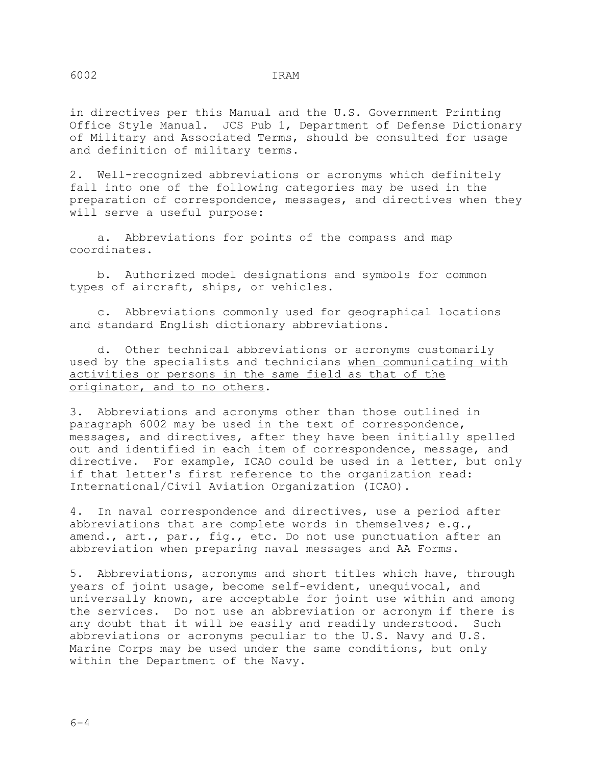in directives per this Manual and the U.S. Government Printing Office Style Manual. JCS Pub 1, Department of Defense Dictionary of Military and Associated Terms, should be consulted for usage and definition of military terms.

2. Well-recognized abbreviations or acronyms which definitely fall into one of the following categories may be used in the preparation of correspondence, messages, and directives when they will serve a useful purpose:

a. Abbreviations for points of the compass and map coordinates.

b. Authorized model designations and symbols for common types of aircraft, ships, or vehicles.

c. Abbreviations commonly used for geographical locations and standard English dictionary abbreviations.

d. Other technical abbreviations or acronyms customarily used by the specialists and technicians <u>when communicating with activities or persons in the same field as that of the originator, and to no others</u>.

3. Abbreviations and acronyms other than those outlined in paragraph 6002 may be used in the text of correspondence, messages, and directives, after they have been initially spelled out and identified in each item of correspondence, message, and directive. For example, ICAO could be used in a letter, but only if that letter's first reference to the organization read: International/Civil Aviation Organization (ICAO).

4. In naval correspondence and directives, use a period after abbreviations that are complete words in themselves; e.g., amend., art., par., fig., etc. Do not use punctuation after an abbreviation when preparing naval messages and AA Forms.

5. Abbreviations, acronyms and short titles which have, through years of joint usage, become self-evident, unequivocal, and universally known, are acceptable for joint use within and among the services. Do not use an abbreviation or acronym if there is any doubt that it will be easily and readily understood. Such abbreviations or acronyms peculiar to the U.S. Navy and U.S. Marine Corps may be used under the same conditions, but only within the Department of the Navy.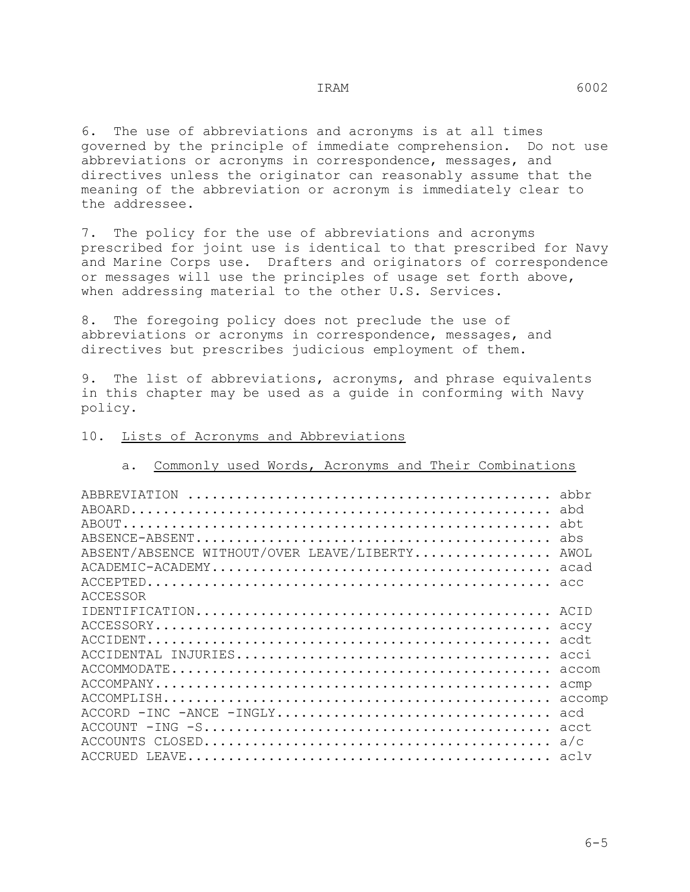6. The use of abbreviations and acronyms is at all times governed by the principle of immediate comprehension. Do not use abbreviations or acronyms in correspondence, messages, and directives unless the originator can reasonably assume that the meaning of the abbreviation or acronym is immediately clear to the addressee.

7. The policy for the use of abbreviations and acronyms prescribed for joint use is identical to that prescribed for Navy and Marine Corps use. Drafters and originators of correspondence or messages will use the principles of usage set forth above, when addressing material to the other U.S. Services.

8. The foregoing policy does not preclude the use of abbreviations or acronyms in correspondence, messages, and directives but prescribes judicious employment of them.

9. The list of abbreviations, acronyms, and phrase equivalents in this chapter may be used as a guide in conforming with Navy policy.

10. <u>Lists of Acronyms and Abbreviations</u>

a. <u>Commonly used Words, Acronyms and Their Combinations</u>

| Term | Abbreviation |
|---|---|
| ABBREVIATION | abbr |
| ABOARD | abd |
| ABOUT | abt |
| ABSENCE-ABSENT | abs |
| ABSENT/ABSENCE WITHOUT/OVER LEAVE/LIBERTY | AWOL |
| ACADEMIC-ACADEMY | acad |
| ACCEPTED | acc |
| ACCESSOR IDENTIFICATION | ACID |
| ACCESSORY | accy |
| ACCIDENT | acdt |
| ACCIDENTAL INJURIES | acci |
| ACCOMMODATE | accom |
| ACCOMPANY | acmp |
| ACCOMPLISH | accomp |
| ACCORD -INC -ANCE -INGLY | acd |
| ACCOUNT -ING -S | acct |
| ACCOUNTS CLOSED | a/c |
| ACCRUED LEAVE | aclv |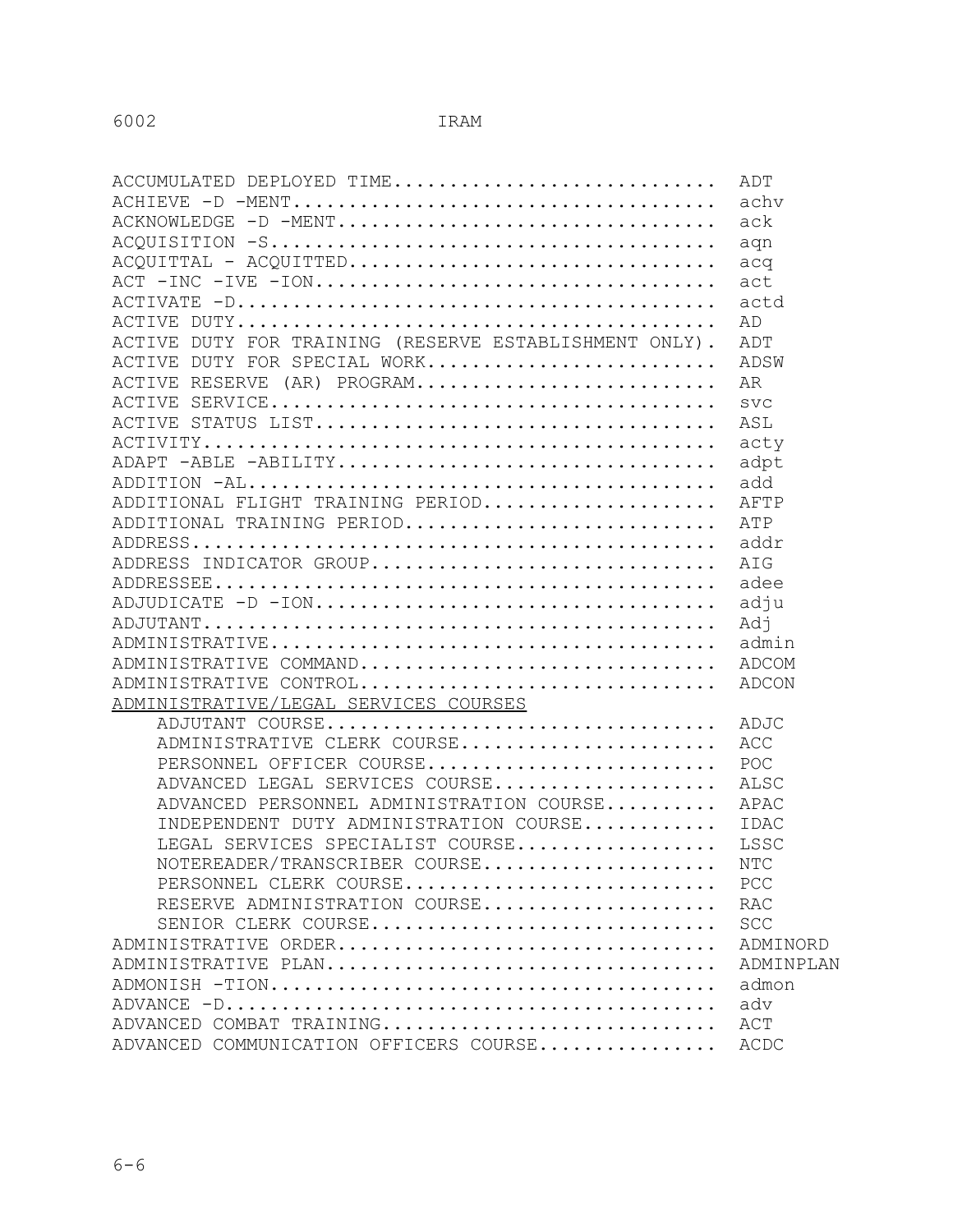| Term | Abbreviation |
|---|---|
| ACCUMULATED DEPLOYED TIME | ADT |
| ACHIEVE -D -MENT | achv |
| ACKNOWLEDGE -D -MENT | ack |
| ACQUISITION -S | aqn |
| ACQUITTAL - ACQUITTED | acq |
| ACT -INC -IVE -ION | act |
| ACTIVATE -D | actd |
| ACTIVE DUTY | AD |
| ACTIVE DUTY FOR TRAINING (RESERVE ESTABLISHMENT ONLY) | ADT |
| ACTIVE DUTY FOR SPECIAL WORK | ADSW |
| ACTIVE RESERVE (AR) PROGRAM | AR |
| ACTIVE SERVICE | svc |
| ACTIVE STATUS LIST | ASL |
| ACTIVITY | acty |
| ADAPT -ABLE -ABILITY | adpt |
| ADDITION -AL | add |
| ADDITIONAL FLIGHT TRAINING PERIOD | AFTP |
| ADDITIONAL TRAINING PERIOD | ATP |
| ADDRESS | addr |
| ADDRESS INDICATOR GROUP | AIG |
| ADDRESSEE | adee |
| ADJUDICATE -D -ION | adju |
| ADJUTANT | Adj |
| ADMINISTRATIVE | admin |
| ADMINISTRATIVE COMMAND | ADCOM |
| ADMINISTRATIVE CONTROL | ADCON |
| ADMINISTRATIVE/LEGAL SERVICES COURSES | |
| ADJUTANT COURSE | ADJC |
| ADMINISTRATIVE CLERK COURSE | ACC |
| PERSONNEL OFFICER COURSE | POC |
| ADVANCED LEGAL SERVICES COURSE | ALSC |
| ADVANCED PERSONNEL ADMINISTRATION COURSE | APAC |
| INDEPENDENT DUTY ADMINISTRATION COURSE | IDAC |
| LEGAL SERVICES SPECIALIST COURSE | LSSC |
| NOTEREADER/TRANSCRIBER COURSE | NTC |
| PERSONNEL CLERK COURSE | PCC |
| RESERVE ADMINISTRATION COURSE | RAC |
| SENIOR CLERK COURSE | SCC |
| ADMINISTRATIVE ORDER | ADMINORD |
| ADMINISTRATIVE PLAN | ADMINPLAN |
| ADMONISH -TION | admon |
| ADVANCE -D | adv |
| ADVANCED COMBAT TRAINING | ACT |
| ADVANCED COMMUNICATION OFFICERS COURSE | ACDC |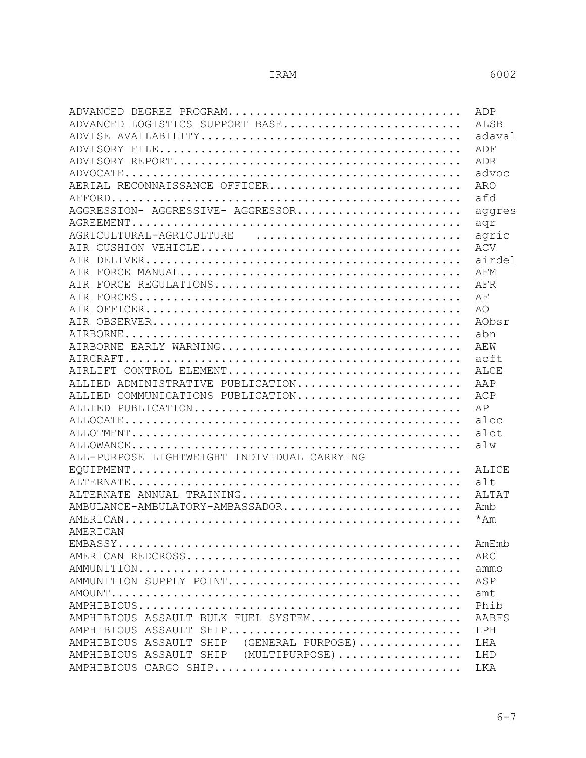| Term | Abbreviation |
|---|---|
| ADVANCED DEGREE PROGRAM | ADP |
| ADVANCED LOGISTICS SUPPORT BASE | ALSB |
| ADVISE AVAILABILITY | adaval |
| ADVISORY FILE | ADF |
| ADVISORY REPORT | ADR |
| ADVOCATE | advoc |
| AERIAL RECONNAISSANCE OFFICER | ARO |
| AFFORD | afd |
| AGGRESSION- AGGRESSIVE- AGGRESSOR | aggres |
| AGREEMENT | agr |
| AGRICULTURAL-AGRICULTURE | agric |
| AIR CUSHION VEHICLE | ACV |
| AIR DELIVER | airdel |
| AIR FORCE MANUAL | AFM |
| AIR FORCE REGULATIONS | AFR |
| AIR FORCES | AF |
| AIR OFFICER | AO |
| AIR OBSERVER | AObsr |
| AIRBORNE | abn |
| AIRBORNE EARLY WARNING | AEW |
| AIRCRAFT | acft |
| AIRLIFT CONTROL ELEMENT | ALCE |
| ALLIED ADMINISTRATIVE PUBLICATION | AAP |
| ALLIED COMMUNICATIONS PUBLICATION | ACP |
| ALLIED PUBLICATION | AP |
| ALLOCATE | aloc |
| ALLOTMENT | alot |
| ALLOWANCE | alw |
| ALL-PURPOSE LIGHTWEIGHT INDIVIDUAL CARRYING EQUIPMENT | ALICE |
| ALTERNATE | alt |
| ALTERNATE ANNUAL TRAINING | ALTAT |
| AMBULANCE-AMBULATORY-AMBASSADOR | Amb |
| AMERICAN | *Am |
| AMERICAN EMBASSY | AmEmb |
| AMERICAN REDCROSS | ARC |
| AMMUNITION | ammo |
| AMMUNITION SUPPLY POINT | ASP |
| AMOUNT | amt |
| AMPHIBIOUS | Phib |
| AMPHIBIOUS ASSAULT BULK FUEL SYSTEM | AABFS |
| AMPHIBIOUS ASSAULT SHIP | LPH |
| AMPHIBIOUS ASSAULT SHIP (GENERAL PURPOSE) | LHA |
| AMPHIBIOUS ASSAULT SHIP (MULTIPURPOSE) | LHD |
| AMPHIBIOUS CARGO SHIP | LKA |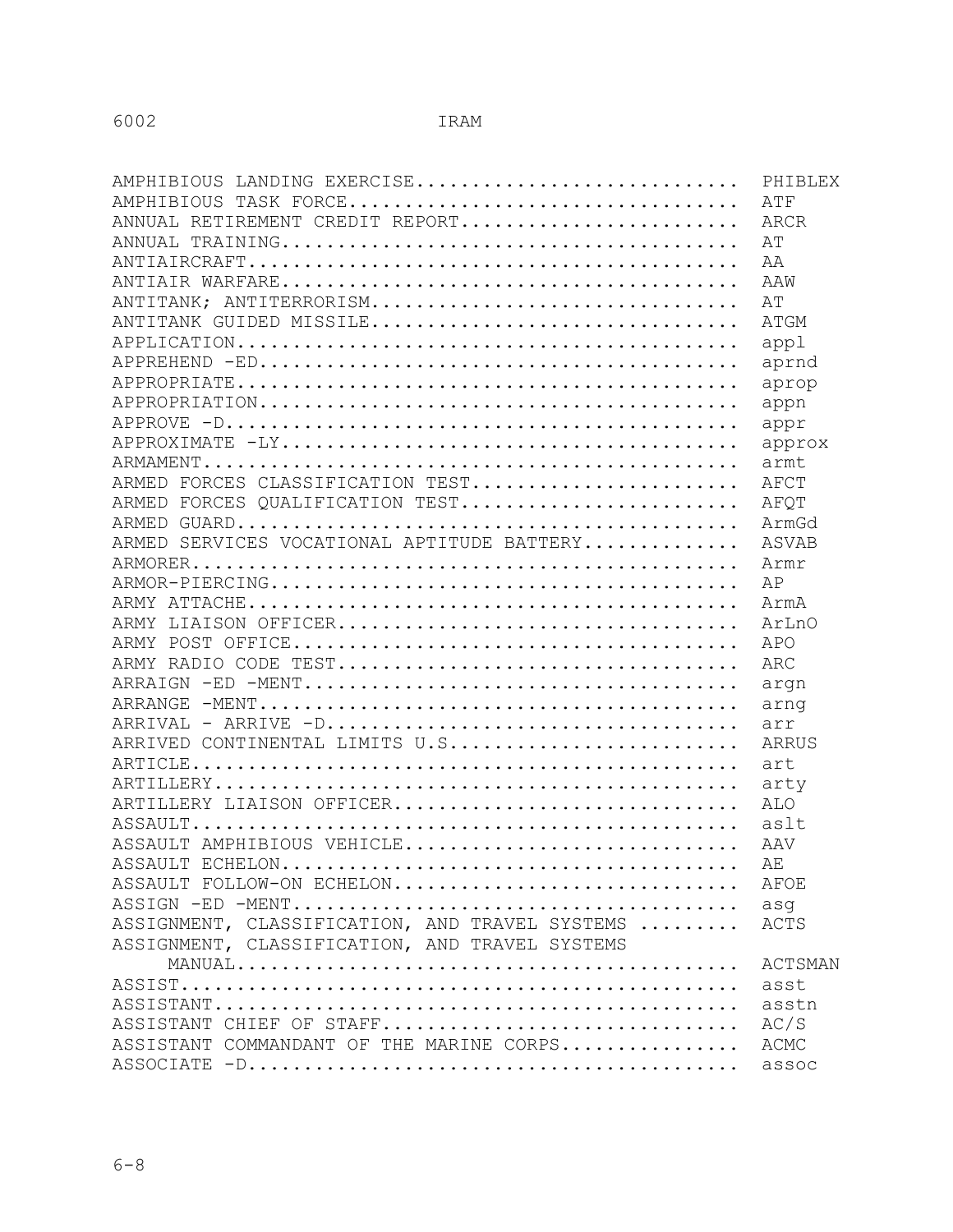| Term | Abbreviation |
| --- | --- |
| AMPHIBIOUS LANDING EXERCISE | PHIBLEX |
| AMPHIBIOUS TASK FORCE | ATF |
| ANNUAL RETIREMENT CREDIT REPORT | ARCR |
| ANNUAL TRAINING | AT |
| ANTIAIRCRAFT | AA |
| ANTIAIR WARFARE | AAW |
| ANTITANK; ANTITERRORISM | AT |
| ANTITANK GUIDED MISSILE | ATGM |
| APPLICATION | appl |
| APPREHEND -ED | aprnd |
| APPROPRIATE | aprop |
| APPROPRIATION | appn |
| APPROVE -D | appr |
| APPROXIMATE -LY | approx |
| ARMAMENT | armt |
| ARMED FORCES CLASSIFICATION TEST | AFCT |
| ARMED FORCES QUALIFICATION TEST | AFQT |
| ARMED GUARD | ArmGd |
| ARMED SERVICES VOCATIONAL APTITUDE BATTERY | ASVAB |
| ARMORER | Armr |
| ARMOR-PIERCING | AP |
| ARMY ATTACHE | ArmA |
| ARMY LIAISON OFFICER | ArLnO |
| ARMY POST OFFICE | APO |
| ARMY RADIO CODE TEST | ARC |
| ARRAIGN -ED -MENT | argn |
| ARRANGE -MENT | arng |
| ARRIVAL - ARRIVE -D | arr |
| ARRIVED CONTINENTAL LIMITS U.S | ARRUS |
| ARTICLE | art |
| ARTILLERY | arty |
| ARTILLERY LIAISON OFFICER | ALO |
| ASSAULT | aslt |
| ASSAULT AMPHIBIOUS VEHICLE | AAV |
| ASSAULT ECHELON | AE |
| ASSAULT FOLLOW-ON ECHELON | AFOE |
| ASSIGN -ED -MENT | asg |
| ASSIGNMENT, CLASSIFICATION, AND TRAVEL SYSTEMS | ACTS |
| ASSIGNMENT, CLASSIFICATION, AND TRAVEL SYSTEMS MANUAL | ACTSMAN |
| ASSIST | asst |
| ASSISTANT | asstn |
| ASSISTANT CHIEF OF STAFF | AC/S |
| ASSISTANT COMMANDANT OF THE MARINE CORPS | ACMC |
| ASSOCIATE -D | assoc |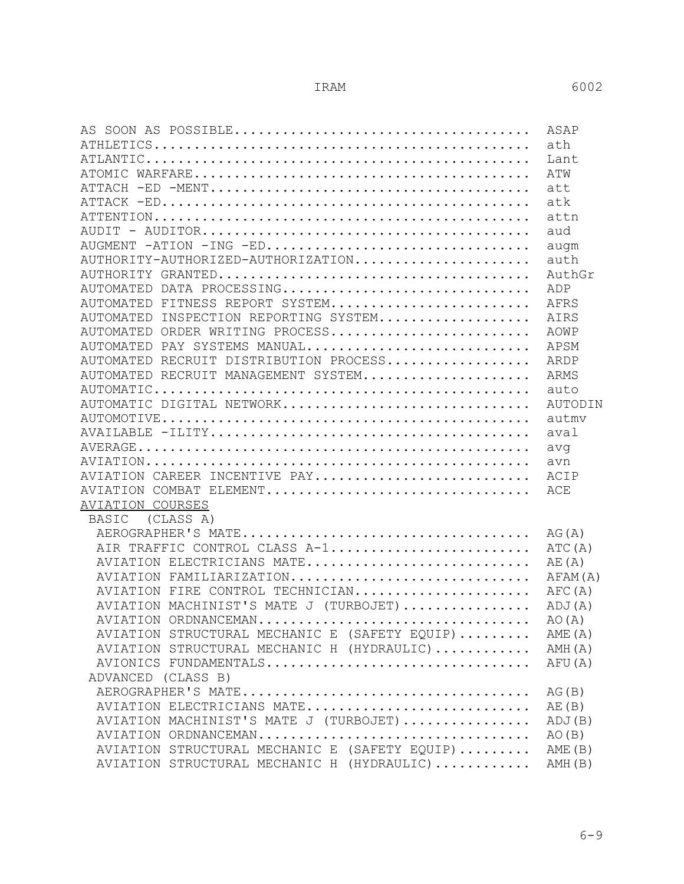| Term | Abbreviation |
|---|---|
| AS SOON AS POSSIBLE | ASAP |
| ATHLETICS | ath |
| ATLANTIC | Lant |
| ATOMIC WARFARE | ATW |
| ATTACH -ED -MENT | att |
| ATTACK -ED | atk |
| ATTENTION | attn |
| AUDIT - AUDITOR | aud |
| AUGMENT -ATION -ING -ED | augm |
| AUTHORITY-AUTHORIZED-AUTHORIZATION | auth |
| AUTHORITY GRANTED | AuthGr |
| AUTOMATED DATA PROCESSING | ADP |
| AUTOMATED FITNESS REPORT SYSTEM | AFRS |
| AUTOMATED INSPECTION REPORTING SYSTEM | AIRS |
| AUTOMATED ORDER WRITING PROCESS | AOWP |
| AUTOMATED PAY SYSTEMS MANUAL | APSM |
| AUTOMATED RECRUIT DISTRIBUTION PROCESS | ARDP |
| AUTOMATED RECRUIT MANAGEMENT SYSTEM | ARMS |
| AUTOMATIC | auto |
| AUTOMATIC DIGITAL NETWORK | AUTODIN |
| AUTOMOTIVE | autmv |
| AVAILABLE -ILITY | aval |
| AVERAGE | avg |
| AVIATION | avn |
| AVIATION CAREER INCENTIVE PAY | ACIP |
| AVIATION COMBAT ELEMENT | ACE |
| <u>AVIATION COURSES</u> | |
| BASIC (CLASS A) | |
| AEROGRAPHER'S MATE | AG(A) |
| AIR TRAFFIC CONTROL CLASS A-1 | ATC(A) |
| AVIATION ELECTRICIANS MATE | AE(A) |
| AVIATION FAMILIARIZATION | AFAM(A) |
| AVIATION FIRE CONTROL TECHNICIAN | AFC(A) |
| AVIATION MACHINIST'S MATE J (TURBOJET) | ADJ(A) |
| AVIATION ORDNANCEMAN | AO(A) |
| AVIATION STRUCTURAL MECHANIC E (SAFETY EQUIP) | AME(A) |
| AVIATION STRUCTURAL MECHANIC H (HYDRAULIC) | AMH(A) |
| AVIONICS FUNDAMENTALS | AFU(A) |
| ADVANCED (CLASS B) | |
| AEROGRAPHER'S MATE | AG(B) |
| AVIATION ELECTRICIANS MATE | AE(B) |
| AVIATION MACHINIST'S MATE J (TURBOJET) | ADJ(B) |
| AVIATION ORDNANCEMAN | AO(B) |
| AVIATION STRUCTURAL MECHANIC E (SAFETY EQUIP) | AME(B) |
| AVIATION STRUCTURAL MECHANIC H (HYDRAULIC) | AMH(B) |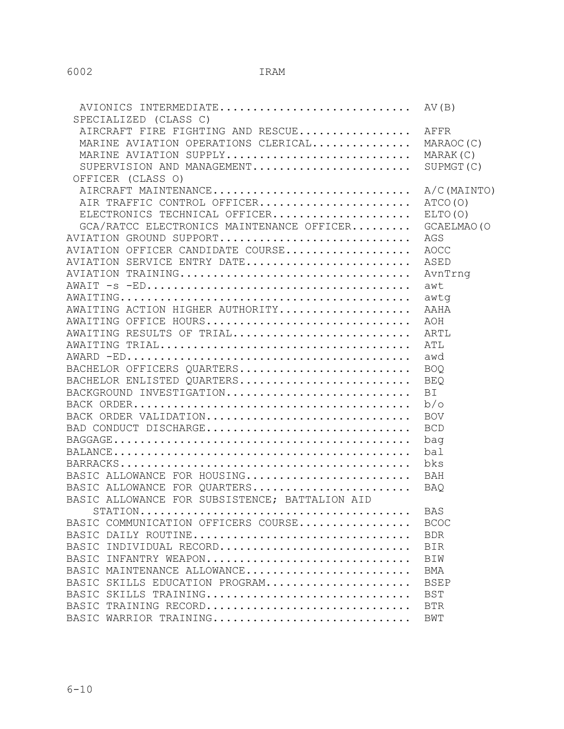| Term | Abbreviation |
|---|---|
| AVIONICS INTERMEDIATE | AV(B) |
| SPECIALIZED (CLASS C) | |
| AIRCRAFT FIRE FIGHTING AND RESCUE | AFFR |
| MARINE AVIATION OPERATIONS CLERICAL | MARAOC(C) |
| MARINE AVIATION SUPPLY | MARAK(C) |
| SUPERVISION AND MANAGEMENT | SUPMGT(C) |
| OFFICER (CLASS O) | |
| AIRCRAFT MAINTENANCE | A/C(MAINTO) |
| AIR TRAFFIC CONTROL OFFICER | ATCO(O) |
| ELECTRONICS TECHNICAL OFFICER | ELTO(O) |
| GCA/RATCC ELECTRONICS MAINTENANCE OFFICER | GCAELMAO(O |
| AVIATION GROUND SUPPORT | AGS |
| AVIATION OFFICER CANDIDATE COURSE | AOCC |
| AVIATION SERVICE ENTRY DATE | ASED |
| AVIATION TRAINING | AvnTrng |
| AWAIT -s -ED | awt |
| AWAITING | awtg |
| AWAITING ACTION HIGHER AUTHORITY | AAHA |
| AWAITING OFFICE HOURS | AOH |
| AWAITING RESULTS OF TRIAL | ARTL |
| AWAITING TRIAL | ATL |
| AWARD -ED | awd |
| BACHELOR OFFICERS QUARTERS | BOQ |
| BACHELOR ENLISTED QUARTERS | BEQ |
| BACKGROUND INVESTIGATION | BI |
| BACK ORDER | b/o |
| BACK ORDER VALIDATION | BOV |
| BAD CONDUCT DISCHARGE | BCD |
| BAGGAGE | bag |
| BALANCE | bal |
| BARRACKS | bks |
| BASIC ALLOWANCE FOR HOUSING | BAH |
| BASIC ALLOWANCE FOR QUARTERS | BAQ |
| BASIC ALLOWANCE FOR SUBSISTENCE; BATTALION AID STATION | BAS |
| BASIC COMMUNICATION OFFICERS COURSE | BCOC |
| BASIC DAILY ROUTINE | BDR |
| BASIC INDIVIDUAL RECORD | BIR |
| BASIC INFANTRY WEAPON | BIW |
| BASIC MAINTENANCE ALLOWANCE | BMA |
| BASIC SKILLS EDUCATION PROGRAM | BSEP |
| BASIC SKILLS TRAINING | BST |
| BASIC TRAINING RECORD | BTR |
| BASIC WARRIOR TRAINING | BWT |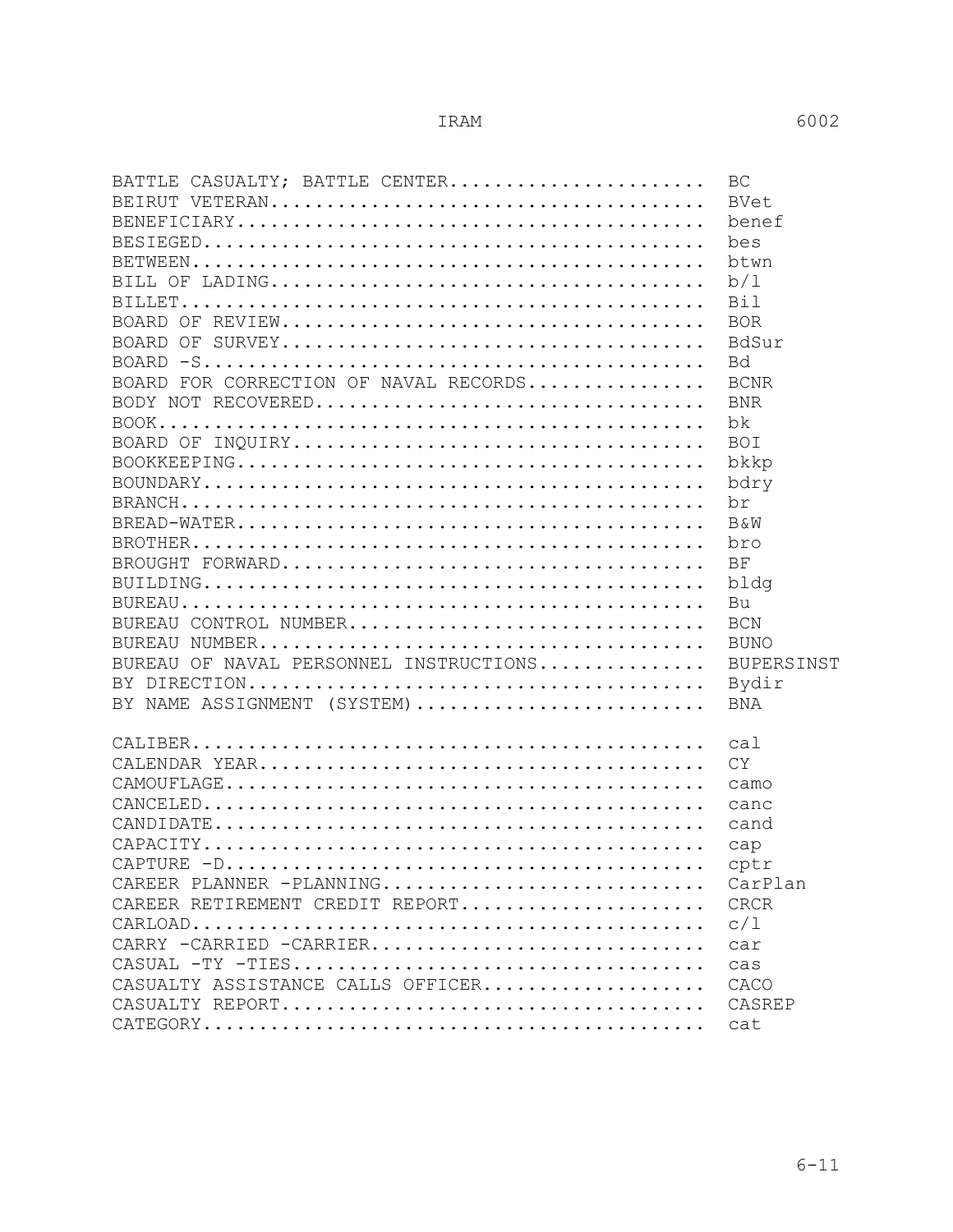| Term | Abbreviation |
|---|---|
| BATTLE CASUALTY; BATTLE CENTER | BC |
| BEIRUT VETERAN | BVet |
| BENEFICIARY | benef |
| BESIEGED | bes |
| BETWEEN | btwn |
| BILL OF LADING | b/l |
| BILLET | Bil |
| BOARD OF REVIEW | BOR |
| BOARD OF SURVEY | BdSur |
| BOARD -S | Bd |
| BOARD FOR CORRECTION OF NAVAL RECORDS | BCNR |
| BODY NOT RECOVERED | BNR |
| BOOK | bk |
| BOARD OF INQUIRY | BOI |
| BOOKKEEPING | bkkp |
| BOUNDARY | bdry |
| BRANCH | br |
| BREAD-WATER | B&W |
| BROTHER | bro |
| BROUGHT FORWARD | BF |
| BUILDING | bldg |
| BUREAU | Bu |
| BUREAU CONTROL NUMBER | BCN |
| BUREAU NUMBER | BUNO |
| BUREAU OF NAVAL PERSONNEL INSTRUCTIONS | BUPERSINST |
| BY DIRECTION | Bydir |
| BY NAME ASSIGNMENT (SYSTEM) | BNA |
| | |
| CALIBER | cal |
| CALENDAR YEAR | CY |
| CAMOUFLAGE | camo |
| CANCELED | canc |
| CANDIDATE | cand |
| CAPACITY | cap |
| CAPTURE -D | cptr |
| CAREER PLANNER -PLANNING | CarPlan |
| CAREER RETIREMENT CREDIT REPORT | CRCR |
| CARLOAD | c/l |
| CARRY -CARRIED -CARRIER | car |
| CASUAL -TY -TIES | cas |
| CASUALTY ASSISTANCE CALLS OFFICER | CACO |
| CASUALTY REPORT | CASREP |
| CATEGORY | cat |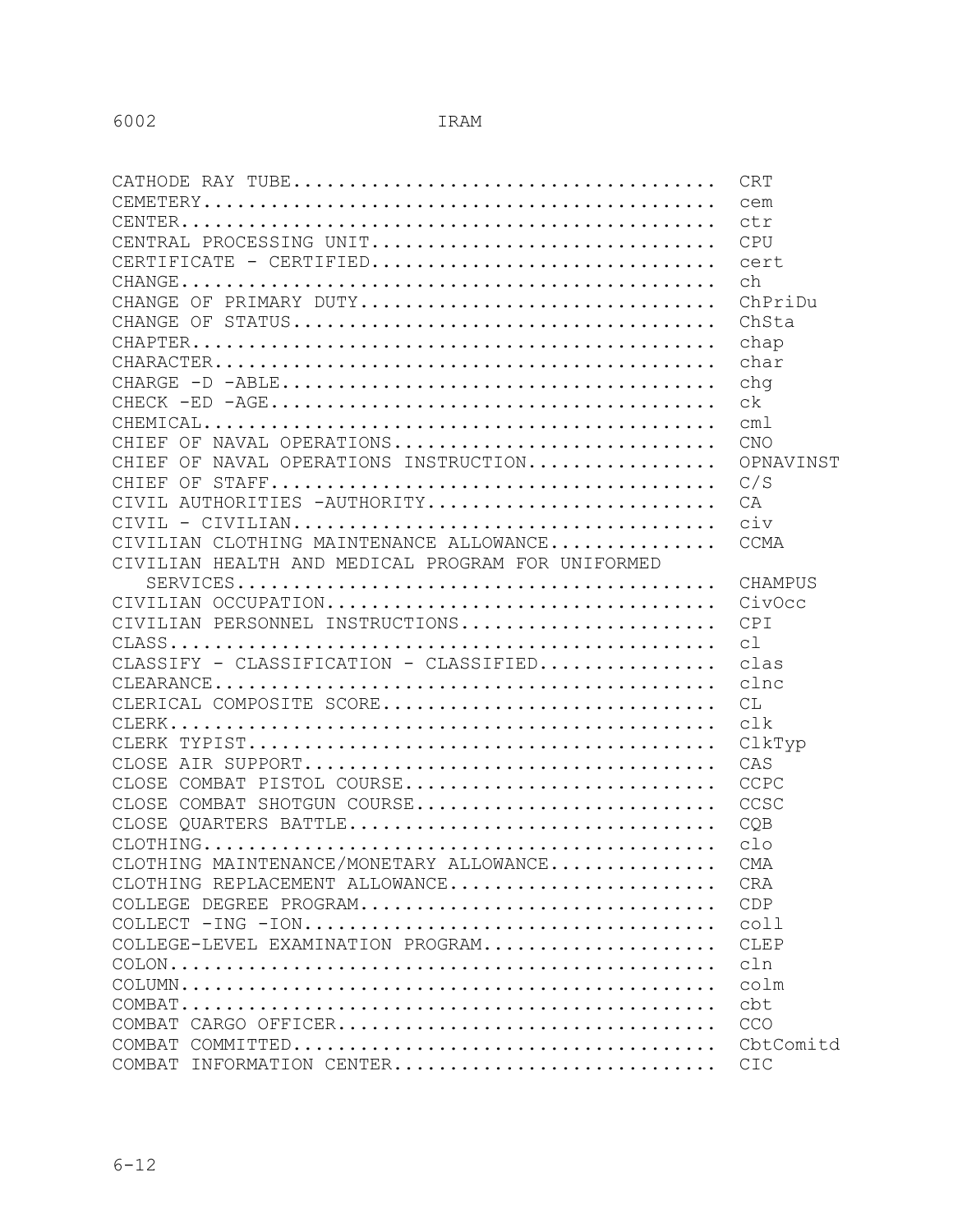| Term | Abbreviation |
|---|---|
| CATHODE RAY TUBE | CRT |
| CEMETERY | cem |
| CENTER | ctr |
| CENTRAL PROCESSING UNIT | CPU |
| CERTIFICATE - CERTIFIED | cert |
| CHANGE | ch |
| CHANGE OF PRIMARY DUTY | ChPriDu |
| CHANGE OF STATUS | ChSta |
| CHAPTER | chap |
| CHARACTER | char |
| CHARGE -D -ABLE | chg |
| CHECK -ED -AGE | ck |
| CHEMICAL | cml |
| CHIEF OF NAVAL OPERATIONS | CNO |
| CHIEF OF NAVAL OPERATIONS INSTRUCTION | OPNAVINST |
| CHIEF OF STAFF | C/S |
| CIVIL AUTHORITIES -AUTHORITY | CA |
| CIVIL - CIVILIAN | civ |
| CIVILIAN CLOTHING MAINTENANCE ALLOWANCE | CCMA |
| CIVILIAN HEALTH AND MEDICAL PROGRAM FOR UNIFORMED SERVICES | CHAMPUS |
| CIVILIAN OCCUPATION | CivOcc |
| CIVILIAN PERSONNEL INSTRUCTIONS | CPI |
| CLASS | cl |
| CLASSIFY - CLASSIFICATION - CLASSIFIED | clas |
| CLEARANCE | clnc |
| CLERICAL COMPOSITE SCORE | CL |
| CLERK | clk |
| CLERK TYPIST | ClkTyp |
| CLOSE AIR SUPPORT | CAS |
| CLOSE COMBAT PISTOL COURSE | CCPC |
| CLOSE COMBAT SHOTGUN COURSE | CCSC |
| CLOSE QUARTERS BATTLE | CQB |
| CLOTHING | clo |
| CLOTHING MAINTENANCE/MONETARY ALLOWANCE | CMA |
| CLOTHING REPLACEMENT ALLOWANCE | CRA |
| COLLEGE DEGREE PROGRAM | CDP |
| COLLECT -ING -ION | coll |
| COLLEGE-LEVEL EXAMINATION PROGRAM | CLEP |
| COLON | cln |
| COLUMN | colm |
| COMBAT | cbt |
| COMBAT CARGO OFFICER | CCO |
| COMBAT COMMITTED | CbtComitd |
| COMBAT INFORMATION CENTER | CIC |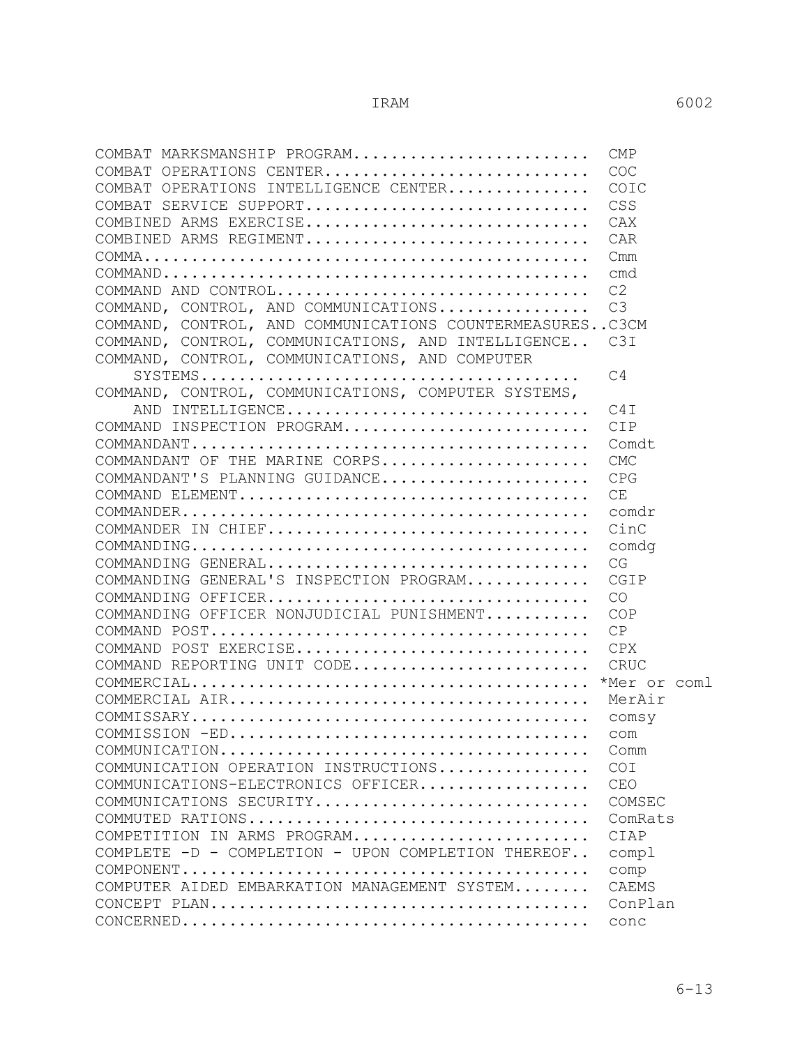| Term | Abbreviation |
|---|---|
| COMBAT MARKSMANSHIP PROGRAM | CMP |
| COMBAT OPERATIONS CENTER | COC |
| COMBAT OPERATIONS INTELLIGENCE CENTER | COIC |
| COMBAT SERVICE SUPPORT | CSS |
| COMBINED ARMS EXERCISE | CAX |
| COMBINED ARMS REGIMENT | CAR |
| COMMA | Cmm |
| COMMAND | cmd |
| COMMAND AND CONTROL | C2 |
| COMMAND, CONTROL, AND COMMUNICATIONS | C3 |
| COMMAND, CONTROL, AND COMMUNICATIONS COUNTERMEASURES | C3CM |
| COMMAND, CONTROL, COMMUNICATIONS, AND INTELLIGENCE | C3I |
| COMMAND, CONTROL, COMMUNICATIONS, AND COMPUTER SYSTEMS | C4 |
| COMMAND, CONTROL, COMMUNICATIONS, COMPUTER SYSTEMS, AND INTELLIGENCE | C4I |
| COMMAND INSPECTION PROGRAM | CIP |
| COMMANDANT | Comdt |
| COMMANDANT OF THE MARINE CORPS | CMC |
| COMMANDANT'S PLANNING GUIDANCE | CPG |
| COMMAND ELEMENT | CE |
| COMMANDER | comdr |
| COMMANDER IN CHIEF | CinC |
| COMMANDING | comdg |
| COMMANDING GENERAL | CG |
| COMMANDING GENERAL'S INSPECTION PROGRAM | CGIP |
| COMMANDING OFFICER | CO |
| COMMANDING OFFICER NONJUDICIAL PUNISHMENT | COP |
| COMMAND POST | CP |
| COMMAND POST EXERCISE | CPX |
| COMMAND REPORTING UNIT CODE | CRUC |
| COMMERCIAL | *Mer or coml |
| COMMERCIAL AIR | MerAir |
| COMMISSARY | comsy |
| COMMISSION -ED | com |
| COMMUNICATION | Comm |
| COMMUNICATION OPERATION INSTRUCTIONS | COI |
| COMMUNICATIONS-ELECTRONICS OFFICER | CEO |
| COMMUNICATIONS SECURITY | COMSEC |
| COMMUTED RATIONS | ComRats |
| COMPETITION IN ARMS PROGRAM | CIAP |
| COMPLETE -D - COMPLETION - UPON COMPLETION THEREOF | compl |
| COMPONENT | comp |
| COMPUTER AIDED EMBARKATION MANAGEMENT SYSTEM | CAEMS |
| CONCEPT PLAN | ConPlan |
| CONCERNED | conc |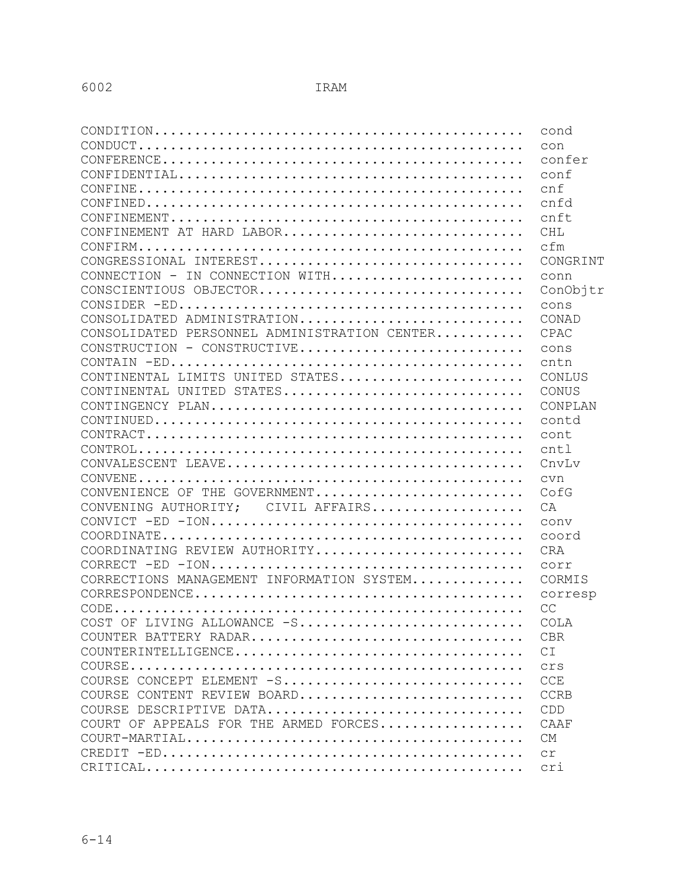| Term | Abbreviation |
|---|---|
| CONDITION | cond |
| CONDUCT | con |
| CONFERENCE | confer |
| CONFIDENTIAL | conf |
| CONFINE | cnf |
| CONFINED | cnfd |
| CONFINEMENT | cnft |
| CONFINEMENT AT HARD LABOR | CHL |
| CONFIRM | cfm |
| CONGRESSIONAL INTEREST | CONGRINT |
| CONNECTION - IN CONNECTION WITH | conn |
| CONSCIENTIOUS OBJECTOR | ConObjtr |
| CONSIDER -ED | cons |
| CONSOLIDATED ADMINISTRATION | CONAD |
| CONSOLIDATED PERSONNEL ADMINISTRATION CENTER | CPAC |
| CONSTRUCTION - CONSTRUCTIVE | cons |
| CONTAIN -ED | cntn |
| CONTINENTAL LIMITS UNITED STATES | CONLUS |
| CONTINENTAL UNITED STATES | CONUS |
| CONTINGENCY PLAN | CONPLAN |
| CONTINUED | contd |
| CONTRACT | cont |
| CONTROL | cntl |
| CONVALESCENT LEAVE | CnvLv |
| CONVENE | cvn |
| CONVENIENCE OF THE GOVERNMENT | CofG |
| CONVENING AUTHORITY; CIVIL AFFAIRS | CA |
| CONVICT -ED -ION | conv |
| COORDINATE | coord |
| COORDINATING REVIEW AUTHORITY | CRA |
| CORRECT -ED -ION | corr |
| CORRECTIONS MANAGEMENT INFORMATION SYSTEM | CORMIS |
| CORRESPONDENCE | corresp |
| CODE | CC |
| COST OF LIVING ALLOWANCE -S | COLA |
| COUNTER BATTERY RADAR | CBR |
| COUNTERINTELLIGENCE | CI |
| COURSE | crs |
| COURSE CONCEPT ELEMENT -S | CCE |
| COURSE CONTENT REVIEW BOARD | CCRB |
| COURSE DESCRIPTIVE DATA | CDD |
| COURT OF APPEALS FOR THE ARMED FORCES | CAAF |
| COURT-MARTIAL | CM |
| CREDIT -ED | cr |
| CRITICAL | cri |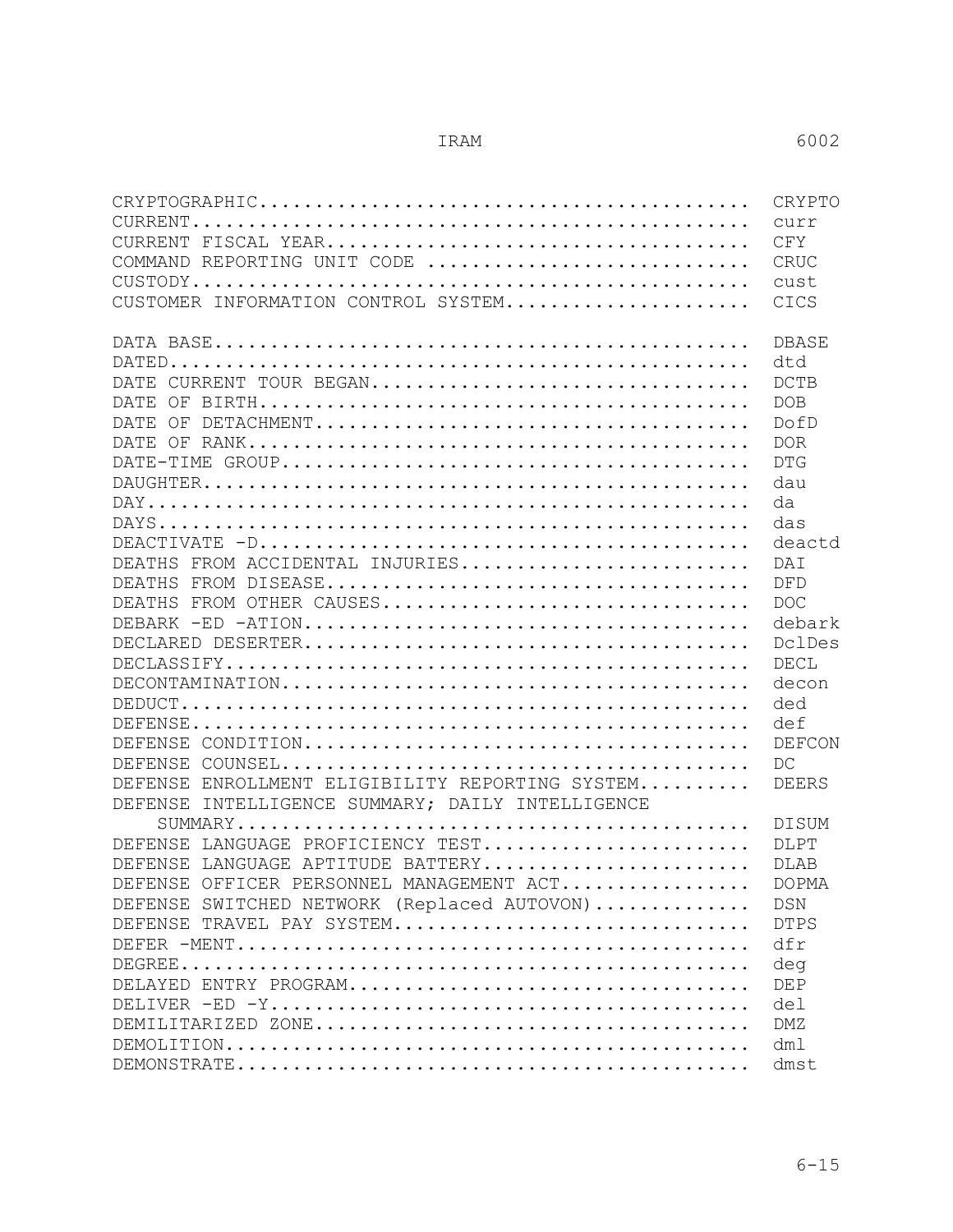| Term | Abbreviation |
| --- | --- |
| CRYPTOGRAPHIC | CRYPTO |
| CURRENT | curr |
| CURRENT FISCAL YEAR | CFY |
| COMMAND REPORTING UNIT CODE | CRUC |
| CUSTODY | cust |
| CUSTOMER INFORMATION CONTROL SYSTEM | CICS |
| | |
| DATA BASE | DBASE |
| DATED | dtd |
| DATE CURRENT TOUR BEGAN | DCTB |
| DATE OF BIRTH | DOB |
| DATE OF DETACHMENT | DofD |
| DATE OF RANK | DOR |
| DATE-TIME GROUP | DTG |
| DAUGHTER | dau |
| DAY | da |
| DAYS | das |
| DEACTIVATE -D | deactd |
| DEATHS FROM ACCIDENTAL INJURIES | DAI |
| DEATHS FROM DISEASE | DFD |
| DEATHS FROM OTHER CAUSES | DOC |
| DEBARK -ED -ATION | debark |
| DECLARED DESERTER | DclDes |
| DECLASSIFY | DECL |
| DECONTAMINATION | decon |
| DEDUCT | ded |
| DEFENSE | def |
| DEFENSE CONDITION | DEFCON |
| DEFENSE COUNSEL | DC |
| DEFENSE ENROLLMENT ELIGIBILITY REPORTING SYSTEM | DEERS |
| DEFENSE INTELLIGENCE SUMMARY; DAILY INTELLIGENCE SUMMARY | DISUM |
| DEFENSE LANGUAGE PROFICIENCY TEST | DLPT |
| DEFENSE LANGUAGE APTITUDE BATTERY | DLAB |
| DEFENSE OFFICER PERSONNEL MANAGEMENT ACT | DOPMA |
| DEFENSE SWITCHED NETWORK (Replaced AUTOVON) | DSN |
| DEFENSE TRAVEL PAY SYSTEM | DTPS |
| DEFER -MENT | dfr |
| DEGREE | deg |
| DELAYED ENTRY PROGRAM | DEP |
| DELIVER -ED -Y | del |
| DEMILITARIZED ZONE | DMZ |
| DEMOLITION | dml |
| DEMONSTRATE | dmst |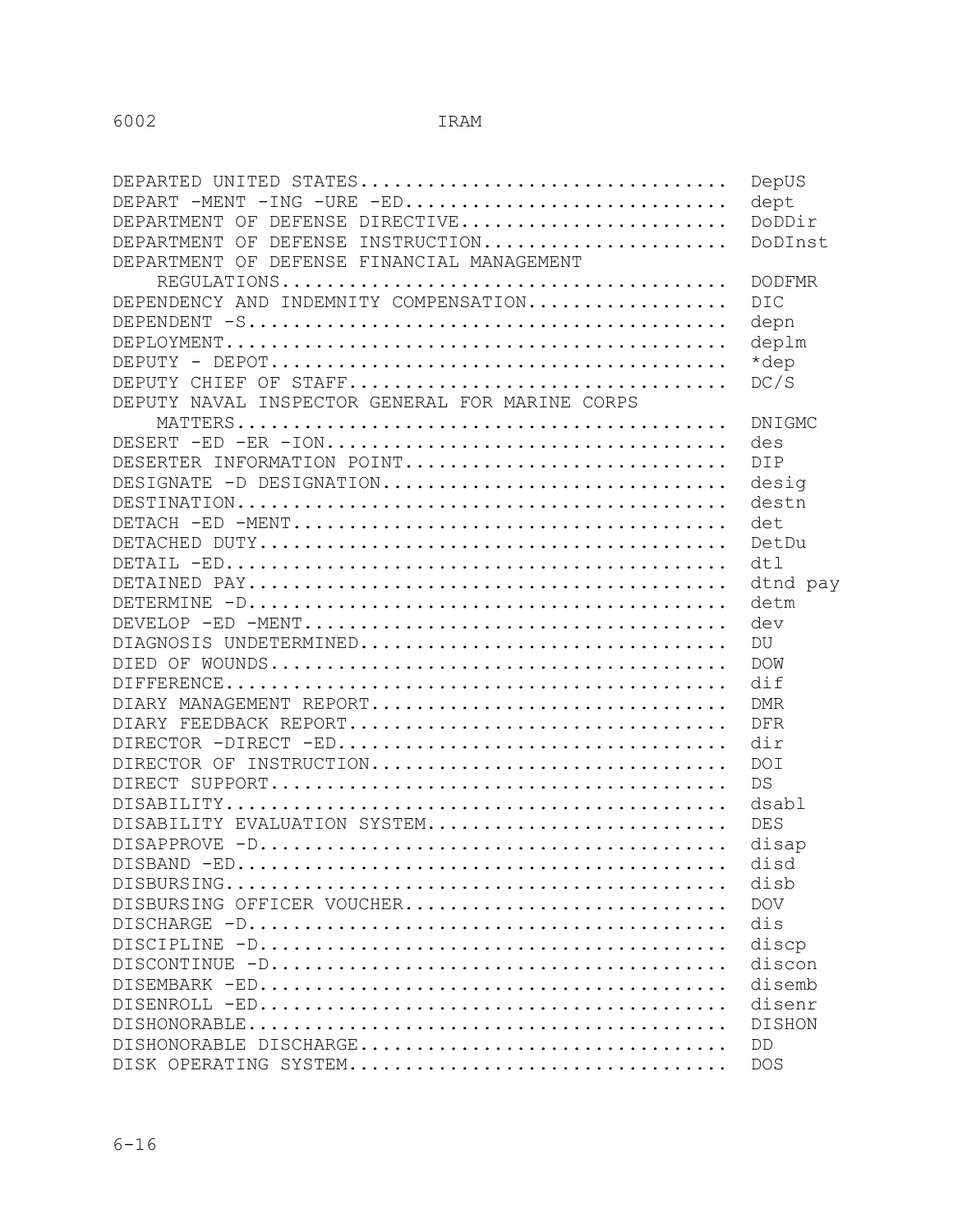| Term | Abbreviation |
|---|---|
| DEPARTED UNITED STATES | DepUS |
| DEPART -MENT -ING -URE -ED | dept |
| DEPARTMENT OF DEFENSE DIRECTIVE | DoDDir |
| DEPARTMENT OF DEFENSE INSTRUCTION | DoDInst |
| DEPARTMENT OF DEFENSE FINANCIAL MANAGEMENT REGULATIONS | DODFMR |
| DEPENDENCY AND INDEMNITY COMPENSATION | DIC |
| DEPENDENT -S | depn |
| DEPLOYMENT | deplm |
| DEPUTY - DEPOT | *dep |
| DEPUTY CHIEF OF STAFF | DC/S |
| DEPUTY NAVAL INSPECTOR GENERAL FOR MARINE CORPS MATTERS | DNIGMC |
| DESERT -ED -ER -ION | des |
| DESERTER INFORMATION POINT | DIP |
| DESIGNATE -D DESIGNATION | desig |
| DESTINATION | destn |
| DETACH -ED -MENT | det |
| DETACHED DUTY | DetDu |
| DETAIL -ED | dtl |
| DETAINED PAY | dtnd pay |
| DETERMINE -D | detm |
| DEVELOP -ED -MENT | dev |
| DIAGNOSIS UNDETERMINED | DU |
| DIED OF WOUNDS | DOW |
| DIFFERENCE | dif |
| DIARY MANAGEMENT REPORT | DMR |
| DIARY FEEDBACK REPORT | DFR |
| DIRECTOR -DIRECT -ED | dir |
| DIRECTOR OF INSTRUCTION | DOI |
| DIRECT SUPPORT | DS |
| DISABILITY | dsabl |
| DISABILITY EVALUATION SYSTEM | DES |
| DISAPPROVE -D | disap |
| DISBAND -ED | disd |
| DISBURSING | disb |
| DISBURSING OFFICER VOUCHER | DOV |
| DISCHARGE -D | dis |
| DISCIPLINE -D | discp |
| DISCONTINUE -D | discon |
| DISEMBARK -ED | disemb |
| DISENROLL -ED | disenr |
| DISHONORABLE | DISHON |
| DISHONORABLE DISCHARGE | DD |
| DISK OPERATING SYSTEM | DOS |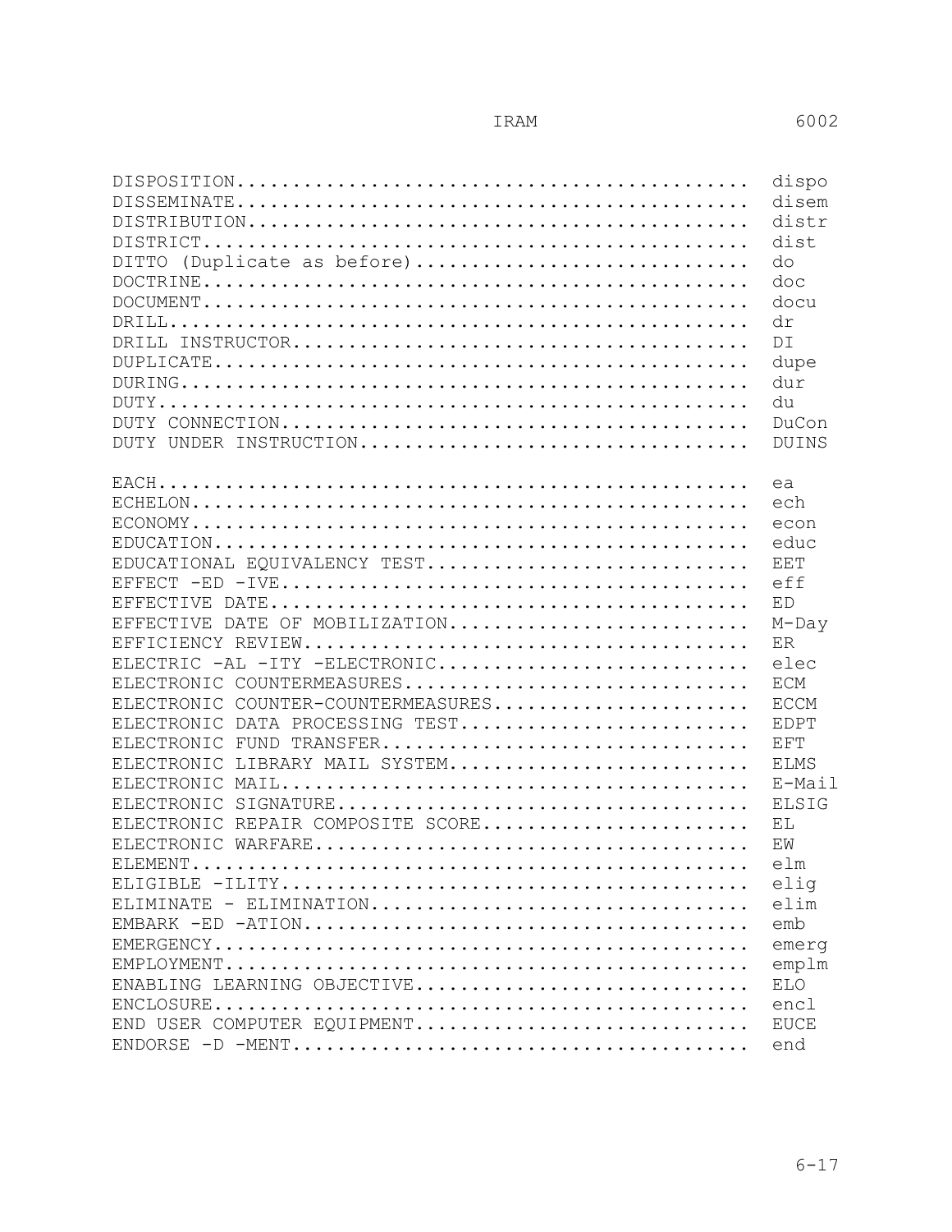| Term | Abbreviation |
| --- | --- |
| DISPOSITION | dispo |
| DISSEMINATE | disem |
| DISTRIBUTION | distr |
| DISTRICT | dist |
| DITTO (Duplicate as before) | do |
| DOCTRINE | doc |
| DOCUMENT | docu |
| DRILL | dr |
| DRILL INSTRUCTOR | DI |
| DUPLICATE | dupe |
| DURING | dur |
| DUTY | du |
| DUTY CONNECTION | DuCon |
| DUTY UNDER INSTRUCTION | DUINS |
| | |
| EACH | ea |
| ECHELON | ech |
| ECONOMY | econ |
| EDUCATION | educ |
| EDUCATIONAL EQUIVALENCY TEST | EET |
| EFFECT -ED -IVE | eff |
| EFFECTIVE DATE | ED |
| EFFECTIVE DATE OF MOBILIZATION | M-Day |
| EFFICIENCY REVIEW | ER |
| ELECTRIC -AL -ITY -ELECTRONIC | elec |
| ELECTRONIC COUNTERMEASURES | ECM |
| ELECTRONIC COUNTER-COUNTERMEASURES | ECCM |
| ELECTRONIC DATA PROCESSING TEST | EDPT |
| ELECTRONIC FUND TRANSFER | EFT |
| ELECTRONIC LIBRARY MAIL SYSTEM | ELMS |
| ELECTRONIC MAIL | E-Mail |
| ELECTRONIC SIGNATURE | ELSIG |
| ELECTRONIC REPAIR COMPOSITE SCORE | EL |
| ELECTRONIC WARFARE | EW |
| ELEMENT | elm |
| ELIGIBLE -ILITY | elig |
| ELIMINATE - ELIMINATION | elim |
| EMBARK -ED -ATION | emb |
| EMERGENCY | emerg |
| EMPLOYMENT | emplm |
| ENABLING LEARNING OBJECTIVE | ELO |
| ENCLOSURE | encl |
| END USER COMPUTER EQUIPMENT | EUCE |
| ENDORSE -D -MENT | end |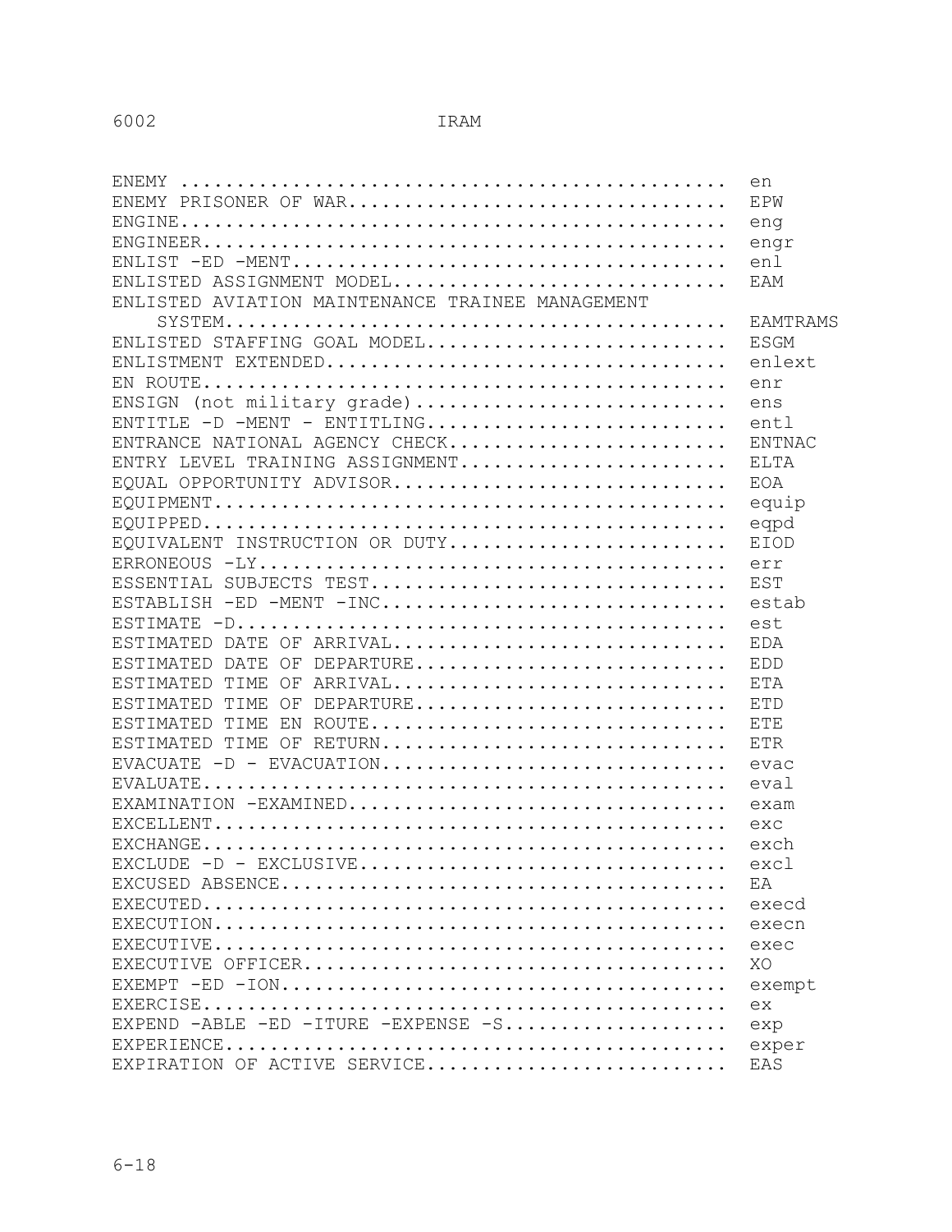| Term | Abbreviation |
|---|---|
| ENEMY | en |
| ENEMY PRISONER OF WAR | EPW |
| ENGINE | eng |
| ENGINEER | engr |
| ENLIST -ED -MENT | enl |
| ENLISTED ASSIGNMENT MODEL | EAM |
| ENLISTED AVIATION MAINTENANCE TRAINEE MANAGEMENT SYSTEM | EAMTRAMS |
| ENLISTED STAFFING GOAL MODEL | ESGM |
| ENLISTMENT EXTENDED | enlext |
| EN ROUTE | enr |
| ENSIGN (not military grade) | ens |
| ENTITLE -D -MENT - ENTITLING | entl |
| ENTRANCE NATIONAL AGENCY CHECK | ENTNAC |
| ENTRY LEVEL TRAINING ASSIGNMENT | ELTA |
| EQUAL OPPORTUNITY ADVISOR | EOA |
| EQUIPMENT | equip |
| EQUIPPED | eqpd |
| EQUIVALENT INSTRUCTION OR DUTY | EIOD |
| ERRONEOUS -LY | err |
| ESSENTIAL SUBJECTS TEST | EST |
| ESTABLISH -ED -MENT -INC | estab |
| ESTIMATE -D | est |
| ESTIMATED DATE OF ARRIVAL | EDA |
| ESTIMATED DATE OF DEPARTURE | EDD |
| ESTIMATED TIME OF ARRIVAL | ETA |
| ESTIMATED TIME OF DEPARTURE | ETD |
| ESTIMATED TIME EN ROUTE | ETE |
| ESTIMATED TIME OF RETURN | ETR |
| EVACUATE -D - EVACUATION | evac |
| EVALUATE | eval |
| EXAMINATION -EXAMINED | exam |
| EXCELLENT | exc |
| EXCHANGE | exch |
| EXCLUDE -D - EXCLUSIVE | excl |
| EXCUSED ABSENCE | EA |
| EXECUTED | execd |
| EXECUTION | execn |
| EXECUTIVE | exec |
| EXECUTIVE OFFICER | XO |
| EXEMPT -ED -ION | exempt |
| EXERCISE | ex |
| EXPEND -ABLE -ED -ITURE -EXPENSE -S | exp |
| EXPERIENCE | exper |
| EXPIRATION OF ACTIVE SERVICE | EAS |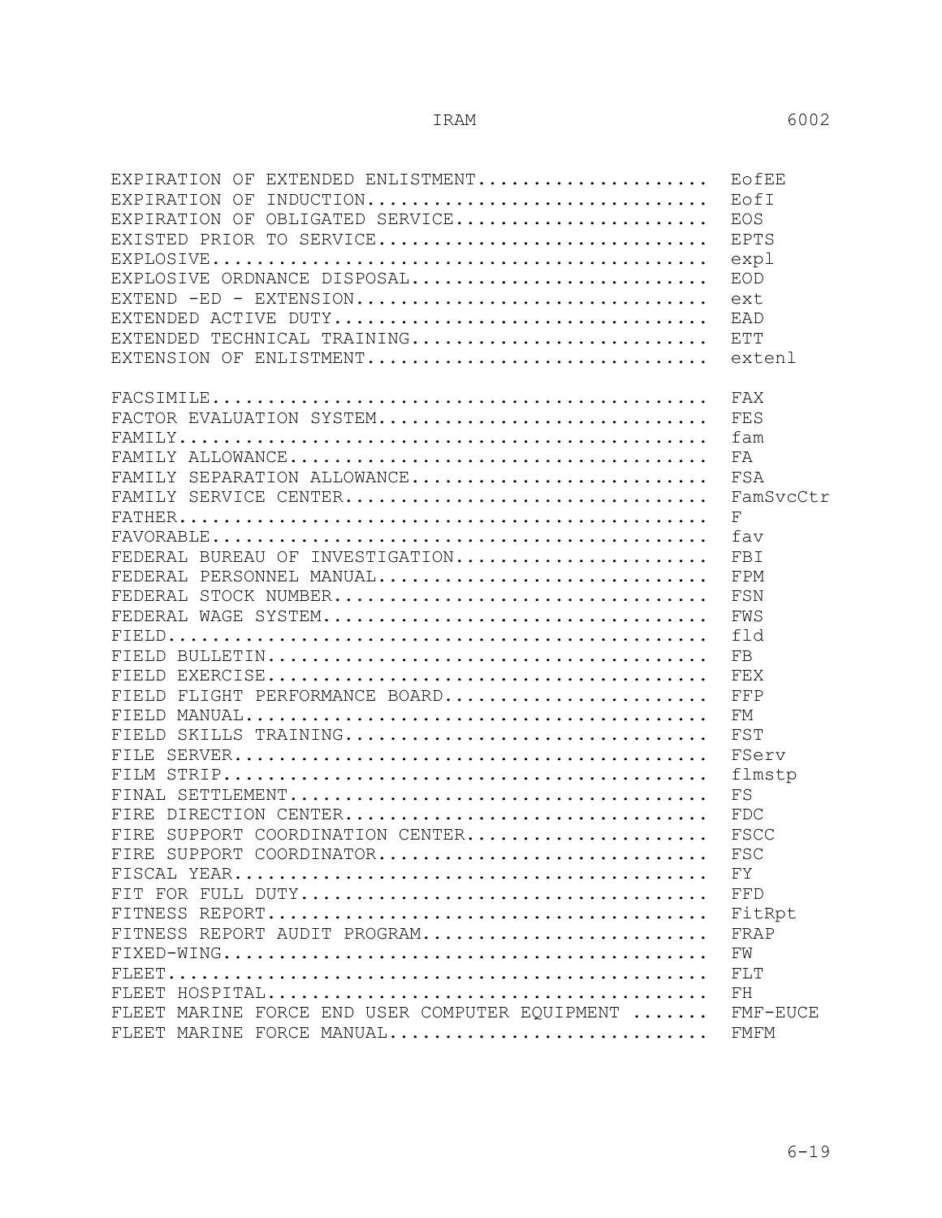| Term | Abbreviation |
|---|---|
| EXPIRATION OF EXTENDED ENLISTMENT | EofEE |
| EXPIRATION OF INDUCTION | EofI |
| EXPIRATION OF OBLIGATED SERVICE | EOS |
| EXISTED PRIOR TO SERVICE | EPTS |
| EXPLOSIVE | expl |
| EXPLOSIVE ORDNANCE DISPOSAL | EOD |
| EXTEND -ED - EXTENSION | ext |
| EXTENDED ACTIVE DUTY | EAD |
| EXTENDED TECHNICAL TRAINING | ETT |
| EXTENSION OF ENLISTMENT | extenl |
| | |
| FACSIMILE | FAX |
| FACTOR EVALUATION SYSTEM | FES |
| FAMILY | fam |
| FAMILY ALLOWANCE | FA |
| FAMILY SEPARATION ALLOWANCE | FSA |
| FAMILY SERVICE CENTER | FamSvcCtr |
| FATHER | F |
| FAVORABLE | fav |
| FEDERAL BUREAU OF INVESTIGATION | FBI |
| FEDERAL PERSONNEL MANUAL | FPM |
| FEDERAL STOCK NUMBER | FSN |
| FEDERAL WAGE SYSTEM | FWS |
| FIELD | fld |
| FIELD BULLETIN | FB |
| FIELD EXERCISE | FEX |
| FIELD FLIGHT PERFORMANCE BOARD | FFP |
| FIELD MANUAL | FM |
| FIELD SKILLS TRAINING | FST |
| FILE SERVER | FServ |
| FILM STRIP | flmstp |
| FINAL SETTLEMENT | FS |
| FIRE DIRECTION CENTER | FDC |
| FIRE SUPPORT COORDINATION CENTER | FSCC |
| FIRE SUPPORT COORDINATOR | FSC |
| FISCAL YEAR | FY |
| FIT FOR FULL DUTY | FFD |
| FITNESS REPORT | FitRpt |
| FITNESS REPORT AUDIT PROGRAM | FRAP |
| FIXED-WING | FW |
| FLEET | FLT |
| FLEET HOSPITAL | FH |
| FLEET MARINE FORCE END USER COMPUTER EQUIPMENT | FMF-EUCE |
| FLEET MARINE FORCE MANUAL | FMFM |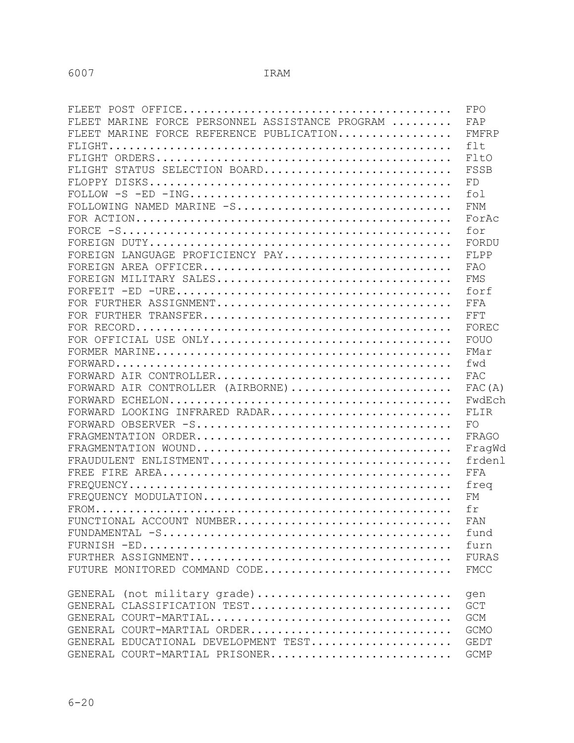| Term | Abbreviation |
|---|---|
| FLEET POST OFFICE | FPO |
| FLEET MARINE FORCE PERSONNEL ASSISTANCE PROGRAM | FAP |
| FLEET MARINE FORCE REFERENCE PUBLICATION | FMFRP |
| FLIGHT | flt |
| FLIGHT ORDERS | FltO |
| FLIGHT STATUS SELECTION BOARD | FSSB |
| FLOPPY DISKS | FD |
| FOLLOW -S -ED -ING | fol |
| FOLLOWING NAMED MARINE -S | FNM |
| FOR ACTION | ForAc |
| FORCE -S | for |
| FOREIGN DUTY | FORDU |
| FOREIGN LANGUAGE PROFICIENCY PAY | FLPP |
| FOREIGN AREA OFFICER | FAO |
| FOREIGN MILITARY SALES | FMS |
| FORFEIT -ED -URE | forf |
| FOR FURTHER ASSIGNMENT | FFA |
| FOR FURTHER TRANSFER | FFT |
| FOR RECORD | FOREC |
| FOR OFFICIAL USE ONLY | FOUO |
| FORMER MARINE | FMar |
| FORWARD | fwd |
| FORWARD AIR CONTROLLER | FAC |
| FORWARD AIR CONTROLLER (AIRBORNE) | FAC(A) |
| FORWARD ECHELON | FwdEch |
| FORWARD LOOKING INFRARED RADAR | FLIR |
| FORWARD OBSERVER -S | FO |
| FRAGMENTATION ORDER | FRAGO |
| FRAGMENTATION WOUND | FragWd |
| FRAUDULENT ENLISTMENT | frdenl |
| FREE FIRE AREA | FFA |
| FREQUENCY | freq |
| FREQUENCY MODULATION | FM |
| FROM | fr |
| FUNCTIONAL ACCOUNT NUMBER | FAN |
| FUNDAMENTAL -S | fund |
| FURNISH -ED | furn |
| FURTHER ASSIGNMENT | FURAS |
| FUTURE MONITORED COMMAND CODE | FMCC |
| GENERAL (not military grade) | gen |
| GENERAL CLASSIFICATION TEST | GCT |
| GENERAL COURT-MARTIAL | GCM |
| GENERAL COURT-MARTIAL ORDER | GCMO |
| GENERAL EDUCATIONAL DEVELOPMENT TEST | GEDT |
| GENERAL COURT-MARTIAL PRISONER | GCMP |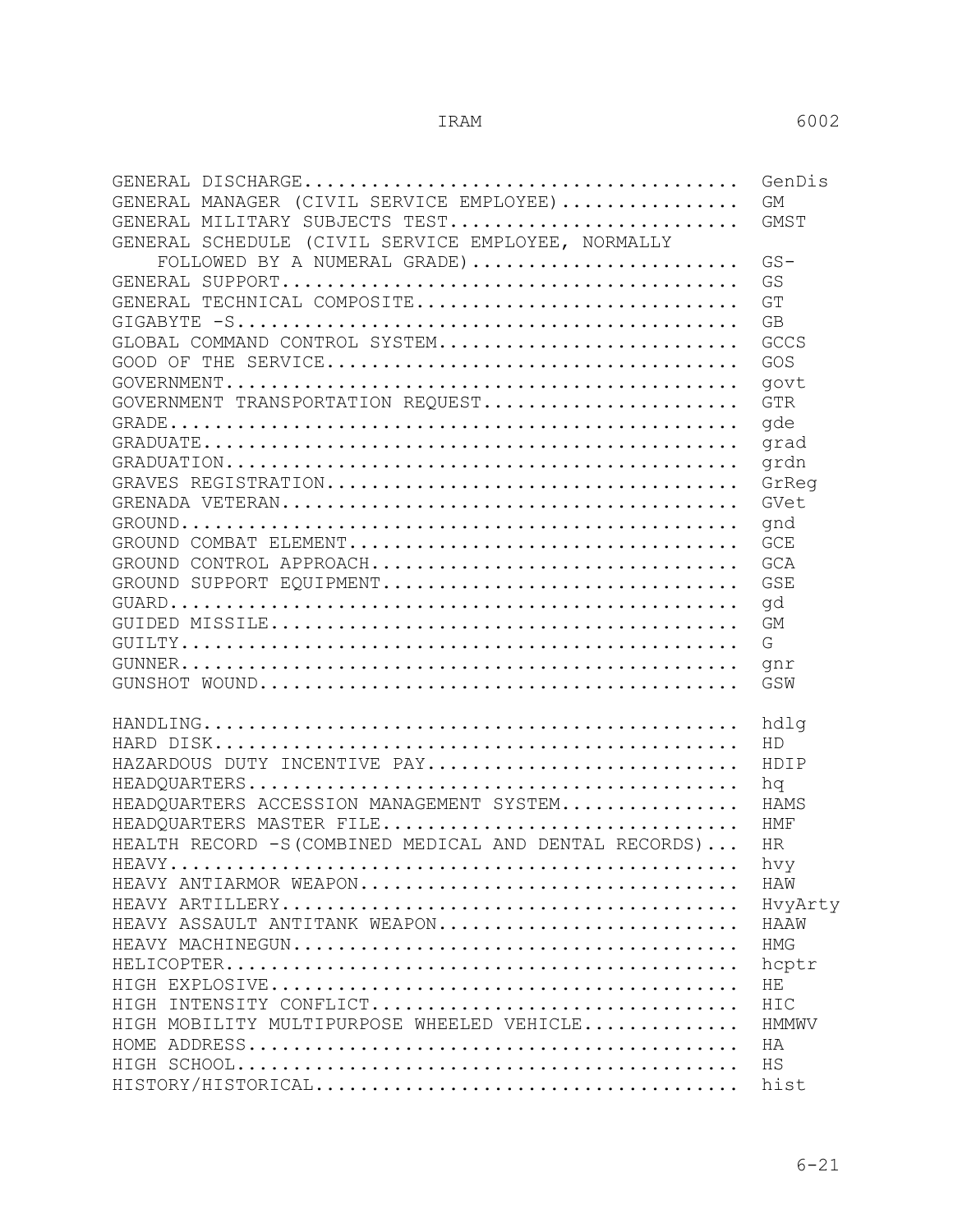| Term | Abbreviation |
|---|---|
| GENERAL DISCHARGE | GenDis |
| GENERAL MANAGER (CIVIL SERVICE EMPLOYEE) | GM |
| GENERAL MILITARY SUBJECTS TEST | GMST |
| GENERAL SCHEDULE (CIVIL SERVICE EMPLOYEE, NORMALLY FOLLOWED BY A NUMERAL GRADE) | GS- |
| GENERAL SUPPORT | GS |
| GENERAL TECHNICAL COMPOSITE | GT |
| GIGABYTE -S | GB |
| GLOBAL COMMAND CONTROL SYSTEM | GCCS |
| GOOD OF THE SERVICE | GOS |
| GOVERNMENT | govt |
| GOVERNMENT TRANSPORTATION REQUEST | GTR |
| GRADE | gde |
| GRADUATE | grad |
| GRADUATION | grdn |
| GRAVES REGISTRATION | GrReg |
| GRENADA VETERAN | GVet |
| GROUND | gnd |
| GROUND COMBAT ELEMENT | GCE |
| GROUND CONTROL APPROACH | GCA |
| GROUND SUPPORT EQUIPMENT | GSE |
| GUARD | gd |
| GUIDED MISSILE | GM |
| GUILTY | G |
| GUNNER | gnr |
| GUNSHOT WOUND | GSW |
| | |
| HANDLING | hdlg |
| HARD DISK | HD |
| HAZARDOUS DUTY INCENTIVE PAY | HDIP |
| HEADQUARTERS | hq |
| HEADQUARTERS ACCESSION MANAGEMENT SYSTEM | HAMS |
| HEADQUARTERS MASTER FILE | HMF |
| HEALTH RECORD -S(COMBINED MEDICAL AND DENTAL RECORDS) | HR |
| HEAVY | hvy |
| HEAVY ANTIARMOR WEAPON | HAW |
| HEAVY ARTILLERY | HvyArty |
| HEAVY ASSAULT ANTITANK WEAPON | HAAW |
| HEAVY MACHINEGUN | HMG |
| HELICOPTER | hcptr |
| HIGH EXPLOSIVE | HE |
| HIGH INTENSITY CONFLICT | HIC |
| HIGH MOBILITY MULTIPURPOSE WHEELED VEHICLE | HMMWV |
| HOME ADDRESS | HA |
| HIGH SCHOOL | HS |
| HISTORY/HISTORICAL | hist |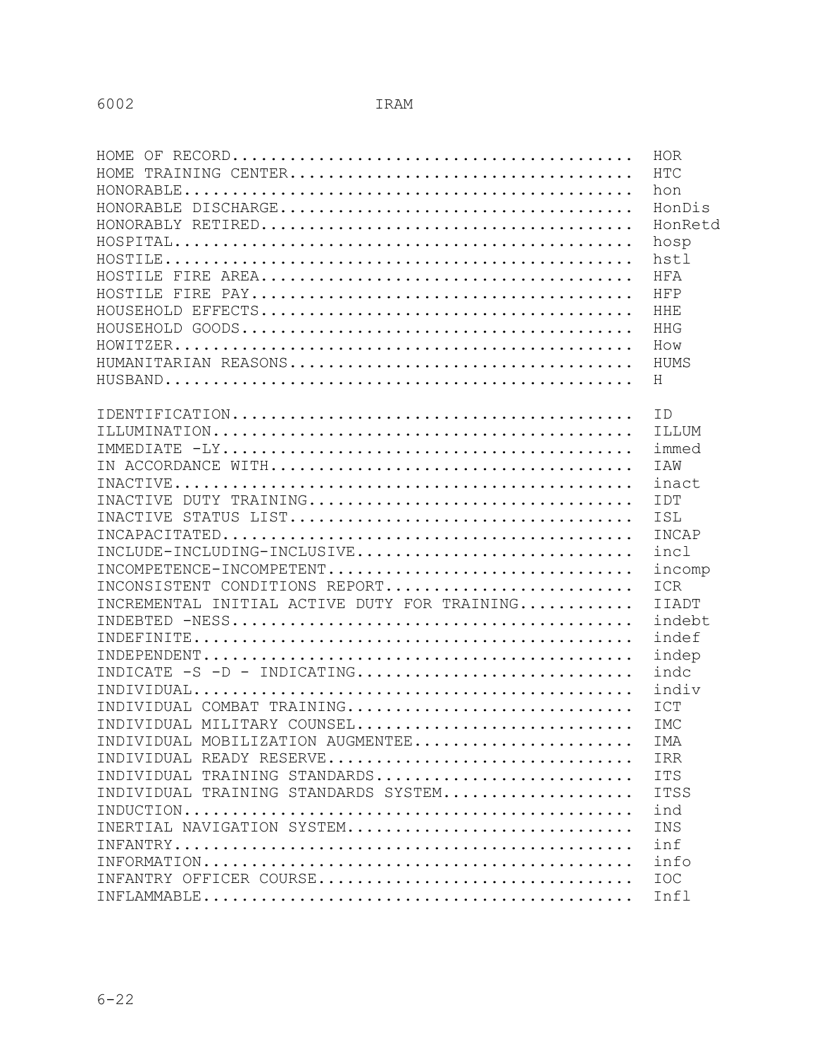| Term | Abbreviation |
|---|---|
| HOME OF RECORD | HOR |
| HOME TRAINING CENTER | HTC |
| HONORABLE | hon |
| HONORABLE DISCHARGE | HonDis |
| HONORABLY RETIRED | HonRetd |
| HOSPITAL | hosp |
| HOSTILE | hstl |
| HOSTILE FIRE AREA | HFA |
| HOSTILE FIRE PAY | HFP |
| HOUSEHOLD EFFECTS | HHE |
| HOUSEHOLD GOODS | HHG |
| HOWITZER | How |
| HUMANITARIAN REASONS | HUMS |
| HUSBAND | H |
| IDENTIFICATION | ID |
| ILLUMINATION | ILLUM |
| IMMEDIATE -LY | immed |
| IN ACCORDANCE WITH | IAW |
| INACTIVE | inact |
| INACTIVE DUTY TRAINING | IDT |
| INACTIVE STATUS LIST | ISL |
| INCAPACITATED | INCAP |
| INCLUDE-INCLUDING-INCLUSIVE | incl |
| INCOMPETENCE-INCOMPETENT | incomp |
| INCONSISTENT CONDITIONS REPORT | ICR |
| INCREMENTAL INITIAL ACTIVE DUTY FOR TRAINING | IIADT |
| INDEBTED -NESS | indebt |
| INDEFINITE | indef |
| INDEPENDENT | indep |
| INDICATE -S -D - INDICATING | indc |
| INDIVIDUAL | indiv |
| INDIVIDUAL COMBAT TRAINING | ICT |
| INDIVIDUAL MILITARY COUNSEL | IMC |
| INDIVIDUAL MOBILIZATION AUGMENTEE | IMA |
| INDIVIDUAL READY RESERVE | IRR |
| INDIVIDUAL TRAINING STANDARDS | ITS |
| INDIVIDUAL TRAINING STANDARDS SYSTEM | ITSS |
| INDUCTION | ind |
| INERTIAL NAVIGATION SYSTEM | INS |
| INFANTRY | inf |
| INFORMATION | info |
| INFANTRY OFFICER COURSE | IOC |
| INFLAMMABLE | Infl |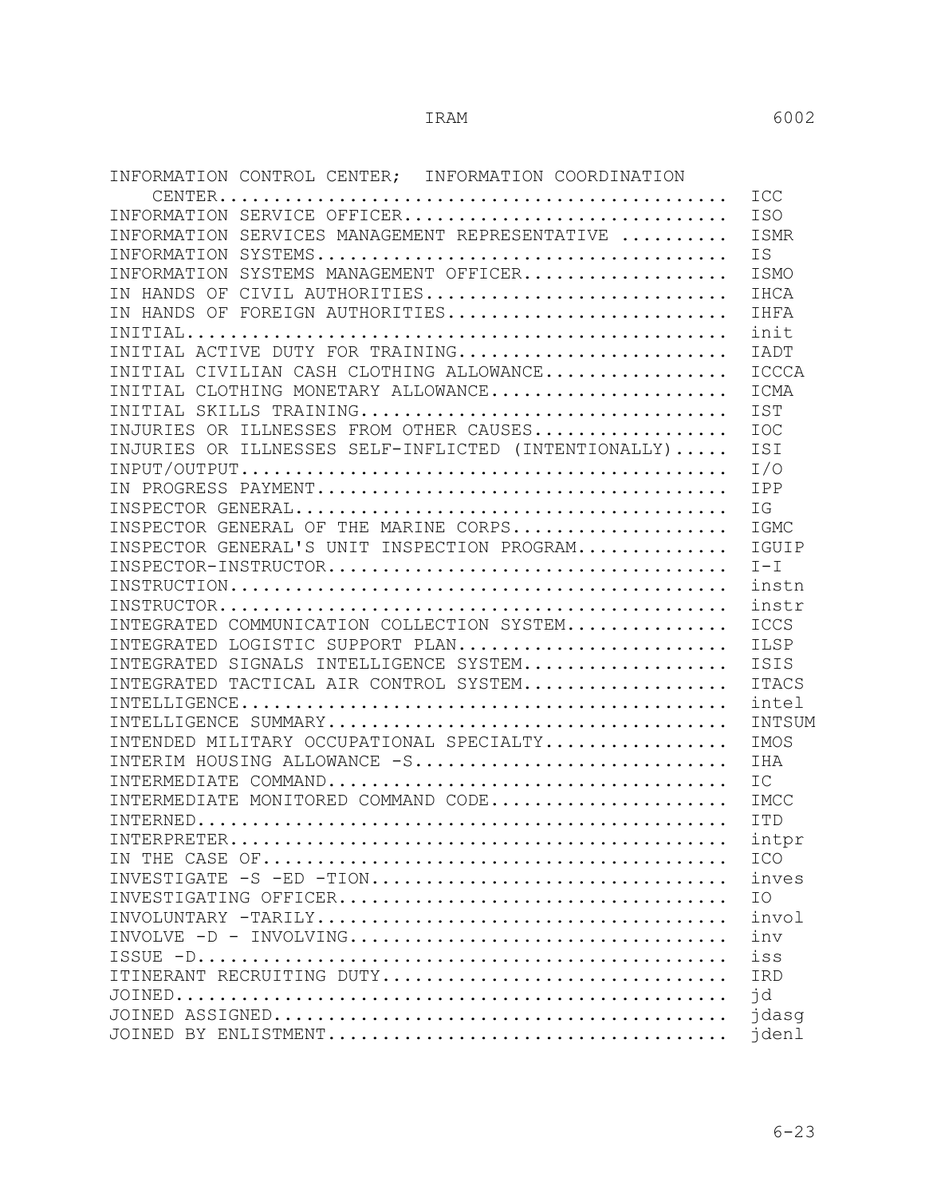| Term | Abbreviation |
|---|---|
| INFORMATION CONTROL CENTER; INFORMATION COORDINATION CENTER | ICC |
| INFORMATION SERVICE OFFICER | ISO |
| INFORMATION SERVICES MANAGEMENT REPRESENTATIVE | ISMR |
| INFORMATION SYSTEMS | IS |
| INFORMATION SYSTEMS MANAGEMENT OFFICER | ISMO |
| IN HANDS OF CIVIL AUTHORITIES | IHCA |
| IN HANDS OF FOREIGN AUTHORITIES | IHFA |
| INITIAL | init |
| INITIAL ACTIVE DUTY FOR TRAINING | IADT |
| INITIAL CIVILIAN CASH CLOTHING ALLOWANCE | ICCCA |
| INITIAL CLOTHING MONETARY ALLOWANCE | ICMA |
| INITIAL SKILLS TRAINING | IST |
| INJURIES OR ILLNESSES FROM OTHER CAUSES | IOC |
| INJURIES OR ILLNESSES SELF-INFLICTED (INTENTIONALLY) | ISI |
| INPUT/OUTPUT | I/O |
| IN PROGRESS PAYMENT | IPP |
| INSPECTOR GENERAL | IG |
| INSPECTOR GENERAL OF THE MARINE CORPS | IGMC |
| INSPECTOR GENERAL'S UNIT INSPECTION PROGRAM | IGUIP |
| INSPECTOR-INSTRUCTOR | I-I |
| INSTRUCTION | instn |
| INSTRUCTOR | instr |
| INTEGRATED COMMUNICATION COLLECTION SYSTEM | ICCS |
| INTEGRATED LOGISTIC SUPPORT PLAN | ILSP |
| INTEGRATED SIGNALS INTELLIGENCE SYSTEM | ISIS |
| INTEGRATED TACTICAL AIR CONTROL SYSTEM | ITACS |
| INTELLIGENCE | intel |
| INTELLIGENCE SUMMARY | INTSUM |
| INTENDED MILITARY OCCUPATIONAL SPECIALTY | IMOS |
| INTERIM HOUSING ALLOWANCE -S | IHA |
| INTERMEDIATE COMMAND | IC |
| INTERMEDIATE MONITORED COMMAND CODE | IMCC |
| INTERNED | ITD |
| INTERPRETER | intpr |
| IN THE CASE OF | ICO |
| INVESTIGATE -S -ED -TION | inves |
| INVESTIGATING OFFICER | IO |
| INVOLUNTARY -TARILY | invol |
| INVOLVE -D - INVOLVING | inv |
| ISSUE -D | iss |
| ITINERANT RECRUITING DUTY | IRD |
| JOINED | jd |
| JOINED ASSIGNED | jdasg |
| JOINED BY ENLISTMENT | jdenl |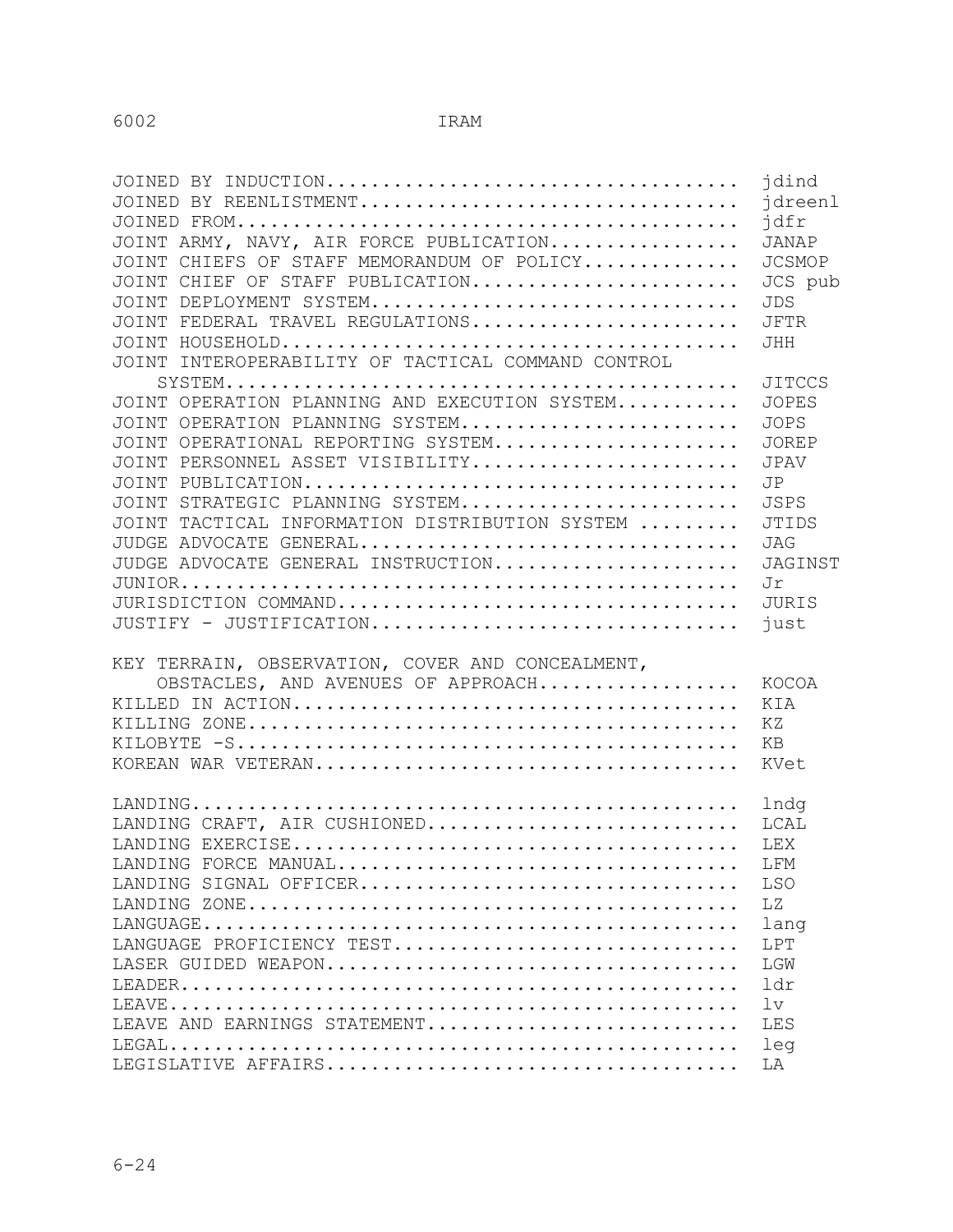| Term | Abbreviation |
|---|---|
| JOINED BY INDUCTION | jdind |
| JOINED BY REENLISTMENT | jdreenl |
| JOINED FROM | jdfr |
| JOINT ARMY, NAVY, AIR FORCE PUBLICATION | JANAP |
| JOINT CHIEFS OF STAFF MEMORANDUM OF POLICY | JCSMOP |
| JOINT CHIEF OF STAFF PUBLICATION | JCS pub |
| JOINT DEPLOYMENT SYSTEM | JDS |
| JOINT FEDERAL TRAVEL REGULATIONS | JFTR |
| JOINT HOUSEHOLD | JHH |
| JOINT INTEROPERABILITY OF TACTICAL COMMAND CONTROL SYSTEM | JITCCS |
| JOINT OPERATION PLANNING AND EXECUTION SYSTEM | JOPES |
| JOINT OPERATION PLANNING SYSTEM | JOPS |
| JOINT OPERATIONAL REPORTING SYSTEM | JOREP |
| JOINT PERSONNEL ASSET VISIBILITY | JPAV |
| JOINT PUBLICATION | JP |
| JOINT STRATEGIC PLANNING SYSTEM | JSPS |
| JOINT TACTICAL INFORMATION DISTRIBUTION SYSTEM | JTIDS |
| JUDGE ADVOCATE GENERAL | JAG |
| JUDGE ADVOCATE GENERAL INSTRUCTION | JAGINST |
| JUNIOR | Jr |
| JURISDICTION COMMAND | JURIS |
| JUSTIFY - JUSTIFICATION | just |
| KEY TERRAIN, OBSERVATION, COVER AND CONCEALMENT, OBSTACLES, AND AVENUES OF APPROACH | KOCOA |
| KILLED IN ACTION | KIA |
| KILLING ZONE | KZ |
| KILOBYTE -S | KB |
| KOREAN WAR VETERAN | KVet |
| LANDING | lndg |
| LANDING CRAFT, AIR CUSHIONED | LCAL |
| LANDING EXERCISE | LEX |
| LANDING FORCE MANUAL | LFM |
| LANDING SIGNAL OFFICER | LSO |
| LANDING ZONE | LZ |
| LANGUAGE | lang |
| LANGUAGE PROFICIENCY TEST | LPT |
| LASER GUIDED WEAPON | LGW |
| LEADER | ldr |
| LEAVE | lv |
| LEAVE AND EARNINGS STATEMENT | LES |
| LEGAL | leg |
| LEGISLATIVE AFFAIRS | LA |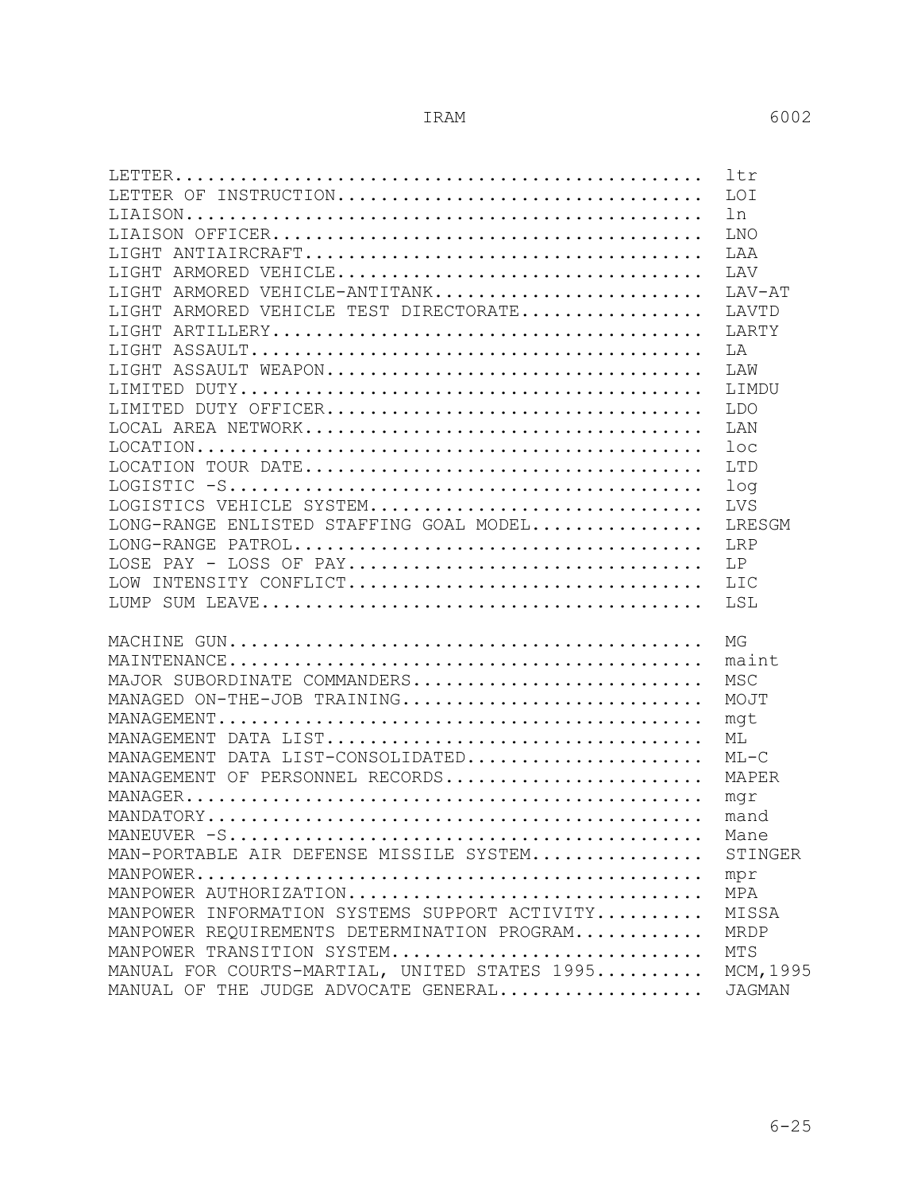| Term | Abbreviation |
|---|---|
| LETTER | ltr |
| LETTER OF INSTRUCTION | LOI |
| LIAISON | ln |
| LIAISON OFFICER | LNO |
| LIGHT ANTIAIRCRAFT | LAA |
| LIGHT ARMORED VEHICLE | LAV |
| LIGHT ARMORED VEHICLE-ANTITANK | LAV-AT |
| LIGHT ARMORED VEHICLE TEST DIRECTORATE | LAVTD |
| LIGHT ARTILLERY | LARTY |
| LIGHT ASSAULT | LA |
| LIGHT ASSAULT WEAPON | LAW |
| LIMITED DUTY | LIMDU |
| LIMITED DUTY OFFICER | LDO |
| LOCAL AREA NETWORK | LAN |
| LOCATION | loc |
| LOCATION TOUR DATE | LTD |
| LOGISTIC -S | log |
| LOGISTICS VEHICLE SYSTEM | LVS |
| LONG-RANGE ENLISTED STAFFING GOAL MODEL | LRESGM |
| LONG-RANGE PATROL | LRP |
| LOSE PAY - LOSS OF PAY | LP |
| LOW INTENSITY CONFLICT | LIC |
| LUMP SUM LEAVE | LSL |
| | |
| MACHINE GUN | MG |
| MAINTENANCE | maint |
| MAJOR SUBORDINATE COMMANDERS | MSC |
| MANAGED ON-THE-JOB TRAINING | MOJT |
| MANAGEMENT | mgt |
| MANAGEMENT DATA LIST | ML |
| MANAGEMENT DATA LIST-CONSOLIDATED | ML-C |
| MANAGEMENT OF PERSONNEL RECORDS | MAPER |
| MANAGER | mgr |
| MANDATORY | mand |
| MANEUVER -S | Mane |
| MAN-PORTABLE AIR DEFENSE MISSILE SYSTEM | STINGER |
| MANPOWER | mpr |
| MANPOWER AUTHORIZATION | MPA |
| MANPOWER INFORMATION SYSTEMS SUPPORT ACTIVITY | MISSA |
| MANPOWER REQUIREMENTS DETERMINATION PROGRAM | MRDP |
| MANPOWER TRANSITION SYSTEM | MTS |
| MANUAL FOR COURTS-MARTIAL, UNITED STATES 1995 | MCM,1995 |
| MANUAL OF THE JUDGE ADVOCATE GENERAL | JAGMAN |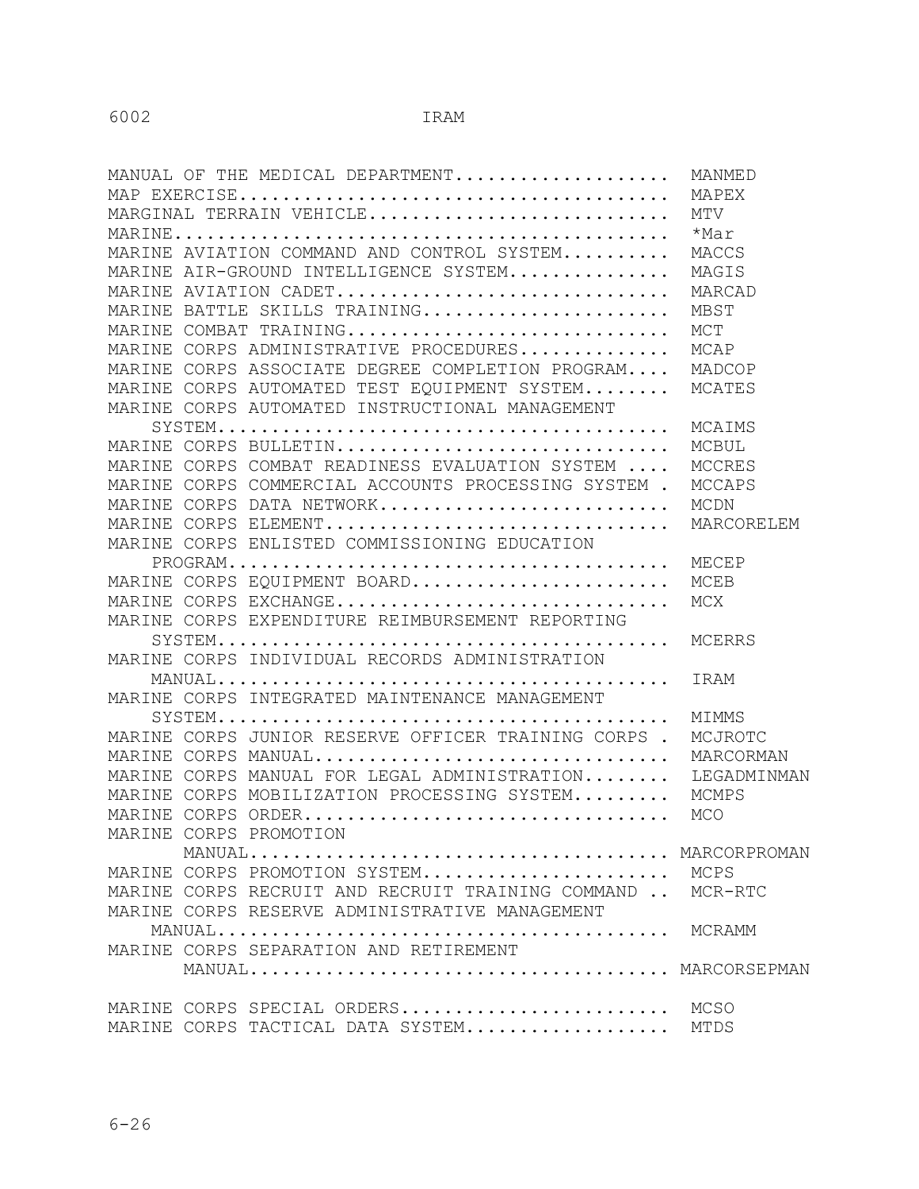| Term | Abbreviation |
|---|---|
| MANUAL OF THE MEDICAL DEPARTMENT | MANMED |
| MAP EXERCISE | MAPEX |
| MARGINAL TERRAIN VEHICLE | MTV |
| MARINE | *Mar |
| MARINE AVIATION COMMAND AND CONTROL SYSTEM | MACCS |
| MARINE AIR-GROUND INTELLIGENCE SYSTEM | MAGIS |
| MARINE AVIATION CADET | MARCAD |
| MARINE BATTLE SKILLS TRAINING | MBST |
| MARINE COMBAT TRAINING | MCT |
| MARINE CORPS ADMINISTRATIVE PROCEDURES | MCAP |
| MARINE CORPS ASSOCIATE DEGREE COMPLETION PROGRAM | MADCOP |
| MARINE CORPS AUTOMATED TEST EQUIPMENT SYSTEM | MCATES |
| MARINE CORPS AUTOMATED INSTRUCTIONAL MANAGEMENT SYSTEM | MCAIMS |
| MARINE CORPS BULLETIN | MCBUL |
| MARINE CORPS COMBAT READINESS EVALUATION SYSTEM | MCCRES |
| MARINE CORPS COMMERCIAL ACCOUNTS PROCESSING SYSTEM | MCCAPS |
| MARINE CORPS DATA NETWORK | MCDN |
| MARINE CORPS ELEMENT | MARCORELEM |
| MARINE CORPS ENLISTED COMMISSIONING EDUCATION PROGRAM | MECEP |
| MARINE CORPS EQUIPMENT BOARD | MCEB |
| MARINE CORPS EXCHANGE | MCX |
| MARINE CORPS EXPENDITURE REIMBURSEMENT REPORTING SYSTEM | MCERRS |
| MARINE CORPS INDIVIDUAL RECORDS ADMINISTRATION MANUAL | IRAM |
| MARINE CORPS INTEGRATED MAINTENANCE MANAGEMENT SYSTEM | MIMMS |
| MARINE CORPS JUNIOR RESERVE OFFICER TRAINING CORPS | MCJROTC |
| MARINE CORPS MANUAL | MARCORMAN |
| MARINE CORPS MANUAL FOR LEGAL ADMINISTRATION | LEGADMINMAN |
| MARINE CORPS MOBILIZATION PROCESSING SYSTEM | MCMPS |
| MARINE CORPS ORDER | MCO |
| MARINE CORPS PROMOTION MANUAL | MARCORPROMAN |
| MARINE CORPS PROMOTION SYSTEM | MCPS |
| MARINE CORPS RECRUIT AND RECRUIT TRAINING COMMAND | MCR-RTC |
| MARINE CORPS RESERVE ADMINISTRATIVE MANAGEMENT MANUAL | MCRAMM |
| MARINE CORPS SEPARATION AND RETIREMENT MANUAL | MARCORSEPMAN |
| MARINE CORPS SPECIAL ORDERS | MCSO |
| MARINE CORPS TACTICAL DATA SYSTEM | MTDS |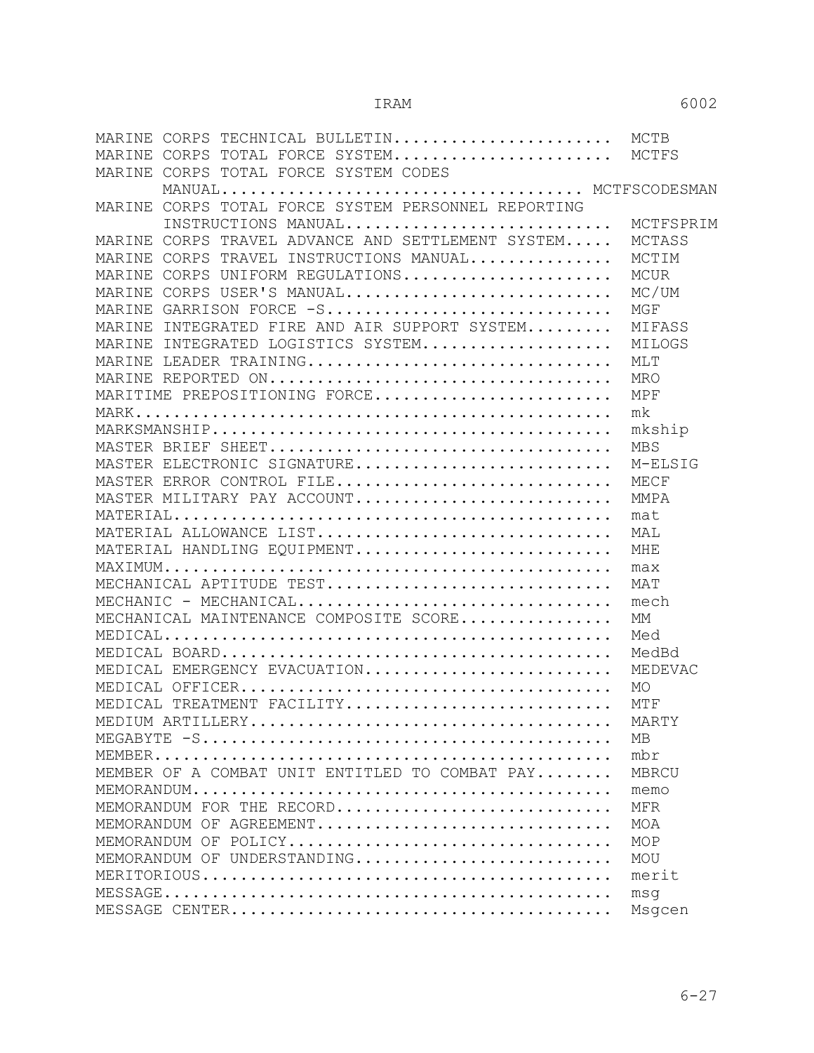| Term | Abbreviation |
|---|---|
| MARINE CORPS TECHNICAL BULLETIN | MCTB |
| MARINE CORPS TOTAL FORCE SYSTEM | MCTFS |
| MARINE CORPS TOTAL FORCE SYSTEM CODES MANUAL | MCTFSCODESMAN |
| MARINE CORPS TOTAL FORCE SYSTEM PERSONNEL REPORTING INSTRUCTIONS MANUAL | MCTFSPRIM |
| MARINE CORPS TRAVEL ADVANCE AND SETTLEMENT SYSTEM | MCTASS |
| MARINE CORPS TRAVEL INSTRUCTIONS MANUAL | MCTIM |
| MARINE CORPS UNIFORM REGULATIONS | MCUR |
| MARINE CORPS USER'S MANUAL | MC/UM |
| MARINE GARRISON FORCE -S | MGF |
| MARINE INTEGRATED FIRE AND AIR SUPPORT SYSTEM | MIFASS |
| MARINE INTEGRATED LOGISTICS SYSTEM | MILOGS |
| MARINE LEADER TRAINING | MLT |
| MARINE REPORTED ON | MRO |
| MARITIME PREPOSITIONING FORCE | MPF |
| MARK | mk |
| MARKSMANSHIP | mkship |
| MASTER BRIEF SHEET | MBS |
| MASTER ELECTRONIC SIGNATURE | M-ELSIG |
| MASTER ERROR CONTROL FILE | MECF |
| MASTER MILITARY PAY ACCOUNT | MMPA |
| MATERIAL | mat |
| MATERIAL ALLOWANCE LIST | MAL |
| MATERIAL HANDLING EQUIPMENT | MHE |
| MAXIMUM | max |
| MECHANICAL APTITUDE TEST | MAT |
| MECHANIC - MECHANICAL | mech |
| MECHANICAL MAINTENANCE COMPOSITE SCORE | MM |
| MEDICAL | Med |
| MEDICAL BOARD | MedBd |
| MEDICAL EMERGENCY EVACUATION | MEDEVAC |
| MEDICAL OFFICER | MO |
| MEDICAL TREATMENT FACILITY | MTF |
| MEDIUM ARTILLERY | MARTY |
| MEGABYTE -S | MB |
| MEMBER | mbr |
| MEMBER OF A COMBAT UNIT ENTITLED TO COMBAT PAY | MBRCU |
| MEMORANDUM | memo |
| MEMORANDUM FOR THE RECORD | MFR |
| MEMORANDUM OF AGREEMENT | MOA |
| MEMORANDUM OF POLICY | MOP |
| MEMORANDUM OF UNDERSTANDING | MOU |
| MERITORIOUS | merit |
| MESSAGE | msg |
| MESSAGE CENTER | Msgcen |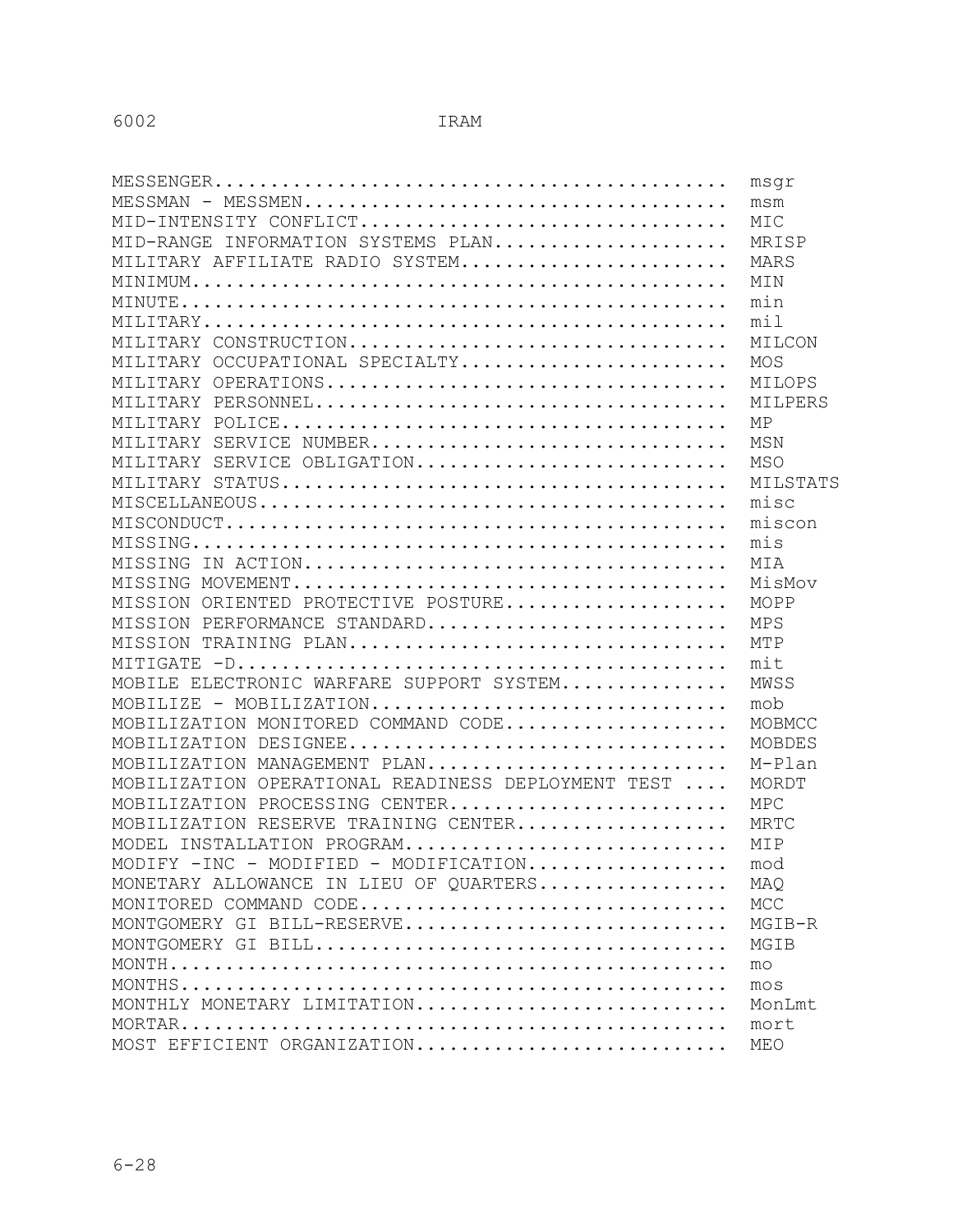| Term | Abbreviation |
| --- | --- |
| MESSENGER | msgr |
| MESSMAN - MESSMEN | msm |
| MID-INTENSITY CONFLICT | MIC |
| MID-RANGE INFORMATION SYSTEMS PLAN | MRISP |
| MILITARY AFFILIATE RADIO SYSTEM | MARS |
| MINIMUM | MIN |
| MINUTE | min |
| MILITARY | mil |
| MILITARY CONSTRUCTION | MILCON |
| MILITARY OCCUPATIONAL SPECIALTY | MOS |
| MILITARY OPERATIONS | MILOPS |
| MILITARY PERSONNEL | MILPERS |
| MILITARY POLICE | MP |
| MILITARY SERVICE NUMBER | MSN |
| MILITARY SERVICE OBLIGATION | MSO |
| MILITARY STATUS | MILSTATS |
| MISCELLANEOUS | misc |
| MISCONDUCT | miscon |
| MISSING | mis |
| MISSING IN ACTION | MIA |
| MISSING MOVEMENT | MisMov |
| MISSION ORIENTED PROTECTIVE POSTURE | MOPP |
| MISSION PERFORMANCE STANDARD | MPS |
| MISSION TRAINING PLAN | MTP |
| MITIGATE -D | mit |
| MOBILE ELECTRONIC WARFARE SUPPORT SYSTEM | MWSS |
| MOBILIZE - MOBILIZATION | mob |
| MOBILIZATION MONITORED COMMAND CODE | MOBMCC |
| MOBILIZATION DESIGNEE | MOBDES |
| MOBILIZATION MANAGEMENT PLAN | M-Plan |
| MOBILIZATION OPERATIONAL READINESS DEPLOYMENT TEST | MORDT |
| MOBILIZATION PROCESSING CENTER | MPC |
| MOBILIZATION RESERVE TRAINING CENTER | MRTC |
| MODEL INSTALLATION PROGRAM | MIP |
| MODIFY -INC - MODIFIED - MODIFICATION | mod |
| MONETARY ALLOWANCE IN LIEU OF QUARTERS | MAQ |
| MONITORED COMMAND CODE | MCC |
| MONTGOMERY GI BILL-RESERVE | MGIB-R |
| MONTGOMERY GI BILL | MGIB |
| MONTH | mo |
| MONTHS | mos |
| MONTHLY MONETARY LIMITATION | MonLmt |
| MORTAR | mort |
| MOST EFFICIENT ORGANIZATION | MEO |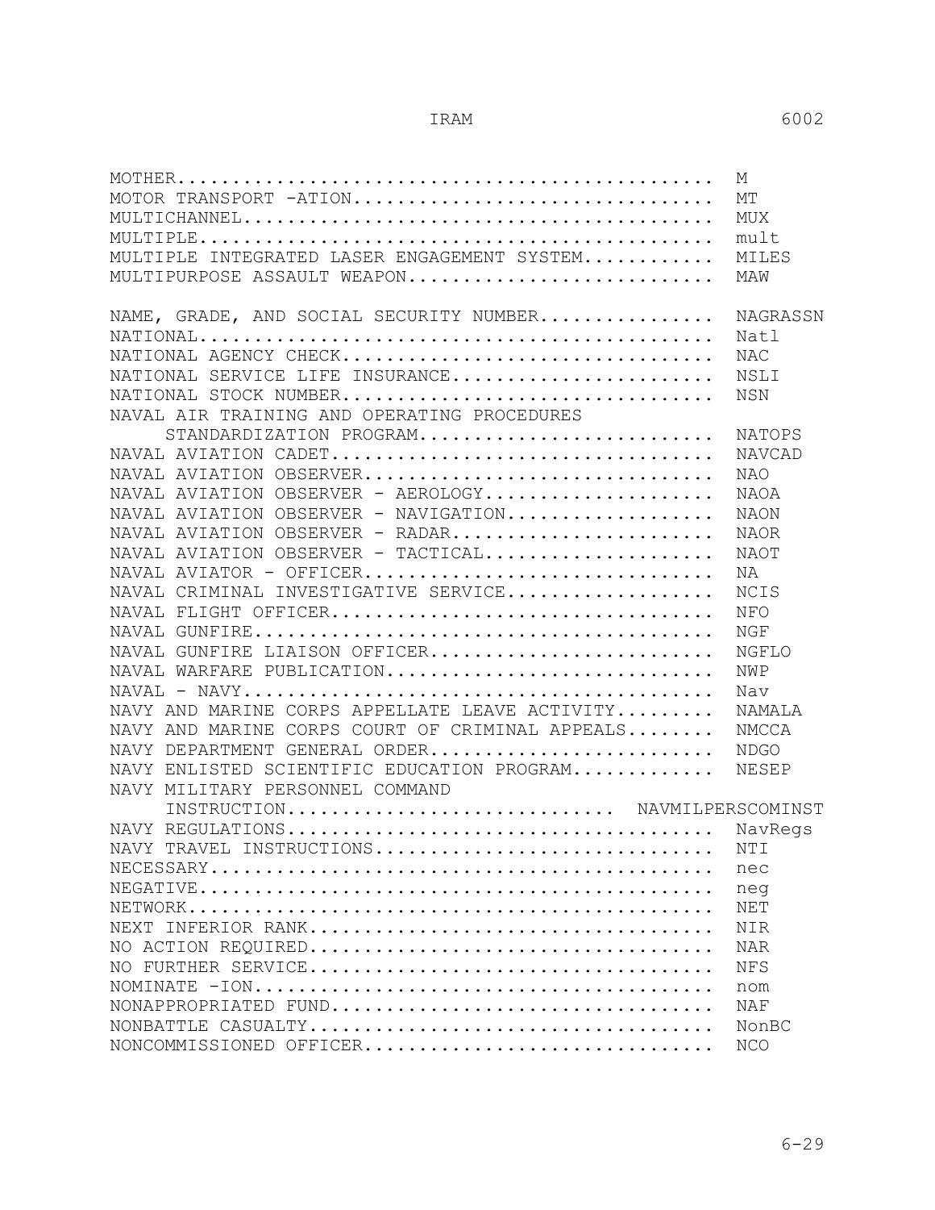| Term | Abbreviation |
|---|---|
| MOTHER | M |
| MOTOR TRANSPORT -ATION | MT |
| MULTICHANNEL | MUX |
| MULTIPLE | mult |
| MULTIPLE INTEGRATED LASER ENGAGEMENT SYSTEM | MILES |
| MULTIPURPOSE ASSAULT WEAPON | MAW |
| NAME, GRADE, AND SOCIAL SECURITY NUMBER | NAGRASSN |
| NATIONAL | Natl |
| NATIONAL AGENCY CHECK | NAC |
| NATIONAL SERVICE LIFE INSURANCE | NSLI |
| NATIONAL STOCK NUMBER | NSN |
| NAVAL AIR TRAINING AND OPERATING PROCEDURES STANDARDIZATION PROGRAM | NATOPS |
| NAVAL AVIATION CADET | NAVCAD |
| NAVAL AVIATION OBSERVER | NAO |
| NAVAL AVIATION OBSERVER - AEROLOGY | NAOA |
| NAVAL AVIATION OBSERVER - NAVIGATION | NAON |
| NAVAL AVIATION OBSERVER - RADAR | NAOR |
| NAVAL AVIATION OBSERVER - TACTICAL | NAOT |
| NAVAL AVIATOR - OFFICER | NA |
| NAVAL CRIMINAL INVESTIGATIVE SERVICE | NCIS |
| NAVAL FLIGHT OFFICER | NFO |
| NAVAL GUNFIRE | NGF |
| NAVAL GUNFIRE LIAISON OFFICER | NGFLO |
| NAVAL WARFARE PUBLICATION | NWP |
| NAVAL - NAVY | Nav |
| NAVY AND MARINE CORPS APPELLATE LEAVE ACTIVITY | NAMALA |
| NAVY AND MARINE CORPS COURT OF CRIMINAL APPEALS | NMCCA |
| NAVY DEPARTMENT GENERAL ORDER | NDGO |
| NAVY ENLISTED SCIENTIFIC EDUCATION PROGRAM | NESEP |
| NAVY MILITARY PERSONNEL COMMAND INSTRUCTION | NAVMILPERSCOMINST |
| NAVY REGULATIONS | NavRegs |
| NAVY TRAVEL INSTRUCTIONS | NTI |
| NECESSARY | nec |
| NEGATIVE | neg |
| NETWORK | NET |
| NEXT INFERIOR RANK | NIR |
| NO ACTION REQUIRED | NAR |
| NO FURTHER SERVICE | NFS |
| NOMINATE -ION | nom |
| NONAPPROPRIATED FUND | NAF |
| NONBATTLE CASUALTY | NonBC |
| NONCOMMISSIONED OFFICER | NCO |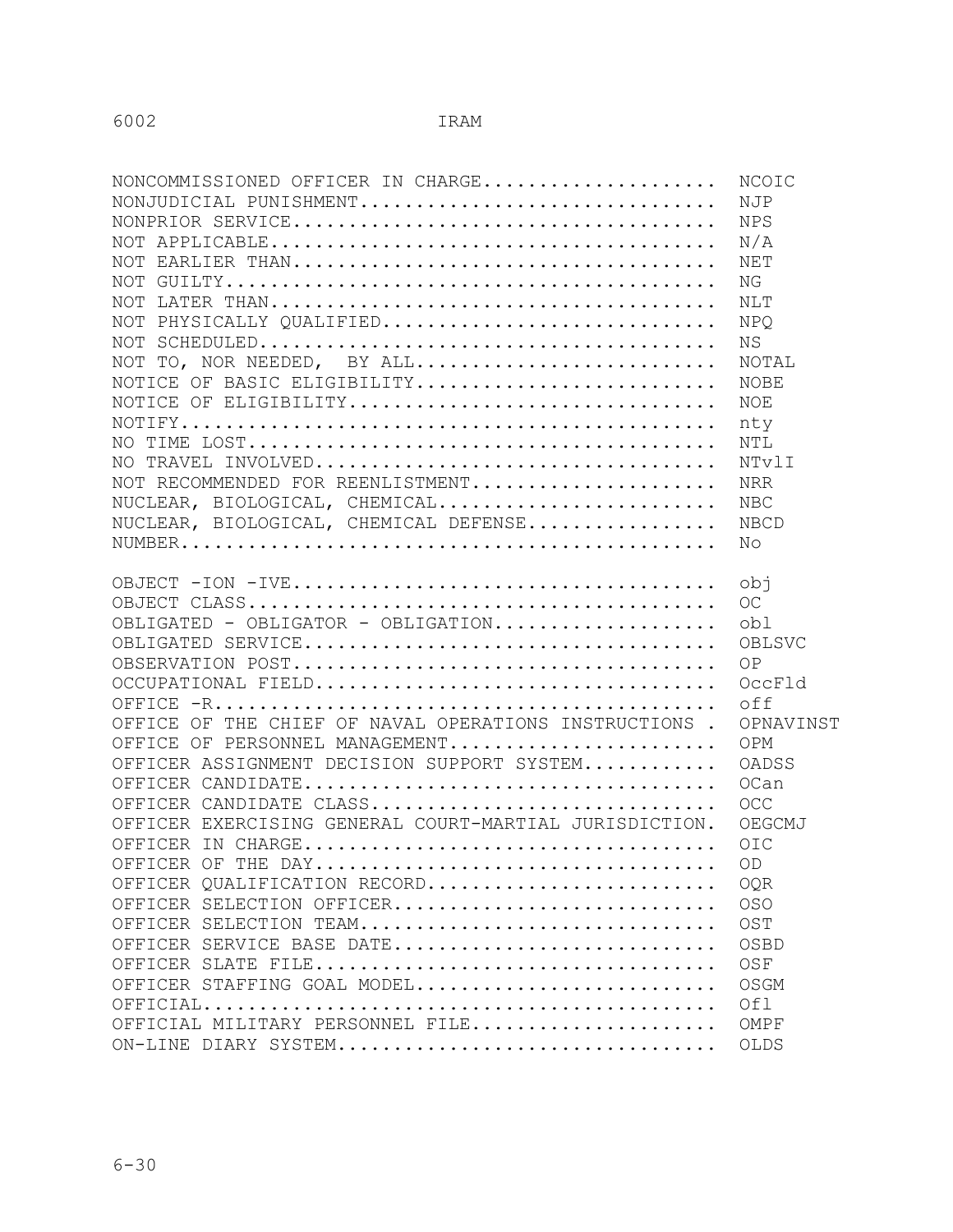| Term | Abbreviation |
|---|---|
| NONCOMMISSIONED OFFICER IN CHARGE | NCOIC |
| NONJUDICIAL PUNISHMENT | NJP |
| NONPRIOR SERVICE | NPS |
| NOT APPLICABLE | N/A |
| NOT EARLIER THAN | NET |
| NOT GUILTY | NG |
| NOT LATER THAN | NLT |
| NOT PHYSICALLY QUALIFIED | NPQ |
| NOT SCHEDULED | NS |
| NOT TO, NOR NEEDED, BY ALL | NOTAL |
| NOTICE OF BASIC ELIGIBILITY | NOBE |
| NOTICE OF ELIGIBILITY | NOE |
| NOTIFY | nty |
| NO TIME LOST | NTL |
| NO TRAVEL INVOLVED | NTvlI |
| NOT RECOMMENDED FOR REENLISTMENT | NRR |
| NUCLEAR, BIOLOGICAL, CHEMICAL | NBC |
| NUCLEAR, BIOLOGICAL, CHEMICAL DEFENSE | NBCD |
| NUMBER | No |
| OBJECT -ION -IVE | obj |
| OBJECT CLASS | OC |
| OBLIGATED - OBLIGATOR - OBLIGATION | obl |
| OBLIGATED SERVICE | OBLSVC |
| OBSERVATION POST | OP |
| OCCUPATIONAL FIELD | OccFld |
| OFFICE -R | off |
| OFFICE OF THE CHIEF OF NAVAL OPERATIONS INSTRUCTIONS | OPNAVINST |
| OFFICE OF PERSONNEL MANAGEMENT | OPM |
| OFFICER ASSIGNMENT DECISION SUPPORT SYSTEM | OADSS |
| OFFICER CANDIDATE | OCan |
| OFFICER CANDIDATE CLASS | OCC |
| OFFICER EXERCISING GENERAL COURT-MARTIAL JURISDICTION | OEGCMJ |
| OFFICER IN CHARGE | OIC |
| OFFICER OF THE DAY | OD |
| OFFICER QUALIFICATION RECORD | OQR |
| OFFICER SELECTION OFFICER | OSO |
| OFFICER SELECTION TEAM | OST |
| OFFICER SERVICE BASE DATE | OSBD |
| OFFICER SLATE FILE | OSF |
| OFFICER STAFFING GOAL MODEL | OSGM |
| OFFICIAL | Ofl |
| OFFICIAL MILITARY PERSONNEL FILE | OMPF |
| ON-LINE DIARY SYSTEM | OLDS |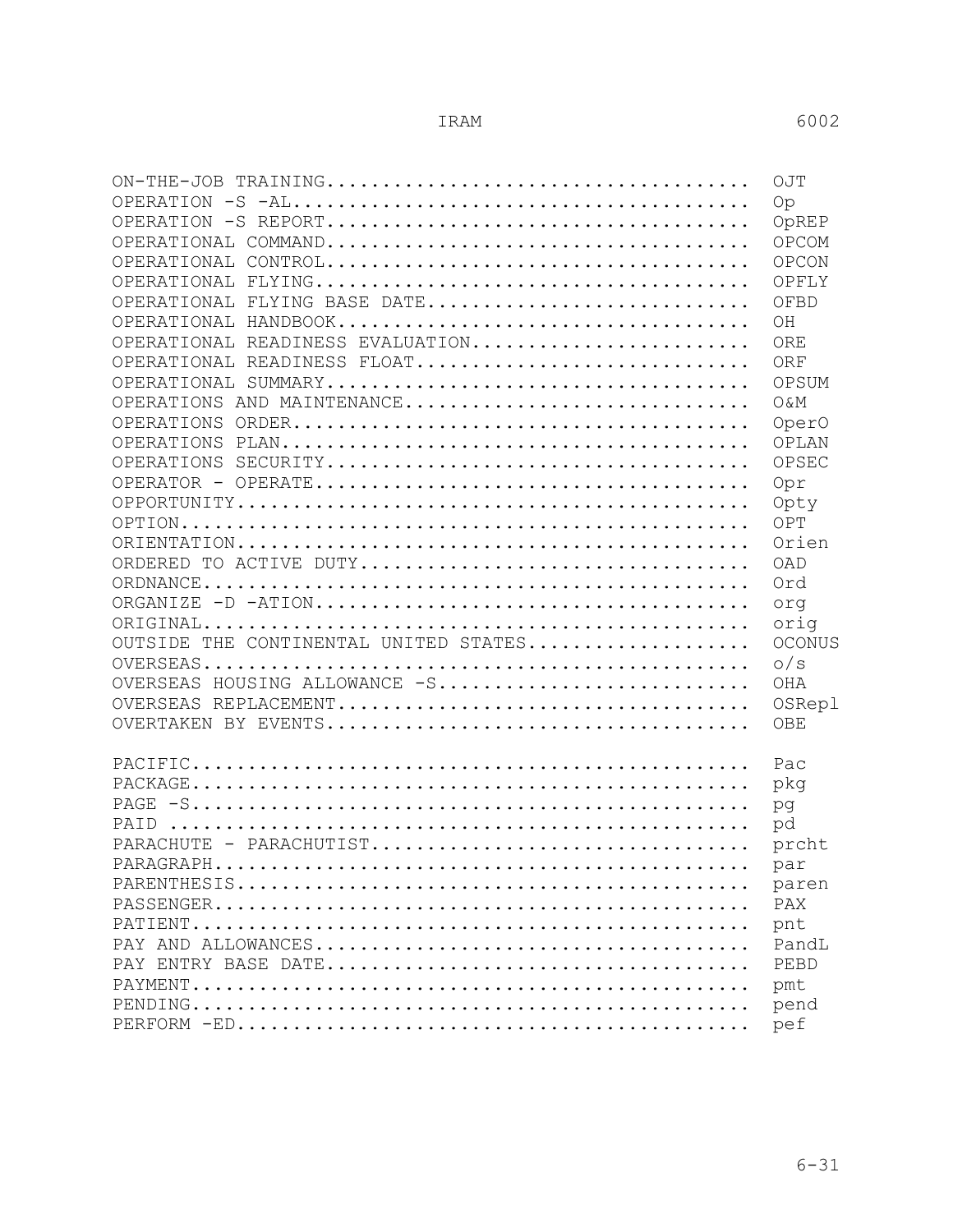| Term | Abbreviation |
|---|---|
| ON-THE-JOB TRAINING | OJT |
| OPERATION -S -AL | Op |
| OPERATION -S REPORT | OpREP |
| OPERATIONAL COMMAND | OPCOM |
| OPERATIONAL CONTROL | OPCON |
| OPERATIONAL FLYING | OPFLY |
| OPERATIONAL FLYING BASE DATE | OFBD |
| OPERATIONAL HANDBOOK | OH |
| OPERATIONAL READINESS EVALUATION | ORE |
| OPERATIONAL READINESS FLOAT | ORF |
| OPERATIONAL SUMMARY | OPSUM |
| OPERATIONS AND MAINTENANCE | O&M |
| OPERATIONS ORDER | OperO |
| OPERATIONS PLAN | OPLAN |
| OPERATIONS SECURITY | OPSEC |
| OPERATOR - OPERATE | Opr |
| OPPORTUNITY | Opty |
| OPTION | OPT |
| ORIENTATION | Orien |
| ORDERED TO ACTIVE DUTY | OAD |
| ORDNANCE | Ord |
| ORGANIZE -D -ATION | org |
| ORIGINAL | orig |
| OUTSIDE THE CONTINENTAL UNITED STATES | OCONUS |
| OVERSEAS | o/s |
| OVERSEAS HOUSING ALLOWANCE -S | OHA |
| OVERSEAS REPLACEMENT | OSRepl |
| OVERTAKEN BY EVENTS | OBE |
| | |
| PACIFIC | Pac |
| PACKAGE | pkg |
| PAGE -S | pg |
| PAID | pd |
| PARACHUTE - PARACHUTIST | prcht |
| PARAGRAPH | par |
| PARENTHESIS | paren |
| PASSENGER | PAX |
| PATIENT | pnt |
| PAY AND ALLOWANCES | PandL |
| PAY ENTRY BASE DATE | PEBD |
| PAYMENT | pmt |
| PENDING | pend |
| PERFORM -ED | pef |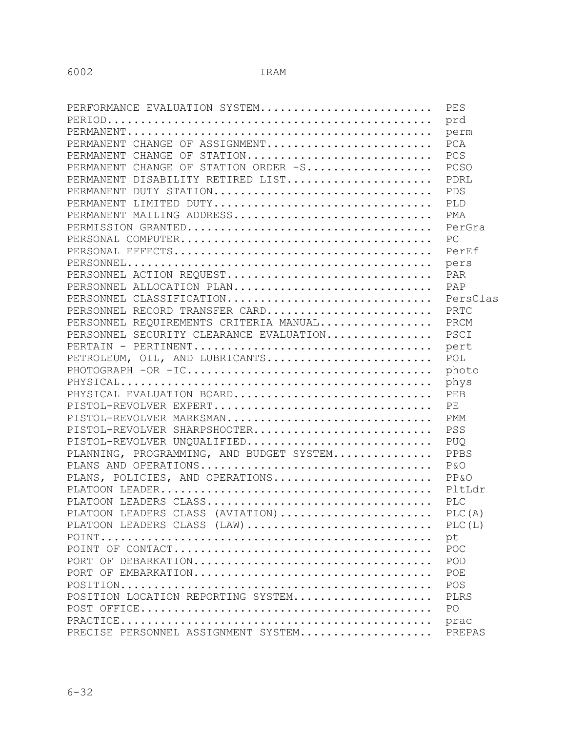| Term | Abbreviation |
|---|---|
| PERFORMANCE EVALUATION SYSTEM | PES |
| PERIOD | prd |
| PERMANENT | perm |
| PERMANENT CHANGE OF ASSIGNMENT | PCA |
| PERMANENT CHANGE OF STATION | PCS |
| PERMANENT CHANGE OF STATION ORDER -S | PCSO |
| PERMANENT DISABILITY RETIRED LIST | PDRL |
| PERMANENT DUTY STATION | PDS |
| PERMANENT LIMITED DUTY | PLD |
| PERMANENT MAILING ADDRESS | PMA |
| PERMISSION GRANTED | PerGra |
| PERSONAL COMPUTER | PC |
| PERSONAL EFFECTS | PerEf |
| PERSONNEL | pers |
| PERSONNEL ACTION REQUEST | PAR |
| PERSONNEL ALLOCATION PLAN | PAP |
| PERSONNEL CLASSIFICATION | PersClas |
| PERSONNEL RECORD TRANSFER CARD | PRTC |
| PERSONNEL REQUIREMENTS CRITERIA MANUAL | PRCM |
| PERSONNEL SECURITY CLEARANCE EVALUATION | PSCI |
| PERTAIN - PERTINENT | pert |
| PETROLEUM, OIL, AND LUBRICANTS | POL |
| PHOTOGRAPH -OR -IC | photo |
| PHYSICAL | phys |
| PHYSICAL EVALUATION BOARD | PEB |
| PISTOL-REVOLVER EXPERT | PE |
| PISTOL-REVOLVER MARKSMAN | PMM |
| PISTOL-REVOLVER SHARPSHOOTER | PSS |
| PISTOL-REVOLVER UNQUALIFIED | PUQ |
| PLANNING, PROGRAMMING, AND BUDGET SYSTEM | PPBS |
| PLANS AND OPERATIONS | P&O |
| PLANS, POLICIES, AND OPERATIONS | PP&O |
| PLATOON LEADER | PltLdr |
| PLATOON LEADERS CLASS | PLC |
| PLATOON LEADERS CLASS (AVIATION) | PLC(A) |
| PLATOON LEADERS CLASS (LAW) | PLC(L) |
| POINT | pt |
| POINT OF CONTACT | POC |
| PORT OF DEBARKATION | POD |
| PORT OF EMBARKATION | POE |
| POSITION | POS |
| POSITION LOCATION REPORTING SYSTEM | PLRS |
| POST OFFICE | PO |
| PRACTICE | prac |
| PRECISE PERSONNEL ASSIGNMENT SYSTEM | PREPAS |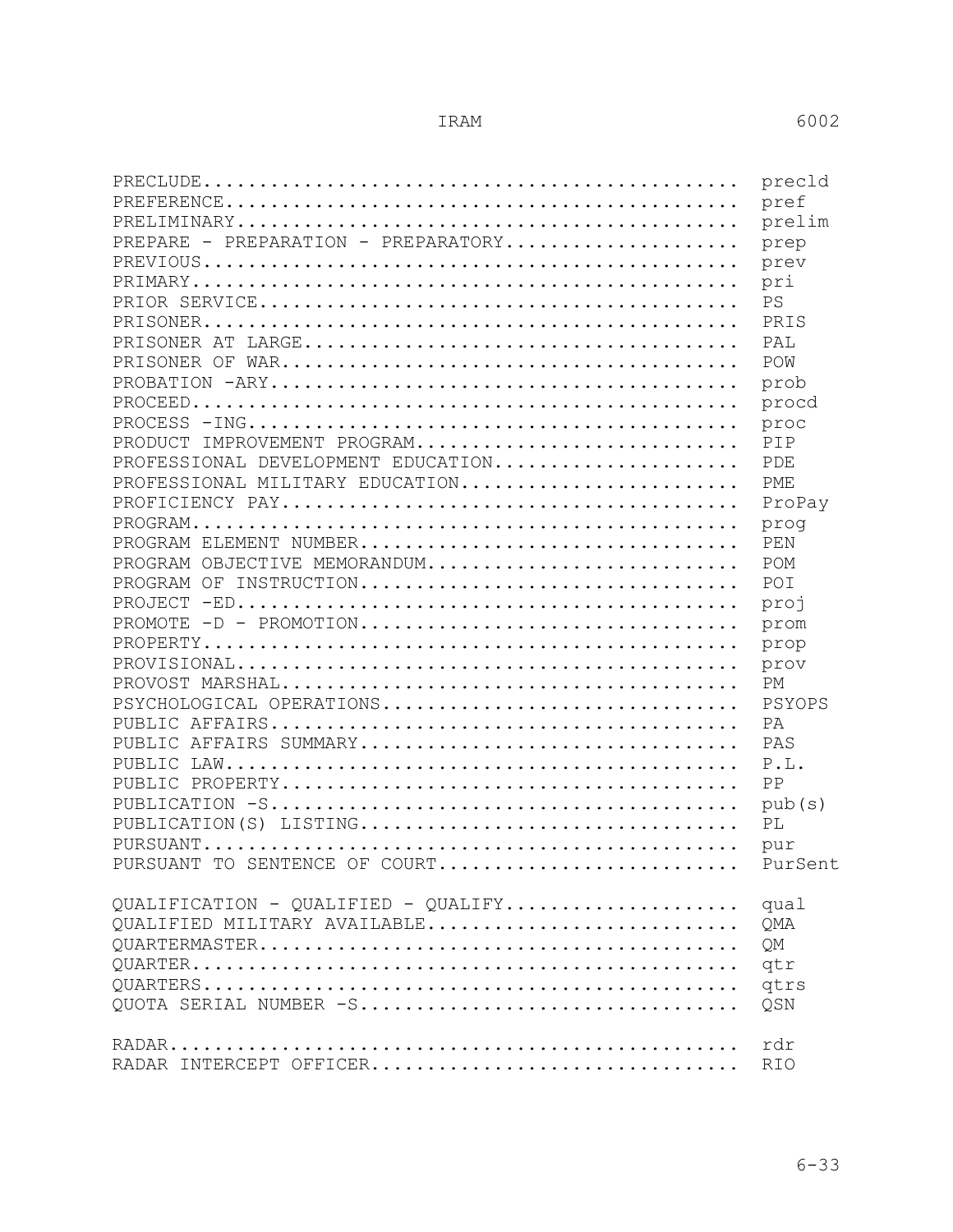| Term | Abbreviation |
|---|---|
| PRECLUDE | precld |
| PREFERENCE | pref |
| PRELIMINARY | prelim |
| PREPARE - PREPARATION - PREPARATORY | prep |
| PREVIOUS | prev |
| PRIMARY | pri |
| PRIOR SERVICE | PS |
| PRISONER | PRIS |
| PRISONER AT LARGE | PAL |
| PRISONER OF WAR | POW |
| PROBATION -ARY | prob |
| PROCEED | procd |
| PROCESS -ING | proc |
| PRODUCT IMPROVEMENT PROGRAM | PIP |
| PROFESSIONAL DEVELOPMENT EDUCATION | PDE |
| PROFESSIONAL MILITARY EDUCATION | PME |
| PROFICIENCY PAY | ProPay |
| PROGRAM | prog |
| PROGRAM ELEMENT NUMBER | PEN |
| PROGRAM OBJECTIVE MEMORANDUM | POM |
| PROGRAM OF INSTRUCTION | POI |
| PROJECT -ED | proj |
| PROMOTE -D - PROMOTION | prom |
| PROPERTY | prop |
| PROVISIONAL | prov |
| PROVOST MARSHAL | PM |
| PSYCHOLOGICAL OPERATIONS | PSYOPS |
| PUBLIC AFFAIRS | PA |
| PUBLIC AFFAIRS SUMMARY | PAS |
| PUBLIC LAW | P.L. |
| PUBLIC PROPERTY | PP |
| PUBLICATION -S | pub(s) |
| PUBLICATION(S) LISTING | PL |
| PURSUANT | pur |
| PURSUANT TO SENTENCE OF COURT | PurSent |
| QUALIFICATION - QUALIFIED - QUALIFY | qual |
| QUALIFIED MILITARY AVAILABLE | QMA |
| QUARTERMASTER | QM |
| QUARTER | qtr |
| QUARTERS | qtrs |
| QUOTA SERIAL NUMBER -S | QSN |
| RADAR | rdr |
| RADAR INTERCEPT OFFICER | RIO |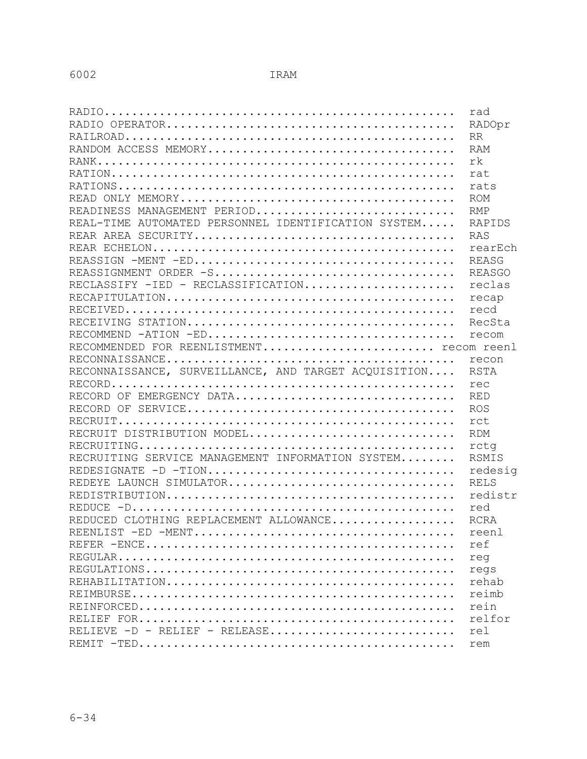RADIO.................................................. rad
RADIO OPERATOR......................................... RADOpr
RAILROAD............................................... RR
RANDOM ACCESS MEMORY................................... RAM
RANK................................................... rk
RATION................................................. rat
RATIONS................................................ rats
READ ONLY MEMORY....................................... ROM
READINESS MANAGEMENT PERIOD............................ RMP
REAL-TIME AUTOMATED PERSONNEL IDENTIFICATION SYSTEM..... RAPIDS
REAR AREA SECURITY..................................... RAS
REAR ECHELON........................................... rearEch
REASSIGN -MENT -ED..................................... REASG
REASSIGNMENT ORDER -S.................................. REASGO
RECLASSIFY -IED - RECLASSIFICATION..................... reclas
RECAPITULATION......................................... recap
RECEIVED............................................... recd
RECEIVING STATION...................................... RecSta
RECOMMEND -ATION -ED.................................... recom
RECOMMENDED FOR REENLISTMENT........................ recom reenl
RECONNAISSANCE......................................... recon
RECONNAISSANCE, SURVEILLANCE, AND TARGET ACQUISITION.... RSTA
RECORD................................................. rec
RECORD OF EMERGENCY DATA............................... RED
RECORD OF SERVICE...................................... ROS
RECRUIT................................................ rct
RECRUIT DISTRIBUTION MODEL............................. RDM
RECRUITING............................................. rctg
RECRUITING SERVICE MANAGEMENT INFORMATION SYSTEM........ RSMIS
REDESIGNATE -D -TION................................... redesig
REDEYE LAUNCH SIMULATOR................................ RELS
REDISTRIBUTION......................................... redistr
REDUCE -D.............................................. red
REDUCED CLOTHING REPLACEMENT ALLOWANCE................. RCRA
REENLIST -ED -MENT..................................... reenl
REFER -ENCE............................................ ref
REGULAR................................................ reg
REGULATIONS............................................ regs
REHABILITATION......................................... rehab
REIMBURSE.............................................. reimb
REINFORCED............................................. rein
RELIEF FOR............................................. relfor
RELIEVE -D - RELIEF - RELEASE.......................... rel
REMIT -TED............................................. rem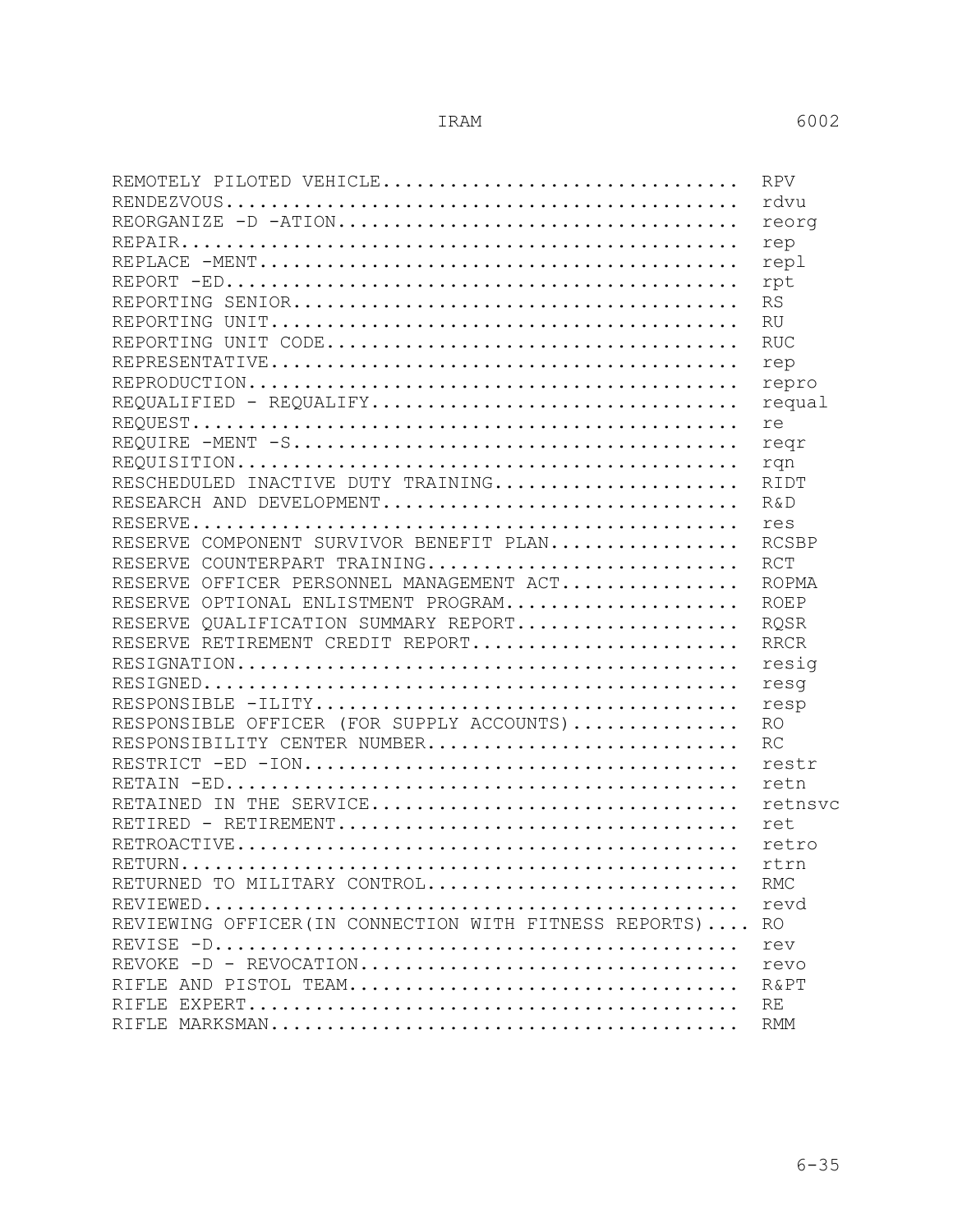| Term | Abbreviation |
|---|---|
| REMOTELY PILOTED VEHICLE | RPV |
| RENDEZVOUS | rdvu |
| REORGANIZE -D -ATION | reorg |
| REPAIR | rep |
| REPLACE -MENT | repl |
| REPORT -ED | rpt |
| REPORTING SENIOR | RS |
| REPORTING UNIT | RU |
| REPORTING UNIT CODE | RUC |
| REPRESENTATIVE | rep |
| REPRODUCTION | repro |
| REQUALIFIED - REQUALIFY | requal |
| REQUEST | re |
| REQUIRE -MENT -S | reqr |
| REQUISITION | rqn |
| RESCHEDULED INACTIVE DUTY TRAINING | RIDT |
| RESEARCH AND DEVELOPMENT | R&D |
| RESERVE | res |
| RESERVE COMPONENT SURVIVOR BENEFIT PLAN | RCSBP |
| RESERVE COUNTERPART TRAINING | RCT |
| RESERVE OFFICER PERSONNEL MANAGEMENT ACT | ROPMA |
| RESERVE OPTIONAL ENLISTMENT PROGRAM | ROEP |
| RESERVE QUALIFICATION SUMMARY REPORT | RQSR |
| RESERVE RETIREMENT CREDIT REPORT | RRCR |
| RESIGNATION | resig |
| RESIGNED | resg |
| RESPONSIBLE -ILITY | resp |
| RESPONSIBLE OFFICER (FOR SUPPLY ACCOUNTS) | RO |
| RESPONSIBILITY CENTER NUMBER | RC |
| RESTRICT -ED -ION | restr |
| RETAIN -ED | retn |
| RETAINED IN THE SERVICE | retnsvc |
| RETIRED - RETIREMENT | ret |
| RETROACTIVE | retro |
| RETURN | rtrn |
| RETURNED TO MILITARY CONTROL | RMC |
| REVIEWED | revd |
| REVIEWING OFFICER(IN CONNECTION WITH FITNESS REPORTS) | RO |
| REVISE -D | rev |
| REVOKE -D - REVOCATION | revo |
| RIFLE AND PISTOL TEAM | R&PT |
| RIFLE EXPERT | RE |
| RIFLE MARKSMAN | RMM |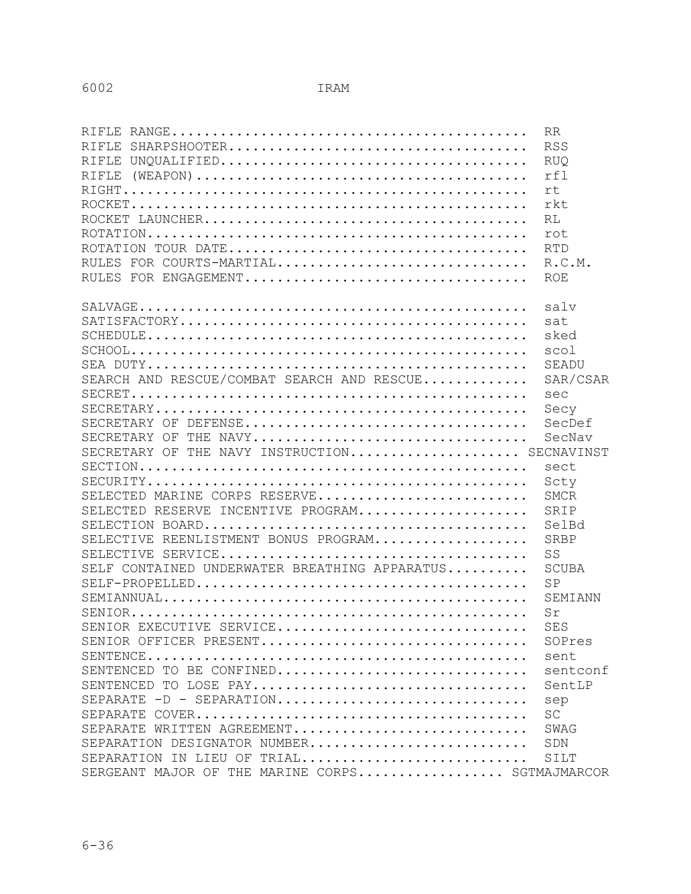| Term | Abbreviation |
|---|---|
| RIFLE RANGE | RR |
| RIFLE SHARPSHOOTER | RSS |
| RIFLE UNQUALIFIED | RUQ |
| RIFLE (WEAPON) | rfl |
| RIGHT | rt |
| ROCKET | rkt |
| ROCKET LAUNCHER | RL |
| ROTATION | rot |
| ROTATION TOUR DATE | RTD |
| RULES FOR COURTS-MARTIAL | R.C.M. |
| RULES FOR ENGAGEMENT | ROE |
| SALVAGE | salv |
| SATISFACTORY | sat |
| SCHEDULE | sked |
| SCHOOL | scol |
| SEA DUTY | SEADU |
| SEARCH AND RESCUE/COMBAT SEARCH AND RESCUE | SAR/CSAR |
| SECRET | sec |
| SECRETARY | Secy |
| SECRETARY OF DEFENSE | SecDef |
| SECRETARY OF THE NAVY | SecNav |
| SECRETARY OF THE NAVY INSTRUCTION | SECNAVINST |
| SECTION | sect |
| SECURITY | Scty |
| SELECTED MARINE CORPS RESERVE | SMCR |
| SELECTED RESERVE INCENTIVE PROGRAM | SRIP |
| SELECTION BOARD | SelBd |
| SELECTIVE REENLISTMENT BONUS PROGRAM | SRBP |
| SELECTIVE SERVICE | SS |
| SELF CONTAINED UNDERWATER BREATHING APPARATUS | SCUBA |
| SELF-PROPELLED | SP |
| SEMIANNUAL | SEMIANN |
| SENIOR | Sr |
| SENIOR EXECUTIVE SERVICE | SES |
| SENIOR OFFICER PRESENT | SOPres |
| SENTENCE | sent |
| SENTENCED TO BE CONFINED | sentconf |
| SENTENCED TO LOSE PAY | SentLP |
| SEPARATE -D - SEPARATION | sep |
| SEPARATE COVER | SC |
| SEPARATE WRITTEN AGREEMENT | SWAG |
| SEPARATION DESIGNATOR NUMBER | SDN |
| SEPARATION IN LIEU OF TRIAL | SILT |
| SERGEANT MAJOR OF THE MARINE CORPS | SGTMAJMARCOR |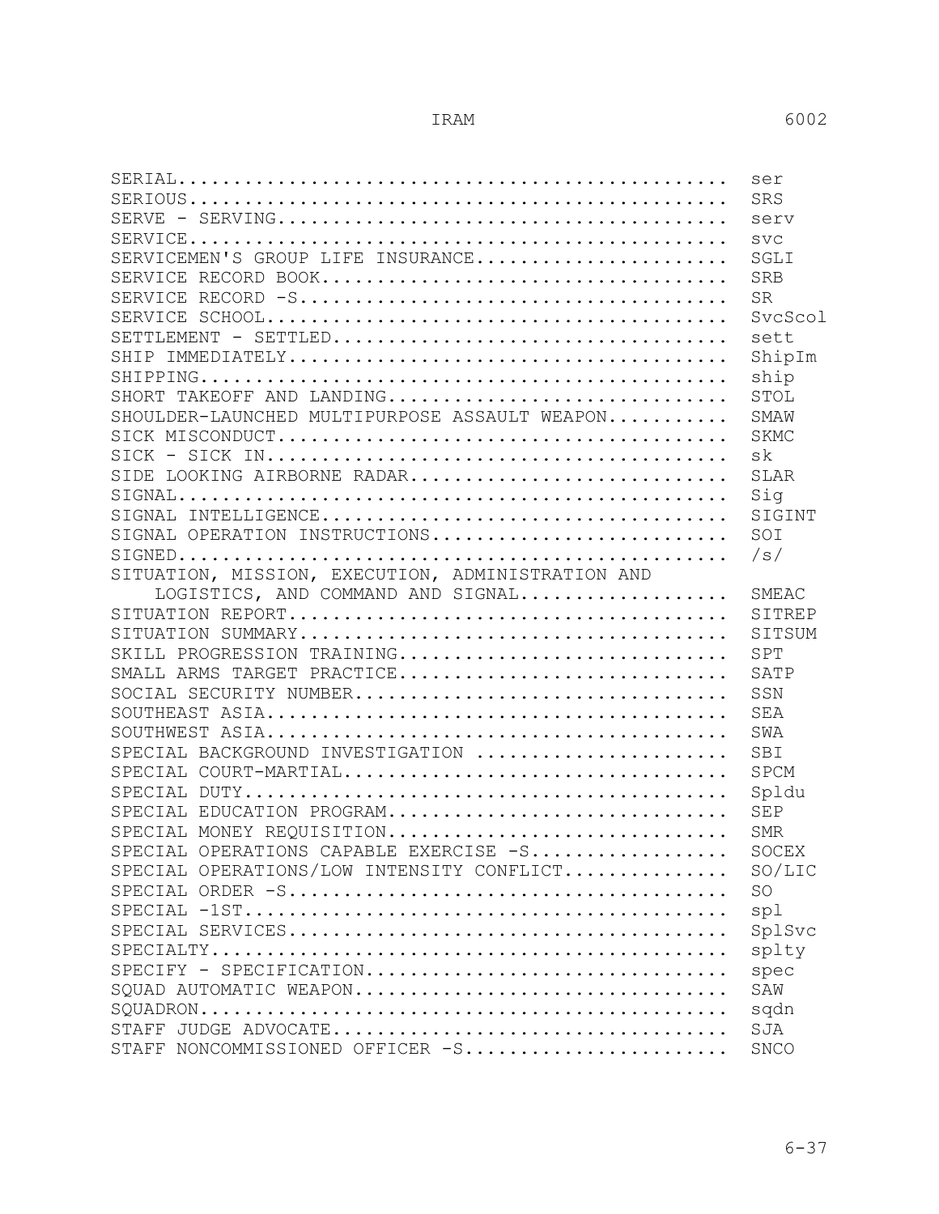| Term | Abbreviation |
|---|---|
| SERIAL | ser |
| SERIOUS | SRS |
| SERVE - SERVING | serv |
| SERVICE | svc |
| SERVICEMEN'S GROUP LIFE INSURANCE | SGLI |
| SERVICE RECORD BOOK | SRB |
| SERVICE RECORD -S | SR |
| SERVICE SCHOOL | SvcScol |
| SETTLEMENT - SETTLED | sett |
| SHIP IMMEDIATELY | ShipIm |
| SHIPPING | ship |
| SHORT TAKEOFF AND LANDING | STOL |
| SHOULDER-LAUNCHED MULTIPURPOSE ASSAULT WEAPON | SMAW |
| SICK MISCONDUCT | SKMC |
| SICK - SICK IN | sk |
| SIDE LOOKING AIRBORNE RADAR | SLAR |
| SIGNAL | Sig |
| SIGNAL INTELLIGENCE | SIGINT |
| SIGNAL OPERATION INSTRUCTIONS | SOI |
| SIGNED | /s/ |
| SITUATION, MISSION, EXECUTION, ADMINISTRATION AND LOGISTICS, AND COMMAND AND SIGNAL | SMEAC |
| SITUATION REPORT | SITREP |
| SITUATION SUMMARY | SITSUM |
| SKILL PROGRESSION TRAINING | SPT |
| SMALL ARMS TARGET PRACTICE | SATP |
| SOCIAL SECURITY NUMBER | SSN |
| SOUTHEAST ASIA | SEA |
| SOUTHWEST ASIA | SWA |
| SPECIAL BACKGROUND INVESTIGATION | SBI |
| SPECIAL COURT-MARTIAL | SPCM |
| SPECIAL DUTY | Spldu |
| SPECIAL EDUCATION PROGRAM | SEP |
| SPECIAL MONEY REQUISITION | SMR |
| SPECIAL OPERATIONS CAPABLE EXERCISE -S | SOCEX |
| SPECIAL OPERATIONS/LOW INTENSITY CONFLICT | SO/LIC |
| SPECIAL ORDER -S | SO |
| SPECIAL -1ST | spl |
| SPECIAL SERVICES | SplSvc |
| SPECIALTY | splty |
| SPECIFY - SPECIFICATION | spec |
| SQUAD AUTOMATIC WEAPON | SAW |
| SQUADRON | sqdn |
| STAFF JUDGE ADVOCATE | SJA |
| STAFF NONCOMMISSIONED OFFICER -S | SNCO |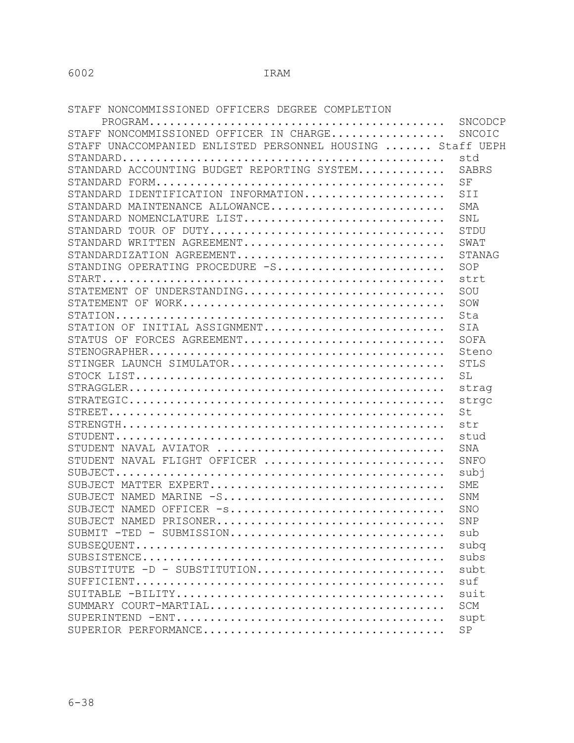| Term | Abbreviation |
|---|---|
| STAFF NONCOMMISSIONED OFFICERS DEGREE COMPLETION PROGRAM | SNCODCP |
| STAFF NONCOMMISSIONED OFFICER IN CHARGE | SNCOIC |
| STAFF UNACCOMPANIED ENLISTED PERSONNEL HOUSING | Staff UEPH |
| STANDARD | std |
| STANDARD ACCOUNTING BUDGET REPORTING SYSTEM | SABRS |
| STANDARD FORM | SF |
| STANDARD IDENTIFICATION INFORMATION | SII |
| STANDARD MAINTENANCE ALLOWANCE | SMA |
| STANDARD NOMENCLATURE LIST | SNL |
| STANDARD TOUR OF DUTY | STDU |
| STANDARD WRITTEN AGREEMENT | SWAT |
| STANDARDIZATION AGREEMENT | STANAG |
| STANDING OPERATING PROCEDURE -S | SOP |
| START | strt |
| STATEMENT OF UNDERSTANDING | SOU |
| STATEMENT OF WORK | SOW |
| STATION | Sta |
| STATION OF INITIAL ASSIGNMENT | SIA |
| STATUS OF FORCES AGREEMENT | SOFA |
| STENOGRAPHER | Steno |
| STINGER LAUNCH SIMULATOR | STLS |
| STOCK LIST | SL |
| STRAGGLER | strag |
| STRATEGIC | strgc |
| STREET | St |
| STRENGTH | str |
| STUDENT | stud |
| STUDENT NAVAL AVIATOR | SNA |
| STUDENT NAVAL FLIGHT OFFICER | SNFO |
| SUBJECT | subj |
| SUBJECT MATTER EXPERT | SME |
| SUBJECT NAMED MARINE -S | SNM |
| SUBJECT NAMED OFFICER -s | SNO |
| SUBJECT NAMED PRISONER | SNP |
| SUBMIT -TED - SUBMISSION | sub |
| SUBSEQUENT | subq |
| SUBSISTENCE | subs |
| SUBSTITUTE -D - SUBSTITUTION | subt |
| SUFFICIENT | suf |
| SUITABLE -BILITY | suit |
| SUMMARY COURT-MARTIAL | SCM |
| SUPERINTEND -ENT | supt |
| SUPERIOR PERFORMANCE | SP |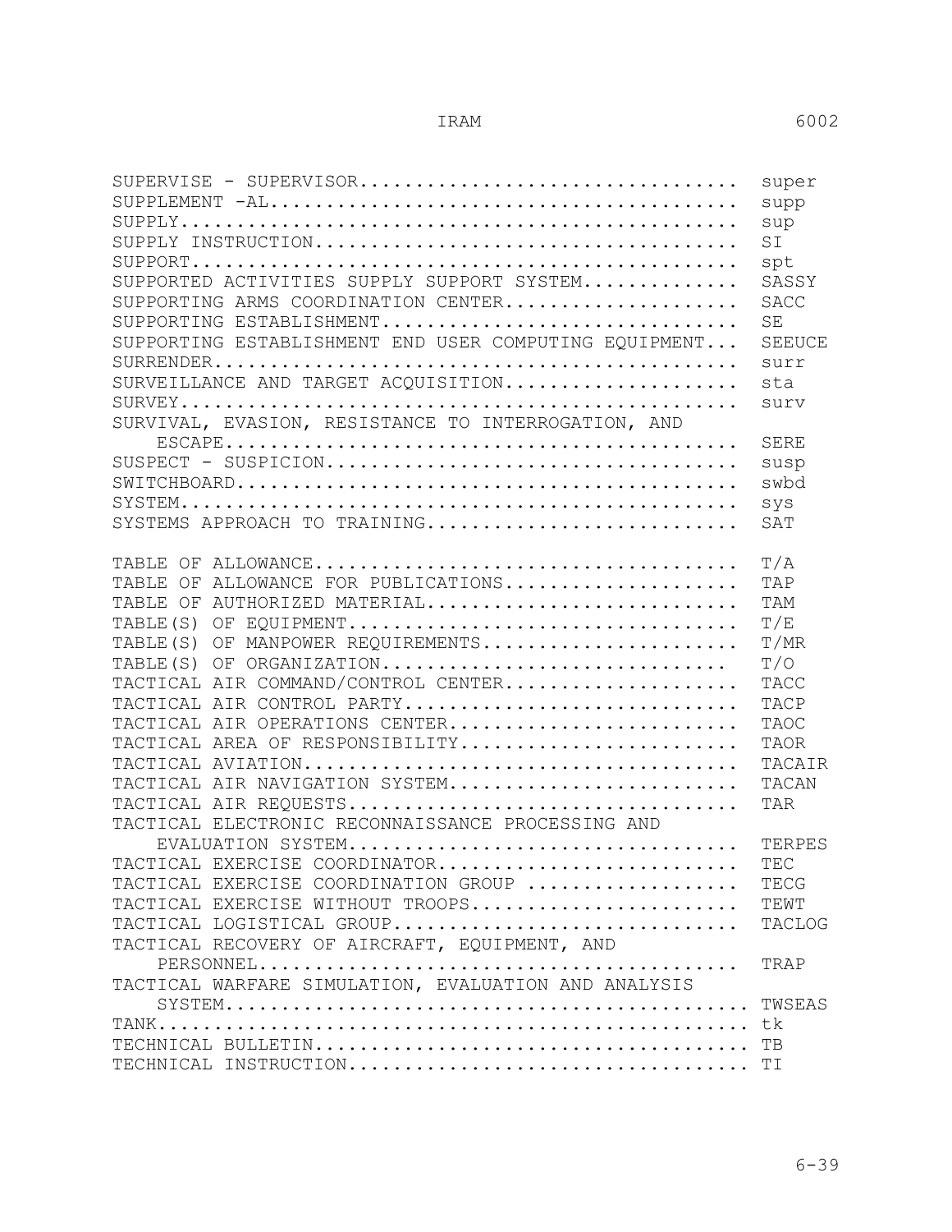| Term | Abbreviation |
| --- | --- |
| SUPERVISE - SUPERVISOR | super |
| SUPPLEMENT -AL | supp |
| SUPPLY | sup |
| SUPPLY INSTRUCTION | SI |
| SUPPORT | spt |
| SUPPORTED ACTIVITIES SUPPLY SUPPORT SYSTEM | SASSY |
| SUPPORTING ARMS COORDINATION CENTER | SACC |
| SUPPORTING ESTABLISHMENT | SE |
| SUPPORTING ESTABLISHMENT END USER COMPUTING EQUIPMENT | SEEUCE |
| SURRENDER | surr |
| SURVEILLANCE AND TARGET ACQUISITION | sta |
| SURVEY | surv |
| SURVIVAL, EVASION, RESISTANCE TO INTERROGATION, AND ESCAPE | SERE |
| SUSPECT - SUSPICION | susp |
| SWITCHBOARD | swbd |
| SYSTEM | sys |
| SYSTEMS APPROACH TO TRAINING | SAT |
| | |
| TABLE OF ALLOWANCE | T/A |
| TABLE OF ALLOWANCE FOR PUBLICATIONS | TAP |
| TABLE OF AUTHORIZED MATERIAL | TAM |
| TABLE(S) OF EQUIPMENT | T/E |
| TABLE(S) OF MANPOWER REQUIREMENTS | T/MR |
| TABLE(S) OF ORGANIZATION | T/O |
| TACTICAL AIR COMMAND/CONTROL CENTER | TACC |
| TACTICAL AIR CONTROL PARTY | TACP |
| TACTICAL AIR OPERATIONS CENTER | TAOC |
| TACTICAL AREA OF RESPONSIBILITY | TAOR |
| TACTICAL AVIATION | TACAIR |
| TACTICAL AIR NAVIGATION SYSTEM | TACAN |
| TACTICAL AIR REQUESTS | TAR |
| TACTICAL ELECTRONIC RECONNAISSANCE PROCESSING AND EVALUATION SYSTEM | TERPES |
| TACTICAL EXERCISE COORDINATOR | TEC |
| TACTICAL EXERCISE COORDINATION GROUP | TECG |
| TACTICAL EXERCISE WITHOUT TROOPS | TEWT |
| TACTICAL LOGISTICAL GROUP | TACLOG |
| TACTICAL RECOVERY OF AIRCRAFT, EQUIPMENT, AND PERSONNEL | TRAP |
| TACTICAL WARFARE SIMULATION, EVALUATION AND ANALYSIS SYSTEM | TWSEAS |
| TANK | tk |
| TECHNICAL BULLETIN | TB |
| TECHNICAL INSTRUCTION | TI |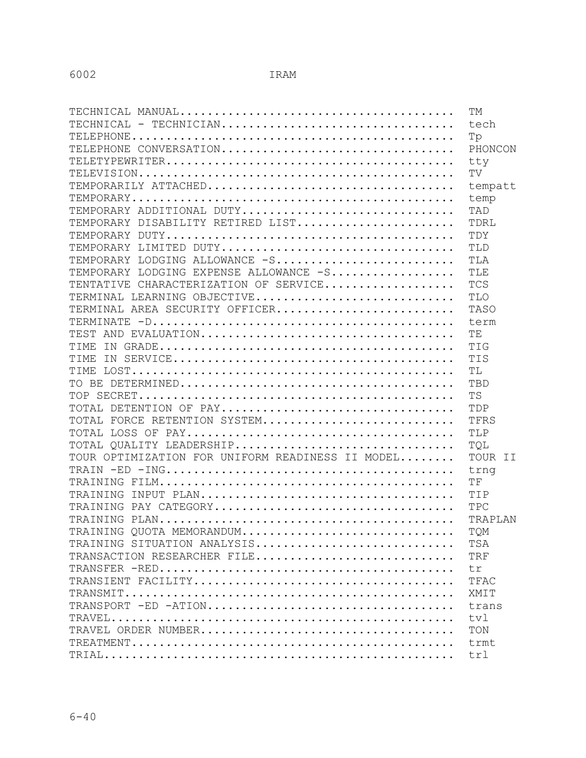| Term | Abbreviation |
| --- | --- |
| TECHNICAL MANUAL | TM |
| TECHNICAL - TECHNICIAN | tech |
| TELEPHONE | Tp |
| TELEPHONE CONVERSATION | PHONCON |
| TELETYPEWRITER | tty |
| TELEVISION | TV |
| TEMPORARILY ATTACHED | tempatt |
| TEMPORARY | temp |
| TEMPORARY ADDITIONAL DUTY | TAD |
| TEMPORARY DISABILITY RETIRED LIST | TDRL |
| TEMPORARY DUTY | TDY |
| TEMPORARY LIMITED DUTY | TLD |
| TEMPORARY LODGING ALLOWANCE -S | TLA |
| TEMPORARY LODGING EXPENSE ALLOWANCE -S | TLE |
| TENTATIVE CHARACTERIZATION OF SERVICE | TCS |
| TERMINAL LEARNING OBJECTIVE | TLO |
| TERMINAL AREA SECURITY OFFICER | TASO |
| TERMINATE -D | term |
| TEST AND EVALUATION | TE |
| TIME IN GRADE | TIG |
| TIME IN SERVICE | TIS |
| TIME LOST | TL |
| TO BE DETERMINED | TBD |
| TOP SECRET | TS |
| TOTAL DETENTION OF PAY | TDP |
| TOTAL FORCE RETENTION SYSTEM | TFRS |
| TOTAL LOSS OF PAY | TLP |
| TOTAL QUALITY LEADERSHIP | TQL |
| TOUR OPTIMIZATION FOR UNIFORM READINESS II MODEL | TOUR II |
| TRAIN -ED -ING | trng |
| TRAINING FILM | TF |
| TRAINING INPUT PLAN | TIP |
| TRAINING PAY CATEGORY | TPC |
| TRAINING PLAN | TRAPLAN |
| TRAINING QUOTA MEMORANDUM | TQM |
| TRAINING SITUATION ANALYSIS | TSA |
| TRANSACTION RESEARCHER FILE | TRF |
| TRANSFER -RED | tr |
| TRANSIENT FACILITY | TFAC |
| TRANSMIT | XMIT |
| TRANSPORT -ED -ATION | trans |
| TRAVEL | tvl |
| TRAVEL ORDER NUMBER | TON |
| TREATMENT | trmt |
| TRIAL | trl |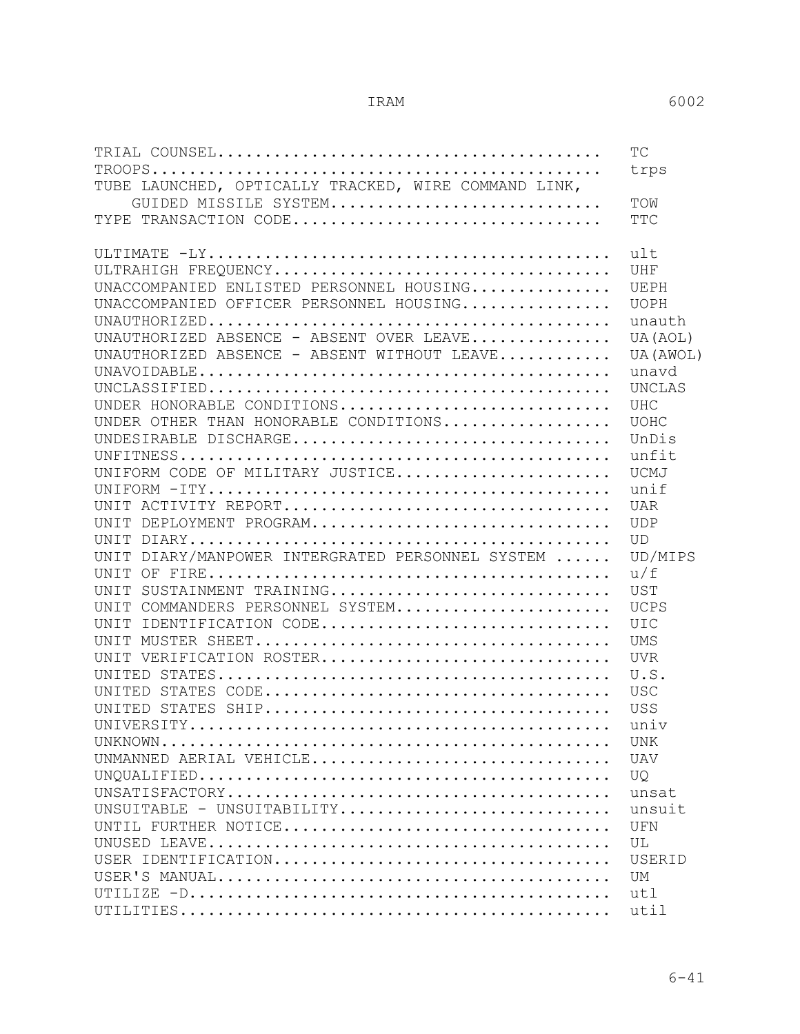| Term | Abbreviation |
|---|---|
| TRIAL COUNSEL | TC |
| TROOPS | trps |
| TUBE LAUNCHED, OPTICALLY TRACKED, WIRE COMMAND LINK, GUIDED MISSILE SYSTEM | TOW |
| TYPE TRANSACTION CODE | TTC |
| | |
| ULTIMATE -LY | ult |
| ULTRAHIGH FREQUENCY | UHF |
| UNACCOMPANIED ENLISTED PERSONNEL HOUSING | UEPH |
| UNACCOMPANIED OFFICER PERSONNEL HOUSING | UOPH |
| UNAUTHORIZED | unauth |
| UNAUTHORIZED ABSENCE - ABSENT OVER LEAVE | UA(AOL) |
| UNAUTHORIZED ABSENCE - ABSENT WITHOUT LEAVE | UA(AWOL) |
| UNAVOIDABLE | unavd |
| UNCLASSIFIED | UNCLAS |
| UNDER HONORABLE CONDITIONS | UHC |
| UNDER OTHER THAN HONORABLE CONDITIONS | UOHC |
| UNDESIRABLE DISCHARGE | UnDis |
| UNFITNESS | unfit |
| UNIFORM CODE OF MILITARY JUSTICE | UCMJ |
| UNIFORM -ITY | unif |
| UNIT ACTIVITY REPORT | UAR |
| UNIT DEPLOYMENT PROGRAM | UDP |
| UNIT DIARY | UD |
| UNIT DIARY/MANPOWER INTERGRATED PERSONNEL SYSTEM | UD/MIPS |
| UNIT OF FIRE | u/f |
| UNIT SUSTAINMENT TRAINING | UST |
| UNIT COMMANDERS PERSONNEL SYSTEM | UCPS |
| UNIT IDENTIFICATION CODE | UIC |
| UNIT MUSTER SHEET | UMS |
| UNIT VERIFICATION ROSTER | UVR |
| UNITED STATES | U.S. |
| UNITED STATES CODE | USC |
| UNITED STATES SHIP | USS |
| UNIVERSITY | univ |
| UNKNOWN | UNK |
| UNMANNED AERIAL VEHICLE | UAV |
| UNQUALIFIED | UQ |
| UNSATISFACTORY | unsat |
| UNSUITABLE - UNSUITABILITY | unsuit |
| UNTIL FURTHER NOTICE | UFN |
| UNUSED LEAVE | UL |
| USER IDENTIFICATION | USERID |
| USER'S MANUAL | UM |
| UTILIZE -D | utl |
| UTILITIES | util |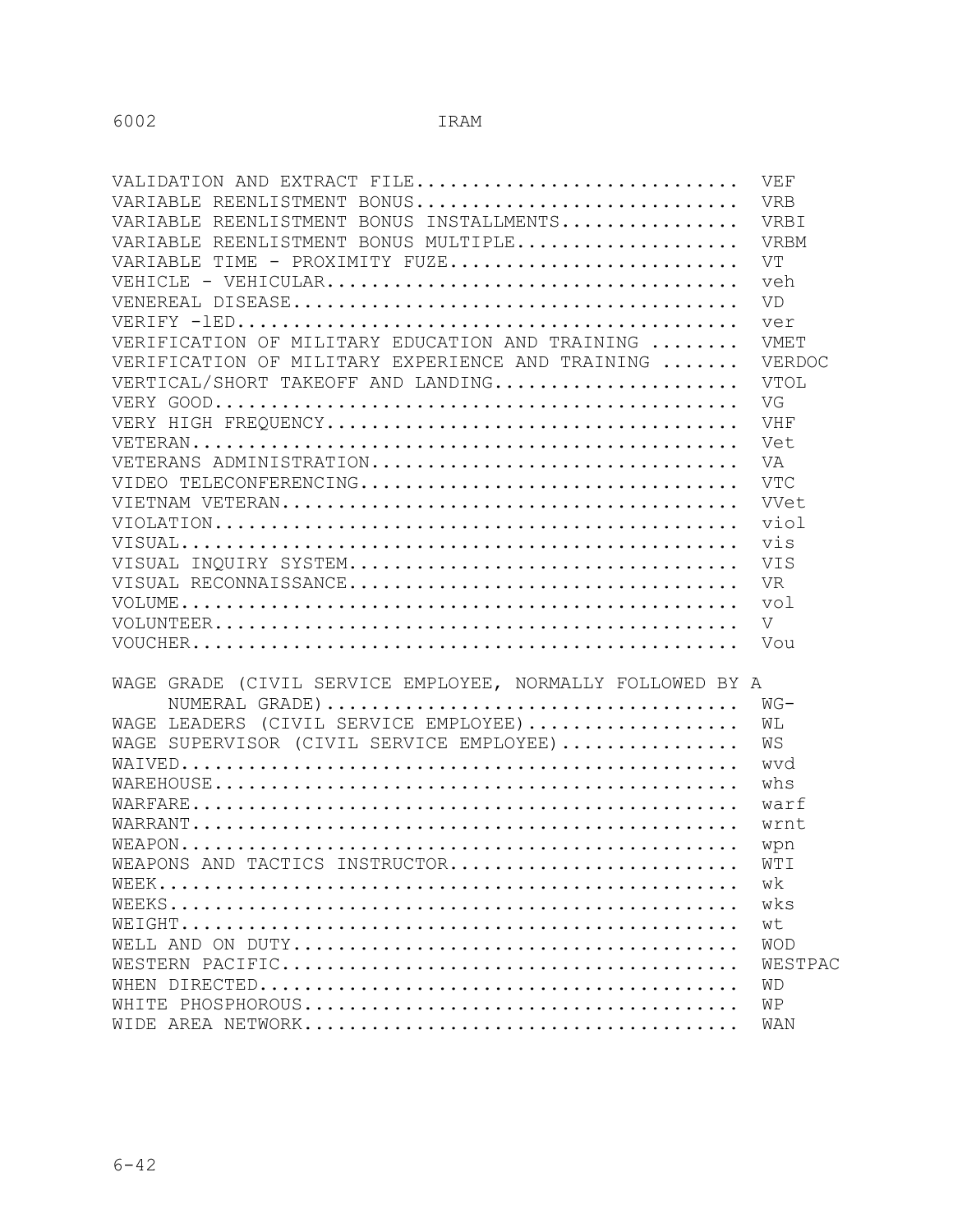| Term | Abbreviation |
|---|---|
| VALIDATION AND EXTRACT FILE | VEF |
| VARIABLE REENLISTMENT BONUS | VRB |
| VARIABLE REENLISTMENT BONUS INSTALLMENTS | VRBI |
| VARIABLE REENLISTMENT BONUS MULTIPLE | VRBM |
| VARIABLE TIME - PROXIMITY FUZE | VT |
| VEHICLE - VEHICULAR | veh |
| VENEREAL DISEASE | VD |
| VERIFY -lED | ver |
| VERIFICATION OF MILITARY EDUCATION AND TRAINING | VMET |
| VERIFICATION OF MILITARY EXPERIENCE AND TRAINING | VERDOC |
| VERTICAL/SHORT TAKEOFF AND LANDING | VTOL |
| VERY GOOD | VG |
| VERY HIGH FREQUENCY | VHF |
| VETERAN | Vet |
| VETERANS ADMINISTRATION | VA |
| VIDEO TELECONFERENCING | VTC |
| VIETNAM VETERAN | VVet |
| VIOLATION | viol |
| VISUAL | vis |
| VISUAL INQUIRY SYSTEM | VIS |
| VISUAL RECONNAISSANCE | VR |
| VOLUME | vol |
| VOLUNTEER | V |
| VOUCHER | Vou |
| WAGE GRADE (CIVIL SERVICE EMPLOYEE, NORMALLY FOLLOWED BY A NUMERAL GRADE) | WG- |
| WAGE LEADERS (CIVIL SERVICE EMPLOYEE) | WL |
| WAGE SUPERVISOR (CIVIL SERVICE EMPLOYEE) | WS |
| WAIVED | wvd |
| WAREHOUSE | whs |
| WARFARE | warf |
| WARRANT | wrnt |
| WEAPON | wpn |
| WEAPONS AND TACTICS INSTRUCTOR | WTI |
| WEEK | wk |
| WEEKS | wks |
| WEIGHT | wt |
| WELL AND ON DUTY | WOD |
| WESTERN PACIFIC | WESTPAC |
| WHEN DIRECTED | WD |
| WHITE PHOSPHOROUS | WP |
| WIDE AREA NETWORK | WAN |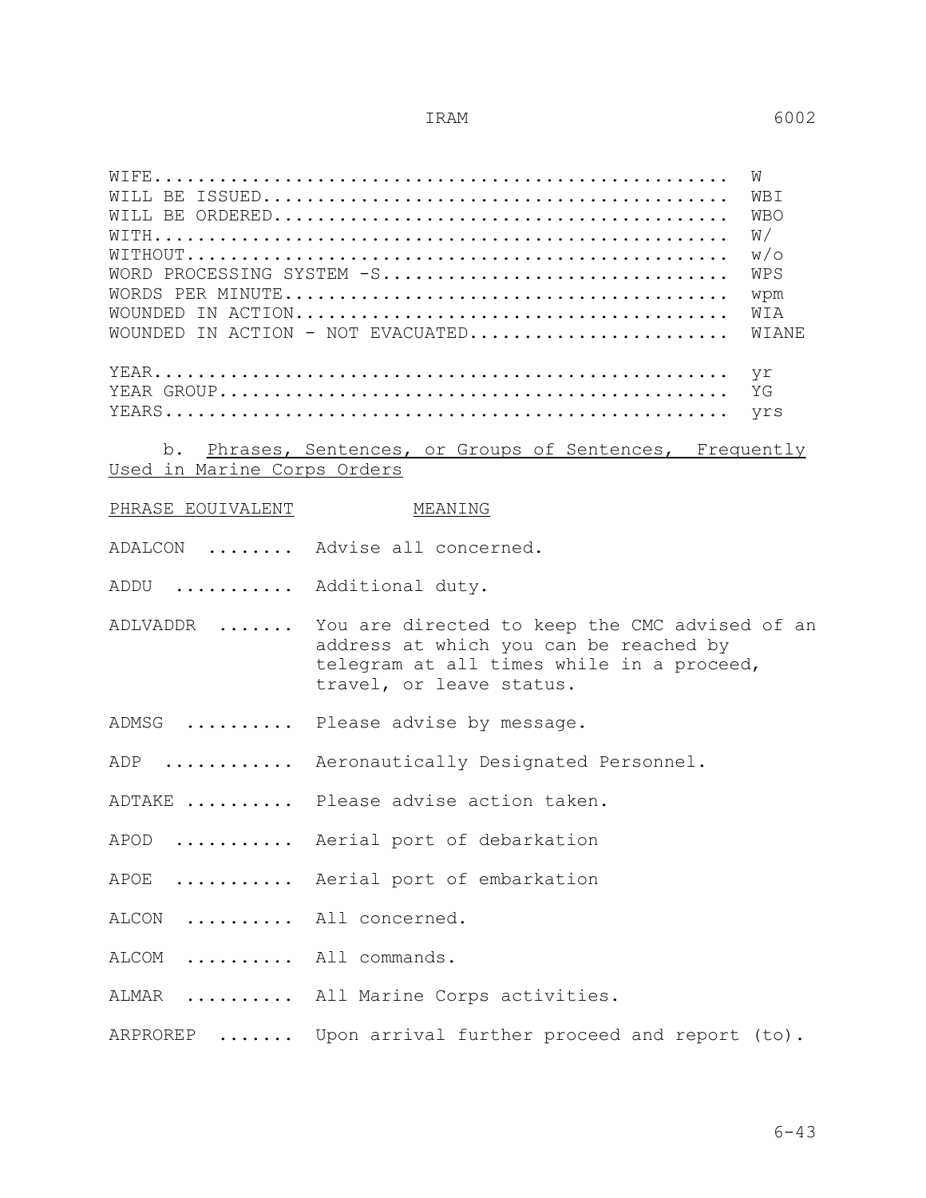| | |
|---|---|
| WIFE | W |
| WILL BE ISSUED | WBI |
| WILL BE ORDERED | WBO |
| WITH | W/ |
| WITHOUT | w/o |
| WORD PROCESSING SYSTEM -S | WPS |
| WORDS PER MINUTE | wpm |
| WOUNDED IN ACTION | WIA |
| WOUNDED IN ACTION - NOT EVACUATED | WIANE |
| | |
| YEAR | yr |
| YEAR GROUP | YG |
| YEARS | yrs |

b. Phrases, Sentences, or Groups of Sentences, Frequently Used in Marine Corps Orders

| PHRASE EQUIVALENT | MEANING |
|---|---|
| ADALCON | Advise all concerned. |
| ADDU | Additional duty. |
| ADLVADDR | You are directed to keep the CMC advised of an address at which you can be reached by telegram at all times while in a proceed, travel, or leave status. |
| ADMSG | Please advise by message. |
| ADP | Aeronautically Designated Personnel. |
| ADTAKE | Please advise action taken. |
| APOD | Aerial port of debarkation |
| APOE | Aerial port of embarkation |
| ALCON | All concerned. |
| ALCOM | All commands. |
| ALMAR | All Marine Corps activities. |
| ARPROREP | Upon arrival further proceed and report (to). |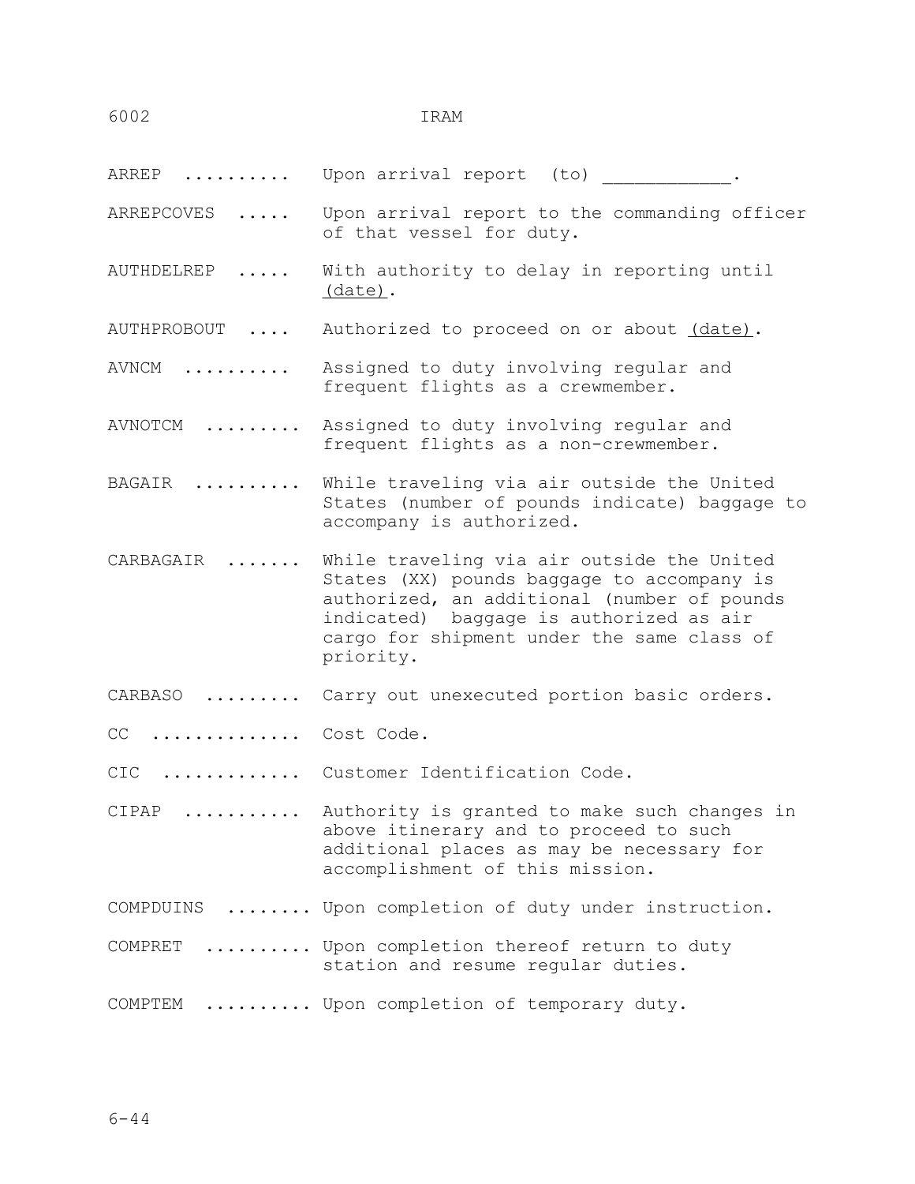ARREP .......... Upon arrival report (to) ____________.

ARREPCOVES ..... Upon arrival report to the commanding officer of that vessel for duty.

AUTHDELREP ..... With authority to delay in reporting until (date).

AUTHPROBOUT .... Authorized to proceed on or about (date).

AVNCM .......... Assigned to duty involving regular and frequent flights as a crewmember.

AVNOTCM ......... Assigned to duty involving regular and frequent flights as a non-crewmember.

BAGAIR .......... While traveling via air outside the United States (number of pounds indicate) baggage to accompany is authorized.

CARBAGAIR ....... While traveling via air outside the United States (XX) pounds baggage to accompany is authorized, an additional (number of pounds indicated) baggage is authorized as air cargo for shipment under the same class of priority.

CARBASO ......... Carry out unexecuted portion basic orders.

CC .............. Cost Code.

CIC ............. Customer Identification Code.

CIPAP ........... Authority is granted to make such changes in above itinerary and to proceed to such additional places as may be necessary for accomplishment of this mission.

COMPDUINS ........ Upon completion of duty under instruction.

COMPRET .......... Upon completion thereof return to duty station and resume regular duties.

COMPTEM .......... Upon completion of temporary duty.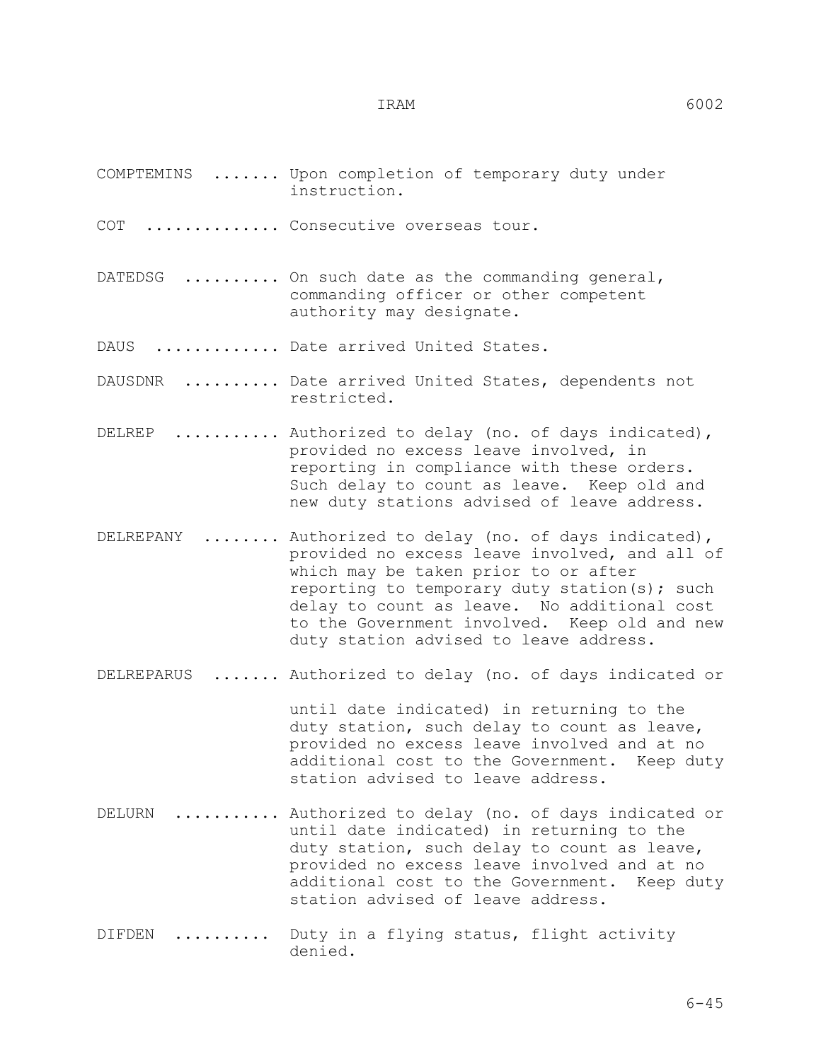COMPTEMINS ....... Upon completion of temporary duty under instruction.

COT .............. Consecutive overseas tour.

DATEDSG .......... On such date as the commanding general, commanding officer or other competent authority may designate.

DAUS ............. Date arrived United States.

DAUSDNR .......... Date arrived United States, dependents not restricted.

DELREP ........... Authorized to delay (no. of days indicated), provided no excess leave involved, in reporting in compliance with these orders. Such delay to count as leave. Keep old and new duty stations advised of leave address.

DELREPANY ........ Authorized to delay (no. of days indicated), provided no excess leave involved, and all of which may be taken prior to or after reporting to temporary duty station(s); such delay to count as leave. No additional cost to the Government involved. Keep old and new duty station advised to leave address.

DELREPARUS ....... Authorized to delay (no. of days indicated or until date indicated) in returning to the duty station, such delay to count as leave, provided no excess leave involved and at no additional cost to the Government. Keep duty station advised to leave address.

DELURN ........... Authorized to delay (no. of days indicated or until date indicated) in returning to the duty station, such delay to count as leave, provided no excess leave involved and at no additional cost to the Government. Keep duty station advised of leave address.

DIFDEN .......... Duty in a flying status, flight activity denied.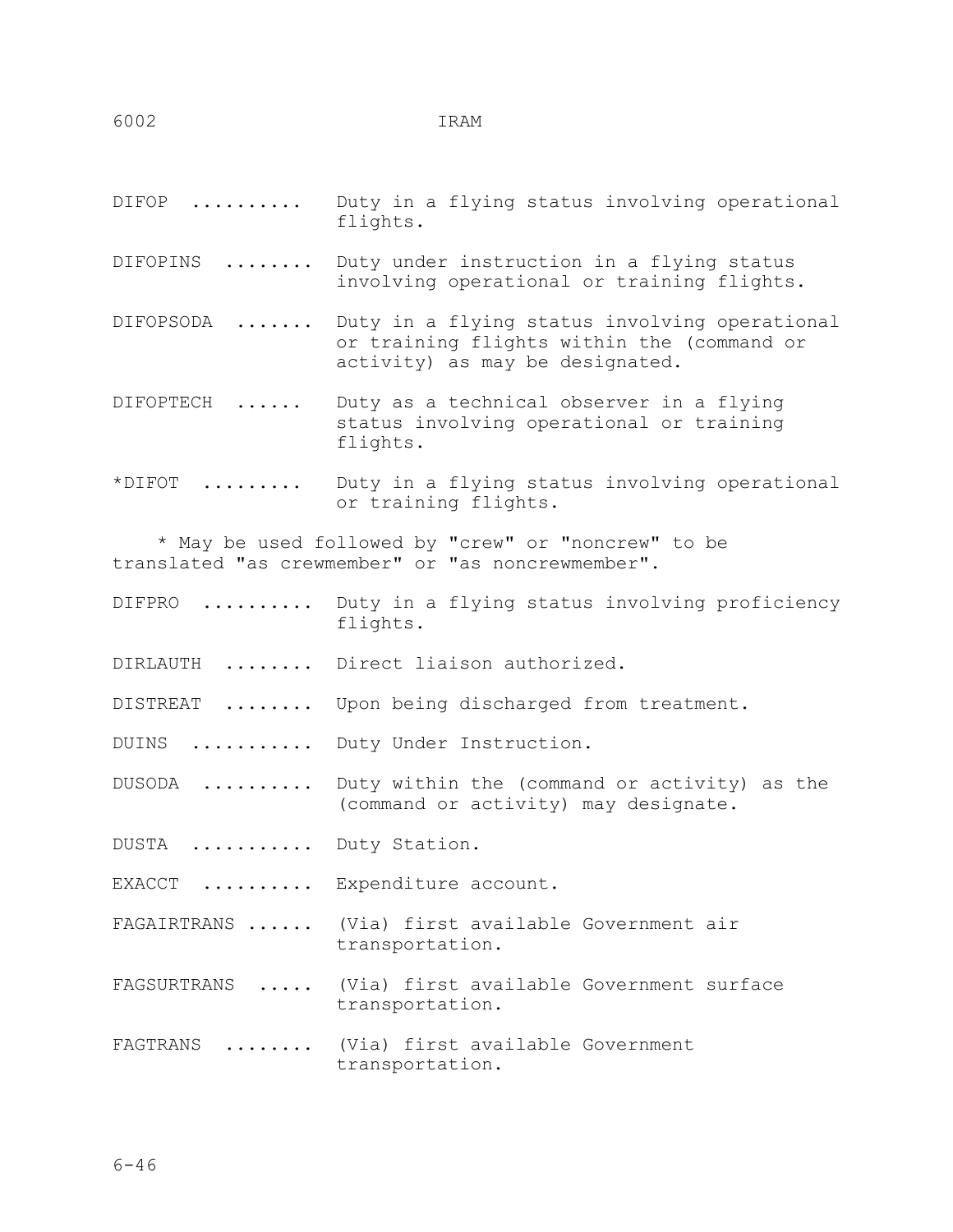DIFOP .......... Duty in a flying status involving operational flights.

DIFOPINS ........ Duty under instruction in a flying status involving operational or training flights.

DIFOPSODA ....... Duty in a flying status involving operational or training flights within the (command or activity) as may be designated.

DIFOPTECH ...... Duty as a technical observer in a flying status involving operational or training flights.

*DIFOT ......... Duty in a flying status involving operational or training flights.

\* May be used followed by "crew" or "noncrew" to be translated "as crewmember" or "as noncrewmember".

DIFPRO .......... Duty in a flying status involving proficiency flights.

DIRLAUTH ........ Direct liaison authorized.

DISTREAT ........ Upon being discharged from treatment.

DUINS ........... Duty Under Instruction.

DUSODA .......... Duty within the (command or activity) as the (command or activity) may designate.

DUSTA ........... Duty Station.

EXACCT .......... Expenditure account.

FAGAIRTRANS ...... (Via) first available Government air transportation.

FAGSURTRANS ..... (Via) first available Government surface transportation.

FAGTRANS ........ (Via) first available Government transportation.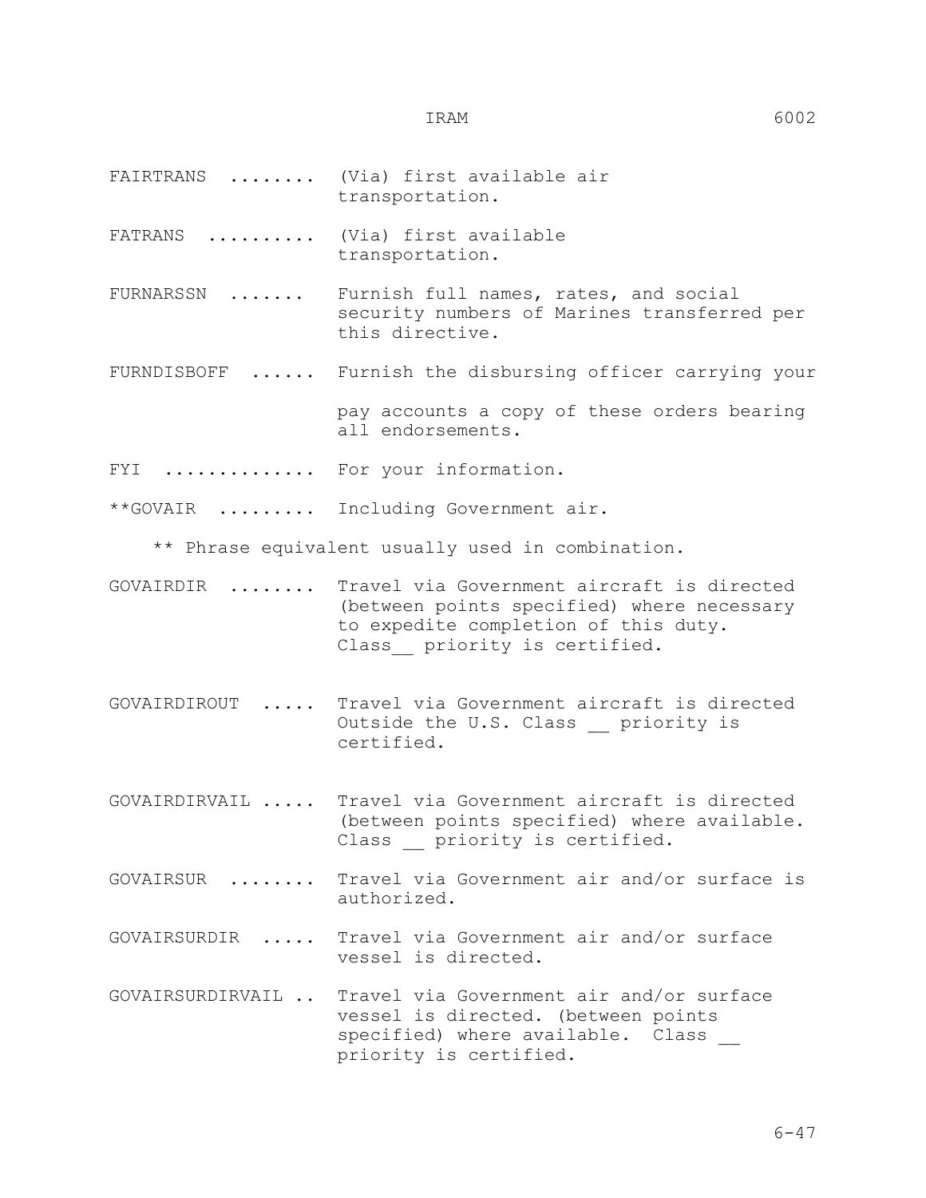FAIRTRANS ........ (Via) first available air transportation.

FATRANS .......... (Via) first available transportation.

FURNARSSN ....... Furnish full names, rates, and social security numbers of Marines transferred per this directive.

FURNDISBOFF ...... Furnish the disbursing officer carrying your pay accounts a copy of these orders bearing all endorsements.

FYI .............. For your information.

**GOVAIR ......... Including Government air.

** Phrase equivalent usually used in combination.

GOVAIRDIR ........ Travel via Government aircraft is directed (between points specified) where necessary to expedite completion of this duty. Class__ priority is certified.

GOVAIRDIROUT ..... Travel via Government aircraft is directed Outside the U.S. Class __ priority is certified.

GOVAIRDIRVAIL ..... Travel via Government aircraft is directed (between points specified) where available. Class __ priority is certified.

GOVAIRSUR ........ Travel via Government air and/or surface is authorized.

GOVAIRSURDIR ..... Travel via Government air and/or surface vessel is directed.

GOVAIRSURDIRVAIL .. Travel via Government air and/or surface vessel is directed. (between points specified) where available. Class __ priority is certified.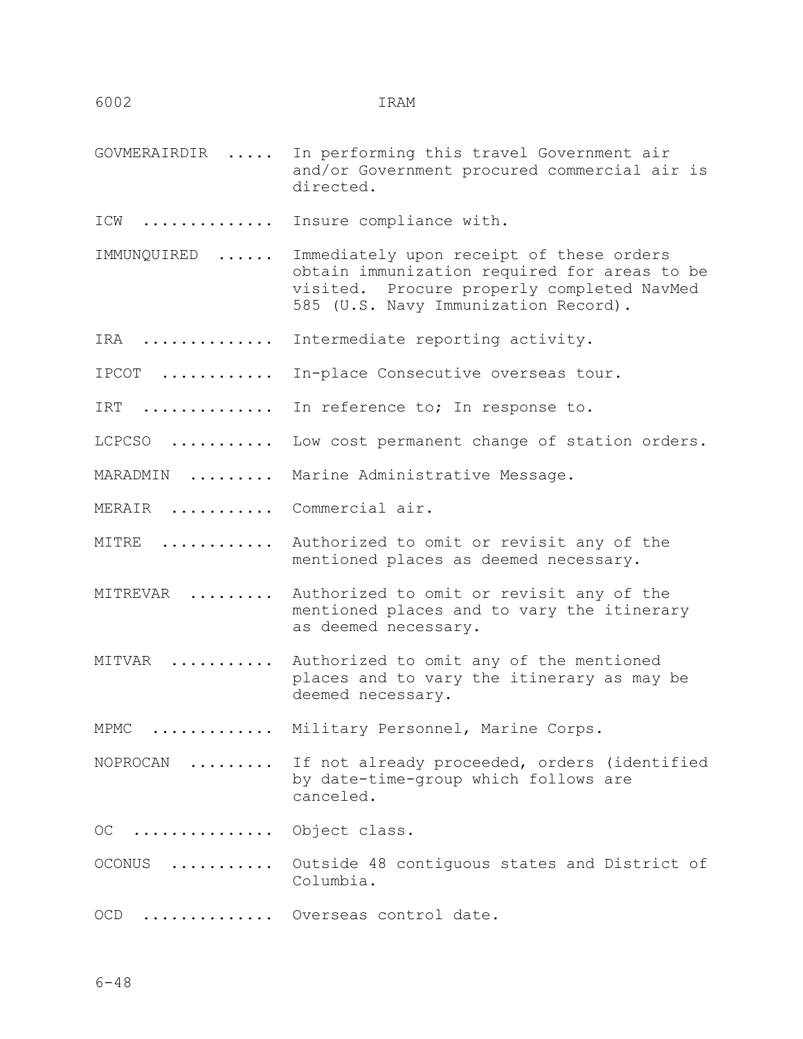GOVMERAIRDIR ..... In performing this travel Government air and/or Government procured commercial air is directed.

ICW .............. Insure compliance with.

IMMUNQUIRED ...... Immediately upon receipt of these orders obtain immunization required for areas to be visited. Procure properly completed NavMed 585 (U.S. Navy Immunization Record).

IRA .............. Intermediate reporting activity.

IPCOT ............ In-place Consecutive overseas tour.

IRT .............. In reference to; In response to.

LCPCSO ........... Low cost permanent change of station orders.

MARADMIN ......... Marine Administrative Message.

MERAIR ........... Commercial air.

MITRE ............ Authorized to omit or revisit any of the mentioned places as deemed necessary.

MITREVAR ......... Authorized to omit or revisit any of the mentioned places and to vary the itinerary as deemed necessary.

MITVAR ........... Authorized to omit any of the mentioned places and to vary the itinerary as may be deemed necessary.

MPMC ............. Military Personnel, Marine Corps.

NOPROCAN ......... If not already proceeded, orders (identified by date-time-group which follows are canceled.

OC ............... Object class.

OCONUS ........... Outside 48 contiguous states and District of Columbia.

OCD .............. Overseas control date.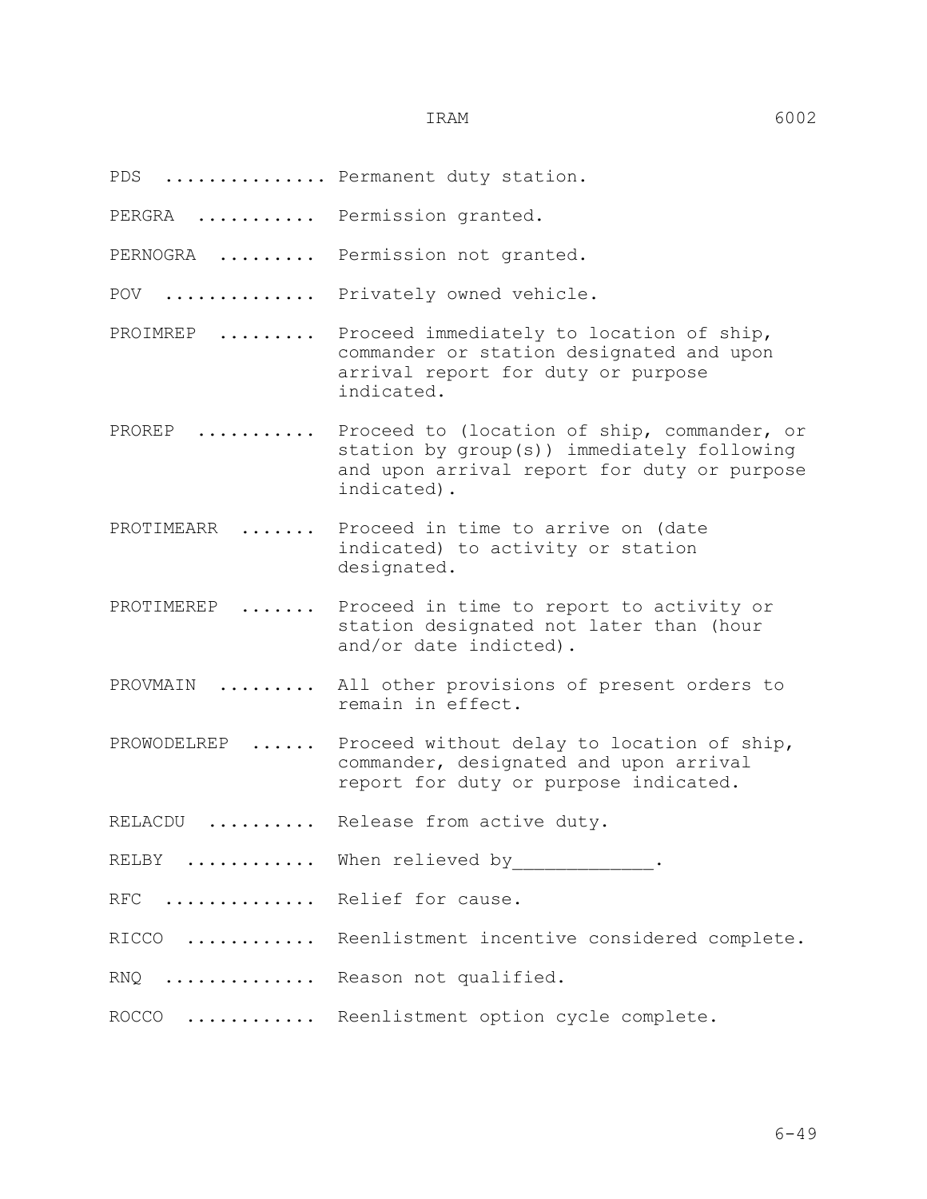PDS ............... Permanent duty station.

PERGRA ........... Permission granted.

PERNOGRA ......... Permission not granted.

POV .............. Privately owned vehicle.

PROIMREP ......... Proceed immediately to location of ship, commander or station designated and upon arrival report for duty or purpose indicated.

PROREP ........... Proceed to (location of ship, commander, or station by group(s)) immediately following and upon arrival report for duty or purpose indicated).

PROTIMEARR ....... Proceed in time to arrive on (date indicated) to activity or station designated.

PROTIMEREP ....... Proceed in time to report to activity or station designated not later than (hour and/or date indicted).

PROVMAIN ......... All other provisions of present orders to remain in effect.

PROWODELREP ...... Proceed without delay to location of ship, commander, designated and upon arrival report for duty or purpose indicated.

RELACDU .......... Release from active duty.

RELBY ............ When relieved by_____________.

RFC .............. Relief for cause.

RICCO ............ Reenlistment incentive considered complete.

RNQ .............. Reason not qualified.

ROCCO ............ Reenlistment option cycle complete.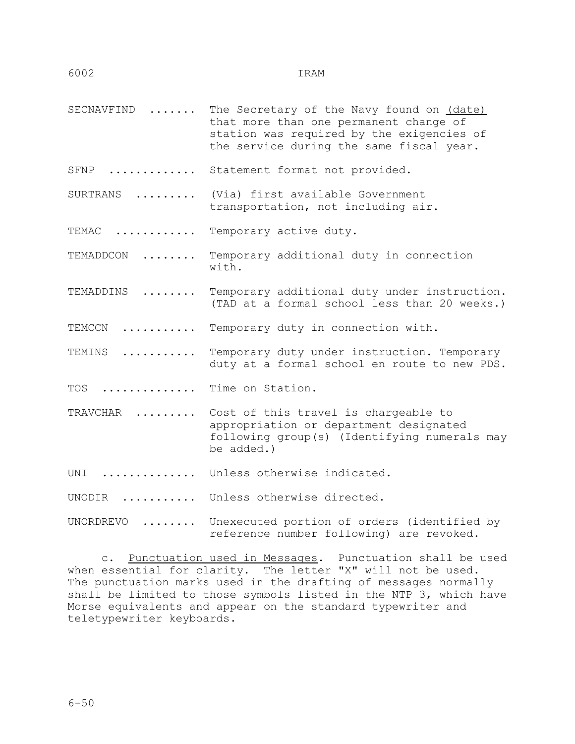SECNAVFIND ....... The Secretary of the Navy found on <u>(date)</u> that more than one permanent change of station was required by the exigencies of the service during the same fiscal year.

SFNP ............. Statement format not provided.

SURTRANS ......... (Via) first available Government transportation, not including air.

TEMAC ............ Temporary active duty.

TEMADDCON ........ Temporary additional duty in connection with.

TEMADDINS ........ Temporary additional duty under instruction. (TAD at a formal school less than 20 weeks.)

TEMCCN ........... Temporary duty in connection with.

TEMINS ........... Temporary duty under instruction. Temporary duty at a formal school en route to new PDS.

TOS .............. Time on Station.

TRAVCHAR ......... Cost of this travel is chargeable to appropriation or department designated following group(s) (Identifying numerals may be added.)

UNI .............. Unless otherwise indicated.

UNODIR ........... Unless otherwise directed.

UNORDREVO ........ Unexecuted portion of orders (identified by reference number following) are revoked.

c. <u>Punctuation used in Messages</u>. Punctuation shall be used when essential for clarity. The letter "X" will not be used. The punctuation marks used in the drafting of messages normally shall be limited to those symbols listed in the NTP 3, which have Morse equivalents and appear on the standard typewriter and teletypewriter keyboards.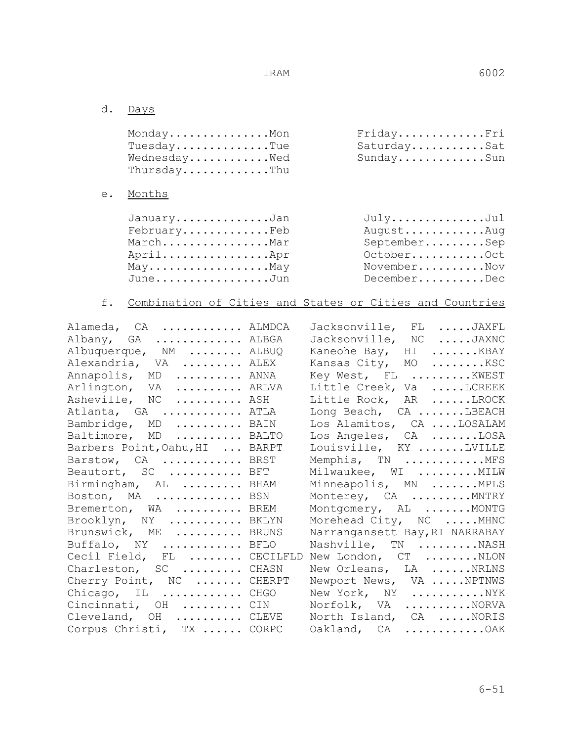d. Days

| Day | Abbreviation | Day | Abbreviation |
|---|---|---|---|
| Monday | Mon | Friday | Fri |
| Tuesday | Tue | Saturday | Sat |
| Wednesday | Wed | Sunday | Sun |
| Thursday | Thu | | |

e. Months

| Month | Abbreviation | Month | Abbreviation |
|---|---|---|---|
| January | Jan | July | Jul |
| February | Feb | August | Aug |
| March | Mar | September | Sep |
| April | Apr | October | Oct |
| May | May | November | Nov |
| June | Jun | December | Dec |

f. Combination of Cities and States or Cities and Countries

| City | Abbreviation | City | Abbreviation |
|---|---|---|---|
| Alameda, CA | ALMDCA | Jacksonville, FL | JAXFL |
| Albany, GA | ALBGA | Jacksonville, NC | JAXNC |
| Albuquerque, NM | ALBUQ | Kaneohe Bay, HI | KBAY |
| Alexandria, VA | ALEX | Kansas City, MO | KSC |
| Annapolis, MD | ANNA | Key West, FL | KWEST |
| Arlington, VA | ARLVA | Little Creek, Va | LCREEK |
| Asheville, NC | ASH | Little Rock, AR | LROCK |
| Atlanta, GA | ATLA | Long Beach, CA | LBEACH |
| Bambridge, MD | BAIN | Los Alamitos, CA | LOSALAM |
| Baltimore, MD | BALTO | Los Angeles, CA | LOSA |
| Barbers Point,Oahu,HI | BARPT | Louisville, KY | LVILLE |
| Barstow, CA | BRST | Memphis, TN | MFS |
| Beautort, SC | BFT | Milwaukee, WI | MILW |
| Birmingham, AL | BHAM | Minneapolis, MN | MPLS |
| Boston, MA | BSN | Monterey, CA | MNTRY |
| Bremerton, WA | BREM | Montgomery, AL | MONTG |
| Brooklyn, NY | BKLYN | Morehead City, NC | MHNC |
| Brunswick, ME | BRUNS | Narrangansett Bay,RI | NARRABAY |
| Buffalo, NY | BFLO | Nashville, TN | NASH |
| Cecil Field, FL | CECILFLD | New London, CT | NLON |
| Charleston, SC | CHASN | New Orleans, LA | NRLNS |
| Cherry Point, NC | CHERPT | Newport News, VA | NPTNWS |
| Chicago, IL | CHGO | New York, NY | NYK |
| Cincinnati, OH | CIN | Norfolk, VA | NORVA |
| Cleveland, OH | CLEVE | North Island, CA | NORIS |
| Corpus Christi, TX | CORPC | Oakland, CA | OAK |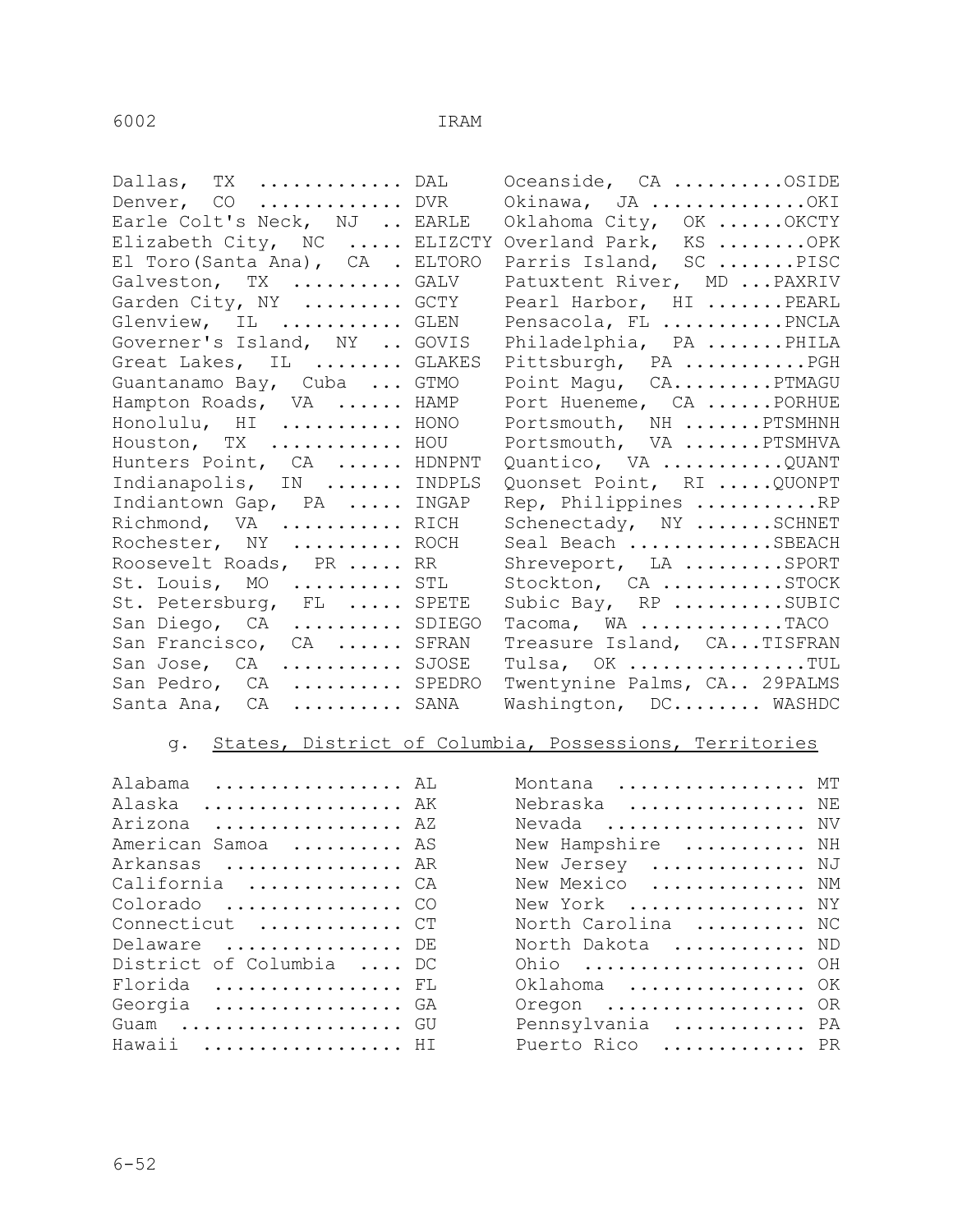| Location | Code | Location | Code |
|---|---|---|---|
| Dallas, TX | DAL | Oceanside, CA | OSIDE |
| Denver, CO | DVR | Okinawa, JA | OKI |
| Earle Colt's Neck, NJ | EARLE | Oklahoma City, OK | OKCTY |
| Elizabeth City, NC | ELIZCTY | Overland Park, KS | OPK |
| El Toro(Santa Ana), CA | ELTORO | Parris Island, SC | PISC |
| Galveston, TX | GALV | Patuxtent River, MD | PAXRIV |
| Garden City, NY | GCTY | Pearl Harbor, HI | PEARL |
| Glenview, IL | GLEN | Pensacola, FL | PNCLA |
| Governer's Island, NY | GOVIS | Philadelphia, PA | PHILA |
| Great Lakes, IL | GLAKES | Pittsburgh, PA | PGH |
| Guantanamo Bay, Cuba | GTMO | Point Magu, CA | PTMAGU |
| Hampton Roads, VA | HAMP | Port Hueneme, CA | PORHUE |
| Honolulu, HI | HONO | Portsmouth, NH | PTSMHNH |
| Houston, TX | HOU | Portsmouth, VA | PTSMHVA |
| Hunters Point, CA | HDNPNT | Quantico, VA | QUANT |
| Indianapolis, IN | INDPLS | Quonset Point, RI | QUONPT |
| Indiantown Gap, PA | INGAP | Rep, Philippines | RP |
| Richmond, VA | RICH | Schenectady, NY | SCHNET |
| Rochester, NY | ROCH | Seal Beach | SBEACH |
| Roosevelt Roads, PR | RR | Shreveport, LA | SPORT |
| St. Louis, MO | STL | Stockton, CA | STOCK |
| St. Petersburg, FL | SPETE | Subic Bay, RP | SUBIC |
| San Diego, CA | SDIEGO | Tacoma, WA | TACO |
| San Francisco, CA | SFRAN | Treasure Island, CA | TISFRAN |
| San Jose, CA | SJOSE | Tulsa, OK | TUL |
| San Pedro, CA | SPEDRO | Twentynine Palms, CA | 29PALMS |
| Santa Ana, CA | SANA | Washington, DC | WASHDC |

g. <u>States, District of Columbia, Possessions, Territories</u>

| State | Code | State | Code |
|---|---|---|---|
| Alabama | AL | Montana | MT |
| Alaska | AK | Nebraska | NE |
| Arizona | AZ | Nevada | NV |
| American Samoa | AS | New Hampshire | NH |
| Arkansas | AR | New Jersey | NJ |
| California | CA | New Mexico | NM |
| Colorado | CO | New York | NY |
| Connecticut | CT | North Carolina | NC |
| Delaware | DE | North Dakota | ND |
| District of Columbia | DC | Ohio | OH |
| Florida | FL | Oklahoma | OK |
| Georgia | GA | Oregon | OR |
| Guam | GU | Pennsylvania | PA |
| Hawaii | HI | Puerto Rico | PR |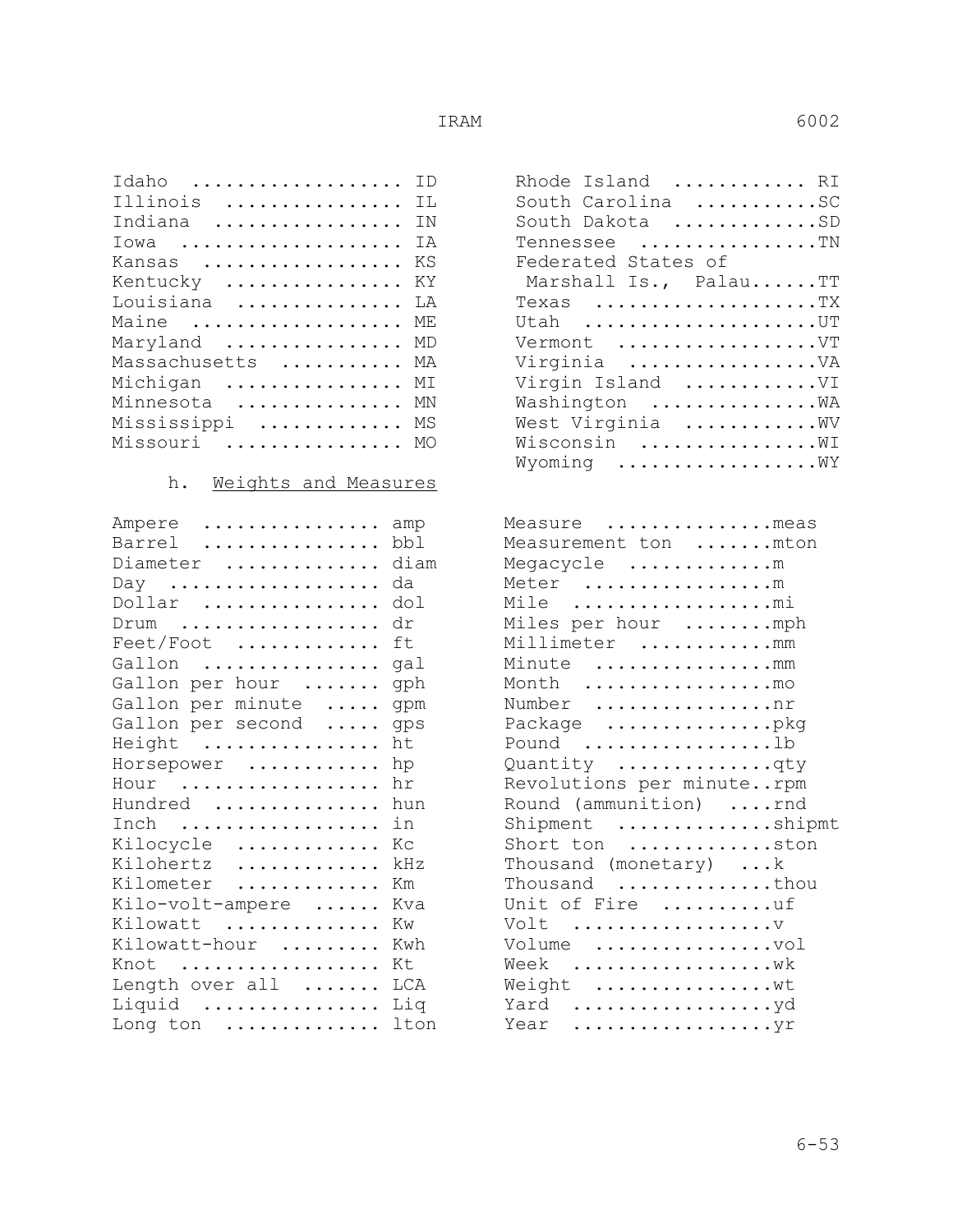| | |
|---|---|
| Idaho | ID |
| Illinois | IL |
| Indiana | IN |
| Iowa | IA |
| Kansas | KS |
| Kentucky | KY |
| Louisiana | LA |
| Maine | ME |
| Maryland | MD |
| Massachusetts | MA |
| Michigan | MI |
| Minnesota | MN |
| Mississippi | MS |
| Missouri | MO |
| Rhode Island | RI |
| South Carolina | SC |
| South Dakota | SD |
| Tennessee | TN |
| Federated States of Marshall Is., Palau | TT |
| Texas | TX |
| Utah | UT |
| Vermont | VT |
| Virginia | VA |
| Virgin Island | VI |
| Washington | WA |
| West Virginia | WV |
| Wisconsin | WI |
| Wyoming | WY |

h. Weights and Measures

| | |
|---|---|
| Ampere | amp |
| Barrel | bbl |
| Diameter | diam |
| Day | da |
| Dollar | dol |
| Drum | dr |
| Feet/Foot | ft |
| Gallon | gal |
| Gallon per hour | gph |
| Gallon per minute | gpm |
| Gallon per second | gps |
| Height | ht |
| Horsepower | hp |
| Hour | hr |
| Hundred | hun |
| Inch | in |
| Kilocycle | Kc |
| Kilohertz | kHz |
| Kilometer | Km |
| Kilo-volt-ampere | Kva |
| Kilowatt | Kw |
| Kilowatt-hour | Kwh |
| Knot | Kt |
| Length over all | LCA |
| Liquid | Liq |
| Long ton | lton |
| Measure | meas |
| Measurement ton | mton |
| Megacycle | m |
| Meter | m |
| Mile | mi |
| Miles per hour | mph |
| Millimeter | mm |
| Minute | mm |
| Month | mo |
| Number | nr |
| Package | pkg |
| Pound | lb |
| Quantity | qty |
| Revolutions per minute | rpm |
| Round (ammunition) | rnd |
| Shipment | shipmt |
| Short ton | ston |
| Thousand (monetary) | k |
| Thousand | thou |
| Unit of Fire | uf |
| Volt | v |
| Volume | vol |
| Week | wk |
| Weight | wt |
| Yard | yd |
| Year | yr |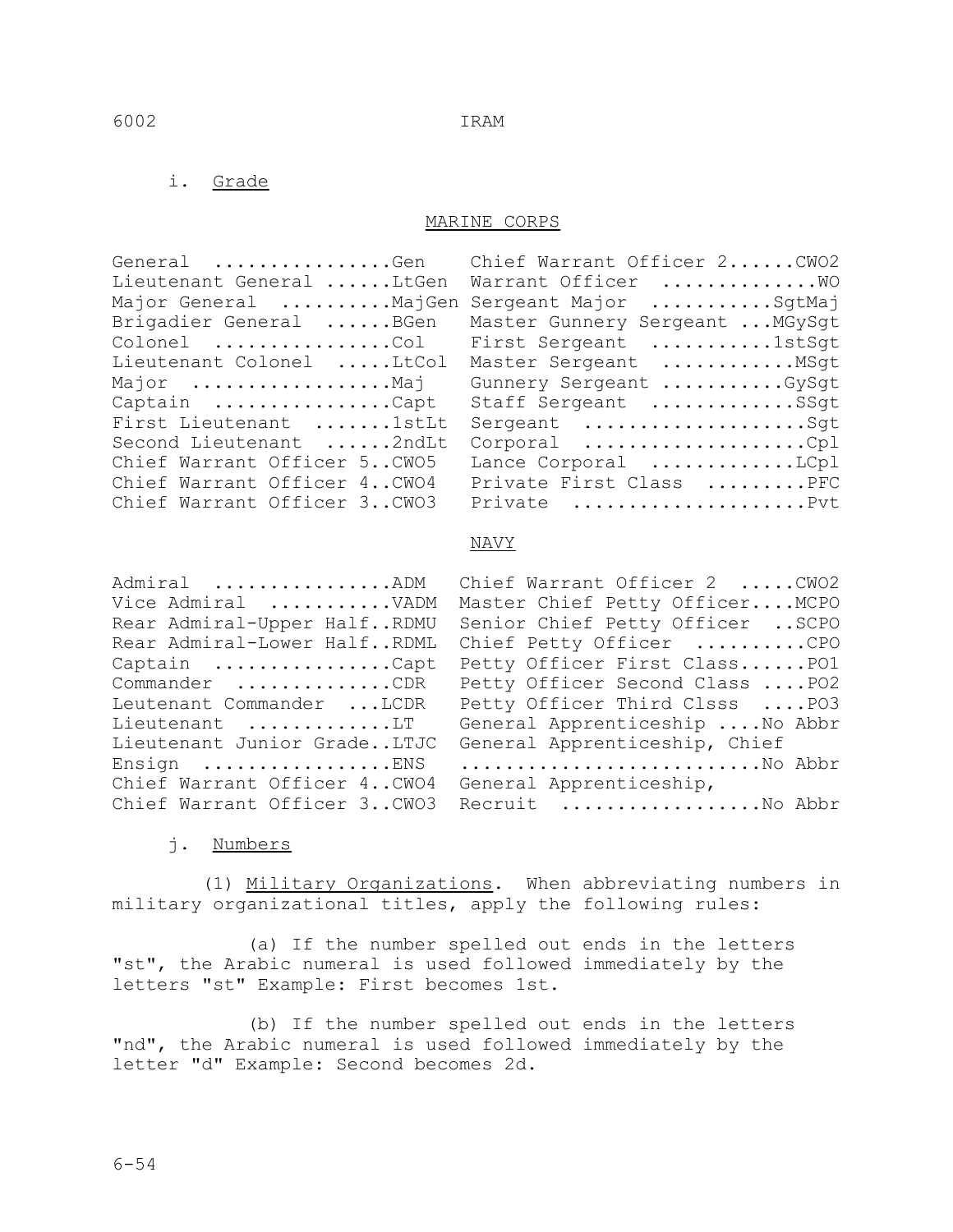i. Grade

MARINE CORPS

| | |
|---|---|
| General ................Gen | Chief Warrant Officer 2......CWO2 |
| Lieutenant General ......LtGen | Warrant Officer .............WO |
| Major General .........MajGen | Sergeant Major ..........SgtMaj |
| Brigadier General ......BGen | Master Gunnery Sergeant ...MGySgt |
| Colonel ................Col | First Sergeant ..........1stSgt |
| Lieutenant Colonel .....LtCol | Master Sergeant ...........MSgt |
| Major ..................Maj | Gunnery Sergeant ..........GySgt |
| Captain ................Capt | Staff Sergeant ............SSgt |
| First Lieutenant .......1stLt | Sergeant ....................Sgt |
| Second Lieutenant ......2ndLt | Corporal ....................Cpl |
| Chief Warrant Officer 5..CWO5 | Lance Corporal ............LCpl |
| Chief Warrant Officer 4..CWO4 | Private First Class .........PFC |
| Chief Warrant Officer 3..CWO3 | Private .....................Pvt |

NAVY

| | |
|---|---|
| Admiral ................ADM | Chief Warrant Officer 2 .....CWO2 |
| Vice Admiral ..........VADM | Master Chief Petty Officer....MCPO |
| Rear Admiral-Upper Half..RDMU | Senior Chief Petty Officer ..SCPO |
| Rear Admiral-Lower Half..RDML | Chief Petty Officer ..........CPO |
| Captain ................Capt | Petty Officer First Class......PO1 |
| Commander .............CDR | Petty Officer Second Class ....PO2 |
| Leutenant Commander ...LCDR | Petty Officer Third Clsss ....PO3 |
| Lieutenant ............LT | General Apprenticeship ....No Abbr |
| Lieutenant Junior Grade..LTJC | General Apprenticeship, Chief ...........................No Abbr |
| Ensign ................ENS | |
| Chief Warrant Officer 4..CWO4 | General Apprenticeship, |
| Chief Warrant Officer 3..CWO3 | Recruit ..................No Abbr |

j. Numbers

(1) Military Organizations. When abbreviating numbers in military organizational titles, apply the following rules:

(a) If the number spelled out ends in the letters "st", the Arabic numeral is used followed immediately by the letters "st" Example: First becomes 1st.

(b) If the number spelled out ends in the letters "nd", the Arabic numeral is used followed immediately by the letter "d" Example: Second becomes 2d.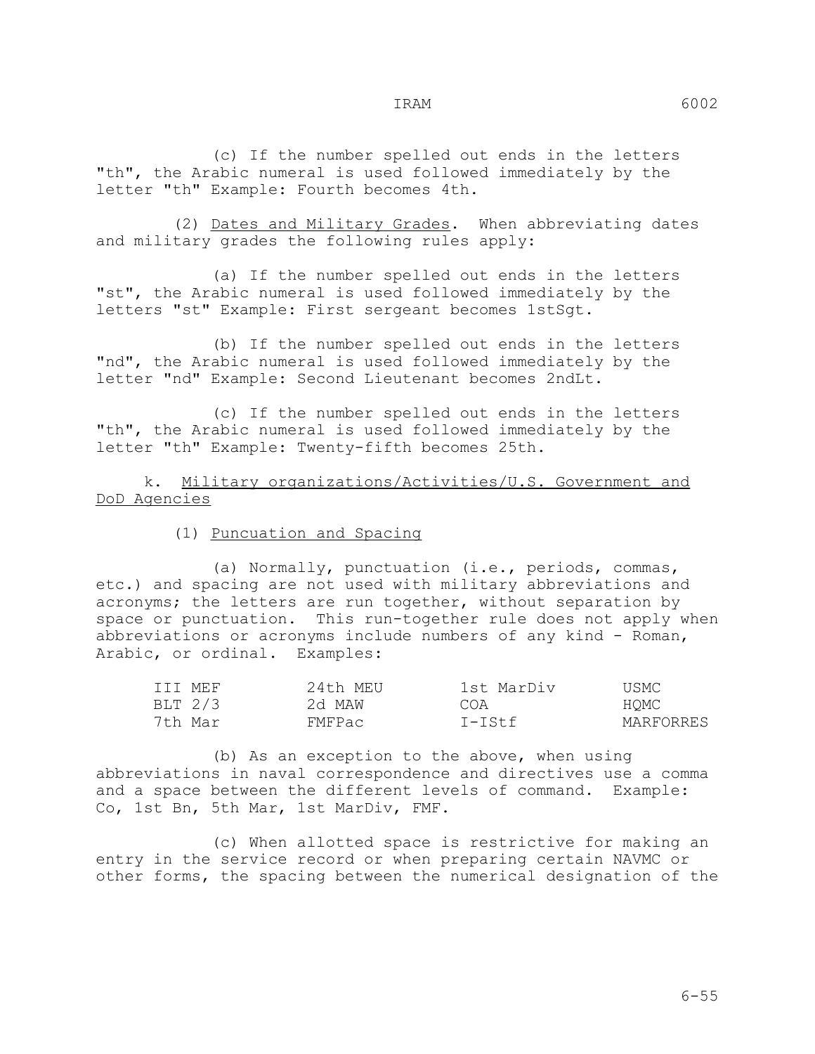(c) If the number spelled out ends in the letters "th", the Arabic numeral is used followed immediately by the letter "th" Example: Fourth becomes 4th.

(2) Dates and Military Grades. When abbreviating dates and military grades the following rules apply:

(a) If the number spelled out ends in the letters "st", the Arabic numeral is used followed immediately by the letters "st" Example: First sergeant becomes 1stSgt.

(b) If the number spelled out ends in the letters "nd", the Arabic numeral is used followed immediately by the letter "nd" Example: Second Lieutenant becomes 2ndLt.

(c) If the number spelled out ends in the letters "th", the Arabic numeral is used followed immediately by the letter "th" Example: Twenty-fifth becomes 25th.

k. Military organizations/Activities/U.S. Government and DoD Agencies

(1) Puncuation and Spacing

(a) Normally, punctuation (i.e., periods, commas, etc.) and spacing are not used with military abbreviations and acronyms; the letters are run together, without separation by space or punctuation. This run-together rule does not apply when abbreviations or acronyms include numbers of any kind - Roman, Arabic, or ordinal. Examples:

| | | | |
|---|---|---|---|
| III MEF | 24th MEU | 1st MarDiv | USMC |
| BLT 2/3 | 2d MAW | COA | HQMC |
| 7th Mar | FMFPac | I-IStf | MARFORRES |

(b) As an exception to the above, when using abbreviations in naval correspondence and directives use a comma and a space between the different levels of command. Example: Co, 1st Bn, 5th Mar, 1st MarDiv, FMF.

(c) When allotted space is restrictive for making an entry in the service record or when preparing certain NAVMC or other forms, the spacing between the numerical designation of the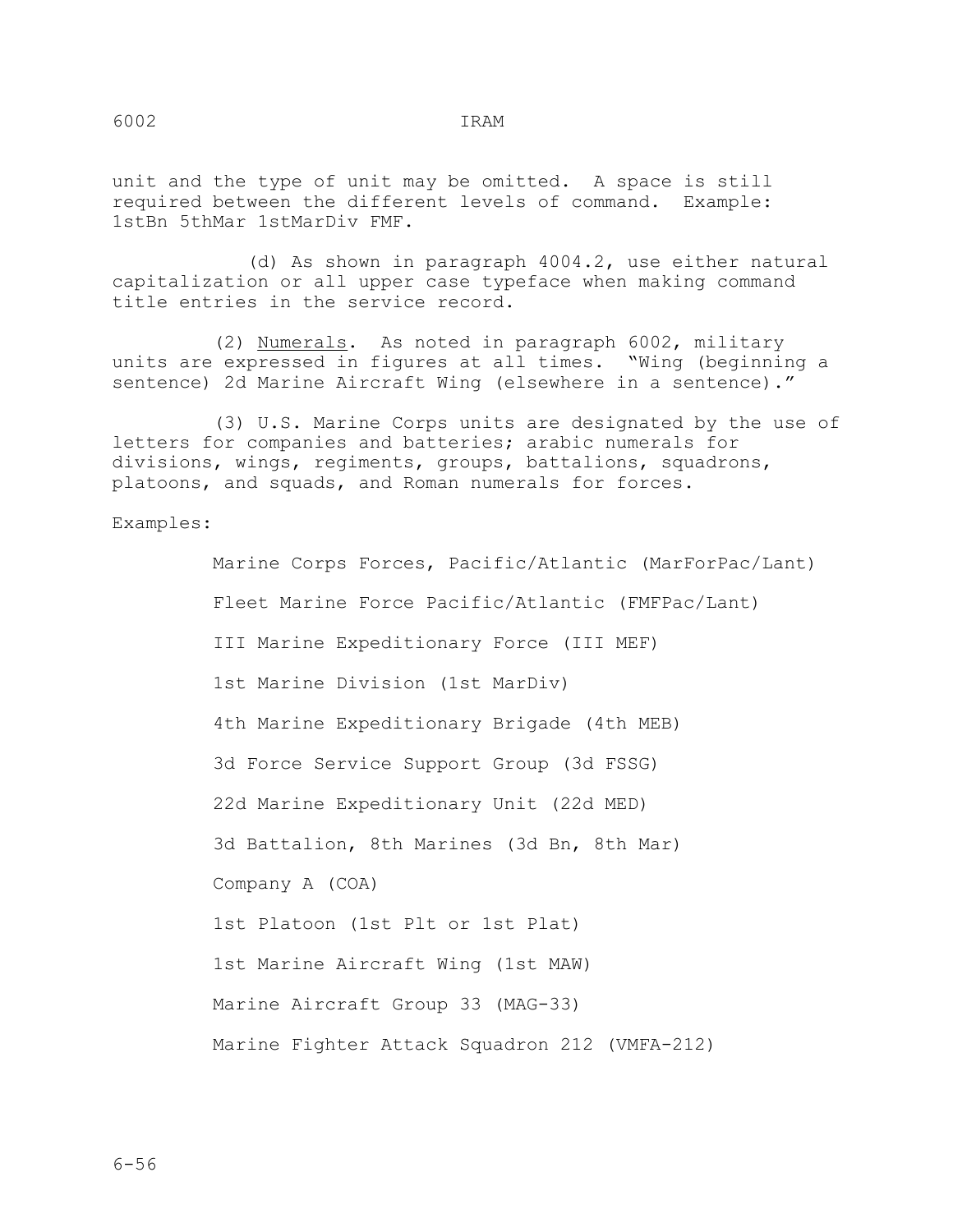unit and the type of unit may be omitted. A space is still required between the different levels of command. Example: 1stBn 5thMar 1stMarDiv FMF.

(d) As shown in paragraph 4004.2, use either natural capitalization or all upper case typeface when making command title entries in the service record.

(2) Numerals. As noted in paragraph 6002, military units are expressed in figures at all times. "Wing (beginning a sentence) 2d Marine Aircraft Wing (elsewhere in a sentence)."

(3) U.S. Marine Corps units are designated by the use of letters for companies and batteries; arabic numerals for divisions, wings, regiments, groups, battalions, squadrons, platoons, and squads, and Roman numerals for forces.

Examples:

Marine Corps Forces, Pacific/Atlantic (MarForPac/Lant)

Fleet Marine Force Pacific/Atlantic (FMFPac/Lant)

III Marine Expeditionary Force (III MEF)

1st Marine Division (1st MarDiv)

4th Marine Expeditionary Brigade (4th MEB)

3d Force Service Support Group (3d FSSG)

22d Marine Expeditionary Unit (22d MED)

3d Battalion, 8th Marines (3d Bn, 8th Mar)

Company A (COA)

1st Platoon (1st Plt or 1st Plat)

1st Marine Aircraft Wing (1st MAW)

Marine Aircraft Group 33 (MAG-33)

Marine Fighter Attack Squadron 212 (VMFA-212)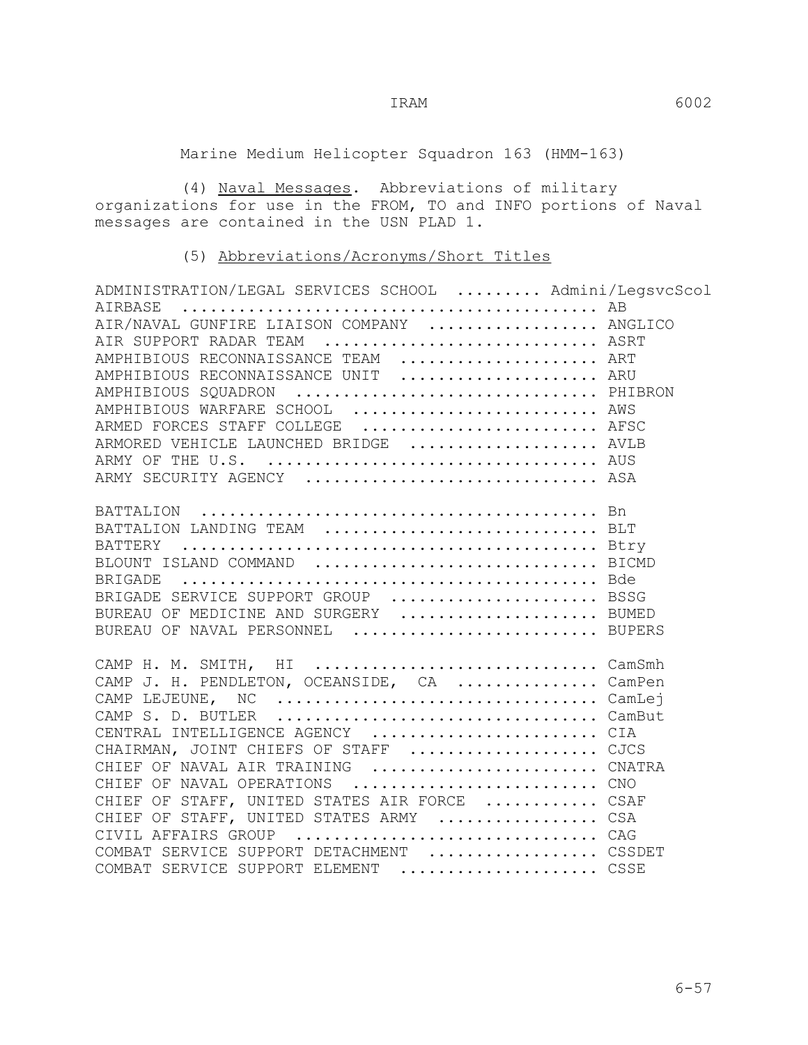Marine Medium Helicopter Squadron 163 (HMM-163)

(4) Naval Messages. Abbreviations of military organizations for use in the FROM, TO and INFO portions of Naval messages are contained in the USN PLAD 1.

(5) Abbreviations/Acronyms/Short Titles

ADMINISTRATION/LEGAL SERVICES SCHOOL ......... Admini/LegsvcScol
AIRBASE ........................................... AB
AIR/NAVAL GUNFIRE LIAISON COMPANY ................. ANGLICO
AIR SUPPORT RADAR TEAM ............................ ASRT
AMPHIBIOUS RECONNAISSANCE TEAM .................... ART
AMPHIBIOUS RECONNAISSANCE UNIT .................... ARU
AMPHIBIOUS SQUADRON ............................... PHIBRON
AMPHIBIOUS WARFARE SCHOOL ......................... AWS
ARMED FORCES STAFF COLLEGE ........................ AFSC
ARMORED VEHICLE LAUNCHED BRIDGE ................... AVLB
ARMY OF THE U.S. .................................. AUS
ARMY SECURITY AGENCY .............................. ASA

BATTALION ......................................... Bn
BATTALION LANDING TEAM ............................ BLT
BATTERY ........................................... Btry
BLOUNT ISLAND COMMAND ............................. BICMD
BRIGADE ........................................... Bde
BRIGADE SERVICE SUPPORT GROUP ..................... BSSG
BUREAU OF MEDICINE AND SURGERY .................... BUMED
BUREAU OF NAVAL PERSONNEL ......................... BUPERS

CAMP H. M. SMITH, HI .............................. CamSmh
CAMP J. H. PENDLETON, OCEANSIDE, CA ............... CamPen
CAMP LEJEUNE, NC .................................. CamLej
CAMP S. D. BUTLER ................................. CamBut
CENTRAL INTELLIGENCE AGENCY ....................... CIA
CHAIRMAN, JOINT CHIEFS OF STAFF ................... CJCS
CHIEF OF NAVAL AIR TRAINING ....................... CNATRA
CHIEF OF NAVAL OPERATIONS ......................... CNO
CHIEF OF STAFF, UNITED STATES AIR FORCE ........... CSAF
CHIEF OF STAFF, UNITED STATES ARMY ................ CSA
CIVIL AFFAIRS GROUP ............................... CAG
COMBAT SERVICE SUPPORT DETACHMENT ................. CSSDET
COMBAT SERVICE SUPPORT ELEMENT .................... CSSE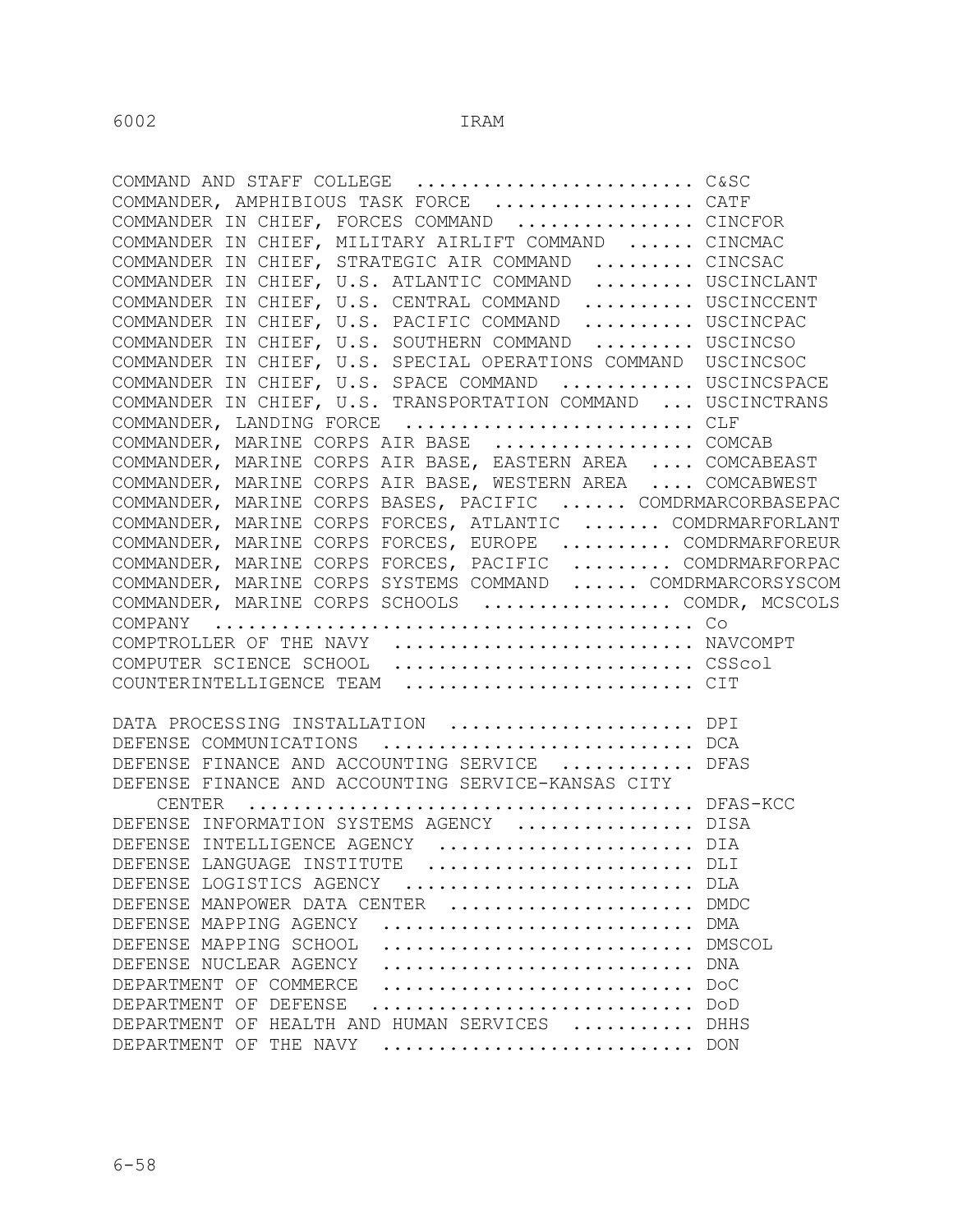```
COMMAND AND STAFF COLLEGE ........................ C&SC
COMMANDER, AMPHIBIOUS TASK FORCE ................. CATF
COMMANDER IN CHIEF, FORCES COMMAND ............... CINCFOR
COMMANDER IN CHIEF, MILITARY AIRLIFT COMMAND ...... CINCMAC
COMMANDER IN CHIEF, STRATEGIC AIR COMMAND ......... CINCSAC
COMMANDER IN CHIEF, U.S. ATLANTIC COMMAND ......... USCINCLANT
COMMANDER IN CHIEF, U.S. CENTRAL COMMAND .......... USCINCCENT
COMMANDER IN CHIEF, U.S. PACIFIC COMMAND .......... USCINCPAC
COMMANDER IN CHIEF, U.S. SOUTHERN COMMAND ......... USCINCSO
COMMANDER IN CHIEF, U.S. SPECIAL OPERATIONS COMMAND  USCINCSOC
COMMANDER IN CHIEF, U.S. SPACE COMMAND ............ USCINCSPACE
COMMANDER IN CHIEF, U.S. TRANSPORTATION COMMAND ... USCINCTRANS
COMMANDER, LANDING FORCE ......................... CLF
COMMANDER, MARINE CORPS AIR BASE ................. COMCAB
COMMANDER, MARINE CORPS AIR BASE, EASTERN AREA .... COMCABEAST
COMMANDER, MARINE CORPS AIR BASE, WESTERN AREA .... COMCABWEST
COMMANDER, MARINE CORPS BASES, PACIFIC ...... COMDRMARCORBASEPAC
COMMANDER, MARINE CORPS FORCES, ATLANTIC ....... COMDRMARFORLANT
COMMANDER, MARINE CORPS FORCES, EUROPE .......... COMDRMARFOREUR
COMMANDER, MARINE CORPS FORCES, PACIFIC ......... COMDRMARFORPAC
COMMANDER, MARINE CORPS SYSTEMS COMMAND ...... COMDRMARCORSYSCOM
COMMANDER, MARINE CORPS SCHOOLS ................ COMDR, MCSCOLS
COMPANY ........................................... Co
COMPTROLLER OF THE NAVY .......................... NAVCOMPT
COMPUTER SCIENCE SCHOOL .......................... CSScol
COUNTERINTELLIGENCE TEAM ......................... CIT

DATA PROCESSING INSTALLATION ..................... DPI
DEFENSE COMMUNICATIONS ........................... DCA
DEFENSE FINANCE AND ACCOUNTING SERVICE ........... DFAS
DEFENSE FINANCE AND ACCOUNTING SERVICE-KANSAS CITY
    CENTER ....................................... DFAS-KCC
DEFENSE INFORMATION SYSTEMS AGENCY ............... DISA
DEFENSE INTELLIGENCE AGENCY ...................... DIA
DEFENSE LANGUAGE INSTITUTE ....................... DLI
DEFENSE LOGISTICS AGENCY ......................... DLA
DEFENSE MANPOWER DATA CENTER ..................... DMDC
DEFENSE MAPPING AGENCY ........................... DMA
DEFENSE MAPPING SCHOOL ........................... DMSCOL
DEFENSE NUCLEAR AGENCY ........................... DNA
DEPARTMENT OF COMMERCE ........................... DoC
DEPARTMENT OF DEFENSE ............................ DoD
DEPARTMENT OF HEALTH AND HUMAN SERVICES .......... DHHS
DEPARTMENT OF THE NAVY ........................... DON
```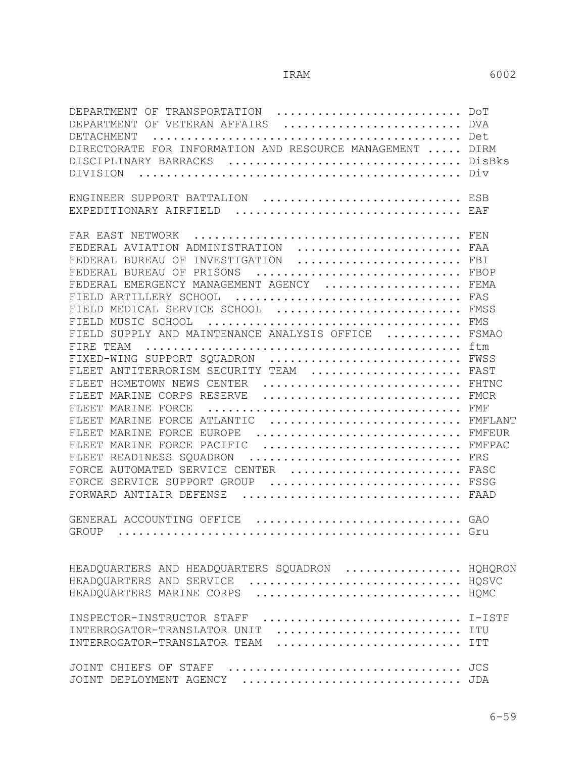DEPARTMENT OF TRANSPORTATION .......................... DoT
DEPARTMENT OF VETERAN AFFAIRS ......................... DVA
DETACHMENT ............................................ Det
DIRECTORATE FOR INFORMATION AND RESOURCE MANAGEMENT ..... DIRM
DISCIPLINARY BARRACKS ................................. DisBks
DIVISION .............................................. Div

ENGINEER SUPPORT BATTALION ............................ ESB
EXPEDITIONARY AIRFIELD ................................ EAF

FAR EAST NETWORK ...................................... FEN
FEDERAL AVIATION ADMINISTRATION ....................... FAA
FEDERAL BUREAU OF INVESTIGATION ....................... FBI
FEDERAL BUREAU OF PRISONS ............................. FBOP
FEDERAL EMERGENCY MANAGEMENT AGENCY ................... FEMA
FIELD ARTILLERY SCHOOL ................................ FAS
FIELD MEDICAL SERVICE SCHOOL .......................... FMSS
FIELD MUSIC SCHOOL .................................... FMS
FIELD SUPPLY AND MAINTENANCE ANALYSIS OFFICE .......... FSMAO
FIRE TEAM ............................................. ftm
FIXED-WING SUPPORT SQUADRON ........................... FWSS
FLEET ANTITERRORISM SECURITY TEAM ..................... FAST
FLEET HOMETOWN NEWS CENTER ............................ FHTNC
FLEET MARINE CORPS RESERVE ............................ FMCR
FLEET MARINE FORCE .................................... FMF
FLEET MARINE FORCE ATLANTIC ........................... FMFLANT
FLEET MARINE FORCE EUROPE ............................. FMFEUR
FLEET MARINE FORCE PACIFIC ............................ FMFPAC
FLEET READINESS SQUADRON .............................. FRS
FORCE AUTOMATED SERVICE CENTER ........................ FASC
FORCE SERVICE SUPPORT GROUP ........................... FSSG
FORWARD ANTIAIR DEFENSE ............................... FAAD

GENERAL ACCOUNTING OFFICE ............................. GAO
GROUP ................................................. Gru

HEADQUARTERS AND HEADQUARTERS SQUADRON ................ HQHQRON
HEADQUARTERS AND SERVICE .............................. HQSVC
HEADQUARTERS MARINE CORPS ............................. HQMC

INSPECTOR-INSTRUCTOR STAFF ............................ I-ISTF
INTERROGATOR-TRANSLATOR UNIT .......................... ITU
INTERROGATOR-TRANSLATOR TEAM .......................... ITT

JOINT CHIEFS OF STAFF ................................. JCS
JOINT DEPLOYMENT AGENCY ............................... JDA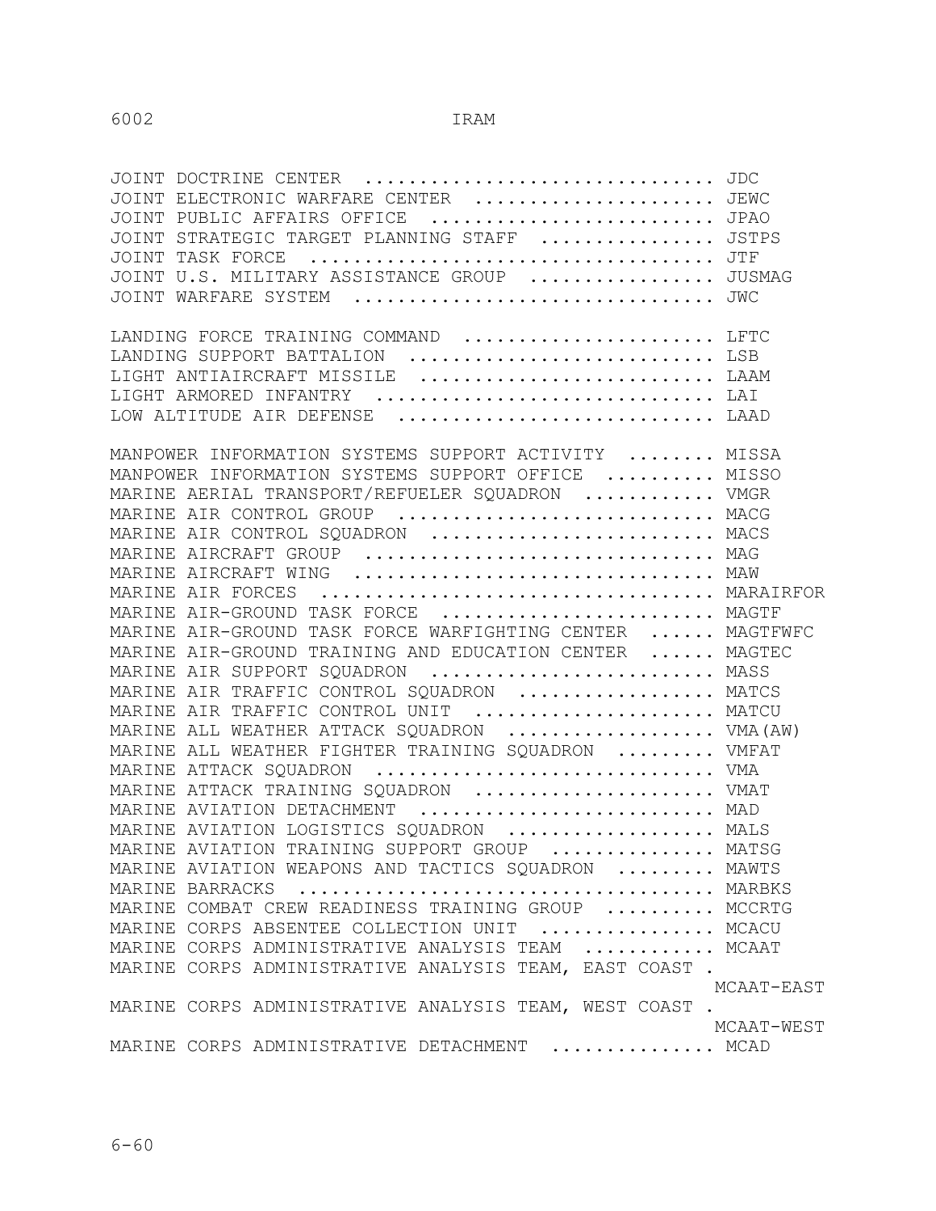JOINT DOCTRINE CENTER ................................ JDC
JOINT ELECTRONIC WARFARE CENTER ...................... JEWC
JOINT PUBLIC AFFAIRS OFFICE .......................... JPAO
JOINT STRATEGIC TARGET PLANNING STAFF ................ JSTPS
JOINT TASK FORCE ..................................... JTF
JOINT U.S. MILITARY ASSISTANCE GROUP ................. JUSMAG
JOINT WARFARE SYSTEM ................................. JWC

LANDING FORCE TRAINING COMMAND ....................... LFTC
LANDING SUPPORT BATTALION ............................ LSB
LIGHT ANTIAIRCRAFT MISSILE ........................... LAAM
LIGHT ARMORED INFANTRY ............................... LAI
LOW ALTITUDE AIR DEFENSE ............................. LAAD

MANPOWER INFORMATION SYSTEMS SUPPORT ACTIVITY ........ MISSA
MANPOWER INFORMATION SYSTEMS SUPPORT OFFICE .......... MISSO
MARINE AERIAL TRANSPORT/REFUELER SQUADRON ............ VMGR
MARINE AIR CONTROL GROUP ............................. MACG
MARINE AIR CONTROL SQUADRON .......................... MACS
MARINE AIRCRAFT GROUP ................................ MAG
MARINE AIRCRAFT WING ................................. MAW
MARINE AIR FORCES .................................... MARAIRFOR
MARINE AIR-GROUND TASK FORCE ......................... MAGTF
MARINE AIR-GROUND TASK FORCE WARFIGHTING CENTER ...... MAGTFWFC
MARINE AIR-GROUND TRAINING AND EDUCATION CENTER ...... MAGTEC
MARINE AIR SUPPORT SQUADRON .......................... MASS
MARINE AIR TRAFFIC CONTROL SQUADRON .................. MATCS
MARINE AIR TRAFFIC CONTROL UNIT ...................... MATCU
MARINE ALL WEATHER ATTACK SQUADRON ................... VMA(AW)
MARINE ALL WEATHER FIGHTER TRAINING SQUADRON ......... VMFAT
MARINE ATTACK SQUADRON ............................... VMA
MARINE ATTACK TRAINING SQUADRON ...................... VMAT
MARINE AVIATION DETACHMENT ........................... MAD
MARINE AVIATION LOGISTICS SQUADRON ................... MALS
MARINE AVIATION TRAINING SUPPORT GROUP ............... MATSG
MARINE AVIATION WEAPONS AND TACTICS SQUADRON ......... MAWTS
MARINE BARRACKS ...................................... MARBKS
MARINE COMBAT CREW READINESS TRAINING GROUP .......... MCCRTG
MARINE CORPS ABSENTEE COLLECTION UNIT ................ MCACU
MARINE CORPS ADMINISTRATIVE ANALYSIS TEAM ............ MCAAT
MARINE CORPS ADMINISTRATIVE ANALYSIS TEAM, EAST COAST . MCAAT-EAST
MARINE CORPS ADMINISTRATIVE ANALYSIS TEAM, WEST COAST . MCAAT-WEST
MARINE CORPS ADMINISTRATIVE DETACHMENT ............... MCAD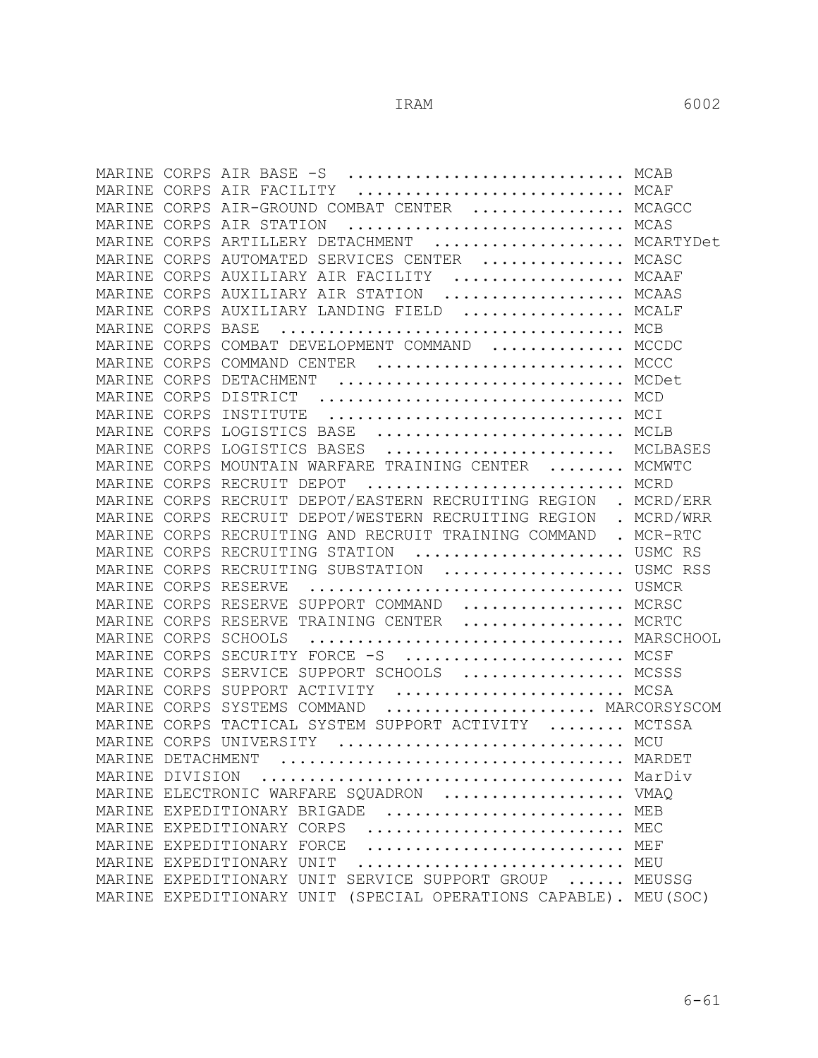MARINE CORPS AIR BASE -S ............................ MCAB
MARINE CORPS AIR FACILITY ........................... MCAF
MARINE CORPS AIR-GROUND COMBAT CENTER ............... MCAGCC
MARINE CORPS AIR STATION ............................ MCAS
MARINE CORPS ARTILLERY DETACHMENT ................... MCARTYDet
MARINE CORPS AUTOMATED SERVICES CENTER .............. MCASC
MARINE CORPS AUXILIARY AIR FACILITY ................. MCAAF
MARINE CORPS AUXILIARY AIR STATION .................. MCAAS
MARINE CORPS AUXILIARY LANDING FIELD ................ MCALF
MARINE CORPS BASE ................................... MCB
MARINE CORPS COMBAT DEVELOPMENT COMMAND ............. MCCDC
MARINE CORPS COMMAND CENTER ......................... MCCC
MARINE CORPS DETACHMENT ............................. MCDet
MARINE CORPS DISTRICT ............................... MCD
MARINE CORPS INSTITUTE .............................. MCI
MARINE CORPS LOGISTICS BASE ......................... MCLB
MARINE CORPS LOGISTICS BASES ........................ MCLBASES
MARINE CORPS MOUNTAIN WARFARE TRAINING CENTER ........ MCMWTC
MARINE CORPS RECRUIT DEPOT .......................... MCRD
MARINE CORPS RECRUIT DEPOT/EASTERN RECRUITING REGION . MCRD/ERR
MARINE CORPS RECRUIT DEPOT/WESTERN RECRUITING REGION . MCRD/WRR
MARINE CORPS RECRUITING AND RECRUIT TRAINING COMMAND . MCR-RTC
MARINE CORPS RECRUITING STATION ..................... USMC RS
MARINE CORPS RECRUITING SUBSTATION .................. USMC RSS
MARINE CORPS RESERVE ................................ USMCR
MARINE CORPS RESERVE SUPPORT COMMAND ................ MCRSC
MARINE CORPS RESERVE TRAINING CENTER ................ MCRTC
MARINE CORPS SCHOOLS ................................ MARSCHOOL
MARINE CORPS SECURITY FORCE -S ...................... MCSF
MARINE CORPS SERVICE SUPPORT SCHOOLS ................ MCSSS
MARINE CORPS SUPPORT ACTIVITY ....................... MCSA
MARINE CORPS SYSTEMS COMMAND ..................... MARCORSYSCOM
MARINE CORPS TACTICAL SYSTEM SUPPORT ACTIVITY ........ MCTSSA
MARINE CORPS UNIVERSITY ............................. MCU
MARINE DETACHMENT ................................... MARDET
MARINE DIVISION ..................................... MarDiv
MARINE ELECTRONIC WARFARE SQUADRON .................. VMAQ
MARINE EXPEDITIONARY BRIGADE ........................ MEB
MARINE EXPEDITIONARY CORPS .......................... MEC
MARINE EXPEDITIONARY FORCE .......................... MEF
MARINE EXPEDITIONARY UNIT ........................... MEU
MARINE EXPEDITIONARY UNIT SERVICE SUPPORT GROUP ...... MEUSSG
MARINE EXPEDITIONARY UNIT (SPECIAL OPERATIONS CAPABLE). MEU(SOC)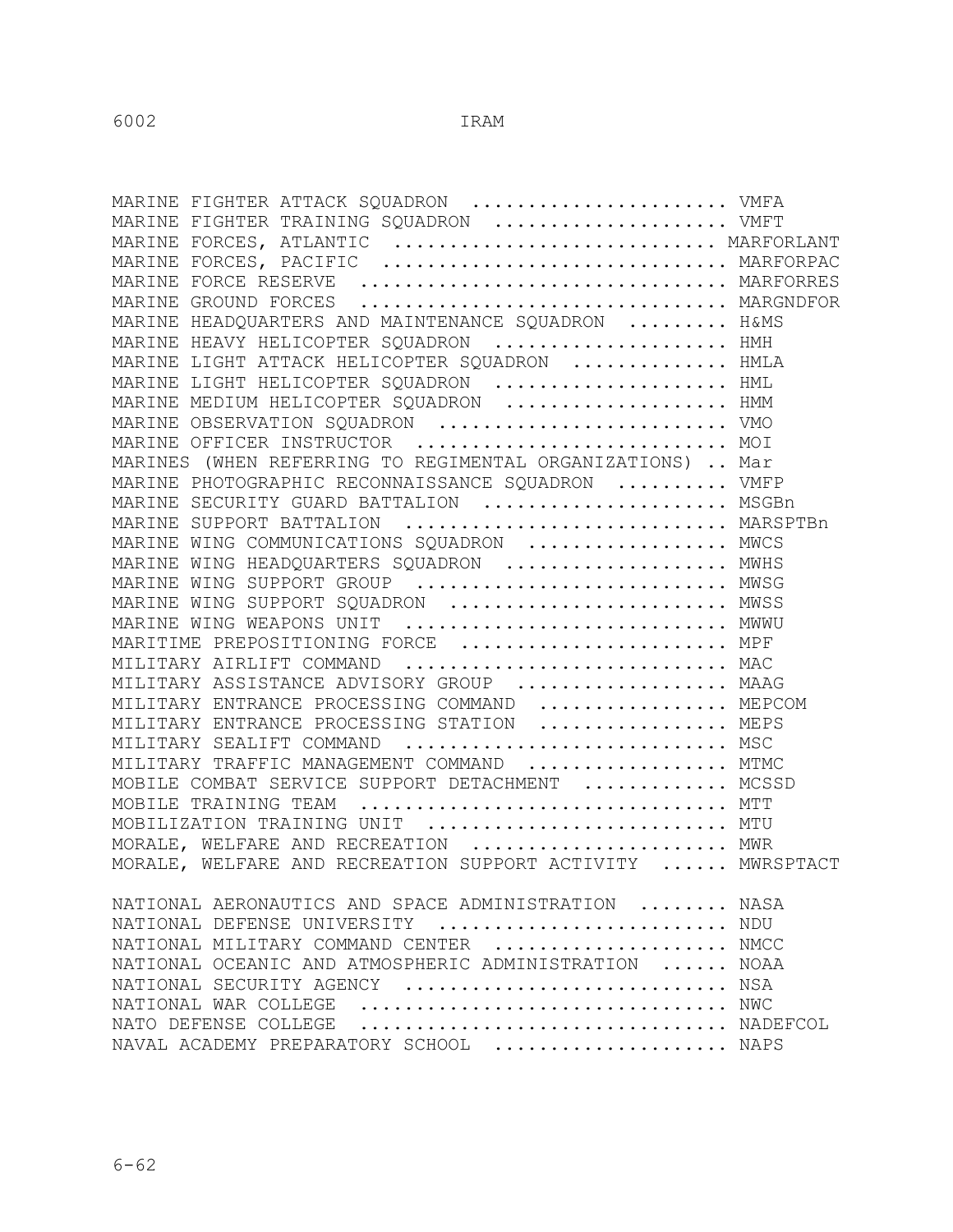MARINE FIGHTER ATTACK SQUADRON ....................... VMFA
MARINE FIGHTER TRAINING SQUADRON ..................... VMFT
MARINE FORCES, ATLANTIC ............................ MARFORLANT
MARINE FORCES, PACIFIC .............................. MARFORPAC
MARINE FORCE RESERVE ................................ MARFORRES
MARINE GROUND FORCES ................................ MARGNDFOR
MARINE HEADQUARTERS AND MAINTENANCE SQUADRON ......... H&MS
MARINE HEAVY HELICOPTER SQUADRON ..................... HMH
MARINE LIGHT ATTACK HELICOPTER SQUADRON .............. HMLA
MARINE LIGHT HELICOPTER SQUADRON ..................... HML
MARINE MEDIUM HELICOPTER SQUADRON .................... HMM
MARINE OBSERVATION SQUADRON .......................... VMO
MARINE OFFICER INSTRUCTOR ............................ MOI
MARINES (WHEN REFERRING TO REGIMENTAL ORGANIZATIONS) .. Mar
MARINE PHOTOGRAPHIC RECONNAISSANCE SQUADRON .......... VMFP
MARINE SECURITY GUARD BATTALION ...................... MSGBn
MARINE SUPPORT BATTALION ............................. MARSPTBn
MARINE WING COMMUNICATIONS SQUADRON .................. MWCS
MARINE WING HEADQUARTERS SQUADRON .................... MWHS
MARINE WING SUPPORT GROUP ............................ MWSG
MARINE WING SUPPORT SQUADRON ......................... MWSS
MARINE WING WEAPONS UNIT ............................. MWWU
MARITIME PREPOSITIONING FORCE ........................ MPF
MILITARY AIRLIFT COMMAND ............................. MAC
MILITARY ASSISTANCE ADVISORY GROUP ................... MAAG
MILITARY ENTRANCE PROCESSING COMMAND ................. MEPCOM
MILITARY ENTRANCE PROCESSING STATION ................. MEPS
MILITARY SEALIFT COMMAND ............................. MSC
MILITARY TRAFFIC MANAGEMENT COMMAND .................. MTMC
MOBILE COMBAT SERVICE SUPPORT DETACHMENT ............. MCSSD
MOBILE TRAINING TEAM ................................. MTT
MOBILIZATION TRAINING UNIT ........................... MTU
MORALE, WELFARE AND RECREATION ....................... MWR
MORALE, WELFARE AND RECREATION SUPPORT ACTIVITY ...... MWRSPTACT

NATIONAL AERONAUTICS AND SPACE ADMINISTRATION ........ NASA
NATIONAL DEFENSE UNIVERSITY .......................... NDU
NATIONAL MILITARY COMMAND CENTER ..................... NMCC
NATIONAL OCEANIC AND ATMOSPHERIC ADMINISTRATION ...... NOAA
NATIONAL SECURITY AGENCY ............................. NSA
NATIONAL WAR COLLEGE ................................. NWC
NATO DEFENSE COLLEGE ................................. NADEFCOL
NAVAL ACADEMY PREPARATORY SCHOOL ..................... NAPS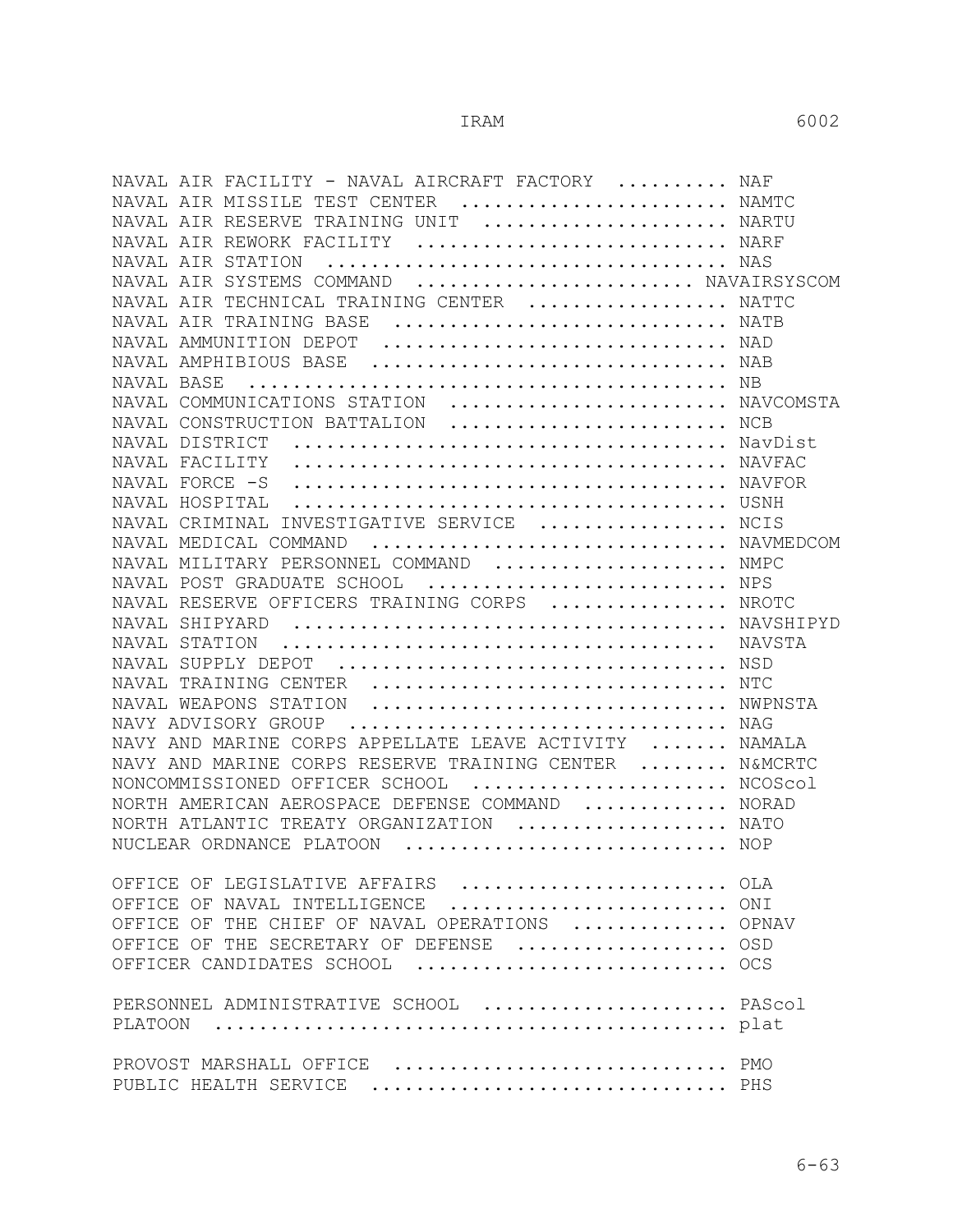NAVAL AIR FACILITY - NAVAL AIRCRAFT FACTORY .......... NAF
NAVAL AIR MISSILE TEST CENTER ........................ NAMTC
NAVAL AIR RESERVE TRAINING UNIT ...................... NARTU
NAVAL AIR REWORK FACILITY ............................ NARF
NAVAL AIR STATION .................................... NAS
NAVAL AIR SYSTEMS COMMAND ........................ NAVAIRSYSCOM
NAVAL AIR TECHNICAL TRAINING CENTER .................. NATTC
NAVAL AIR TRAINING BASE .............................. NATB
NAVAL AMMUNITION DEPOT ............................... NAD
NAVAL AMPHIBIOUS BASE ................................ NAB
NAVAL BASE ........................................... NB
NAVAL COMMUNICATIONS STATION ..................... NAVCOMSTA
NAVAL CONSTRUCTION BATTALION ......................... NCB
NAVAL DISTRICT .................................... NavDist
NAVAL FACILITY ...................................... NAVFAC
NAVAL FORCE -S ...................................... NAVFOR
NAVAL HOSPITAL ........................................ USNH
NAVAL CRIMINAL INVESTIGATIVE SERVICE ................. NCIS
NAVAL MEDICAL COMMAND ............................ NAVMEDCOM
NAVAL MILITARY PERSONNEL COMMAND ..................... NMPC
NAVAL POST GRADUATE SCHOOL ............................ NPS
NAVAL RESERVE OFFICERS TRAINING CORPS ............... NROTC
NAVAL SHIPYARD .................................... NAVSHIPYD
NAVAL STATION ....................................... NAVSTA
NAVAL SUPPLY DEPOT .................................... NSD
NAVAL TRAINING CENTER ................................. NTC
NAVAL WEAPONS STATION ............................. NWPNSTA
NAVY ADVISORY GROUP ................................... NAG
NAVY AND MARINE CORPS APPELLATE LEAVE ACTIVITY ....... NAMALA
NAVY AND MARINE CORPS RESERVE TRAINING CENTER ........ N&MCRTC
NONCOMMISSIONED OFFICER SCHOOL ..................... NCOScol
NORTH AMERICAN AEROSPACE DEFENSE COMMAND ............. NORAD
NORTH ATLANTIC TREATY ORGANIZATION ................... NATO
NUCLEAR ORDNANCE PLATOON .............................. NOP

OFFICE OF LEGISLATIVE AFFAIRS ......................... OLA
OFFICE OF NAVAL INTELLIGENCE .......................... ONI
OFFICE OF THE CHIEF OF NAVAL OPERATIONS ............. OPNAV
OFFICE OF THE SECRETARY OF DEFENSE .................... OSD
OFFICER CANDIDATES SCHOOL ............................. OCS

PERSONNEL ADMINISTRATIVE SCHOOL ..................... PAScol
PLATOON .............................................. plat

PROVOST MARSHALL OFFICE ............................... PMO
PUBLIC HEALTH SERVICE ................................. PHS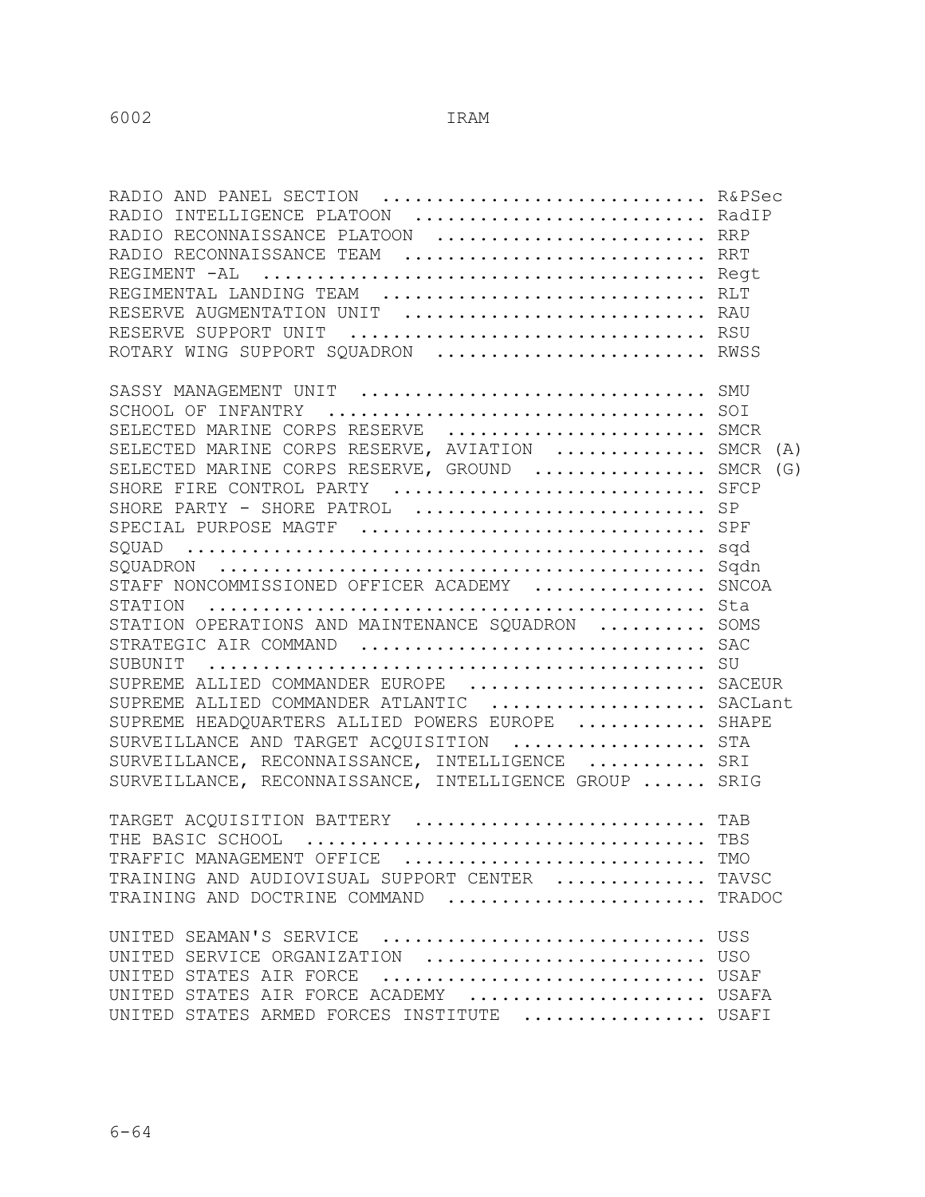RADIO AND PANEL SECTION ............................. R&PSec
RADIO INTELLIGENCE PLATOON .......................... RadIP
RADIO RECONNAISSANCE PLATOON ........................ RRP
RADIO RECONNAISSANCE TEAM ........................... RRT
REGIMENT -AL ........................................ Regt
REGIMENTAL LANDING TEAM ............................. RLT
RESERVE AUGMENTATION UNIT ........................... RAU
RESERVE SUPPORT UNIT ................................ RSU
ROTARY WING SUPPORT SQUADRON ........................ RWSS

SASSY MANAGEMENT UNIT ............................... SMU
SCHOOL OF INFANTRY .................................. SOI
SELECTED MARINE CORPS RESERVE ....................... SMCR
SELECTED MARINE CORPS RESERVE, AVIATION ............. SMCR (A)
SELECTED MARINE CORPS RESERVE, GROUND ............... SMCR (G)
SHORE FIRE CONTROL PARTY ............................ SFCP
SHORE PARTY - SHORE PATROL .......................... SP
SPECIAL PURPOSE MAGTF ............................... SPF
SQUAD ............................................... sqd
SQUADRON ............................................ Sqdn
STAFF NONCOMMISSIONED OFFICER ACADEMY ............... SNCOA
STATION ............................................. Sta
STATION OPERATIONS AND MAINTENANCE SQUADRON ......... SOMS
STRATEGIC AIR COMMAND ............................... SAC
SUBUNIT ............................................. SU
SUPREME ALLIED COMMANDER EUROPE ..................... SACEUR
SUPREME ALLIED COMMANDER ATLANTIC ................... SACLant
SUPREME HEADQUARTERS ALLIED POWERS EUROPE ........... SHAPE
SURVEILLANCE AND TARGET ACQUISITION ................. STA
SURVEILLANCE, RECONNAISSANCE, INTELLIGENCE .......... SRI
SURVEILLANCE, RECONNAISSANCE, INTELLIGENCE GROUP ...... SRIG

TARGET ACQUISITION BATTERY .......................... TAB
THE BASIC SCHOOL .................................... TBS
TRAFFIC MANAGEMENT OFFICE ........................... TMO
TRAINING AND AUDIOVISUAL SUPPORT CENTER ............. TAVSC
TRAINING AND DOCTRINE COMMAND ....................... TRADOC

UNITED SEAMAN'S SERVICE ............................. USS
UNITED SERVICE ORGANIZATION ......................... USO
UNITED STATES AIR FORCE ............................. USAF
UNITED STATES AIR FORCE ACADEMY ..................... USAFA
UNITED STATES ARMED FORCES INSTITUTE ................ USAFI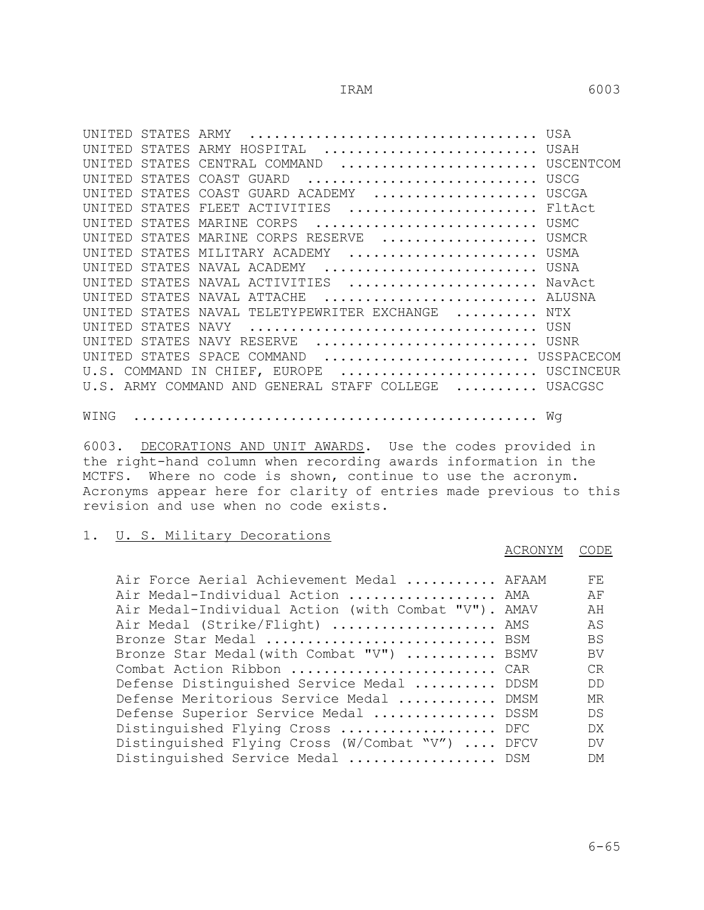| | |
|---|---|
| UNITED STATES ARMY | USA |
| UNITED STATES ARMY HOSPITAL | USAH |
| UNITED STATES CENTRAL COMMAND | USCENTCOM |
| UNITED STATES COAST GUARD | USCG |
| UNITED STATES COAST GUARD ACADEMY | USCGA |
| UNITED STATES FLEET ACTIVITIES | FltAct |
| UNITED STATES MARINE CORPS | USMC |
| UNITED STATES MARINE CORPS RESERVE | USMCR |
| UNITED STATES MILITARY ACADEMY | USMA |
| UNITED STATES NAVAL ACADEMY | USNA |
| UNITED STATES NAVAL ACTIVITIES | NavAct |
| UNITED STATES NAVAL ATTACHE | ALUSNA |
| UNITED STATES NAVAL TELETYPEWRITER EXCHANGE | NTX |
| UNITED STATES NAVY | USN |
| UNITED STATES NAVY RESERVE | USNR |
| UNITED STATES SPACE COMMAND | USSPACECOM |
| U.S. COMMAND IN CHIEF, EUROPE | USCINCEUR |
| U.S. ARMY COMMAND AND GENERAL STAFF COLLEGE | USACGSC |
| | |
| WING | Wg |

6003. <u>DECORATIONS AND UNIT AWARDS</u>. Use the codes provided in the right-hand column when recording awards information in the MCTFS. Where no code is shown, continue to use the acronym. Acronyms appear here for clarity of entries made previous to this revision and use when no code exists.

1. <u>U. S. Military Decorations</u>

| | ACRONYM | CODE |
|---|---|---|
| Air Force Aerial Achievement Medal | AFAAM | FE |
| Air Medal-Individual Action | AMA | AF |
| Air Medal-Individual Action (with Combat "V") | AMAV | AH |
| Air Medal (Strike/Flight) | AMS | AS |
| Bronze Star Medal | BSM | BS |
| Bronze Star Medal(with Combat "V") | BSMV | BV |
| Combat Action Ribbon | CAR | CR |
| Defense Distinguished Service Medal | DDSM | DD |
| Defense Meritorious Service Medal | DMSM | MR |
| Defense Superior Service Medal | DSSM | DS |
| Distinguished Flying Cross | DFC | DX |
| Distinguished Flying Cross (W/Combat "V") | DFCV | DV |
| Distinguished Service Medal | DSM | DM |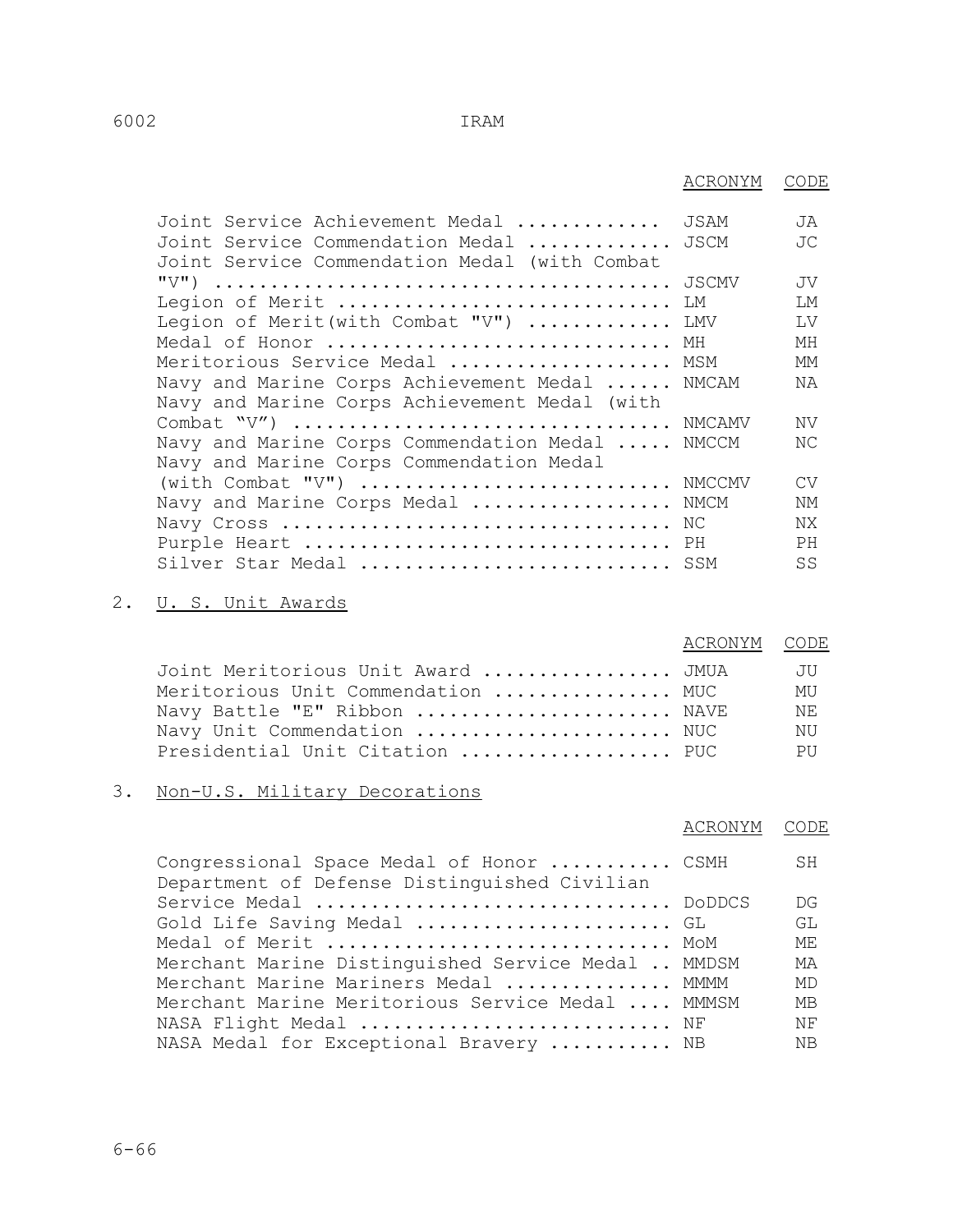| | ACRONYM | CODE |
|---|---|---|
| Joint Service Achievement Medal | JSAM | JA |
| Joint Service Commendation Medal | JSCM | JC |
| Joint Service Commendation Medal (with Combat "V") | JSCMV | JV |
| Legion of Merit | LM | LM |
| Legion of Merit(with Combat "V") | LMV | LV |
| Medal of Honor | MH | MH |
| Meritorious Service Medal | MSM | MM |
| Navy and Marine Corps Achievement Medal | NMCAM | NA |
| Navy and Marine Corps Achievement Medal (with Combat "V") | NMCAMV | NV |
| Navy and Marine Corps Commendation Medal | NMCCM | NC |
| Navy and Marine Corps Commendation Medal (with Combat "V") | NMCCMV | CV |
| Navy and Marine Corps Medal | NMCM | NM |
| Navy Cross | NC | NX |
| Purple Heart | PH | PH |
| Silver Star Medal | SSM | SS |

2. U. S. Unit Awards

| | ACRONYM | CODE |
|---|---|---|
| Joint Meritorious Unit Award | JMUA | JU |
| Meritorious Unit Commendation | MUC | MU |
| Navy Battle "E" Ribbon | NAVE | NE |
| Navy Unit Commendation | NUC | NU |
| Presidential Unit Citation | PUC | PU |

3. Non-U.S. Military Decorations

| | ACRONYM | CODE |
|---|---|---|
| Congressional Space Medal of Honor | CSMH | SH |
| Department of Defense Distinguished Civilian Service Medal | DoDDCS | DG |
| Gold Life Saving Medal | GL | GL |
| Medal of Merit | MoM | ME |
| Merchant Marine Distinguished Service Medal | MMDSM | MA |
| Merchant Marine Mariners Medal | MMMM | MD |
| Merchant Marine Meritorious Service Medal | MMMSM | MB |
| NASA Flight Medal | NF | NF |
| NASA Medal for Exceptional Bravery | NB | NB |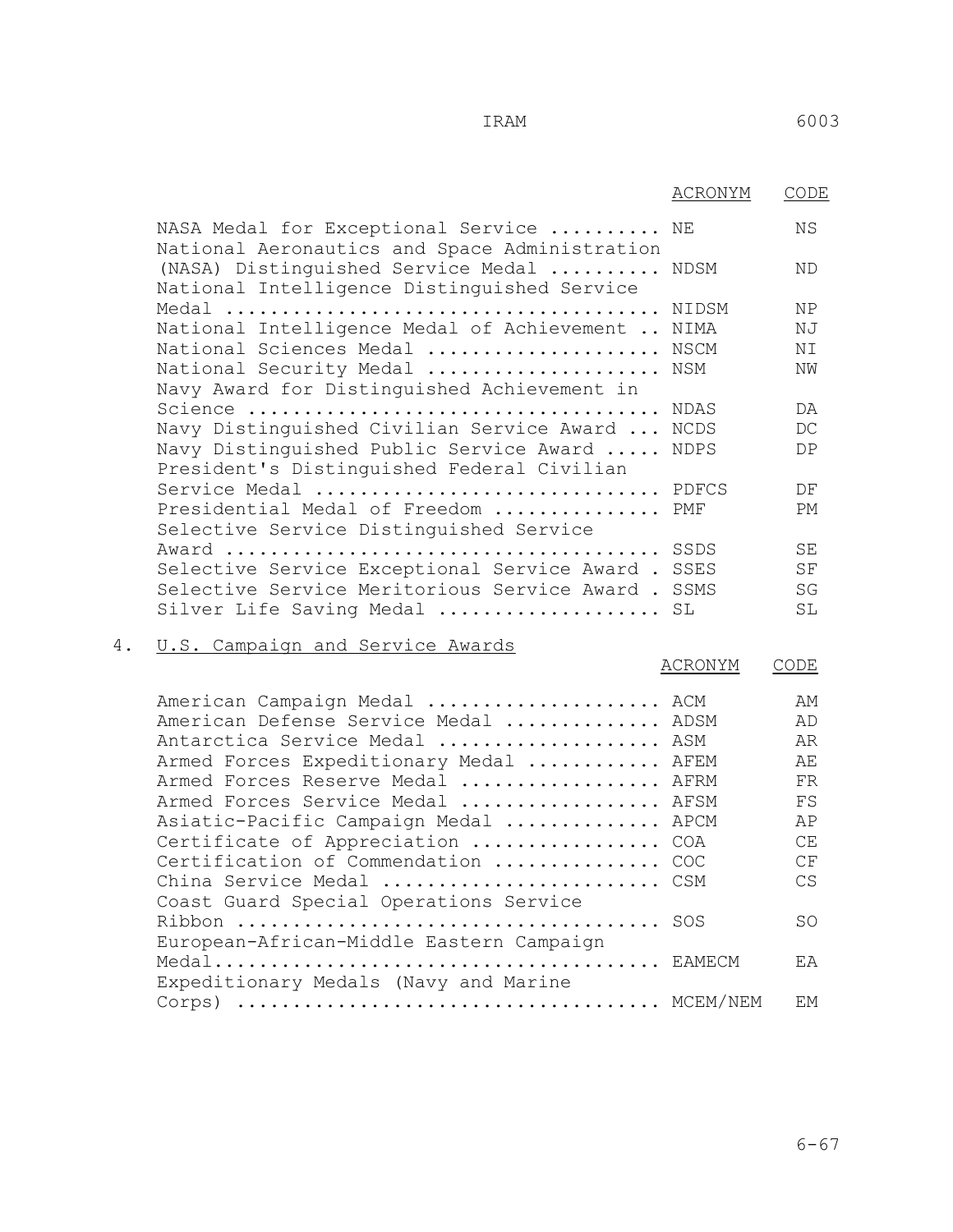| | ACRONYM | CODE |
|---|---|---|
| NASA Medal for Exceptional Service .......... | NE | NS |
| National Aeronautics and Space Administration (NASA) Distinguished Service Medal .......... | NDSM | ND |
| National Intelligence Distinguished Service Medal ...................................... | NIDSM | NP |
| National Intelligence Medal of Achievement .. | NIMA | NJ |
| National Sciences Medal .................... | NSCM | NI |
| National Security Medal .................... | NSM | NW |
| Navy Award for Distinguished Achievement in Science .................................... | NDAS | DA |
| Navy Distinguished Civilian Service Award ... | NCDS | DC |
| Navy Distinguished Public Service Award ..... | NDPS | DP |
| President's Distinguished Federal Civilian Service Medal .............................. | PDFCS | DF |
| Presidential Medal of Freedom ............... | PMF | PM |
| Selective Service Distinguished Service Award ...................................... | SSDS | SE |
| Selective Service Exceptional Service Award . | SSES | SF |
| Selective Service Meritorious Service Award . | SSMS | SG |
| Silver Life Saving Medal .................... | SL | SL |

4. <u>U.S. Campaign and Service Awards</u>

| | ACRONYM | CODE |
|---|---|---|
| American Campaign Medal .................... | ACM | AM |
| American Defense Service Medal .............. | ADSM | AD |
| Antarctica Service Medal .................... | ASM | AR |
| Armed Forces Expeditionary Medal ............ | AFEM | AE |
| Armed Forces Reserve Medal .................. | AFRM | FR |
| Armed Forces Service Medal .................. | AFSM | FS |
| Asiatic-Pacific Campaign Medal .............. | APCM | AP |
| Certificate of Appreciation ................. | COA | CE |
| Certification of Commendation ............... | COC | CF |
| China Service Medal ......................... | CSM | CS |
| Coast Guard Special Operations Service Ribbon ..................................... | SOS | SO |
| European-African-Middle Eastern Campaign Medal........................................ | EAMECM | EA |
| Expeditionary Medals (Navy and Marine Corps) ..................................... | MCEM/NEM | EM |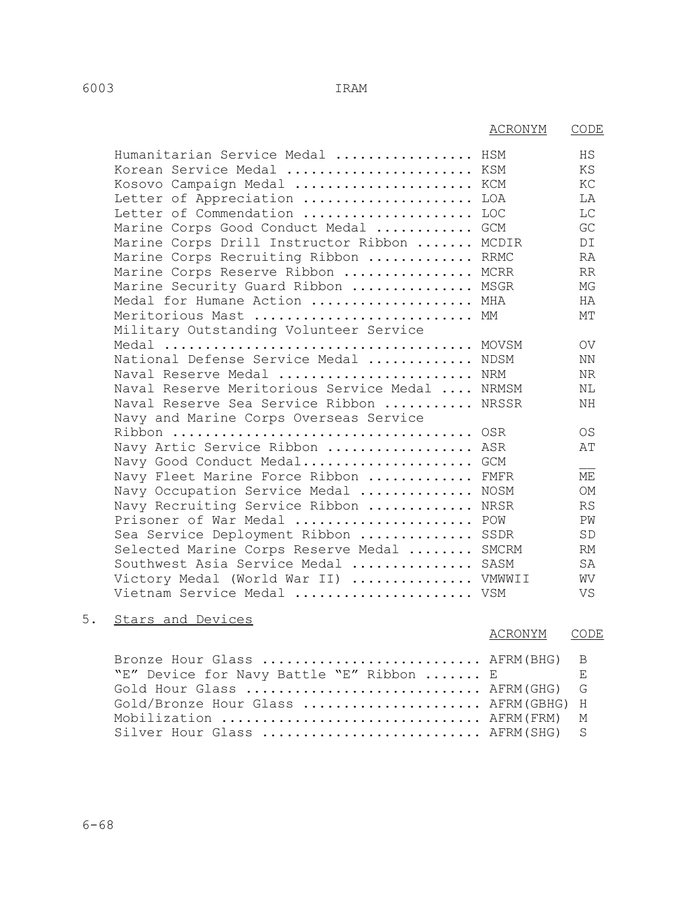| | ACRONYM | CODE |
|---|---|---|
| Humanitarian Service Medal | HSM | HS |
| Korean Service Medal | KSM | KS |
| Kosovo Campaign Medal | KCM | KC |
| Letter of Appreciation | LOA | LA |
| Letter of Commendation | LOC | LC |
| Marine Corps Good Conduct Medal | GCM | GC |
| Marine Corps Drill Instructor Ribbon | MCDIR | DI |
| Marine Corps Recruiting Ribbon | RRMC | RA |
| Marine Corps Reserve Ribbon | MCRR | RR |
| Marine Security Guard Ribbon | MSGR | MG |
| Medal for Humane Action | MHA | HA |
| Meritorious Mast | MM | MT |
| Military Outstanding Volunteer Service Medal | MOVSM | OV |
| National Defense Service Medal | NDSM | NN |
| Naval Reserve Medal | NRM | NR |
| Naval Reserve Meritorious Service Medal | NRMSM | NL |
| Naval Reserve Sea Service Ribbon | NRSSR | NH |
| Navy and Marine Corps Overseas Service Ribbon | OSR | OS |
| Navy Artic Service Ribbon | ASR | AT |
| Navy Good Conduct Medal | GCM | __ |
| Navy Fleet Marine Force Ribbon | FMFR | ME |
| Navy Occupation Service Medal | NOSM | OM |
| Navy Recruiting Service Ribbon | NRSR | RS |
| Prisoner of War Medal | POW | PW |
| Sea Service Deployment Ribbon | SSDR | SD |
| Selected Marine Corps Reserve Medal | SMCRM | RM |
| Southwest Asia Service Medal | SASM | SA |
| Victory Medal (World War II) | VMWWII | WV |
| Vietnam Service Medal | VSM | VS |

5. Stars and Devices

| | ACRONYM | CODE |
|---|---|---|
| Bronze Hour Glass | AFRM(BHG) | B |
| "E" Device for Navy Battle "E" Ribbon | E | E |
| Gold Hour Glass | AFRM(GHG) | G |
| Gold/Bronze Hour Glass | AFRM(GBHG) | H |
| Mobilization | AFRM(FRM) | M |
| Silver Hour Glass | AFRM(SHG) | S |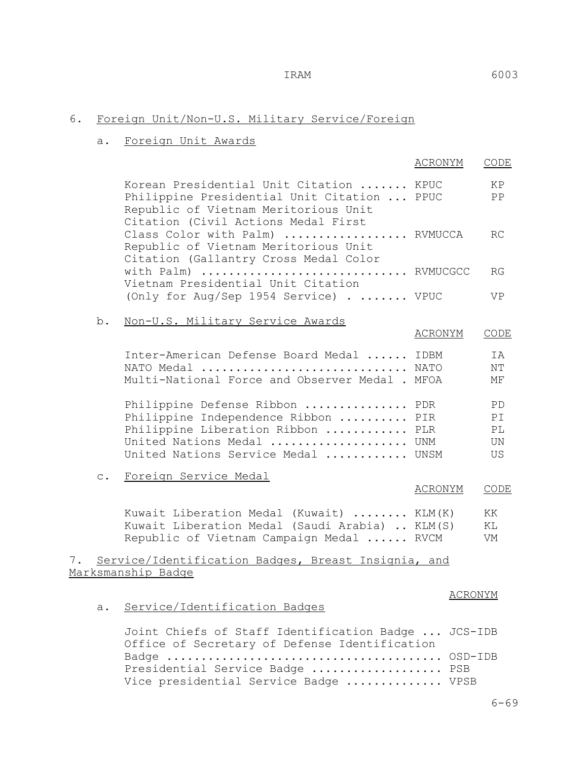## 6. Foreign Unit/Non-U.S. Military Service/Foreign

### a. Foreign Unit Awards

| | ACRONYM | CODE |
|---|---|---|
| Korean Presidential Unit Citation | KPUC | KP |
| Philippine Presidential Unit Citation | PPUC | PP |
| Republic of Vietnam Meritorious Unit Citation (Civil Actions Medal First Class Color with Palm) | RVMUCCA | RC |
| Republic of Vietnam Meritorious Unit Citation (Gallantry Cross Medal Color with Palm) | RVMUCGCC | RG |
| Vietnam Presidential Unit Citation (Only for Aug/Sep 1954 Service) | VPUC | VP |

### b. Non-U.S. Military Service Awards

| | ACRONYM | CODE |
|---|---|---|
| Inter-American Defense Board Medal | IDBM | IA |
| NATO Medal | NATO | NT |
| Multi-National Force and Observer Medal | MFOA | MF |
| Philippine Defense Ribbon | PDR | PD |
| Philippine Independence Ribbon | PIR | PI |
| Philippine Liberation Ribbon | PLR | PL |
| United Nations Medal | UNM | UN |
| United Nations Service Medal | UNSM | US |

### c. Foreign Service Medal

| | ACRONYM | CODE |
|---|---|---|
| Kuwait Liberation Medal (Kuwait) | KLM(K) | KK |
| Kuwait Liberation Medal (Saudi Arabia) | KLM(S) | KL |
| Republic of Vietnam Campaign Medal | RVCM | VM |

## 7. Service/Identification Badges, Breast Insignia, and Marksmanship Badge

### a. Service/Identification Badges

| | ACRONYM |
|---|---|
| Joint Chiefs of Staff Identification Badge | JCS-IDB |
| Office of Secretary of Defense Identification Badge | OSD-IDB |
| Presidential Service Badge | PSB |
| Vice presidential Service Badge | VPSB |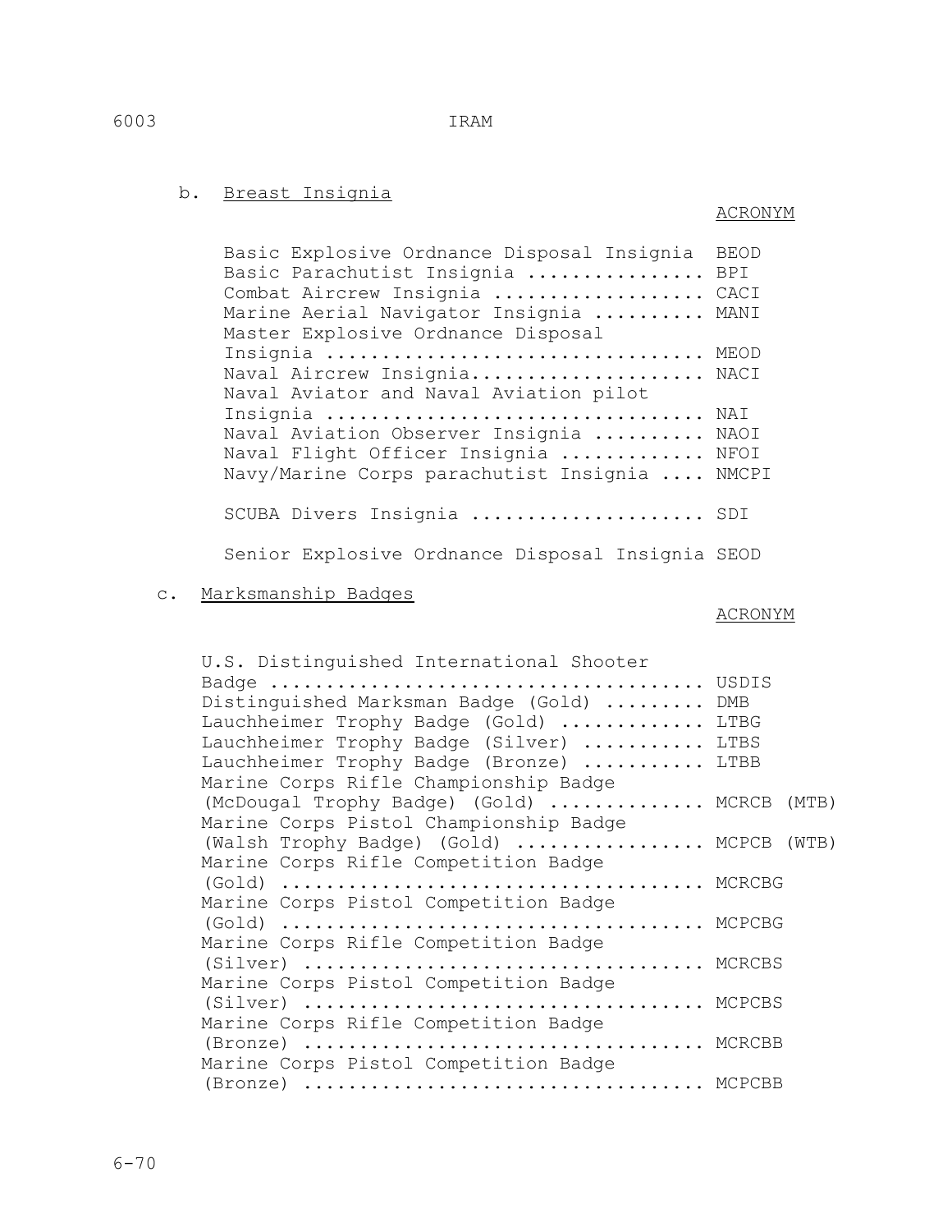b. Breast Insignia

| | ACRONYM |
|---|---|
| Basic Explosive Ordnance Disposal Insignia | BEOD |
| Basic Parachutist Insignia | BPI |
| Combat Aircrew Insignia | CACI |
| Marine Aerial Navigator Insignia | MANI |
| Master Explosive Ordnance Disposal Insignia | MEOD |
| Naval Aircrew Insignia | NACI |
| Naval Aviator and Naval Aviation pilot Insignia | NAI |
| Naval Aviation Observer Insignia | NAOI |
| Naval Flight Officer Insignia | NFOI |
| Navy/Marine Corps parachutist Insignia | NMCPI |
| SCUBA Divers Insignia | SDI |
| Senior Explosive Ordnance Disposal Insignia | SEOD |

c. Marksmanship Badges

| | ACRONYM |
|---|---|
| U.S. Distinguished International Shooter Badge | USDIS |
| Distinguished Marksman Badge (Gold) | DMB |
| Lauchheimer Trophy Badge (Gold) | LTBG |
| Lauchheimer Trophy Badge (Silver) | LTBS |
| Lauchheimer Trophy Badge (Bronze) | LTBB |
| Marine Corps Rifle Championship Badge (McDougal Trophy Badge) (Gold) | MCRCB (MTB) |
| Marine Corps Pistol Championship Badge (Walsh Trophy Badge) (Gold) | MCPCB (WTB) |
| Marine Corps Rifle Competition Badge (Gold) | MCRCBG |
| Marine Corps Pistol Competition Badge (Gold) | MCPCBG |
| Marine Corps Rifle Competition Badge (Silver) | MCRCBS |
| Marine Corps Pistol Competition Badge (Silver) | MCPCBS |
| Marine Corps Rifle Competition Badge (Bronze) | MCRCBB |
| Marine Corps Pistol Competition Badge (Bronze) | MCPCBB |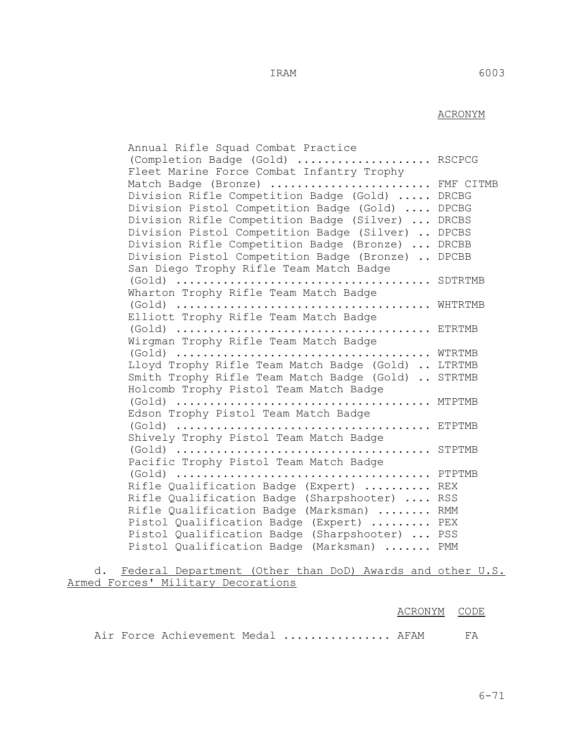| | ACRONYM |
|---|---|
| Annual Rifle Squad Combat Practice (Completion Badge (Gold) | RSCPCG |
| Fleet Marine Force Combat Infantry Trophy Match Badge (Bronze) | FMF CITMB |
| Division Rifle Competition Badge (Gold) | DRCBG |
| Division Pistol Competition Badge (Gold) | DPCBG |
| Division Rifle Competition Badge (Silver) | DRCBS |
| Division Pistol Competition Badge (Silver) | DPCBS |
| Division Rifle Competition Badge (Bronze) | DRCBB |
| Division Pistol Competition Badge (Bronze) | DPCBB |
| San Diego Trophy Rifle Team Match Badge (Gold) | SDTRTMB |
| Wharton Trophy Rifle Team Match Badge (Gold) | WHTRTMB |
| Elliott Trophy Rifle Team Match Badge (Gold) | ETRTMB |
| Wirgman Trophy Rifle Team Match Badge (Gold) | WTRTMB |
| Lloyd Trophy Rifle Team Match Badge (Gold) | LTRTMB |
| Smith Trophy Rifle Team Match Badge (Gold) | STRTMB |
| Holcomb Trophy Pistol Team Match Badge (Gold) | MTPTMB |
| Edson Trophy Pistol Team Match Badge (Gold) | ETPTMB |
| Shively Trophy Pistol Team Match Badge (Gold) | STPTMB |
| Pacific Trophy Pistol Team Match Badge (Gold) | PTPTMB |
| Rifle Qualification Badge (Expert) | REX |
| Rifle Qualification Badge (Sharpshooter) | RSS |
| Rifle Qualification Badge (Marksman) | RMM |
| Pistol Qualification Badge (Expert) | PEX |
| Pistol Qualification Badge (Sharpshooter) | PSS |
| Pistol Qualification Badge (Marksman) | PMM |

d. Federal Department (Other than DoD) Awards and other U.S. Armed Forces' Military Decorations

| | ACRONYM | CODE |
|---|---|---|
| Air Force Achievement Medal | AFAM | FA |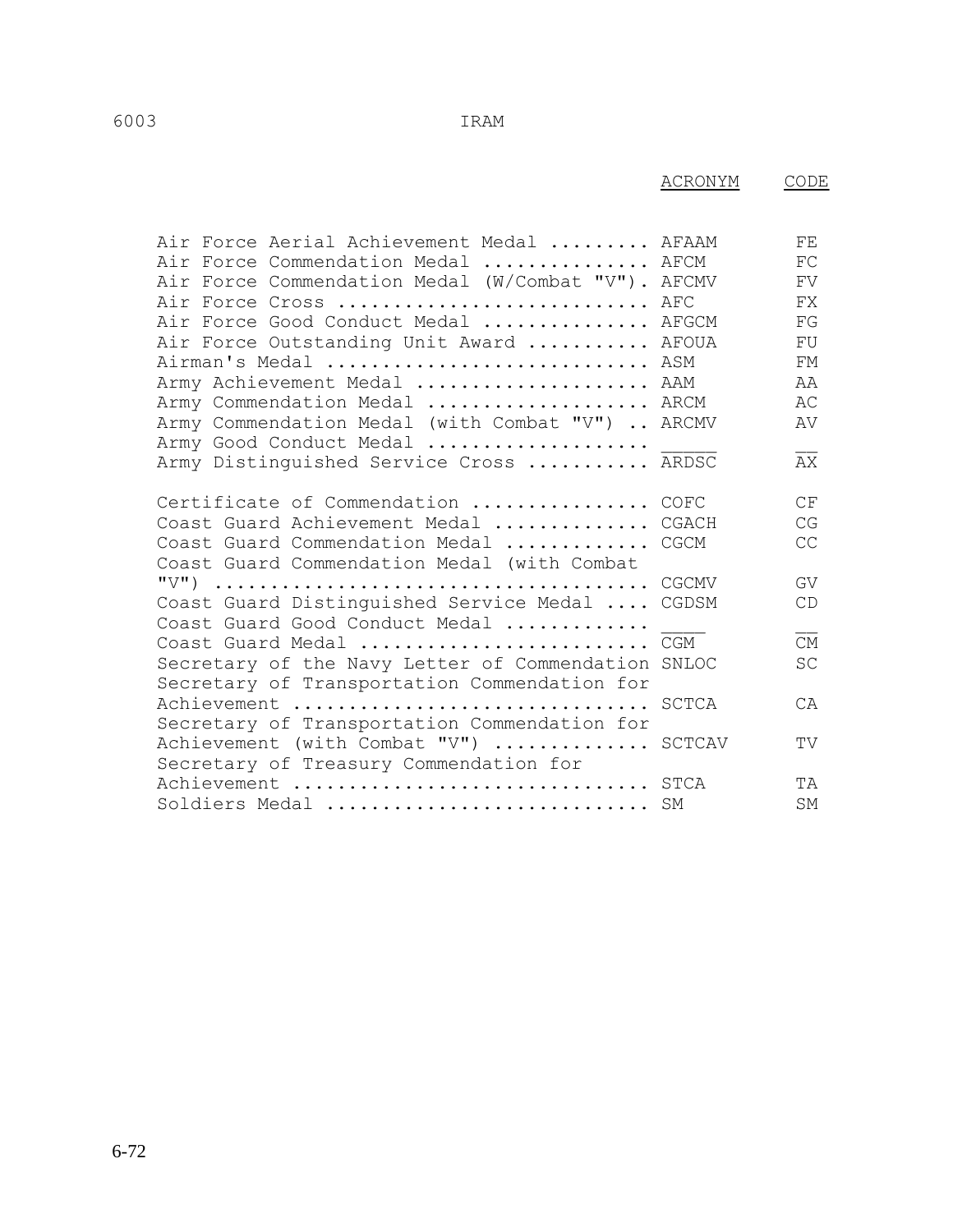| | ACRONYM | CODE |
|---|---|---|
| Air Force Aerial Achievement Medal ......... | AFAAM | FE |
| Air Force Commendation Medal ............... | AFCM | FC |
| Air Force Commendation Medal (W/Combat "V"). | AFCMV | FV |
| Air Force Cross ........................... | AFC | FX |
| Air Force Good Conduct Medal ............... | AFGCM | FG |
| Air Force Outstanding Unit Award ........... | AFOUA | FU |
| Airman's Medal ............................ | ASM | FM |
| Army Achievement Medal .................... | AAM | AA |
| Army Commendation Medal ................... | ARCM | AC |
| Army Commendation Medal (with Combat "V") .. | ARCMV | AV |
| Army Good Conduct Medal ................... | _____ | __ |
| Army Distinguished Service Cross ........... | ARDSC | AX |
| | | |
| Certificate of Commendation ................ | COFC | CF |
| Coast Guard Achievement Medal .............. | CGACH | CG |
| Coast Guard Commendation Medal ............. | CGCM | CC |
| Coast Guard Commendation Medal (with Combat "V") ...................................... | CGCMV | GV |
| Coast Guard Distinguished Service Medal .... | CGDSM | CD |
| Coast Guard Good Conduct Medal ............. | ____ | __ |
| Coast Guard Medal ......................... | CGM | CM |
| Secretary of the Navy Letter of Commendation | SNLOC | SC |
| Secretary of Transportation Commendation for Achievement ............................... | SCTCA | CA |
| Secretary of Transportation Commendation for Achievement (with Combat "V") .............. | SCTCAV | TV |
| Secretary of Treasury Commendation for Achievement ............................... | STCA | TA |
| Soldiers Medal ............................ | SM | SM |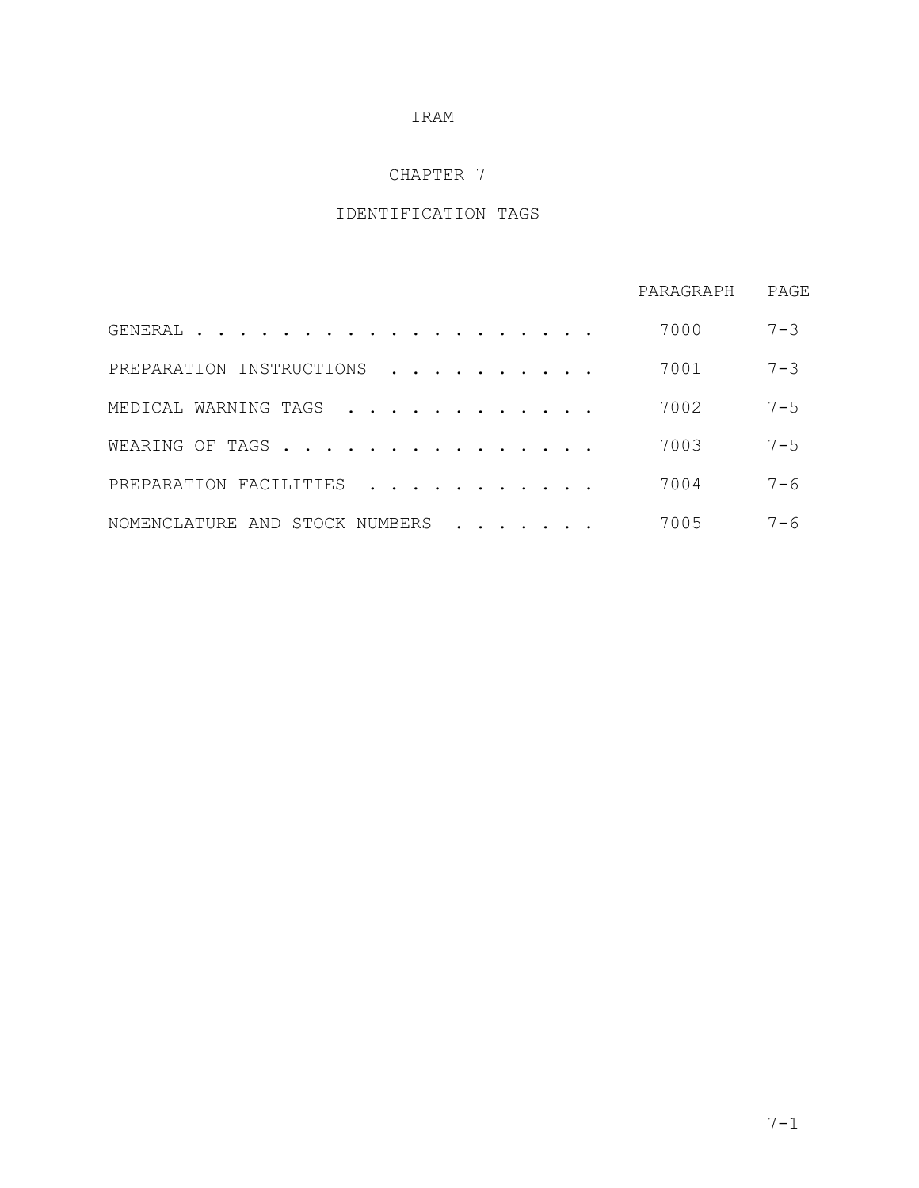IRAM

# CHAPTER 7

## IDENTIFICATION TAGS

| | PARAGRAPH | PAGE |
|---|---|---|
| GENERAL | 7000 | 7-3 |
| PREPARATION INSTRUCTIONS | 7001 | 7-3 |
| MEDICAL WARNING TAGS | 7002 | 7-5 |
| WEARING OF TAGS | 7003 | 7-5 |
| PREPARATION FACILITIES | 7004 | 7-6 |
| NOMENCLATURE AND STOCK NUMBERS | 7005 | 7-6 |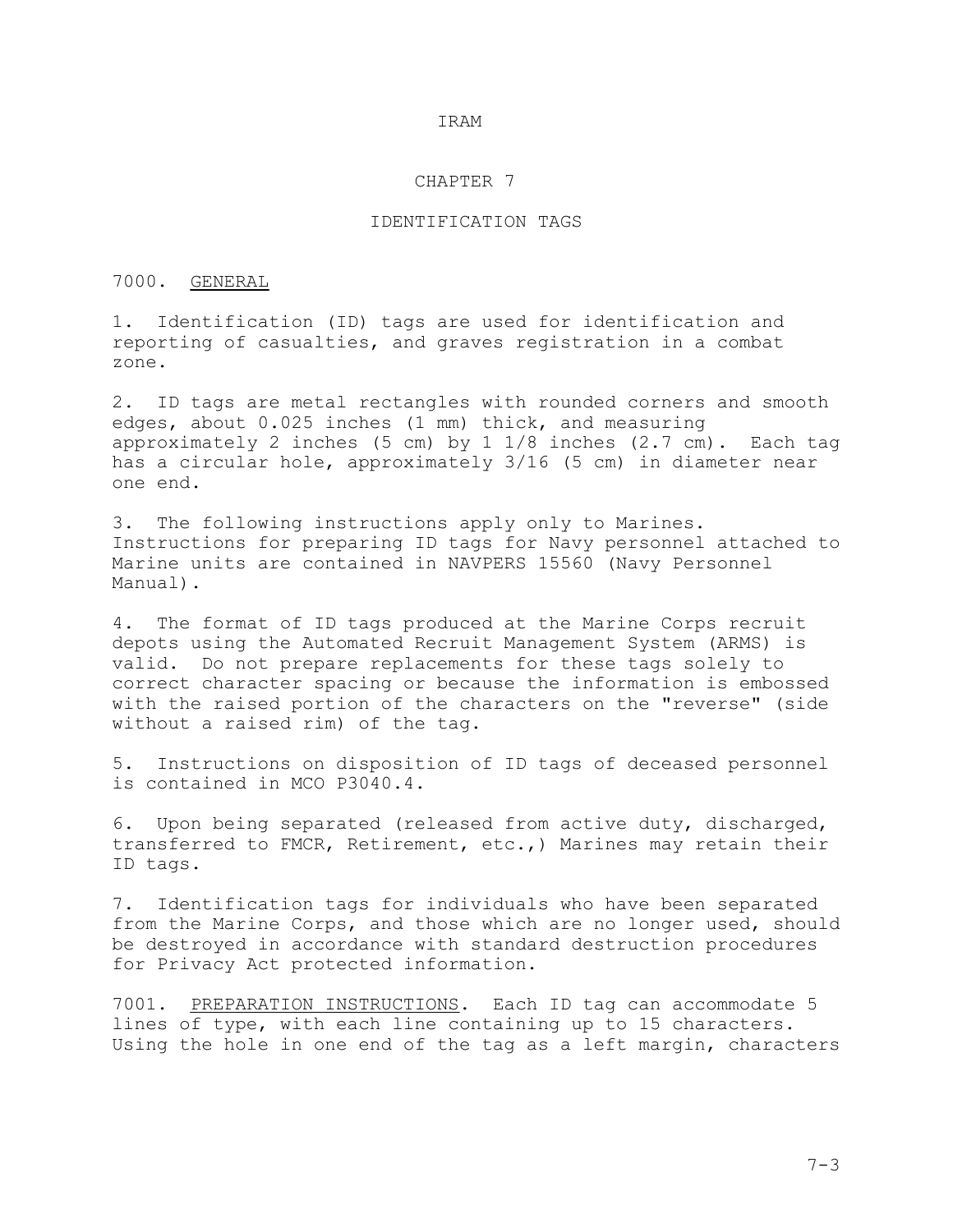IRAM

# CHAPTER 7

# IDENTIFICATION TAGS

## 7000. GENERAL

1. Identification (ID) tags are used for identification and reporting of casualties, and graves registration in a combat zone.

2. ID tags are metal rectangles with rounded corners and smooth edges, about 0.025 inches (1 mm) thick, and measuring approximately 2 inches (5 cm) by 1 1/8 inches (2.7 cm). Each tag has a circular hole, approximately 3/16 (5 cm) in diameter near one end.

3. The following instructions apply only to Marines. Instructions for preparing ID tags for Navy personnel attached to Marine units are contained in NAVPERS 15560 (Navy Personnel Manual).

4. The format of ID tags produced at the Marine Corps recruit depots using the Automated Recruit Management System (ARMS) is valid. Do not prepare replacements for these tags solely to correct character spacing or because the information is embossed with the raised portion of the characters on the "reverse" (side without a raised rim) of the tag.

5. Instructions on disposition of ID tags of deceased personnel is contained in MCO P3040.4.

6. Upon being separated (released from active duty, discharged, transferred to FMCR, Retirement, etc.,) Marines may retain their ID tags.

7. Identification tags for individuals who have been separated from the Marine Corps, and those which are no longer used, should be destroyed in accordance with standard destruction procedures for Privacy Act protected information.

7001. PREPARATION INSTRUCTIONS. Each ID tag can accommodate 5 lines of type, with each line containing up to 15 characters. Using the hole in one end of the tag as a left margin, characters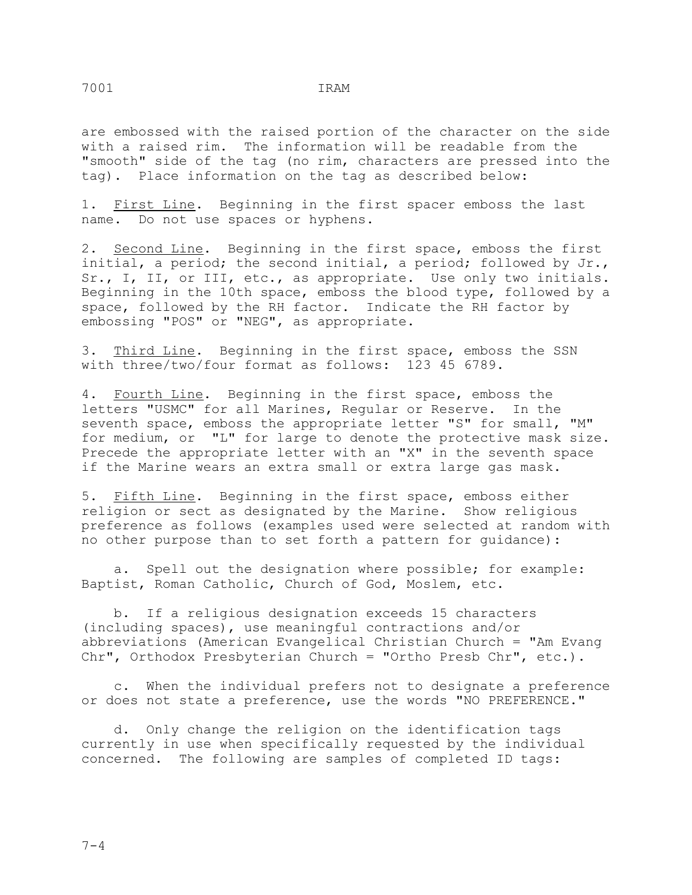are embossed with the raised portion of the character on the side with a raised rim. The information will be readable from the "smooth" side of the tag (no rim, characters are pressed into the tag). Place information on the tag as described below:

1. First Line. Beginning in the first spacer emboss the last name. Do not use spaces or hyphens.

2. Second Line. Beginning in the first space, emboss the first initial, a period; the second initial, a period; followed by Jr., Sr., I, II, or III, etc., as appropriate. Use only two initials. Beginning in the 10th space, emboss the blood type, followed by a space, followed by the RH factor. Indicate the RH factor by embossing "POS" or "NEG", as appropriate.

3. Third Line. Beginning in the first space, emboss the SSN with three/two/four format as follows: 123 45 6789.

4. Fourth Line. Beginning in the first space, emboss the letters "USMC" for all Marines, Regular or Reserve. In the seventh space, emboss the appropriate letter "S" for small, "M" for medium, or "L" for large to denote the protective mask size. Precede the appropriate letter with an "X" in the seventh space if the Marine wears an extra small or extra large gas mask.

5. Fifth Line. Beginning in the first space, emboss either religion or sect as designated by the Marine. Show religious preference as follows (examples used were selected at random with no other purpose than to set forth a pattern for guidance):

   a. Spell out the designation where possible; for example: Baptist, Roman Catholic, Church of God, Moslem, etc.

   b. If a religious designation exceeds 15 characters (including spaces), use meaningful contractions and/or abbreviations (American Evangelical Christian Church = "Am Evang Chr", Orthodox Presbyterian Church = "Ortho Presb Chr", etc.).

   c. When the individual prefers not to designate a preference or does not state a preference, use the words "NO PREFERENCE."

   d. Only change the religion on the identification tags currently in use when specifically requested by the individual concerned. The following are samples of completed ID tags: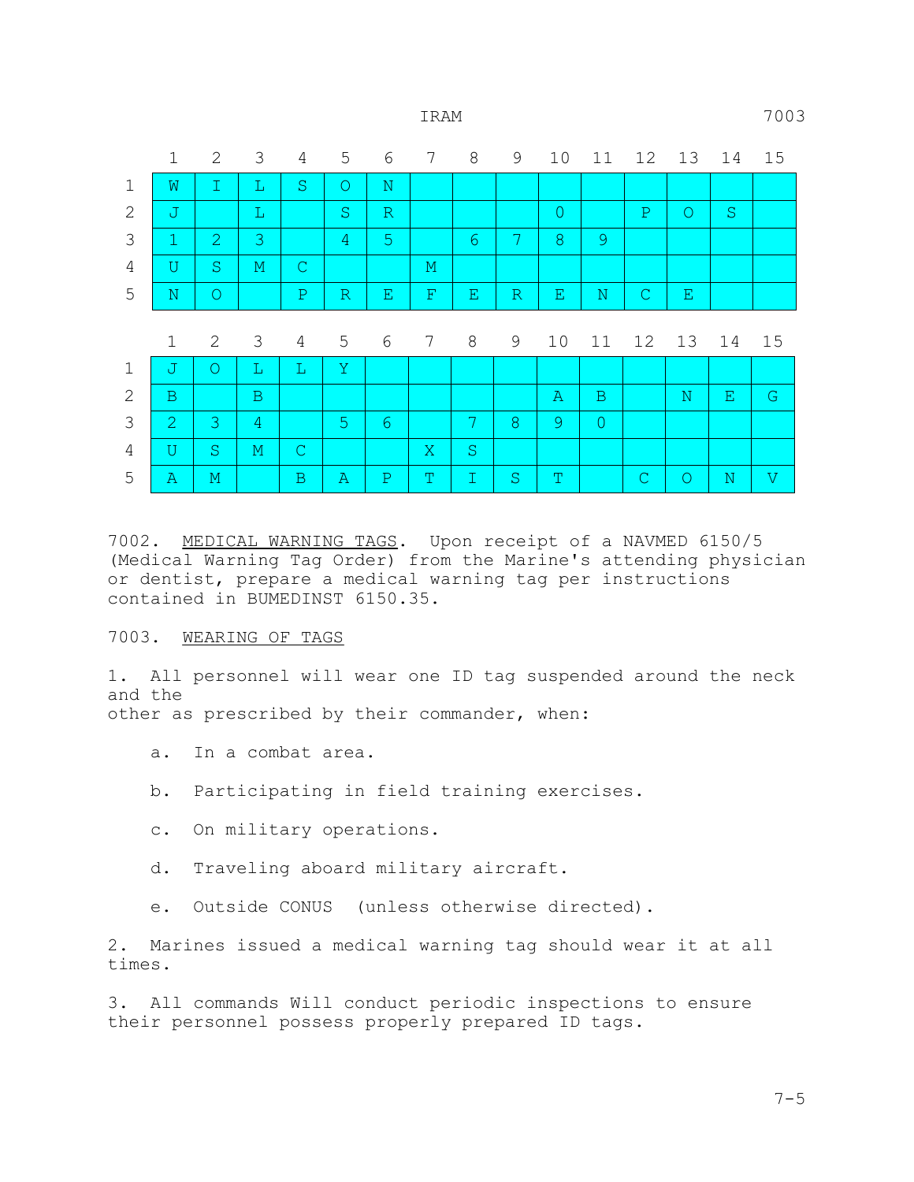| | 1 | 2 | 3 | 4 | 5 | 6 | 7 | 8 | 9 | 10 | 11 | 12 | 13 | 14 | 15 |
|---|---|---|---|---|---|---|---|---|---|---|---|---|---|---|---|
| 1 | W | I | L | S | O | N | | | | | | | | | |
| 2 | J | | L | | S | R | | | | 0 | | P | O | S | |
| 3 | 1 | 2 | 3 | | 4 | 5 | | 6 | 7 | 8 | 9 | | | | |
| 4 | U | S | M | C | | | M | | | | | | | | |
| 5 | N | O | | P | R | E | F | E | R | E | N | C | E | | |

| | 1 | 2 | 3 | 4 | 5 | 6 | 7 | 8 | 9 | 10 | 11 | 12 | 13 | 14 | 15 |
|---|---|---|---|---|---|---|---|---|---|---|---|---|---|---|---|
| 1 | J | O | L | L | Y | | | | | | | | | | |
| 2 | B | | B | | | | | | | A | B | | N | E | G |
| 3 | 2 | 3 | 4 | | 5 | 6 | | 7 | 8 | 9 | 0 | | | | |
| 4 | U | S | M | C | | | X | S | | | | | | | |
| 5 | A | M | | B | A | P | T | I | S | T | | C | O | N | V |

7002. MEDICAL WARNING TAGS. Upon receipt of a NAVMED 6150/5 (Medical Warning Tag Order) from the Marine's attending physician or dentist, prepare a medical warning tag per instructions contained in BUMEDINST 6150.35.

7003. WEARING OF TAGS

1. All personnel will wear one ID tag suspended around the neck and the other as prescribed by their commander, when:

   a. In a combat area.

   b. Participating in field training exercises.

   c. On military operations.

   d. Traveling aboard military aircraft.

   e. Outside CONUS (unless otherwise directed).

2. Marines issued a medical warning tag should wear it at all times.

3. All commands Will conduct periodic inspections to ensure their personnel possess properly prepared ID tags.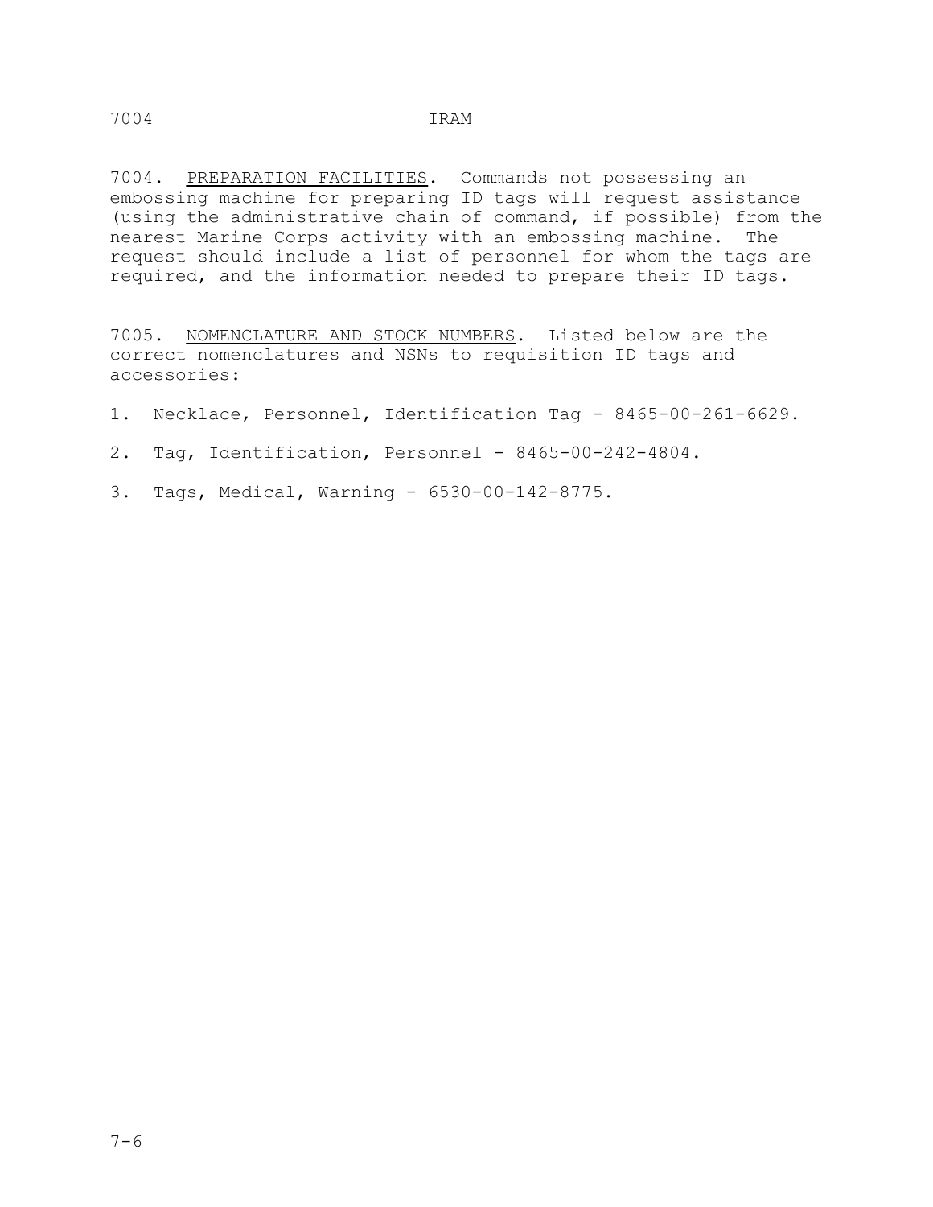7004. PREPARATION FACILITIES. Commands not possessing an embossing machine for preparing ID tags will request assistance (using the administrative chain of command, if possible) from the nearest Marine Corps activity with an embossing machine. The request should include a list of personnel for whom the tags are required, and the information needed to prepare their ID tags.

7005. NOMENCLATURE AND STOCK NUMBERS. Listed below are the correct nomenclatures and NSNs to requisition ID tags and accessories:

1. Necklace, Personnel, Identification Tag - 8465-00-261-6629.

2. Tag, Identification, Personnel - 8465-00-242-4804.

3. Tags, Medical, Warning - 6530-00-142-8775.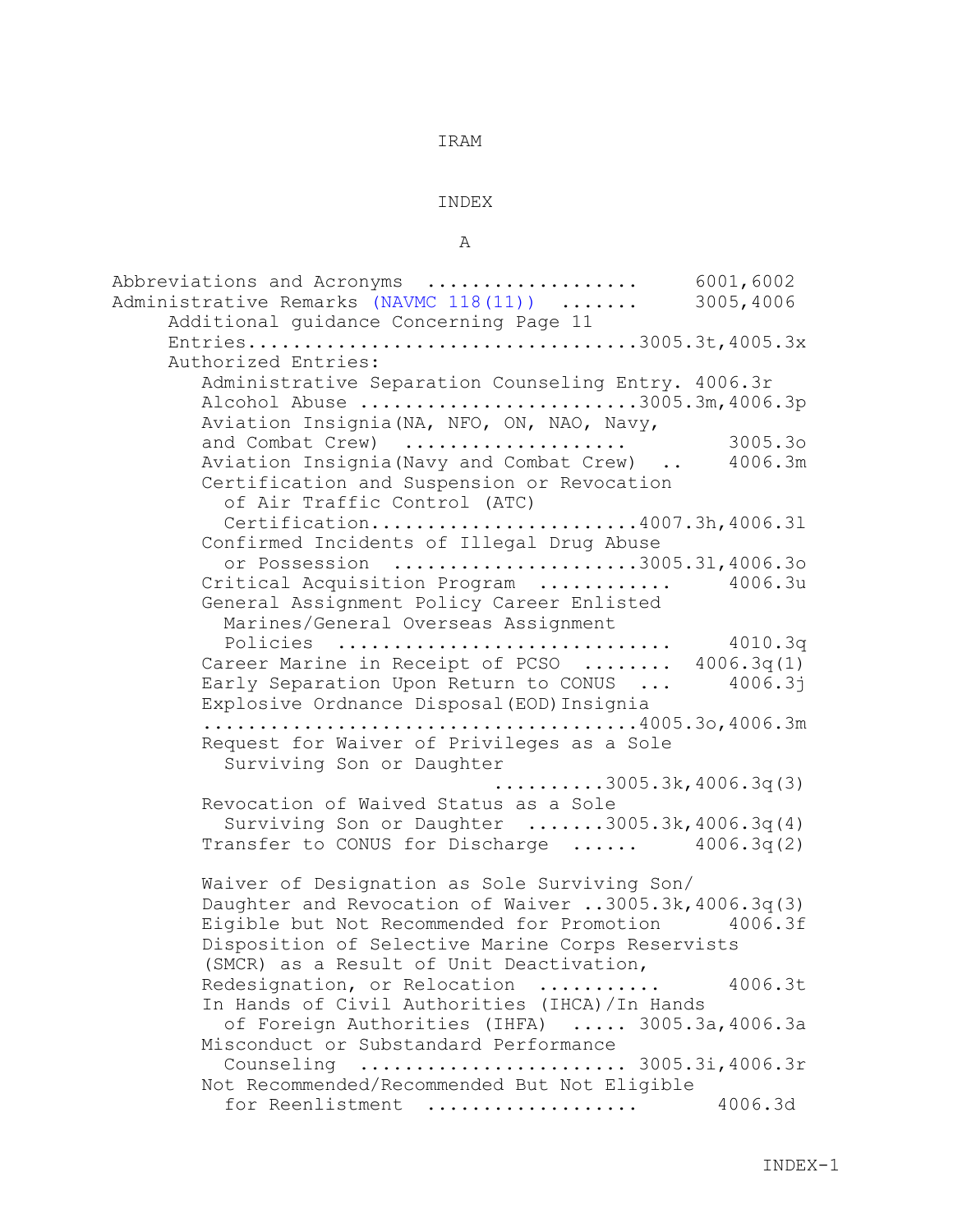IRAM

# INDEX

## A

Abbreviations and Acronyms .................. 6001,6002
Administrative Remarks (NAVMC 118(11)) ....... 3005,4006
- Additional guidance Concerning Page 11 Entries..................................3005.3t,4005.3x
- Authorized Entries:
  - Administrative Separation Counseling Entry. 4006.3r
  - Alcohol Abuse ........................3005.3m,4006.3p
  - Aviation Insignia(NA, NFO, ON, NAO, Navy, and Combat Crew) .................. 3005.3o
  - Aviation Insignia(Navy and Combat Crew) .. 4006.3m
  - Certification and Suspension or Revocation of Air Traffic Control (ATC) Certification.......................4007.3h,4006.3l
  - Confirmed Incidents of Illegal Drug Abuse or Possession .....................3005.3l,4006.3o
  - Critical Acquisition Program ........... 4006.3u
  - General Assignment Policy Career Enlisted Marines/General Overseas Assignment Policies ............................ 4010.3q
  - Career Marine in Receipt of PCSO ........ 4006.3q(1)
  - Early Separation Upon Return to CONUS ... 4006.3j
  - Explosive Ordnance Disposal(EOD)Insignia ......................................4005.3o,4006.3m
  - Request for Waiver of Privileges as a Sole Surviving Son or Daughter .........3005.3k,4006.3q(3)
  - Revocation of Waived Status as a Sole Surviving Son or Daughter .......3005.3k,4006.3q(4)
  - Transfer to CONUS for Discharge ...... 4006.3q(2)
  - Waiver of Designation as Sole Surviving Son/ Daughter and Revocation of Waiver ..3005.3k,4006.3q(3)
  - Eigible but Not Recommended for Promotion 4006.3f
  - Disposition of Selective Marine Corps Reservists (SMCR) as a Result of Unit Deactivation, Redesignation, or Relocation .......... 4006.3t
  - In Hands of Civil Authorities (IHCA)/In Hands of Foreign Authorities (IHFA) ..... 3005.3a,4006.3a
  - Misconduct or Substandard Performance Counseling ....................... 3005.3i,4006.3r
  - Not Recommended/Recommended But Not Eligible for Reenlistment .................. 4006.3d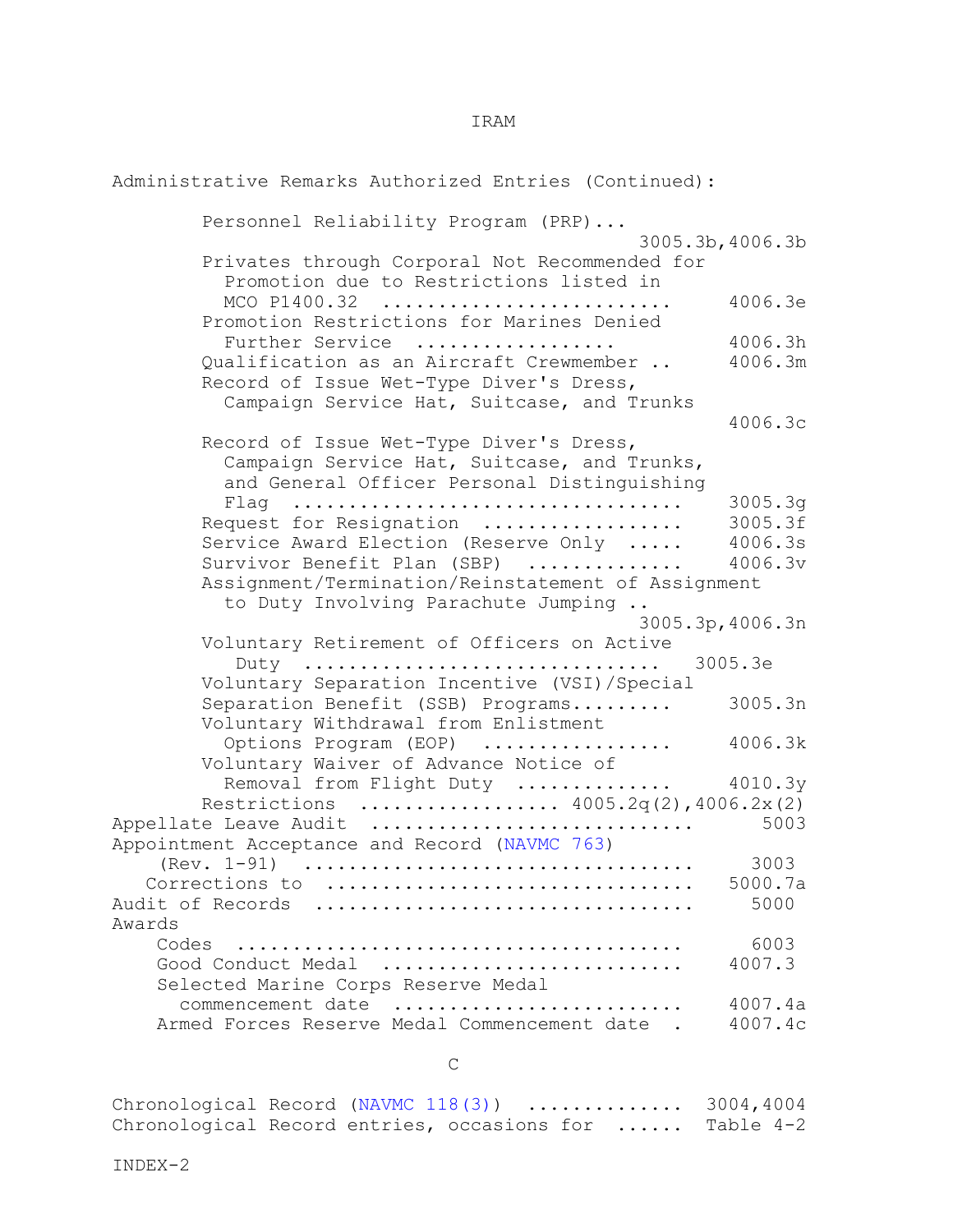Administrative Remarks Authorized Entries (Continued):

- Personnel Reliability Program (PRP)... 3005.3b,4006.3b
- Privates through Corporal Not Recommended for Promotion due to Restrictions listed in MCO P1400.32 .......................... 4006.3e
- Promotion Restrictions for Marines Denied Further Service .................. 4006.3h
- Qualification as an Aircraft Crewmember .. 4006.3m
- Record of Issue Wet-Type Diver's Dress, Campaign Service Hat, Suitcase, and Trunks 4006.3c
- Record of Issue Wet-Type Diver's Dress, Campaign Service Hat, Suitcase, and Trunks, and General Officer Personal Distinguishing Flag .................................. 3005.3g
- Request for Resignation .................. 3005.3f
- Service Award Election (Reserve Only ..... 4006.3s
- Survivor Benefit Plan (SBP) .............. 4006.3v
- Assignment/Termination/Reinstatement of Assignment to Duty Involving Parachute Jumping .. 3005.3p,4006.3n
- Voluntary Retirement of Officers on Active Duty ............................... 3005.3e
- Voluntary Separation Incentive (VSI)/Special Separation Benefit (SSB) Programs......... 3005.3n
- Voluntary Withdrawal from Enlistment Options Program (EOP) ................. 4006.3k
- Voluntary Waiver of Advance Notice of Removal from Flight Duty .............. 4010.3y
- Restrictions .................. 4005.2q(2),4006.2x(2)

Appellate Leave Audit ............................ 5003

Appointment Acceptance and Record (NAVMC 763) (Rev. 1-91) .................................. 3003

- Corrections to ................................ 5000.7a

Audit of Records ................................ 5000

Awards

- Codes ........................................ 6003
- Good Conduct Medal .......................... 4007.3
- Selected Marine Corps Reserve Medal commencement date ......................... 4007.4a
- Armed Forces Reserve Medal Commencement date . 4007.4c

C

Chronological Record (NAVMC 118(3)) ............. 3004,4004

Chronological Record entries, occasions for ...... Table 4-2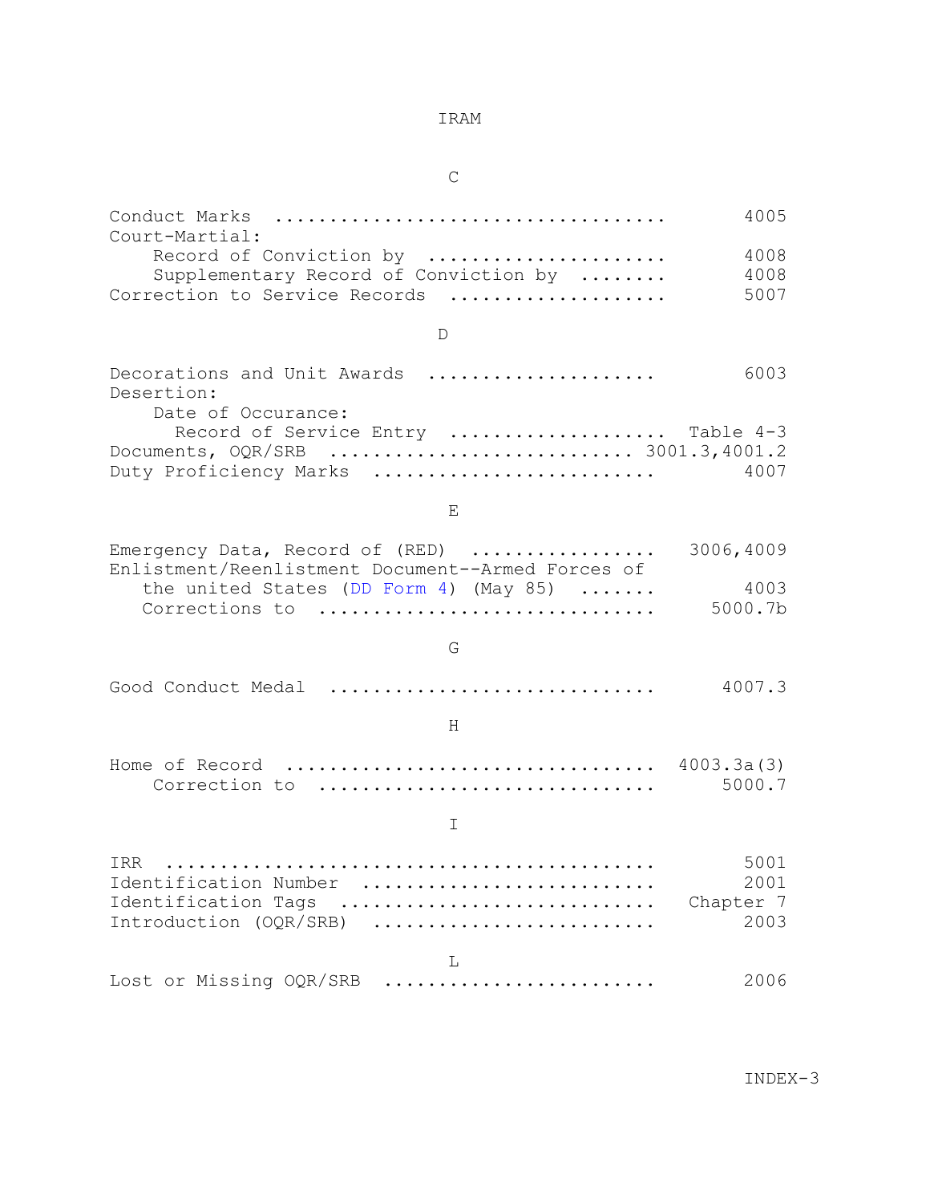IRAM

C

Conduct Marks .................................... 4005
Court-Martial:
    Record of Conviction by ...................... 4008
    Supplementary Record of Conviction by ........ 4008
Correction to Service Records .................... 5007

D

Decorations and Unit Awards ..................... 6003
Desertion:
    Date of Occurance:
      Record of Service Entry .................... Table 4-3
Documents, OQR/SRB ........................... 3001.3,4001.2
Duty Proficiency Marks .......................... 4007

E

Emergency Data, Record of (RED) ................. 3006,4009
Enlistment/Reenlistment Document--Armed Forces of
   the united States (DD Form 4) (May 85) ....... 4003
   Corrections to .............................. 5000.7b

G

Good Conduct Medal .............................. 4007.3

H

Home of Record .................................. 4003.3a(3)
    Correction to .............................. 5000.7

I

IRR ............................................. 5001
Identification Number ........................... 2001
Identification Tags ............................ Chapter 7
Introduction (OQR/SRB) .......................... 2003

L

Lost or Missing OQR/SRB ......................... 2006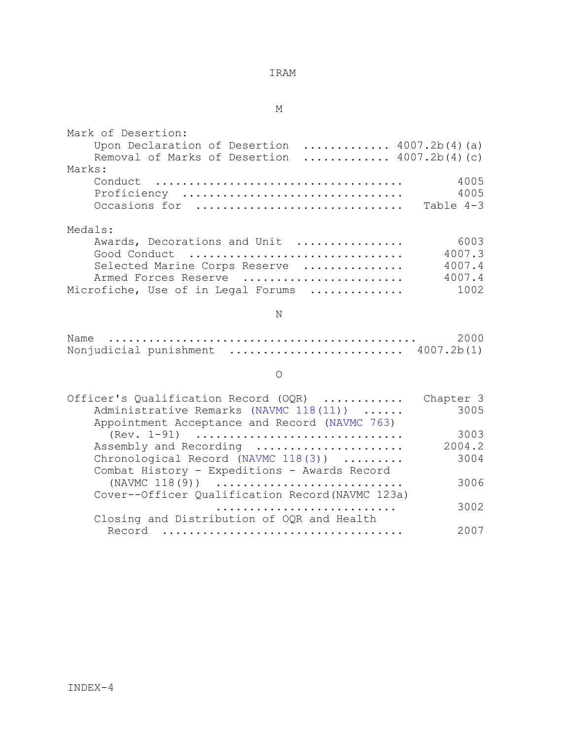IRAM

M

Mark of Desertion:
    Upon Declaration of Desertion ............. 4007.2b(4)(a)
    Removal of Marks of Desertion ............. 4007.2b(4)(c)
Marks:
    Conduct .................................... 4005
    Proficiency ................................ 4005
    Occasions for .............................. Table 4-3

Medals:
    Awards, Decorations and Unit ................ 6003
    Good Conduct ............................... 4007.3
    Selected Marine Corps Reserve ............... 4007.4
    Armed Forces Reserve ........................ 4007.4
Microfiche, Use of in Legal Forums .............. 1002

N

Name ............................................ 2000
Nonjudicial punishment .......................... 4007.2b(1)

O

Officer's Qualification Record (OQR) ............ Chapter 3
    Administrative Remarks (NAVMC 118(11)) ...... 3005
    Appointment Acceptance and Record (NAVMC 763)
      (Rev. 1-91) .............................. 3003
    Assembly and Recording ...................... 2004.2
    Chronological Record (NAVMC 118(3)) ......... 3004
    Combat History - Expeditions - Awards Record
      (NAVMC 118(9)) ........................... 3006
    Cover--Officer Qualification Record(NAVMC 123a)
      .......................... 3002
    Closing and Distribution of OQR and Health
      Record .................................... 2007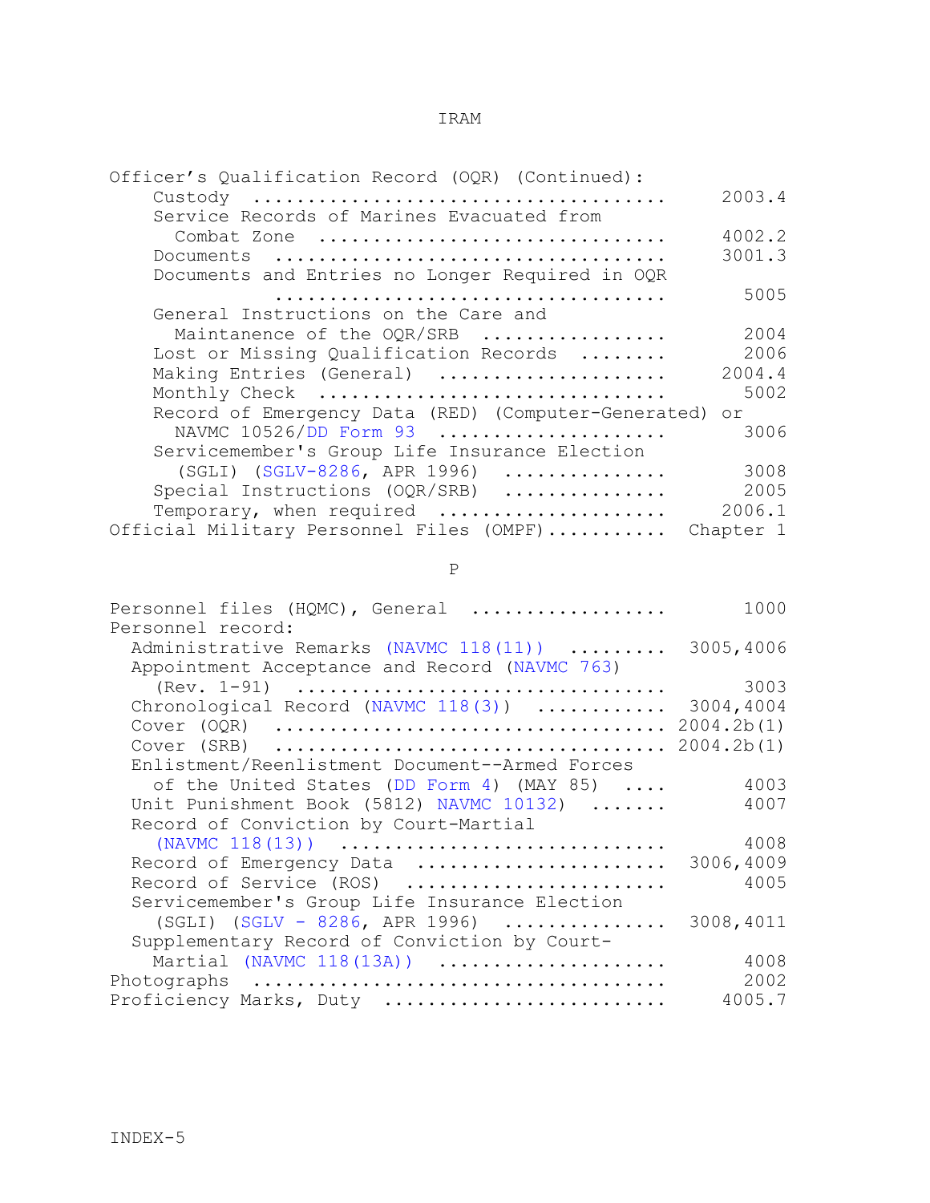Officer's Qualification Record (OQR) (Continued):

| Entry | Reference |
|---|---|
| Custody | 2003.4 |
| Service Records of Marines Evacuated from Combat Zone | 4002.2 |
| Documents | 3001.3 |
| Documents and Entries no Longer Required in OQR | 5005 |
| General Instructions on the Care and Maintanence of the OQR/SRB | 2004 |
| Lost or Missing Qualification Records | 2006 |
| Making Entries (General) | 2004.4 |
| Monthly Check | 5002 |
| Record of Emergency Data (RED) (Computer-Generated) or NAVMC 10526/DD Form 93 | 3006 |
| Servicemember's Group Life Insurance Election (SGLI) (SGLV-8286, APR 1996) | 3008 |
| Special Instructions (OQR/SRB) | 2005 |
| Temporary, when required | 2006.1 |

| Entry | Reference |
|---|---|
| Official Military Personnel Files (OMPF) | Chapter 1 |

## P

| Entry | Reference |
|---|---|
| Personnel files (HQMC), General | 1000 |

Personnel record:

| Entry | Reference |
|---|---|
| Administrative Remarks (NAVMC 118(11)) | 3005,4006 |
| Appointment Acceptance and Record (NAVMC 763) (Rev. 1-91) | 3003 |
| Chronological Record (NAVMC 118(3)) | 3004,4004 |
| Cover (OQR) | 2004.2b(1) |
| Cover (SRB) | 2004.2b(1) |
| Enlistment/Reenlistment Document--Armed Forces of the United States (DD Form 4) (MAY 85) | 4003 |
| Unit Punishment Book (5812) NAVMC 10132) | 4007 |
| Record of Conviction by Court-Martial (NAVMC 118(13)) | 4008 |
| Record of Emergency Data | 3006,4009 |
| Record of Service (ROS) | 4005 |
| Servicemember's Group Life Insurance Election (SGLI) (SGLV - 8286, APR 1996) | 3008,4011 |
| Supplementary Record of Conviction by Court-Martial (NAVMC 118(13A)) | 4008 |

| Entry | Reference |
|---|---|
| Photographs | 2002 |
| Proficiency Marks, Duty | 4005.7 |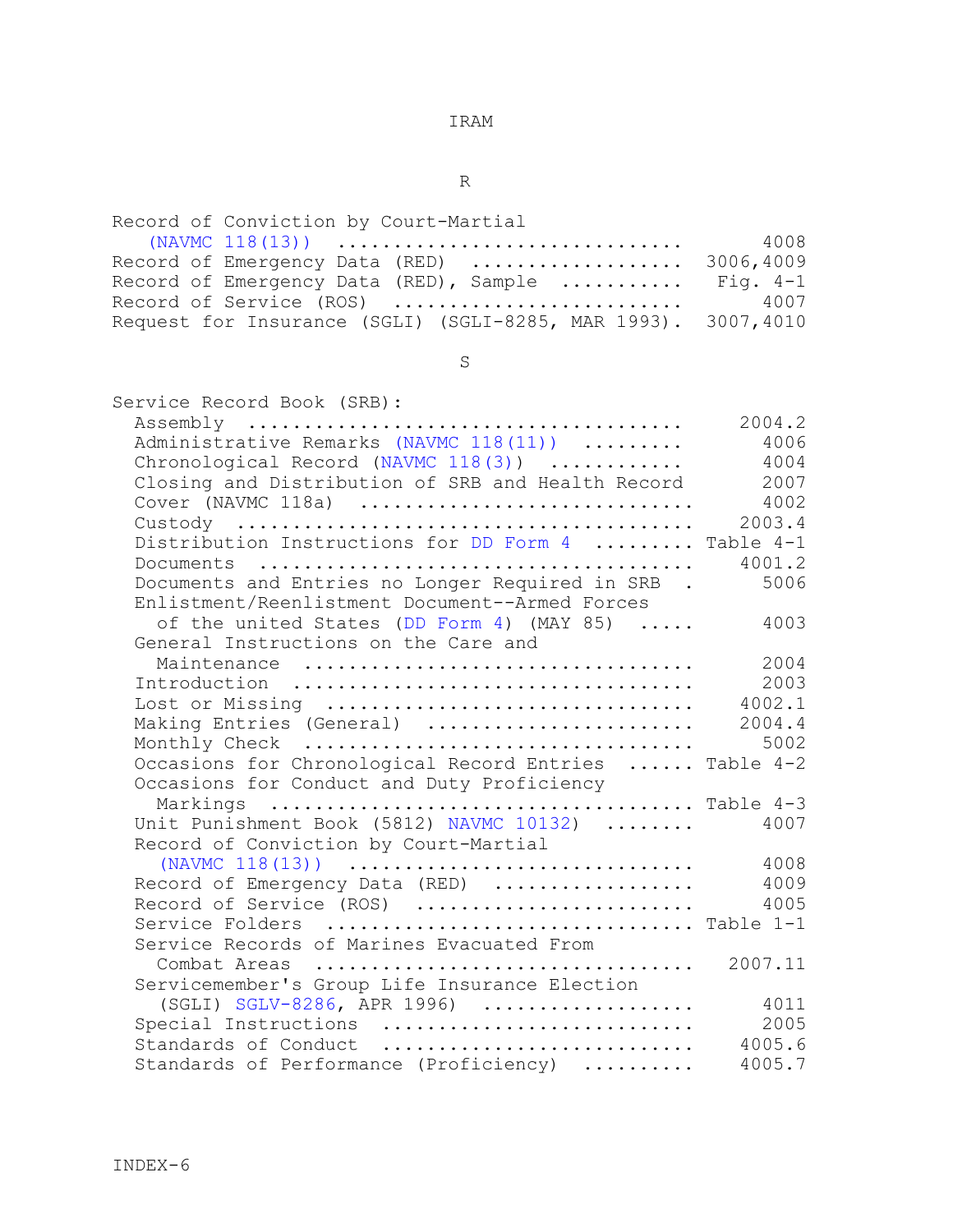IRAM

## R

| Entry | Reference |
|---|---|
| Record of Conviction by Court-Martial (NAVMC 118(13)) | 4008 |
| Record of Emergency Data (RED) | 3006,4009 |
| Record of Emergency Data (RED), Sample | Fig. 4-1 |
| Record of Service (ROS) | 4007 |
| Request for Insurance (SGLI) (SGLI-8285, MAR 1993). | 3007,4010 |

## S

Service Record Book (SRB):

| Entry | Reference |
|---|---|
| Assembly | 2004.2 |
| Administrative Remarks (NAVMC 118(11)) | 4006 |
| Chronological Record (NAVMC 118(3)) | 4004 |
| Closing and Distribution of SRB and Health Record | 2007 |
| Cover (NAVMC 118a) | 4002 |
| Custody | 2003.4 |
| Distribution Instructions for DD Form 4 | Table 4-1 |
| Documents | 4001.2 |
| Documents and Entries no Longer Required in SRB | 5006 |
| Enlistment/Reenlistment Document--Armed Forces of the united States (DD Form 4) (MAY 85) | 4003 |
| General Instructions on the Care and Maintenance | 2004 |
| Introduction | 2003 |
| Lost or Missing | 4002.1 |
| Making Entries (General) | 2004.4 |
| Monthly Check | 5002 |
| Occasions for Chronological Record Entries | Table 4-2 |
| Occasions for Conduct and Duty Proficiency Markings | Table 4-3 |
| Unit Punishment Book (5812) NAVMC 10132) | 4007 |
| Record of Conviction by Court-Martial (NAVMC 118(13)) | 4008 |
| Record of Emergency Data (RED) | 4009 |
| Record of Service (ROS) | 4005 |
| Service Folders | Table 1-1 |
| Service Records of Marines Evacuated From Combat Areas | 2007.11 |
| Servicemember's Group Life Insurance Election (SGLI) SGLV-8286, APR 1996) | 4011 |
| Special Instructions | 2005 |
| Standards of Conduct | 4005.6 |
| Standards of Performance (Proficiency) | 4005.7 |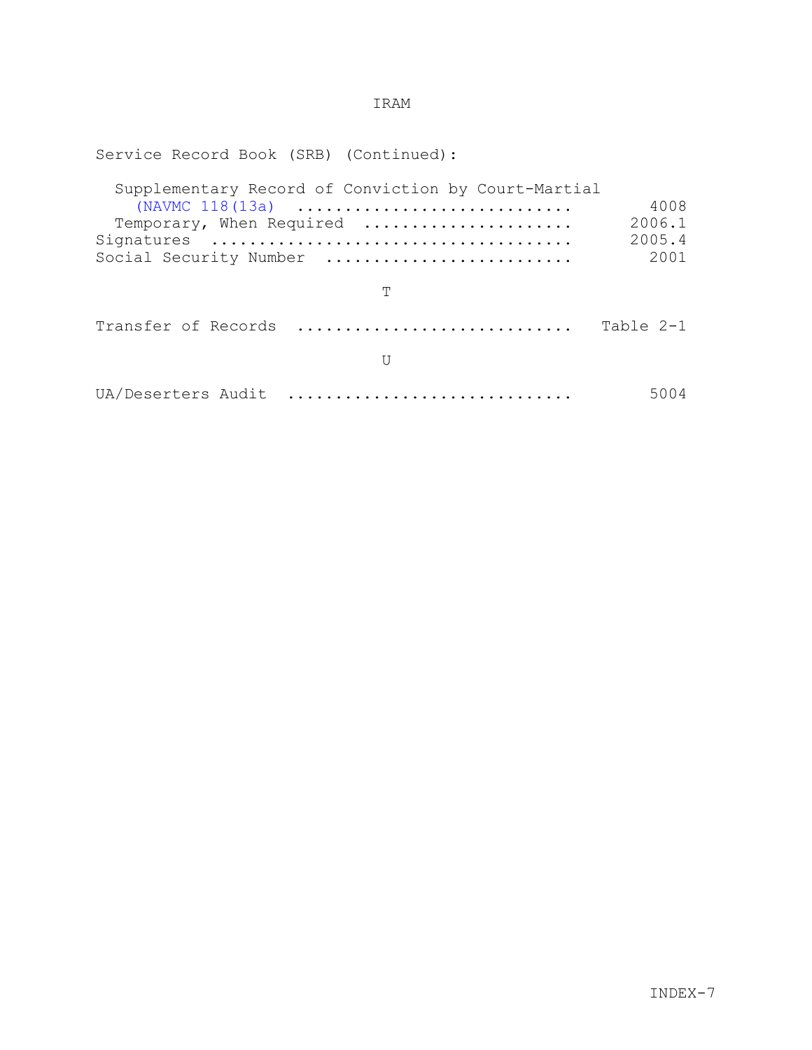Service Record Book (SRB) (Continued):

  Supplementary Record of Conviction by Court-Martial
    (NAVMC 118(13a) ............................ 4008
  Temporary, When Required ..................... 2006.1
Signatures ..................................... 2005.4
Social Security Number ......................... 2001

T

Transfer of Records ............................ Table 2-1

U

UA/Deserters Audit ............................. 5004